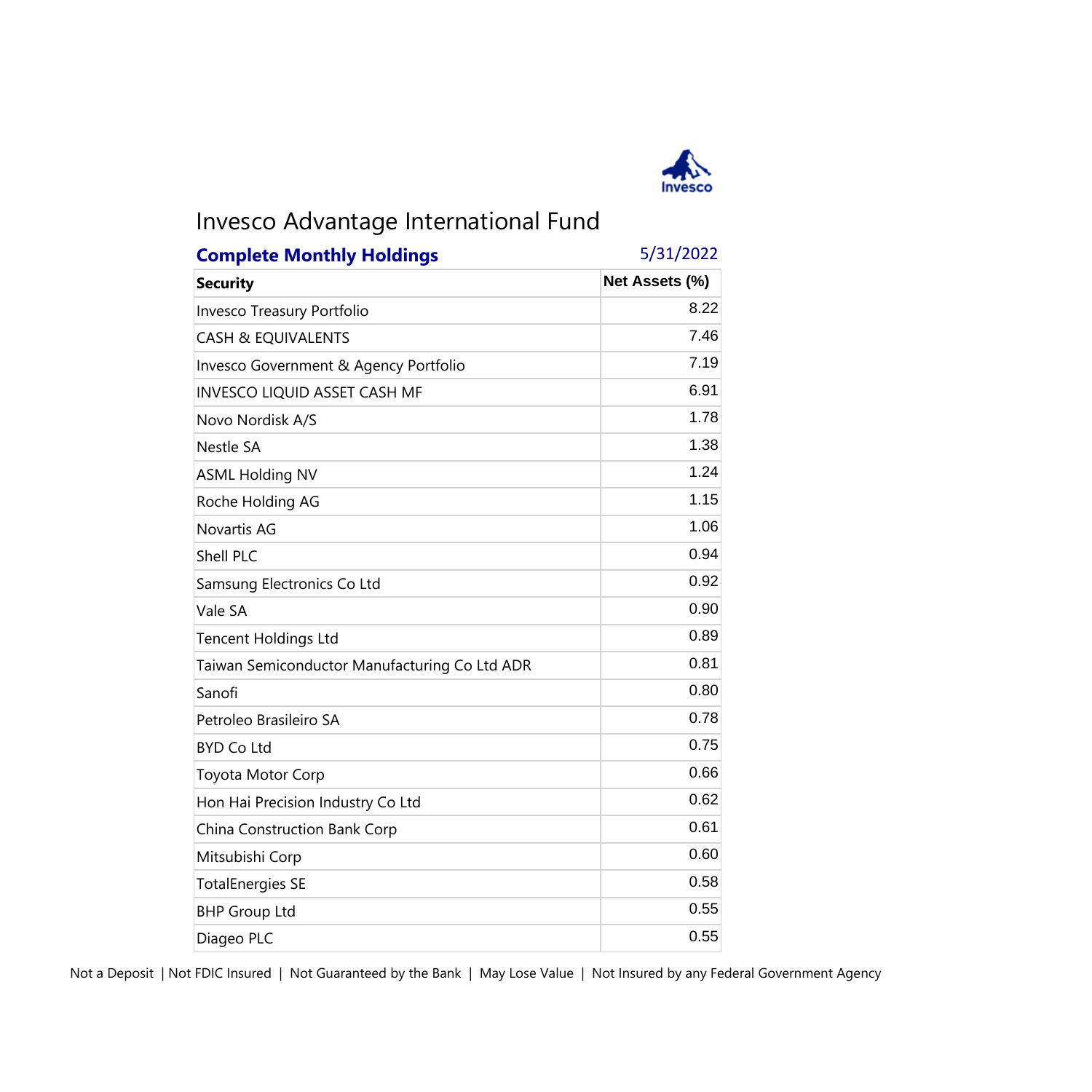# Invesco Advantage International Fund

## Complete Monthly Holdings

5/31/2022

| Security | Net Assets (%) |
|---|---|
| Invesco Treasury Portfolio | 8.22 |
| CASH & EQUIVALENTS | 7.46 |
| Invesco Government & Agency Portfolio | 7.19 |
| INVESCO LIQUID ASSET CASH MF | 6.91 |
| Novo Nordisk A/S | 1.78 |
| Nestle SA | 1.38 |
| ASML Holding NV | 1.24 |
| Roche Holding AG | 1.15 |
| Novartis AG | 1.06 |
| Shell PLC | 0.94 |
| Samsung Electronics Co Ltd | 0.92 |
| Vale SA | 0.90 |
| Tencent Holdings Ltd | 0.89 |
| Taiwan Semiconductor Manufacturing Co Ltd ADR | 0.81 |
| Sanofi | 0.80 |
| Petroleo Brasileiro SA | 0.78 |
| BYD Co Ltd | 0.75 |
| Toyota Motor Corp | 0.66 |
| Hon Hai Precision Industry Co Ltd | 0.62 |
| China Construction Bank Corp | 0.61 |
| Mitsubishi Corp | 0.60 |
| TotalEnergies SE | 0.58 |
| BHP Group Ltd | 0.55 |
| Diageo PLC | 0.55 |

Not a Deposit | Not FDIC Insured | Not Guaranteed by the Bank | May Lose Value | Not Insured by any Federal Government Agency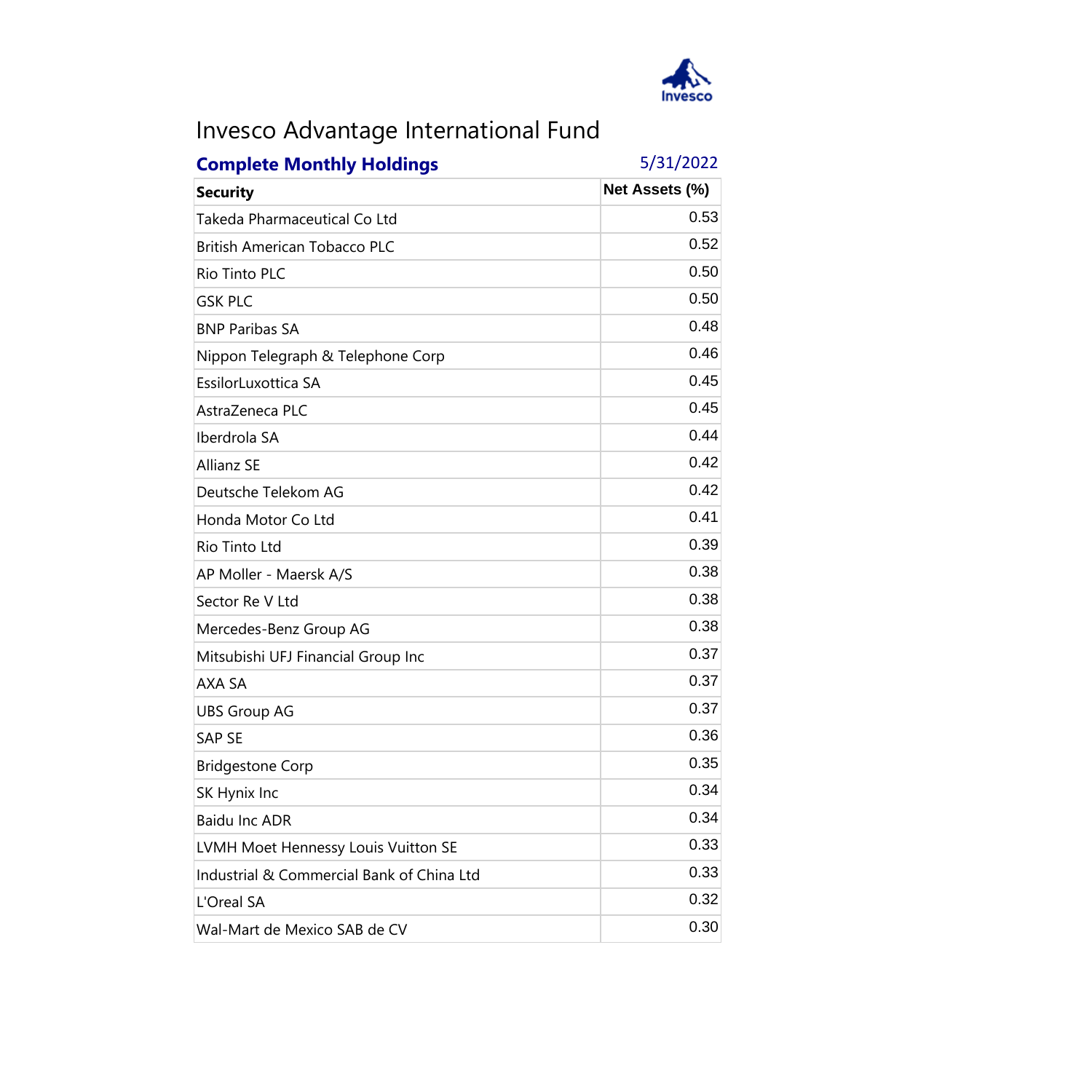# Invesco Advantage International Fund

**Complete Monthly Holdings** 5/31/2022

| Security | Net Assets (%) |
|---|---|
| Takeda Pharmaceutical Co Ltd | 0.53 |
| British American Tobacco PLC | 0.52 |
| Rio Tinto PLC | 0.50 |
| GSK PLC | 0.50 |
| BNP Paribas SA | 0.48 |
| Nippon Telegraph & Telephone Corp | 0.46 |
| EssilorLuxottica SA | 0.45 |
| AstraZeneca PLC | 0.45 |
| Iberdrola SA | 0.44 |
| Allianz SE | 0.42 |
| Deutsche Telekom AG | 0.42 |
| Honda Motor Co Ltd | 0.41 |
| Rio Tinto Ltd | 0.39 |
| AP Moller - Maersk A/S | 0.38 |
| Sector Re V Ltd | 0.38 |
| Mercedes-Benz Group AG | 0.38 |
| Mitsubishi UFJ Financial Group Inc | 0.37 |
| AXA SA | 0.37 |
| UBS Group AG | 0.37 |
| SAP SE | 0.36 |
| Bridgestone Corp | 0.35 |
| SK Hynix Inc | 0.34 |
| Baidu Inc ADR | 0.34 |
| LVMH Moet Hennessy Louis Vuitton SE | 0.33 |
| Industrial & Commercial Bank of China Ltd | 0.33 |
| L'Oreal SA | 0.32 |
| Wal-Mart de Mexico SAB de CV | 0.30 |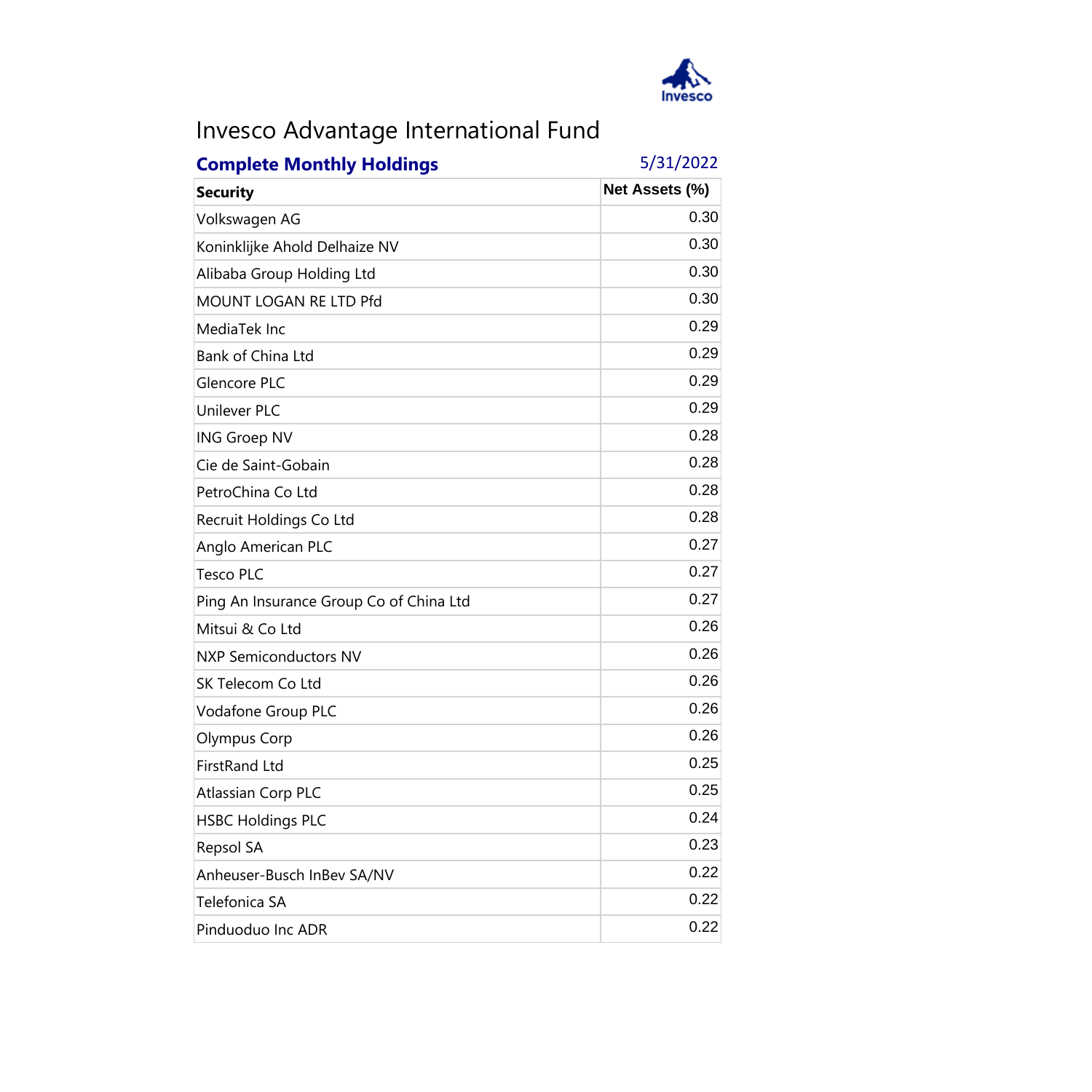# Invesco Advantage International Fund

**Complete Monthly Holdings** 5/31/2022

| Security | Net Assets (%) |
|---|---|
| Volkswagen AG | 0.30 |
| Koninklijke Ahold Delhaize NV | 0.30 |
| Alibaba Group Holding Ltd | 0.30 |
| MOUNT LOGAN RE LTD Pfd | 0.30 |
| MediaTek Inc | 0.29 |
| Bank of China Ltd | 0.29 |
| Glencore PLC | 0.29 |
| Unilever PLC | 0.29 |
| ING Groep NV | 0.28 |
| Cie de Saint-Gobain | 0.28 |
| PetroChina Co Ltd | 0.28 |
| Recruit Holdings Co Ltd | 0.28 |
| Anglo American PLC | 0.27 |
| Tesco PLC | 0.27 |
| Ping An Insurance Group Co of China Ltd | 0.27 |
| Mitsui & Co Ltd | 0.26 |
| NXP Semiconductors NV | 0.26 |
| SK Telecom Co Ltd | 0.26 |
| Vodafone Group PLC | 0.26 |
| Olympus Corp | 0.26 |
| FirstRand Ltd | 0.25 |
| Atlassian Corp PLC | 0.25 |
| HSBC Holdings PLC | 0.24 |
| Repsol SA | 0.23 |
| Anheuser-Busch InBev SA/NV | 0.22 |
| Telefonica SA | 0.22 |
| Pinduoduo Inc ADR | 0.22 |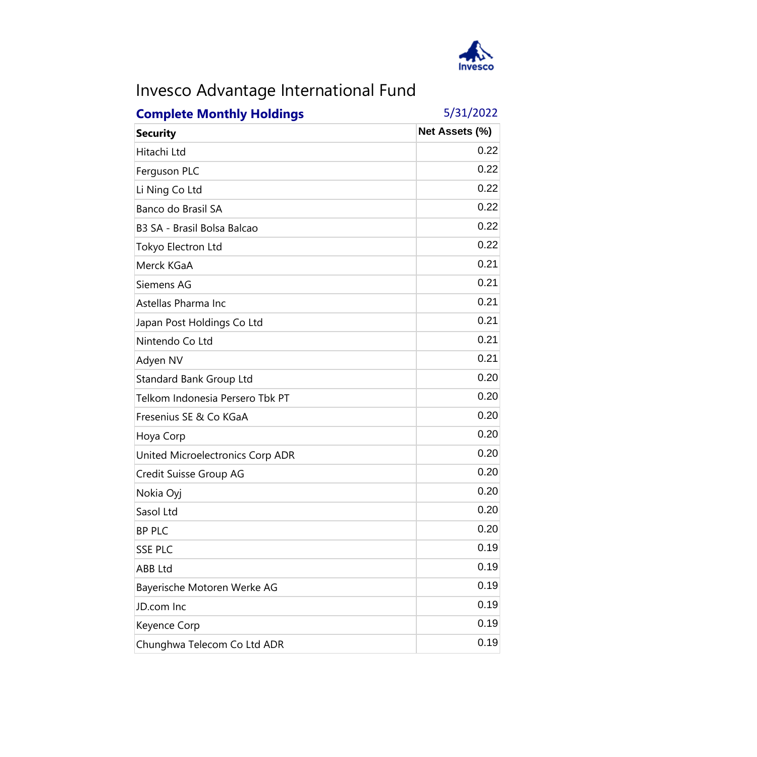# Invesco Advantage International Fund

**Complete Monthly Holdings** 5/31/2022

| Security | Net Assets (%) |
|---|---|
| Hitachi Ltd | 0.22 |
| Ferguson PLC | 0.22 |
| Li Ning Co Ltd | 0.22 |
| Banco do Brasil SA | 0.22 |
| B3 SA - Brasil Bolsa Balcao | 0.22 |
| Tokyo Electron Ltd | 0.22 |
| Merck KGaA | 0.21 |
| Siemens AG | 0.21 |
| Astellas Pharma Inc | 0.21 |
| Japan Post Holdings Co Ltd | 0.21 |
| Nintendo Co Ltd | 0.21 |
| Adyen NV | 0.21 |
| Standard Bank Group Ltd | 0.20 |
| Telkom Indonesia Persero Tbk PT | 0.20 |
| Fresenius SE & Co KGaA | 0.20 |
| Hoya Corp | 0.20 |
| United Microelectronics Corp ADR | 0.20 |
| Credit Suisse Group AG | 0.20 |
| Nokia Oyj | 0.20 |
| Sasol Ltd | 0.20 |
| BP PLC | 0.20 |
| SSE PLC | 0.19 |
| ABB Ltd | 0.19 |
| Bayerische Motoren Werke AG | 0.19 |
| JD.com Inc | 0.19 |
| Keyence Corp | 0.19 |
| Chunghwa Telecom Co Ltd ADR | 0.19 |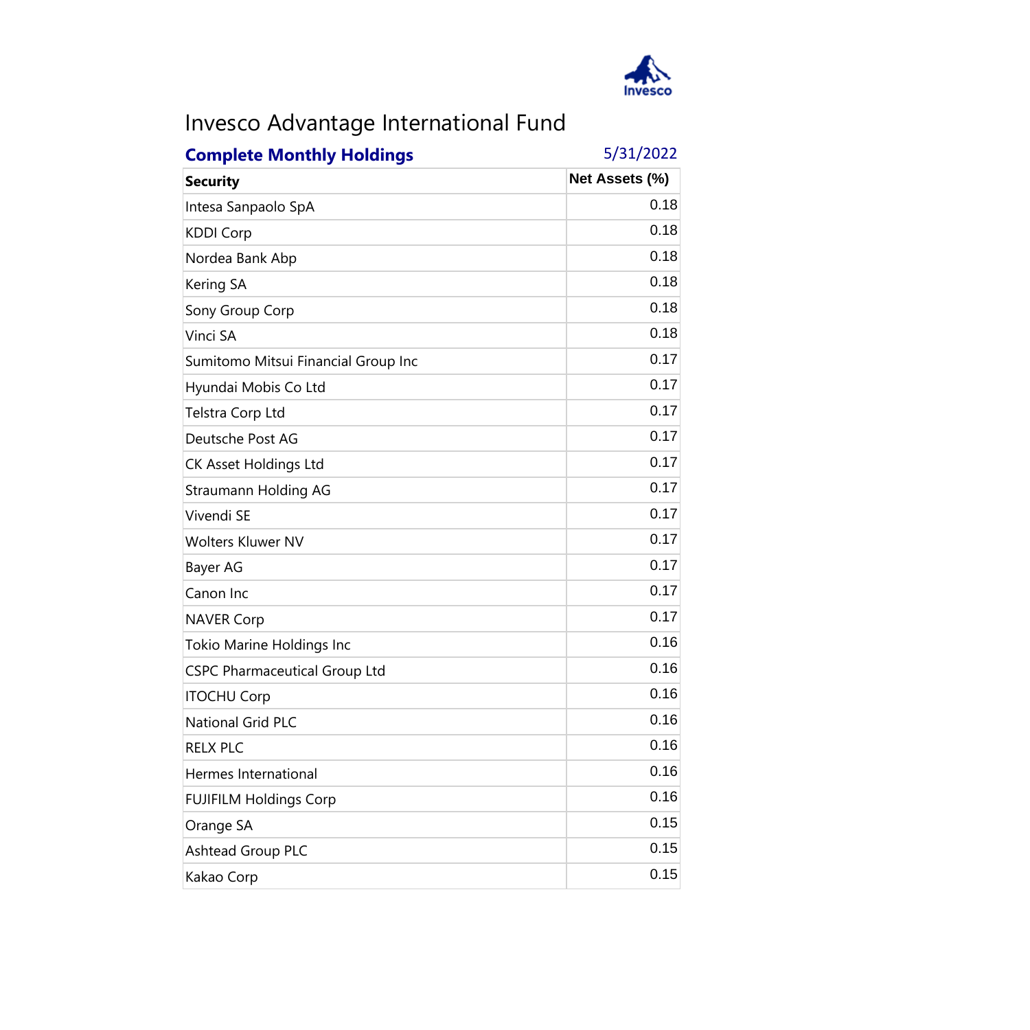# Invesco Advantage International Fund

**Complete Monthly Holdings** 5/31/2022

| Security | Net Assets (%) |
|---|---|
| Intesa Sanpaolo SpA | 0.18 |
| KDDI Corp | 0.18 |
| Nordea Bank Abp | 0.18 |
| Kering SA | 0.18 |
| Sony Group Corp | 0.18 |
| Vinci SA | 0.18 |
| Sumitomo Mitsui Financial Group Inc | 0.17 |
| Hyundai Mobis Co Ltd | 0.17 |
| Telstra Corp Ltd | 0.17 |
| Deutsche Post AG | 0.17 |
| CK Asset Holdings Ltd | 0.17 |
| Straumann Holding AG | 0.17 |
| Vivendi SE | 0.17 |
| Wolters Kluwer NV | 0.17 |
| Bayer AG | 0.17 |
| Canon Inc | 0.17 |
| NAVER Corp | 0.17 |
| Tokio Marine Holdings Inc | 0.16 |
| CSPC Pharmaceutical Group Ltd | 0.16 |
| ITOCHU Corp | 0.16 |
| National Grid PLC | 0.16 |
| RELX PLC | 0.16 |
| Hermes International | 0.16 |
| FUJIFILM Holdings Corp | 0.16 |
| Orange SA | 0.15 |
| Ashtead Group PLC | 0.15 |
| Kakao Corp | 0.15 |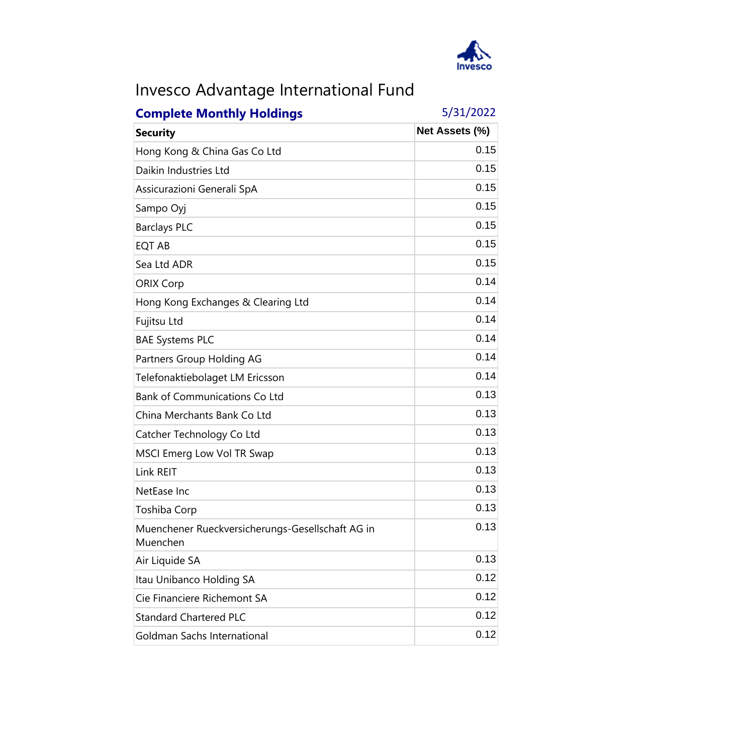# Invesco Advantage International Fund

## Complete Monthly Holdings

5/31/2022

| Security | Net Assets (%) |
|---|---|
| Hong Kong & China Gas Co Ltd | 0.15 |
| Daikin Industries Ltd | 0.15 |
| Assicurazioni Generali SpA | 0.15 |
| Sampo Oyj | 0.15 |
| Barclays PLC | 0.15 |
| EQT AB | 0.15 |
| Sea Ltd ADR | 0.15 |
| ORIX Corp | 0.14 |
| Hong Kong Exchanges & Clearing Ltd | 0.14 |
| Fujitsu Ltd | 0.14 |
| BAE Systems PLC | 0.14 |
| Partners Group Holding AG | 0.14 |
| Telefonaktiebolaget LM Ericsson | 0.14 |
| Bank of Communications Co Ltd | 0.13 |
| China Merchants Bank Co Ltd | 0.13 |
| Catcher Technology Co Ltd | 0.13 |
| MSCI Emerg Low Vol TR Swap | 0.13 |
| Link REIT | 0.13 |
| NetEase Inc | 0.13 |
| Toshiba Corp | 0.13 |
| Muenchener Rueckversicherungs-Gesellschaft AG in Muenchen | 0.13 |
| Air Liquide SA | 0.13 |
| Itau Unibanco Holding SA | 0.12 |
| Cie Financiere Richemont SA | 0.12 |
| Standard Chartered PLC | 0.12 |
| Goldman Sachs International | 0.12 |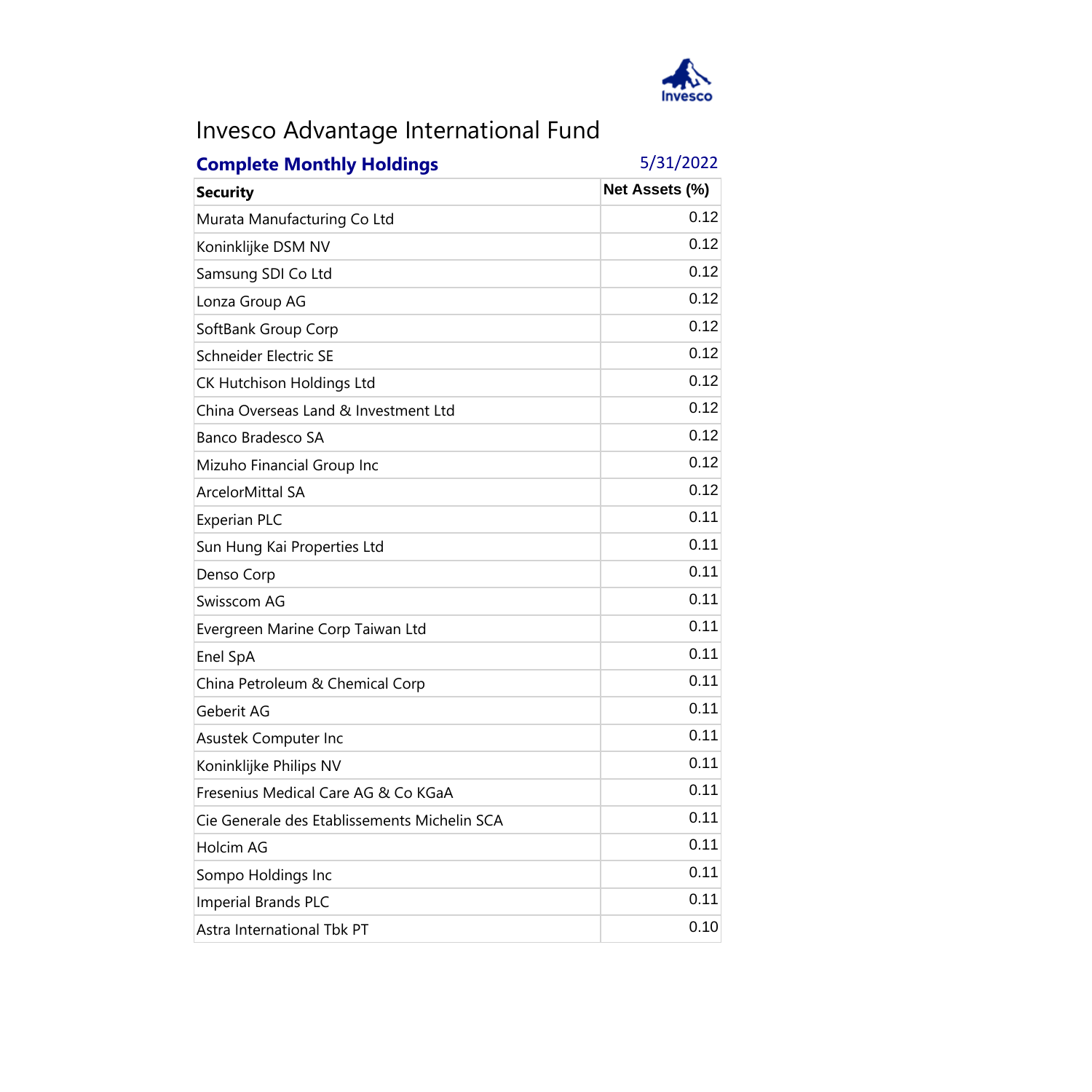# Invesco Advantage International Fund

**Complete Monthly Holdings** 5/31/2022

| Security | Net Assets (%) |
|---|---|
| Murata Manufacturing Co Ltd | 0.12 |
| Koninklijke DSM NV | 0.12 |
| Samsung SDI Co Ltd | 0.12 |
| Lonza Group AG | 0.12 |
| SoftBank Group Corp | 0.12 |
| Schneider Electric SE | 0.12 |
| CK Hutchison Holdings Ltd | 0.12 |
| China Overseas Land & Investment Ltd | 0.12 |
| Banco Bradesco SA | 0.12 |
| Mizuho Financial Group Inc | 0.12 |
| ArcelorMittal SA | 0.12 |
| Experian PLC | 0.11 |
| Sun Hung Kai Properties Ltd | 0.11 |
| Denso Corp | 0.11 |
| Swisscom AG | 0.11 |
| Evergreen Marine Corp Taiwan Ltd | 0.11 |
| Enel SpA | 0.11 |
| China Petroleum & Chemical Corp | 0.11 |
| Geberit AG | 0.11 |
| Asustek Computer Inc | 0.11 |
| Koninklijke Philips NV | 0.11 |
| Fresenius Medical Care AG & Co KGaA | 0.11 |
| Cie Generale des Etablissements Michelin SCA | 0.11 |
| Holcim AG | 0.11 |
| Sompo Holdings Inc | 0.11 |
| Imperial Brands PLC | 0.11 |
| Astra International Tbk PT | 0.10 |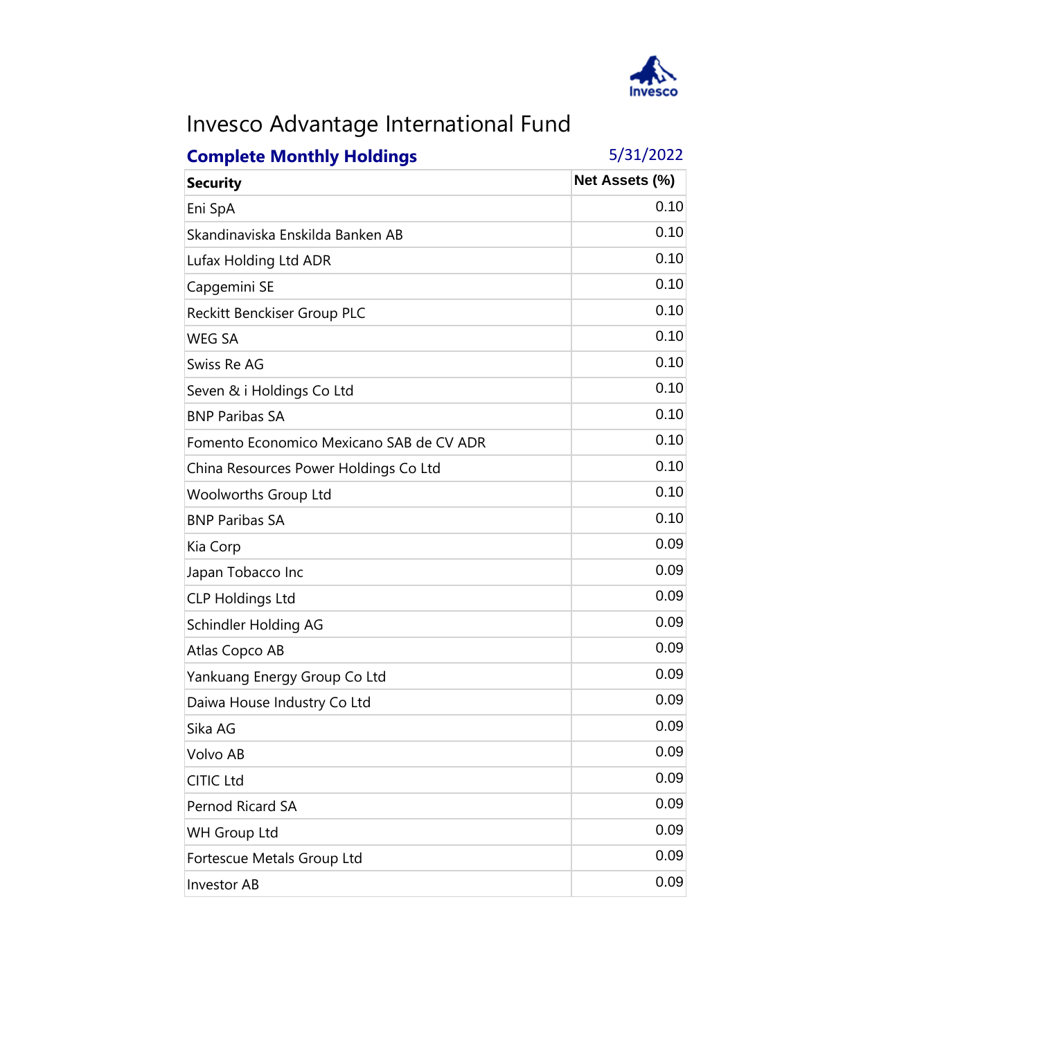# Invesco Advantage International Fund

**Complete Monthly Holdings** 5/31/2022

| Security | Net Assets (%) |
|---|---|
| Eni SpA | 0.10 |
| Skandinaviska Enskilda Banken AB | 0.10 |
| Lufax Holding Ltd ADR | 0.10 |
| Capgemini SE | 0.10 |
| Reckitt Benckiser Group PLC | 0.10 |
| WEG SA | 0.10 |
| Swiss Re AG | 0.10 |
| Seven & i Holdings Co Ltd | 0.10 |
| BNP Paribas SA | 0.10 |
| Fomento Economico Mexicano SAB de CV ADR | 0.10 |
| China Resources Power Holdings Co Ltd | 0.10 |
| Woolworths Group Ltd | 0.10 |
| BNP Paribas SA | 0.10 |
| Kia Corp | 0.09 |
| Japan Tobacco Inc | 0.09 |
| CLP Holdings Ltd | 0.09 |
| Schindler Holding AG | 0.09 |
| Atlas Copco AB | 0.09 |
| Yankuang Energy Group Co Ltd | 0.09 |
| Daiwa House Industry Co Ltd | 0.09 |
| Sika AG | 0.09 |
| Volvo AB | 0.09 |
| CITIC Ltd | 0.09 |
| Pernod Ricard SA | 0.09 |
| WH Group Ltd | 0.09 |
| Fortescue Metals Group Ltd | 0.09 |
| Investor AB | 0.09 |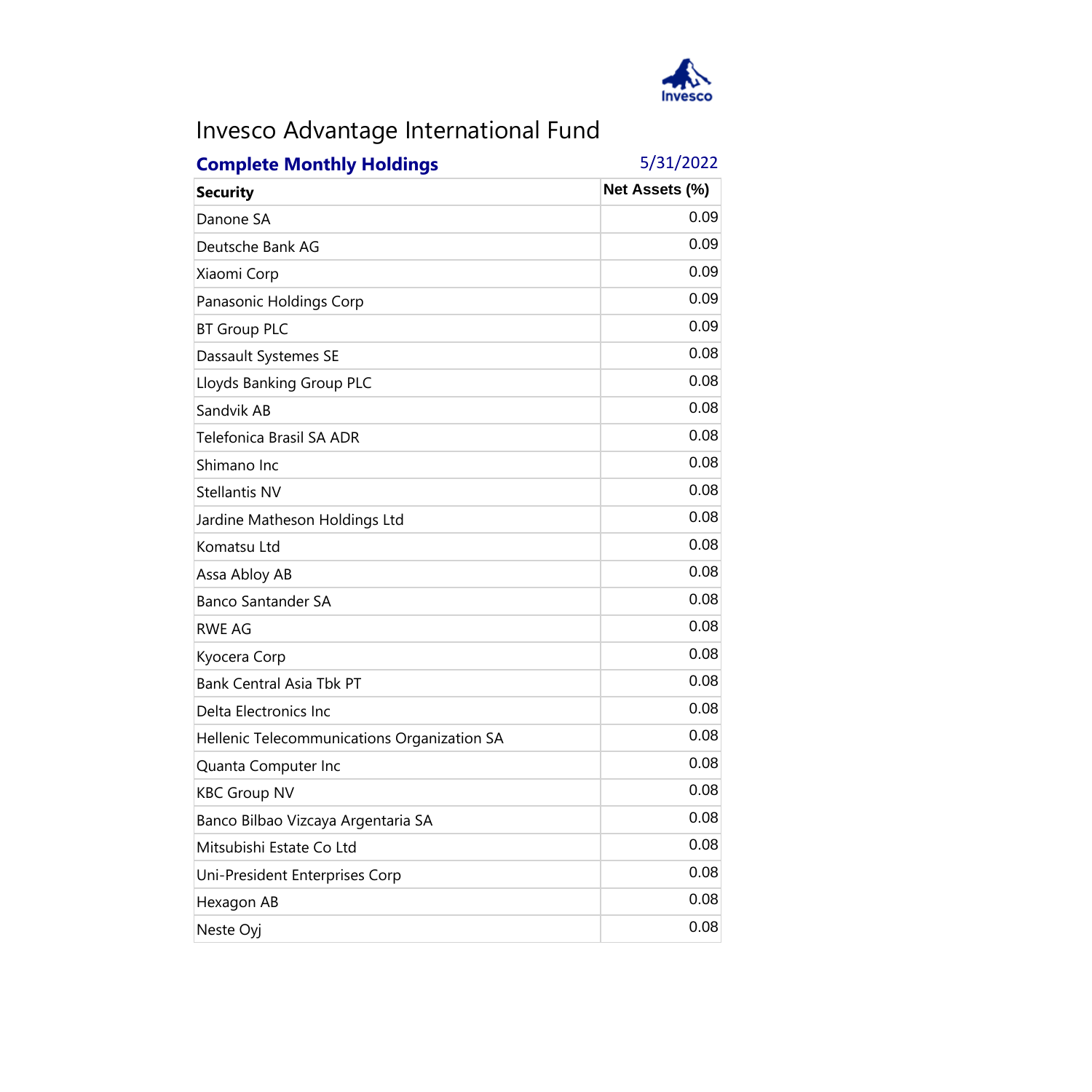# Invesco Advantage International Fund

**Complete Monthly Holdings** 5/31/2022

| Security | Net Assets (%) |
|---|---|
| Danone SA | 0.09 |
| Deutsche Bank AG | 0.09 |
| Xiaomi Corp | 0.09 |
| Panasonic Holdings Corp | 0.09 |
| BT Group PLC | 0.09 |
| Dassault Systemes SE | 0.08 |
| Lloyds Banking Group PLC | 0.08 |
| Sandvik AB | 0.08 |
| Telefonica Brasil SA ADR | 0.08 |
| Shimano Inc | 0.08 |
| Stellantis NV | 0.08 |
| Jardine Matheson Holdings Ltd | 0.08 |
| Komatsu Ltd | 0.08 |
| Assa Abloy AB | 0.08 |
| Banco Santander SA | 0.08 |
| RWE AG | 0.08 |
| Kyocera Corp | 0.08 |
| Bank Central Asia Tbk PT | 0.08 |
| Delta Electronics Inc | 0.08 |
| Hellenic Telecommunications Organization SA | 0.08 |
| Quanta Computer Inc | 0.08 |
| KBC Group NV | 0.08 |
| Banco Bilbao Vizcaya Argentaria SA | 0.08 |
| Mitsubishi Estate Co Ltd | 0.08 |
| Uni-President Enterprises Corp | 0.08 |
| Hexagon AB | 0.08 |
| Neste Oyj | 0.08 |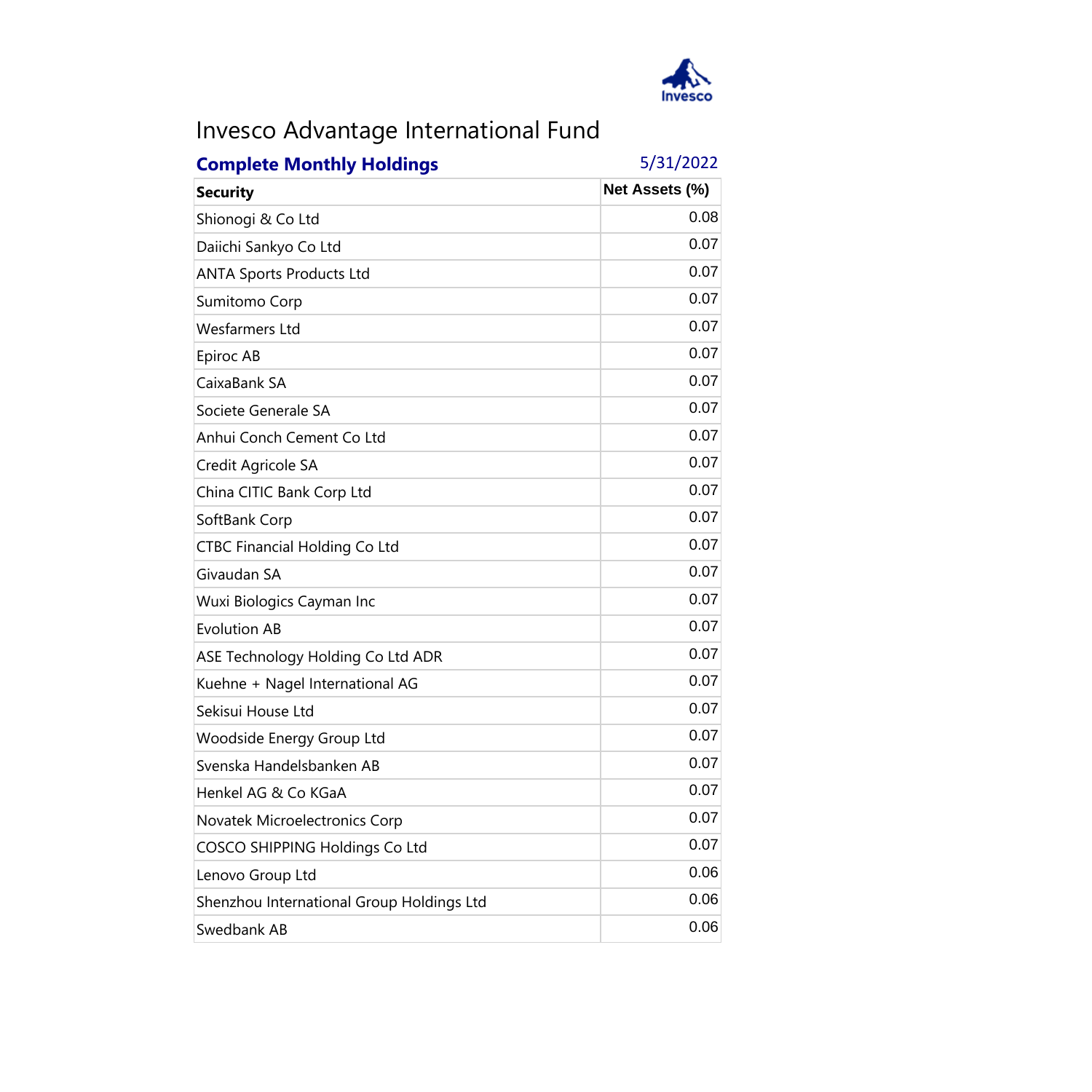# Invesco Advantage International Fund

**Complete Monthly Holdings** 5/31/2022

| Security | Net Assets (%) |
|---|---|
| Shionogi & Co Ltd | 0.08 |
| Daiichi Sankyo Co Ltd | 0.07 |
| ANTA Sports Products Ltd | 0.07 |
| Sumitomo Corp | 0.07 |
| Wesfarmers Ltd | 0.07 |
| Epiroc AB | 0.07 |
| CaixaBank SA | 0.07 |
| Societe Generale SA | 0.07 |
| Anhui Conch Cement Co Ltd | 0.07 |
| Credit Agricole SA | 0.07 |
| China CITIC Bank Corp Ltd | 0.07 |
| SoftBank Corp | 0.07 |
| CTBC Financial Holding Co Ltd | 0.07 |
| Givaudan SA | 0.07 |
| Wuxi Biologics Cayman Inc | 0.07 |
| Evolution AB | 0.07 |
| ASE Technology Holding Co Ltd ADR | 0.07 |
| Kuehne + Nagel International AG | 0.07 |
| Sekisui House Ltd | 0.07 |
| Woodside Energy Group Ltd | 0.07 |
| Svenska Handelsbanken AB | 0.07 |
| Henkel AG & Co KGaA | 0.07 |
| Novatek Microelectronics Corp | 0.07 |
| COSCO SHIPPING Holdings Co Ltd | 0.07 |
| Lenovo Group Ltd | 0.06 |
| Shenzhou International Group Holdings Ltd | 0.06 |
| Swedbank AB | 0.06 |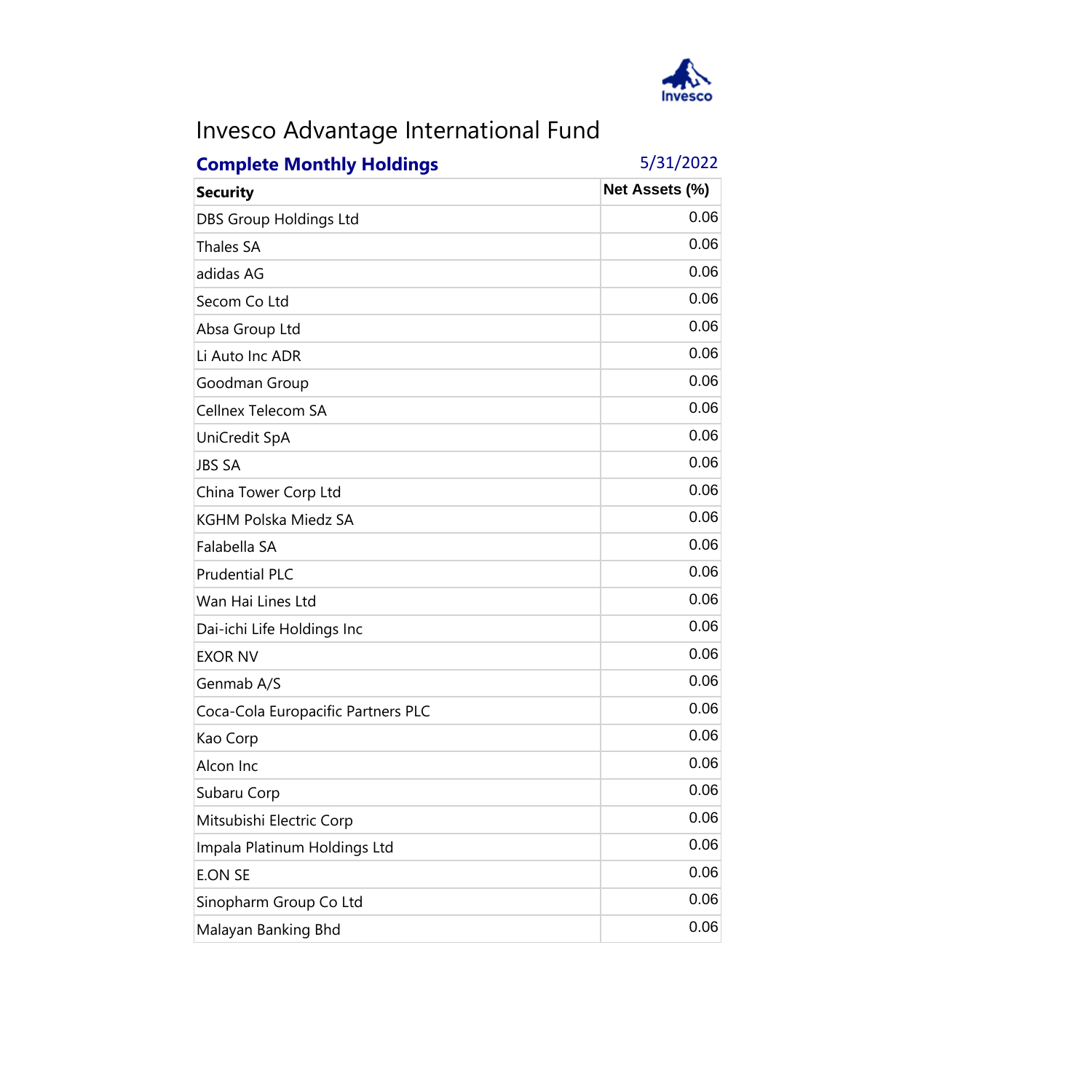# Invesco Advantage International Fund

**Complete Monthly Holdings** 5/31/2022

| Security | Net Assets (%) |
|---|---|
| DBS Group Holdings Ltd | 0.06 |
| Thales SA | 0.06 |
| adidas AG | 0.06 |
| Secom Co Ltd | 0.06 |
| Absa Group Ltd | 0.06 |
| Li Auto Inc ADR | 0.06 |
| Goodman Group | 0.06 |
| Cellnex Telecom SA | 0.06 |
| UniCredit SpA | 0.06 |
| JBS SA | 0.06 |
| China Tower Corp Ltd | 0.06 |
| KGHM Polska Miedz SA | 0.06 |
| Falabella SA | 0.06 |
| Prudential PLC | 0.06 |
| Wan Hai Lines Ltd | 0.06 |
| Dai-ichi Life Holdings Inc | 0.06 |
| EXOR NV | 0.06 |
| Genmab A/S | 0.06 |
| Coca-Cola Europacific Partners PLC | 0.06 |
| Kao Corp | 0.06 |
| Alcon Inc | 0.06 |
| Subaru Corp | 0.06 |
| Mitsubishi Electric Corp | 0.06 |
| Impala Platinum Holdings Ltd | 0.06 |
| E.ON SE | 0.06 |
| Sinopharm Group Co Ltd | 0.06 |
| Malayan Banking Bhd | 0.06 |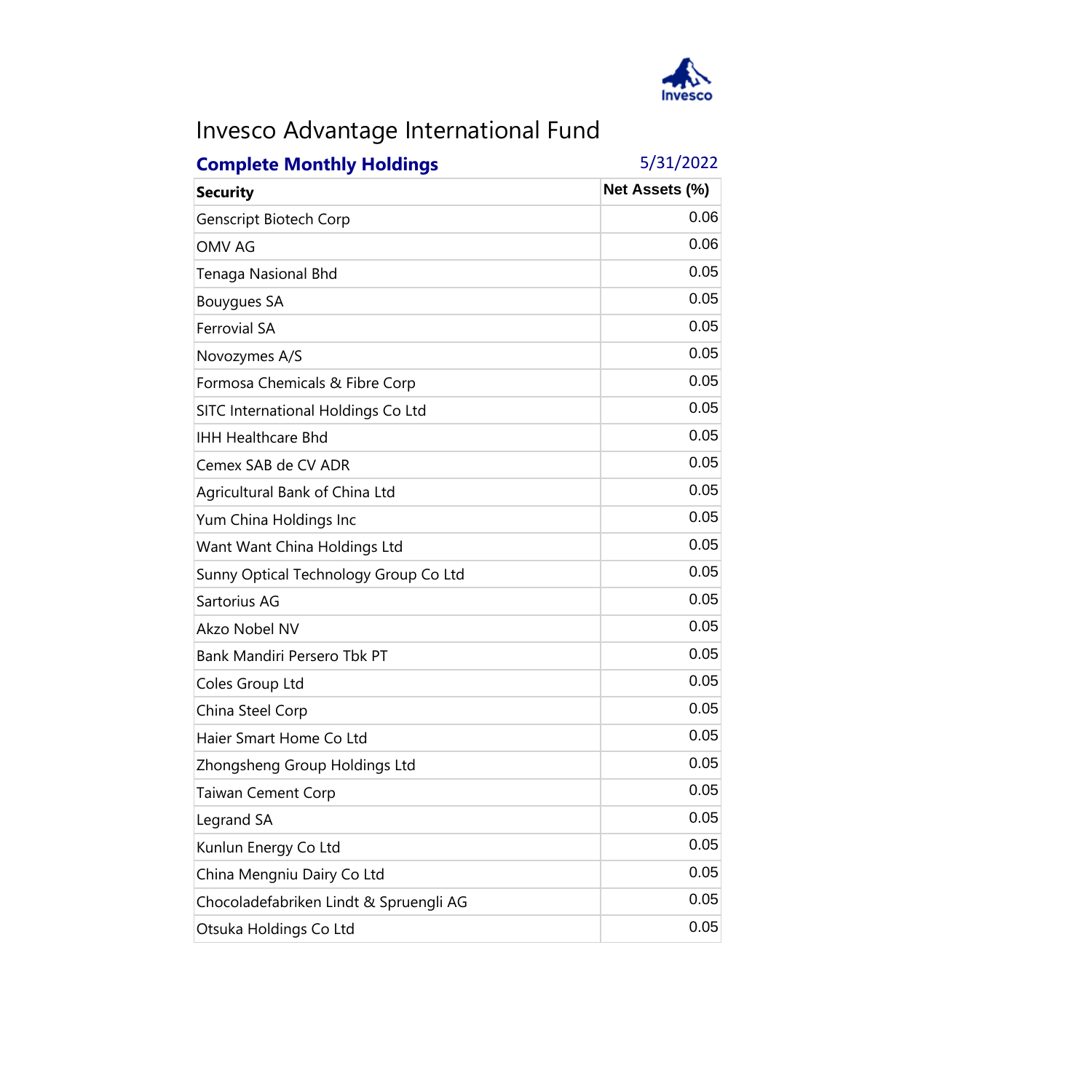# Invesco Advantage International Fund

**Complete Monthly Holdings** 5/31/2022

| Security | Net Assets (%) |
|---|---|
| Genscript Biotech Corp | 0.06 |
| OMV AG | 0.06 |
| Tenaga Nasional Bhd | 0.05 |
| Bouygues SA | 0.05 |
| Ferrovial SA | 0.05 |
| Novozymes A/S | 0.05 |
| Formosa Chemicals & Fibre Corp | 0.05 |
| SITC International Holdings Co Ltd | 0.05 |
| IHH Healthcare Bhd | 0.05 |
| Cemex SAB de CV ADR | 0.05 |
| Agricultural Bank of China Ltd | 0.05 |
| Yum China Holdings Inc | 0.05 |
| Want Want China Holdings Ltd | 0.05 |
| Sunny Optical Technology Group Co Ltd | 0.05 |
| Sartorius AG | 0.05 |
| Akzo Nobel NV | 0.05 |
| Bank Mandiri Persero Tbk PT | 0.05 |
| Coles Group Ltd | 0.05 |
| China Steel Corp | 0.05 |
| Haier Smart Home Co Ltd | 0.05 |
| Zhongsheng Group Holdings Ltd | 0.05 |
| Taiwan Cement Corp | 0.05 |
| Legrand SA | 0.05 |
| Kunlun Energy Co Ltd | 0.05 |
| China Mengniu Dairy Co Ltd | 0.05 |
| Chocoladefabriken Lindt & Spruengli AG | 0.05 |
| Otsuka Holdings Co Ltd | 0.05 |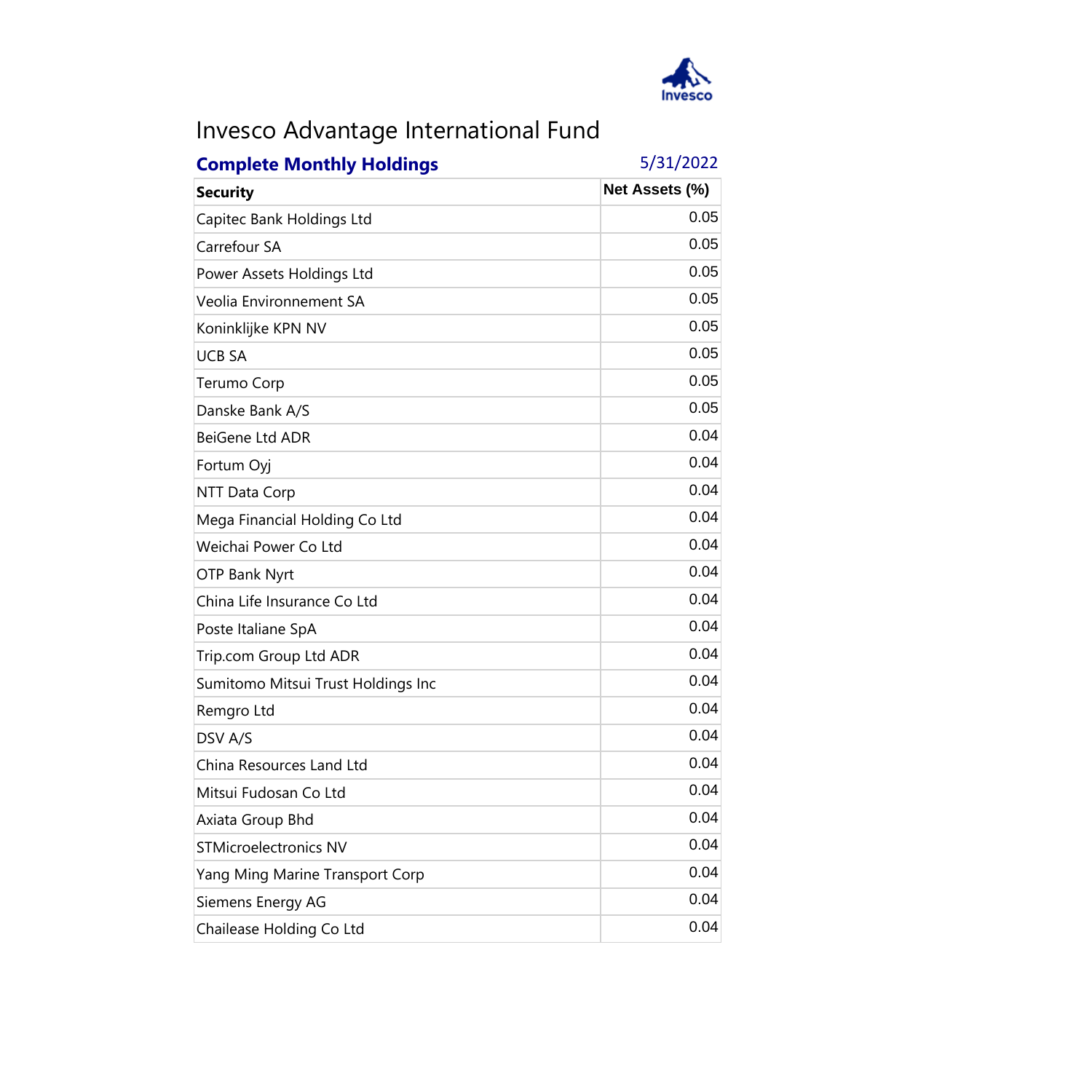# Invesco Advantage International Fund

**Complete Monthly Holdings** 5/31/2022

| Security | Net Assets (%) |
|---|---|
| Capitec Bank Holdings Ltd | 0.05 |
| Carrefour SA | 0.05 |
| Power Assets Holdings Ltd | 0.05 |
| Veolia Environnement SA | 0.05 |
| Koninklijke KPN NV | 0.05 |
| UCB SA | 0.05 |
| Terumo Corp | 0.05 |
| Danske Bank A/S | 0.05 |
| BeiGene Ltd ADR | 0.04 |
| Fortum Oyj | 0.04 |
| NTT Data Corp | 0.04 |
| Mega Financial Holding Co Ltd | 0.04 |
| Weichai Power Co Ltd | 0.04 |
| OTP Bank Nyrt | 0.04 |
| China Life Insurance Co Ltd | 0.04 |
| Poste Italiane SpA | 0.04 |
| Trip.com Group Ltd ADR | 0.04 |
| Sumitomo Mitsui Trust Holdings Inc | 0.04 |
| Remgro Ltd | 0.04 |
| DSV A/S | 0.04 |
| China Resources Land Ltd | 0.04 |
| Mitsui Fudosan Co Ltd | 0.04 |
| Axiata Group Bhd | 0.04 |
| STMicroelectronics NV | 0.04 |
| Yang Ming Marine Transport Corp | 0.04 |
| Siemens Energy AG | 0.04 |
| Chailease Holding Co Ltd | 0.04 |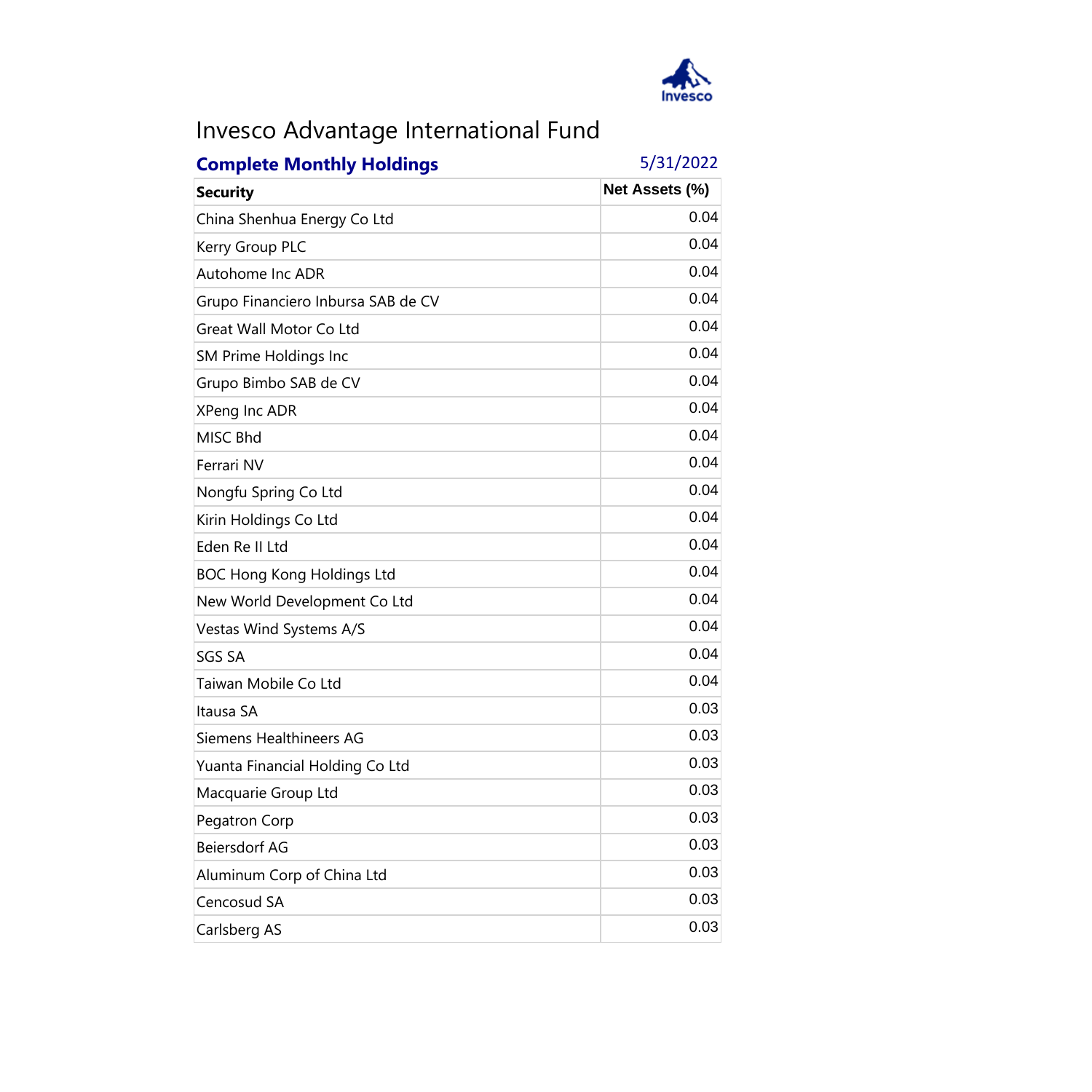# Invesco Advantage International Fund

**Complete Monthly Holdings** 5/31/2022

| Security | Net Assets (%) |
|---|---|
| China Shenhua Energy Co Ltd | 0.04 |
| Kerry Group PLC | 0.04 |
| Autohome Inc ADR | 0.04 |
| Grupo Financiero Inbursa SAB de CV | 0.04 |
| Great Wall Motor Co Ltd | 0.04 |
| SM Prime Holdings Inc | 0.04 |
| Grupo Bimbo SAB de CV | 0.04 |
| XPeng Inc ADR | 0.04 |
| MISC Bhd | 0.04 |
| Ferrari NV | 0.04 |
| Nongfu Spring Co Ltd | 0.04 |
| Kirin Holdings Co Ltd | 0.04 |
| Eden Re II Ltd | 0.04 |
| BOC Hong Kong Holdings Ltd | 0.04 |
| New World Development Co Ltd | 0.04 |
| Vestas Wind Systems A/S | 0.04 |
| SGS SA | 0.04 |
| Taiwan Mobile Co Ltd | 0.04 |
| Itausa SA | 0.03 |
| Siemens Healthineers AG | 0.03 |
| Yuanta Financial Holding Co Ltd | 0.03 |
| Macquarie Group Ltd | 0.03 |
| Pegatron Corp | 0.03 |
| Beiersdorf AG | 0.03 |
| Aluminum Corp of China Ltd | 0.03 |
| Cencosud SA | 0.03 |
| Carlsberg AS | 0.03 |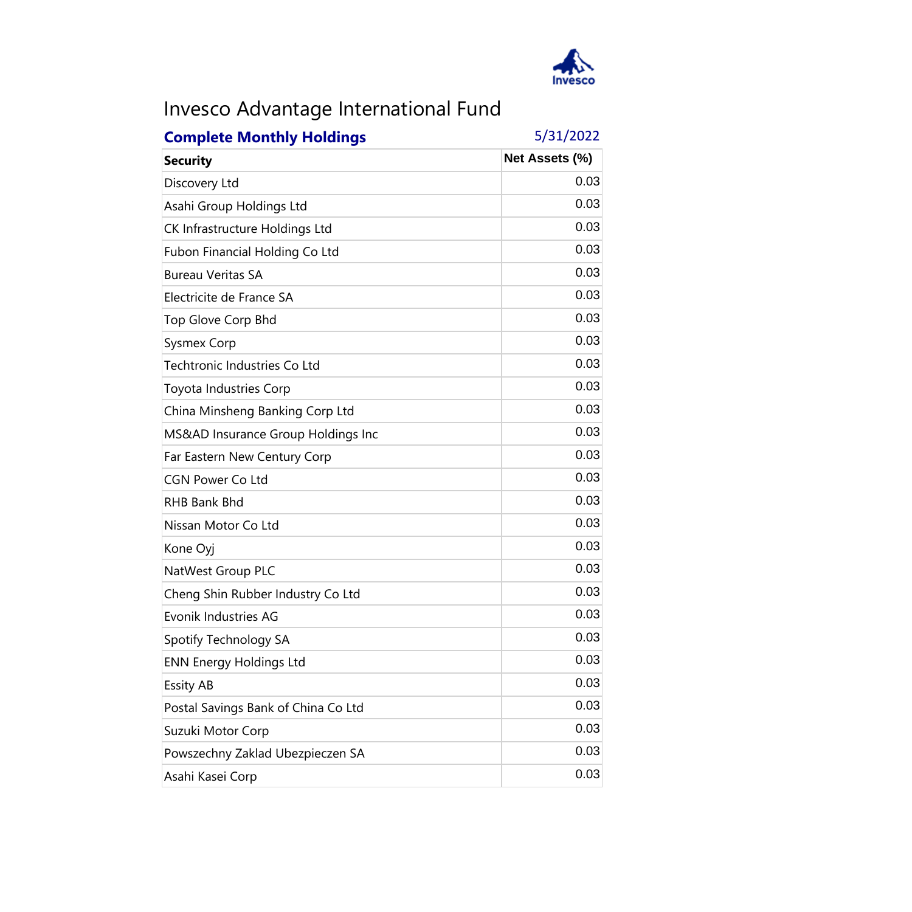# Invesco Advantage International Fund

**Complete Monthly Holdings** 5/31/2022

| Security | Net Assets (%) |
|---|---|
| Discovery Ltd | 0.03 |
| Asahi Group Holdings Ltd | 0.03 |
| CK Infrastructure Holdings Ltd | 0.03 |
| Fubon Financial Holding Co Ltd | 0.03 |
| Bureau Veritas SA | 0.03 |
| Electricite de France SA | 0.03 |
| Top Glove Corp Bhd | 0.03 |
| Sysmex Corp | 0.03 |
| Techtronic Industries Co Ltd | 0.03 |
| Toyota Industries Corp | 0.03 |
| China Minsheng Banking Corp Ltd | 0.03 |
| MS&AD Insurance Group Holdings Inc | 0.03 |
| Far Eastern New Century Corp | 0.03 |
| CGN Power Co Ltd | 0.03 |
| RHB Bank Bhd | 0.03 |
| Nissan Motor Co Ltd | 0.03 |
| Kone Oyj | 0.03 |
| NatWest Group PLC | 0.03 |
| Cheng Shin Rubber Industry Co Ltd | 0.03 |
| Evonik Industries AG | 0.03 |
| Spotify Technology SA | 0.03 |
| ENN Energy Holdings Ltd | 0.03 |
| Essity AB | 0.03 |
| Postal Savings Bank of China Co Ltd | 0.03 |
| Suzuki Motor Corp | 0.03 |
| Powszechny Zaklad Ubezpieczen SA | 0.03 |
| Asahi Kasei Corp | 0.03 |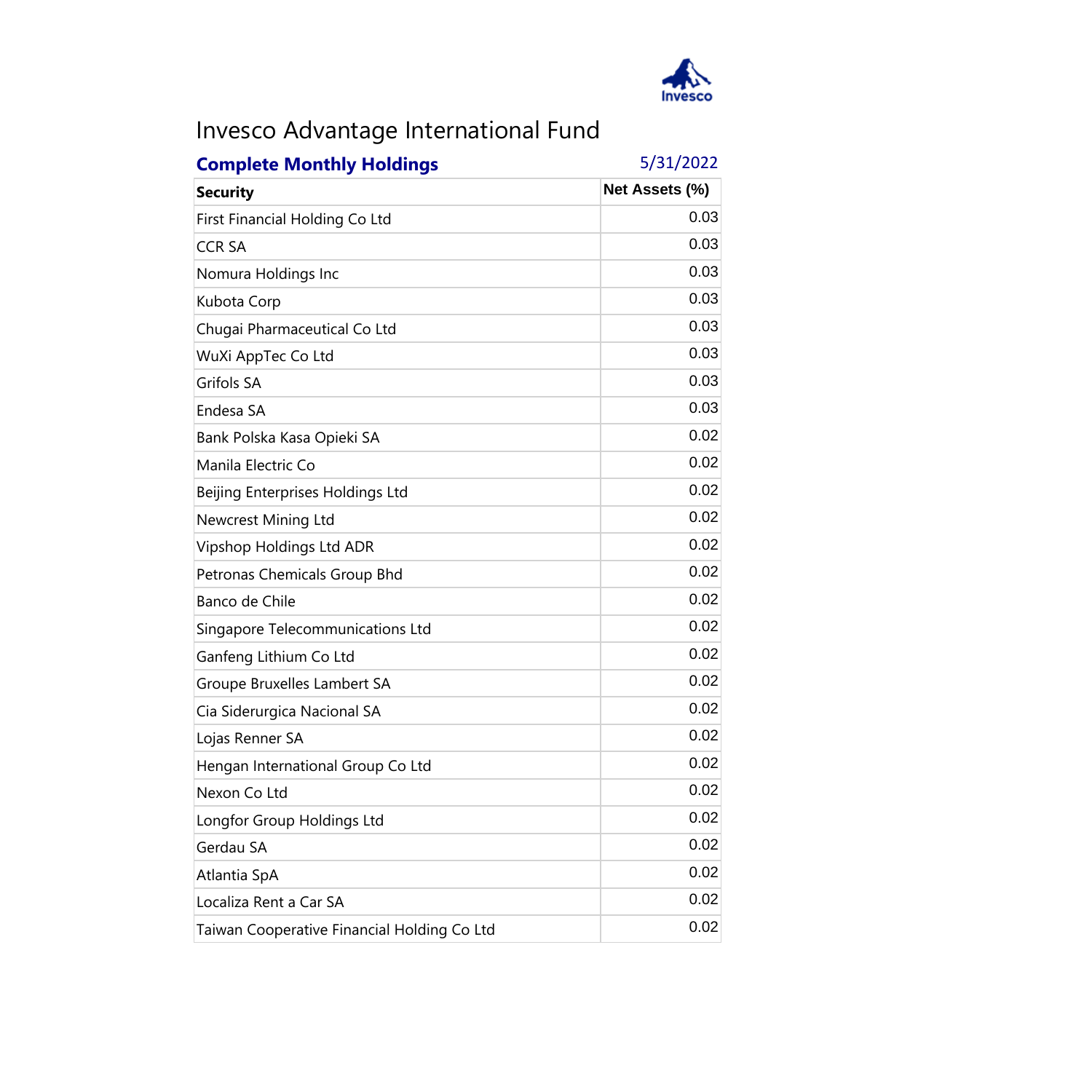# Invesco Advantage International Fund

## Complete Monthly Holdings 5/31/2022

| Security | Net Assets (%) |
|---|---|
| First Financial Holding Co Ltd | 0.03 |
| CCR SA | 0.03 |
| Nomura Holdings Inc | 0.03 |
| Kubota Corp | 0.03 |
| Chugai Pharmaceutical Co Ltd | 0.03 |
| WuXi AppTec Co Ltd | 0.03 |
| Grifols SA | 0.03 |
| Endesa SA | 0.03 |
| Bank Polska Kasa Opieki SA | 0.02 |
| Manila Electric Co | 0.02 |
| Beijing Enterprises Holdings Ltd | 0.02 |
| Newcrest Mining Ltd | 0.02 |
| Vipshop Holdings Ltd ADR | 0.02 |
| Petronas Chemicals Group Bhd | 0.02 |
| Banco de Chile | 0.02 |
| Singapore Telecommunications Ltd | 0.02 |
| Ganfeng Lithium Co Ltd | 0.02 |
| Groupe Bruxelles Lambert SA | 0.02 |
| Cia Siderurgica Nacional SA | 0.02 |
| Lojas Renner SA | 0.02 |
| Hengan International Group Co Ltd | 0.02 |
| Nexon Co Ltd | 0.02 |
| Longfor Group Holdings Ltd | 0.02 |
| Gerdau SA | 0.02 |
| Atlantia SpA | 0.02 |
| Localiza Rent a Car SA | 0.02 |
| Taiwan Cooperative Financial Holding Co Ltd | 0.02 |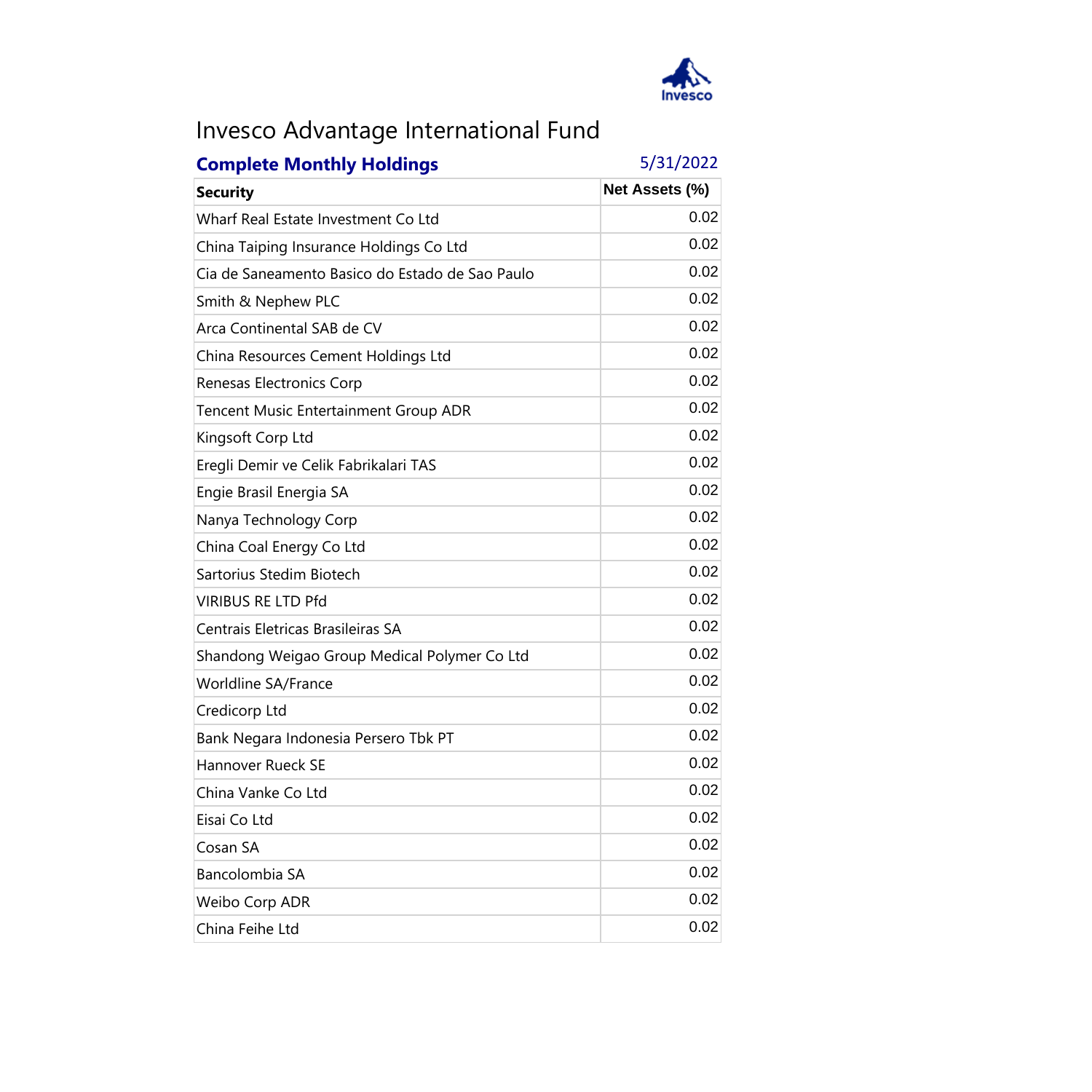# Invesco Advantage International Fund

## Complete Monthly Holdings

5/31/2022

| Security | Net Assets (%) |
|---|---|
| Wharf Real Estate Investment Co Ltd | 0.02 |
| China Taiping Insurance Holdings Co Ltd | 0.02 |
| Cia de Saneamento Basico do Estado de Sao Paulo | 0.02 |
| Smith & Nephew PLC | 0.02 |
| Arca Continental SAB de CV | 0.02 |
| China Resources Cement Holdings Ltd | 0.02 |
| Renesas Electronics Corp | 0.02 |
| Tencent Music Entertainment Group ADR | 0.02 |
| Kingsoft Corp Ltd | 0.02 |
| Eregli Demir ve Celik Fabrikalari TAS | 0.02 |
| Engie Brasil Energia SA | 0.02 |
| Nanya Technology Corp | 0.02 |
| China Coal Energy Co Ltd | 0.02 |
| Sartorius Stedim Biotech | 0.02 |
| VIRIBUS RE LTD Pfd | 0.02 |
| Centrais Eletricas Brasileiras SA | 0.02 |
| Shandong Weigao Group Medical Polymer Co Ltd | 0.02 |
| Worldline SA/France | 0.02 |
| Credicorp Ltd | 0.02 |
| Bank Negara Indonesia Persero Tbk PT | 0.02 |
| Hannover Rueck SE | 0.02 |
| China Vanke Co Ltd | 0.02 |
| Eisai Co Ltd | 0.02 |
| Cosan SA | 0.02 |
| Bancolombia SA | 0.02 |
| Weibo Corp ADR | 0.02 |
| China Feihe Ltd | 0.02 |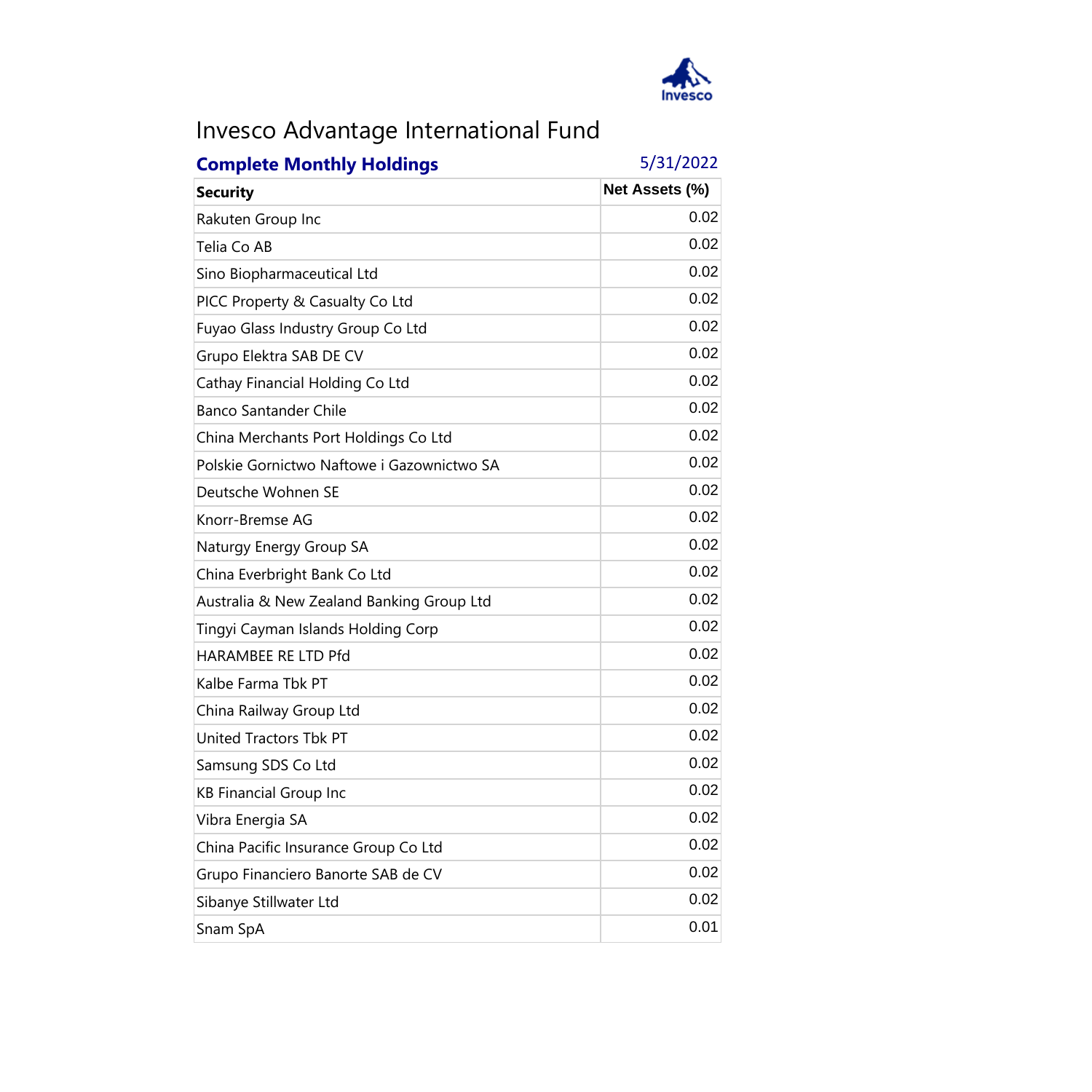# Invesco Advantage International Fund

**Complete Monthly Holdings** 5/31/2022

| Security | Net Assets (%) |
|---|---|
| Rakuten Group Inc | 0.02 |
| Telia Co AB | 0.02 |
| Sino Biopharmaceutical Ltd | 0.02 |
| PICC Property & Casualty Co Ltd | 0.02 |
| Fuyao Glass Industry Group Co Ltd | 0.02 |
| Grupo Elektra SAB DE CV | 0.02 |
| Cathay Financial Holding Co Ltd | 0.02 |
| Banco Santander Chile | 0.02 |
| China Merchants Port Holdings Co Ltd | 0.02 |
| Polskie Gornictwo Naftowe i Gazownictwo SA | 0.02 |
| Deutsche Wohnen SE | 0.02 |
| Knorr-Bremse AG | 0.02 |
| Naturgy Energy Group SA | 0.02 |
| China Everbright Bank Co Ltd | 0.02 |
| Australia & New Zealand Banking Group Ltd | 0.02 |
| Tingyi Cayman Islands Holding Corp | 0.02 |
| HARAMBEE RE LTD Pfd | 0.02 |
| Kalbe Farma Tbk PT | 0.02 |
| China Railway Group Ltd | 0.02 |
| United Tractors Tbk PT | 0.02 |
| Samsung SDS Co Ltd | 0.02 |
| KB Financial Group Inc | 0.02 |
| Vibra Energia SA | 0.02 |
| China Pacific Insurance Group Co Ltd | 0.02 |
| Grupo Financiero Banorte SAB de CV | 0.02 |
| Sibanye Stillwater Ltd | 0.02 |
| Snam SpA | 0.01 |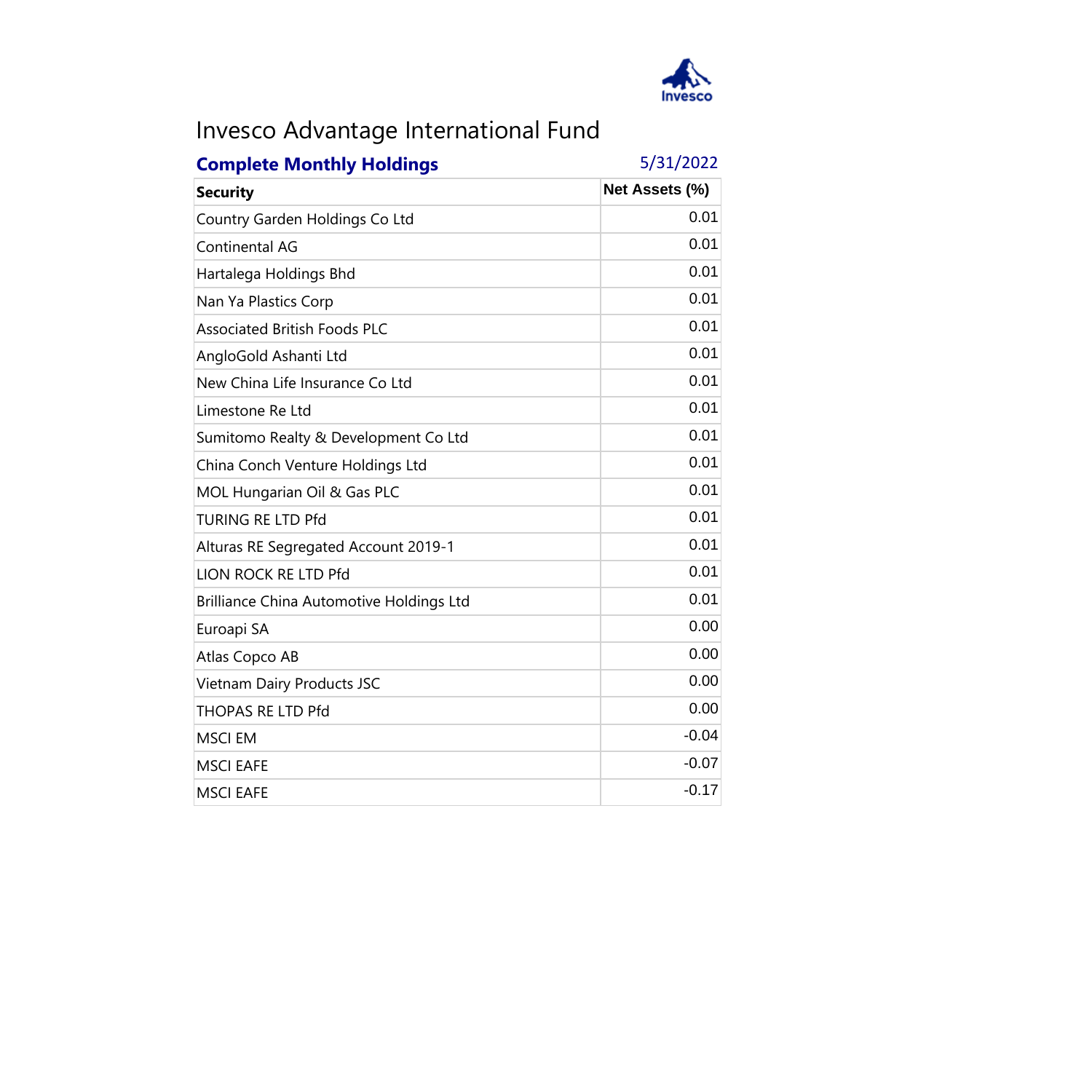# Invesco Advantage International Fund

## Complete Monthly Holdings

5/31/2022

| Security | Net Assets (%) |
|---|---|
| Country Garden Holdings Co Ltd | 0.01 |
| Continental AG | 0.01 |
| Hartalega Holdings Bhd | 0.01 |
| Nan Ya Plastics Corp | 0.01 |
| Associated British Foods PLC | 0.01 |
| AngloGold Ashanti Ltd | 0.01 |
| New China Life Insurance Co Ltd | 0.01 |
| Limestone Re Ltd | 0.01 |
| Sumitomo Realty & Development Co Ltd | 0.01 |
| China Conch Venture Holdings Ltd | 0.01 |
| MOL Hungarian Oil & Gas PLC | 0.01 |
| TURING RE LTD Pfd | 0.01 |
| Alturas RE Segregated Account 2019-1 | 0.01 |
| LION ROCK RE LTD Pfd | 0.01 |
| Brilliance China Automotive Holdings Ltd | 0.01 |
| Euroapi SA | 0.00 |
| Atlas Copco AB | 0.00 |
| Vietnam Dairy Products JSC | 0.00 |
| THOPAS RE LTD Pfd | 0.00 |
| MSCI EM | -0.04 |
| MSCI EAFE | -0.07 |
| MSCI EAFE | -0.17 |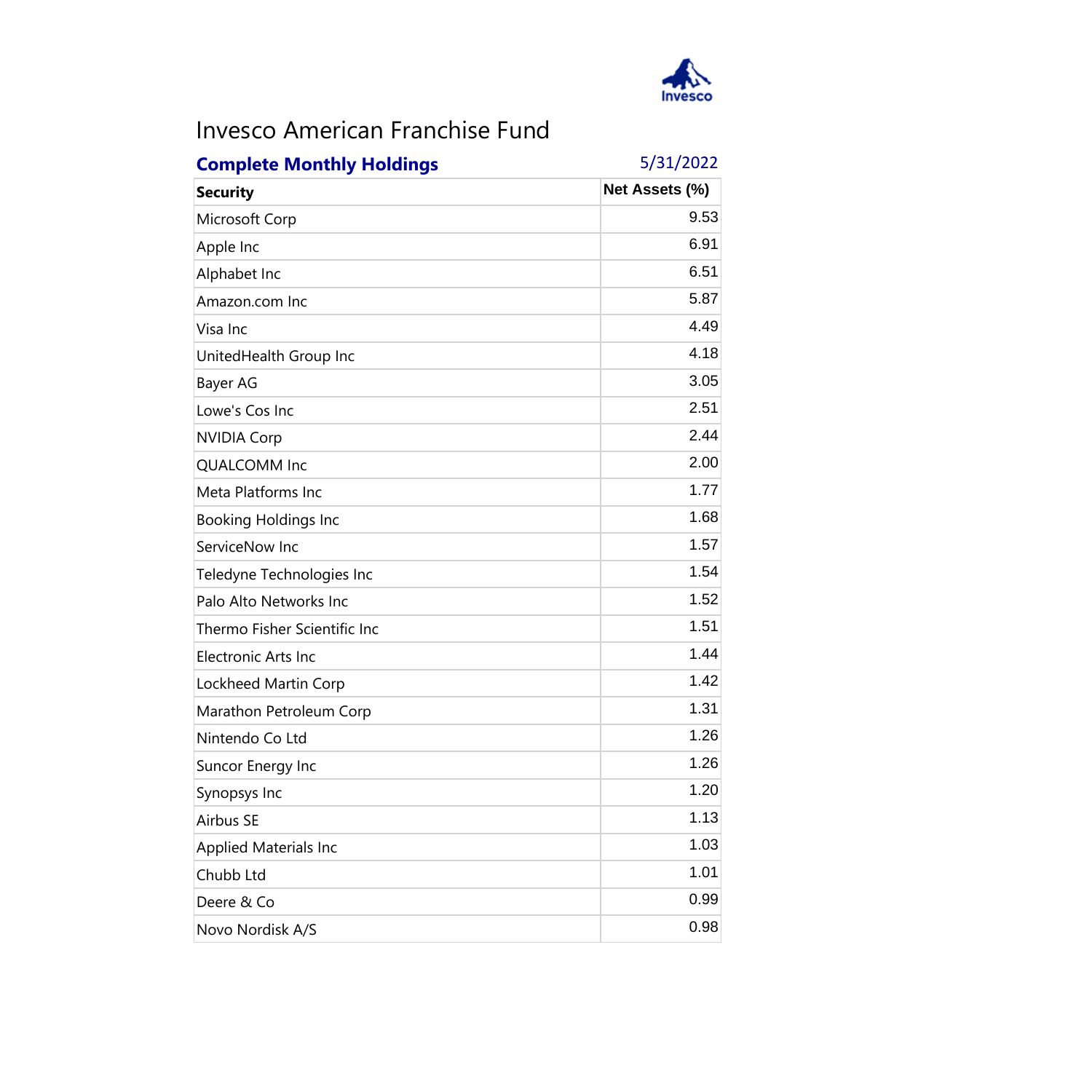# Invesco American Franchise Fund

**Complete Monthly Holdings** 5/31/2022

| Security | Net Assets (%) |
|---|---|
| Microsoft Corp | 9.53 |
| Apple Inc | 6.91 |
| Alphabet Inc | 6.51 |
| Amazon.com Inc | 5.87 |
| Visa Inc | 4.49 |
| UnitedHealth Group Inc | 4.18 |
| Bayer AG | 3.05 |
| Lowe's Cos Inc | 2.51 |
| NVIDIA Corp | 2.44 |
| QUALCOMM Inc | 2.00 |
| Meta Platforms Inc | 1.77 |
| Booking Holdings Inc | 1.68 |
| ServiceNow Inc | 1.57 |
| Teledyne Technologies Inc | 1.54 |
| Palo Alto Networks Inc | 1.52 |
| Thermo Fisher Scientific Inc | 1.51 |
| Electronic Arts Inc | 1.44 |
| Lockheed Martin Corp | 1.42 |
| Marathon Petroleum Corp | 1.31 |
| Nintendo Co Ltd | 1.26 |
| Suncor Energy Inc | 1.26 |
| Synopsys Inc | 1.20 |
| Airbus SE | 1.13 |
| Applied Materials Inc | 1.03 |
| Chubb Ltd | 1.01 |
| Deere & Co | 0.99 |
| Novo Nordisk A/S | 0.98 |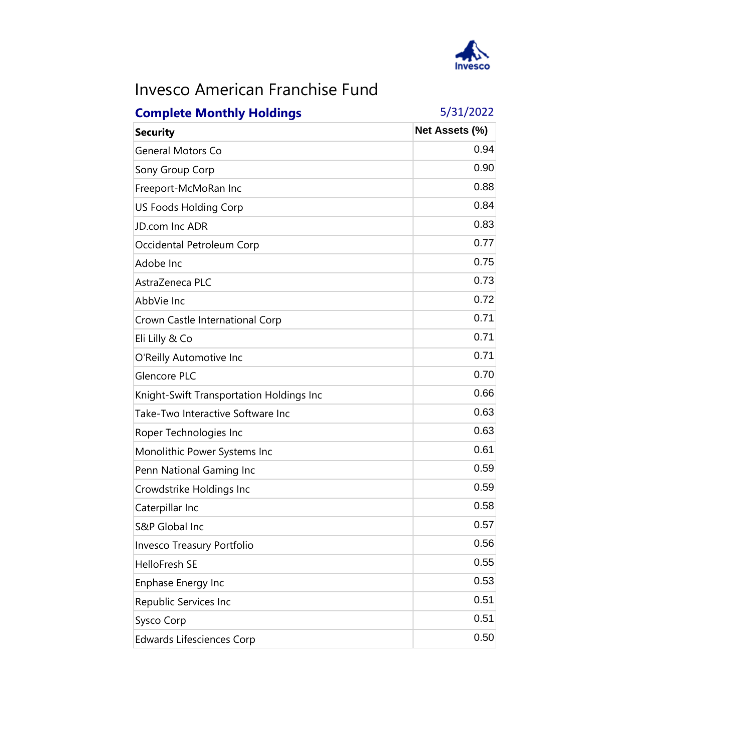# Invesco American Franchise Fund

**Complete Monthly Holdings** 5/31/2022

| Security | Net Assets (%) |
|---|---|
| General Motors Co | 0.94 |
| Sony Group Corp | 0.90 |
| Freeport-McMoRan Inc | 0.88 |
| US Foods Holding Corp | 0.84 |
| JD.com Inc ADR | 0.83 |
| Occidental Petroleum Corp | 0.77 |
| Adobe Inc | 0.75 |
| AstraZeneca PLC | 0.73 |
| AbbVie Inc | 0.72 |
| Crown Castle International Corp | 0.71 |
| Eli Lilly & Co | 0.71 |
| O'Reilly Automotive Inc | 0.71 |
| Glencore PLC | 0.70 |
| Knight-Swift Transportation Holdings Inc | 0.66 |
| Take-Two Interactive Software Inc | 0.63 |
| Roper Technologies Inc | 0.63 |
| Monolithic Power Systems Inc | 0.61 |
| Penn National Gaming Inc | 0.59 |
| Crowdstrike Holdings Inc | 0.59 |
| Caterpillar Inc | 0.58 |
| S&P Global Inc | 0.57 |
| Invesco Treasury Portfolio | 0.56 |
| HelloFresh SE | 0.55 |
| Enphase Energy Inc | 0.53 |
| Republic Services Inc | 0.51 |
| Sysco Corp | 0.51 |
| Edwards Lifesciences Corp | 0.50 |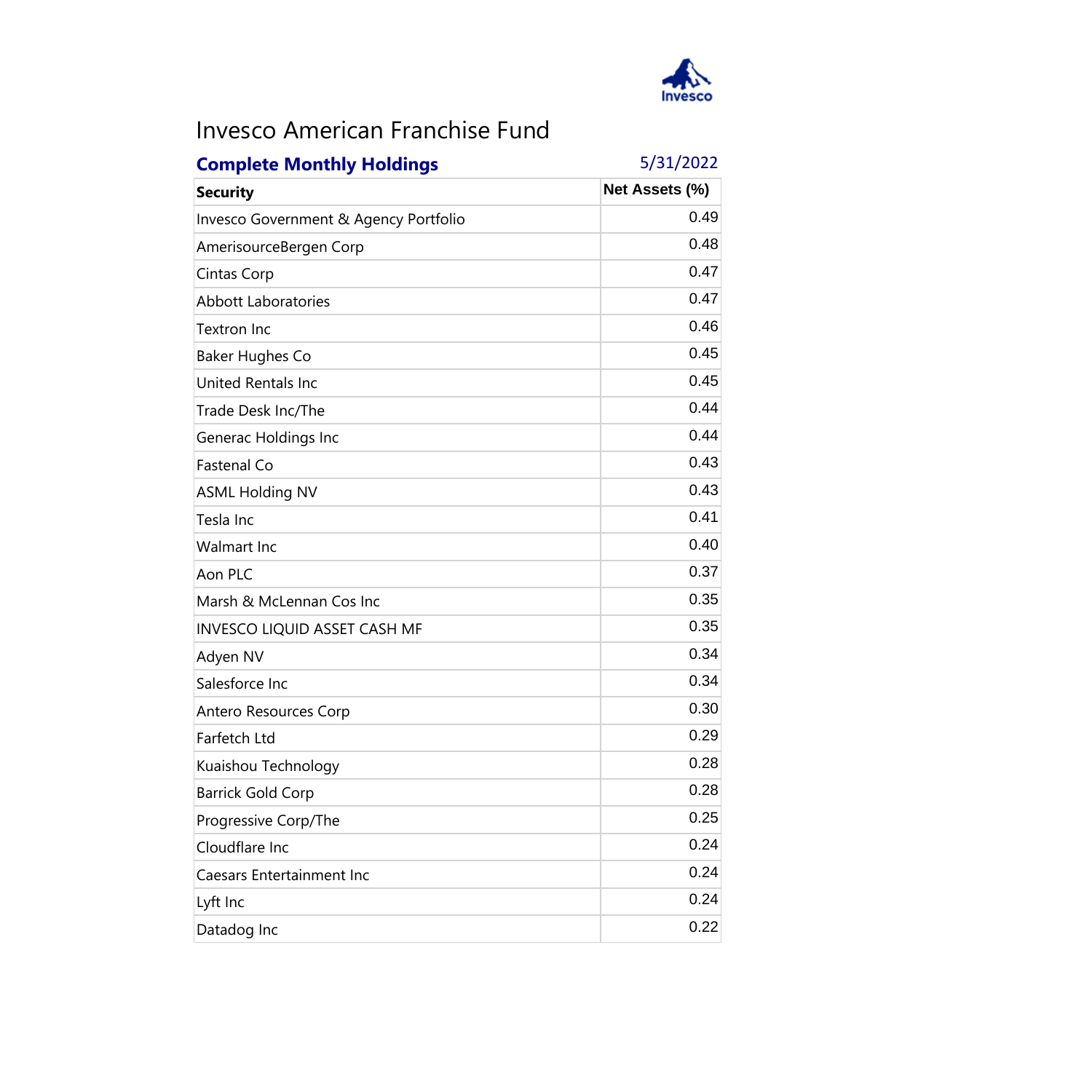# Invesco American Franchise Fund

**Complete Monthly Holdings** 5/31/2022

| Security | Net Assets (%) |
|---|---|
| Invesco Government & Agency Portfolio | 0.49 |
| AmerisourceBergen Corp | 0.48 |
| Cintas Corp | 0.47 |
| Abbott Laboratories | 0.47 |
| Textron Inc | 0.46 |
| Baker Hughes Co | 0.45 |
| United Rentals Inc | 0.45 |
| Trade Desk Inc/The | 0.44 |
| Generac Holdings Inc | 0.44 |
| Fastenal Co | 0.43 |
| ASML Holding NV | 0.43 |
| Tesla Inc | 0.41 |
| Walmart Inc | 0.40 |
| Aon PLC | 0.37 |
| Marsh & McLennan Cos Inc | 0.35 |
| INVESCO LIQUID ASSET CASH MF | 0.35 |
| Adyen NV | 0.34 |
| Salesforce Inc | 0.34 |
| Antero Resources Corp | 0.30 |
| Farfetch Ltd | 0.29 |
| Kuaishou Technology | 0.28 |
| Barrick Gold Corp | 0.28 |
| Progressive Corp/The | 0.25 |
| Cloudflare Inc | 0.24 |
| Caesars Entertainment Inc | 0.24 |
| Lyft Inc | 0.24 |
| Datadog Inc | 0.22 |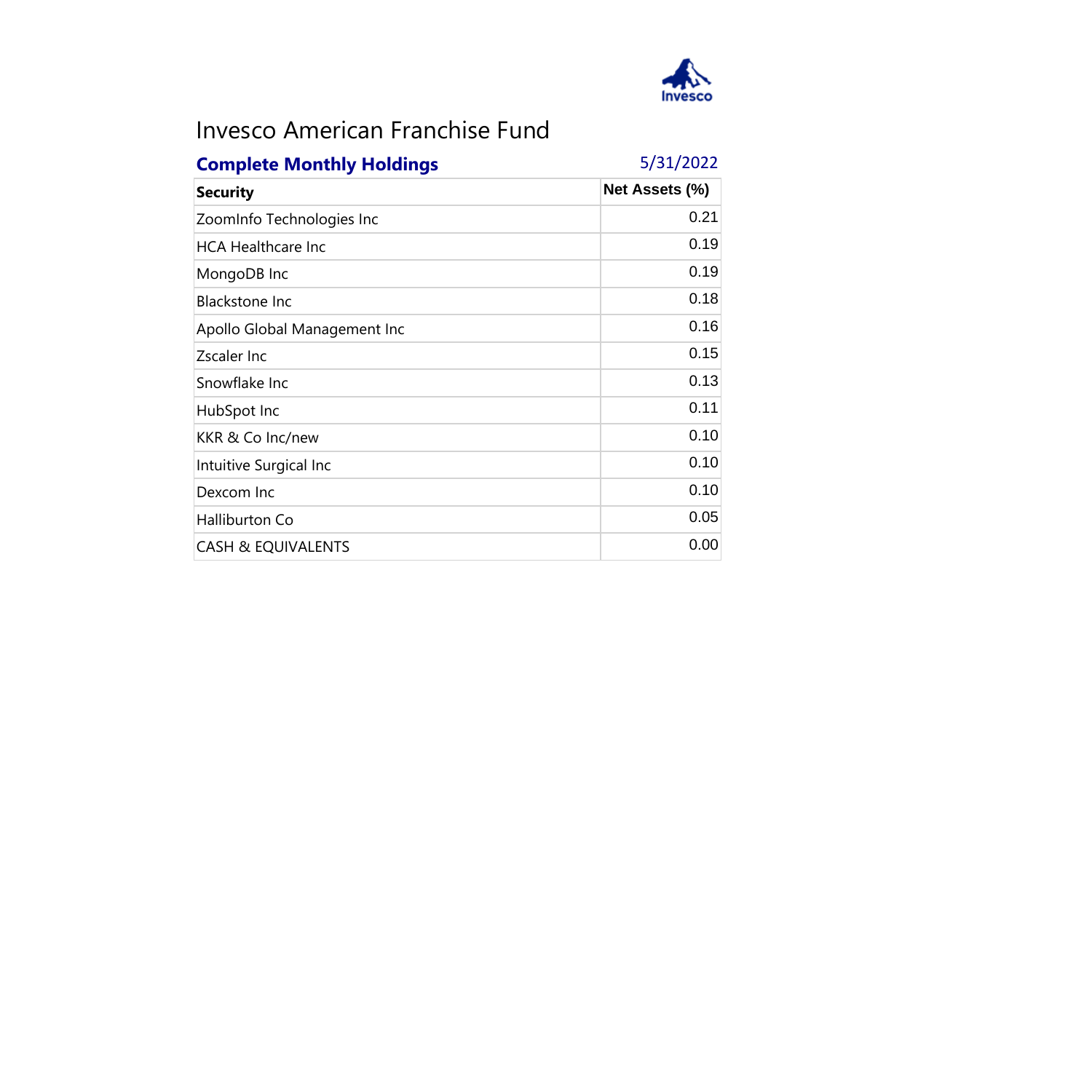# Invesco American Franchise Fund

## Complete Monthly Holdings

5/31/2022

| Security | Net Assets (%) |
|---|---|
| ZoomInfo Technologies Inc | 0.21 |
| HCA Healthcare Inc | 0.19 |
| MongoDB Inc | 0.19 |
| Blackstone Inc | 0.18 |
| Apollo Global Management Inc | 0.16 |
| Zscaler Inc | 0.15 |
| Snowflake Inc | 0.13 |
| HubSpot Inc | 0.11 |
| KKR & Co Inc/new | 0.10 |
| Intuitive Surgical Inc | 0.10 |
| Dexcom Inc | 0.10 |
| Halliburton Co | 0.05 |
| CASH & EQUIVALENTS | 0.00 |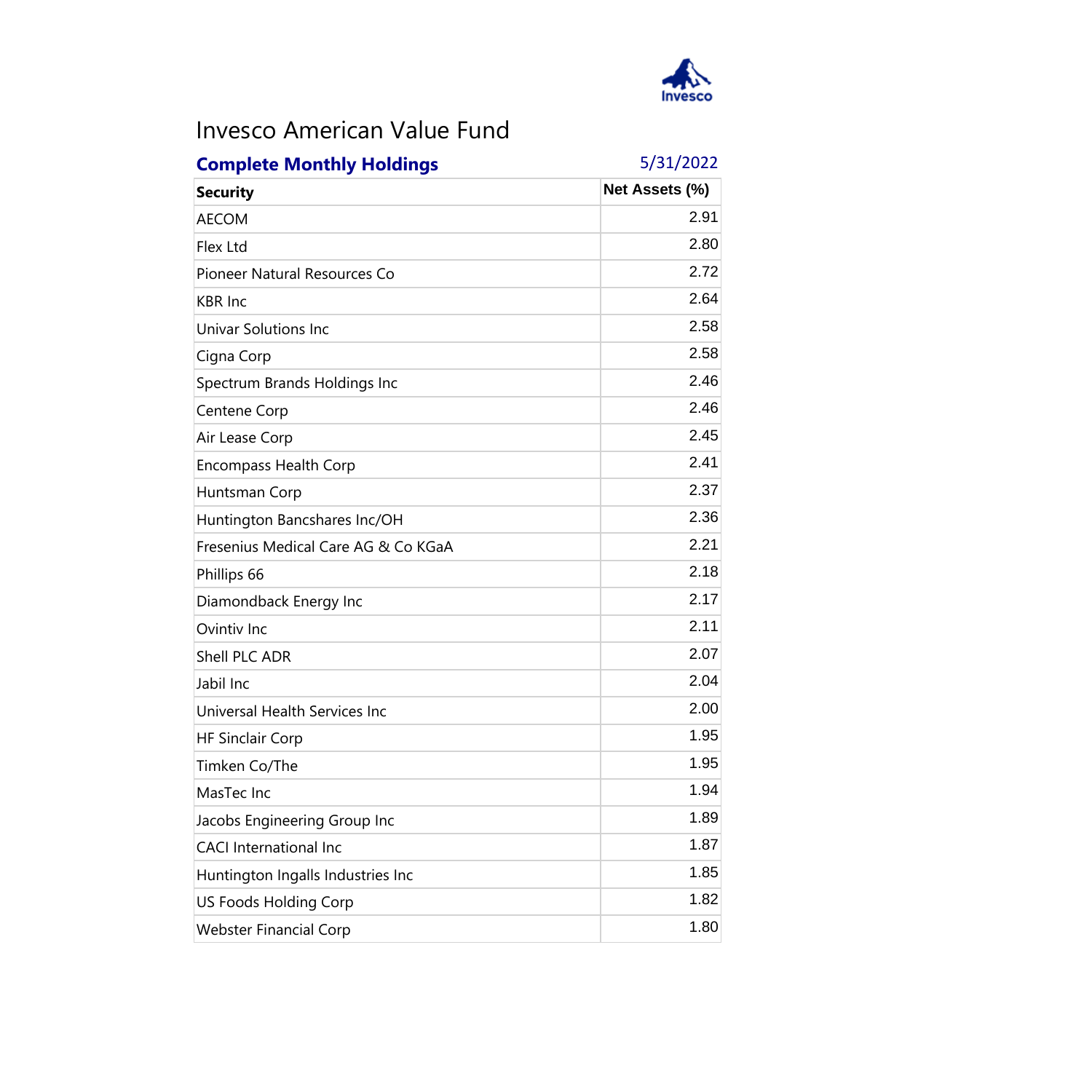# Invesco American Value Fund

**Complete Monthly Holdings** 5/31/2022

| Security | Net Assets (%) |
|---|---|
| AECOM | 2.91 |
| Flex Ltd | 2.80 |
| Pioneer Natural Resources Co | 2.72 |
| KBR Inc | 2.64 |
| Univar Solutions Inc | 2.58 |
| Cigna Corp | 2.58 |
| Spectrum Brands Holdings Inc | 2.46 |
| Centene Corp | 2.46 |
| Air Lease Corp | 2.45 |
| Encompass Health Corp | 2.41 |
| Huntsman Corp | 2.37 |
| Huntington Bancshares Inc/OH | 2.36 |
| Fresenius Medical Care AG & Co KGaA | 2.21 |
| Phillips 66 | 2.18 |
| Diamondback Energy Inc | 2.17 |
| Ovintiv Inc | 2.11 |
| Shell PLC ADR | 2.07 |
| Jabil Inc | 2.04 |
| Universal Health Services Inc | 2.00 |
| HF Sinclair Corp | 1.95 |
| Timken Co/The | 1.95 |
| MasTec Inc | 1.94 |
| Jacobs Engineering Group Inc | 1.89 |
| CACI International Inc | 1.87 |
| Huntington Ingalls Industries Inc | 1.85 |
| US Foods Holding Corp | 1.82 |
| Webster Financial Corp | 1.80 |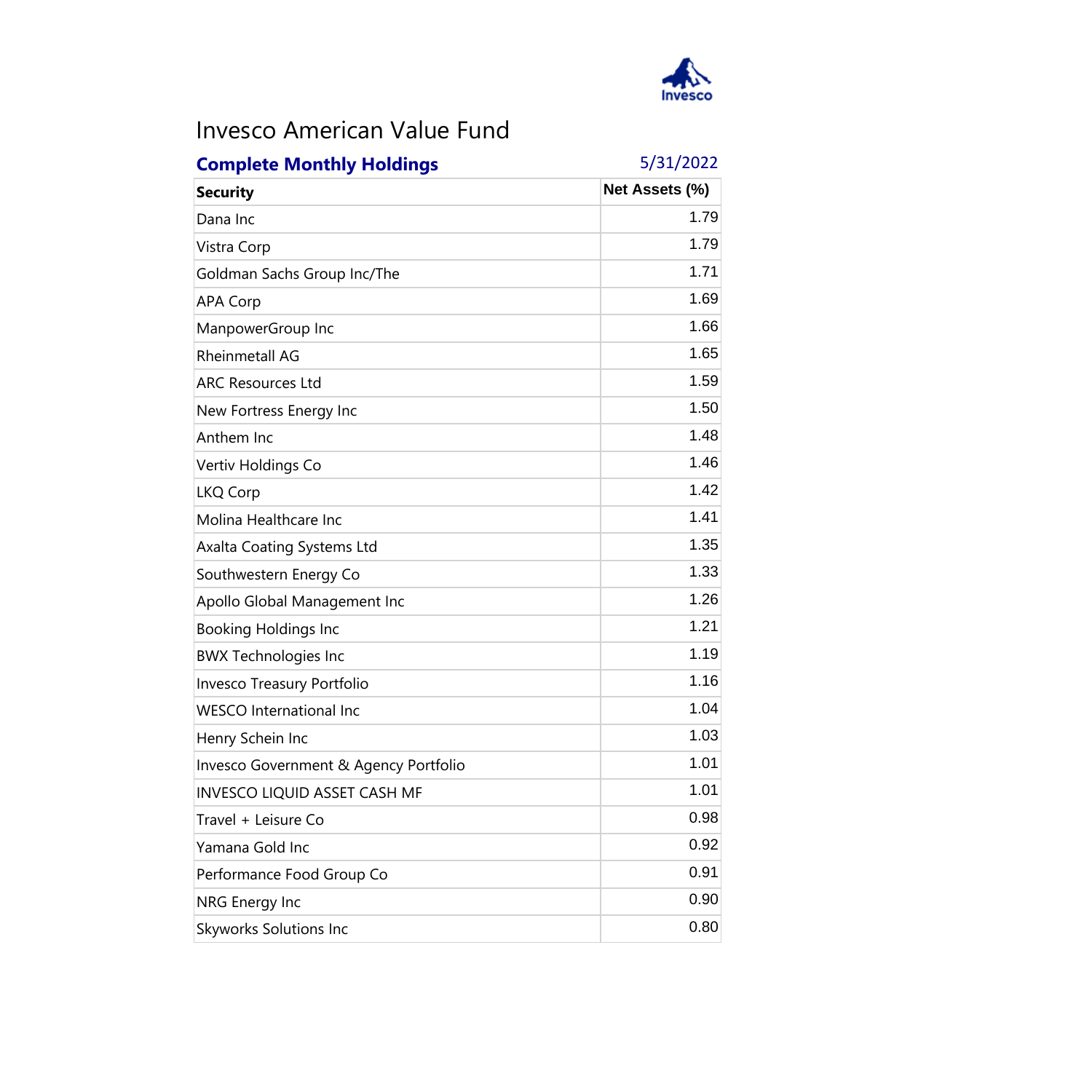# Invesco American Value Fund

**Complete Monthly Holdings** 5/31/2022

| Security | Net Assets (%) |
|---|---|
| Dana Inc | 1.79 |
| Vistra Corp | 1.79 |
| Goldman Sachs Group Inc/The | 1.71 |
| APA Corp | 1.69 |
| ManpowerGroup Inc | 1.66 |
| Rheinmetall AG | 1.65 |
| ARC Resources Ltd | 1.59 |
| New Fortress Energy Inc | 1.50 |
| Anthem Inc | 1.48 |
| Vertiv Holdings Co | 1.46 |
| LKQ Corp | 1.42 |
| Molina Healthcare Inc | 1.41 |
| Axalta Coating Systems Ltd | 1.35 |
| Southwestern Energy Co | 1.33 |
| Apollo Global Management Inc | 1.26 |
| Booking Holdings Inc | 1.21 |
| BWX Technologies Inc | 1.19 |
| Invesco Treasury Portfolio | 1.16 |
| WESCO International Inc | 1.04 |
| Henry Schein Inc | 1.03 |
| Invesco Government & Agency Portfolio | 1.01 |
| INVESCO LIQUID ASSET CASH MF | 1.01 |
| Travel + Leisure Co | 0.98 |
| Yamana Gold Inc | 0.92 |
| Performance Food Group Co | 0.91 |
| NRG Energy Inc | 0.90 |
| Skyworks Solutions Inc | 0.80 |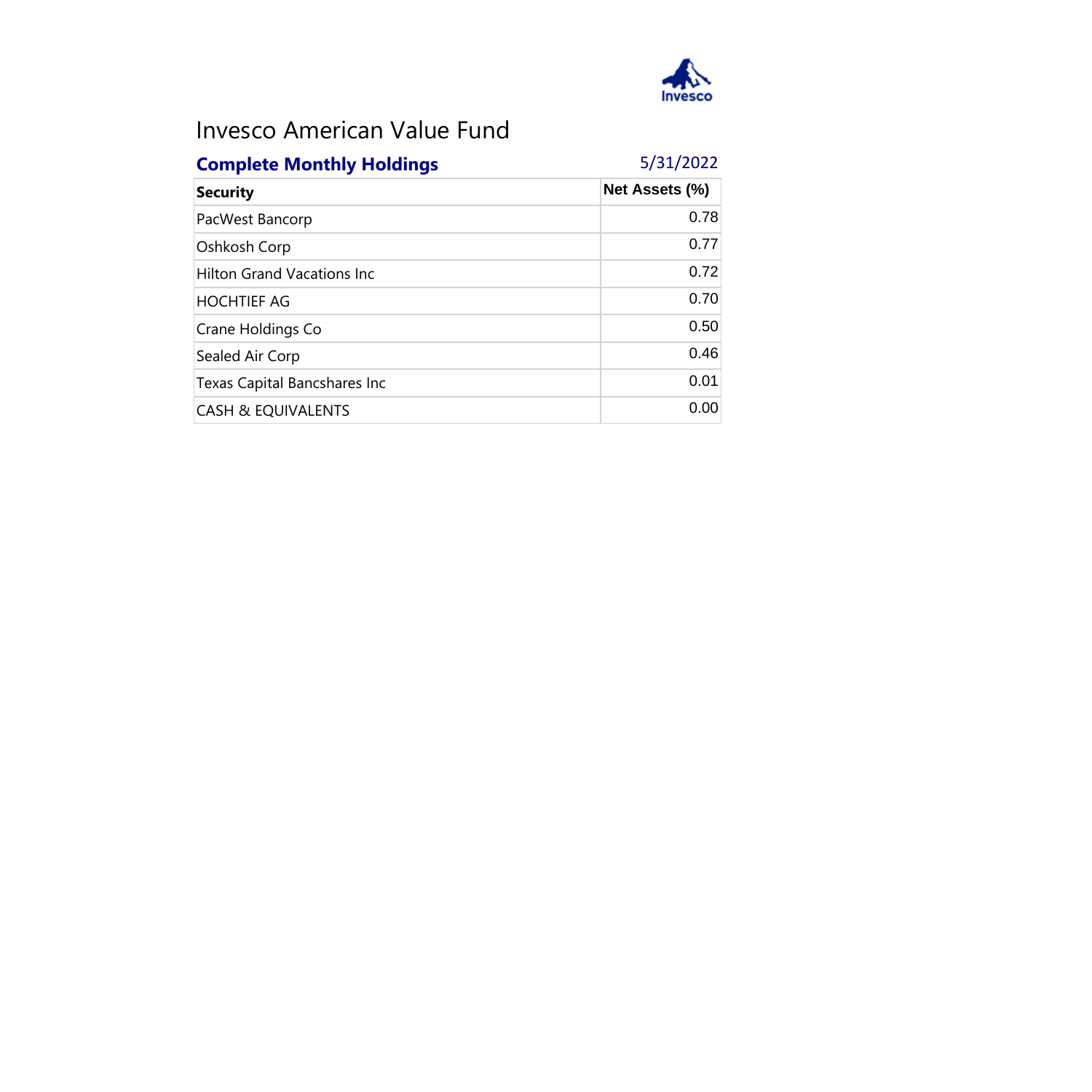# Invesco American Value Fund

## Complete Monthly Holdings

5/31/2022

| Security | Net Assets (%) |
|---|---|
| PacWest Bancorp | 0.78 |
| Oshkosh Corp | 0.77 |
| Hilton Grand Vacations Inc | 0.72 |
| HOCHTIEF AG | 0.70 |
| Crane Holdings Co | 0.50 |
| Sealed Air Corp | 0.46 |
| Texas Capital Bancshares Inc | 0.01 |
| CASH & EQUIVALENTS | 0.00 |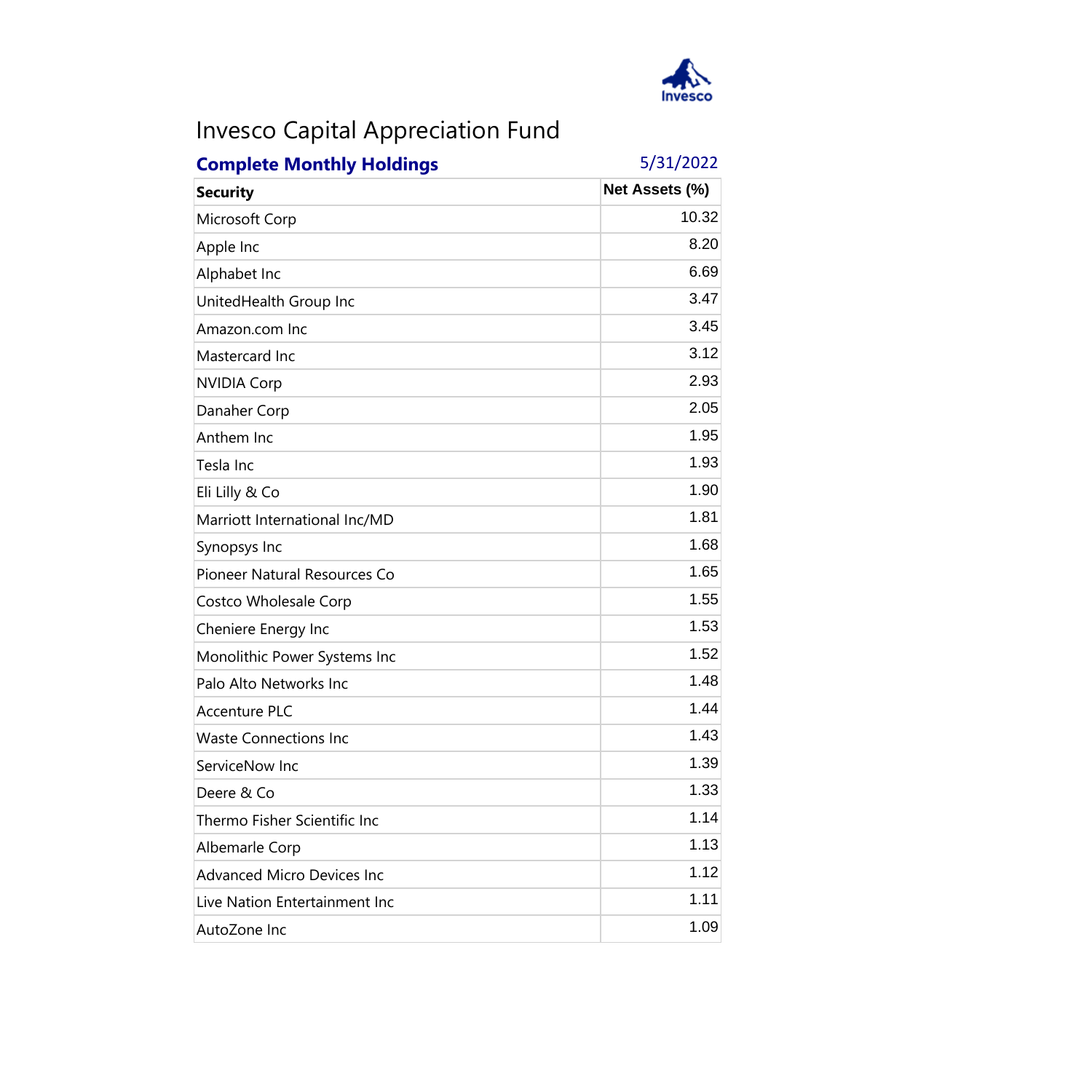# Invesco Capital Appreciation Fund

**Complete Monthly Holdings** 5/31/2022

| Security | Net Assets (%) |
|---|---|
| Microsoft Corp | 10.32 |
| Apple Inc | 8.20 |
| Alphabet Inc | 6.69 |
| UnitedHealth Group Inc | 3.47 |
| Amazon.com Inc | 3.45 |
| Mastercard Inc | 3.12 |
| NVIDIA Corp | 2.93 |
| Danaher Corp | 2.05 |
| Anthem Inc | 1.95 |
| Tesla Inc | 1.93 |
| Eli Lilly & Co | 1.90 |
| Marriott International Inc/MD | 1.81 |
| Synopsys Inc | 1.68 |
| Pioneer Natural Resources Co | 1.65 |
| Costco Wholesale Corp | 1.55 |
| Cheniere Energy Inc | 1.53 |
| Monolithic Power Systems Inc | 1.52 |
| Palo Alto Networks Inc | 1.48 |
| Accenture PLC | 1.44 |
| Waste Connections Inc | 1.43 |
| ServiceNow Inc | 1.39 |
| Deere & Co | 1.33 |
| Thermo Fisher Scientific Inc | 1.14 |
| Albemarle Corp | 1.13 |
| Advanced Micro Devices Inc | 1.12 |
| Live Nation Entertainment Inc | 1.11 |
| AutoZone Inc | 1.09 |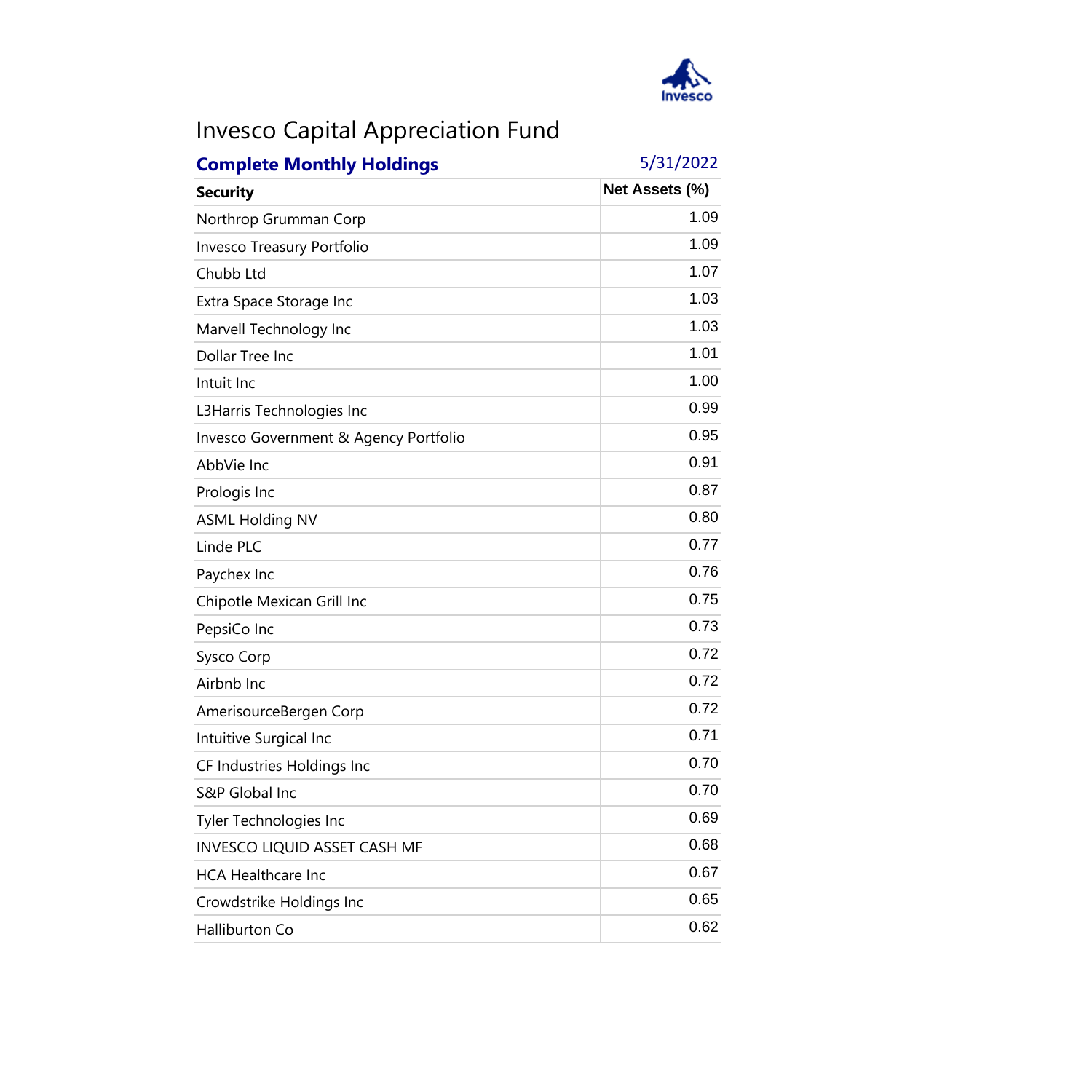# Invesco Capital Appreciation Fund

**Complete Monthly Holdings** 5/31/2022

| Security | Net Assets (%) |
|---|---|
| Northrop Grumman Corp | 1.09 |
| Invesco Treasury Portfolio | 1.09 |
| Chubb Ltd | 1.07 |
| Extra Space Storage Inc | 1.03 |
| Marvell Technology Inc | 1.03 |
| Dollar Tree Inc | 1.01 |
| Intuit Inc | 1.00 |
| L3Harris Technologies Inc | 0.99 |
| Invesco Government & Agency Portfolio | 0.95 |
| AbbVie Inc | 0.91 |
| Prologis Inc | 0.87 |
| ASML Holding NV | 0.80 |
| Linde PLC | 0.77 |
| Paychex Inc | 0.76 |
| Chipotle Mexican Grill Inc | 0.75 |
| PepsiCo Inc | 0.73 |
| Sysco Corp | 0.72 |
| Airbnb Inc | 0.72 |
| AmerisourceBergen Corp | 0.72 |
| Intuitive Surgical Inc | 0.71 |
| CF Industries Holdings Inc | 0.70 |
| S&P Global Inc | 0.70 |
| Tyler Technologies Inc | 0.69 |
| INVESCO LIQUID ASSET CASH MF | 0.68 |
| HCA Healthcare Inc | 0.67 |
| Crowdstrike Holdings Inc | 0.65 |
| Halliburton Co | 0.62 |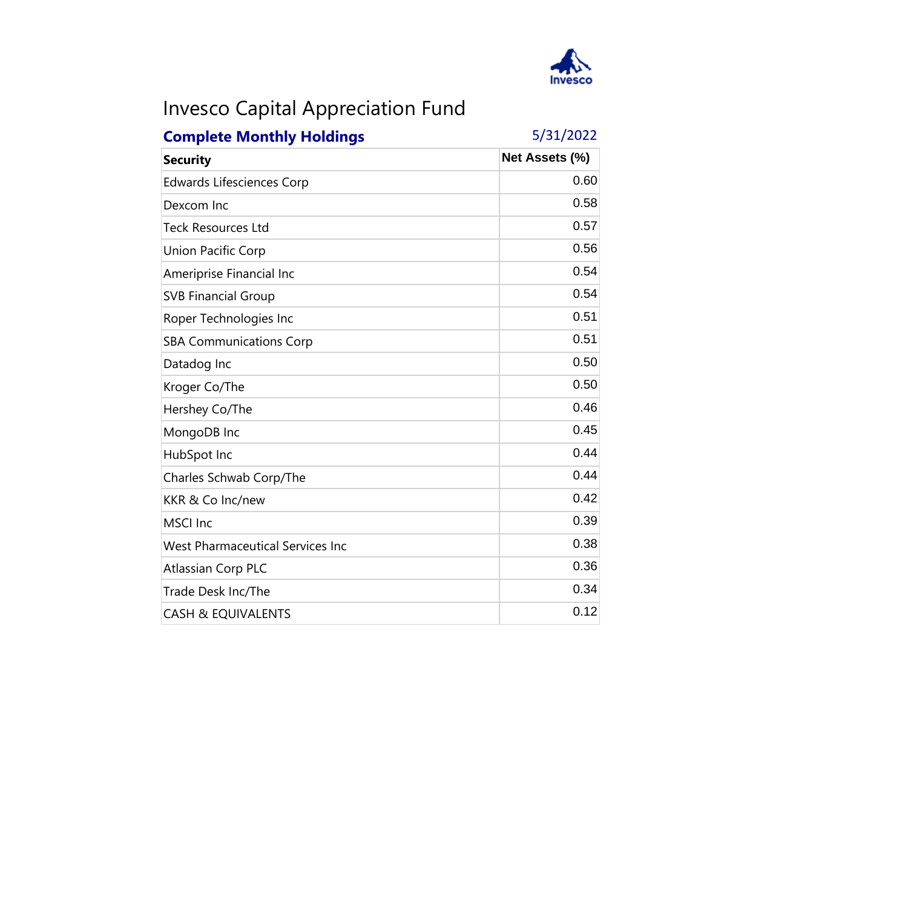# Invesco Capital Appreciation Fund

**Complete Monthly Holdings** 5/31/2022

| Security | Net Assets (%) |
|---|---|
| Edwards Lifesciences Corp | 0.60 |
| Dexcom Inc | 0.58 |
| Teck Resources Ltd | 0.57 |
| Union Pacific Corp | 0.56 |
| Ameriprise Financial Inc | 0.54 |
| SVB Financial Group | 0.54 |
| Roper Technologies Inc | 0.51 |
| SBA Communications Corp | 0.51 |
| Datadog Inc | 0.50 |
| Kroger Co/The | 0.50 |
| Hershey Co/The | 0.46 |
| MongoDB Inc | 0.45 |
| HubSpot Inc | 0.44 |
| Charles Schwab Corp/The | 0.44 |
| KKR & Co Inc/new | 0.42 |
| MSCI Inc | 0.39 |
| West Pharmaceutical Services Inc | 0.38 |
| Atlassian Corp PLC | 0.36 |
| Trade Desk Inc/The | 0.34 |
| CASH & EQUIVALENTS | 0.12 |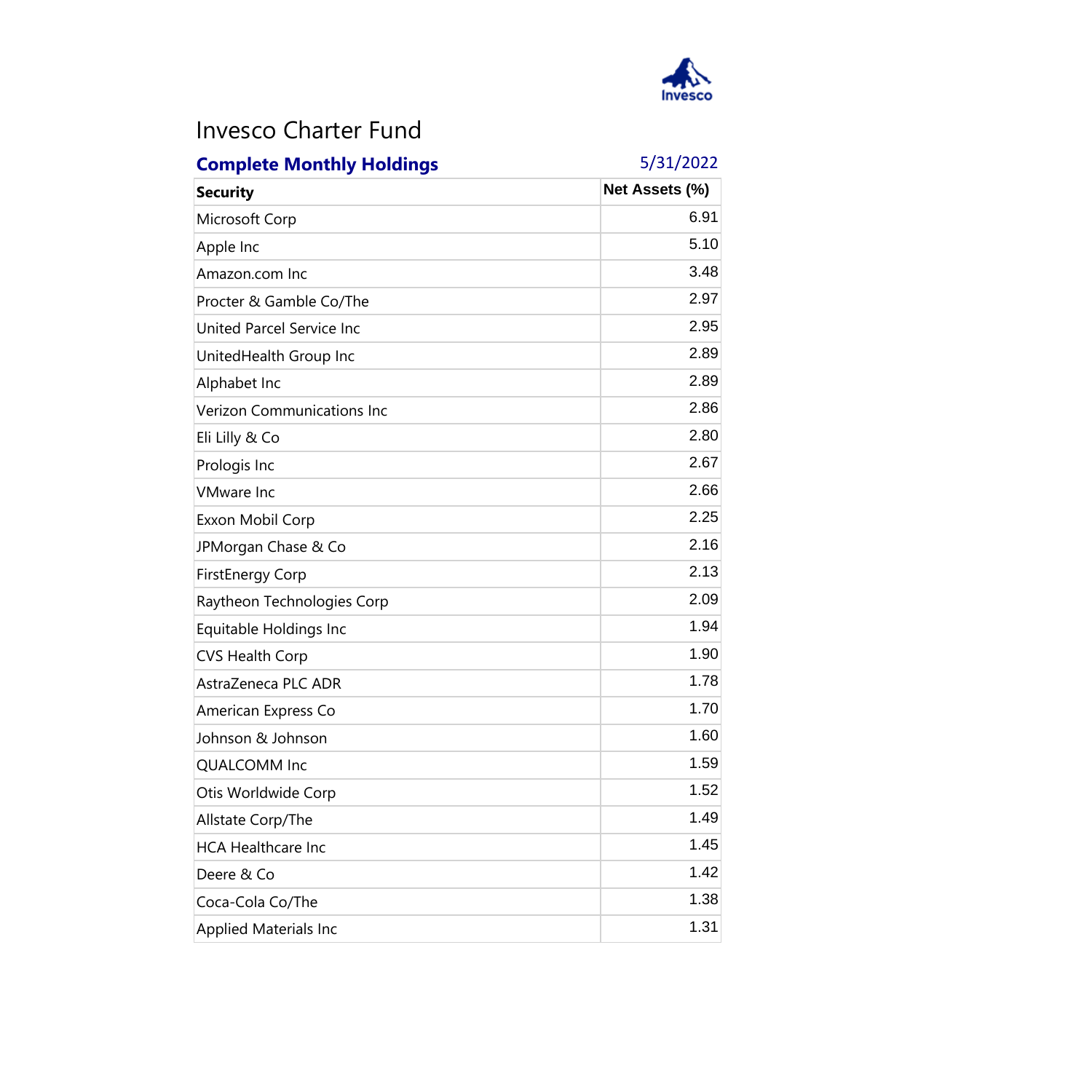# Invesco Charter Fund

**Complete Monthly Holdings** 5/31/2022

| Security | Net Assets (%) |
|---|---|
| Microsoft Corp | 6.91 |
| Apple Inc | 5.10 |
| Amazon.com Inc | 3.48 |
| Procter & Gamble Co/The | 2.97 |
| United Parcel Service Inc | 2.95 |
| UnitedHealth Group Inc | 2.89 |
| Alphabet Inc | 2.89 |
| Verizon Communications Inc | 2.86 |
| Eli Lilly & Co | 2.80 |
| Prologis Inc | 2.67 |
| VMware Inc | 2.66 |
| Exxon Mobil Corp | 2.25 |
| JPMorgan Chase & Co | 2.16 |
| FirstEnergy Corp | 2.13 |
| Raytheon Technologies Corp | 2.09 |
| Equitable Holdings Inc | 1.94 |
| CVS Health Corp | 1.90 |
| AstraZeneca PLC ADR | 1.78 |
| American Express Co | 1.70 |
| Johnson & Johnson | 1.60 |
| QUALCOMM Inc | 1.59 |
| Otis Worldwide Corp | 1.52 |
| Allstate Corp/The | 1.49 |
| HCA Healthcare Inc | 1.45 |
| Deere & Co | 1.42 |
| Coca-Cola Co/The | 1.38 |
| Applied Materials Inc | 1.31 |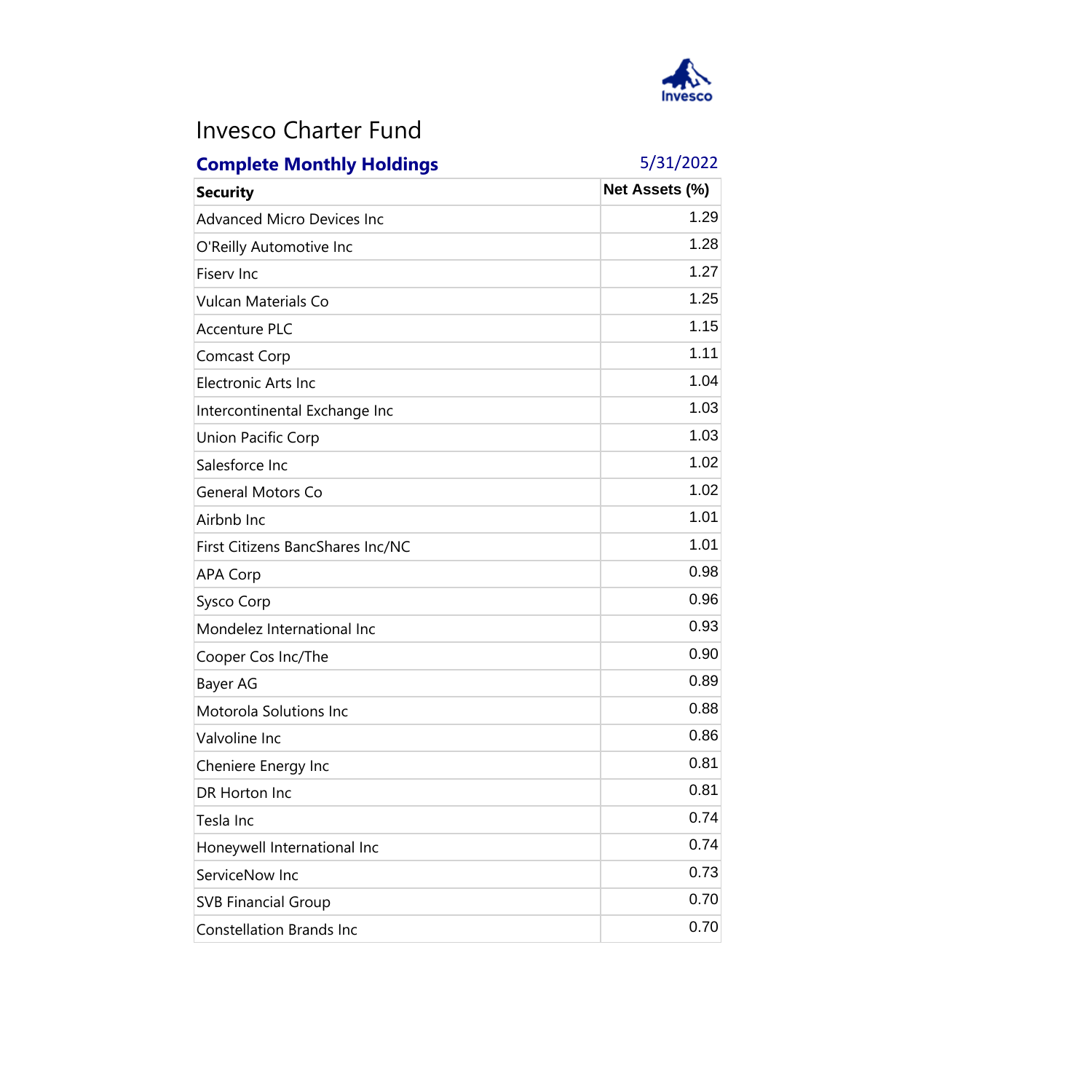# Invesco Charter Fund

**Complete Monthly Holdings** 5/31/2022

| Security | Net Assets (%) |
|---|---|
| Advanced Micro Devices Inc | 1.29 |
| O'Reilly Automotive Inc | 1.28 |
| Fiserv Inc | 1.27 |
| Vulcan Materials Co | 1.25 |
| Accenture PLC | 1.15 |
| Comcast Corp | 1.11 |
| Electronic Arts Inc | 1.04 |
| Intercontinental Exchange Inc | 1.03 |
| Union Pacific Corp | 1.03 |
| Salesforce Inc | 1.02 |
| General Motors Co | 1.02 |
| Airbnb Inc | 1.01 |
| First Citizens BancShares Inc/NC | 1.01 |
| APA Corp | 0.98 |
| Sysco Corp | 0.96 |
| Mondelez International Inc | 0.93 |
| Cooper Cos Inc/The | 0.90 |
| Bayer AG | 0.89 |
| Motorola Solutions Inc | 0.88 |
| Valvoline Inc | 0.86 |
| Cheniere Energy Inc | 0.81 |
| DR Horton Inc | 0.81 |
| Tesla Inc | 0.74 |
| Honeywell International Inc | 0.74 |
| ServiceNow Inc | 0.73 |
| SVB Financial Group | 0.70 |
| Constellation Brands Inc | 0.70 |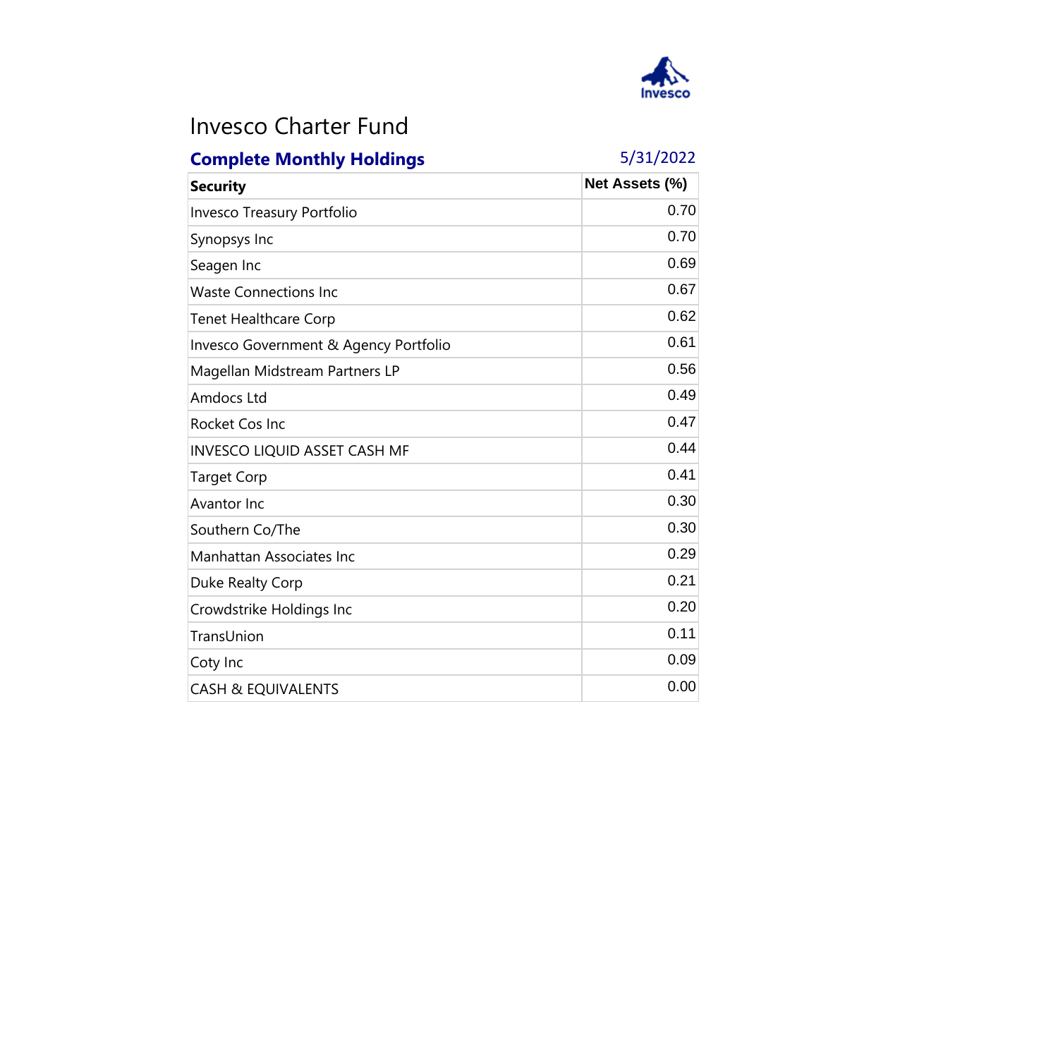# Invesco Charter Fund

**Complete Monthly Holdings** 5/31/2022

| Security | Net Assets (%) |
|---|---|
| Invesco Treasury Portfolio | 0.70 |
| Synopsys Inc | 0.70 |
| Seagen Inc | 0.69 |
| Waste Connections Inc | 0.67 |
| Tenet Healthcare Corp | 0.62 |
| Invesco Government & Agency Portfolio | 0.61 |
| Magellan Midstream Partners LP | 0.56 |
| Amdocs Ltd | 0.49 |
| Rocket Cos Inc | 0.47 |
| INVESCO LIQUID ASSET CASH MF | 0.44 |
| Target Corp | 0.41 |
| Avantor Inc | 0.30 |
| Southern Co/The | 0.30 |
| Manhattan Associates Inc | 0.29 |
| Duke Realty Corp | 0.21 |
| Crowdstrike Holdings Inc | 0.20 |
| TransUnion | 0.11 |
| Coty Inc | 0.09 |
| CASH & EQUIVALENTS | 0.00 |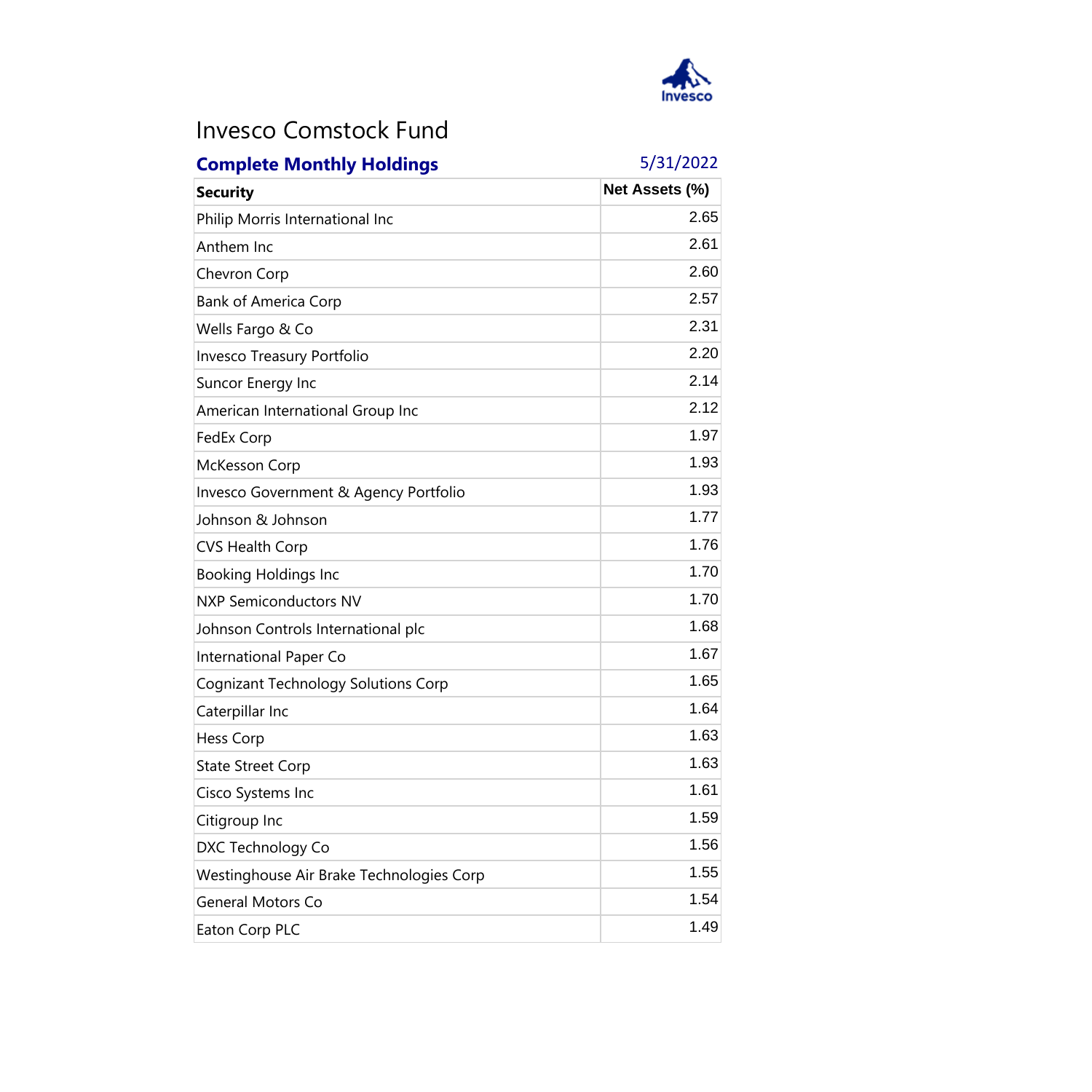# Invesco Comstock Fund

## Complete Monthly Holdings

5/31/2022

| Security | Net Assets (%) |
|---|---|
| Philip Morris International Inc | 2.65 |
| Anthem Inc | 2.61 |
| Chevron Corp | 2.60 |
| Bank of America Corp | 2.57 |
| Wells Fargo & Co | 2.31 |
| Invesco Treasury Portfolio | 2.20 |
| Suncor Energy Inc | 2.14 |
| American International Group Inc | 2.12 |
| FedEx Corp | 1.97 |
| McKesson Corp | 1.93 |
| Invesco Government & Agency Portfolio | 1.93 |
| Johnson & Johnson | 1.77 |
| CVS Health Corp | 1.76 |
| Booking Holdings Inc | 1.70 |
| NXP Semiconductors NV | 1.70 |
| Johnson Controls International plc | 1.68 |
| International Paper Co | 1.67 |
| Cognizant Technology Solutions Corp | 1.65 |
| Caterpillar Inc | 1.64 |
| Hess Corp | 1.63 |
| State Street Corp | 1.63 |
| Cisco Systems Inc | 1.61 |
| Citigroup Inc | 1.59 |
| DXC Technology Co | 1.56 |
| Westinghouse Air Brake Technologies Corp | 1.55 |
| General Motors Co | 1.54 |
| Eaton Corp PLC | 1.49 |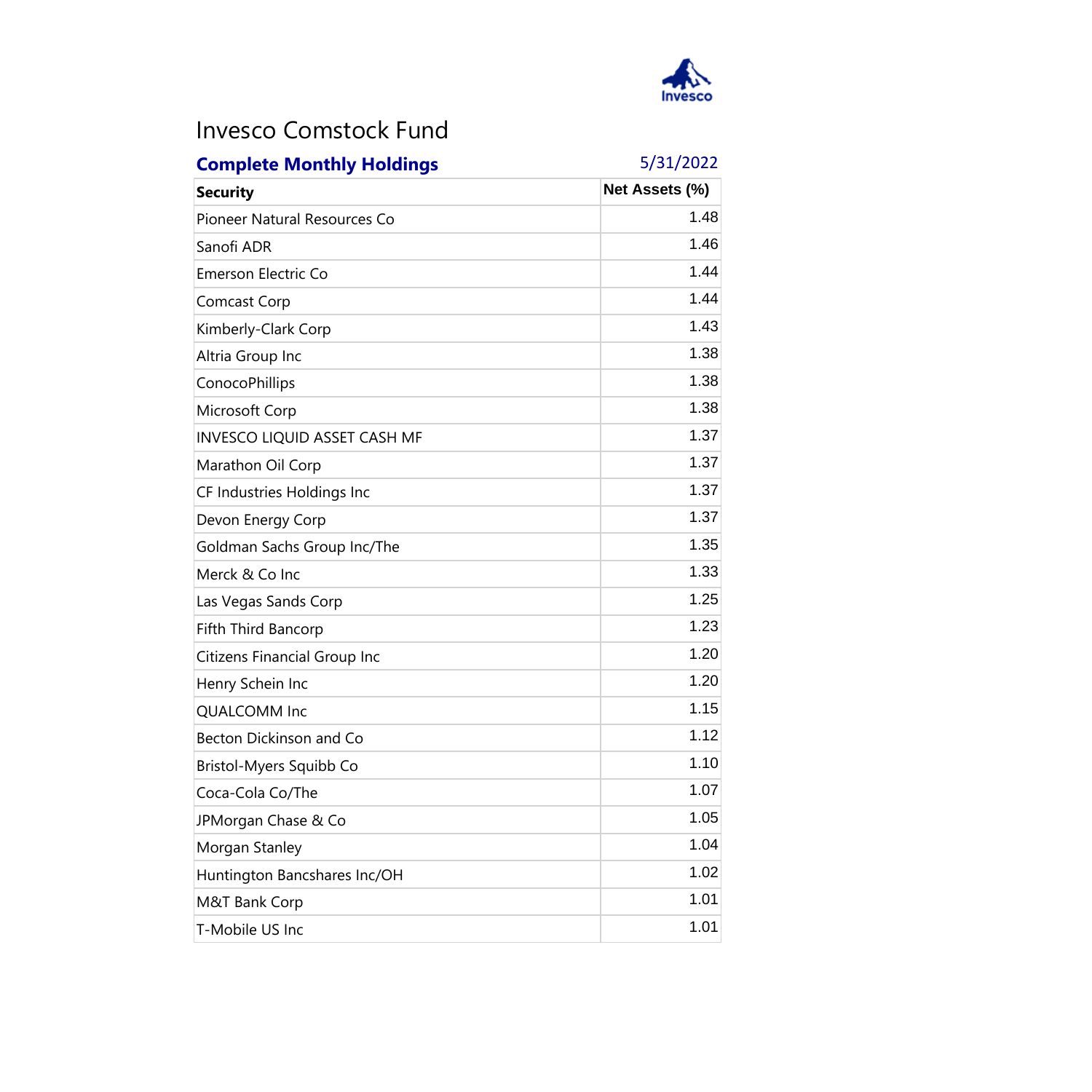# Invesco Comstock Fund

**Complete Monthly Holdings** 5/31/2022

| Security | Net Assets (%) |
|---|---|
| Pioneer Natural Resources Co | 1.48 |
| Sanofi ADR | 1.46 |
| Emerson Electric Co | 1.44 |
| Comcast Corp | 1.44 |
| Kimberly-Clark Corp | 1.43 |
| Altria Group Inc | 1.38 |
| ConocoPhillips | 1.38 |
| Microsoft Corp | 1.38 |
| INVESCO LIQUID ASSET CASH MF | 1.37 |
| Marathon Oil Corp | 1.37 |
| CF Industries Holdings Inc | 1.37 |
| Devon Energy Corp | 1.37 |
| Goldman Sachs Group Inc/The | 1.35 |
| Merck & Co Inc | 1.33 |
| Las Vegas Sands Corp | 1.25 |
| Fifth Third Bancorp | 1.23 |
| Citizens Financial Group Inc | 1.20 |
| Henry Schein Inc | 1.20 |
| QUALCOMM Inc | 1.15 |
| Becton Dickinson and Co | 1.12 |
| Bristol-Myers Squibb Co | 1.10 |
| Coca-Cola Co/The | 1.07 |
| JPMorgan Chase & Co | 1.05 |
| Morgan Stanley | 1.04 |
| Huntington Bancshares Inc/OH | 1.02 |
| M&T Bank Corp | 1.01 |
| T-Mobile US Inc | 1.01 |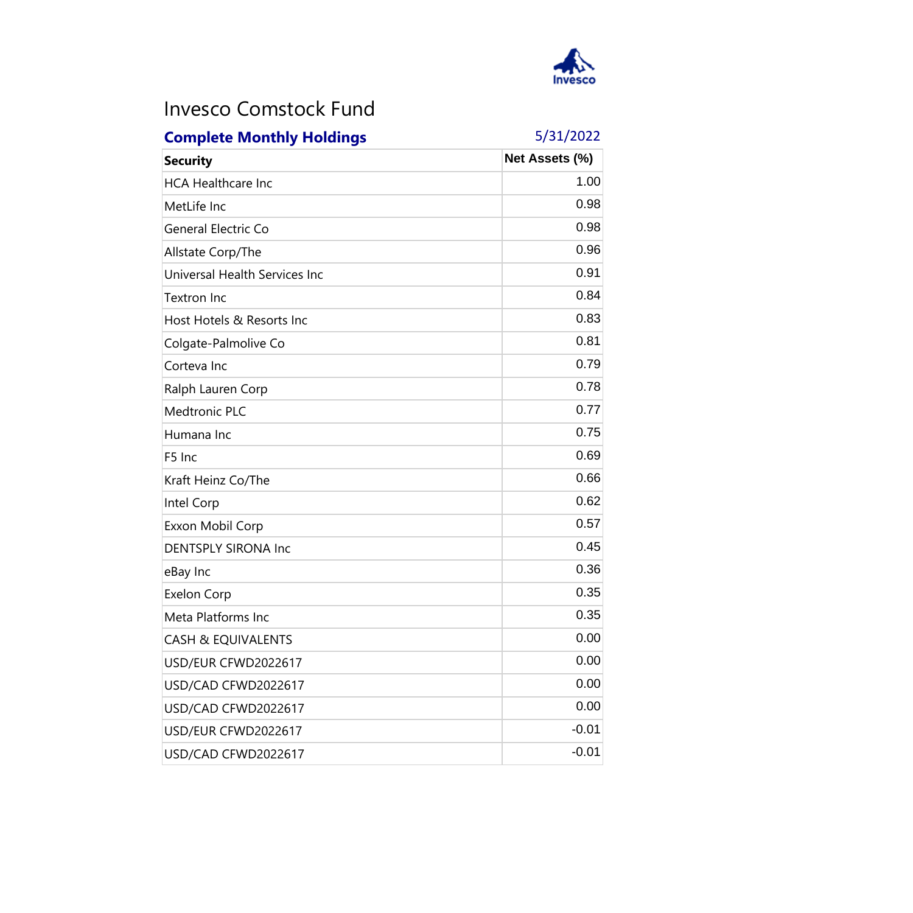# Invesco Comstock Fund

**Complete Monthly Holdings** 5/31/2022

| Security | Net Assets (%) |
|---|---|
| HCA Healthcare Inc | 1.00 |
| MetLife Inc | 0.98 |
| General Electric Co | 0.98 |
| Allstate Corp/The | 0.96 |
| Universal Health Services Inc | 0.91 |
| Textron Inc | 0.84 |
| Host Hotels & Resorts Inc | 0.83 |
| Colgate-Palmolive Co | 0.81 |
| Corteva Inc | 0.79 |
| Ralph Lauren Corp | 0.78 |
| Medtronic PLC | 0.77 |
| Humana Inc | 0.75 |
| F5 Inc | 0.69 |
| Kraft Heinz Co/The | 0.66 |
| Intel Corp | 0.62 |
| Exxon Mobil Corp | 0.57 |
| DENTSPLY SIRONA Inc | 0.45 |
| eBay Inc | 0.36 |
| Exelon Corp | 0.35 |
| Meta Platforms Inc | 0.35 |
| CASH & EQUIVALENTS | 0.00 |
| USD/EUR CFWD2022617 | 0.00 |
| USD/CAD CFWD2022617 | 0.00 |
| USD/CAD CFWD2022617 | 0.00 |
| USD/EUR CFWD2022617 | -0.01 |
| USD/CAD CFWD2022617 | -0.01 |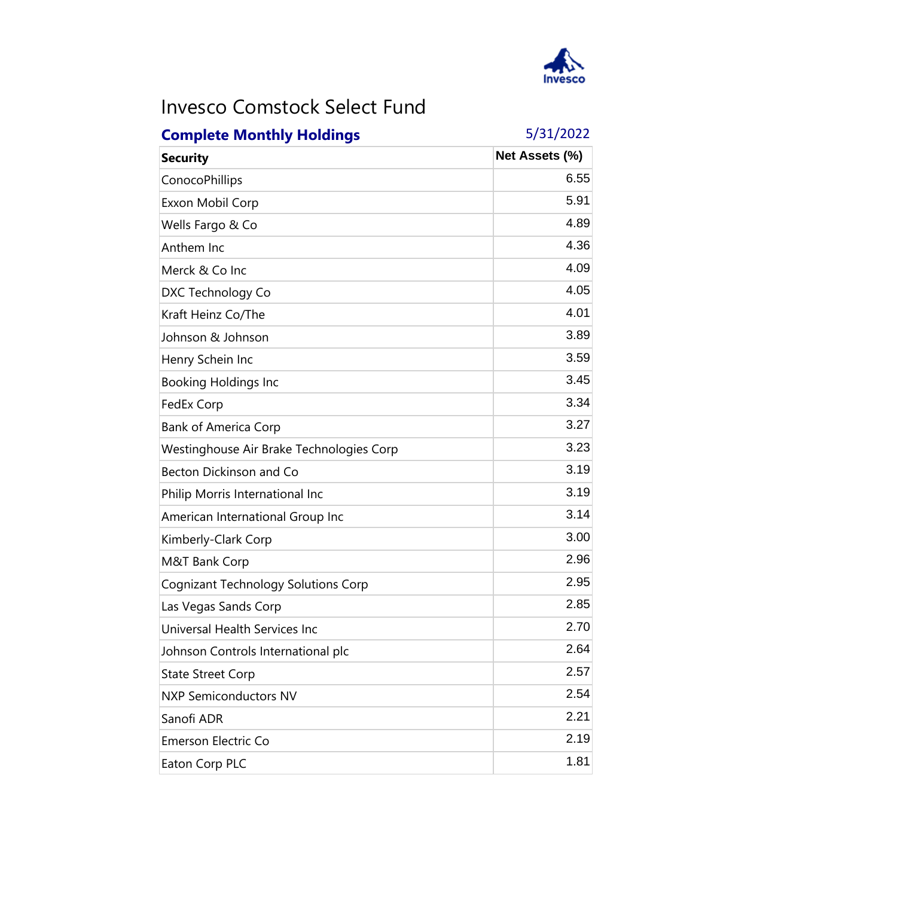# Invesco Comstock Select Fund

**Complete Monthly Holdings** 5/31/2022

| Security | Net Assets (%) |
|---|---|
| ConocoPhillips | 6.55 |
| Exxon Mobil Corp | 5.91 |
| Wells Fargo & Co | 4.89 |
| Anthem Inc | 4.36 |
| Merck & Co Inc | 4.09 |
| DXC Technology Co | 4.05 |
| Kraft Heinz Co/The | 4.01 |
| Johnson & Johnson | 3.89 |
| Henry Schein Inc | 3.59 |
| Booking Holdings Inc | 3.45 |
| FedEx Corp | 3.34 |
| Bank of America Corp | 3.27 |
| Westinghouse Air Brake Technologies Corp | 3.23 |
| Becton Dickinson and Co | 3.19 |
| Philip Morris International Inc | 3.19 |
| American International Group Inc | 3.14 |
| Kimberly-Clark Corp | 3.00 |
| M&T Bank Corp | 2.96 |
| Cognizant Technology Solutions Corp | 2.95 |
| Las Vegas Sands Corp | 2.85 |
| Universal Health Services Inc | 2.70 |
| Johnson Controls International plc | 2.64 |
| State Street Corp | 2.57 |
| NXP Semiconductors NV | 2.54 |
| Sanofi ADR | 2.21 |
| Emerson Electric Co | 2.19 |
| Eaton Corp PLC | 1.81 |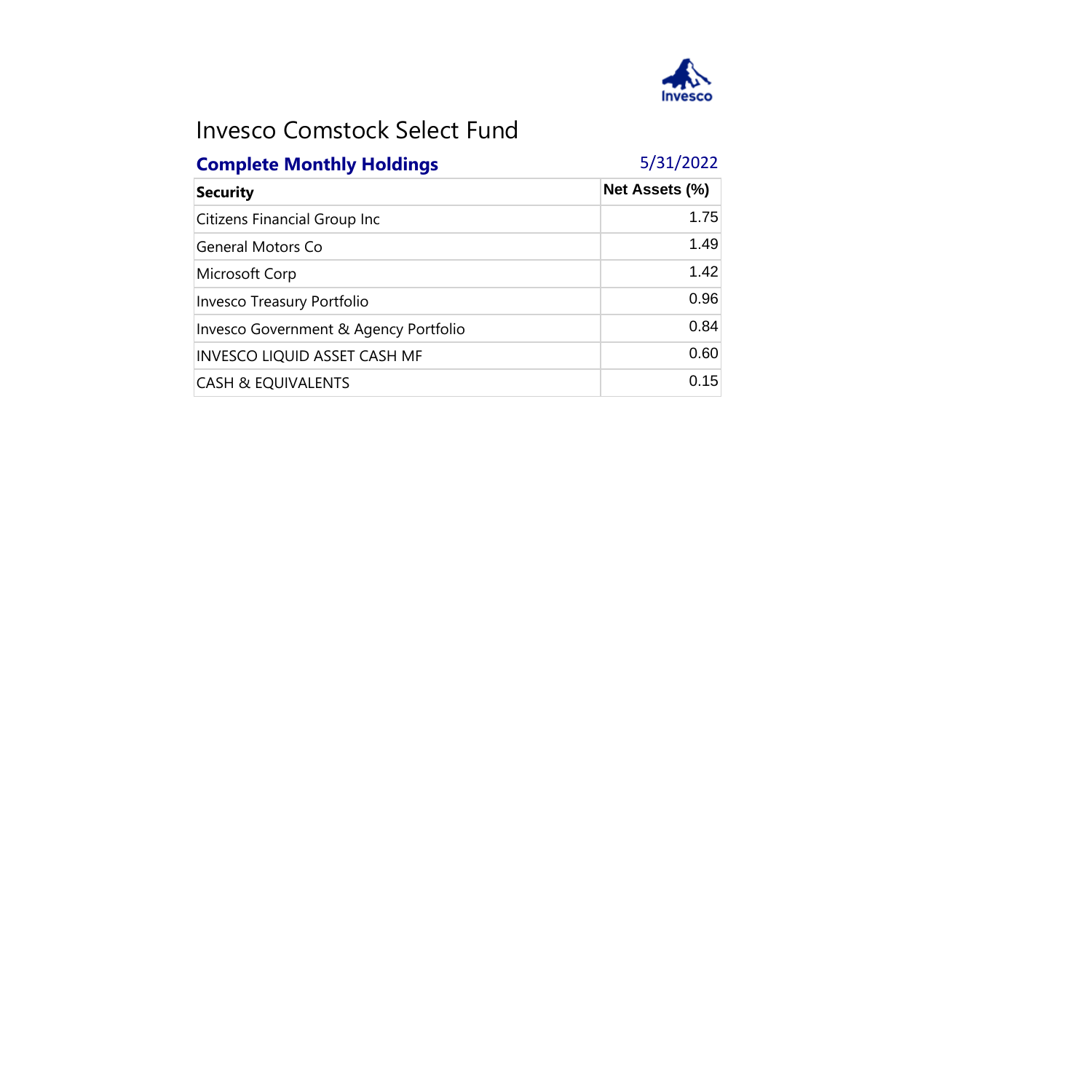# Invesco Comstock Select Fund

## Complete Monthly Holdings

5/31/2022

| Security | Net Assets (%) |
| --- | --- |
| Citizens Financial Group Inc | 1.75 |
| General Motors Co | 1.49 |
| Microsoft Corp | 1.42 |
| Invesco Treasury Portfolio | 0.96 |
| Invesco Government & Agency Portfolio | 0.84 |
| INVESCO LIQUID ASSET CASH MF | 0.60 |
| CASH & EQUIVALENTS | 0.15 |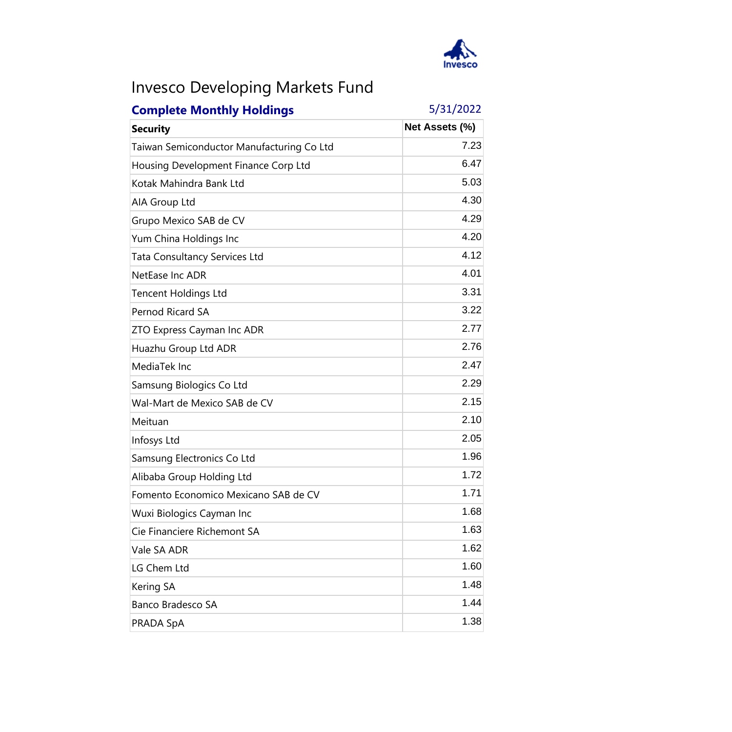# Invesco Developing Markets Fund

**Complete Monthly Holdings** 5/31/2022

| Security | Net Assets (%) |
|---|---|
| Taiwan Semiconductor Manufacturing Co Ltd | 7.23 |
| Housing Development Finance Corp Ltd | 6.47 |
| Kotak Mahindra Bank Ltd | 5.03 |
| AIA Group Ltd | 4.30 |
| Grupo Mexico SAB de CV | 4.29 |
| Yum China Holdings Inc | 4.20 |
| Tata Consultancy Services Ltd | 4.12 |
| NetEase Inc ADR | 4.01 |
| Tencent Holdings Ltd | 3.31 |
| Pernod Ricard SA | 3.22 |
| ZTO Express Cayman Inc ADR | 2.77 |
| Huazhu Group Ltd ADR | 2.76 |
| MediaTek Inc | 2.47 |
| Samsung Biologics Co Ltd | 2.29 |
| Wal-Mart de Mexico SAB de CV | 2.15 |
| Meituan | 2.10 |
| Infosys Ltd | 2.05 |
| Samsung Electronics Co Ltd | 1.96 |
| Alibaba Group Holding Ltd | 1.72 |
| Fomento Economico Mexicano SAB de CV | 1.71 |
| Wuxi Biologics Cayman Inc | 1.68 |
| Cie Financiere Richemont SA | 1.63 |
| Vale SA ADR | 1.62 |
| LG Chem Ltd | 1.60 |
| Kering SA | 1.48 |
| Banco Bradesco SA | 1.44 |
| PRADA SpA | 1.38 |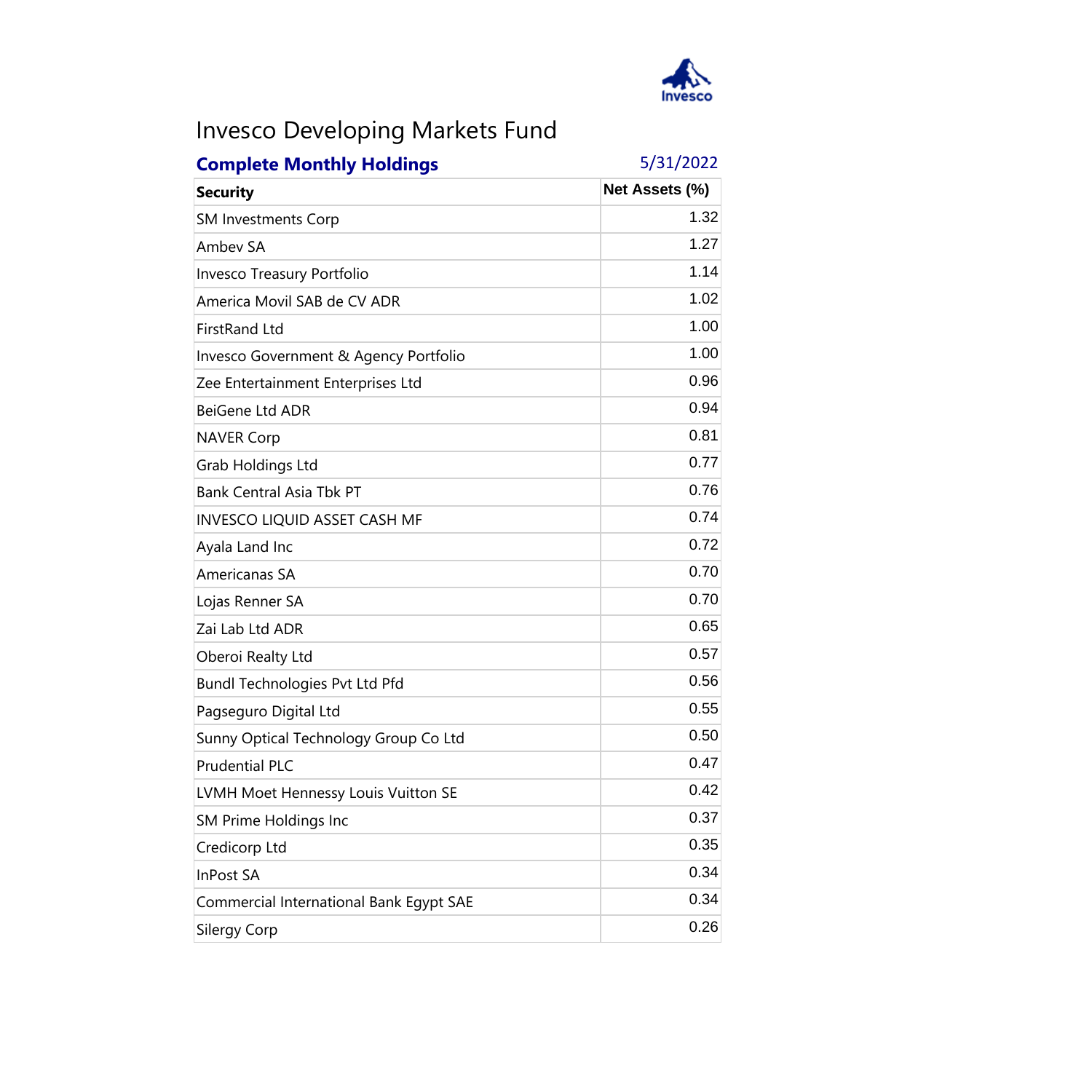# Invesco Developing Markets Fund

## Complete Monthly Holdings

5/31/2022

| Security | Net Assets (%) |
|---|---|
| SM Investments Corp | 1.32 |
| Ambev SA | 1.27 |
| Invesco Treasury Portfolio | 1.14 |
| America Movil SAB de CV ADR | 1.02 |
| FirstRand Ltd | 1.00 |
| Invesco Government & Agency Portfolio | 1.00 |
| Zee Entertainment Enterprises Ltd | 0.96 |
| BeiGene Ltd ADR | 0.94 |
| NAVER Corp | 0.81 |
| Grab Holdings Ltd | 0.77 |
| Bank Central Asia Tbk PT | 0.76 |
| INVESCO LIQUID ASSET CASH MF | 0.74 |
| Ayala Land Inc | 0.72 |
| Americanas SA | 0.70 |
| Lojas Renner SA | 0.70 |
| Zai Lab Ltd ADR | 0.65 |
| Oberoi Realty Ltd | 0.57 |
| Bundl Technologies Pvt Ltd Pfd | 0.56 |
| Pagseguro Digital Ltd | 0.55 |
| Sunny Optical Technology Group Co Ltd | 0.50 |
| Prudential PLC | 0.47 |
| LVMH Moet Hennessy Louis Vuitton SE | 0.42 |
| SM Prime Holdings Inc | 0.37 |
| Credicorp Ltd | 0.35 |
| InPost SA | 0.34 |
| Commercial International Bank Egypt SAE | 0.34 |
| Silergy Corp | 0.26 |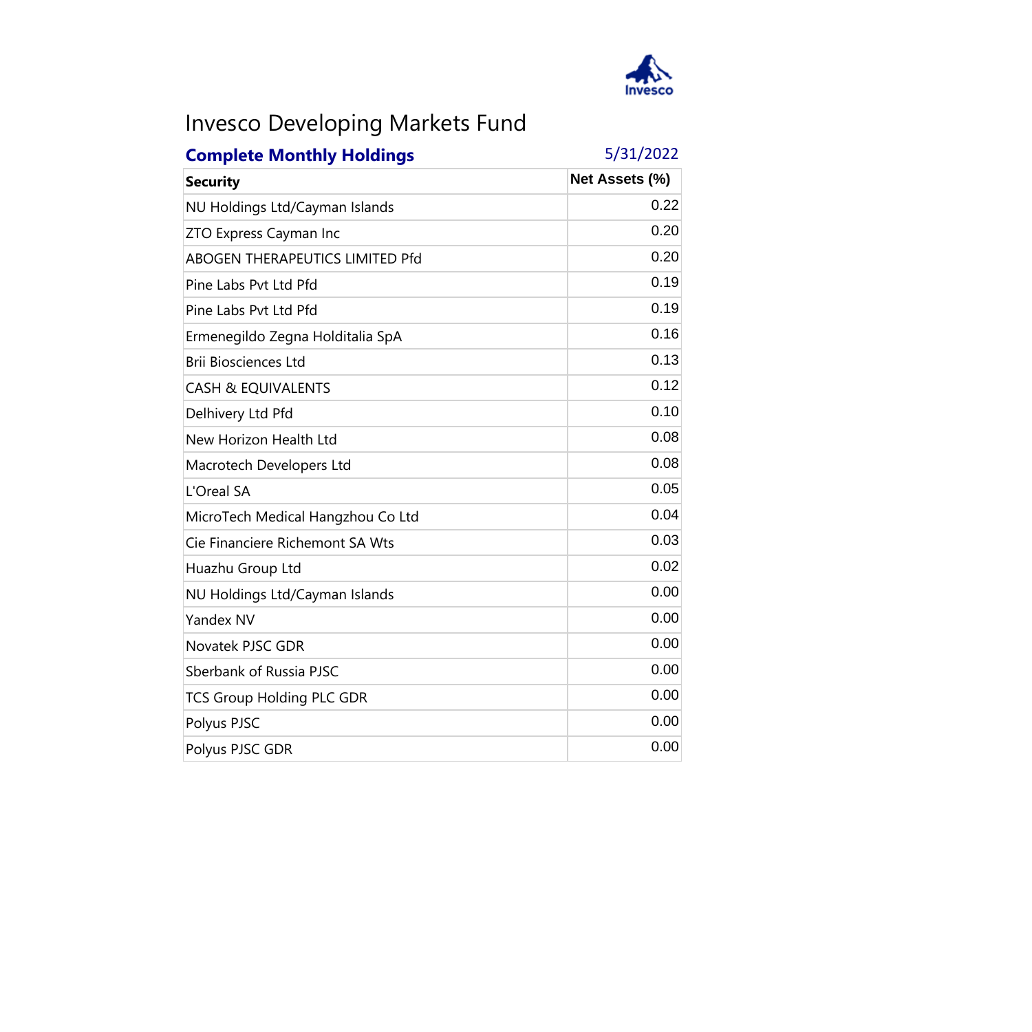# Invesco Developing Markets Fund

**Complete Monthly Holdings** 5/31/2022

| Security | Net Assets (%) |
|---|---|
| NU Holdings Ltd/Cayman Islands | 0.22 |
| ZTO Express Cayman Inc | 0.20 |
| ABOGEN THERAPEUTICS LIMITED Pfd | 0.20 |
| Pine Labs Pvt Ltd Pfd | 0.19 |
| Pine Labs Pvt Ltd Pfd | 0.19 |
| Ermenegildo Zegna Holditalia SpA | 0.16 |
| Brii Biosciences Ltd | 0.13 |
| CASH & EQUIVALENTS | 0.12 |
| Delhivery Ltd Pfd | 0.10 |
| New Horizon Health Ltd | 0.08 |
| Macrotech Developers Ltd | 0.08 |
| L'Oreal SA | 0.05 |
| MicroTech Medical Hangzhou Co Ltd | 0.04 |
| Cie Financiere Richemont SA Wts | 0.03 |
| Huazhu Group Ltd | 0.02 |
| NU Holdings Ltd/Cayman Islands | 0.00 |
| Yandex NV | 0.00 |
| Novatek PJSC GDR | 0.00 |
| Sberbank of Russia PJSC | 0.00 |
| TCS Group Holding PLC GDR | 0.00 |
| Polyus PJSC | 0.00 |
| Polyus PJSC GDR | 0.00 |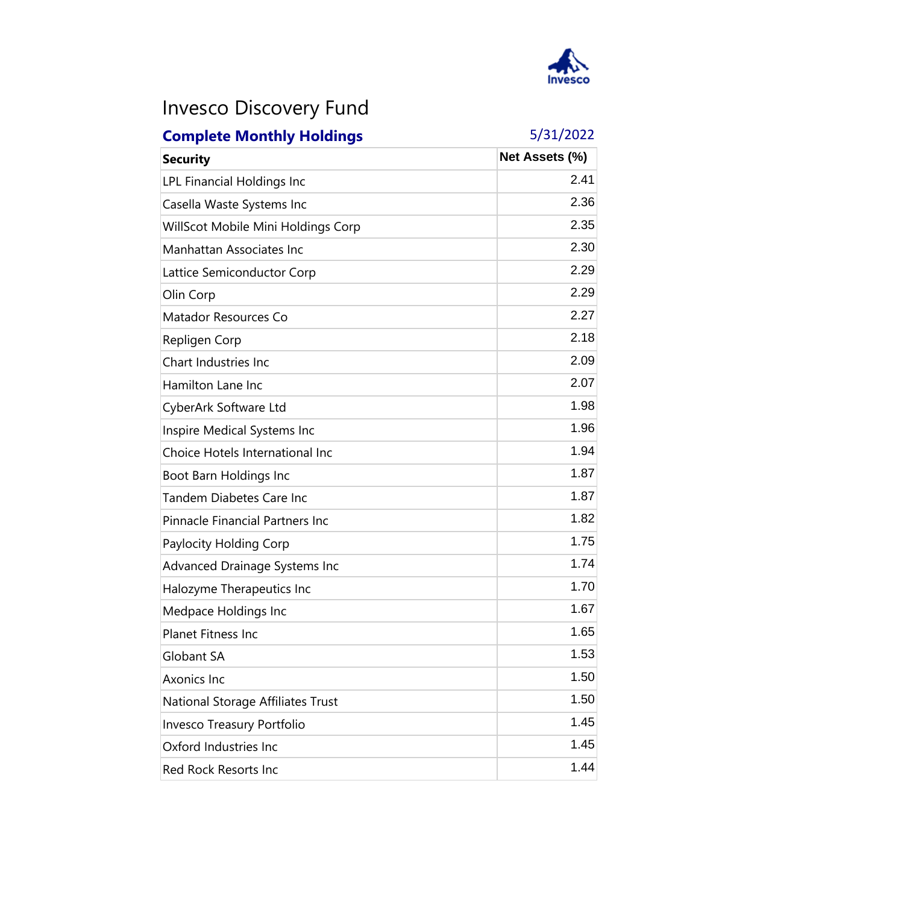# Invesco Discovery Fund

**Complete Monthly Holdings** 5/31/2022

| Security | Net Assets (%) |
|---|---|
| LPL Financial Holdings Inc | 2.41 |
| Casella Waste Systems Inc | 2.36 |
| WillScot Mobile Mini Holdings Corp | 2.35 |
| Manhattan Associates Inc | 2.30 |
| Lattice Semiconductor Corp | 2.29 |
| Olin Corp | 2.29 |
| Matador Resources Co | 2.27 |
| Repligen Corp | 2.18 |
| Chart Industries Inc | 2.09 |
| Hamilton Lane Inc | 2.07 |
| CyberArk Software Ltd | 1.98 |
| Inspire Medical Systems Inc | 1.96 |
| Choice Hotels International Inc | 1.94 |
| Boot Barn Holdings Inc | 1.87 |
| Tandem Diabetes Care Inc | 1.87 |
| Pinnacle Financial Partners Inc | 1.82 |
| Paylocity Holding Corp | 1.75 |
| Advanced Drainage Systems Inc | 1.74 |
| Halozyme Therapeutics Inc | 1.70 |
| Medpace Holdings Inc | 1.67 |
| Planet Fitness Inc | 1.65 |
| Globant SA | 1.53 |
| Axonics Inc | 1.50 |
| National Storage Affiliates Trust | 1.50 |
| Invesco Treasury Portfolio | 1.45 |
| Oxford Industries Inc | 1.45 |
| Red Rock Resorts Inc | 1.44 |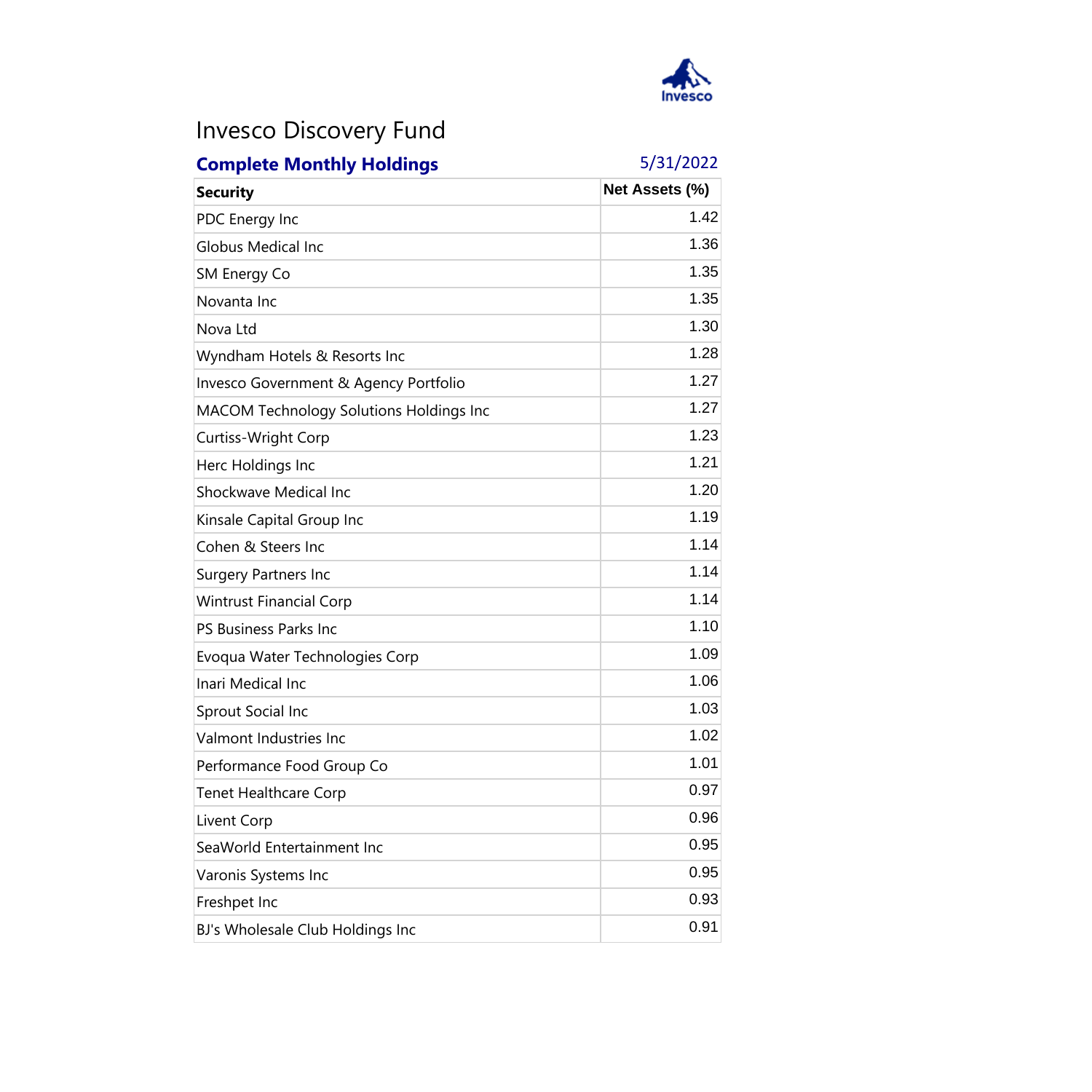# Invesco Discovery Fund

**Complete Monthly Holdings** 5/31/2022

| Security | Net Assets (%) |
|---|---|
| PDC Energy Inc | 1.42 |
| Globus Medical Inc | 1.36 |
| SM Energy Co | 1.35 |
| Novanta Inc | 1.35 |
| Nova Ltd | 1.30 |
| Wyndham Hotels & Resorts Inc | 1.28 |
| Invesco Government & Agency Portfolio | 1.27 |
| MACOM Technology Solutions Holdings Inc | 1.27 |
| Curtiss-Wright Corp | 1.23 |
| Herc Holdings Inc | 1.21 |
| Shockwave Medical Inc | 1.20 |
| Kinsale Capital Group Inc | 1.19 |
| Cohen & Steers Inc | 1.14 |
| Surgery Partners Inc | 1.14 |
| Wintrust Financial Corp | 1.14 |
| PS Business Parks Inc | 1.10 |
| Evoqua Water Technologies Corp | 1.09 |
| Inari Medical Inc | 1.06 |
| Sprout Social Inc | 1.03 |
| Valmont Industries Inc | 1.02 |
| Performance Food Group Co | 1.01 |
| Tenet Healthcare Corp | 0.97 |
| Livent Corp | 0.96 |
| SeaWorld Entertainment Inc | 0.95 |
| Varonis Systems Inc | 0.95 |
| Freshpet Inc | 0.93 |
| BJ's Wholesale Club Holdings Inc | 0.91 |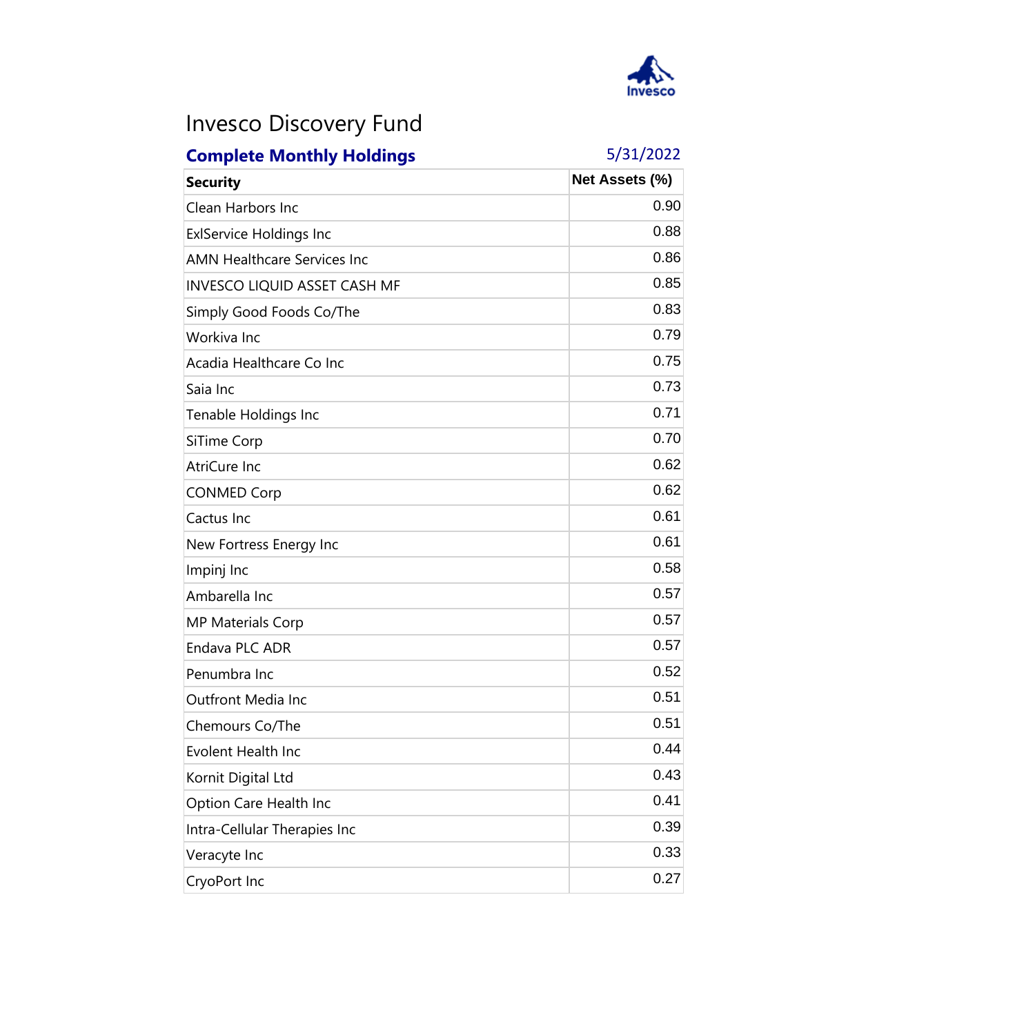# Invesco Discovery Fund

**Complete Monthly Holdings** 5/31/2022

| Security | Net Assets (%) |
|---|---|
| Clean Harbors Inc | 0.90 |
| ExlService Holdings Inc | 0.88 |
| AMN Healthcare Services Inc | 0.86 |
| INVESCO LIQUID ASSET CASH MF | 0.85 |
| Simply Good Foods Co/The | 0.83 |
| Workiva Inc | 0.79 |
| Acadia Healthcare Co Inc | 0.75 |
| Saia Inc | 0.73 |
| Tenable Holdings Inc | 0.71 |
| SiTime Corp | 0.70 |
| AtriCure Inc | 0.62 |
| CONMED Corp | 0.62 |
| Cactus Inc | 0.61 |
| New Fortress Energy Inc | 0.61 |
| Impinj Inc | 0.58 |
| Ambarella Inc | 0.57 |
| MP Materials Corp | 0.57 |
| Endava PLC ADR | 0.57 |
| Penumbra Inc | 0.52 |
| Outfront Media Inc | 0.51 |
| Chemours Co/The | 0.51 |
| Evolent Health Inc | 0.44 |
| Kornit Digital Ltd | 0.43 |
| Option Care Health Inc | 0.41 |
| Intra-Cellular Therapies Inc | 0.39 |
| Veracyte Inc | 0.33 |
| CryoPort Inc | 0.27 |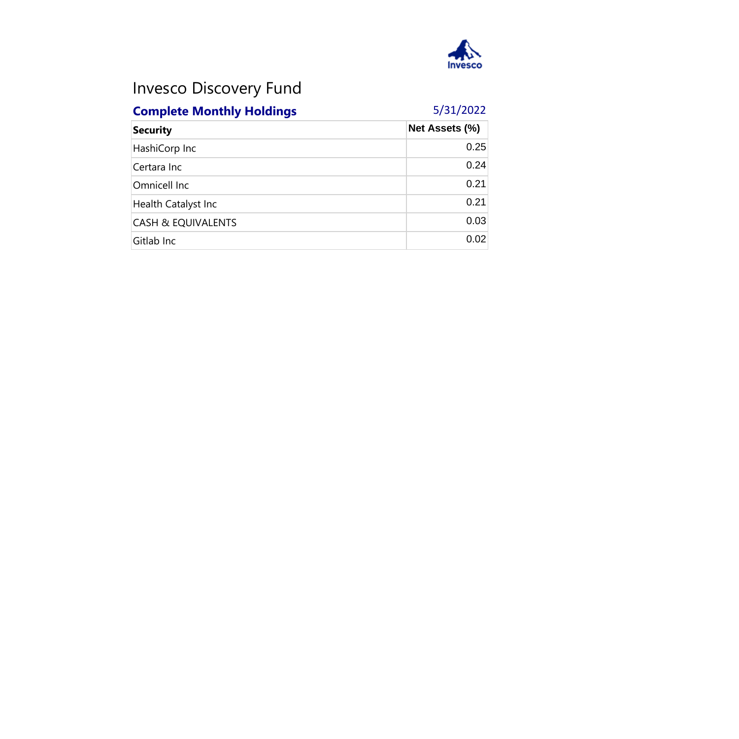# Invesco Discovery Fund

## Complete Monthly Holdings

5/31/2022

| Security | Net Assets (%) |
|---|---|
| HashiCorp Inc | 0.25 |
| Certara Inc | 0.24 |
| Omnicell Inc | 0.21 |
| Health Catalyst Inc | 0.21 |
| CASH & EQUIVALENTS | 0.03 |
| Gitlab Inc | 0.02 |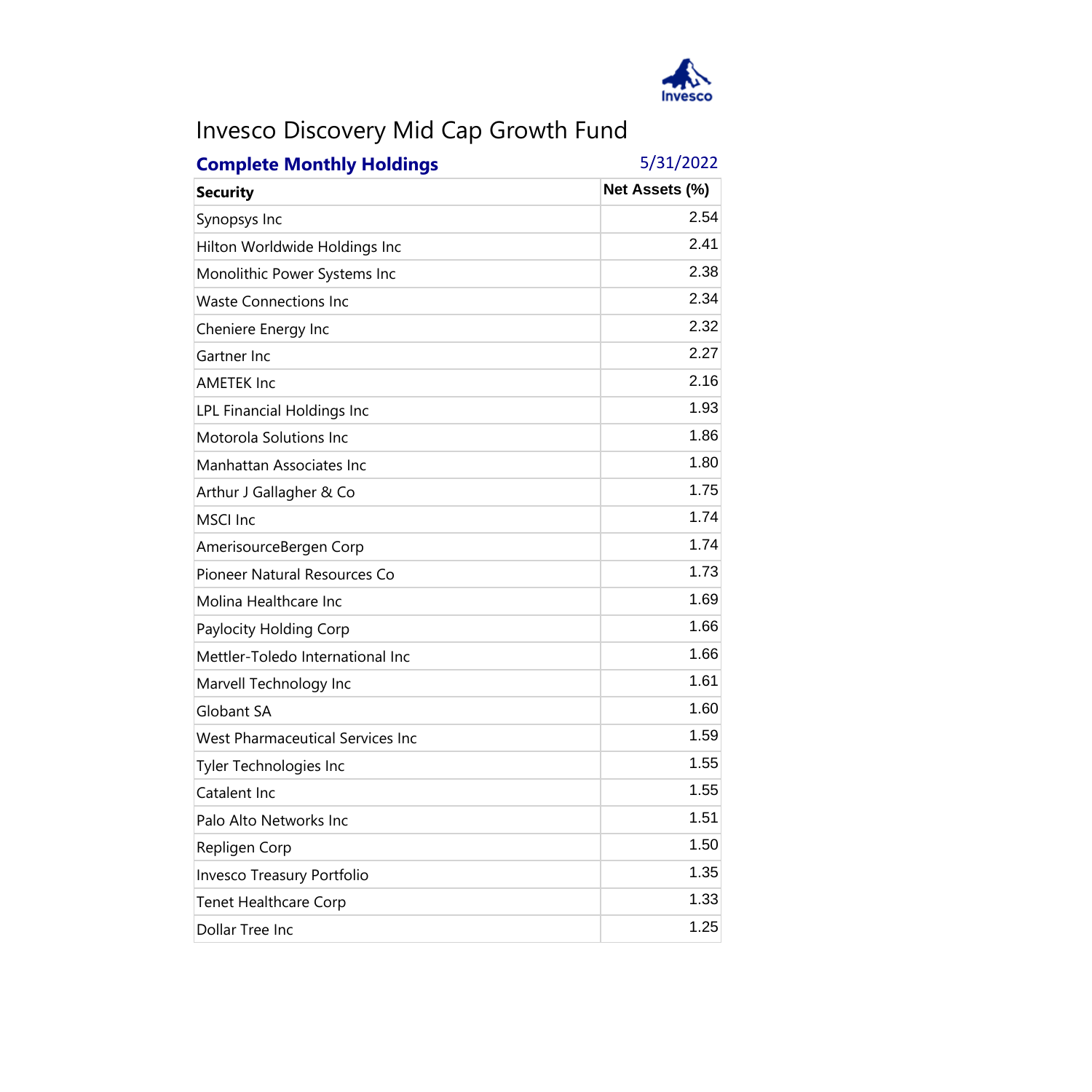# Invesco Discovery Mid Cap Growth Fund

**Complete Monthly Holdings** 5/31/2022

| Security | Net Assets (%) |
|---|---|
| Synopsys Inc | 2.54 |
| Hilton Worldwide Holdings Inc | 2.41 |
| Monolithic Power Systems Inc | 2.38 |
| Waste Connections Inc | 2.34 |
| Cheniere Energy Inc | 2.32 |
| Gartner Inc | 2.27 |
| AMETEK Inc | 2.16 |
| LPL Financial Holdings Inc | 1.93 |
| Motorola Solutions Inc | 1.86 |
| Manhattan Associates Inc | 1.80 |
| Arthur J Gallagher & Co | 1.75 |
| MSCI Inc | 1.74 |
| AmerisourceBergen Corp | 1.74 |
| Pioneer Natural Resources Co | 1.73 |
| Molina Healthcare Inc | 1.69 |
| Paylocity Holding Corp | 1.66 |
| Mettler-Toledo International Inc | 1.66 |
| Marvell Technology Inc | 1.61 |
| Globant SA | 1.60 |
| West Pharmaceutical Services Inc | 1.59 |
| Tyler Technologies Inc | 1.55 |
| Catalent Inc | 1.55 |
| Palo Alto Networks Inc | 1.51 |
| Repligen Corp | 1.50 |
| Invesco Treasury Portfolio | 1.35 |
| Tenet Healthcare Corp | 1.33 |
| Dollar Tree Inc | 1.25 |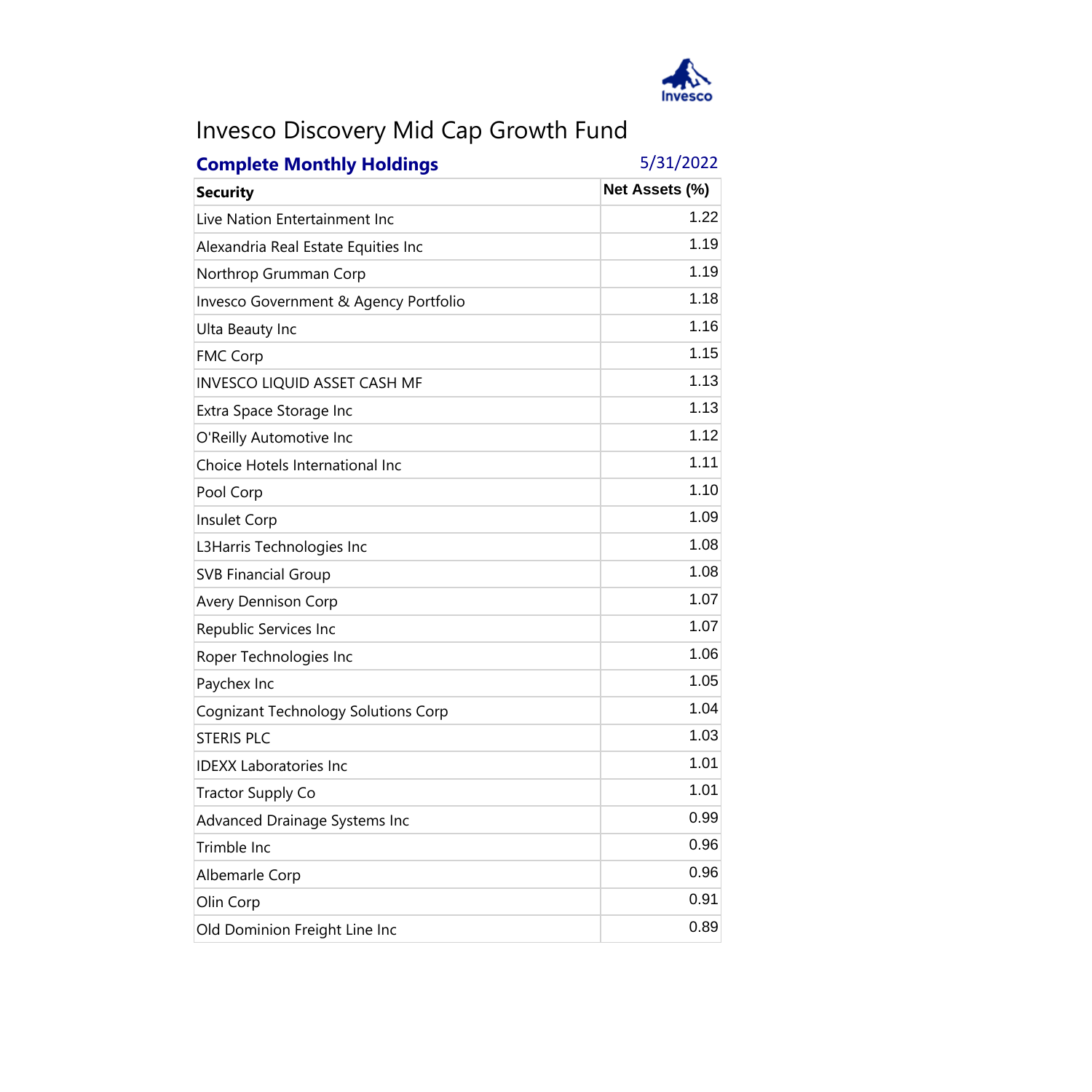# Invesco Discovery Mid Cap Growth Fund

**Complete Monthly Holdings** 5/31/2022

| Security | Net Assets (%) |
|---|---|
| Live Nation Entertainment Inc | 1.22 |
| Alexandria Real Estate Equities Inc | 1.19 |
| Northrop Grumman Corp | 1.19 |
| Invesco Government & Agency Portfolio | 1.18 |
| Ulta Beauty Inc | 1.16 |
| FMC Corp | 1.15 |
| INVESCO LIQUID ASSET CASH MF | 1.13 |
| Extra Space Storage Inc | 1.13 |
| O'Reilly Automotive Inc | 1.12 |
| Choice Hotels International Inc | 1.11 |
| Pool Corp | 1.10 |
| Insulet Corp | 1.09 |
| L3Harris Technologies Inc | 1.08 |
| SVB Financial Group | 1.08 |
| Avery Dennison Corp | 1.07 |
| Republic Services Inc | 1.07 |
| Roper Technologies Inc | 1.06 |
| Paychex Inc | 1.05 |
| Cognizant Technology Solutions Corp | 1.04 |
| STERIS PLC | 1.03 |
| IDEXX Laboratories Inc | 1.01 |
| Tractor Supply Co | 1.01 |
| Advanced Drainage Systems Inc | 0.99 |
| Trimble Inc | 0.96 |
| Albemarle Corp | 0.96 |
| Olin Corp | 0.91 |
| Old Dominion Freight Line Inc | 0.89 |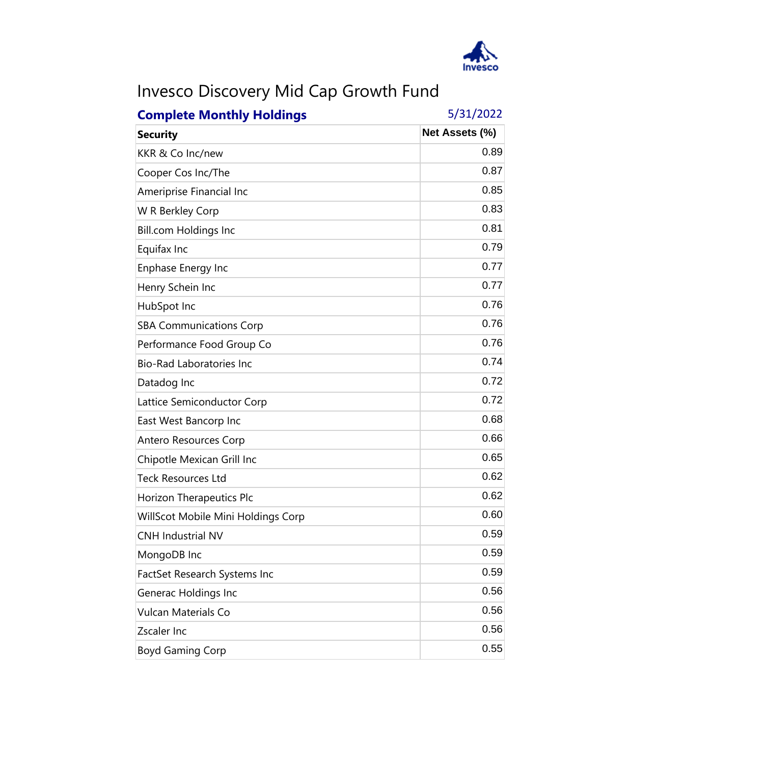# Invesco Discovery Mid Cap Growth Fund

**Complete Monthly Holdings** 5/31/2022

| Security | Net Assets (%) |
|---|---|
| KKR & Co Inc/new | 0.89 |
| Cooper Cos Inc/The | 0.87 |
| Ameriprise Financial Inc | 0.85 |
| W R Berkley Corp | 0.83 |
| Bill.com Holdings Inc | 0.81 |
| Equifax Inc | 0.79 |
| Enphase Energy Inc | 0.77 |
| Henry Schein Inc | 0.77 |
| HubSpot Inc | 0.76 |
| SBA Communications Corp | 0.76 |
| Performance Food Group Co | 0.76 |
| Bio-Rad Laboratories Inc | 0.74 |
| Datadog Inc | 0.72 |
| Lattice Semiconductor Corp | 0.72 |
| East West Bancorp Inc | 0.68 |
| Antero Resources Corp | 0.66 |
| Chipotle Mexican Grill Inc | 0.65 |
| Teck Resources Ltd | 0.62 |
| Horizon Therapeutics Plc | 0.62 |
| WillScot Mobile Mini Holdings Corp | 0.60 |
| CNH Industrial NV | 0.59 |
| MongoDB Inc | 0.59 |
| FactSet Research Systems Inc | 0.59 |
| Generac Holdings Inc | 0.56 |
| Vulcan Materials Co | 0.56 |
| Zscaler Inc | 0.56 |
| Boyd Gaming Corp | 0.55 |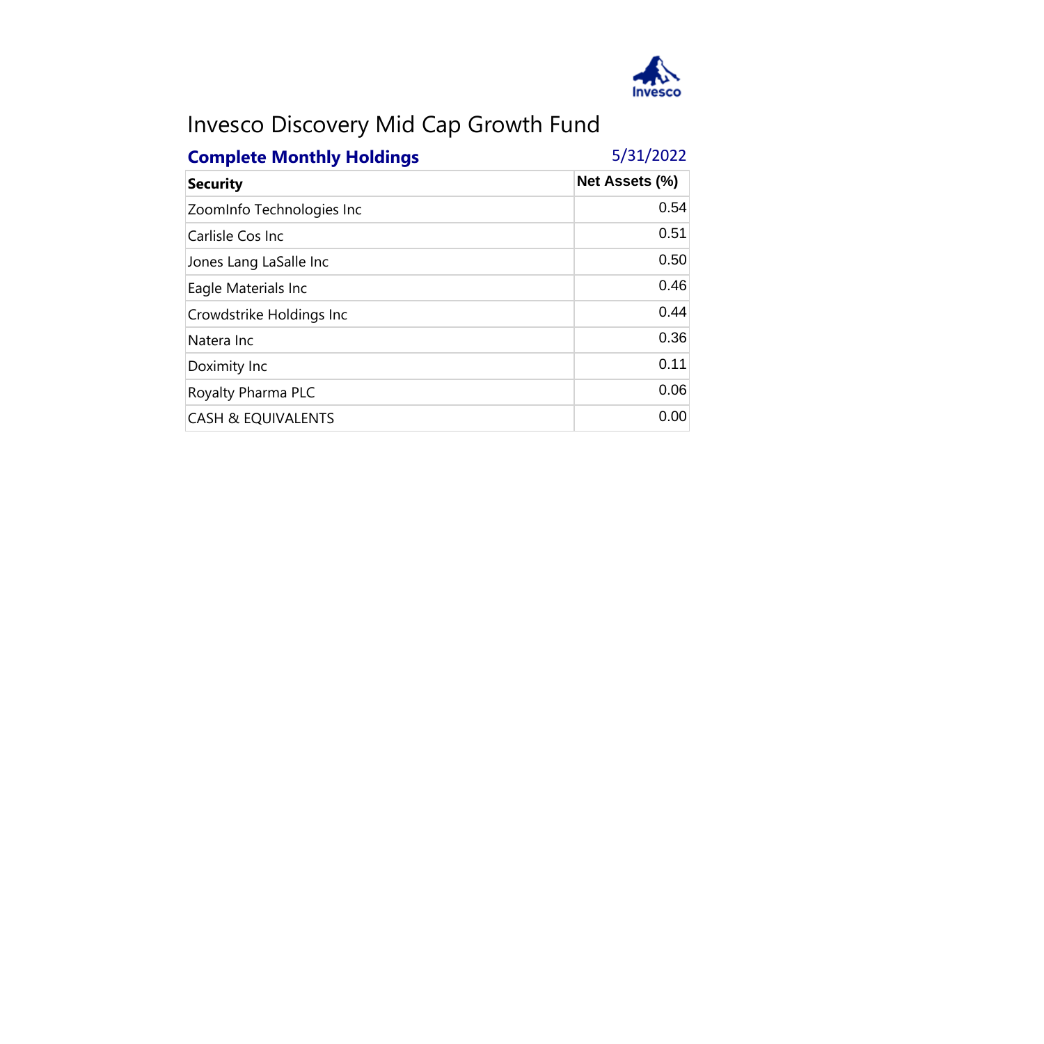# Invesco Discovery Mid Cap Growth Fund

**Complete Monthly Holdings** 5/31/2022

| Security | Net Assets (%) |
|---|---|
| ZoomInfo Technologies Inc | 0.54 |
| Carlisle Cos Inc | 0.51 |
| Jones Lang LaSalle Inc | 0.50 |
| Eagle Materials Inc | 0.46 |
| Crowdstrike Holdings Inc | 0.44 |
| Natera Inc | 0.36 |
| Doximity Inc | 0.11 |
| Royalty Pharma PLC | 0.06 |
| CASH & EQUIVALENTS | 0.00 |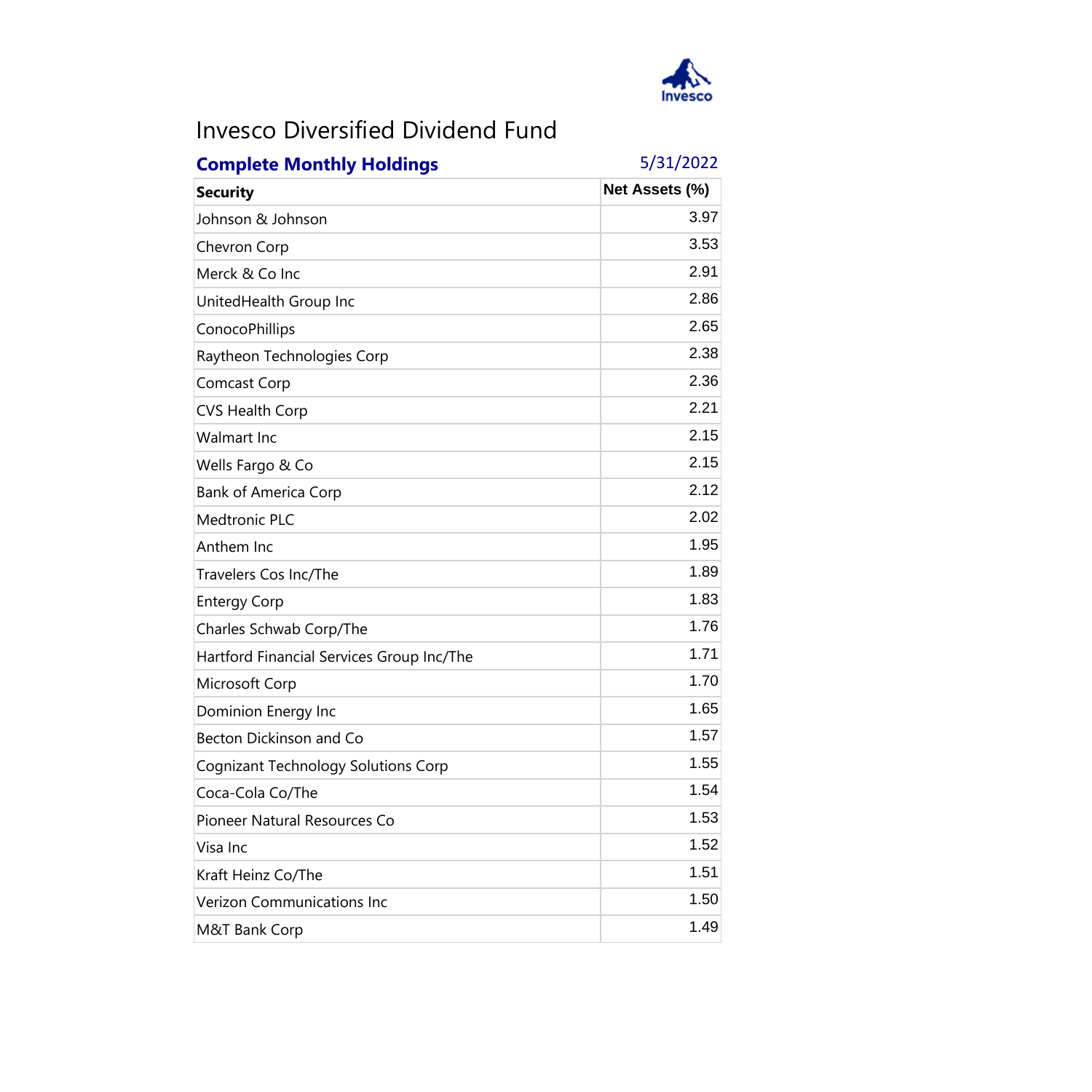# Invesco Diversified Dividend Fund

**Complete Monthly Holdings** 5/31/2022

| Security | Net Assets (%) |
|---|---|
| Johnson & Johnson | 3.97 |
| Chevron Corp | 3.53 |
| Merck & Co Inc | 2.91 |
| UnitedHealth Group Inc | 2.86 |
| ConocoPhillips | 2.65 |
| Raytheon Technologies Corp | 2.38 |
| Comcast Corp | 2.36 |
| CVS Health Corp | 2.21 |
| Walmart Inc | 2.15 |
| Wells Fargo & Co | 2.15 |
| Bank of America Corp | 2.12 |
| Medtronic PLC | 2.02 |
| Anthem Inc | 1.95 |
| Travelers Cos Inc/The | 1.89 |
| Entergy Corp | 1.83 |
| Charles Schwab Corp/The | 1.76 |
| Hartford Financial Services Group Inc/The | 1.71 |
| Microsoft Corp | 1.70 |
| Dominion Energy Inc | 1.65 |
| Becton Dickinson and Co | 1.57 |
| Cognizant Technology Solutions Corp | 1.55 |
| Coca-Cola Co/The | 1.54 |
| Pioneer Natural Resources Co | 1.53 |
| Visa Inc | 1.52 |
| Kraft Heinz Co/The | 1.51 |
| Verizon Communications Inc | 1.50 |
| M&T Bank Corp | 1.49 |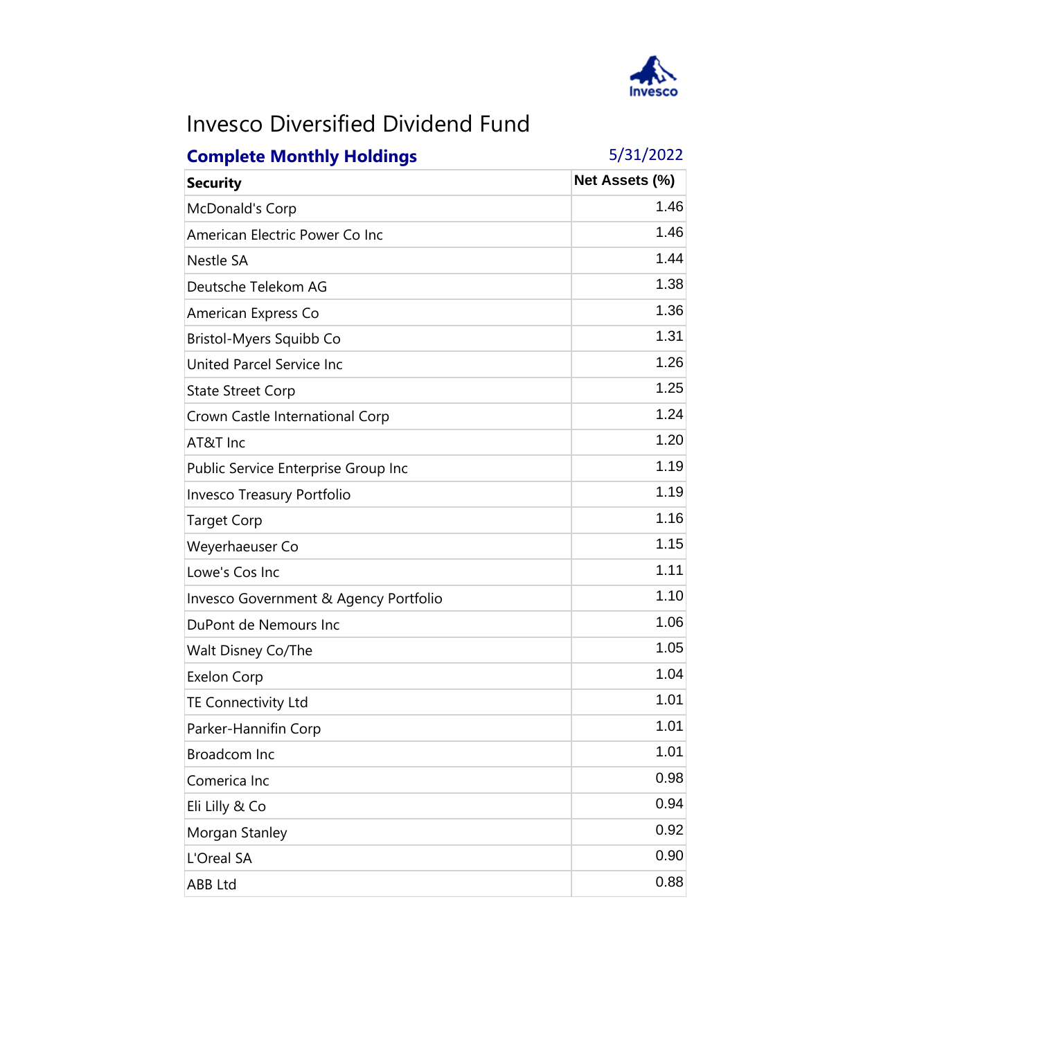# Invesco Diversified Dividend Fund

**Complete Monthly Holdings** 5/31/2022

| Security | Net Assets (%) |
|---|---|
| McDonald's Corp | 1.46 |
| American Electric Power Co Inc | 1.46 |
| Nestle SA | 1.44 |
| Deutsche Telekom AG | 1.38 |
| American Express Co | 1.36 |
| Bristol-Myers Squibb Co | 1.31 |
| United Parcel Service Inc | 1.26 |
| State Street Corp | 1.25 |
| Crown Castle International Corp | 1.24 |
| AT&T Inc | 1.20 |
| Public Service Enterprise Group Inc | 1.19 |
| Invesco Treasury Portfolio | 1.19 |
| Target Corp | 1.16 |
| Weyerhaeuser Co | 1.15 |
| Lowe's Cos Inc | 1.11 |
| Invesco Government & Agency Portfolio | 1.10 |
| DuPont de Nemours Inc | 1.06 |
| Walt Disney Co/The | 1.05 |
| Exelon Corp | 1.04 |
| TE Connectivity Ltd | 1.01 |
| Parker-Hannifin Corp | 1.01 |
| Broadcom Inc | 1.01 |
| Comerica Inc | 0.98 |
| Eli Lilly & Co | 0.94 |
| Morgan Stanley | 0.92 |
| L'Oreal SA | 0.90 |
| ABB Ltd | 0.88 |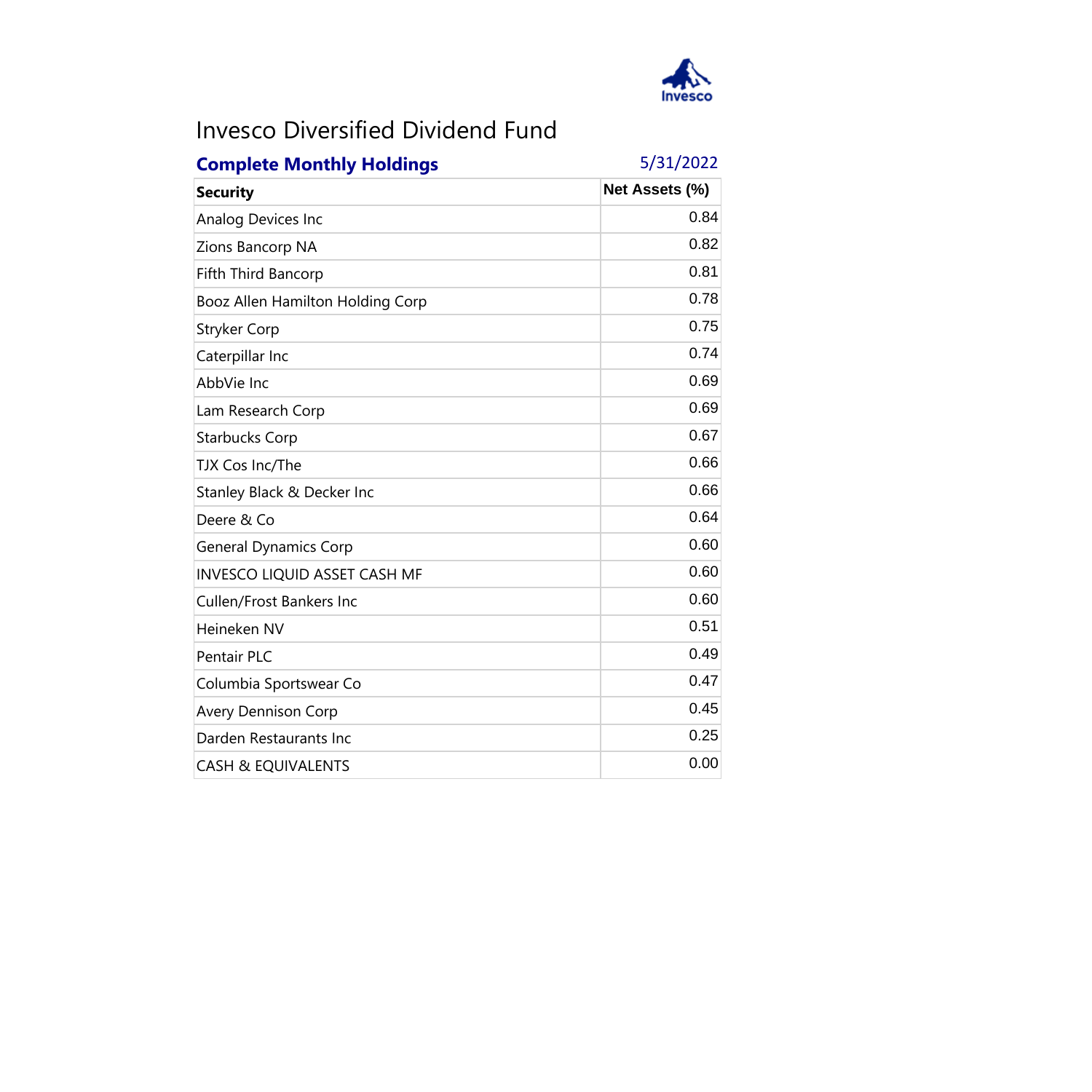# Invesco Diversified Dividend Fund

**Complete Monthly Holdings** 5/31/2022

| Security | Net Assets (%) |
|---|---|
| Analog Devices Inc | 0.84 |
| Zions Bancorp NA | 0.82 |
| Fifth Third Bancorp | 0.81 |
| Booz Allen Hamilton Holding Corp | 0.78 |
| Stryker Corp | 0.75 |
| Caterpillar Inc | 0.74 |
| AbbVie Inc | 0.69 |
| Lam Research Corp | 0.69 |
| Starbucks Corp | 0.67 |
| TJX Cos Inc/The | 0.66 |
| Stanley Black & Decker Inc | 0.66 |
| Deere & Co | 0.64 |
| General Dynamics Corp | 0.60 |
| INVESCO LIQUID ASSET CASH MF | 0.60 |
| Cullen/Frost Bankers Inc | 0.60 |
| Heineken NV | 0.51 |
| Pentair PLC | 0.49 |
| Columbia Sportswear Co | 0.47 |
| Avery Dennison Corp | 0.45 |
| Darden Restaurants Inc | 0.25 |
| CASH & EQUIVALENTS | 0.00 |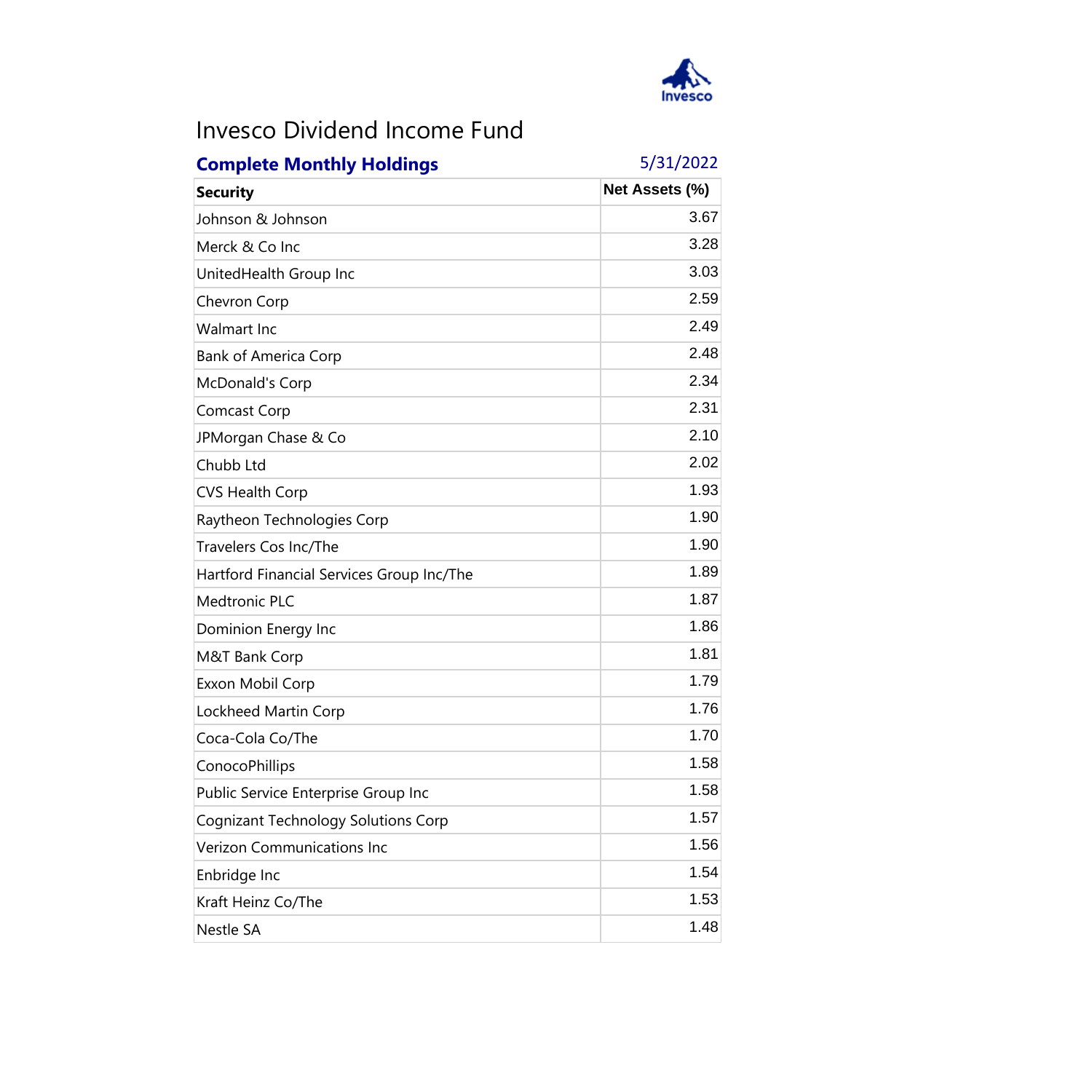# Invesco Dividend Income Fund

**Complete Monthly Holdings** 5/31/2022

| Security | Net Assets (%) |
|---|---|
| Johnson & Johnson | 3.67 |
| Merck & Co Inc | 3.28 |
| UnitedHealth Group Inc | 3.03 |
| Chevron Corp | 2.59 |
| Walmart Inc | 2.49 |
| Bank of America Corp | 2.48 |
| McDonald's Corp | 2.34 |
| Comcast Corp | 2.31 |
| JPMorgan Chase & Co | 2.10 |
| Chubb Ltd | 2.02 |
| CVS Health Corp | 1.93 |
| Raytheon Technologies Corp | 1.90 |
| Travelers Cos Inc/The | 1.90 |
| Hartford Financial Services Group Inc/The | 1.89 |
| Medtronic PLC | 1.87 |
| Dominion Energy Inc | 1.86 |
| M&T Bank Corp | 1.81 |
| Exxon Mobil Corp | 1.79 |
| Lockheed Martin Corp | 1.76 |
| Coca-Cola Co/The | 1.70 |
| ConocoPhillips | 1.58 |
| Public Service Enterprise Group Inc | 1.58 |
| Cognizant Technology Solutions Corp | 1.57 |
| Verizon Communications Inc | 1.56 |
| Enbridge Inc | 1.54 |
| Kraft Heinz Co/The | 1.53 |
| Nestle SA | 1.48 |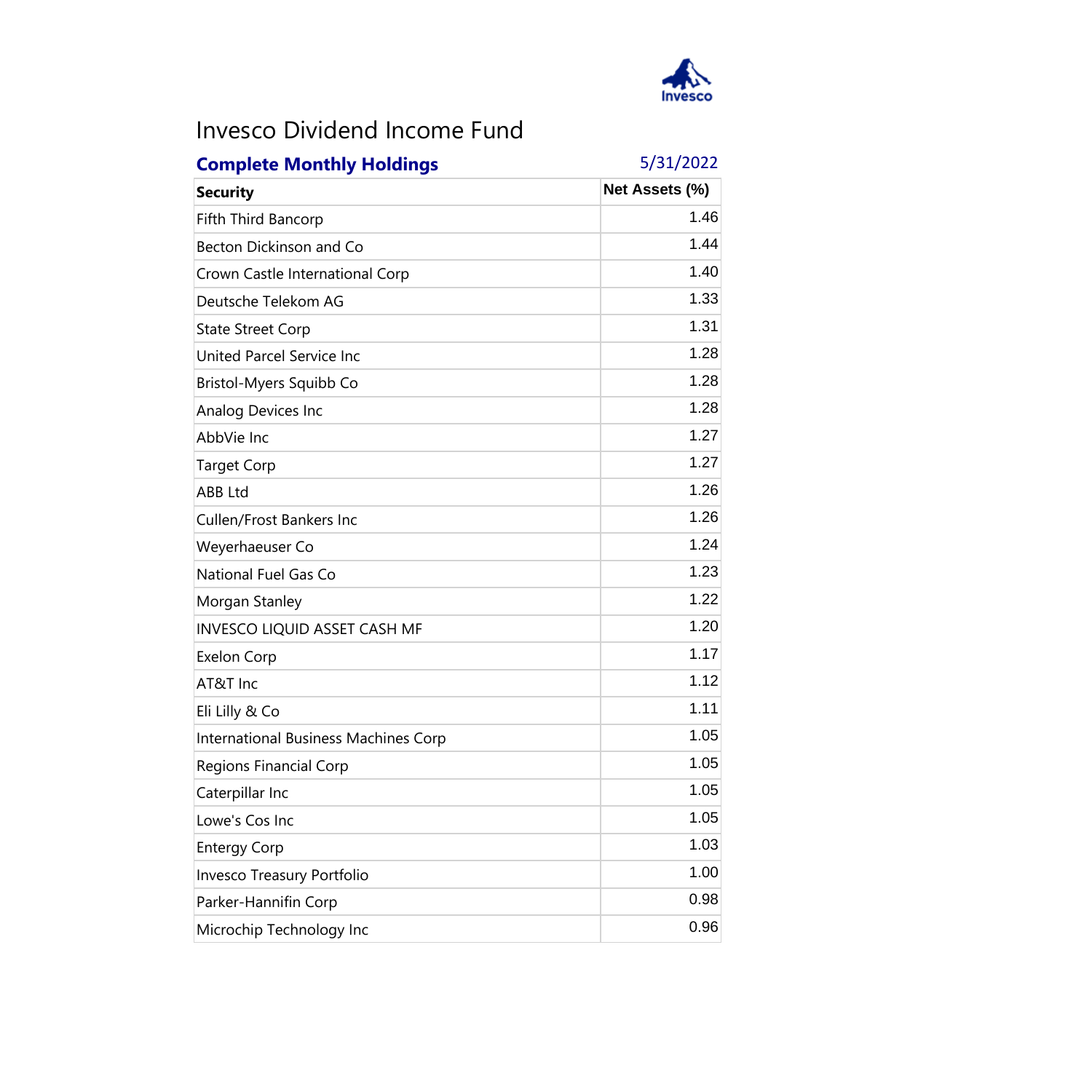# Invesco Dividend Income Fund

**Complete Monthly Holdings** 5/31/2022

| Security | Net Assets (%) |
|---|---|
| Fifth Third Bancorp | 1.46 |
| Becton Dickinson and Co | 1.44 |
| Crown Castle International Corp | 1.40 |
| Deutsche Telekom AG | 1.33 |
| State Street Corp | 1.31 |
| United Parcel Service Inc | 1.28 |
| Bristol-Myers Squibb Co | 1.28 |
| Analog Devices Inc | 1.28 |
| AbbVie Inc | 1.27 |
| Target Corp | 1.27 |
| ABB Ltd | 1.26 |
| Cullen/Frost Bankers Inc | 1.26 |
| Weyerhaeuser Co | 1.24 |
| National Fuel Gas Co | 1.23 |
| Morgan Stanley | 1.22 |
| INVESCO LIQUID ASSET CASH MF | 1.20 |
| Exelon Corp | 1.17 |
| AT&T Inc | 1.12 |
| Eli Lilly & Co | 1.11 |
| International Business Machines Corp | 1.05 |
| Regions Financial Corp | 1.05 |
| Caterpillar Inc | 1.05 |
| Lowe's Cos Inc | 1.05 |
| Entergy Corp | 1.03 |
| Invesco Treasury Portfolio | 1.00 |
| Parker-Hannifin Corp | 0.98 |
| Microchip Technology Inc | 0.96 |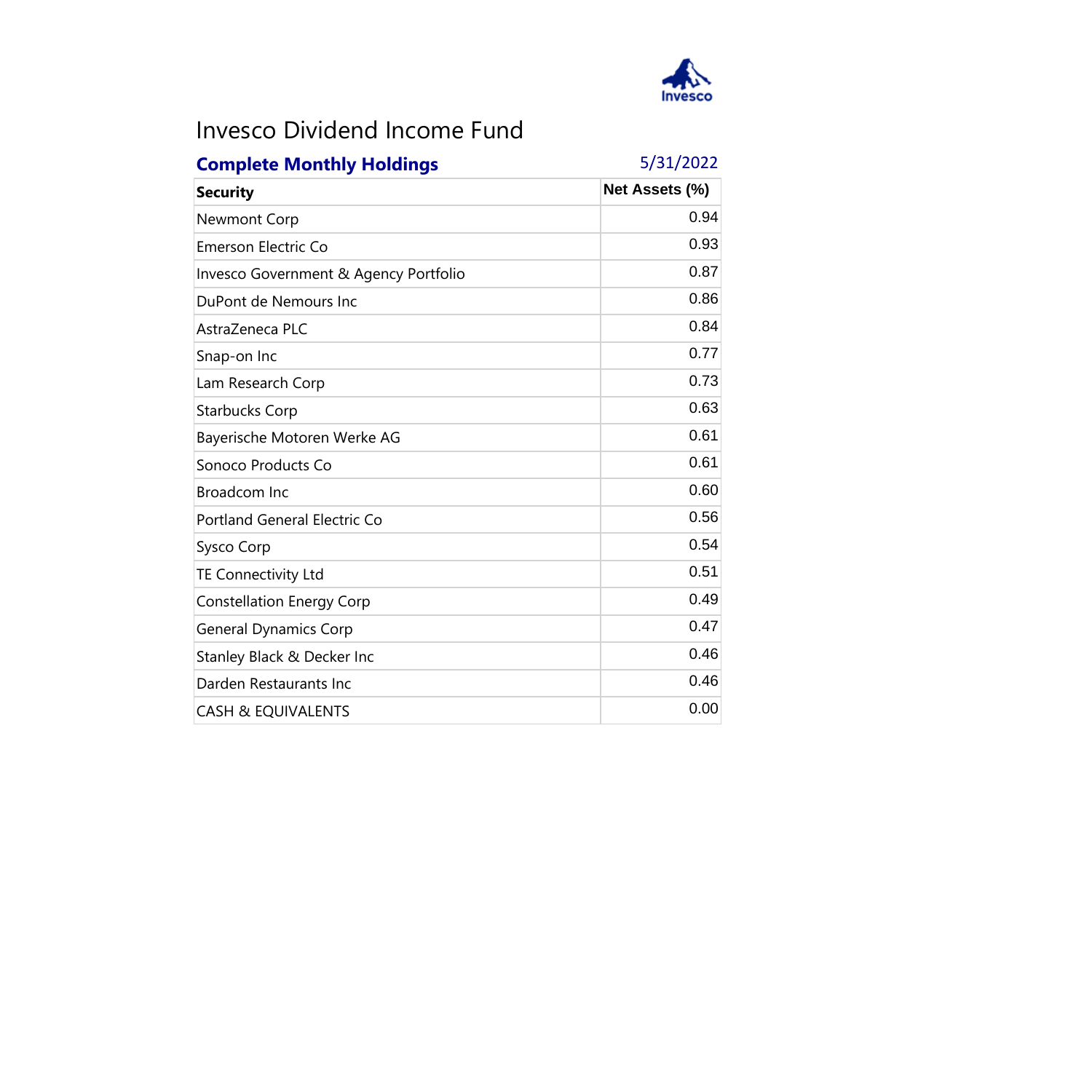# Invesco Dividend Income Fund

## Complete Monthly Holdings

5/31/2022

| Security | Net Assets (%) |
|---|---|
| Newmont Corp | 0.94 |
| Emerson Electric Co | 0.93 |
| Invesco Government & Agency Portfolio | 0.87 |
| DuPont de Nemours Inc | 0.86 |
| AstraZeneca PLC | 0.84 |
| Snap-on Inc | 0.77 |
| Lam Research Corp | 0.73 |
| Starbucks Corp | 0.63 |
| Bayerische Motoren Werke AG | 0.61 |
| Sonoco Products Co | 0.61 |
| Broadcom Inc | 0.60 |
| Portland General Electric Co | 0.56 |
| Sysco Corp | 0.54 |
| TE Connectivity Ltd | 0.51 |
| Constellation Energy Corp | 0.49 |
| General Dynamics Corp | 0.47 |
| Stanley Black & Decker Inc | 0.46 |
| Darden Restaurants Inc | 0.46 |
| CASH & EQUIVALENTS | 0.00 |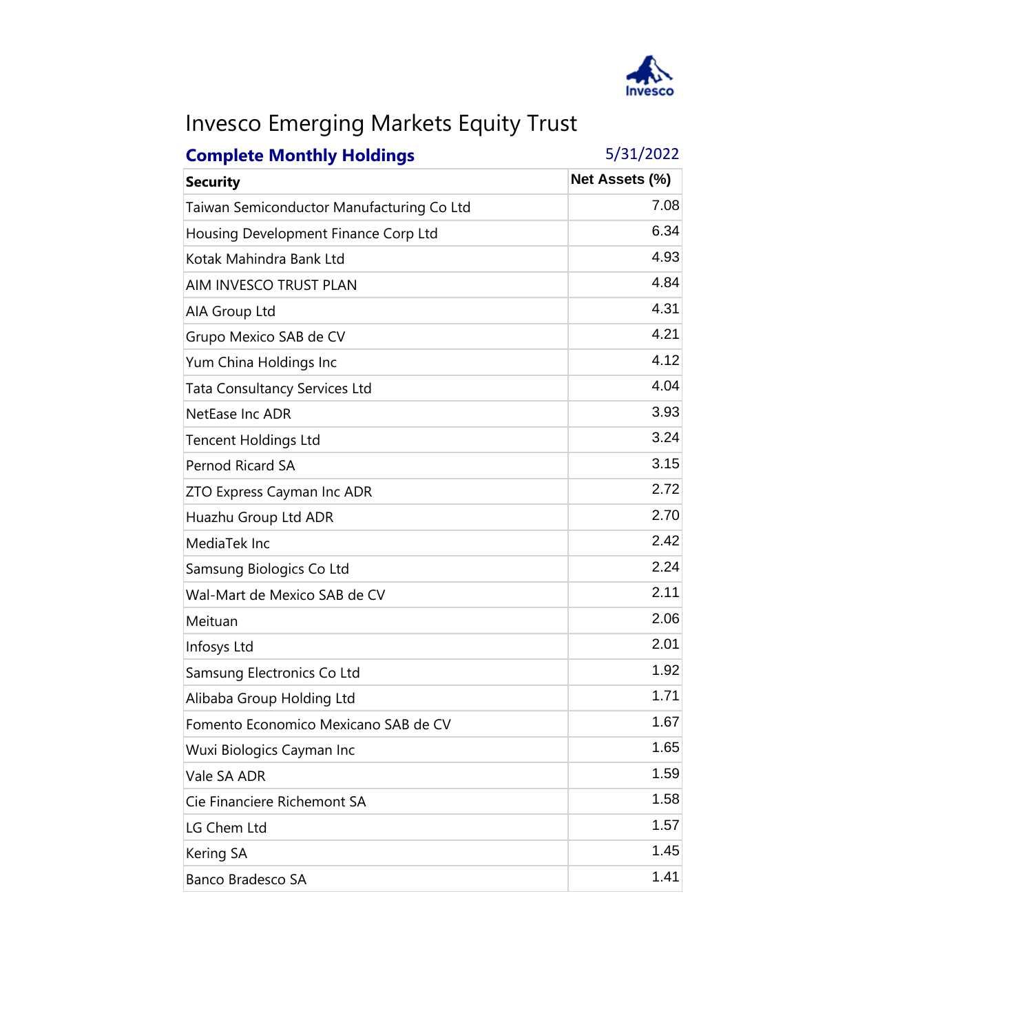Invesco

# Invesco Emerging Markets Equity Trust

## Complete Monthly Holdings

5/31/2022

| Security | Net Assets (%) |
|---|---|
| Taiwan Semiconductor Manufacturing Co Ltd | 7.08 |
| Housing Development Finance Corp Ltd | 6.34 |
| Kotak Mahindra Bank Ltd | 4.93 |
| AIM INVESCO TRUST PLAN | 4.84 |
| AIA Group Ltd | 4.31 |
| Grupo Mexico SAB de CV | 4.21 |
| Yum China Holdings Inc | 4.12 |
| Tata Consultancy Services Ltd | 4.04 |
| NetEase Inc ADR | 3.93 |
| Tencent Holdings Ltd | 3.24 |
| Pernod Ricard SA | 3.15 |
| ZTO Express Cayman Inc ADR | 2.72 |
| Huazhu Group Ltd ADR | 2.70 |
| MediaTek Inc | 2.42 |
| Samsung Biologics Co Ltd | 2.24 |
| Wal-Mart de Mexico SAB de CV | 2.11 |
| Meituan | 2.06 |
| Infosys Ltd | 2.01 |
| Samsung Electronics Co Ltd | 1.92 |
| Alibaba Group Holding Ltd | 1.71 |
| Fomento Economico Mexicano SAB de CV | 1.67 |
| Wuxi Biologics Cayman Inc | 1.65 |
| Vale SA ADR | 1.59 |
| Cie Financiere Richemont SA | 1.58 |
| LG Chem Ltd | 1.57 |
| Kering SA | 1.45 |
| Banco Bradesco SA | 1.41 |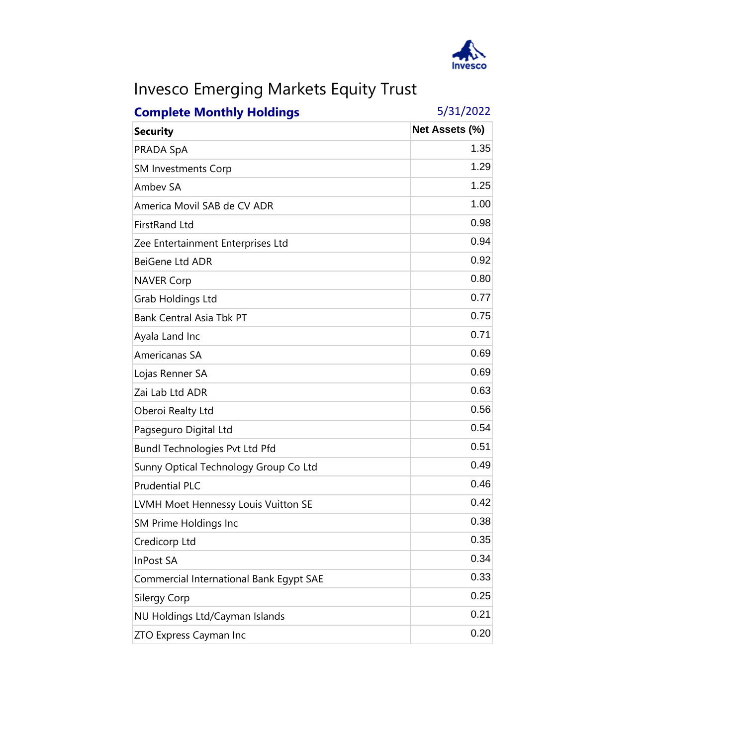# Invesco Emerging Markets Equity Trust

**Complete Monthly Holdings** 5/31/2022

| Security | Net Assets (%) |
|---|---|
| PRADA SpA | 1.35 |
| SM Investments Corp | 1.29 |
| Ambev SA | 1.25 |
| America Movil SAB de CV ADR | 1.00 |
| FirstRand Ltd | 0.98 |
| Zee Entertainment Enterprises Ltd | 0.94 |
| BeiGene Ltd ADR | 0.92 |
| NAVER Corp | 0.80 |
| Grab Holdings Ltd | 0.77 |
| Bank Central Asia Tbk PT | 0.75 |
| Ayala Land Inc | 0.71 |
| Americanas SA | 0.69 |
| Lojas Renner SA | 0.69 |
| Zai Lab Ltd ADR | 0.63 |
| Oberoi Realty Ltd | 0.56 |
| Pagseguro Digital Ltd | 0.54 |
| Bundl Technologies Pvt Ltd Pfd | 0.51 |
| Sunny Optical Technology Group Co Ltd | 0.49 |
| Prudential PLC | 0.46 |
| LVMH Moet Hennessy Louis Vuitton SE | 0.42 |
| SM Prime Holdings Inc | 0.38 |
| Credicorp Ltd | 0.35 |
| InPost SA | 0.34 |
| Commercial International Bank Egypt SAE | 0.33 |
| Silergy Corp | 0.25 |
| NU Holdings Ltd/Cayman Islands | 0.21 |
| ZTO Express Cayman Inc | 0.20 |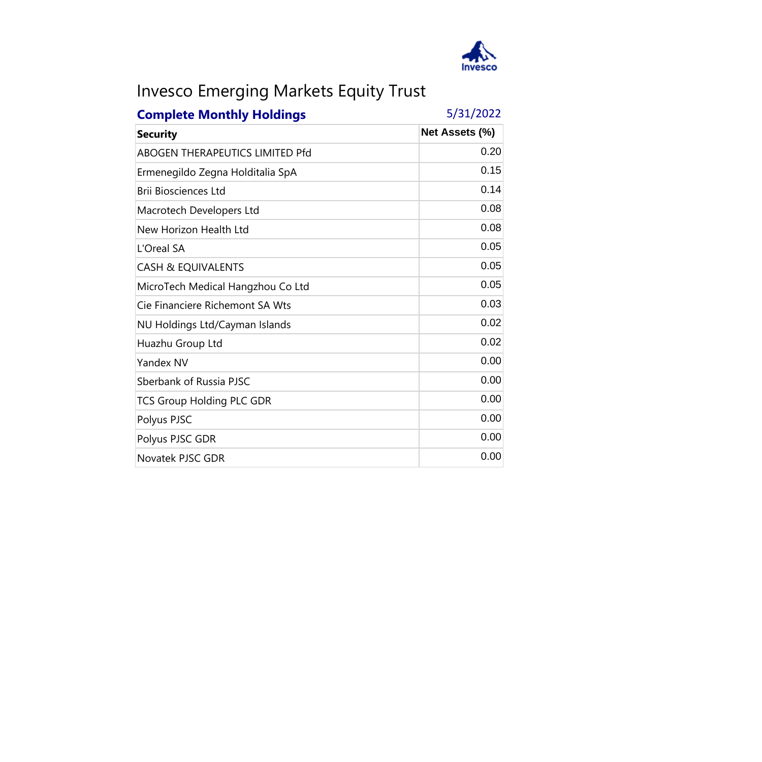# Invesco Emerging Markets Equity Trust

## Complete Monthly Holdings

5/31/2022

| Security | Net Assets (%) |
|---|---|
| ABOGEN THERAPEUTICS LIMITED Pfd | 0.20 |
| Ermenegildo Zegna Holditalia SpA | 0.15 |
| Brii Biosciences Ltd | 0.14 |
| Macrotech Developers Ltd | 0.08 |
| New Horizon Health Ltd | 0.08 |
| L'Oreal SA | 0.05 |
| CASH & EQUIVALENTS | 0.05 |
| MicroTech Medical Hangzhou Co Ltd | 0.05 |
| Cie Financiere Richemont SA Wts | 0.03 |
| NU Holdings Ltd/Cayman Islands | 0.02 |
| Huazhu Group Ltd | 0.02 |
| Yandex NV | 0.00 |
| Sberbank of Russia PJSC | 0.00 |
| TCS Group Holding PLC GDR | 0.00 |
| Polyus PJSC | 0.00 |
| Polyus PJSC GDR | 0.00 |
| Novatek PJSC GDR | 0.00 |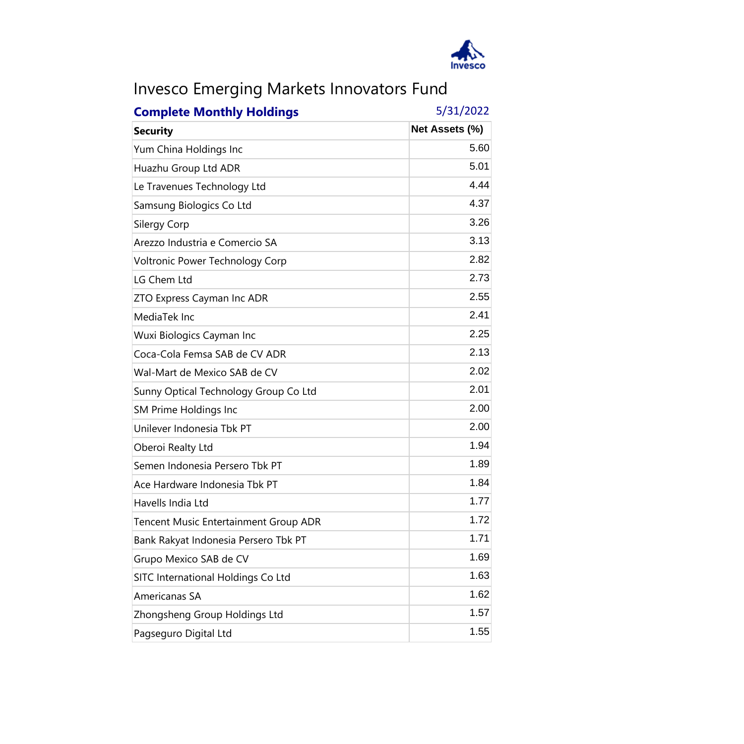# Invesco Emerging Markets Innovators Fund

**Complete Monthly Holdings** 5/31/2022

| Security | Net Assets (%) |
|---|---|
| Yum China Holdings Inc | 5.60 |
| Huazhu Group Ltd ADR | 5.01 |
| Le Travenues Technology Ltd | 4.44 |
| Samsung Biologics Co Ltd | 4.37 |
| Silergy Corp | 3.26 |
| Arezzo Industria e Comercio SA | 3.13 |
| Voltronic Power Technology Corp | 2.82 |
| LG Chem Ltd | 2.73 |
| ZTO Express Cayman Inc ADR | 2.55 |
| MediaTek Inc | 2.41 |
| Wuxi Biologics Cayman Inc | 2.25 |
| Coca-Cola Femsa SAB de CV ADR | 2.13 |
| Wal-Mart de Mexico SAB de CV | 2.02 |
| Sunny Optical Technology Group Co Ltd | 2.01 |
| SM Prime Holdings Inc | 2.00 |
| Unilever Indonesia Tbk PT | 2.00 |
| Oberoi Realty Ltd | 1.94 |
| Semen Indonesia Persero Tbk PT | 1.89 |
| Ace Hardware Indonesia Tbk PT | 1.84 |
| Havells India Ltd | 1.77 |
| Tencent Music Entertainment Group ADR | 1.72 |
| Bank Rakyat Indonesia Persero Tbk PT | 1.71 |
| Grupo Mexico SAB de CV | 1.69 |
| SITC International Holdings Co Ltd | 1.63 |
| Americanas SA | 1.62 |
| Zhongsheng Group Holdings Ltd | 1.57 |
| Pagseguro Digital Ltd | 1.55 |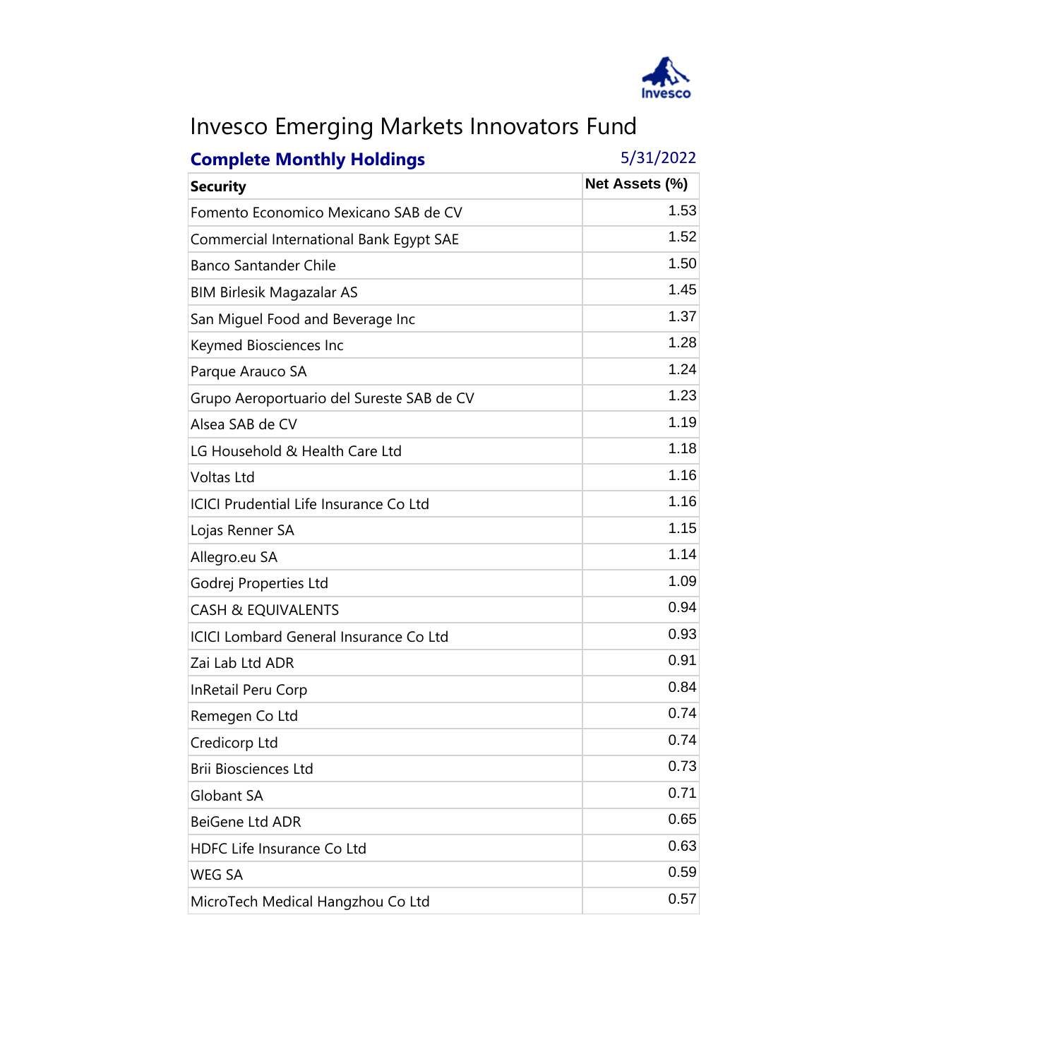# Invesco Emerging Markets Innovators Fund

**Complete Monthly Holdings** 5/31/2022

| Security | Net Assets (%) |
|---|---|
| Fomento Economico Mexicano SAB de CV | 1.53 |
| Commercial International Bank Egypt SAE | 1.52 |
| Banco Santander Chile | 1.50 |
| BIM Birlesik Magazalar AS | 1.45 |
| San Miguel Food and Beverage Inc | 1.37 |
| Keymed Biosciences Inc | 1.28 |
| Parque Arauco SA | 1.24 |
| Grupo Aeroportuario del Sureste SAB de CV | 1.23 |
| Alsea SAB de CV | 1.19 |
| LG Household & Health Care Ltd | 1.18 |
| Voltas Ltd | 1.16 |
| ICICI Prudential Life Insurance Co Ltd | 1.16 |
| Lojas Renner SA | 1.15 |
| Allegro.eu SA | 1.14 |
| Godrej Properties Ltd | 1.09 |
| CASH & EQUIVALENTS | 0.94 |
| ICICI Lombard General Insurance Co Ltd | 0.93 |
| Zai Lab Ltd ADR | 0.91 |
| InRetail Peru Corp | 0.84 |
| Remegen Co Ltd | 0.74 |
| Credicorp Ltd | 0.74 |
| Brii Biosciences Ltd | 0.73 |
| Globant SA | 0.71 |
| BeiGene Ltd ADR | 0.65 |
| HDFC Life Insurance Co Ltd | 0.63 |
| WEG SA | 0.59 |
| MicroTech Medical Hangzhou Co Ltd | 0.57 |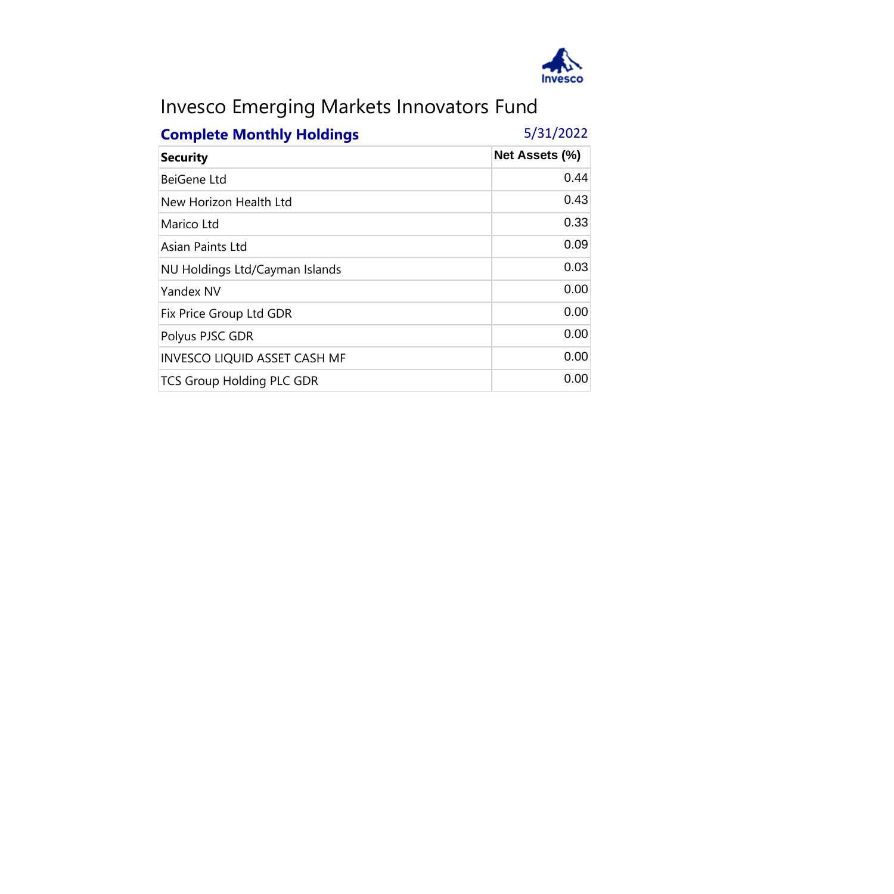# Invesco Emerging Markets Innovators Fund

**Complete Monthly Holdings** 5/31/2022

| Security | Net Assets (%) |
|---|---|
| BeiGene Ltd | 0.44 |
| New Horizon Health Ltd | 0.43 |
| Marico Ltd | 0.33 |
| Asian Paints Ltd | 0.09 |
| NU Holdings Ltd/Cayman Islands | 0.03 |
| Yandex NV | 0.00 |
| Fix Price Group Ltd GDR | 0.00 |
| Polyus PJSC GDR | 0.00 |
| INVESCO LIQUID ASSET CASH MF | 0.00 |
| TCS Group Holding PLC GDR | 0.00 |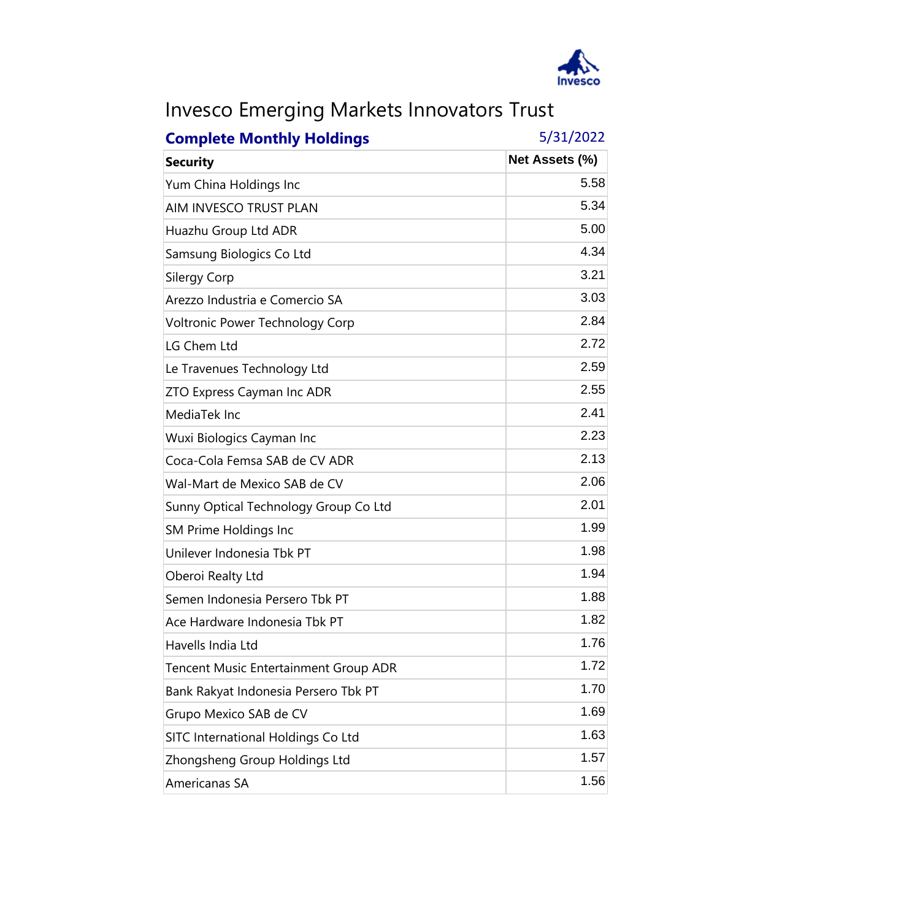# Invesco Emerging Markets Innovators Trust

**Complete Monthly Holdings** 5/31/2022

| Security | Net Assets (%) |
|---|---|
| Yum China Holdings Inc | 5.58 |
| AIM INVESCO TRUST PLAN | 5.34 |
| Huazhu Group Ltd ADR | 5.00 |
| Samsung Biologics Co Ltd | 4.34 |
| Silergy Corp | 3.21 |
| Arezzo Industria e Comercio SA | 3.03 |
| Voltronic Power Technology Corp | 2.84 |
| LG Chem Ltd | 2.72 |
| Le Travenues Technology Ltd | 2.59 |
| ZTO Express Cayman Inc ADR | 2.55 |
| MediaTek Inc | 2.41 |
| Wuxi Biologics Cayman Inc | 2.23 |
| Coca-Cola Femsa SAB de CV ADR | 2.13 |
| Wal-Mart de Mexico SAB de CV | 2.06 |
| Sunny Optical Technology Group Co Ltd | 2.01 |
| SM Prime Holdings Inc | 1.99 |
| Unilever Indonesia Tbk PT | 1.98 |
| Oberoi Realty Ltd | 1.94 |
| Semen Indonesia Persero Tbk PT | 1.88 |
| Ace Hardware Indonesia Tbk PT | 1.82 |
| Havells India Ltd | 1.76 |
| Tencent Music Entertainment Group ADR | 1.72 |
| Bank Rakyat Indonesia Persero Tbk PT | 1.70 |
| Grupo Mexico SAB de CV | 1.69 |
| SITC International Holdings Co Ltd | 1.63 |
| Zhongsheng Group Holdings Ltd | 1.57 |
| Americanas SA | 1.56 |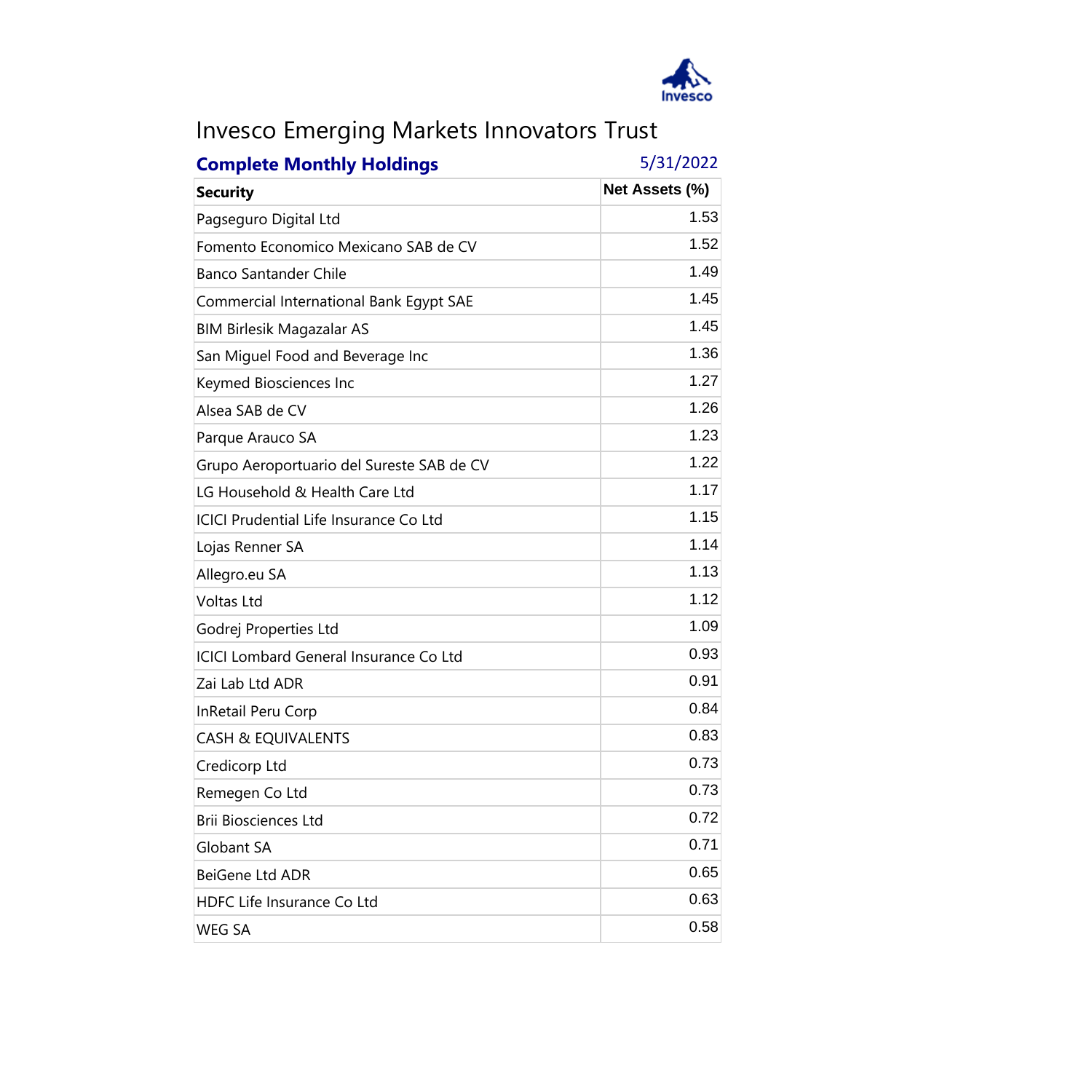# Invesco Emerging Markets Innovators Trust

**Complete Monthly Holdings** 5/31/2022

| Security | Net Assets (%) |
|---|---|
| Pagseguro Digital Ltd | 1.53 |
| Fomento Economico Mexicano SAB de CV | 1.52 |
| Banco Santander Chile | 1.49 |
| Commercial International Bank Egypt SAE | 1.45 |
| BIM Birlesik Magazalar AS | 1.45 |
| San Miguel Food and Beverage Inc | 1.36 |
| Keymed Biosciences Inc | 1.27 |
| Alsea SAB de CV | 1.26 |
| Parque Arauco SA | 1.23 |
| Grupo Aeroportuario del Sureste SAB de CV | 1.22 |
| LG Household & Health Care Ltd | 1.17 |
| ICICI Prudential Life Insurance Co Ltd | 1.15 |
| Lojas Renner SA | 1.14 |
| Allegro.eu SA | 1.13 |
| Voltas Ltd | 1.12 |
| Godrej Properties Ltd | 1.09 |
| ICICI Lombard General Insurance Co Ltd | 0.93 |
| Zai Lab Ltd ADR | 0.91 |
| InRetail Peru Corp | 0.84 |
| CASH & EQUIVALENTS | 0.83 |
| Credicorp Ltd | 0.73 |
| Remegen Co Ltd | 0.73 |
| Brii Biosciences Ltd | 0.72 |
| Globant SA | 0.71 |
| BeiGene Ltd ADR | 0.65 |
| HDFC Life Insurance Co Ltd | 0.63 |
| WEG SA | 0.58 |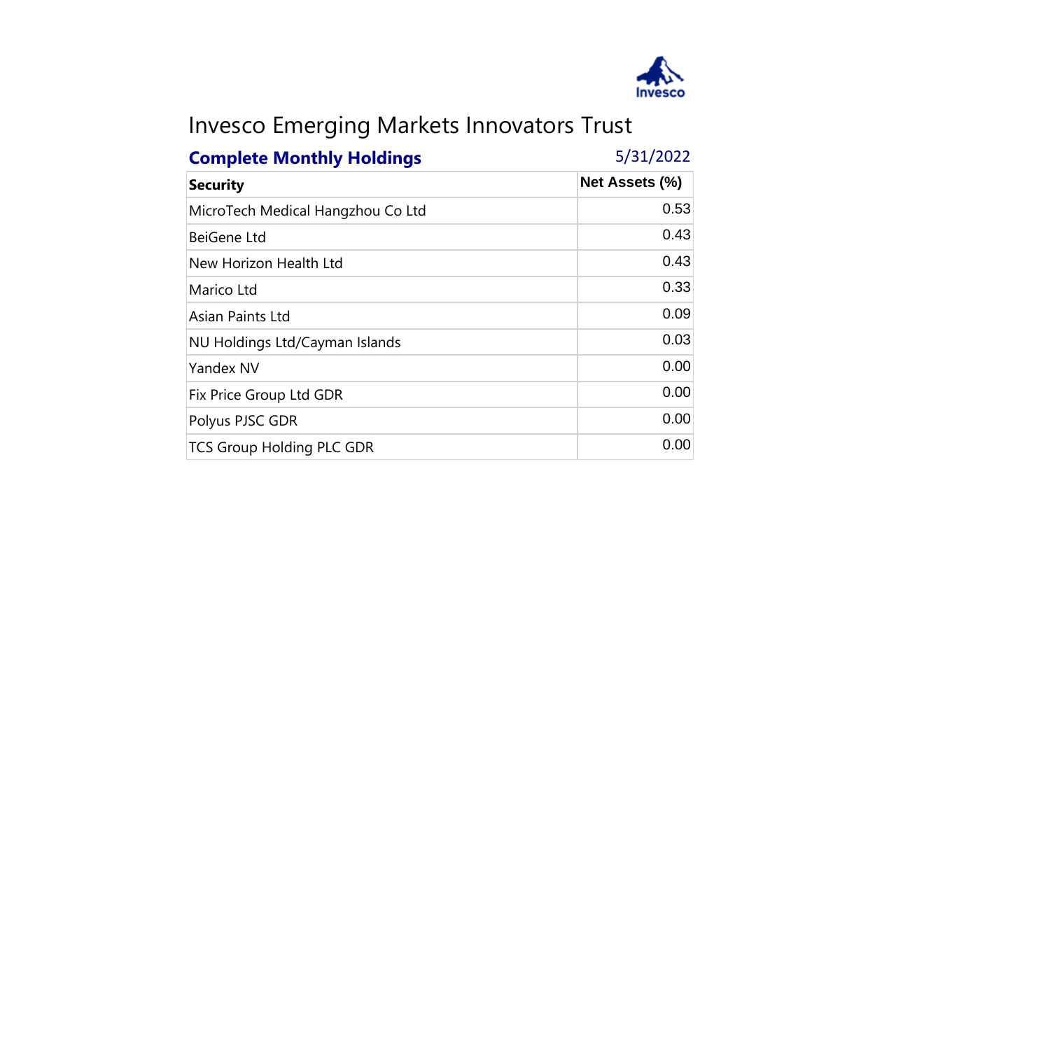Invesco Emerging Markets Innovators Trust

**Complete Monthly Holdings** 5/31/2022

| Security | Net Assets (%) |
|---|---|
| MicroTech Medical Hangzhou Co Ltd | 0.53 |
| BeiGene Ltd | 0.43 |
| New Horizon Health Ltd | 0.43 |
| Marico Ltd | 0.33 |
| Asian Paints Ltd | 0.09 |
| NU Holdings Ltd/Cayman Islands | 0.03 |
| Yandex NV | 0.00 |
| Fix Price Group Ltd GDR | 0.00 |
| Polyus PJSC GDR | 0.00 |
| TCS Group Holding PLC GDR | 0.00 |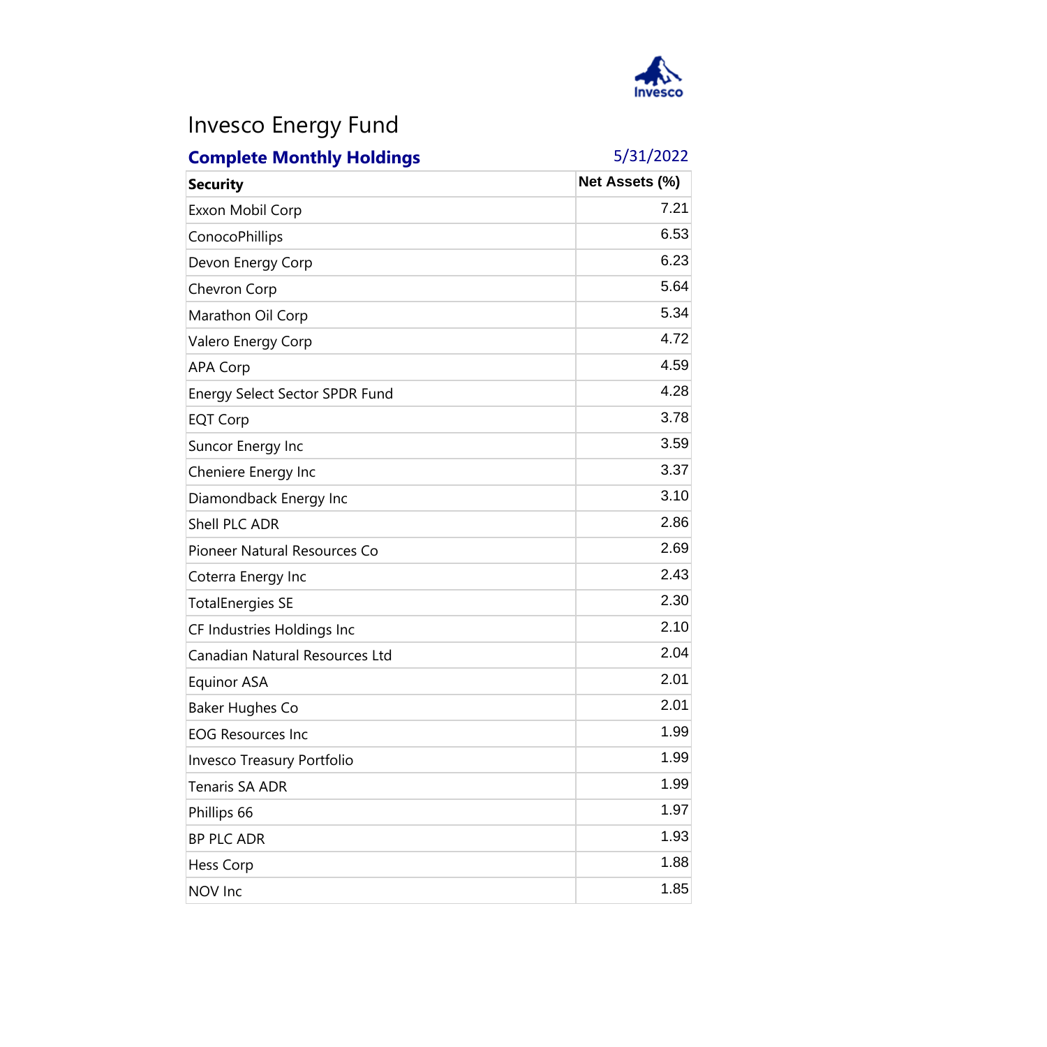# Invesco Energy Fund

**Complete Monthly Holdings** 5/31/2022

| Security | Net Assets (%) |
|---|---|
| Exxon Mobil Corp | 7.21 |
| ConocoPhillips | 6.53 |
| Devon Energy Corp | 6.23 |
| Chevron Corp | 5.64 |
| Marathon Oil Corp | 5.34 |
| Valero Energy Corp | 4.72 |
| APA Corp | 4.59 |
| Energy Select Sector SPDR Fund | 4.28 |
| EQT Corp | 3.78 |
| Suncor Energy Inc | 3.59 |
| Cheniere Energy Inc | 3.37 |
| Diamondback Energy Inc | 3.10 |
| Shell PLC ADR | 2.86 |
| Pioneer Natural Resources Co | 2.69 |
| Coterra Energy Inc | 2.43 |
| TotalEnergies SE | 2.30 |
| CF Industries Holdings Inc | 2.10 |
| Canadian Natural Resources Ltd | 2.04 |
| Equinor ASA | 2.01 |
| Baker Hughes Co | 2.01 |
| EOG Resources Inc | 1.99 |
| Invesco Treasury Portfolio | 1.99 |
| Tenaris SA ADR | 1.99 |
| Phillips 66 | 1.97 |
| BP PLC ADR | 1.93 |
| Hess Corp | 1.88 |
| NOV Inc | 1.85 |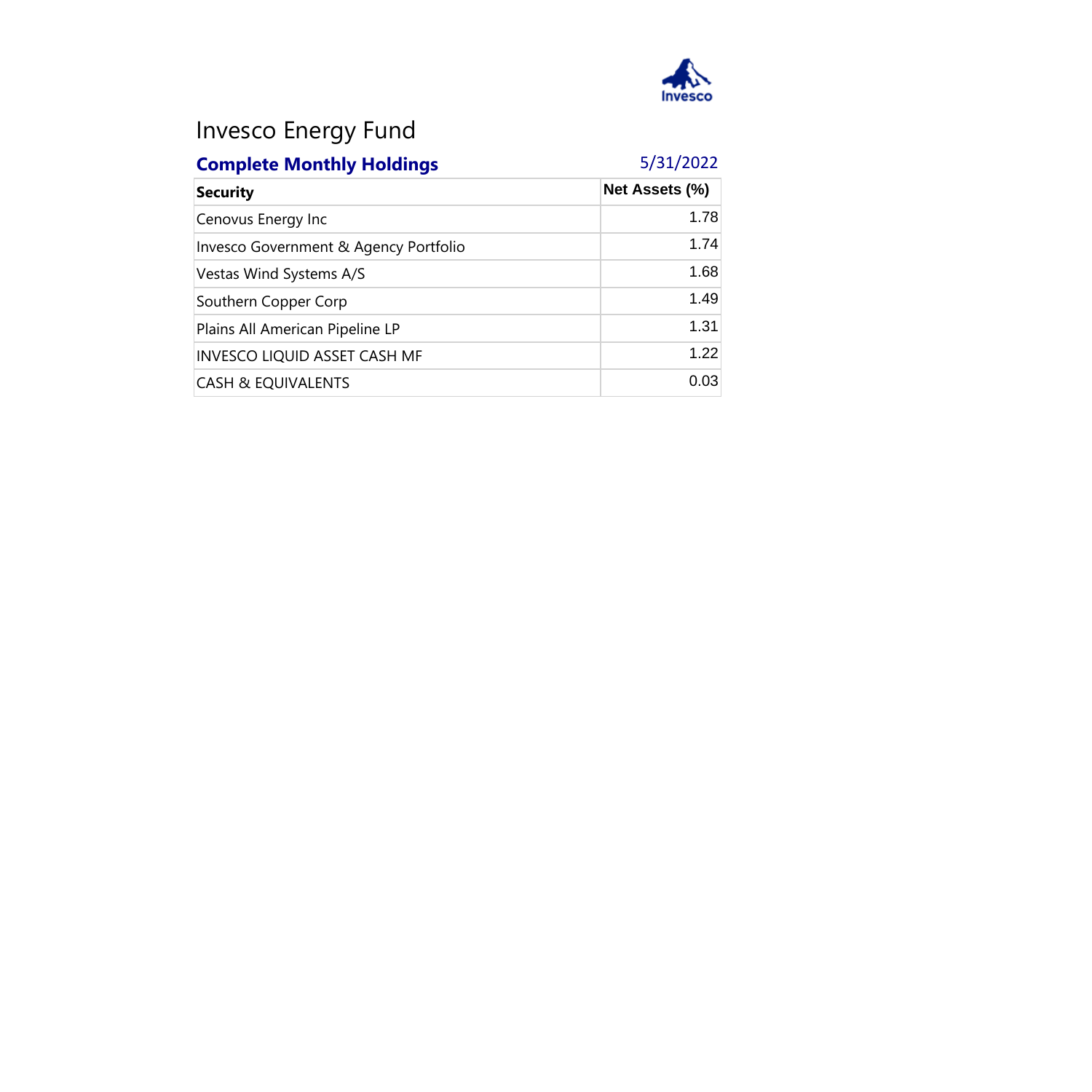# Invesco Energy Fund

**Complete Monthly Holdings** 5/31/2022

| Security | Net Assets (%) |
|---|---|
| Cenovus Energy Inc | 1.78 |
| Invesco Government & Agency Portfolio | 1.74 |
| Vestas Wind Systems A/S | 1.68 |
| Southern Copper Corp | 1.49 |
| Plains All American Pipeline LP | 1.31 |
| INVESCO LIQUID ASSET CASH MF | 1.22 |
| CASH & EQUIVALENTS | 0.03 |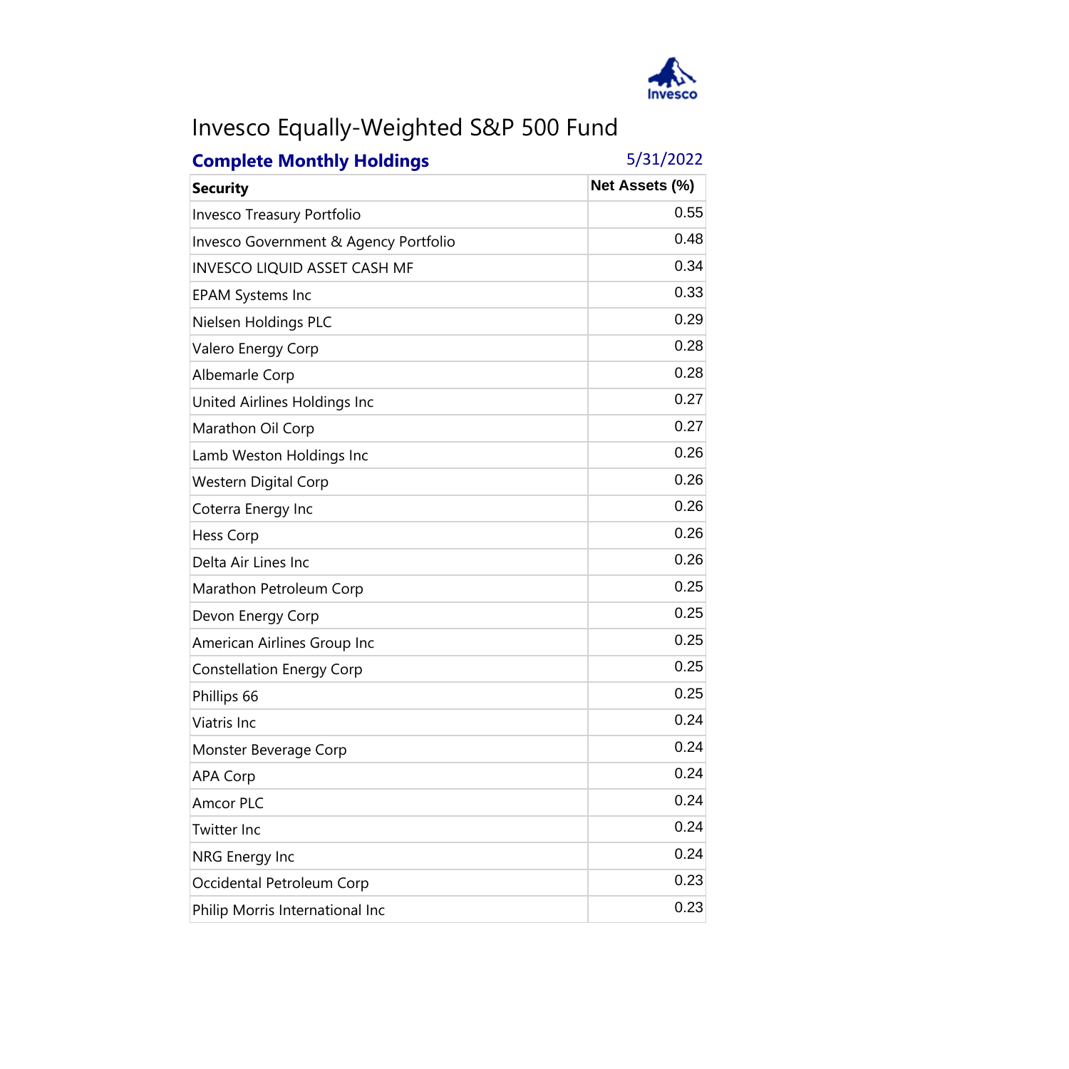# Invesco Equally-Weighted S&P 500 Fund

**Complete Monthly Holdings** 5/31/2022

| Security | Net Assets (%) |
|---|---|
| Invesco Treasury Portfolio | 0.55 |
| Invesco Government & Agency Portfolio | 0.48 |
| INVESCO LIQUID ASSET CASH MF | 0.34 |
| EPAM Systems Inc | 0.33 |
| Nielsen Holdings PLC | 0.29 |
| Valero Energy Corp | 0.28 |
| Albemarle Corp | 0.28 |
| United Airlines Holdings Inc | 0.27 |
| Marathon Oil Corp | 0.27 |
| Lamb Weston Holdings Inc | 0.26 |
| Western Digital Corp | 0.26 |
| Coterra Energy Inc | 0.26 |
| Hess Corp | 0.26 |
| Delta Air Lines Inc | 0.26 |
| Marathon Petroleum Corp | 0.25 |
| Devon Energy Corp | 0.25 |
| American Airlines Group Inc | 0.25 |
| Constellation Energy Corp | 0.25 |
| Phillips 66 | 0.25 |
| Viatris Inc | 0.24 |
| Monster Beverage Corp | 0.24 |
| APA Corp | 0.24 |
| Amcor PLC | 0.24 |
| Twitter Inc | 0.24 |
| NRG Energy Inc | 0.24 |
| Occidental Petroleum Corp | 0.23 |
| Philip Morris International Inc | 0.23 |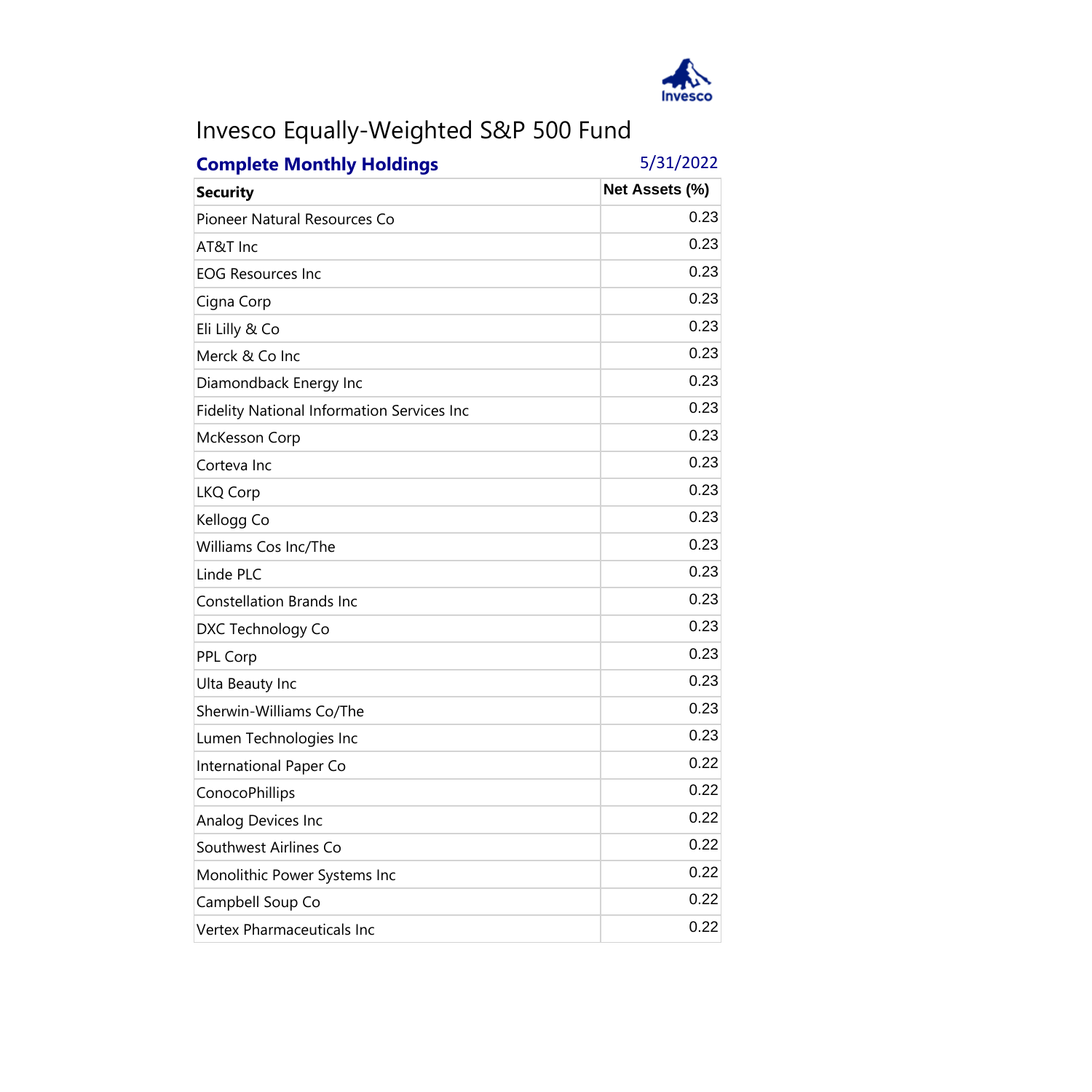# Invesco Equally-Weighted S&P 500 Fund

**Complete Monthly Holdings** 5/31/2022

| Security | Net Assets (%) |
|---|---|
| Pioneer Natural Resources Co | 0.23 |
| AT&T Inc | 0.23 |
| EOG Resources Inc | 0.23 |
| Cigna Corp | 0.23 |
| Eli Lilly & Co | 0.23 |
| Merck & Co Inc | 0.23 |
| Diamondback Energy Inc | 0.23 |
| Fidelity National Information Services Inc | 0.23 |
| McKesson Corp | 0.23 |
| Corteva Inc | 0.23 |
| LKQ Corp | 0.23 |
| Kellogg Co | 0.23 |
| Williams Cos Inc/The | 0.23 |
| Linde PLC | 0.23 |
| Constellation Brands Inc | 0.23 |
| DXC Technology Co | 0.23 |
| PPL Corp | 0.23 |
| Ulta Beauty Inc | 0.23 |
| Sherwin-Williams Co/The | 0.23 |
| Lumen Technologies Inc | 0.23 |
| International Paper Co | 0.22 |
| ConocoPhillips | 0.22 |
| Analog Devices Inc | 0.22 |
| Southwest Airlines Co | 0.22 |
| Monolithic Power Systems Inc | 0.22 |
| Campbell Soup Co | 0.22 |
| Vertex Pharmaceuticals Inc | 0.22 |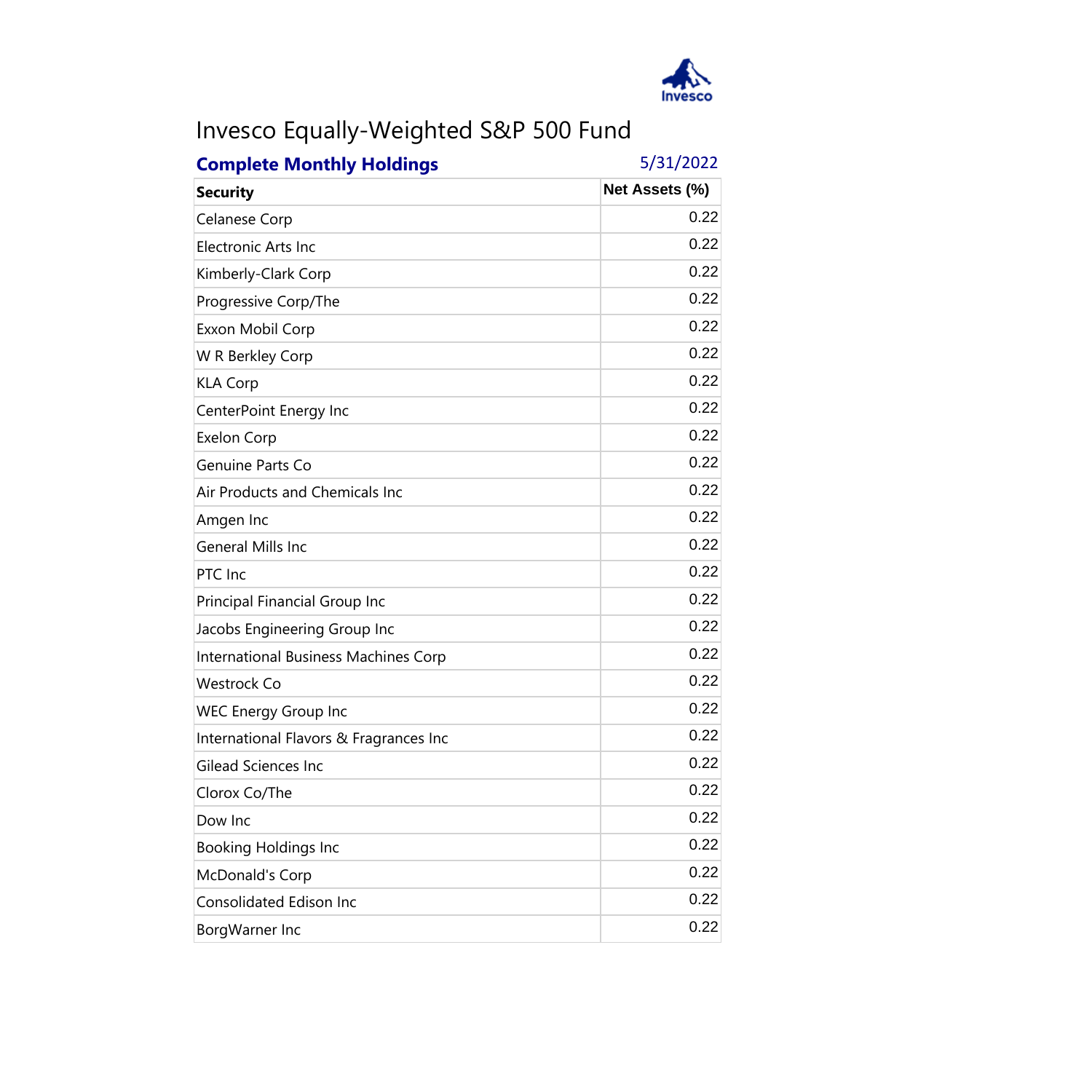# Invesco Equally-Weighted S&P 500 Fund

**Complete Monthly Holdings** 5/31/2022

| Security | Net Assets (%) |
|---|---|
| Celanese Corp | 0.22 |
| Electronic Arts Inc | 0.22 |
| Kimberly-Clark Corp | 0.22 |
| Progressive Corp/The | 0.22 |
| Exxon Mobil Corp | 0.22 |
| W R Berkley Corp | 0.22 |
| KLA Corp | 0.22 |
| CenterPoint Energy Inc | 0.22 |
| Exelon Corp | 0.22 |
| Genuine Parts Co | 0.22 |
| Air Products and Chemicals Inc | 0.22 |
| Amgen Inc | 0.22 |
| General Mills Inc | 0.22 |
| PTC Inc | 0.22 |
| Principal Financial Group Inc | 0.22 |
| Jacobs Engineering Group Inc | 0.22 |
| International Business Machines Corp | 0.22 |
| Westrock Co | 0.22 |
| WEC Energy Group Inc | 0.22 |
| International Flavors & Fragrances Inc | 0.22 |
| Gilead Sciences Inc | 0.22 |
| Clorox Co/The | 0.22 |
| Dow Inc | 0.22 |
| Booking Holdings Inc | 0.22 |
| McDonald's Corp | 0.22 |
| Consolidated Edison Inc | 0.22 |
| BorgWarner Inc | 0.22 |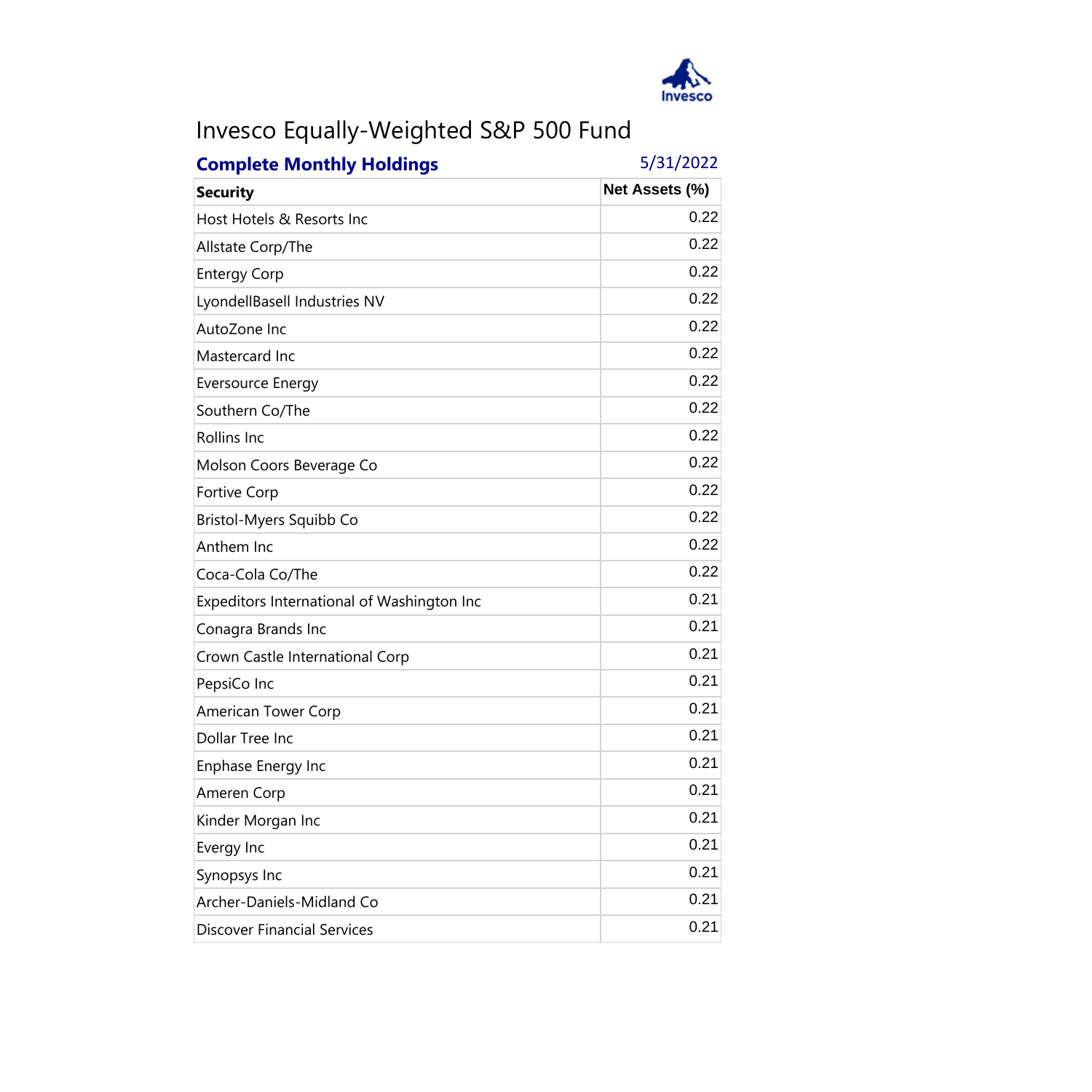# Invesco Equally-Weighted S&P 500 Fund

**Complete Monthly Holdings** 5/31/2022

| Security | Net Assets (%) |
|---|---|
| Host Hotels & Resorts Inc | 0.22 |
| Allstate Corp/The | 0.22 |
| Entergy Corp | 0.22 |
| LyondellBasell Industries NV | 0.22 |
| AutoZone Inc | 0.22 |
| Mastercard Inc | 0.22 |
| Eversource Energy | 0.22 |
| Southern Co/The | 0.22 |
| Rollins Inc | 0.22 |
| Molson Coors Beverage Co | 0.22 |
| Fortive Corp | 0.22 |
| Bristol-Myers Squibb Co | 0.22 |
| Anthem Inc | 0.22 |
| Coca-Cola Co/The | 0.22 |
| Expeditors International of Washington Inc | 0.21 |
| Conagra Brands Inc | 0.21 |
| Crown Castle International Corp | 0.21 |
| PepsiCo Inc | 0.21 |
| American Tower Corp | 0.21 |
| Dollar Tree Inc | 0.21 |
| Enphase Energy Inc | 0.21 |
| Ameren Corp | 0.21 |
| Kinder Morgan Inc | 0.21 |
| Evergy Inc | 0.21 |
| Synopsys Inc | 0.21 |
| Archer-Daniels-Midland Co | 0.21 |
| Discover Financial Services | 0.21 |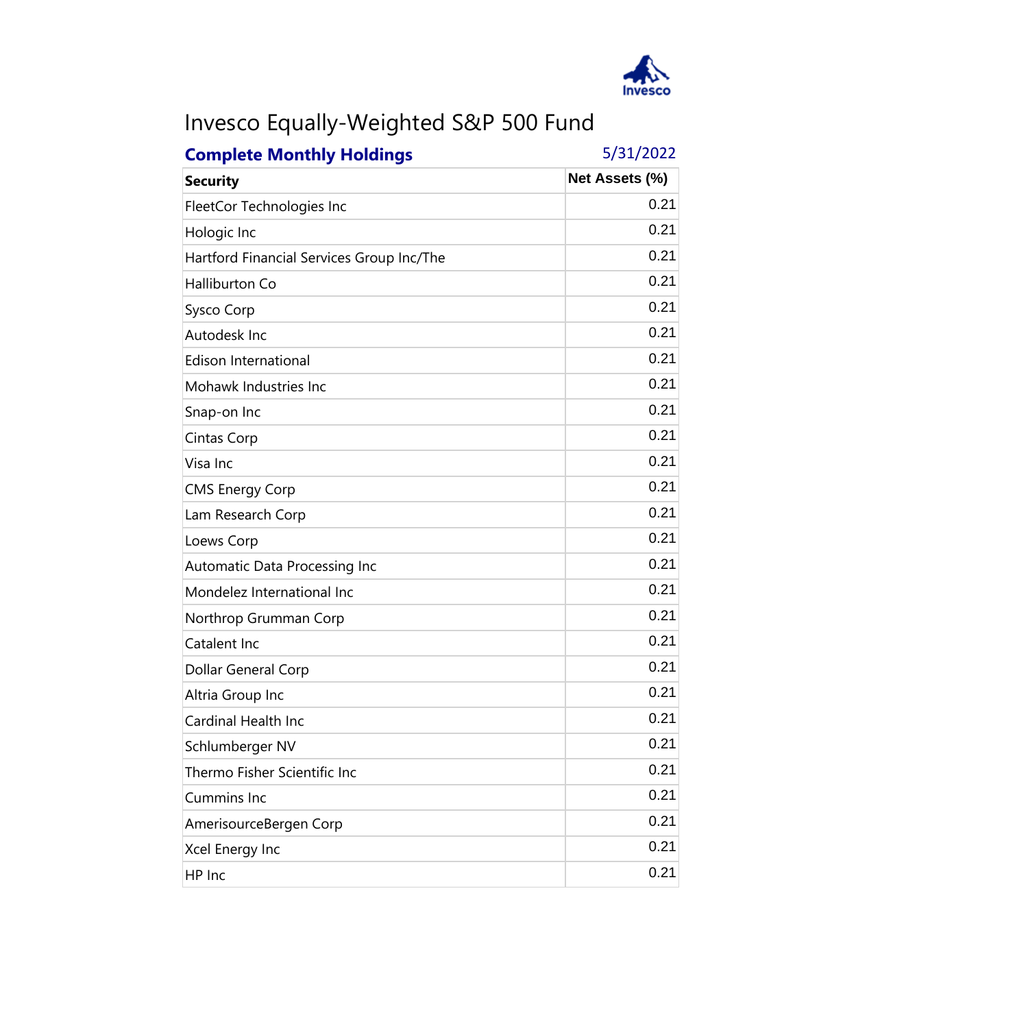# Invesco Equally-Weighted S&P 500 Fund

**Complete Monthly Holdings** 5/31/2022

| Security | Net Assets (%) |
|---|---|
| FleetCor Technologies Inc | 0.21 |
| Hologic Inc | 0.21 |
| Hartford Financial Services Group Inc/The | 0.21 |
| Halliburton Co | 0.21 |
| Sysco Corp | 0.21 |
| Autodesk Inc | 0.21 |
| Edison International | 0.21 |
| Mohawk Industries Inc | 0.21 |
| Snap-on Inc | 0.21 |
| Cintas Corp | 0.21 |
| Visa Inc | 0.21 |
| CMS Energy Corp | 0.21 |
| Lam Research Corp | 0.21 |
| Loews Corp | 0.21 |
| Automatic Data Processing Inc | 0.21 |
| Mondelez International Inc | 0.21 |
| Northrop Grumman Corp | 0.21 |
| Catalent Inc | 0.21 |
| Dollar General Corp | 0.21 |
| Altria Group Inc | 0.21 |
| Cardinal Health Inc | 0.21 |
| Schlumberger NV | 0.21 |
| Thermo Fisher Scientific Inc | 0.21 |
| Cummins Inc | 0.21 |
| AmerisourceBergen Corp | 0.21 |
| Xcel Energy Inc | 0.21 |
| HP Inc | 0.21 |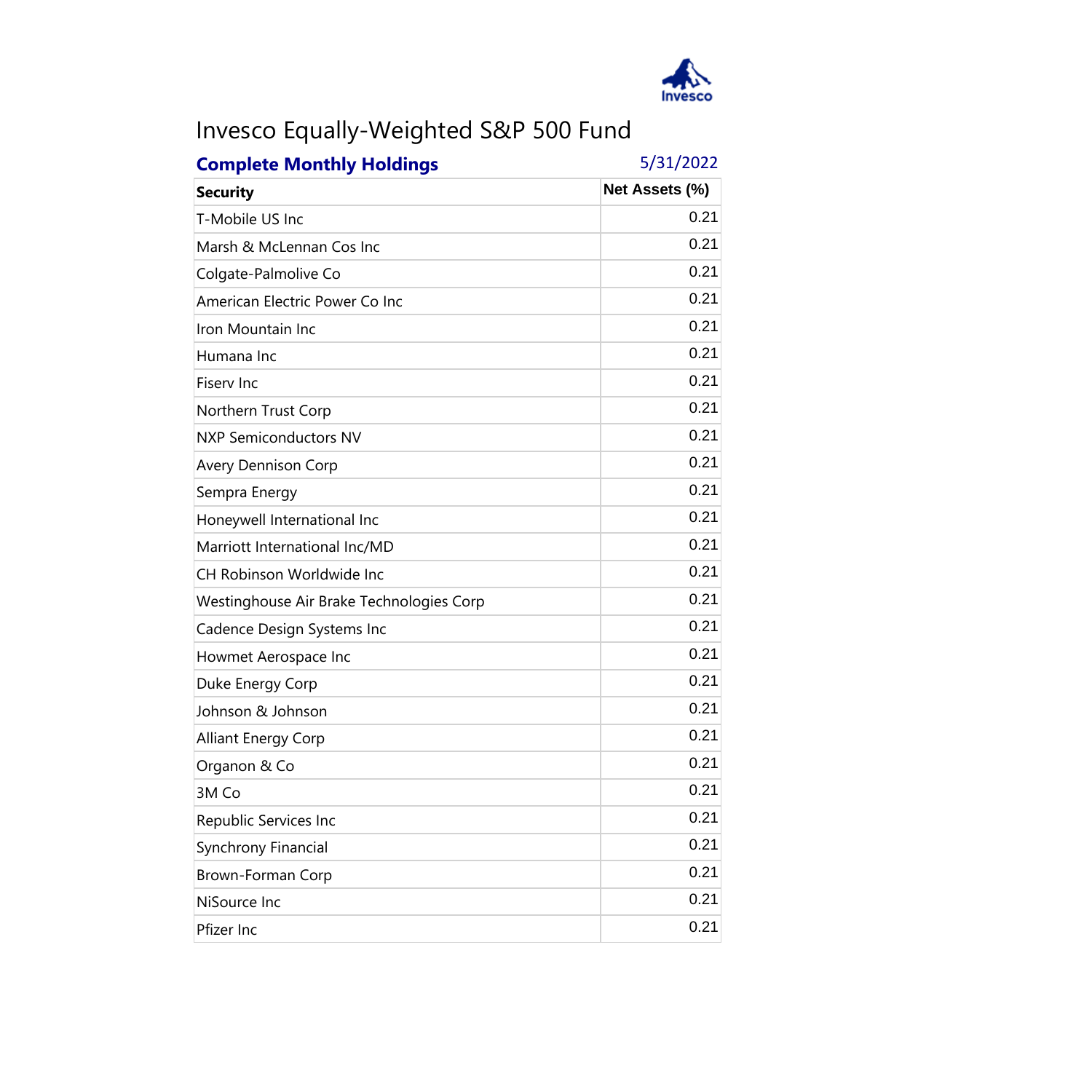# Invesco Equally-Weighted S&P 500 Fund

**Complete Monthly Holdings** 5/31/2022

| Security | Net Assets (%) |
|---|---|
| T-Mobile US Inc | 0.21 |
| Marsh & McLennan Cos Inc | 0.21 |
| Colgate-Palmolive Co | 0.21 |
| American Electric Power Co Inc | 0.21 |
| Iron Mountain Inc | 0.21 |
| Humana Inc | 0.21 |
| Fiserv Inc | 0.21 |
| Northern Trust Corp | 0.21 |
| NXP Semiconductors NV | 0.21 |
| Avery Dennison Corp | 0.21 |
| Sempra Energy | 0.21 |
| Honeywell International Inc | 0.21 |
| Marriott International Inc/MD | 0.21 |
| CH Robinson Worldwide Inc | 0.21 |
| Westinghouse Air Brake Technologies Corp | 0.21 |
| Cadence Design Systems Inc | 0.21 |
| Howmet Aerospace Inc | 0.21 |
| Duke Energy Corp | 0.21 |
| Johnson & Johnson | 0.21 |
| Alliant Energy Corp | 0.21 |
| Organon & Co | 0.21 |
| 3M Co | 0.21 |
| Republic Services Inc | 0.21 |
| Synchrony Financial | 0.21 |
| Brown-Forman Corp | 0.21 |
| NiSource Inc | 0.21 |
| Pfizer Inc | 0.21 |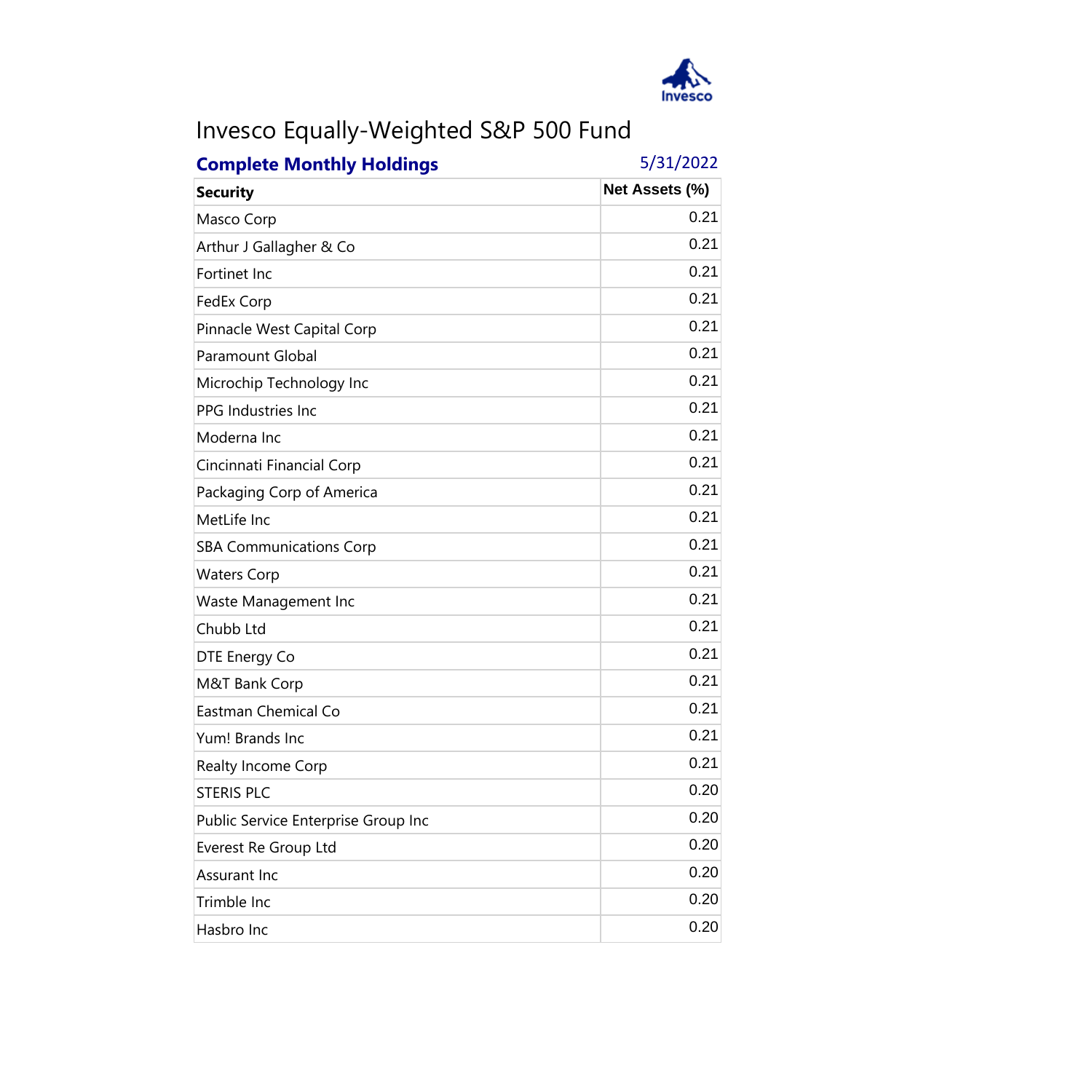# Invesco Equally-Weighted S&P 500 Fund

**Complete Monthly Holdings** 5/31/2022

| Security | Net Assets (%) |
|---|---|
| Masco Corp | 0.21 |
| Arthur J Gallagher & Co | 0.21 |
| Fortinet Inc | 0.21 |
| FedEx Corp | 0.21 |
| Pinnacle West Capital Corp | 0.21 |
| Paramount Global | 0.21 |
| Microchip Technology Inc | 0.21 |
| PPG Industries Inc | 0.21 |
| Moderna Inc | 0.21 |
| Cincinnati Financial Corp | 0.21 |
| Packaging Corp of America | 0.21 |
| MetLife Inc | 0.21 |
| SBA Communications Corp | 0.21 |
| Waters Corp | 0.21 |
| Waste Management Inc | 0.21 |
| Chubb Ltd | 0.21 |
| DTE Energy Co | 0.21 |
| M&T Bank Corp | 0.21 |
| Eastman Chemical Co | 0.21 |
| Yum! Brands Inc | 0.21 |
| Realty Income Corp | 0.21 |
| STERIS PLC | 0.20 |
| Public Service Enterprise Group Inc | 0.20 |
| Everest Re Group Ltd | 0.20 |
| Assurant Inc | 0.20 |
| Trimble Inc | 0.20 |
| Hasbro Inc | 0.20 |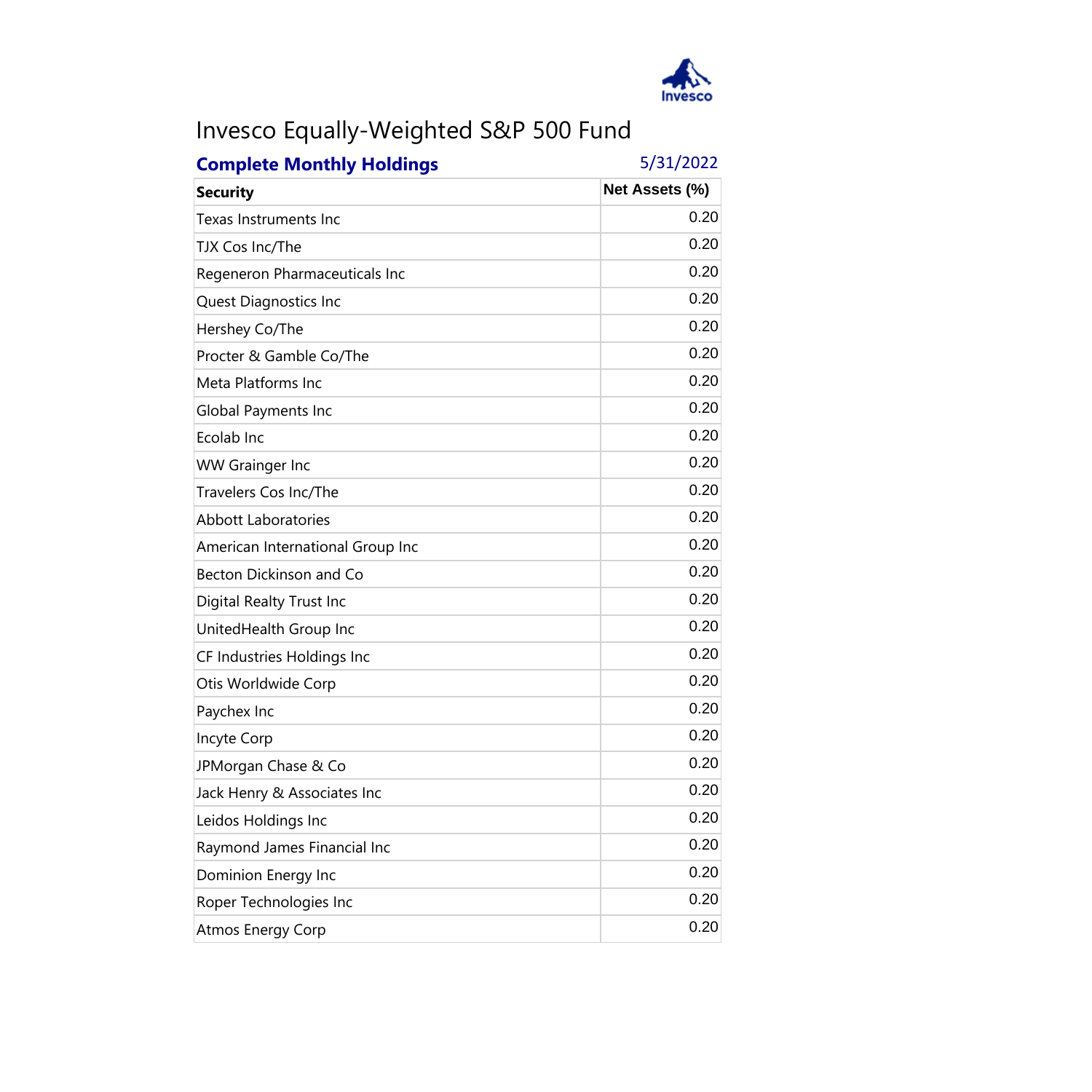# Invesco Equally-Weighted S&P 500 Fund

**Complete Monthly Holdings** 5/31/2022

| Security | Net Assets (%) |
|---|---|
| Texas Instruments Inc | 0.20 |
| TJX Cos Inc/The | 0.20 |
| Regeneron Pharmaceuticals Inc | 0.20 |
| Quest Diagnostics Inc | 0.20 |
| Hershey Co/The | 0.20 |
| Procter & Gamble Co/The | 0.20 |
| Meta Platforms Inc | 0.20 |
| Global Payments Inc | 0.20 |
| Ecolab Inc | 0.20 |
| WW Grainger Inc | 0.20 |
| Travelers Cos Inc/The | 0.20 |
| Abbott Laboratories | 0.20 |
| American International Group Inc | 0.20 |
| Becton Dickinson and Co | 0.20 |
| Digital Realty Trust Inc | 0.20 |
| UnitedHealth Group Inc | 0.20 |
| CF Industries Holdings Inc | 0.20 |
| Otis Worldwide Corp | 0.20 |
| Paychex Inc | 0.20 |
| Incyte Corp | 0.20 |
| JPMorgan Chase & Co | 0.20 |
| Jack Henry & Associates Inc | 0.20 |
| Leidos Holdings Inc | 0.20 |
| Raymond James Financial Inc | 0.20 |
| Dominion Energy Inc | 0.20 |
| Roper Technologies Inc | 0.20 |
| Atmos Energy Corp | 0.20 |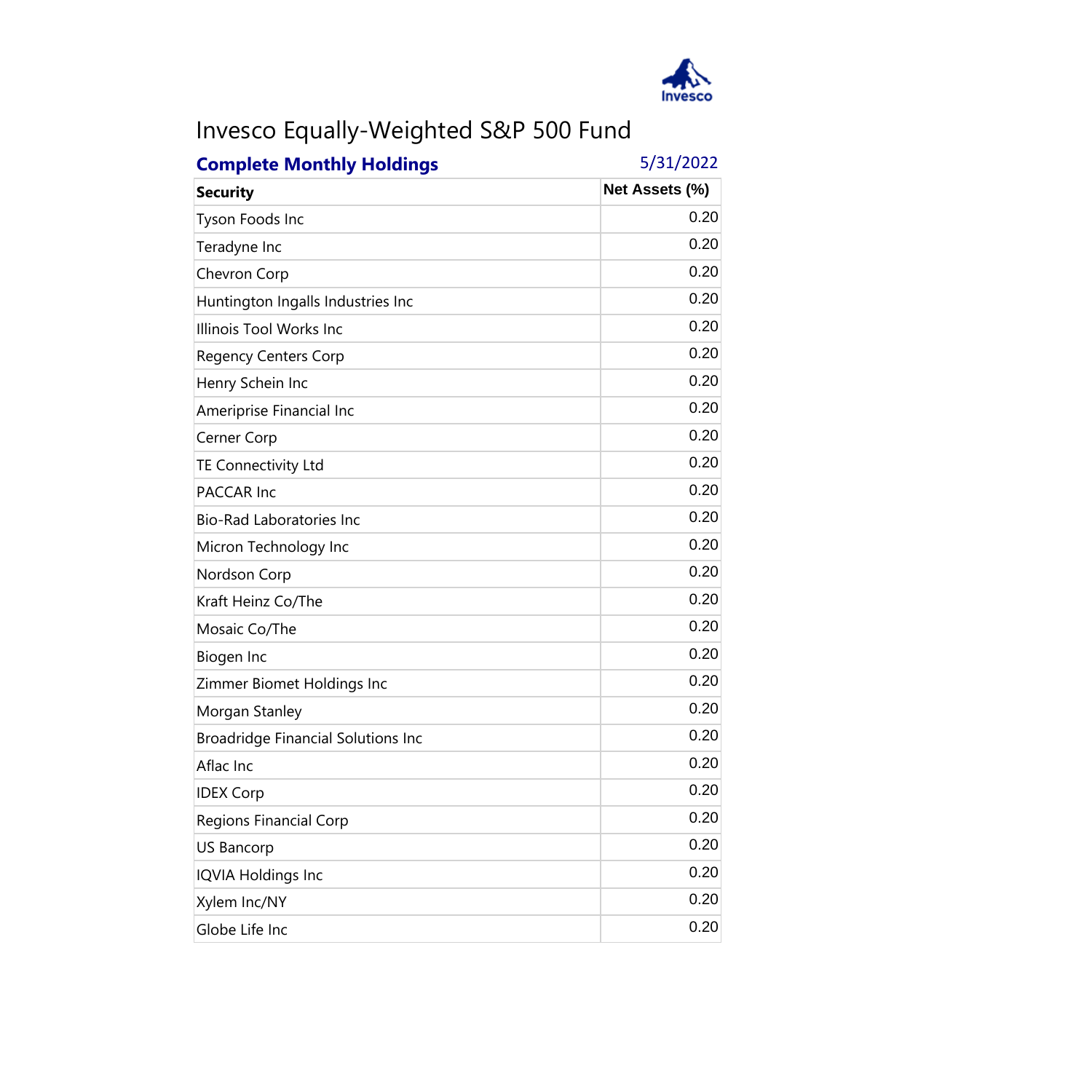# Invesco Equally-Weighted S&P 500 Fund

**Complete Monthly Holdings** 5/31/2022

| Security | Net Assets (%) |
|---|---|
| Tyson Foods Inc | 0.20 |
| Teradyne Inc | 0.20 |
| Chevron Corp | 0.20 |
| Huntington Ingalls Industries Inc | 0.20 |
| Illinois Tool Works Inc | 0.20 |
| Regency Centers Corp | 0.20 |
| Henry Schein Inc | 0.20 |
| Ameriprise Financial Inc | 0.20 |
| Cerner Corp | 0.20 |
| TE Connectivity Ltd | 0.20 |
| PACCAR Inc | 0.20 |
| Bio-Rad Laboratories Inc | 0.20 |
| Micron Technology Inc | 0.20 |
| Nordson Corp | 0.20 |
| Kraft Heinz Co/The | 0.20 |
| Mosaic Co/The | 0.20 |
| Biogen Inc | 0.20 |
| Zimmer Biomet Holdings Inc | 0.20 |
| Morgan Stanley | 0.20 |
| Broadridge Financial Solutions Inc | 0.20 |
| Aflac Inc | 0.20 |
| IDEX Corp | 0.20 |
| Regions Financial Corp | 0.20 |
| US Bancorp | 0.20 |
| IQVIA Holdings Inc | 0.20 |
| Xylem Inc/NY | 0.20 |
| Globe Life Inc | 0.20 |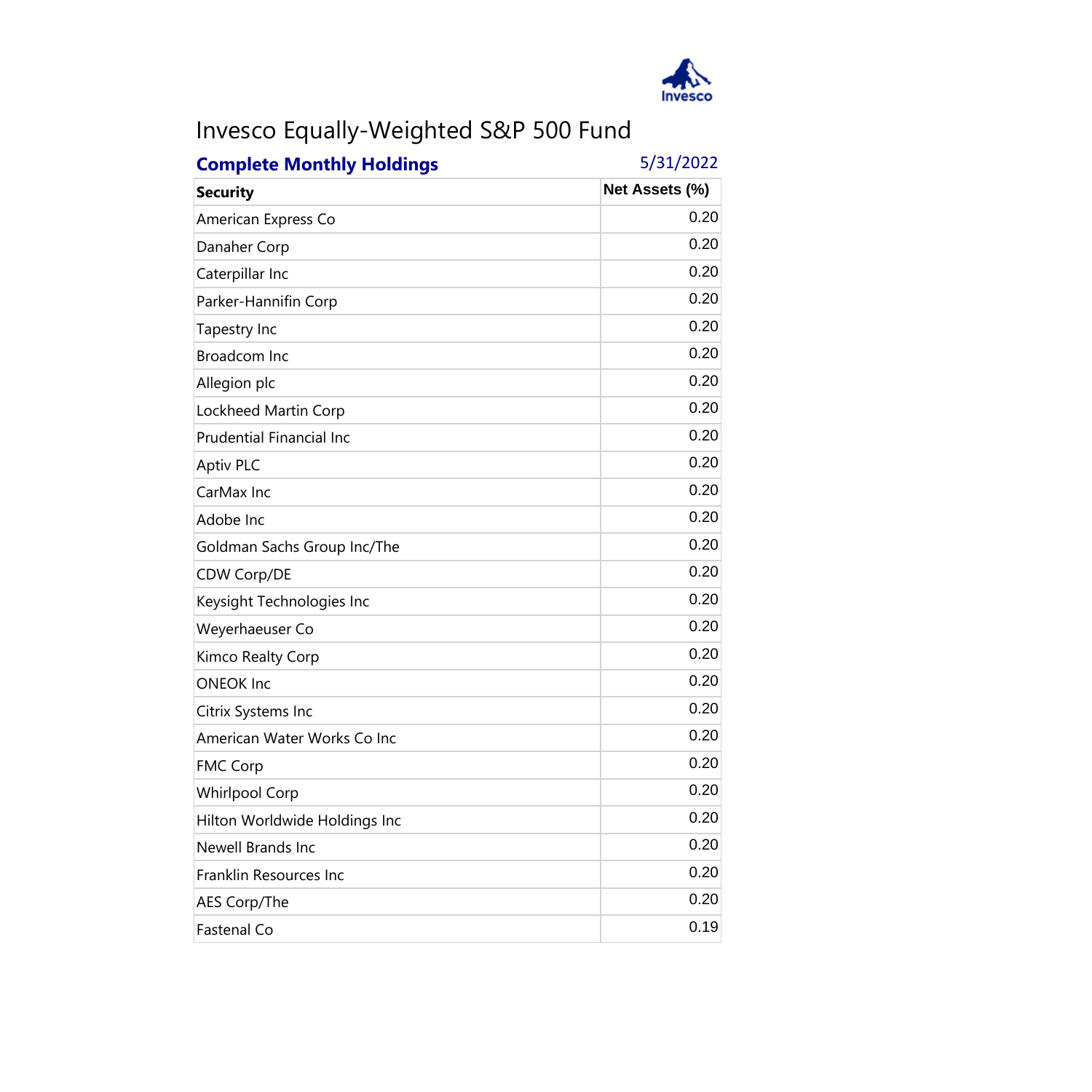# Invesco Equally-Weighted S&P 500 Fund

**Complete Monthly Holdings** 5/31/2022

| Security | Net Assets (%) |
| --- | --- |
| American Express Co | 0.20 |
| Danaher Corp | 0.20 |
| Caterpillar Inc | 0.20 |
| Parker-Hannifin Corp | 0.20 |
| Tapestry Inc | 0.20 |
| Broadcom Inc | 0.20 |
| Allegion plc | 0.20 |
| Lockheed Martin Corp | 0.20 |
| Prudential Financial Inc | 0.20 |
| Aptiv PLC | 0.20 |
| CarMax Inc | 0.20 |
| Adobe Inc | 0.20 |
| Goldman Sachs Group Inc/The | 0.20 |
| CDW Corp/DE | 0.20 |
| Keysight Technologies Inc | 0.20 |
| Weyerhaeuser Co | 0.20 |
| Kimco Realty Corp | 0.20 |
| ONEOK Inc | 0.20 |
| Citrix Systems Inc | 0.20 |
| American Water Works Co Inc | 0.20 |
| FMC Corp | 0.20 |
| Whirlpool Corp | 0.20 |
| Hilton Worldwide Holdings Inc | 0.20 |
| Newell Brands Inc | 0.20 |
| Franklin Resources Inc | 0.20 |
| AES Corp/The | 0.20 |
| Fastenal Co | 0.19 |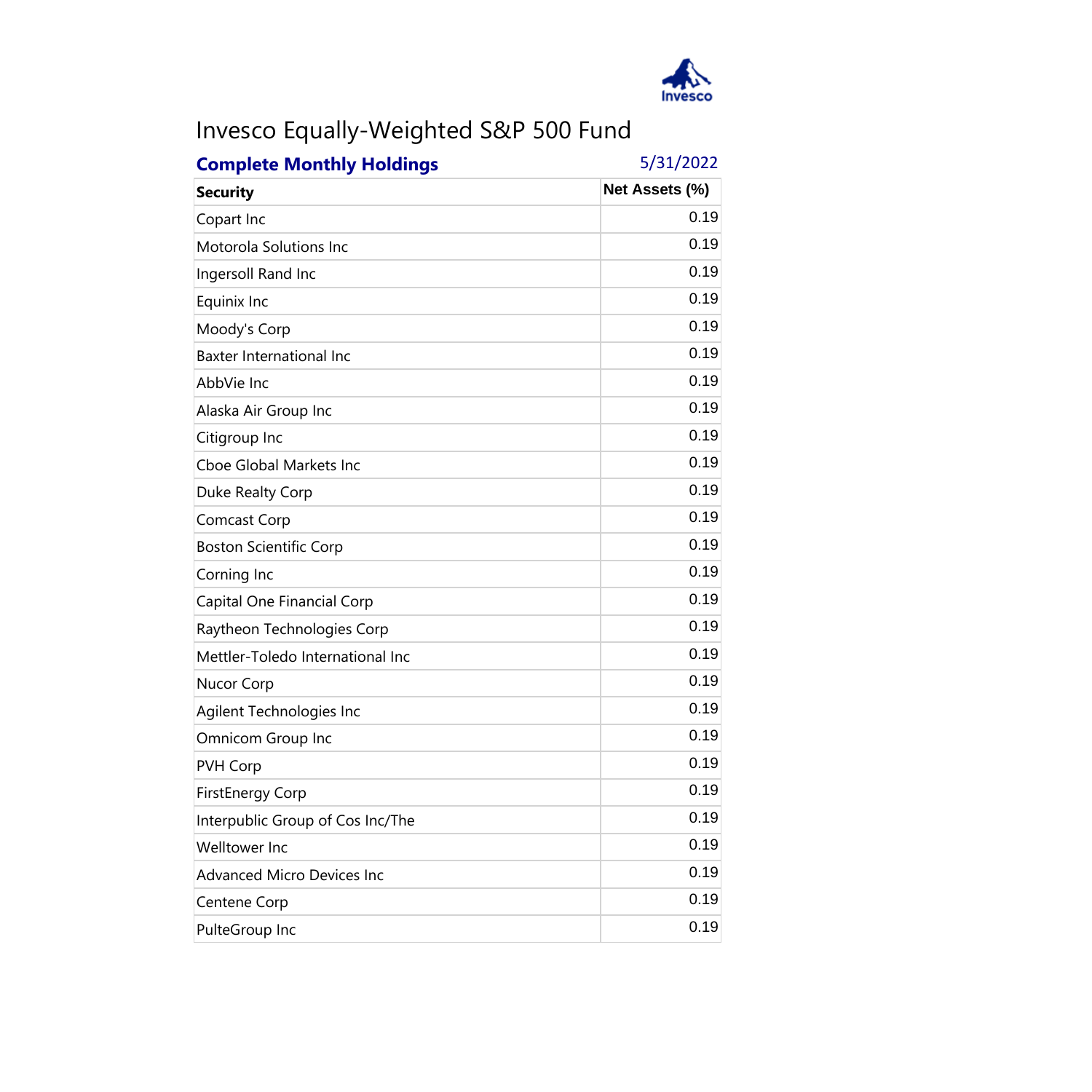# Invesco Equally-Weighted S&P 500 Fund

**Complete Monthly Holdings** 5/31/2022

| Security | Net Assets (%) |
|---|---|
| Copart Inc | 0.19 |
| Motorola Solutions Inc | 0.19 |
| Ingersoll Rand Inc | 0.19 |
| Equinix Inc | 0.19 |
| Moody's Corp | 0.19 |
| Baxter International Inc | 0.19 |
| AbbVie Inc | 0.19 |
| Alaska Air Group Inc | 0.19 |
| Citigroup Inc | 0.19 |
| Cboe Global Markets Inc | 0.19 |
| Duke Realty Corp | 0.19 |
| Comcast Corp | 0.19 |
| Boston Scientific Corp | 0.19 |
| Corning Inc | 0.19 |
| Capital One Financial Corp | 0.19 |
| Raytheon Technologies Corp | 0.19 |
| Mettler-Toledo International Inc | 0.19 |
| Nucor Corp | 0.19 |
| Agilent Technologies Inc | 0.19 |
| Omnicom Group Inc | 0.19 |
| PVH Corp | 0.19 |
| FirstEnergy Corp | 0.19 |
| Interpublic Group of Cos Inc/The | 0.19 |
| Welltower Inc | 0.19 |
| Advanced Micro Devices Inc | 0.19 |
| Centene Corp | 0.19 |
| PulteGroup Inc | 0.19 |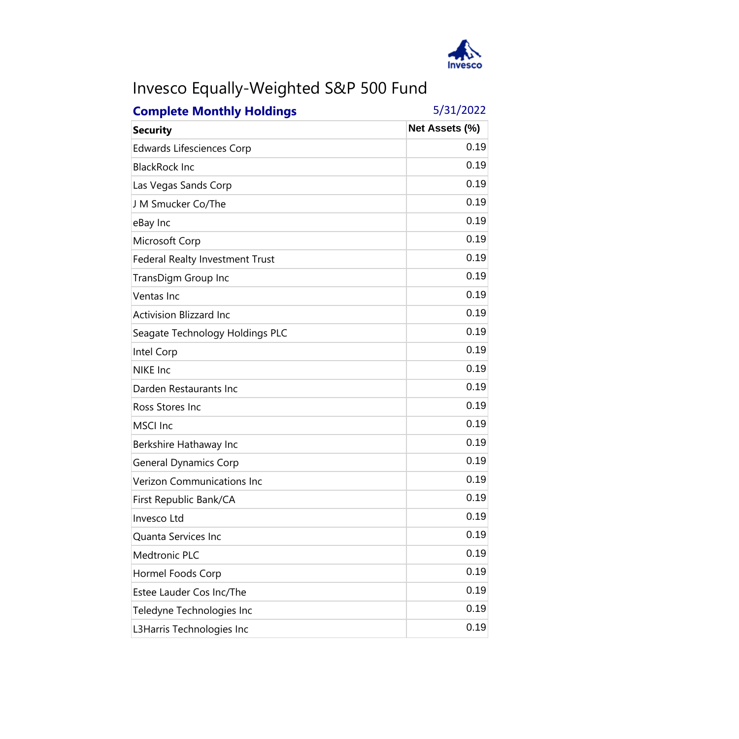# Invesco Equally-Weighted S&P 500 Fund

**Complete Monthly Holdings** 5/31/2022

| Security | Net Assets (%) |
|---|---|
| Edwards Lifesciences Corp | 0.19 |
| BlackRock Inc | 0.19 |
| Las Vegas Sands Corp | 0.19 |
| J M Smucker Co/The | 0.19 |
| eBay Inc | 0.19 |
| Microsoft Corp | 0.19 |
| Federal Realty Investment Trust | 0.19 |
| TransDigm Group Inc | 0.19 |
| Ventas Inc | 0.19 |
| Activision Blizzard Inc | 0.19 |
| Seagate Technology Holdings PLC | 0.19 |
| Intel Corp | 0.19 |
| NIKE Inc | 0.19 |
| Darden Restaurants Inc | 0.19 |
| Ross Stores Inc | 0.19 |
| MSCI Inc | 0.19 |
| Berkshire Hathaway Inc | 0.19 |
| General Dynamics Corp | 0.19 |
| Verizon Communications Inc | 0.19 |
| First Republic Bank/CA | 0.19 |
| Invesco Ltd | 0.19 |
| Quanta Services Inc | 0.19 |
| Medtronic PLC | 0.19 |
| Hormel Foods Corp | 0.19 |
| Estee Lauder Cos Inc/The | 0.19 |
| Teledyne Technologies Inc | 0.19 |
| L3Harris Technologies Inc | 0.19 |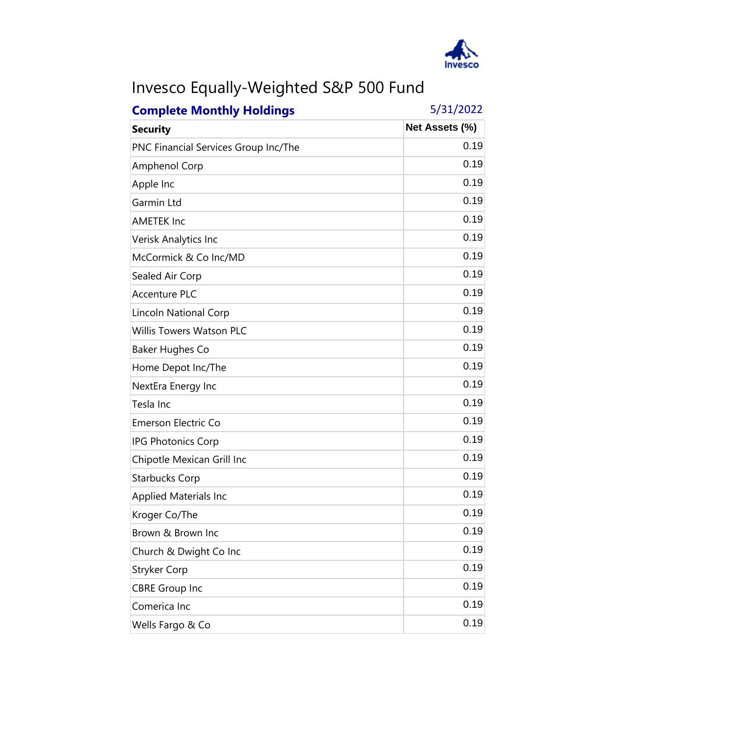# Invesco Equally-Weighted S&P 500 Fund

**Complete Monthly Holdings** 5/31/2022

| Security | Net Assets (%) |
|---|---|
| PNC Financial Services Group Inc/The | 0.19 |
| Amphenol Corp | 0.19 |
| Apple Inc | 0.19 |
| Garmin Ltd | 0.19 |
| AMETEK Inc | 0.19 |
| Verisk Analytics Inc | 0.19 |
| McCormick & Co Inc/MD | 0.19 |
| Sealed Air Corp | 0.19 |
| Accenture PLC | 0.19 |
| Lincoln National Corp | 0.19 |
| Willis Towers Watson PLC | 0.19 |
| Baker Hughes Co | 0.19 |
| Home Depot Inc/The | 0.19 |
| NextEra Energy Inc | 0.19 |
| Tesla Inc | 0.19 |
| Emerson Electric Co | 0.19 |
| IPG Photonics Corp | 0.19 |
| Chipotle Mexican Grill Inc | 0.19 |
| Starbucks Corp | 0.19 |
| Applied Materials Inc | 0.19 |
| Kroger Co/The | 0.19 |
| Brown & Brown Inc | 0.19 |
| Church & Dwight Co Inc | 0.19 |
| Stryker Corp | 0.19 |
| CBRE Group Inc | 0.19 |
| Comerica Inc | 0.19 |
| Wells Fargo & Co | 0.19 |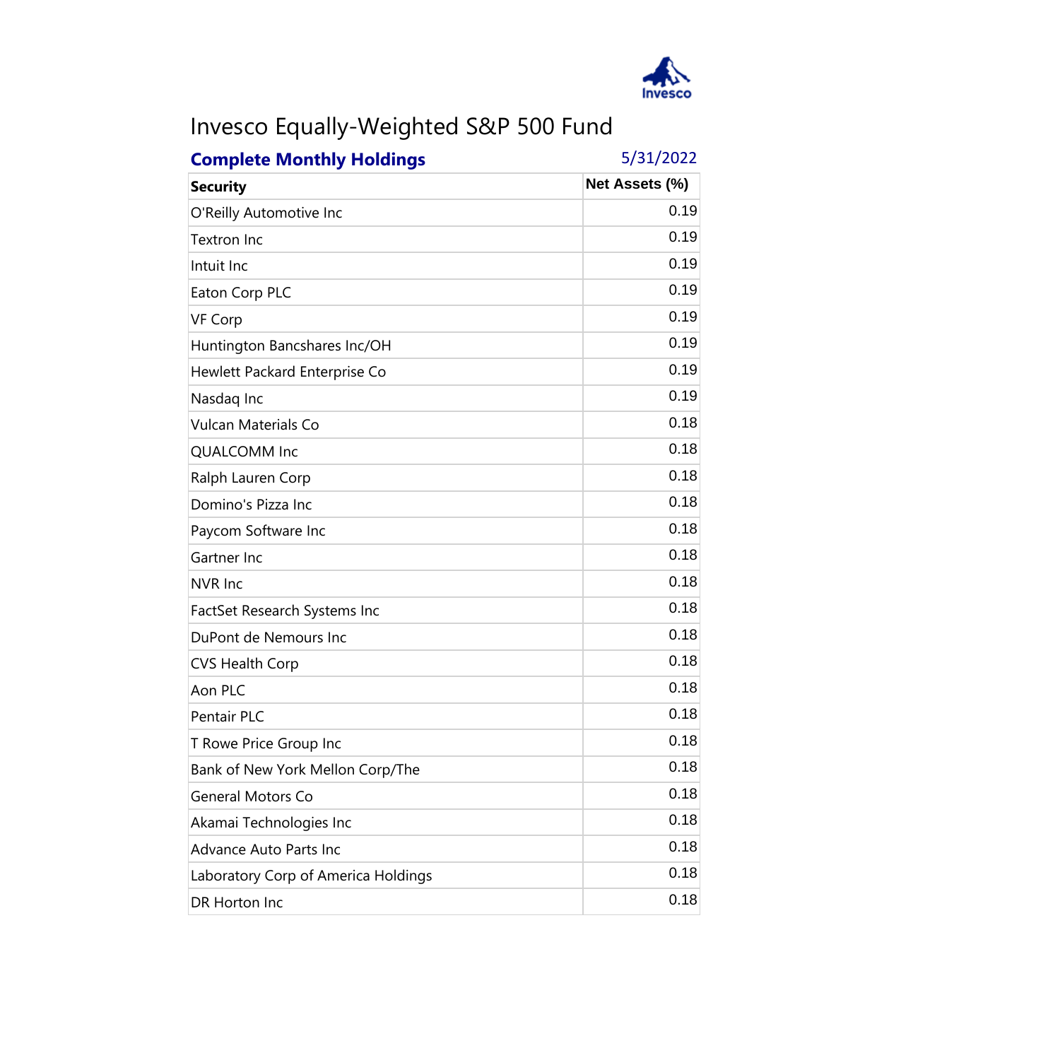# Invesco Equally-Weighted S&P 500 Fund

**Complete Monthly Holdings** 5/31/2022

| Security | Net Assets (%) |
|---|---|
| O'Reilly Automotive Inc | 0.19 |
| Textron Inc | 0.19 |
| Intuit Inc | 0.19 |
| Eaton Corp PLC | 0.19 |
| VF Corp | 0.19 |
| Huntington Bancshares Inc/OH | 0.19 |
| Hewlett Packard Enterprise Co | 0.19 |
| Nasdaq Inc | 0.19 |
| Vulcan Materials Co | 0.18 |
| QUALCOMM Inc | 0.18 |
| Ralph Lauren Corp | 0.18 |
| Domino's Pizza Inc | 0.18 |
| Paycom Software Inc | 0.18 |
| Gartner Inc | 0.18 |
| NVR Inc | 0.18 |
| FactSet Research Systems Inc | 0.18 |
| DuPont de Nemours Inc | 0.18 |
| CVS Health Corp | 0.18 |
| Aon PLC | 0.18 |
| Pentair PLC | 0.18 |
| T Rowe Price Group Inc | 0.18 |
| Bank of New York Mellon Corp/The | 0.18 |
| General Motors Co | 0.18 |
| Akamai Technologies Inc | 0.18 |
| Advance Auto Parts Inc | 0.18 |
| Laboratory Corp of America Holdings | 0.18 |
| DR Horton Inc | 0.18 |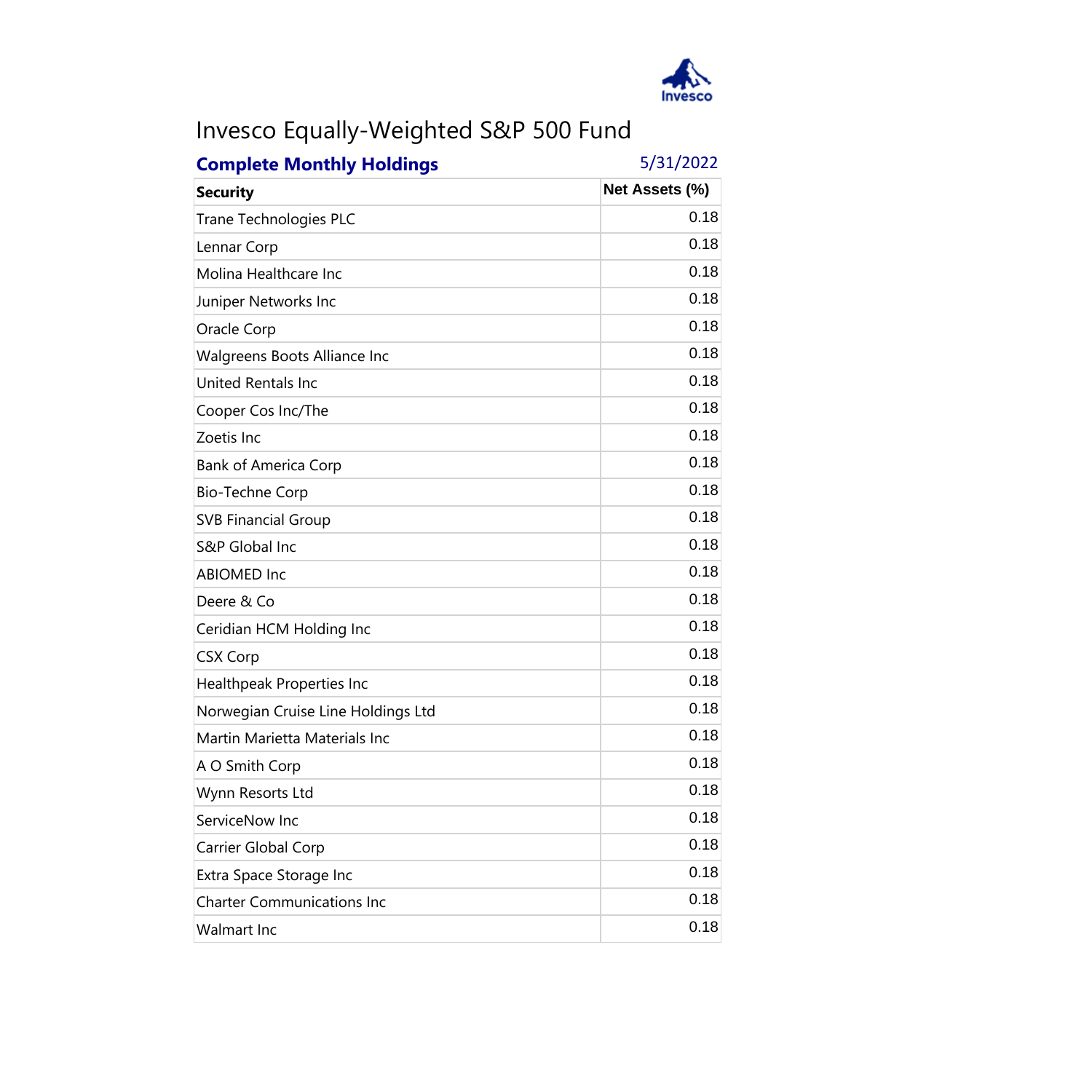# Invesco Equally-Weighted S&P 500 Fund

**Complete Monthly Holdings** 5/31/2022

| Security | Net Assets (%) |
|---|---|
| Trane Technologies PLC | 0.18 |
| Lennar Corp | 0.18 |
| Molina Healthcare Inc | 0.18 |
| Juniper Networks Inc | 0.18 |
| Oracle Corp | 0.18 |
| Walgreens Boots Alliance Inc | 0.18 |
| United Rentals Inc | 0.18 |
| Cooper Cos Inc/The | 0.18 |
| Zoetis Inc | 0.18 |
| Bank of America Corp | 0.18 |
| Bio-Techne Corp | 0.18 |
| SVB Financial Group | 0.18 |
| S&P Global Inc | 0.18 |
| ABIOMED Inc | 0.18 |
| Deere & Co | 0.18 |
| Ceridian HCM Holding Inc | 0.18 |
| CSX Corp | 0.18 |
| Healthpeak Properties Inc | 0.18 |
| Norwegian Cruise Line Holdings Ltd | 0.18 |
| Martin Marietta Materials Inc | 0.18 |
| A O Smith Corp | 0.18 |
| Wynn Resorts Ltd | 0.18 |
| ServiceNow Inc | 0.18 |
| Carrier Global Corp | 0.18 |
| Extra Space Storage Inc | 0.18 |
| Charter Communications Inc | 0.18 |
| Walmart Inc | 0.18 |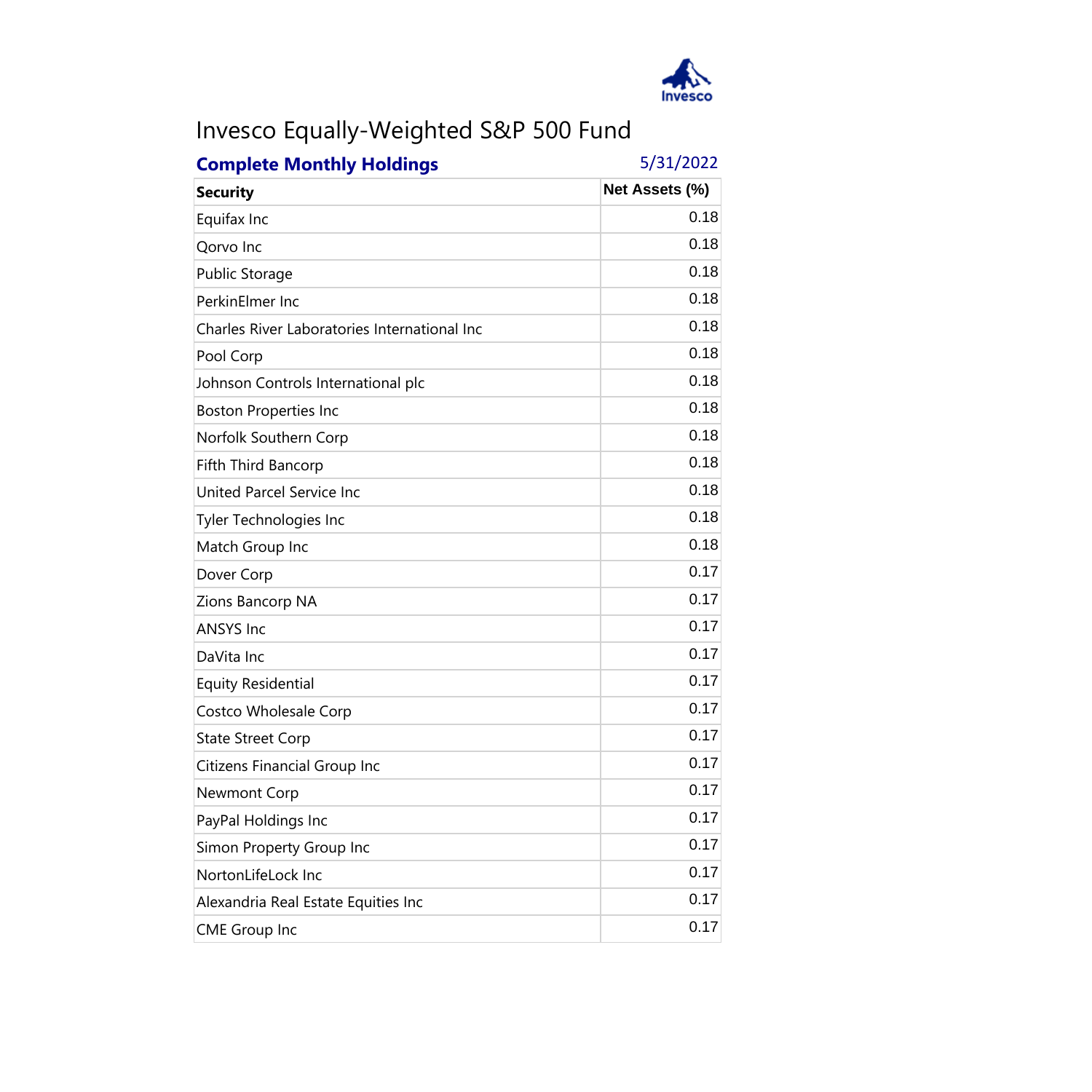# Invesco Equally-Weighted S&P 500 Fund

**Complete Monthly Holdings** 5/31/2022

| Security | Net Assets (%) |
|---|---|
| Equifax Inc | 0.18 |
| Qorvo Inc | 0.18 |
| Public Storage | 0.18 |
| PerkinElmer Inc | 0.18 |
| Charles River Laboratories International Inc | 0.18 |
| Pool Corp | 0.18 |
| Johnson Controls International plc | 0.18 |
| Boston Properties Inc | 0.18 |
| Norfolk Southern Corp | 0.18 |
| Fifth Third Bancorp | 0.18 |
| United Parcel Service Inc | 0.18 |
| Tyler Technologies Inc | 0.18 |
| Match Group Inc | 0.18 |
| Dover Corp | 0.17 |
| Zions Bancorp NA | 0.17 |
| ANSYS Inc | 0.17 |
| DaVita Inc | 0.17 |
| Equity Residential | 0.17 |
| Costco Wholesale Corp | 0.17 |
| State Street Corp | 0.17 |
| Citizens Financial Group Inc | 0.17 |
| Newmont Corp | 0.17 |
| PayPal Holdings Inc | 0.17 |
| Simon Property Group Inc | 0.17 |
| NortonLifeLock Inc | 0.17 |
| Alexandria Real Estate Equities Inc | 0.17 |
| CME Group Inc | 0.17 |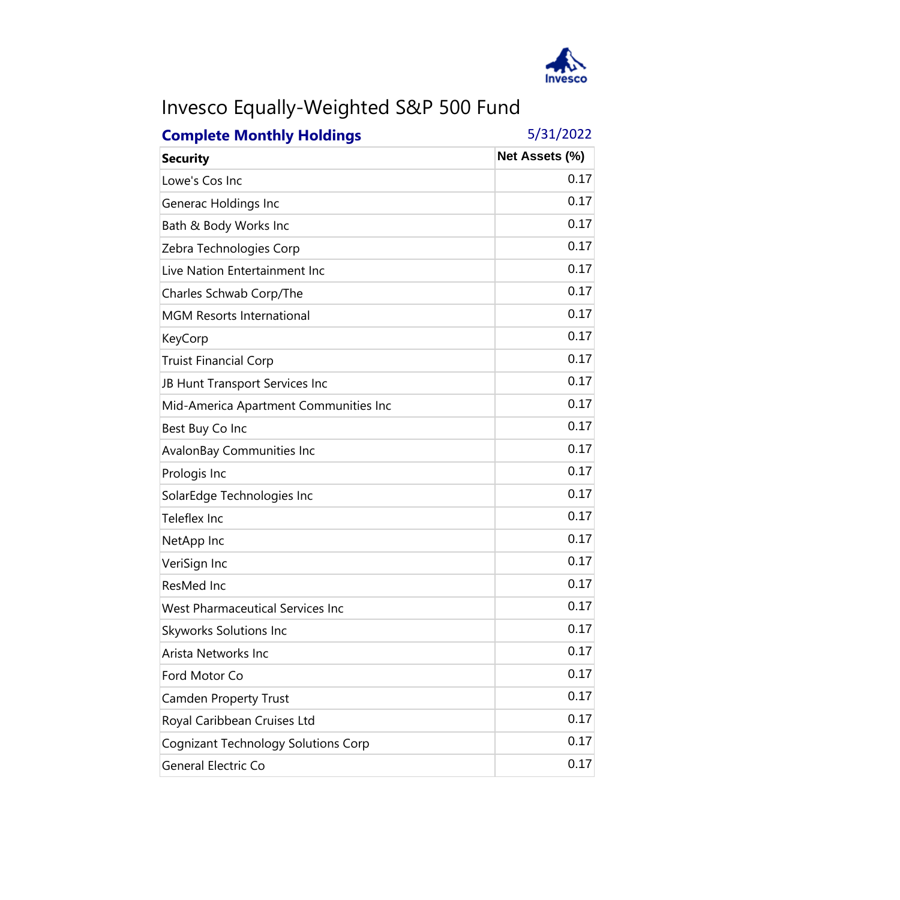# Invesco Equally-Weighted S&P 500 Fund

**Complete Monthly Holdings** 5/31/2022

| Security | Net Assets (%) |
|---|---|
| Lowe's Cos Inc | 0.17 |
| Generac Holdings Inc | 0.17 |
| Bath & Body Works Inc | 0.17 |
| Zebra Technologies Corp | 0.17 |
| Live Nation Entertainment Inc | 0.17 |
| Charles Schwab Corp/The | 0.17 |
| MGM Resorts International | 0.17 |
| KeyCorp | 0.17 |
| Truist Financial Corp | 0.17 |
| JB Hunt Transport Services Inc | 0.17 |
| Mid-America Apartment Communities Inc | 0.17 |
| Best Buy Co Inc | 0.17 |
| AvalonBay Communities Inc | 0.17 |
| Prologis Inc | 0.17 |
| SolarEdge Technologies Inc | 0.17 |
| Teleflex Inc | 0.17 |
| NetApp Inc | 0.17 |
| VeriSign Inc | 0.17 |
| ResMed Inc | 0.17 |
| West Pharmaceutical Services Inc | 0.17 |
| Skyworks Solutions Inc | 0.17 |
| Arista Networks Inc | 0.17 |
| Ford Motor Co | 0.17 |
| Camden Property Trust | 0.17 |
| Royal Caribbean Cruises Ltd | 0.17 |
| Cognizant Technology Solutions Corp | 0.17 |
| General Electric Co | 0.17 |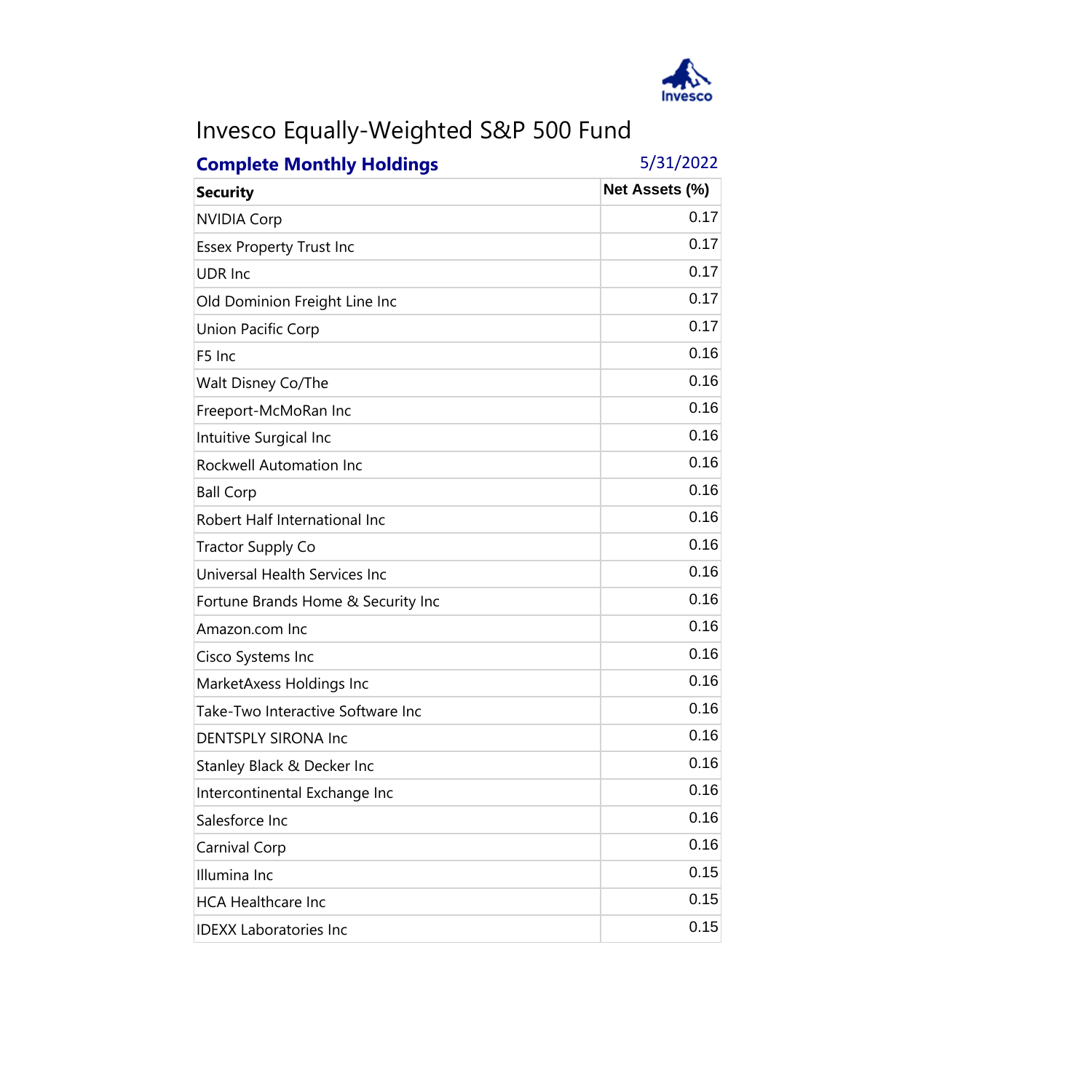# Invesco Equally-Weighted S&P 500 Fund

**Complete Monthly Holdings** 5/31/2022

| Security | Net Assets (%) |
|---|---|
| NVIDIA Corp | 0.17 |
| Essex Property Trust Inc | 0.17 |
| UDR Inc | 0.17 |
| Old Dominion Freight Line Inc | 0.17 |
| Union Pacific Corp | 0.17 |
| F5 Inc | 0.16 |
| Walt Disney Co/The | 0.16 |
| Freeport-McMoRan Inc | 0.16 |
| Intuitive Surgical Inc | 0.16 |
| Rockwell Automation Inc | 0.16 |
| Ball Corp | 0.16 |
| Robert Half International Inc | 0.16 |
| Tractor Supply Co | 0.16 |
| Universal Health Services Inc | 0.16 |
| Fortune Brands Home & Security Inc | 0.16 |
| Amazon.com Inc | 0.16 |
| Cisco Systems Inc | 0.16 |
| MarketAxess Holdings Inc | 0.16 |
| Take-Two Interactive Software Inc | 0.16 |
| DENTSPLY SIRONA Inc | 0.16 |
| Stanley Black & Decker Inc | 0.16 |
| Intercontinental Exchange Inc | 0.16 |
| Salesforce Inc | 0.16 |
| Carnival Corp | 0.16 |
| Illumina Inc | 0.15 |
| HCA Healthcare Inc | 0.15 |
| IDEXX Laboratories Inc | 0.15 |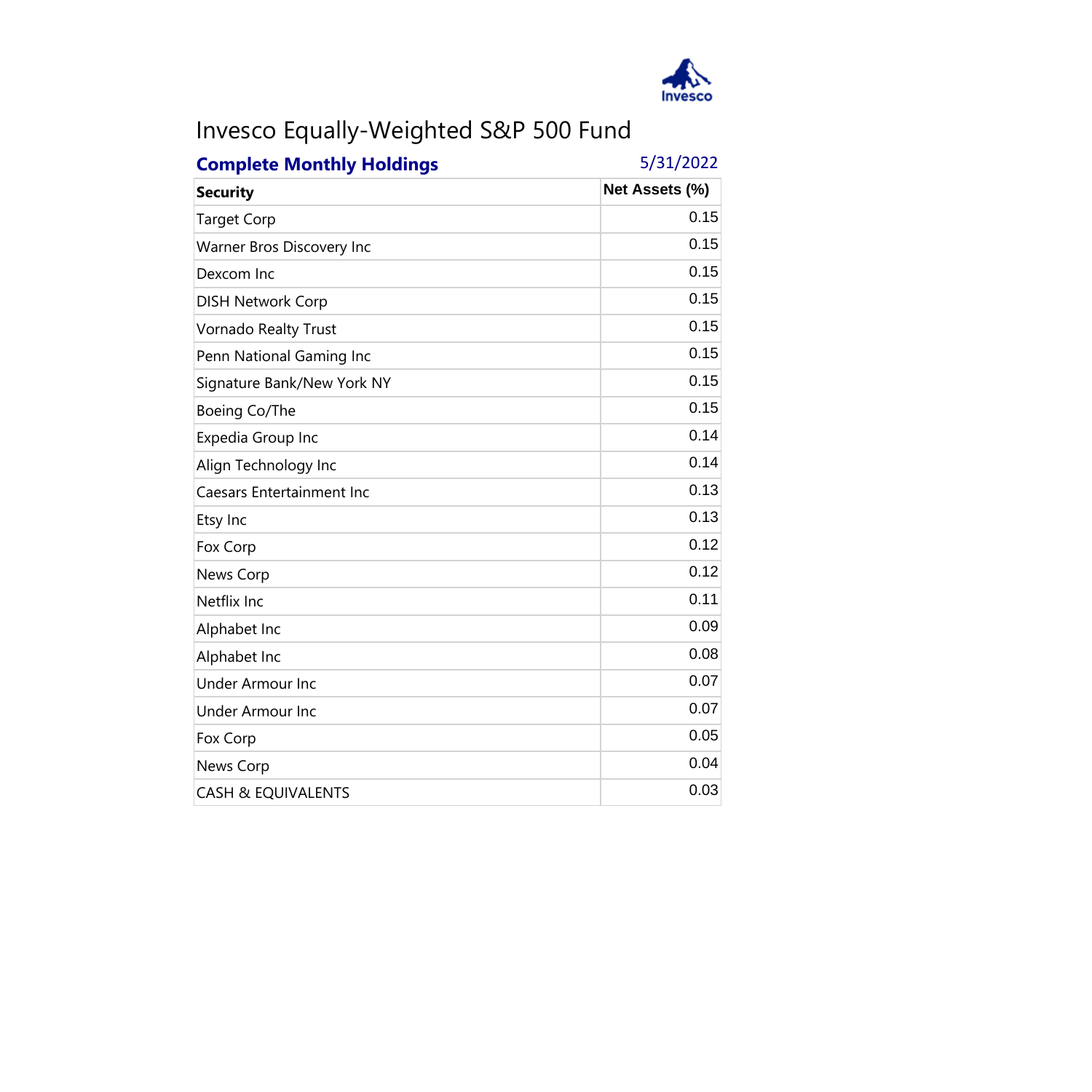# Invesco Equally-Weighted S&P 500 Fund

**Complete Monthly Holdings** 5/31/2022

| Security | Net Assets (%) |
|---|---|
| Target Corp | 0.15 |
| Warner Bros Discovery Inc | 0.15 |
| Dexcom Inc | 0.15 |
| DISH Network Corp | 0.15 |
| Vornado Realty Trust | 0.15 |
| Penn National Gaming Inc | 0.15 |
| Signature Bank/New York NY | 0.15 |
| Boeing Co/The | 0.15 |
| Expedia Group Inc | 0.14 |
| Align Technology Inc | 0.14 |
| Caesars Entertainment Inc | 0.13 |
| Etsy Inc | 0.13 |
| Fox Corp | 0.12 |
| News Corp | 0.12 |
| Netflix Inc | 0.11 |
| Alphabet Inc | 0.09 |
| Alphabet Inc | 0.08 |
| Under Armour Inc | 0.07 |
| Under Armour Inc | 0.07 |
| Fox Corp | 0.05 |
| News Corp | 0.04 |
| CASH & EQUIVALENTS | 0.03 |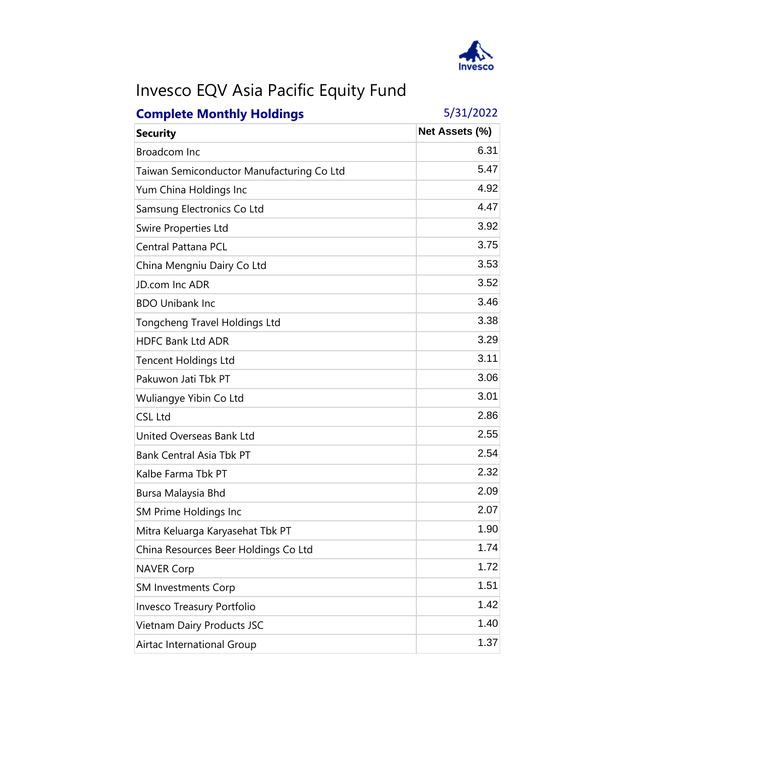# Invesco EQV Asia Pacific Equity Fund

**Complete Monthly Holdings** 5/31/2022

| Security | Net Assets (%) |
|---|---|
| Broadcom Inc | 6.31 |
| Taiwan Semiconductor Manufacturing Co Ltd | 5.47 |
| Yum China Holdings Inc | 4.92 |
| Samsung Electronics Co Ltd | 4.47 |
| Swire Properties Ltd | 3.92 |
| Central Pattana PCL | 3.75 |
| China Mengniu Dairy Co Ltd | 3.53 |
| JD.com Inc ADR | 3.52 |
| BDO Unibank Inc | 3.46 |
| Tongcheng Travel Holdings Ltd | 3.38 |
| HDFC Bank Ltd ADR | 3.29 |
| Tencent Holdings Ltd | 3.11 |
| Pakuwon Jati Tbk PT | 3.06 |
| Wuliangye Yibin Co Ltd | 3.01 |
| CSL Ltd | 2.86 |
| United Overseas Bank Ltd | 2.55 |
| Bank Central Asia Tbk PT | 2.54 |
| Kalbe Farma Tbk PT | 2.32 |
| Bursa Malaysia Bhd | 2.09 |
| SM Prime Holdings Inc | 2.07 |
| Mitra Keluarga Karyasehat Tbk PT | 1.90 |
| China Resources Beer Holdings Co Ltd | 1.74 |
| NAVER Corp | 1.72 |
| SM Investments Corp | 1.51 |
| Invesco Treasury Portfolio | 1.42 |
| Vietnam Dairy Products JSC | 1.40 |
| Airtac International Group | 1.37 |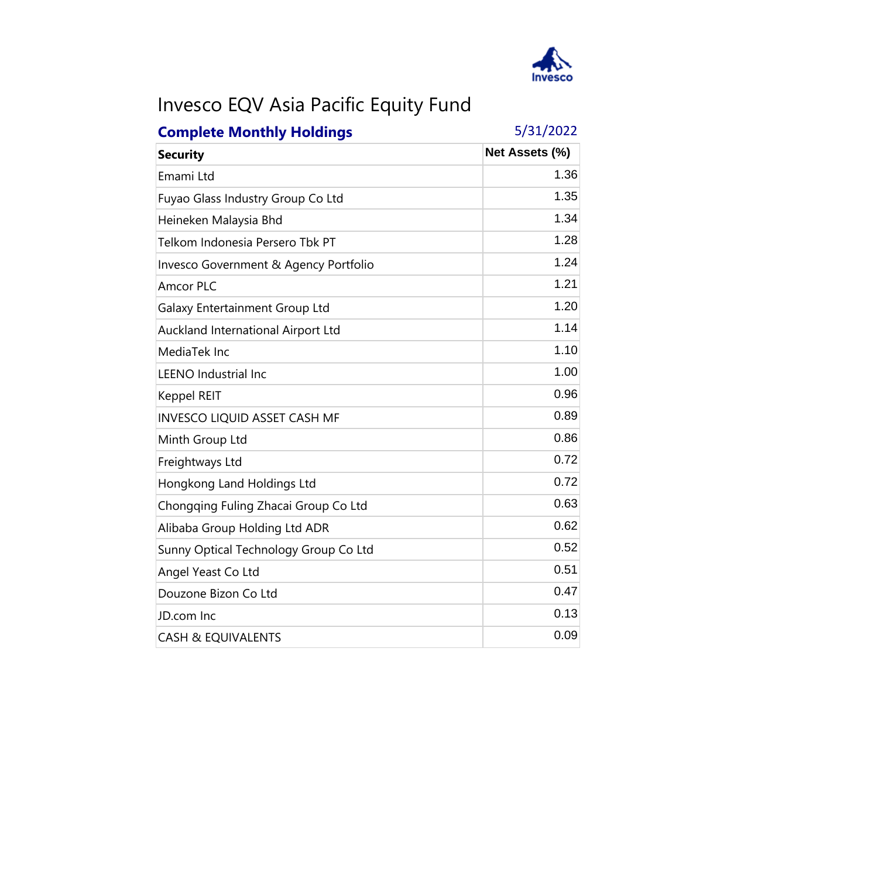# Invesco EQV Asia Pacific Equity Fund

**Complete Monthly Holdings** 5/31/2022

| Security | Net Assets (%) |
|---|---|
| Emami Ltd | 1.36 |
| Fuyao Glass Industry Group Co Ltd | 1.35 |
| Heineken Malaysia Bhd | 1.34 |
| Telkom Indonesia Persero Tbk PT | 1.28 |
| Invesco Government & Agency Portfolio | 1.24 |
| Amcor PLC | 1.21 |
| Galaxy Entertainment Group Ltd | 1.20 |
| Auckland International Airport Ltd | 1.14 |
| MediaTek Inc | 1.10 |
| LEENO Industrial Inc | 1.00 |
| Keppel REIT | 0.96 |
| INVESCO LIQUID ASSET CASH MF | 0.89 |
| Minth Group Ltd | 0.86 |
| Freightways Ltd | 0.72 |
| Hongkong Land Holdings Ltd | 0.72 |
| Chongqing Fuling Zhacai Group Co Ltd | 0.63 |
| Alibaba Group Holding Ltd ADR | 0.62 |
| Sunny Optical Technology Group Co Ltd | 0.52 |
| Angel Yeast Co Ltd | 0.51 |
| Douzone Bizon Co Ltd | 0.47 |
| JD.com Inc | 0.13 |
| CASH & EQUIVALENTS | 0.09 |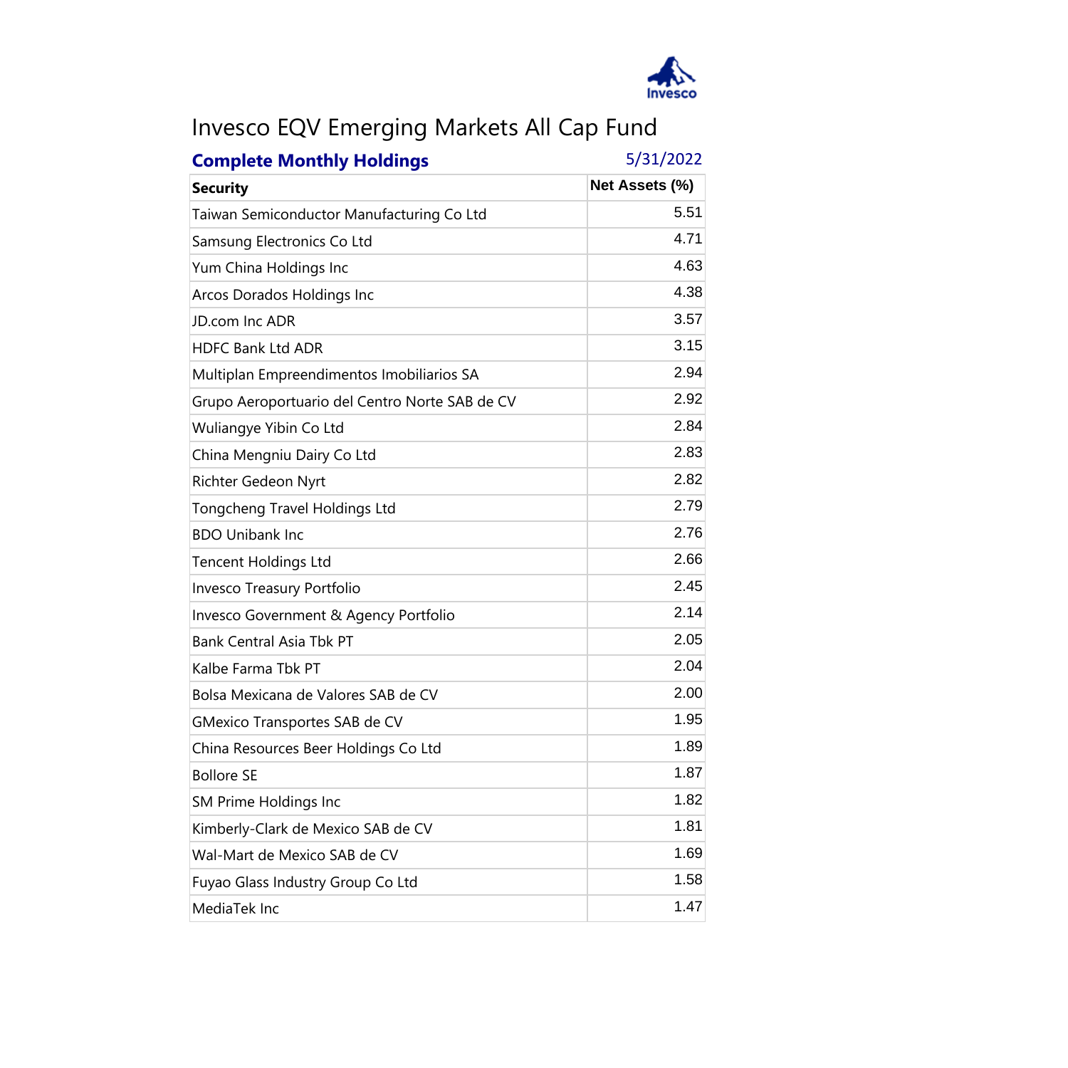# Invesco EQV Emerging Markets All Cap Fund

**Complete Monthly Holdings** 5/31/2022

| Security | Net Assets (%) |
|---|---|
| Taiwan Semiconductor Manufacturing Co Ltd | 5.51 |
| Samsung Electronics Co Ltd | 4.71 |
| Yum China Holdings Inc | 4.63 |
| Arcos Dorados Holdings Inc | 4.38 |
| JD.com Inc ADR | 3.57 |
| HDFC Bank Ltd ADR | 3.15 |
| Multiplan Empreendimentos Imobiliarios SA | 2.94 |
| Grupo Aeroportuario del Centro Norte SAB de CV | 2.92 |
| Wuliangye Yibin Co Ltd | 2.84 |
| China Mengniu Dairy Co Ltd | 2.83 |
| Richter Gedeon Nyrt | 2.82 |
| Tongcheng Travel Holdings Ltd | 2.79 |
| BDO Unibank Inc | 2.76 |
| Tencent Holdings Ltd | 2.66 |
| Invesco Treasury Portfolio | 2.45 |
| Invesco Government & Agency Portfolio | 2.14 |
| Bank Central Asia Tbk PT | 2.05 |
| Kalbe Farma Tbk PT | 2.04 |
| Bolsa Mexicana de Valores SAB de CV | 2.00 |
| GMexico Transportes SAB de CV | 1.95 |
| China Resources Beer Holdings Co Ltd | 1.89 |
| Bollore SE | 1.87 |
| SM Prime Holdings Inc | 1.82 |
| Kimberly-Clark de Mexico SAB de CV | 1.81 |
| Wal-Mart de Mexico SAB de CV | 1.69 |
| Fuyao Glass Industry Group Co Ltd | 1.58 |
| MediaTek Inc | 1.47 |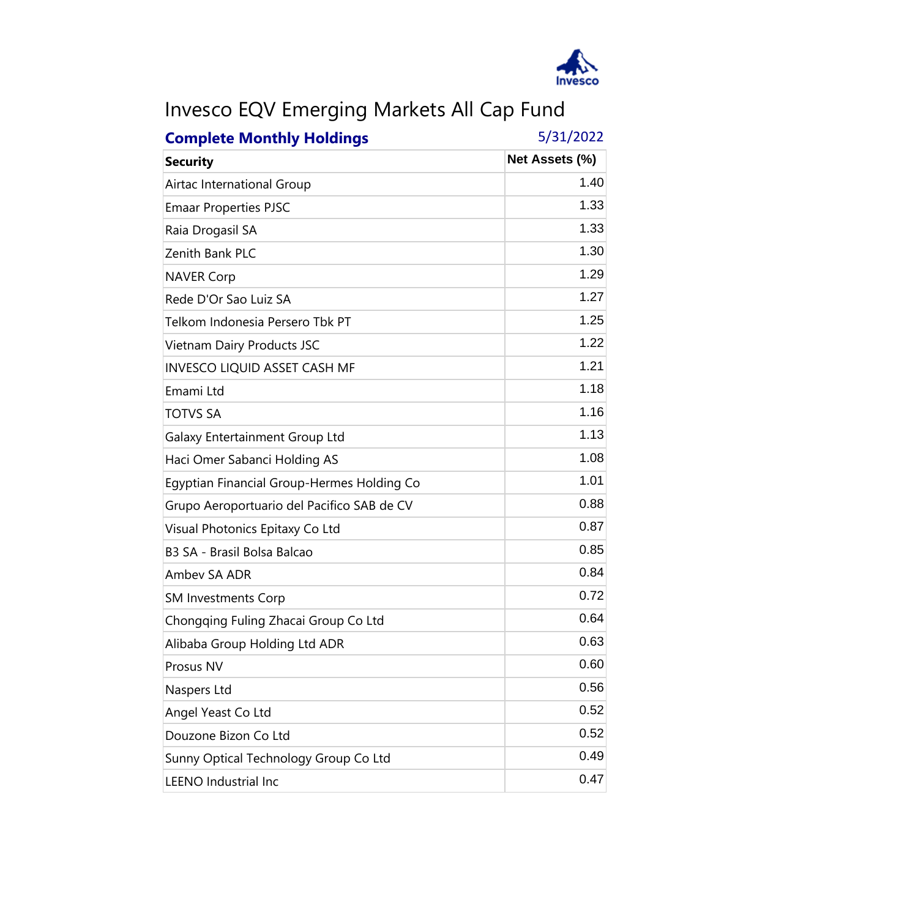# Invesco EQV Emerging Markets All Cap Fund

**Complete Monthly Holdings** 5/31/2022

| Security | Net Assets (%) |
|---|---|
| Airtac International Group | 1.40 |
| Emaar Properties PJSC | 1.33 |
| Raia Drogasil SA | 1.33 |
| Zenith Bank PLC | 1.30 |
| NAVER Corp | 1.29 |
| Rede D'Or Sao Luiz SA | 1.27 |
| Telkom Indonesia Persero Tbk PT | 1.25 |
| Vietnam Dairy Products JSC | 1.22 |
| INVESCO LIQUID ASSET CASH MF | 1.21 |
| Emami Ltd | 1.18 |
| TOTVS SA | 1.16 |
| Galaxy Entertainment Group Ltd | 1.13 |
| Haci Omer Sabanci Holding AS | 1.08 |
| Egyptian Financial Group-Hermes Holding Co | 1.01 |
| Grupo Aeroportuario del Pacifico SAB de CV | 0.88 |
| Visual Photonics Epitaxy Co Ltd | 0.87 |
| B3 SA - Brasil Bolsa Balcao | 0.85 |
| Ambev SA ADR | 0.84 |
| SM Investments Corp | 0.72 |
| Chongqing Fuling Zhacai Group Co Ltd | 0.64 |
| Alibaba Group Holding Ltd ADR | 0.63 |
| Prosus NV | 0.60 |
| Naspers Ltd | 0.56 |
| Angel Yeast Co Ltd | 0.52 |
| Douzone Bizon Co Ltd | 0.52 |
| Sunny Optical Technology Group Co Ltd | 0.49 |
| LEENO Industrial Inc | 0.47 |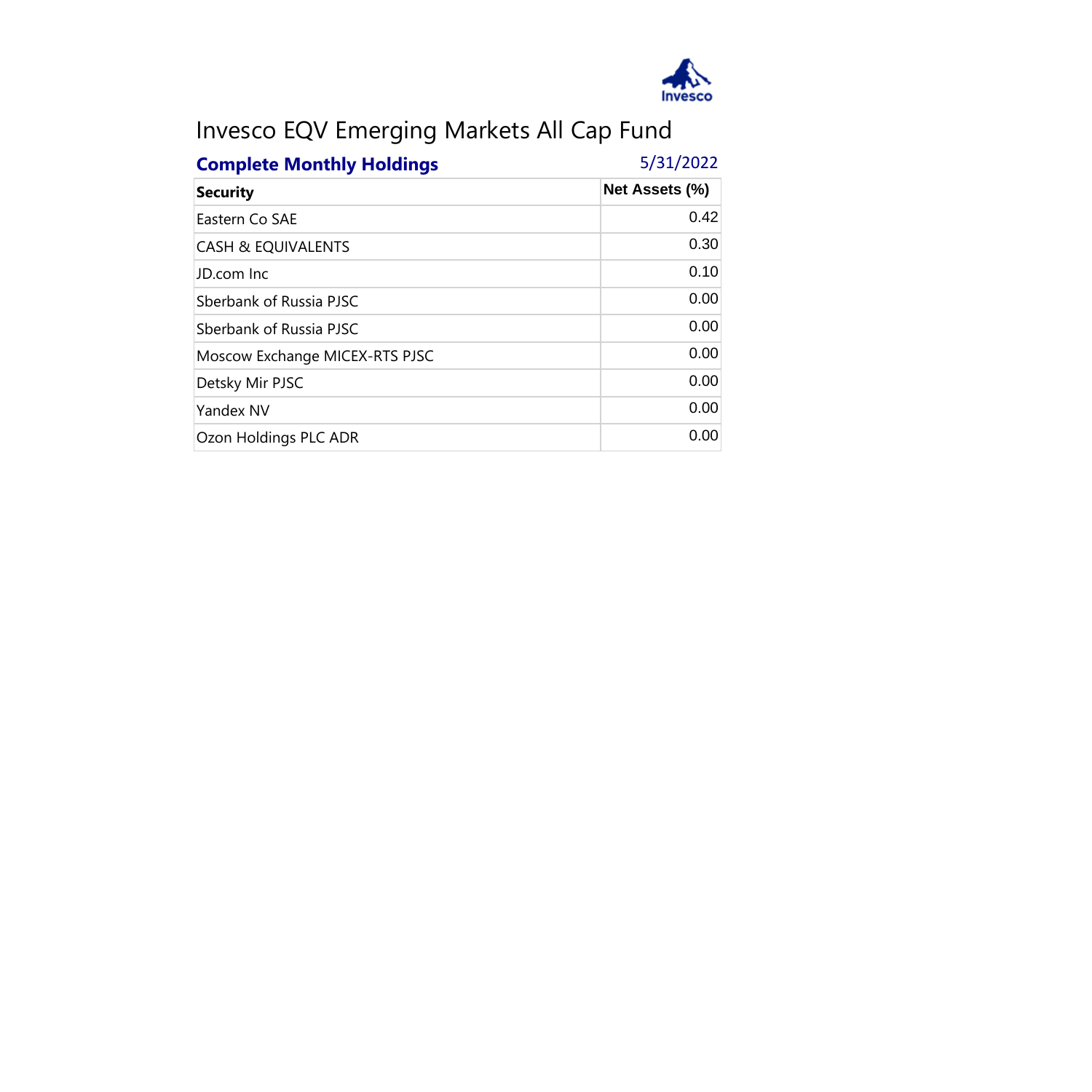# Invesco EQV Emerging Markets All Cap Fund

**Complete Monthly Holdings** 5/31/2022

| Security | Net Assets (%) |
|---|---|
| Eastern Co SAE | 0.42 |
| CASH & EQUIVALENTS | 0.30 |
| JD.com Inc | 0.10 |
| Sberbank of Russia PJSC | 0.00 |
| Sberbank of Russia PJSC | 0.00 |
| Moscow Exchange MICEX-RTS PJSC | 0.00 |
| Detsky Mir PJSC | 0.00 |
| Yandex NV | 0.00 |
| Ozon Holdings PLC ADR | 0.00 |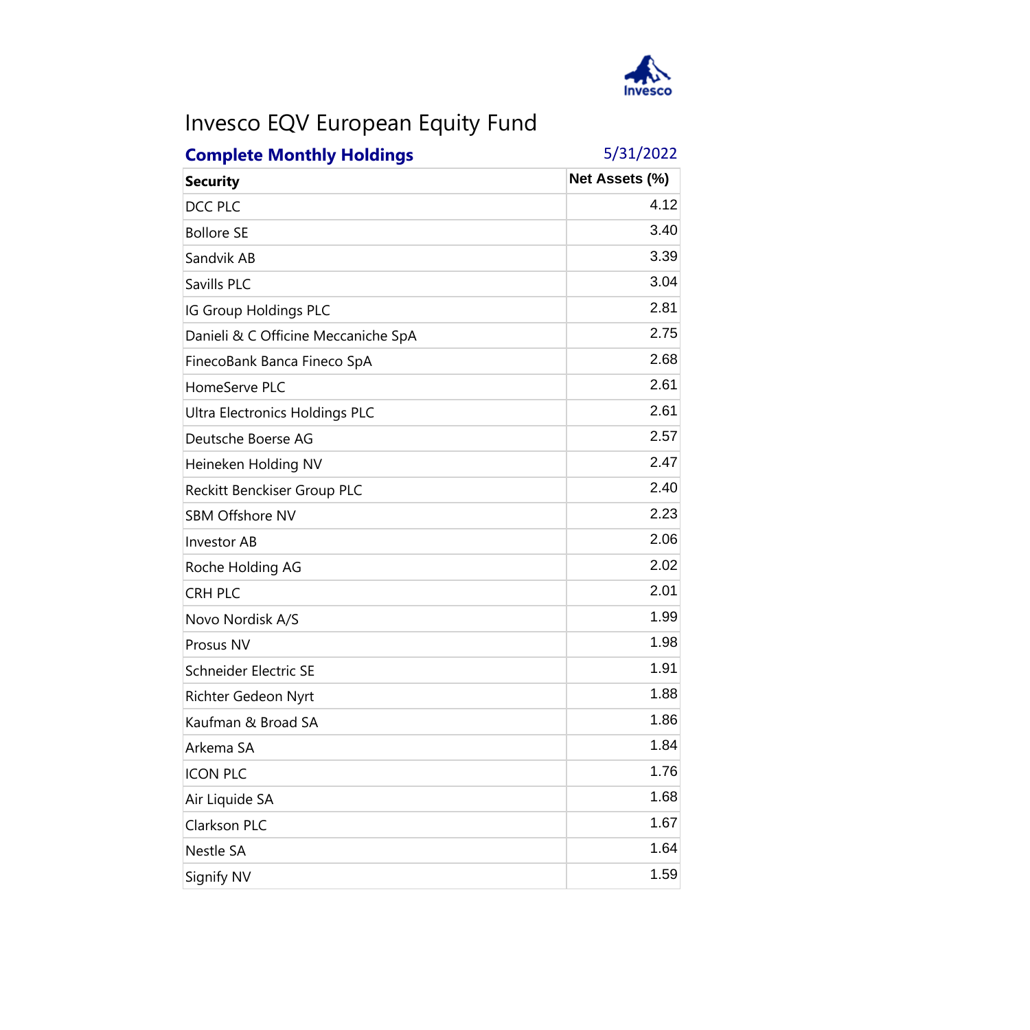# Invesco EQV European Equity Fund

**Complete Monthly Holdings** 5/31/2022

| Security | Net Assets (%) |
|---|---|
| DCC PLC | 4.12 |
| Bollore SE | 3.40 |
| Sandvik AB | 3.39 |
| Savills PLC | 3.04 |
| IG Group Holdings PLC | 2.81 |
| Danieli & C Officine Meccaniche SpA | 2.75 |
| FinecoBank Banca Fineco SpA | 2.68 |
| HomeServe PLC | 2.61 |
| Ultra Electronics Holdings PLC | 2.61 |
| Deutsche Boerse AG | 2.57 |
| Heineken Holding NV | 2.47 |
| Reckitt Benckiser Group PLC | 2.40 |
| SBM Offshore NV | 2.23 |
| Investor AB | 2.06 |
| Roche Holding AG | 2.02 |
| CRH PLC | 2.01 |
| Novo Nordisk A/S | 1.99 |
| Prosus NV | 1.98 |
| Schneider Electric SE | 1.91 |
| Richter Gedeon Nyrt | 1.88 |
| Kaufman & Broad SA | 1.86 |
| Arkema SA | 1.84 |
| ICON PLC | 1.76 |
| Air Liquide SA | 1.68 |
| Clarkson PLC | 1.67 |
| Nestle SA | 1.64 |
| Signify NV | 1.59 |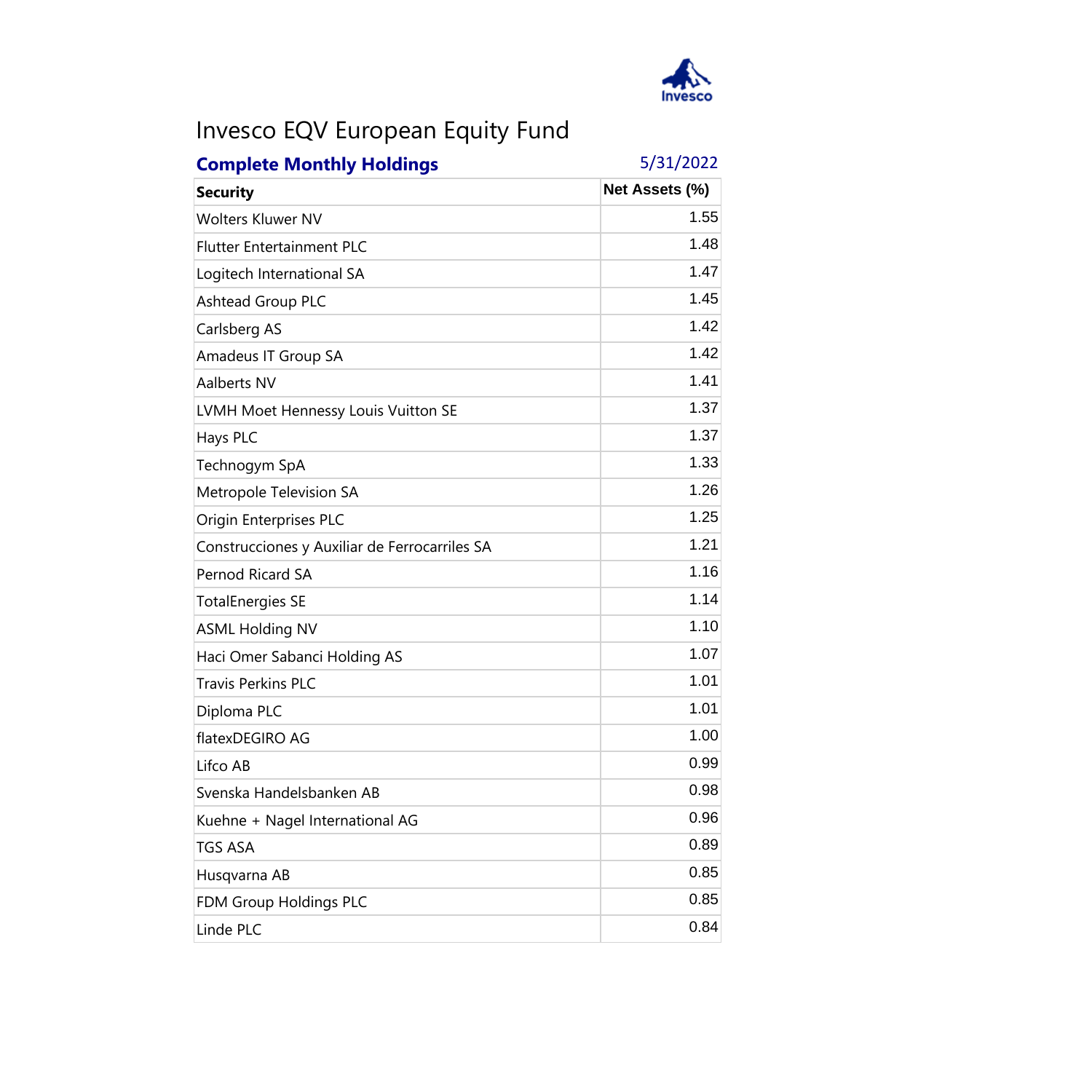# Invesco EQV European Equity Fund

**Complete Monthly Holdings** 5/31/2022

| Security | Net Assets (%) |
|---|---|
| Wolters Kluwer NV | 1.55 |
| Flutter Entertainment PLC | 1.48 |
| Logitech International SA | 1.47 |
| Ashtead Group PLC | 1.45 |
| Carlsberg AS | 1.42 |
| Amadeus IT Group SA | 1.42 |
| Aalberts NV | 1.41 |
| LVMH Moet Hennessy Louis Vuitton SE | 1.37 |
| Hays PLC | 1.37 |
| Technogym SpA | 1.33 |
| Metropole Television SA | 1.26 |
| Origin Enterprises PLC | 1.25 |
| Construcciones y Auxiliar de Ferrocarriles SA | 1.21 |
| Pernod Ricard SA | 1.16 |
| TotalEnergies SE | 1.14 |
| ASML Holding NV | 1.10 |
| Haci Omer Sabanci Holding AS | 1.07 |
| Travis Perkins PLC | 1.01 |
| Diploma PLC | 1.01 |
| flatexDEGIRO AG | 1.00 |
| Lifco AB | 0.99 |
| Svenska Handelsbanken AB | 0.98 |
| Kuehne + Nagel International AG | 0.96 |
| TGS ASA | 0.89 |
| Husqvarna AB | 0.85 |
| FDM Group Holdings PLC | 0.85 |
| Linde PLC | 0.84 |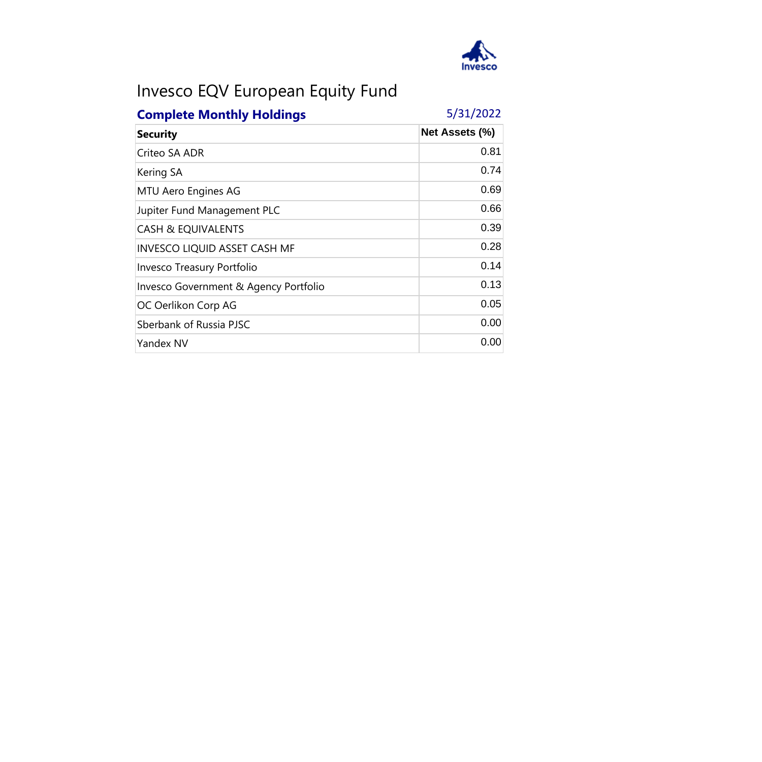# Invesco EQV European Equity Fund

## Complete Monthly Holdings

5/31/2022

| Security | Net Assets (%) |
|---|---|
| Criteo SA ADR | 0.81 |
| Kering SA | 0.74 |
| MTU Aero Engines AG | 0.69 |
| Jupiter Fund Management PLC | 0.66 |
| CASH & EQUIVALENTS | 0.39 |
| INVESCO LIQUID ASSET CASH MF | 0.28 |
| Invesco Treasury Portfolio | 0.14 |
| Invesco Government & Agency Portfolio | 0.13 |
| OC Oerlikon Corp AG | 0.05 |
| Sberbank of Russia PJSC | 0.00 |
| Yandex NV | 0.00 |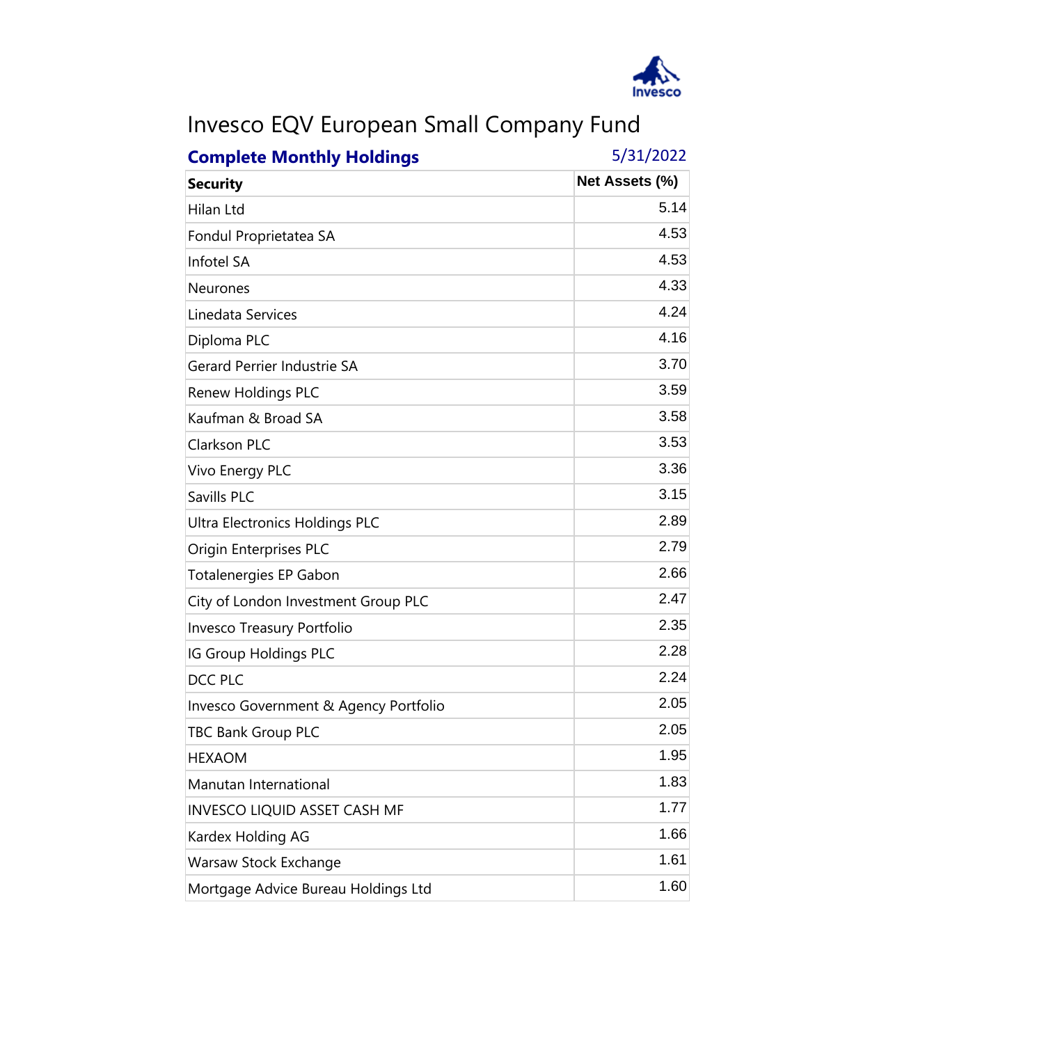# Invesco EQV European Small Company Fund

**Complete Monthly Holdings** 5/31/2022

| Security | Net Assets (%) |
|---|---|
| Hilan Ltd | 5.14 |
| Fondul Proprietatea SA | 4.53 |
| Infotel SA | 4.53 |
| Neurones | 4.33 |
| Linedata Services | 4.24 |
| Diploma PLC | 4.16 |
| Gerard Perrier Industrie SA | 3.70 |
| Renew Holdings PLC | 3.59 |
| Kaufman & Broad SA | 3.58 |
| Clarkson PLC | 3.53 |
| Vivo Energy PLC | 3.36 |
| Savills PLC | 3.15 |
| Ultra Electronics Holdings PLC | 2.89 |
| Origin Enterprises PLC | 2.79 |
| Totalenergies EP Gabon | 2.66 |
| City of London Investment Group PLC | 2.47 |
| Invesco Treasury Portfolio | 2.35 |
| IG Group Holdings PLC | 2.28 |
| DCC PLC | 2.24 |
| Invesco Government & Agency Portfolio | 2.05 |
| TBC Bank Group PLC | 2.05 |
| HEXAOM | 1.95 |
| Manutan International | 1.83 |
| INVESCO LIQUID ASSET CASH MF | 1.77 |
| Kardex Holding AG | 1.66 |
| Warsaw Stock Exchange | 1.61 |
| Mortgage Advice Bureau Holdings Ltd | 1.60 |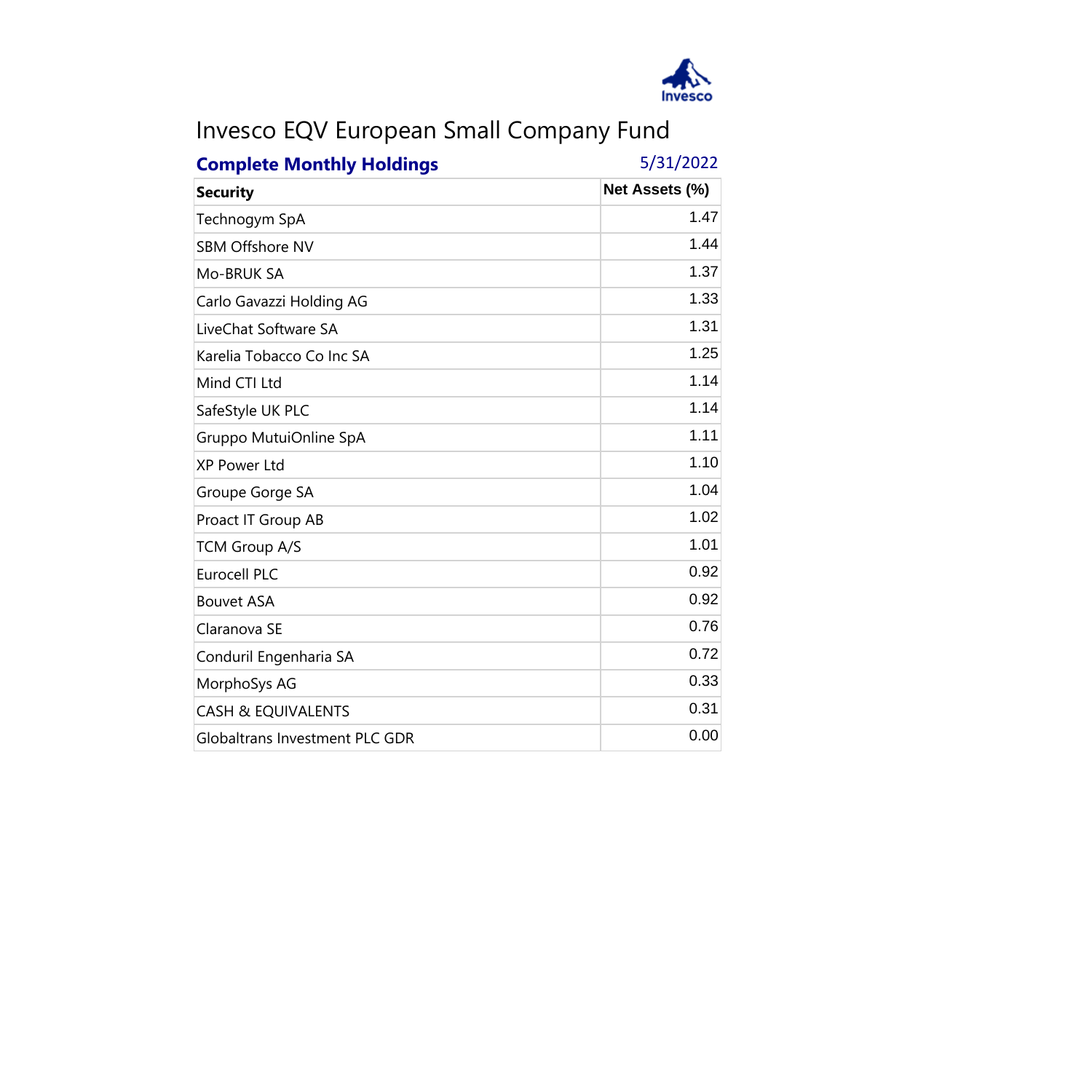# Invesco EQV European Small Company Fund

**Complete Monthly Holdings** 5/31/2022

| Security | Net Assets (%) |
|---|---|
| Technogym SpA | 1.47 |
| SBM Offshore NV | 1.44 |
| Mo-BRUK SA | 1.37 |
| Carlo Gavazzi Holding AG | 1.33 |
| LiveChat Software SA | 1.31 |
| Karelia Tobacco Co Inc SA | 1.25 |
| Mind CTI Ltd | 1.14 |
| SafeStyle UK PLC | 1.14 |
| Gruppo MutuiOnline SpA | 1.11 |
| XP Power Ltd | 1.10 |
| Groupe Gorge SA | 1.04 |
| Proact IT Group AB | 1.02 |
| TCM Group A/S | 1.01 |
| Eurocell PLC | 0.92 |
| Bouvet ASA | 0.92 |
| Claranova SE | 0.76 |
| Conduril Engenharia SA | 0.72 |
| MorphoSys AG | 0.33 |
| CASH & EQUIVALENTS | 0.31 |
| Globaltrans Investment PLC GDR | 0.00 |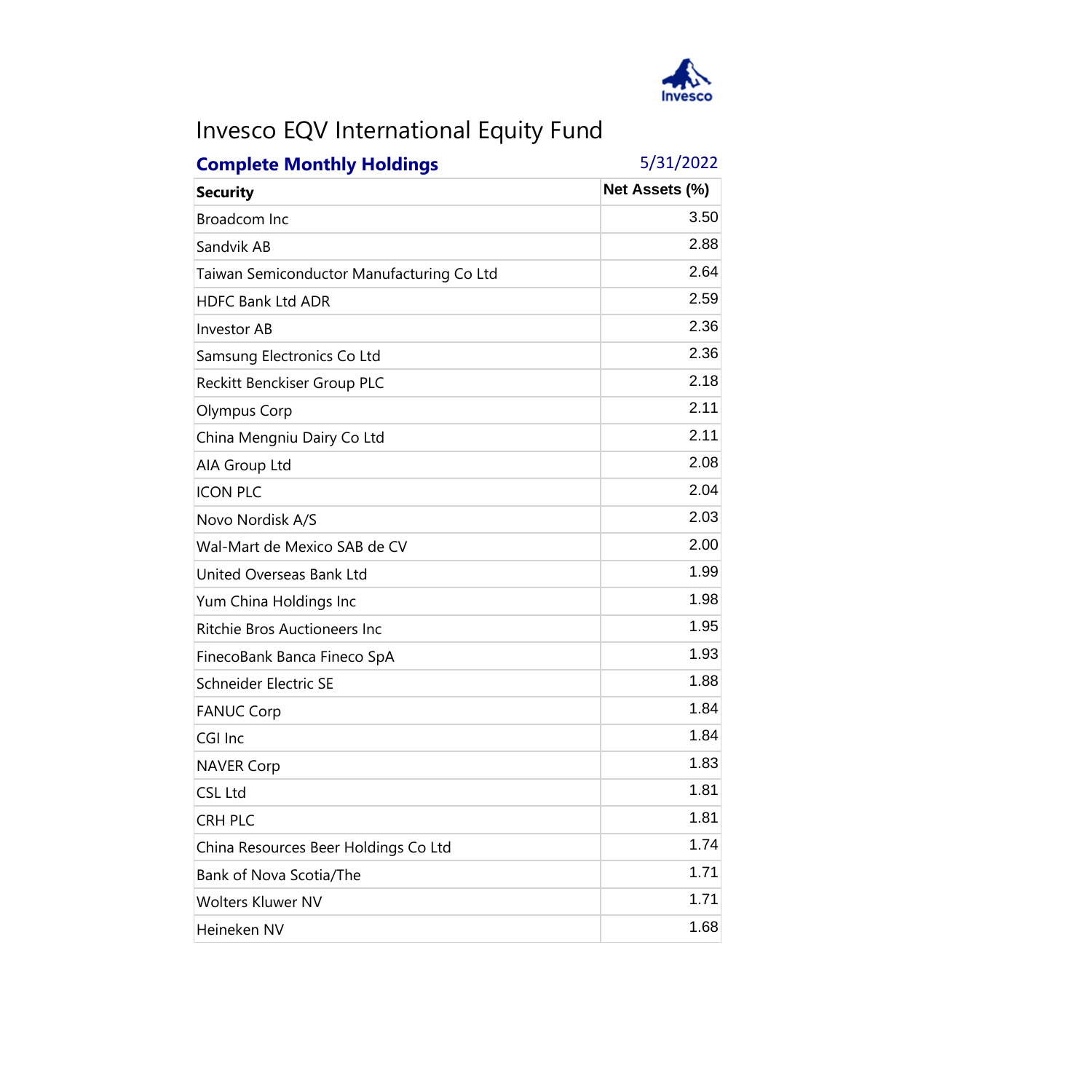# Invesco EQV International Equity Fund

**Complete Monthly Holdings** 5/31/2022

| Security | Net Assets (%) |
|---|---|
| Broadcom Inc | 3.50 |
| Sandvik AB | 2.88 |
| Taiwan Semiconductor Manufacturing Co Ltd | 2.64 |
| HDFC Bank Ltd ADR | 2.59 |
| Investor AB | 2.36 |
| Samsung Electronics Co Ltd | 2.36 |
| Reckitt Benckiser Group PLC | 2.18 |
| Olympus Corp | 2.11 |
| China Mengniu Dairy Co Ltd | 2.11 |
| AIA Group Ltd | 2.08 |
| ICON PLC | 2.04 |
| Novo Nordisk A/S | 2.03 |
| Wal-Mart de Mexico SAB de CV | 2.00 |
| United Overseas Bank Ltd | 1.99 |
| Yum China Holdings Inc | 1.98 |
| Ritchie Bros Auctioneers Inc | 1.95 |
| FinecoBank Banca Fineco SpA | 1.93 |
| Schneider Electric SE | 1.88 |
| FANUC Corp | 1.84 |
| CGI Inc | 1.84 |
| NAVER Corp | 1.83 |
| CSL Ltd | 1.81 |
| CRH PLC | 1.81 |
| China Resources Beer Holdings Co Ltd | 1.74 |
| Bank of Nova Scotia/The | 1.71 |
| Wolters Kluwer NV | 1.71 |
| Heineken NV | 1.68 |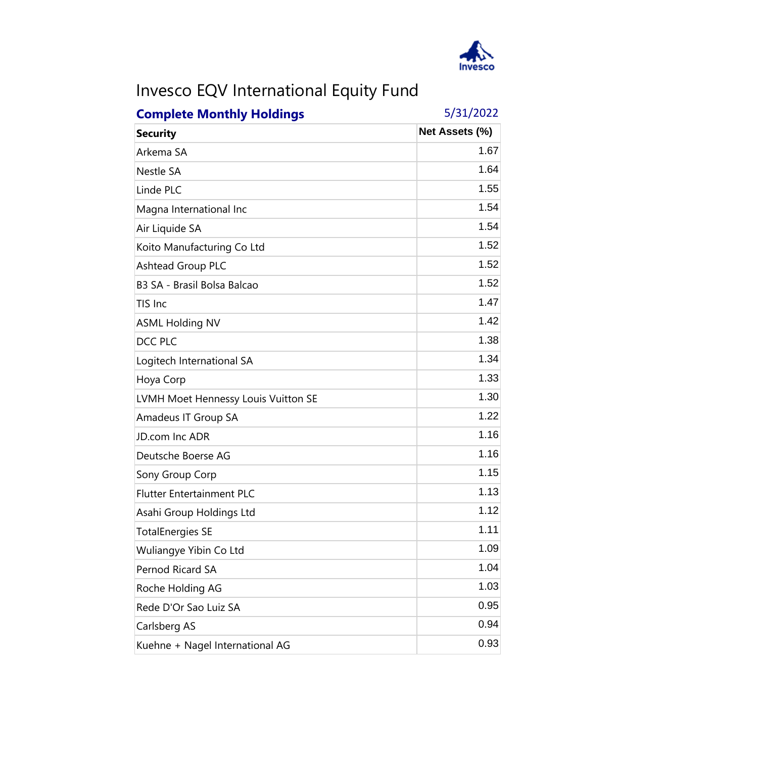# Invesco EQV International Equity Fund

**Complete Monthly Holdings** 5/31/2022

| Security | Net Assets (%) |
|---|---|
| Arkema SA | 1.67 |
| Nestle SA | 1.64 |
| Linde PLC | 1.55 |
| Magna International Inc | 1.54 |
| Air Liquide SA | 1.54 |
| Koito Manufacturing Co Ltd | 1.52 |
| Ashtead Group PLC | 1.52 |
| B3 SA - Brasil Bolsa Balcao | 1.52 |
| TIS Inc | 1.47 |
| ASML Holding NV | 1.42 |
| DCC PLC | 1.38 |
| Logitech International SA | 1.34 |
| Hoya Corp | 1.33 |
| LVMH Moet Hennessy Louis Vuitton SE | 1.30 |
| Amadeus IT Group SA | 1.22 |
| JD.com Inc ADR | 1.16 |
| Deutsche Boerse AG | 1.16 |
| Sony Group Corp | 1.15 |
| Flutter Entertainment PLC | 1.13 |
| Asahi Group Holdings Ltd | 1.12 |
| TotalEnergies SE | 1.11 |
| Wuliangye Yibin Co Ltd | 1.09 |
| Pernod Ricard SA | 1.04 |
| Roche Holding AG | 1.03 |
| Rede D'Or Sao Luiz SA | 0.95 |
| Carlsberg AS | 0.94 |
| Kuehne + Nagel International AG | 0.93 |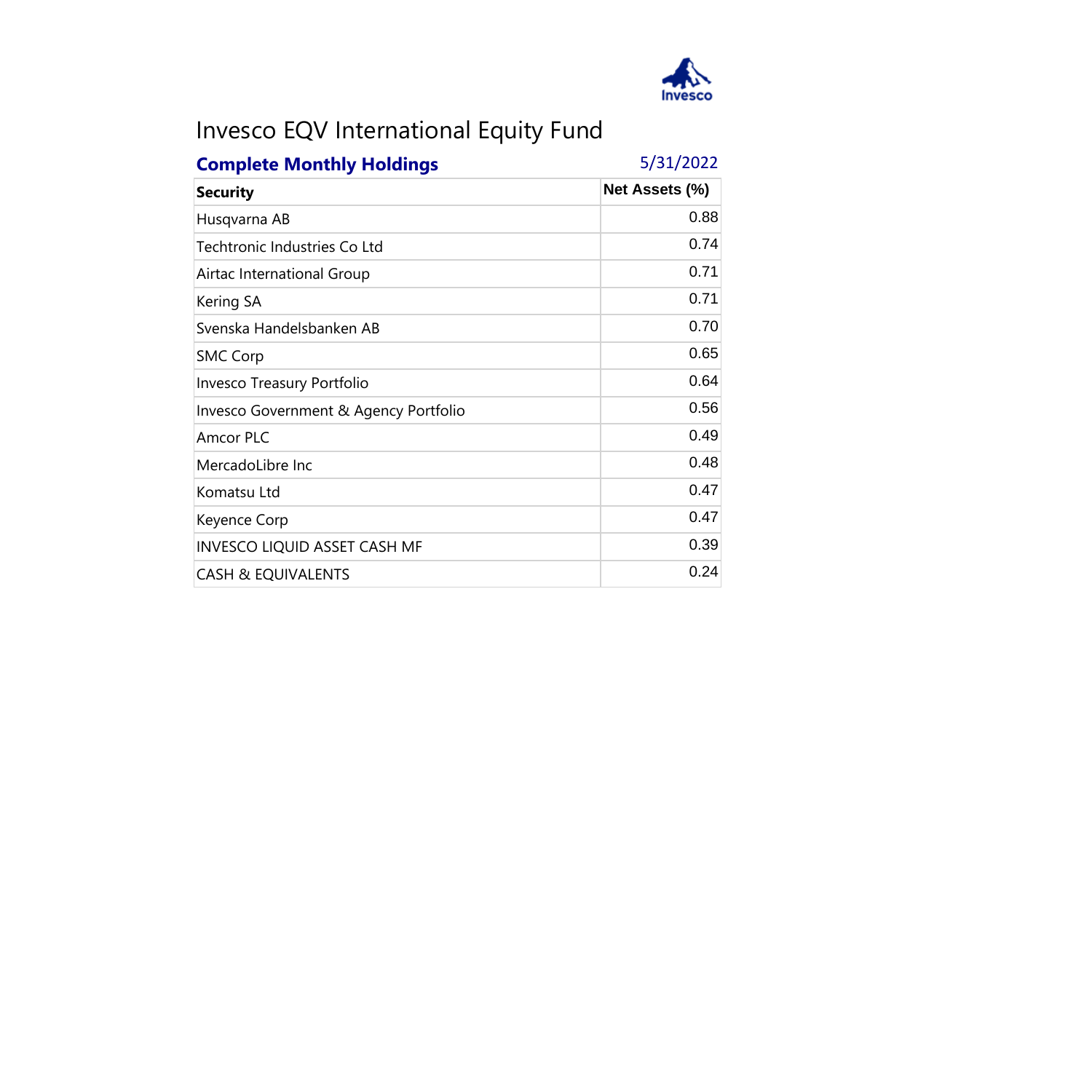# Invesco EQV International Equity Fund

**Complete Monthly Holdings** 5/31/2022

| Security | Net Assets (%) |
|---|---|
| Husqvarna AB | 0.88 |
| Techtronic Industries Co Ltd | 0.74 |
| Airtac International Group | 0.71 |
| Kering SA | 0.71 |
| Svenska Handelsbanken AB | 0.70 |
| SMC Corp | 0.65 |
| Invesco Treasury Portfolio | 0.64 |
| Invesco Government & Agency Portfolio | 0.56 |
| Amcor PLC | 0.49 |
| MercadoLibre Inc | 0.48 |
| Komatsu Ltd | 0.47 |
| Keyence Corp | 0.47 |
| INVESCO LIQUID ASSET CASH MF | 0.39 |
| CASH & EQUIVALENTS | 0.24 |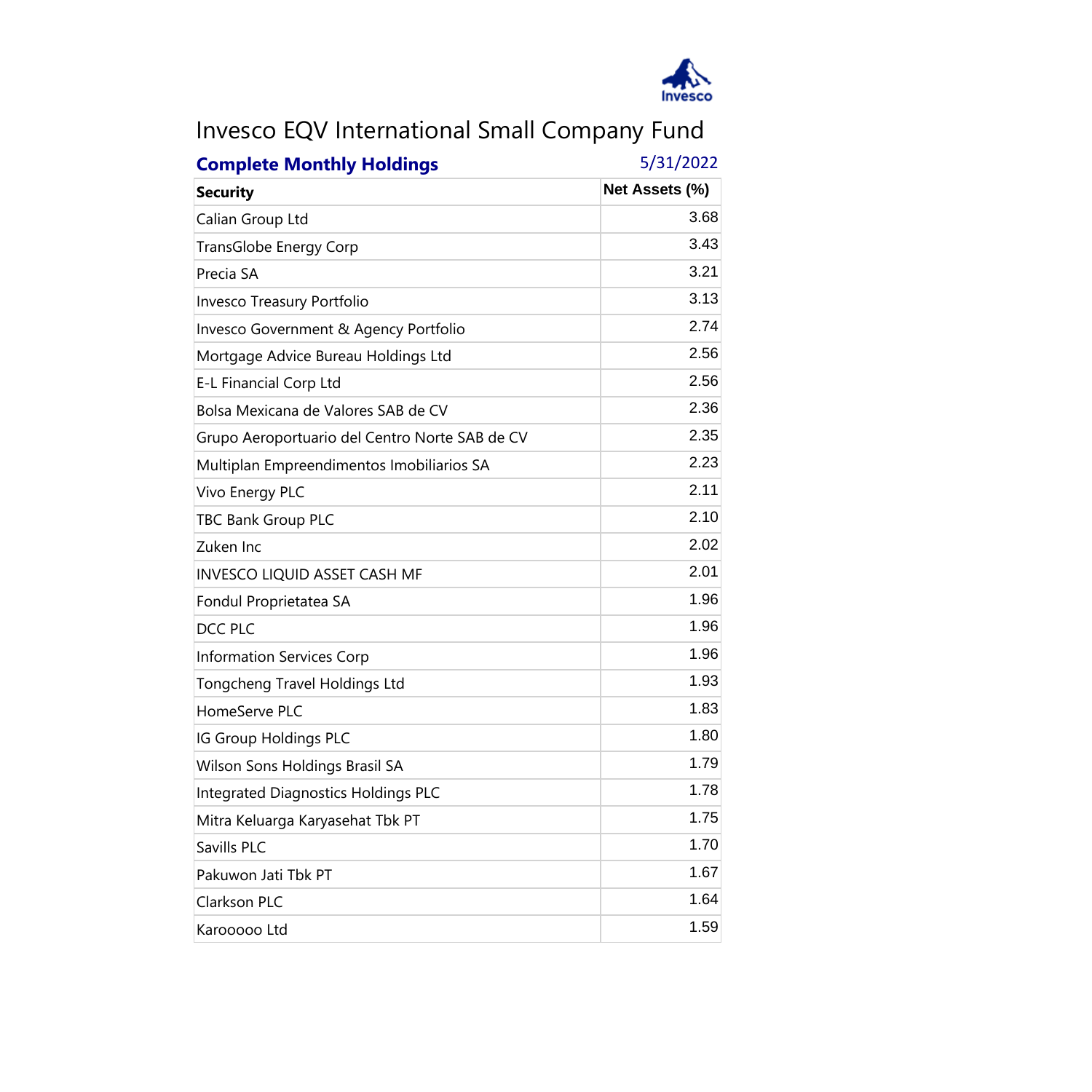# Invesco EQV International Small Company Fund

**Complete Monthly Holdings** 5/31/2022

| Security | Net Assets (%) |
|---|---|
| Calian Group Ltd | 3.68 |
| TransGlobe Energy Corp | 3.43 |
| Precia SA | 3.21 |
| Invesco Treasury Portfolio | 3.13 |
| Invesco Government & Agency Portfolio | 2.74 |
| Mortgage Advice Bureau Holdings Ltd | 2.56 |
| E-L Financial Corp Ltd | 2.56 |
| Bolsa Mexicana de Valores SAB de CV | 2.36 |
| Grupo Aeroportuario del Centro Norte SAB de CV | 2.35 |
| Multiplan Empreendimentos Imobiliarios SA | 2.23 |
| Vivo Energy PLC | 2.11 |
| TBC Bank Group PLC | 2.10 |
| Zuken Inc | 2.02 |
| INVESCO LIQUID ASSET CASH MF | 2.01 |
| Fondul Proprietatea SA | 1.96 |
| DCC PLC | 1.96 |
| Information Services Corp | 1.96 |
| Tongcheng Travel Holdings Ltd | 1.93 |
| HomeServe PLC | 1.83 |
| IG Group Holdings PLC | 1.80 |
| Wilson Sons Holdings Brasil SA | 1.79 |
| Integrated Diagnostics Holdings PLC | 1.78 |
| Mitra Keluarga Karyasehat Tbk PT | 1.75 |
| Savills PLC | 1.70 |
| Pakuwon Jati Tbk PT | 1.67 |
| Clarkson PLC | 1.64 |
| Karooooo Ltd | 1.59 |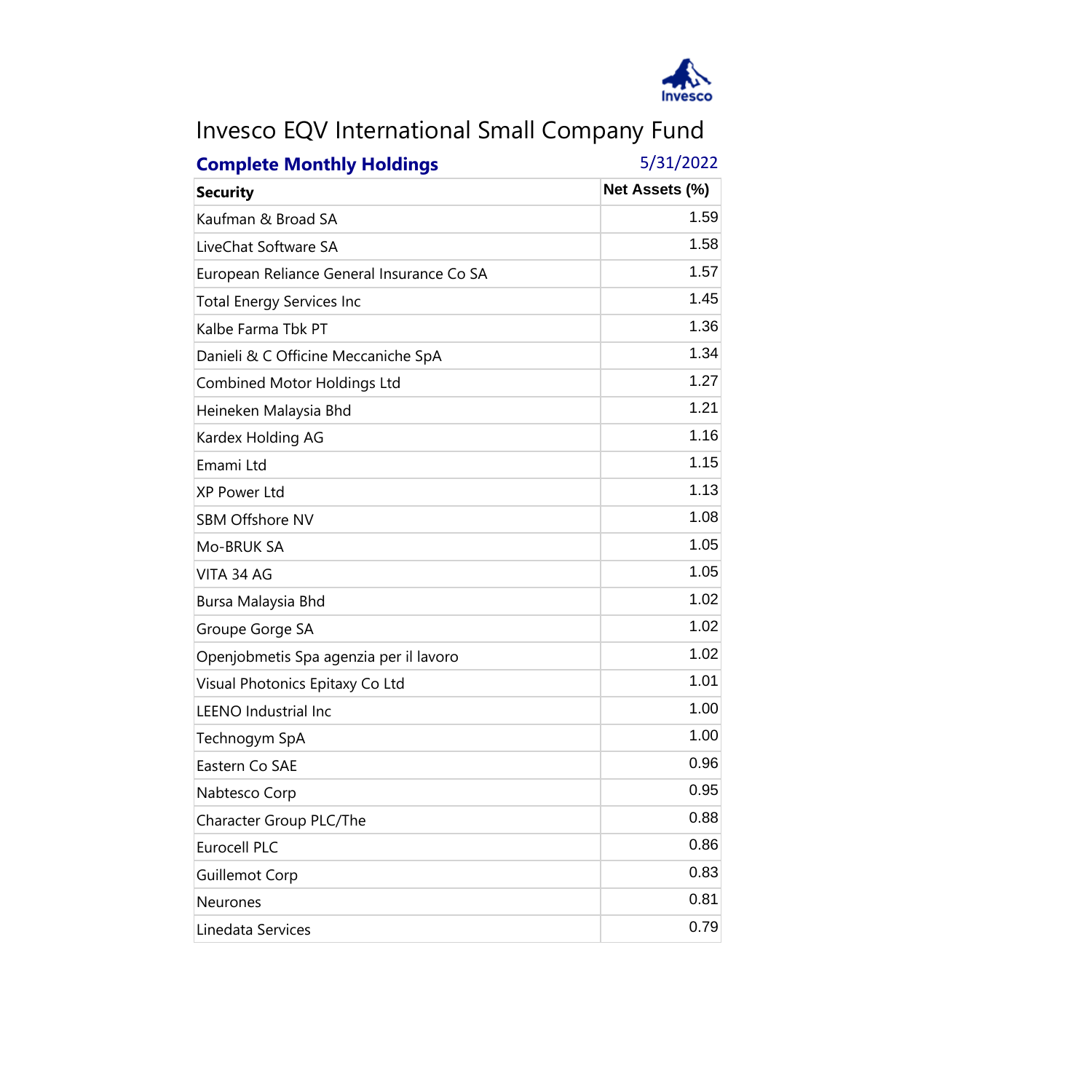# Invesco EQV International Small Company Fund

**Complete Monthly Holdings** 5/31/2022

| Security | Net Assets (%) |
|---|---|
| Kaufman & Broad SA | 1.59 |
| LiveChat Software SA | 1.58 |
| European Reliance General Insurance Co SA | 1.57 |
| Total Energy Services Inc | 1.45 |
| Kalbe Farma Tbk PT | 1.36 |
| Danieli & C Officine Meccaniche SpA | 1.34 |
| Combined Motor Holdings Ltd | 1.27 |
| Heineken Malaysia Bhd | 1.21 |
| Kardex Holding AG | 1.16 |
| Emami Ltd | 1.15 |
| XP Power Ltd | 1.13 |
| SBM Offshore NV | 1.08 |
| Mo-BRUK SA | 1.05 |
| VITA 34 AG | 1.05 |
| Bursa Malaysia Bhd | 1.02 |
| Groupe Gorge SA | 1.02 |
| Openjobmetis Spa agenzia per il lavoro | 1.02 |
| Visual Photonics Epitaxy Co Ltd | 1.01 |
| LEENO Industrial Inc | 1.00 |
| Technogym SpA | 1.00 |
| Eastern Co SAE | 0.96 |
| Nabtesco Corp | 0.95 |
| Character Group PLC/The | 0.88 |
| Eurocell PLC | 0.86 |
| Guillemot Corp | 0.83 |
| Neurones | 0.81 |
| Linedata Services | 0.79 |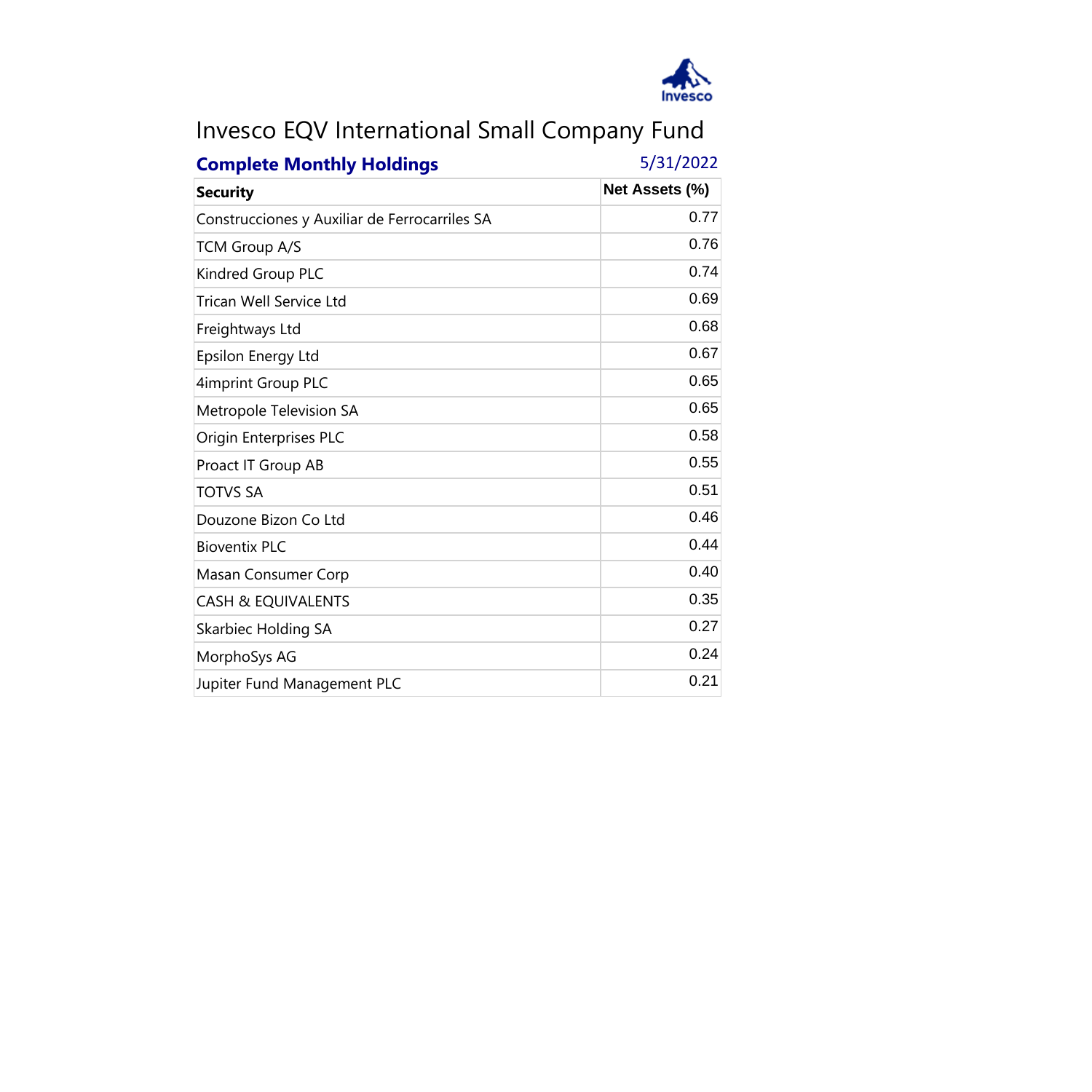# Invesco EQV International Small Company Fund

**Complete Monthly Holdings** 5/31/2022

| Security | Net Assets (%) |
| --- | --- |
| Construcciones y Auxiliar de Ferrocarriles SA | 0.77 |
| TCM Group A/S | 0.76 |
| Kindred Group PLC | 0.74 |
| Trican Well Service Ltd | 0.69 |
| Freightways Ltd | 0.68 |
| Epsilon Energy Ltd | 0.67 |
| 4imprint Group PLC | 0.65 |
| Metropole Television SA | 0.65 |
| Origin Enterprises PLC | 0.58 |
| Proact IT Group AB | 0.55 |
| TOTVS SA | 0.51 |
| Douzone Bizon Co Ltd | 0.46 |
| Bioventix PLC | 0.44 |
| Masan Consumer Corp | 0.40 |
| CASH & EQUIVALENTS | 0.35 |
| Skarbiec Holding SA | 0.27 |
| MorphoSys AG | 0.24 |
| Jupiter Fund Management PLC | 0.21 |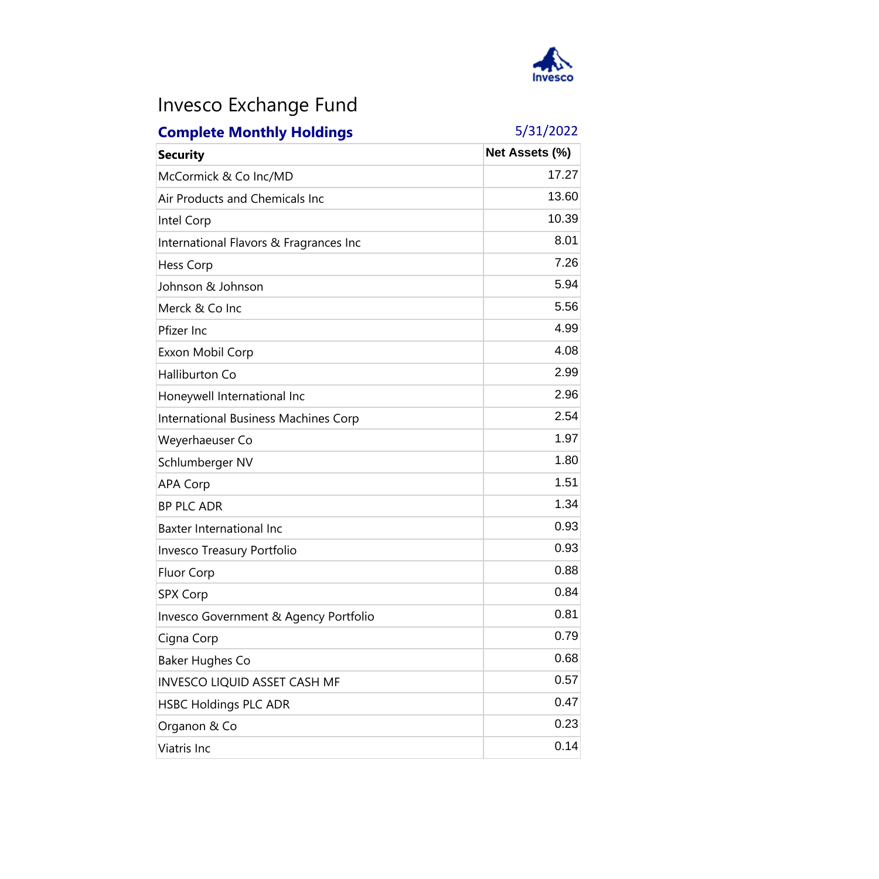# Invesco Exchange Fund

**Complete Monthly Holdings** 5/31/2022

| Security | Net Assets (%) |
|---|---|
| McCormick & Co Inc/MD | 17.27 |
| Air Products and Chemicals Inc | 13.60 |
| Intel Corp | 10.39 |
| International Flavors & Fragrances Inc | 8.01 |
| Hess Corp | 7.26 |
| Johnson & Johnson | 5.94 |
| Merck & Co Inc | 5.56 |
| Pfizer Inc | 4.99 |
| Exxon Mobil Corp | 4.08 |
| Halliburton Co | 2.99 |
| Honeywell International Inc | 2.96 |
| International Business Machines Corp | 2.54 |
| Weyerhaeuser Co | 1.97 |
| Schlumberger NV | 1.80 |
| APA Corp | 1.51 |
| BP PLC ADR | 1.34 |
| Baxter International Inc | 0.93 |
| Invesco Treasury Portfolio | 0.93 |
| Fluor Corp | 0.88 |
| SPX Corp | 0.84 |
| Invesco Government & Agency Portfolio | 0.81 |
| Cigna Corp | 0.79 |
| Baker Hughes Co | 0.68 |
| INVESCO LIQUID ASSET CASH MF | 0.57 |
| HSBC Holdings PLC ADR | 0.47 |
| Organon & Co | 0.23 |
| Viatris Inc | 0.14 |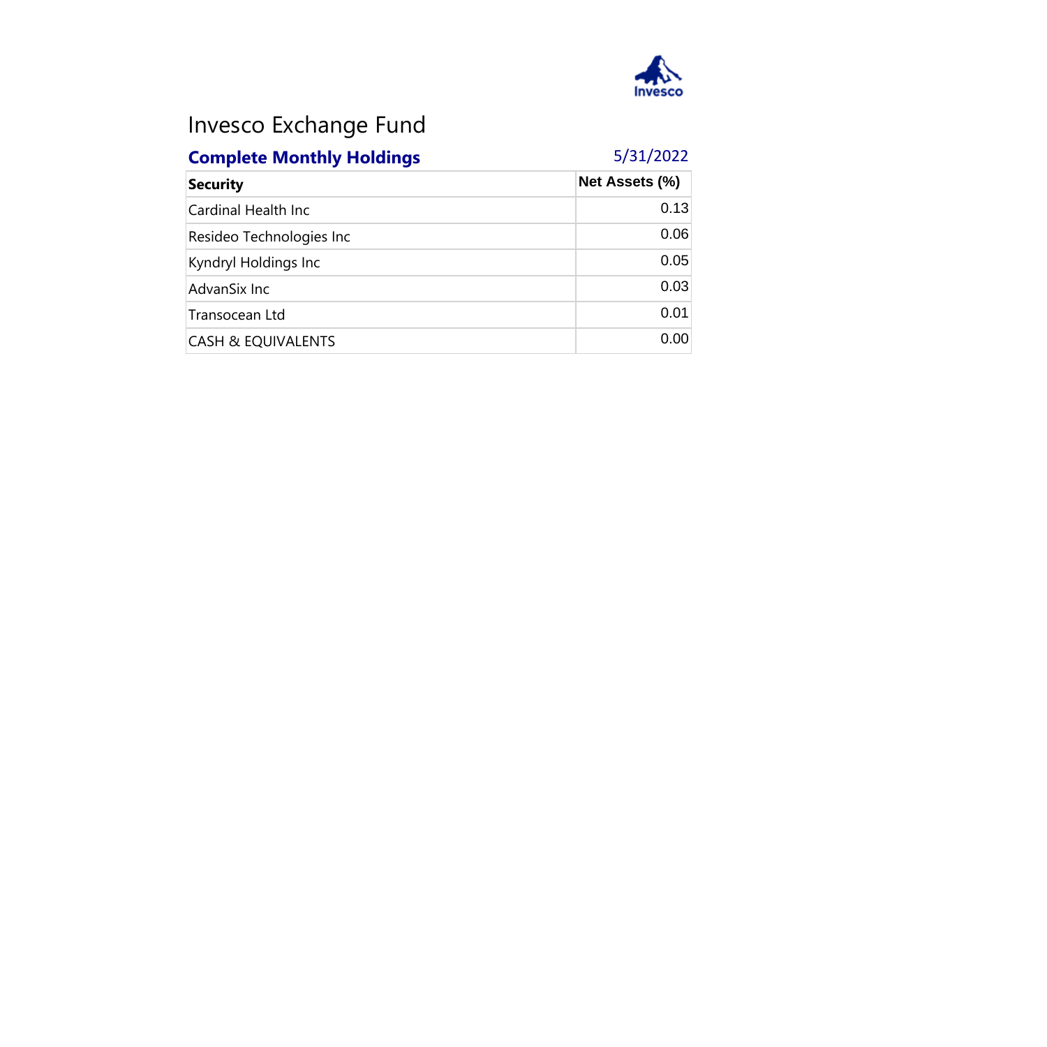# Invesco Exchange Fund

## Complete Monthly Holdings

5/31/2022

| Security | Net Assets (%) |
|---|---|
| Cardinal Health Inc | 0.13 |
| Resideo Technologies Inc | 0.06 |
| Kyndryl Holdings Inc | 0.05 |
| AdvanSix Inc | 0.03 |
| Transocean Ltd | 0.01 |
| CASH & EQUIVALENTS | 0.00 |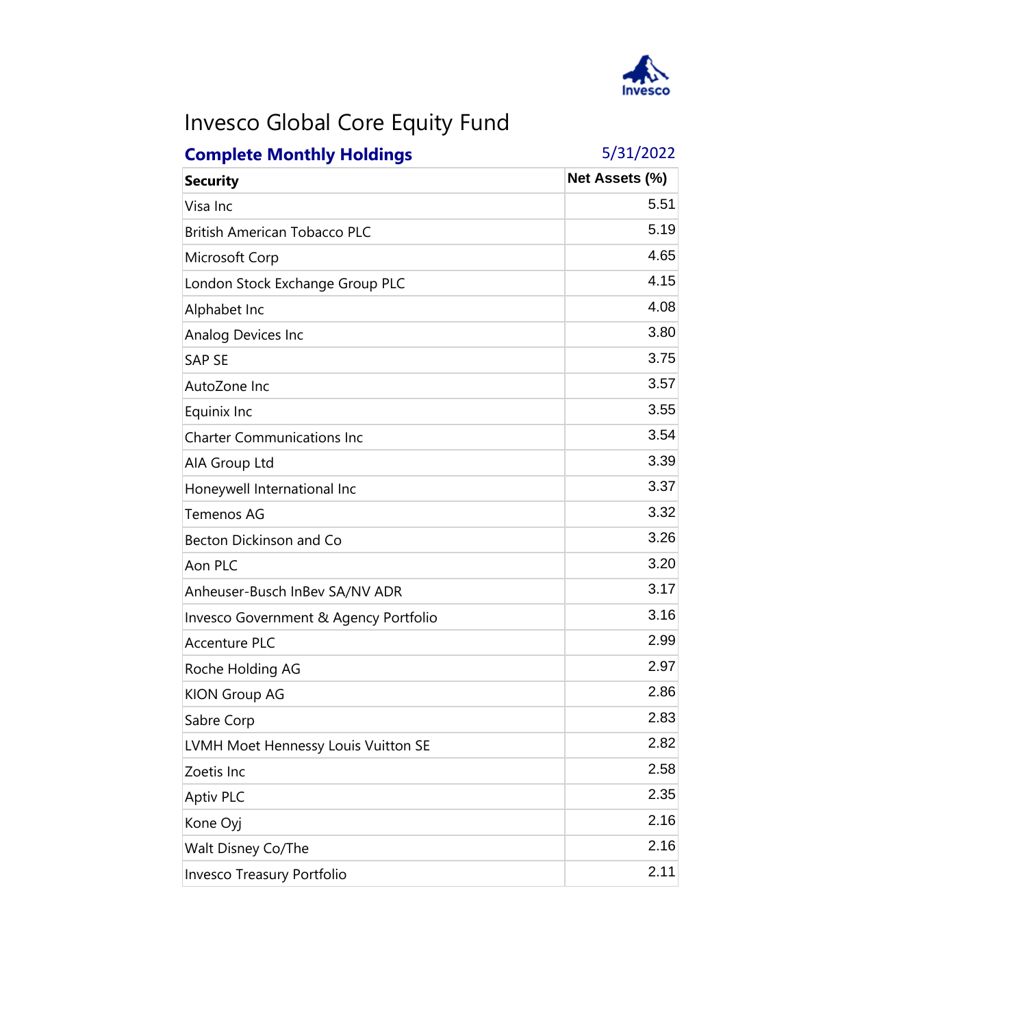# Invesco Global Core Equity Fund

**Complete Monthly Holdings** 5/31/2022

| Security | Net Assets (%) |
|---|---|
| Visa Inc | 5.51 |
| British American Tobacco PLC | 5.19 |
| Microsoft Corp | 4.65 |
| London Stock Exchange Group PLC | 4.15 |
| Alphabet Inc | 4.08 |
| Analog Devices Inc | 3.80 |
| SAP SE | 3.75 |
| AutoZone Inc | 3.57 |
| Equinix Inc | 3.55 |
| Charter Communications Inc | 3.54 |
| AIA Group Ltd | 3.39 |
| Honeywell International Inc | 3.37 |
| Temenos AG | 3.32 |
| Becton Dickinson and Co | 3.26 |
| Aon PLC | 3.20 |
| Anheuser-Busch InBev SA/NV ADR | 3.17 |
| Invesco Government & Agency Portfolio | 3.16 |
| Accenture PLC | 2.99 |
| Roche Holding AG | 2.97 |
| KION Group AG | 2.86 |
| Sabre Corp | 2.83 |
| LVMH Moet Hennessy Louis Vuitton SE | 2.82 |
| Zoetis Inc | 2.58 |
| Aptiv PLC | 2.35 |
| Kone Oyj | 2.16 |
| Walt Disney Co/The | 2.16 |
| Invesco Treasury Portfolio | 2.11 |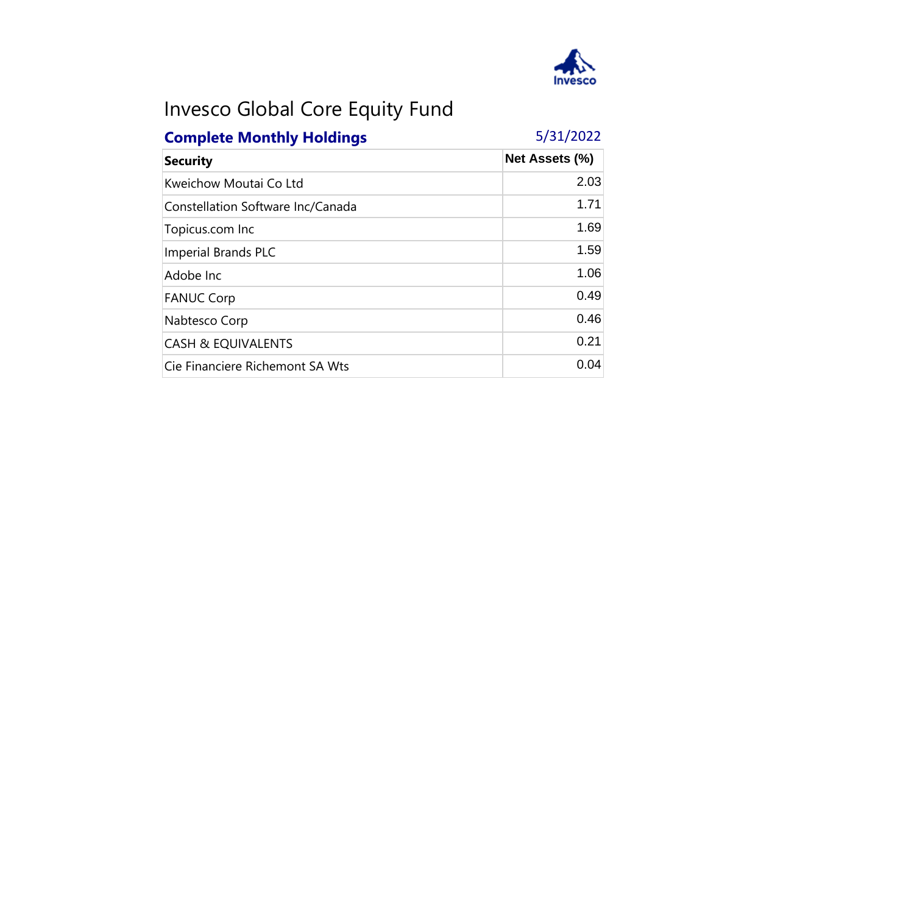# Invesco Global Core Equity Fund

## Complete Monthly Holdings

5/31/2022

| Security | Net Assets (%) |
|---|---|
| Kweichow Moutai Co Ltd | 2.03 |
| Constellation Software Inc/Canada | 1.71 |
| Topicus.com Inc | 1.69 |
| Imperial Brands PLC | 1.59 |
| Adobe Inc | 1.06 |
| FANUC Corp | 0.49 |
| Nabtesco Corp | 0.46 |
| CASH & EQUIVALENTS | 0.21 |
| Cie Financiere Richemont SA Wts | 0.04 |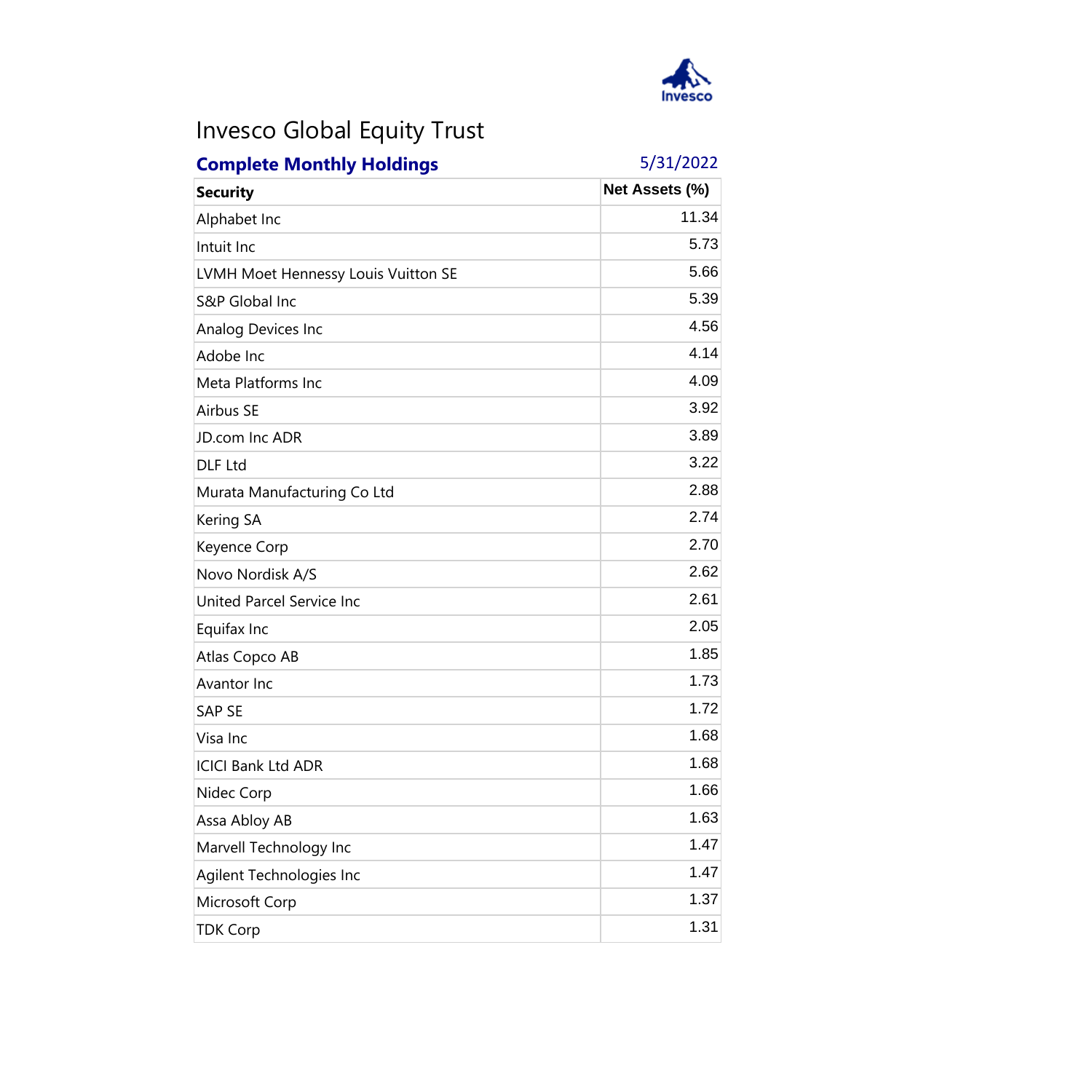# Invesco Global Equity Trust

**Complete Monthly Holdings** 5/31/2022

| Security | Net Assets (%) |
|---|---|
| Alphabet Inc | 11.34 |
| Intuit Inc | 5.73 |
| LVMH Moet Hennessy Louis Vuitton SE | 5.66 |
| S&P Global Inc | 5.39 |
| Analog Devices Inc | 4.56 |
| Adobe Inc | 4.14 |
| Meta Platforms Inc | 4.09 |
| Airbus SE | 3.92 |
| JD.com Inc ADR | 3.89 |
| DLF Ltd | 3.22 |
| Murata Manufacturing Co Ltd | 2.88 |
| Kering SA | 2.74 |
| Keyence Corp | 2.70 |
| Novo Nordisk A/S | 2.62 |
| United Parcel Service Inc | 2.61 |
| Equifax Inc | 2.05 |
| Atlas Copco AB | 1.85 |
| Avantor Inc | 1.73 |
| SAP SE | 1.72 |
| Visa Inc | 1.68 |
| ICICI Bank Ltd ADR | 1.68 |
| Nidec Corp | 1.66 |
| Assa Abloy AB | 1.63 |
| Marvell Technology Inc | 1.47 |
| Agilent Technologies Inc | 1.47 |
| Microsoft Corp | 1.37 |
| TDK Corp | 1.31 |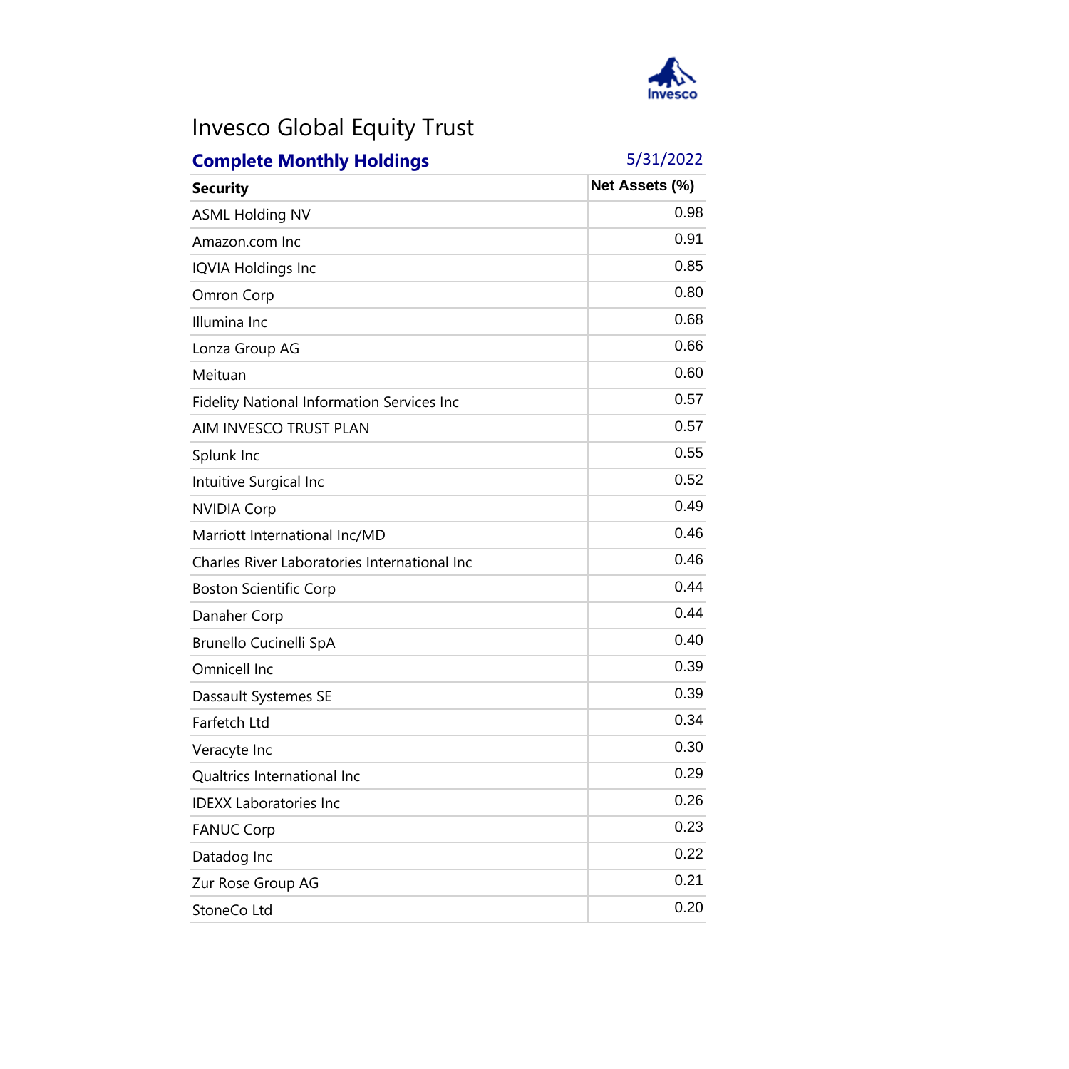# Invesco Global Equity Trust

**Complete Monthly Holdings** 5/31/2022

| Security | Net Assets (%) |
|---|---|
| ASML Holding NV | 0.98 |
| Amazon.com Inc | 0.91 |
| IQVIA Holdings Inc | 0.85 |
| Omron Corp | 0.80 |
| Illumina Inc | 0.68 |
| Lonza Group AG | 0.66 |
| Meituan | 0.60 |
| Fidelity National Information Services Inc | 0.57 |
| AIM INVESCO TRUST PLAN | 0.57 |
| Splunk Inc | 0.55 |
| Intuitive Surgical Inc | 0.52 |
| NVIDIA Corp | 0.49 |
| Marriott International Inc/MD | 0.46 |
| Charles River Laboratories International Inc | 0.46 |
| Boston Scientific Corp | 0.44 |
| Danaher Corp | 0.44 |
| Brunello Cucinelli SpA | 0.40 |
| Omnicell Inc | 0.39 |
| Dassault Systemes SE | 0.39 |
| Farfetch Ltd | 0.34 |
| Veracyte Inc | 0.30 |
| Qualtrics International Inc | 0.29 |
| IDEXX Laboratories Inc | 0.26 |
| FANUC Corp | 0.23 |
| Datadog Inc | 0.22 |
| Zur Rose Group AG | 0.21 |
| StoneCo Ltd | 0.20 |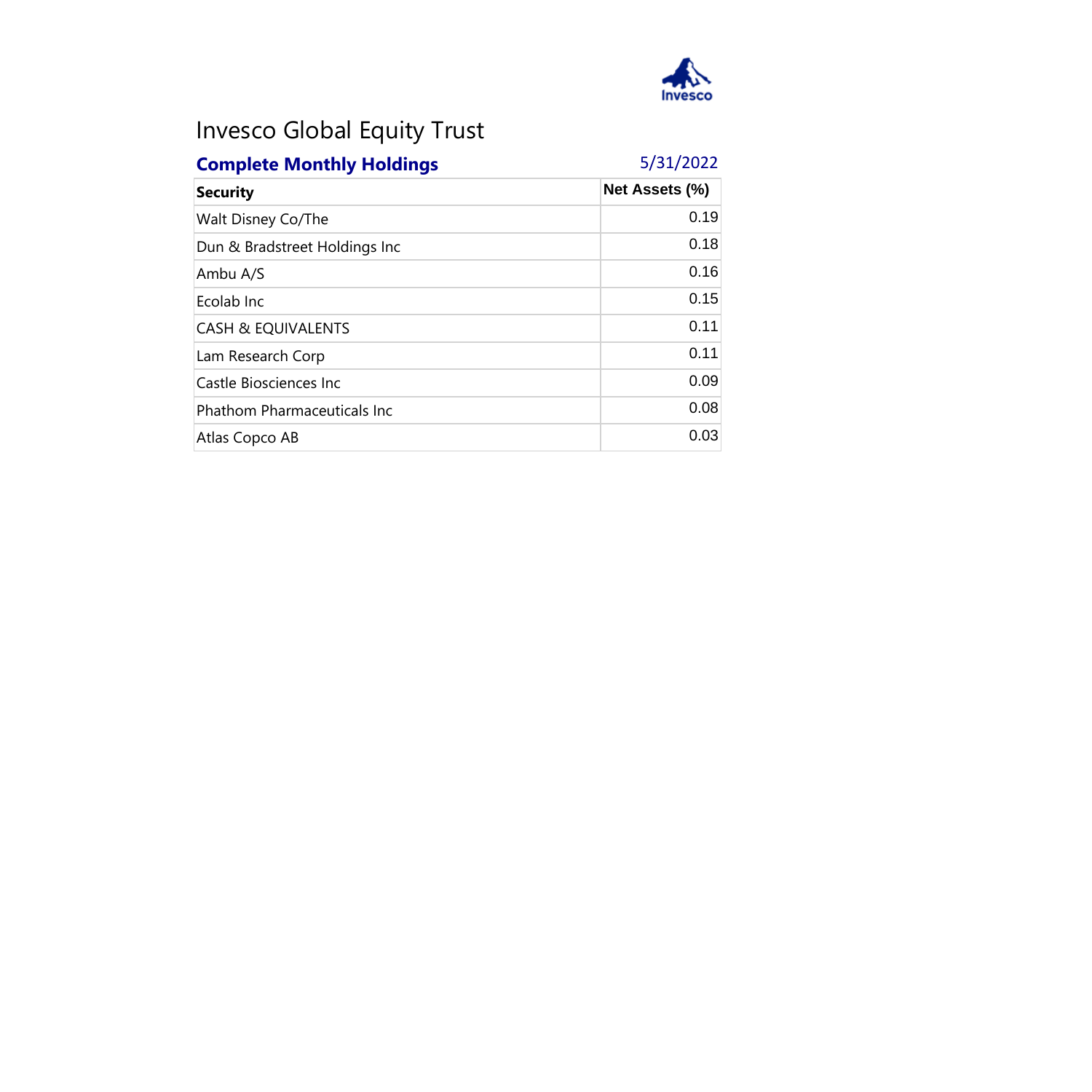# Invesco Global Equity Trust

## Complete Monthly Holdings

5/31/2022

| Security | Net Assets (%) |
|---|---|
| Walt Disney Co/The | 0.19 |
| Dun & Bradstreet Holdings Inc | 0.18 |
| Ambu A/S | 0.16 |
| Ecolab Inc | 0.15 |
| CASH & EQUIVALENTS | 0.11 |
| Lam Research Corp | 0.11 |
| Castle Biosciences Inc | 0.09 |
| Phathom Pharmaceuticals Inc | 0.08 |
| Atlas Copco AB | 0.03 |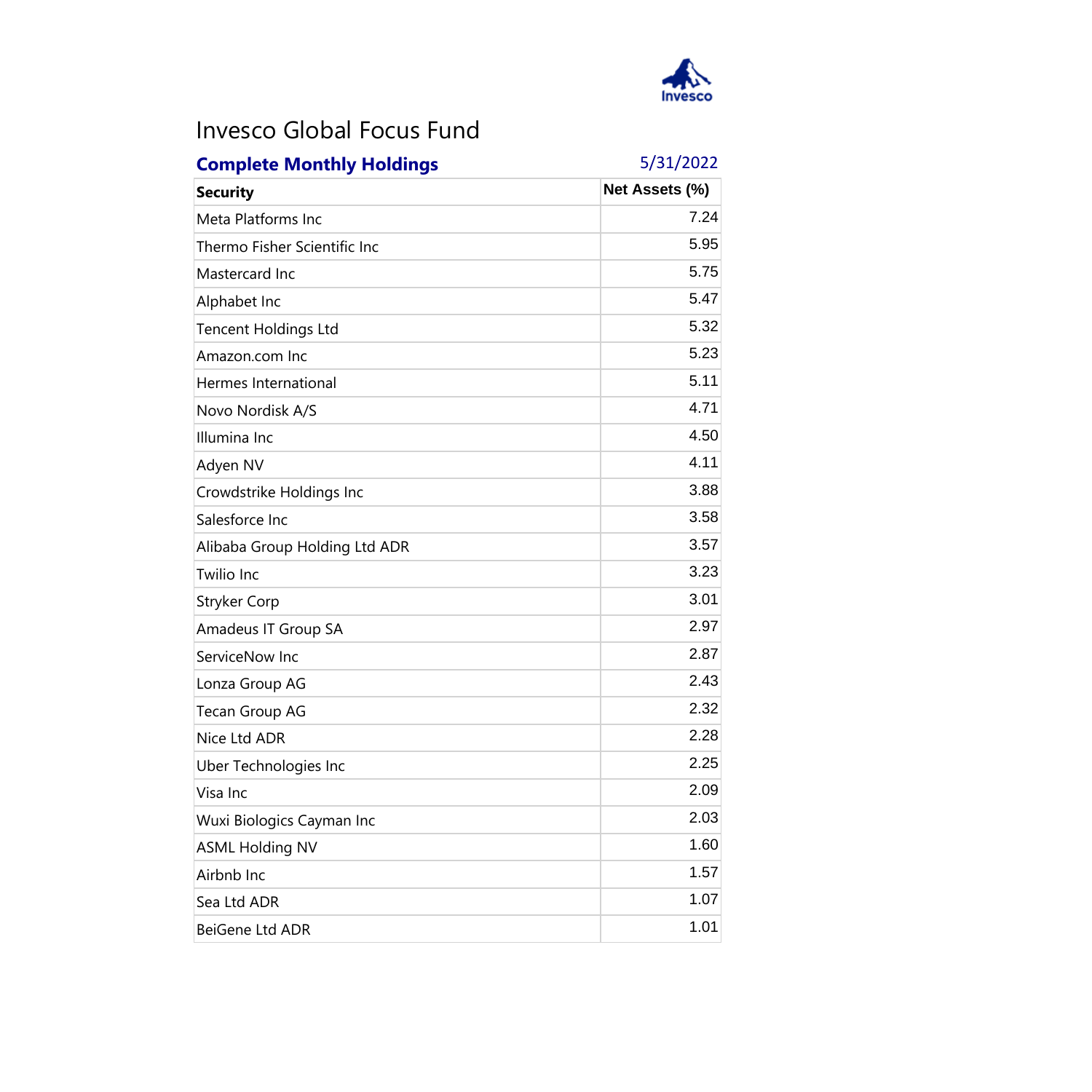# Invesco Global Focus Fund

**Complete Monthly Holdings** 5/31/2022

| Security | Net Assets (%) |
|---|---|
| Meta Platforms Inc | 7.24 |
| Thermo Fisher Scientific Inc | 5.95 |
| Mastercard Inc | 5.75 |
| Alphabet Inc | 5.47 |
| Tencent Holdings Ltd | 5.32 |
| Amazon.com Inc | 5.23 |
| Hermes International | 5.11 |
| Novo Nordisk A/S | 4.71 |
| Illumina Inc | 4.50 |
| Adyen NV | 4.11 |
| Crowdstrike Holdings Inc | 3.88 |
| Salesforce Inc | 3.58 |
| Alibaba Group Holding Ltd ADR | 3.57 |
| Twilio Inc | 3.23 |
| Stryker Corp | 3.01 |
| Amadeus IT Group SA | 2.97 |
| ServiceNow Inc | 2.87 |
| Lonza Group AG | 2.43 |
| Tecan Group AG | 2.32 |
| Nice Ltd ADR | 2.28 |
| Uber Technologies Inc | 2.25 |
| Visa Inc | 2.09 |
| Wuxi Biologics Cayman Inc | 2.03 |
| ASML Holding NV | 1.60 |
| Airbnb Inc | 1.57 |
| Sea Ltd ADR | 1.07 |
| BeiGene Ltd ADR | 1.01 |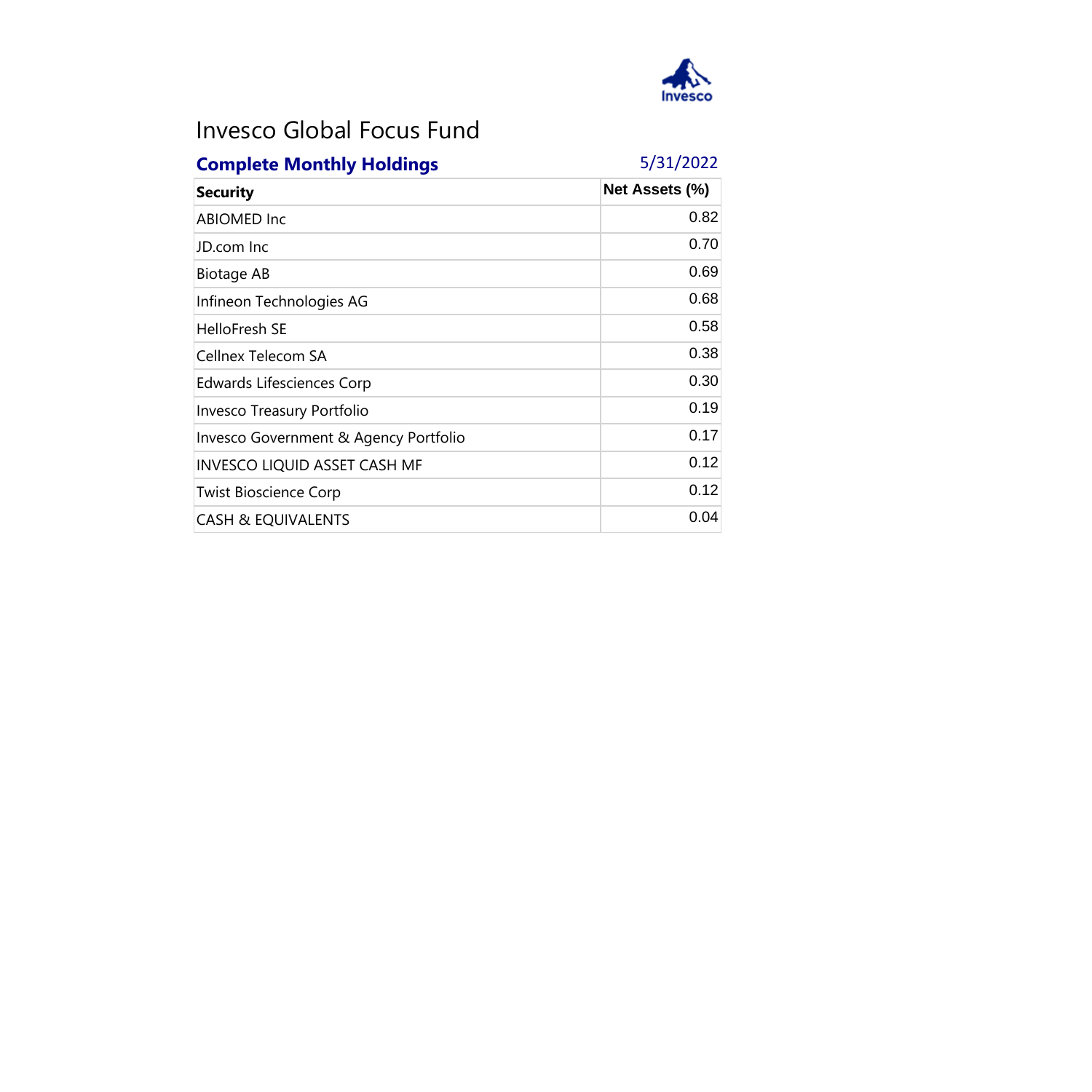# Invesco Global Focus Fund

## Complete Monthly Holdings

5/31/2022

| Security | Net Assets (%) |
|---|---|
| ABIOMED Inc | 0.82 |
| JD.com Inc | 0.70 |
| Biotage AB | 0.69 |
| Infineon Technologies AG | 0.68 |
| HelloFresh SE | 0.58 |
| Cellnex Telecom SA | 0.38 |
| Edwards Lifesciences Corp | 0.30 |
| Invesco Treasury Portfolio | 0.19 |
| Invesco Government & Agency Portfolio | 0.17 |
| INVESCO LIQUID ASSET CASH MF | 0.12 |
| Twist Bioscience Corp | 0.12 |
| CASH & EQUIVALENTS | 0.04 |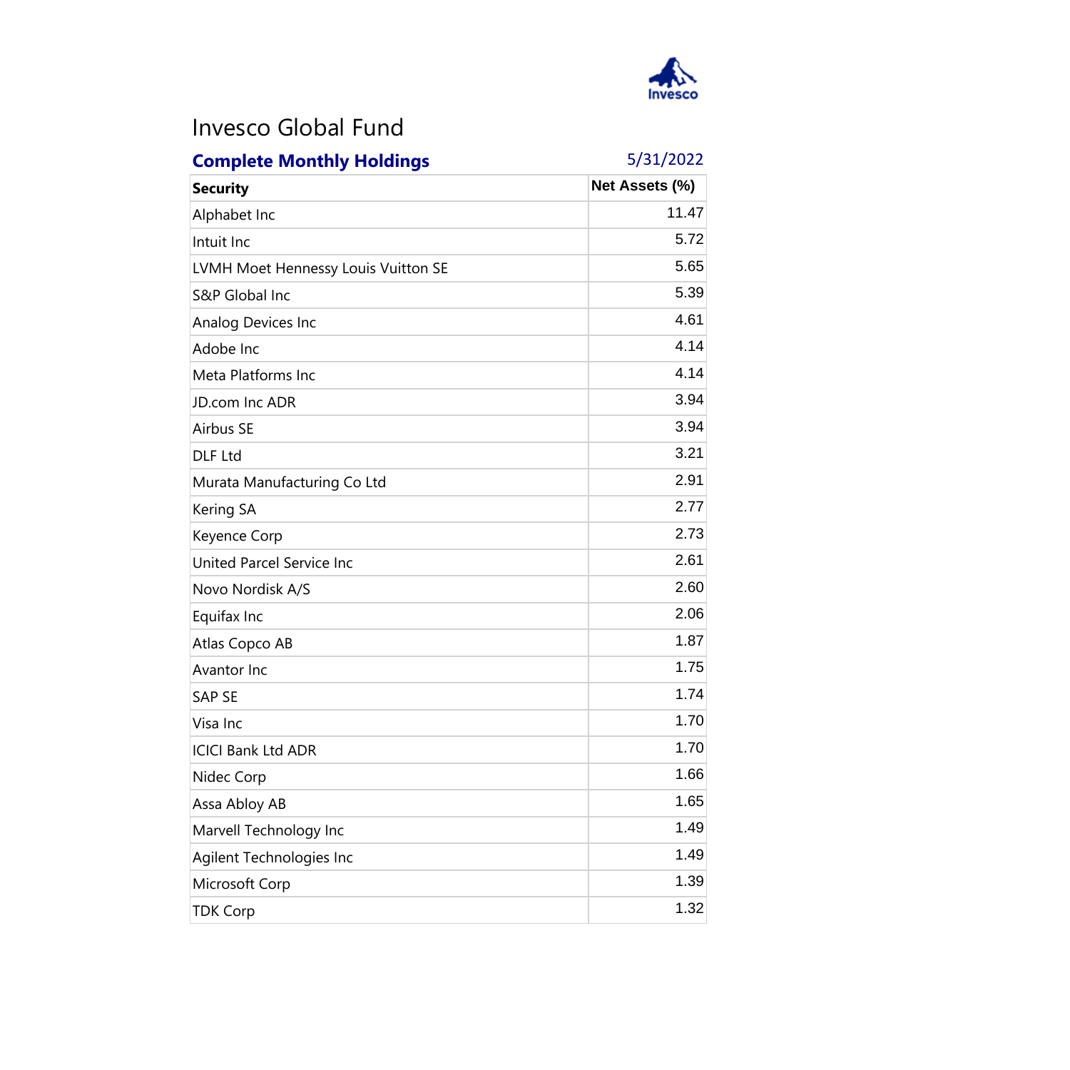# Invesco Global Fund

**Complete Monthly Holdings** 5/31/2022

| Security | Net Assets (%) |
|---|---|
| Alphabet Inc | 11.47 |
| Intuit Inc | 5.72 |
| LVMH Moet Hennessy Louis Vuitton SE | 5.65 |
| S&P Global Inc | 5.39 |
| Analog Devices Inc | 4.61 |
| Adobe Inc | 4.14 |
| Meta Platforms Inc | 4.14 |
| JD.com Inc ADR | 3.94 |
| Airbus SE | 3.94 |
| DLF Ltd | 3.21 |
| Murata Manufacturing Co Ltd | 2.91 |
| Kering SA | 2.77 |
| Keyence Corp | 2.73 |
| United Parcel Service Inc | 2.61 |
| Novo Nordisk A/S | 2.60 |
| Equifax Inc | 2.06 |
| Atlas Copco AB | 1.87 |
| Avantor Inc | 1.75 |
| SAP SE | 1.74 |
| Visa Inc | 1.70 |
| ICICI Bank Ltd ADR | 1.70 |
| Nidec Corp | 1.66 |
| Assa Abloy AB | 1.65 |
| Marvell Technology Inc | 1.49 |
| Agilent Technologies Inc | 1.49 |
| Microsoft Corp | 1.39 |
| TDK Corp | 1.32 |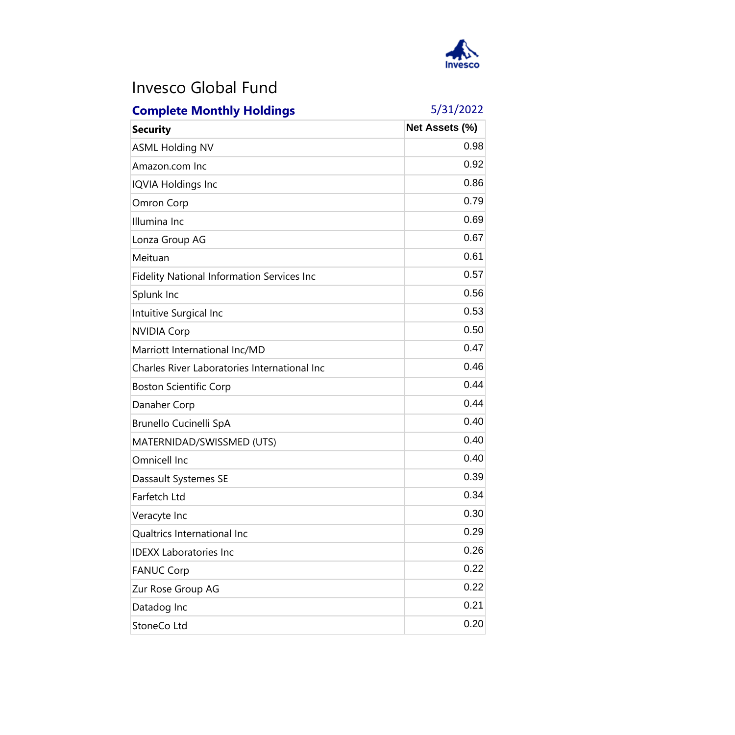# Invesco Global Fund

**Complete Monthly Holdings** 5/31/2022

| Security | Net Assets (%) |
|---|---|
| ASML Holding NV | 0.98 |
| Amazon.com Inc | 0.92 |
| IQVIA Holdings Inc | 0.86 |
| Omron Corp | 0.79 |
| Illumina Inc | 0.69 |
| Lonza Group AG | 0.67 |
| Meituan | 0.61 |
| Fidelity National Information Services Inc | 0.57 |
| Splunk Inc | 0.56 |
| Intuitive Surgical Inc | 0.53 |
| NVIDIA Corp | 0.50 |
| Marriott International Inc/MD | 0.47 |
| Charles River Laboratories International Inc | 0.46 |
| Boston Scientific Corp | 0.44 |
| Danaher Corp | 0.44 |
| Brunello Cucinelli SpA | 0.40 |
| MATERNIDAD/SWISSMED (UTS) | 0.40 |
| Omnicell Inc | 0.40 |
| Dassault Systemes SE | 0.39 |
| Farfetch Ltd | 0.34 |
| Veracyte Inc | 0.30 |
| Qualtrics International Inc | 0.29 |
| IDEXX Laboratories Inc | 0.26 |
| FANUC Corp | 0.22 |
| Zur Rose Group AG | 0.22 |
| Datadog Inc | 0.21 |
| StoneCo Ltd | 0.20 |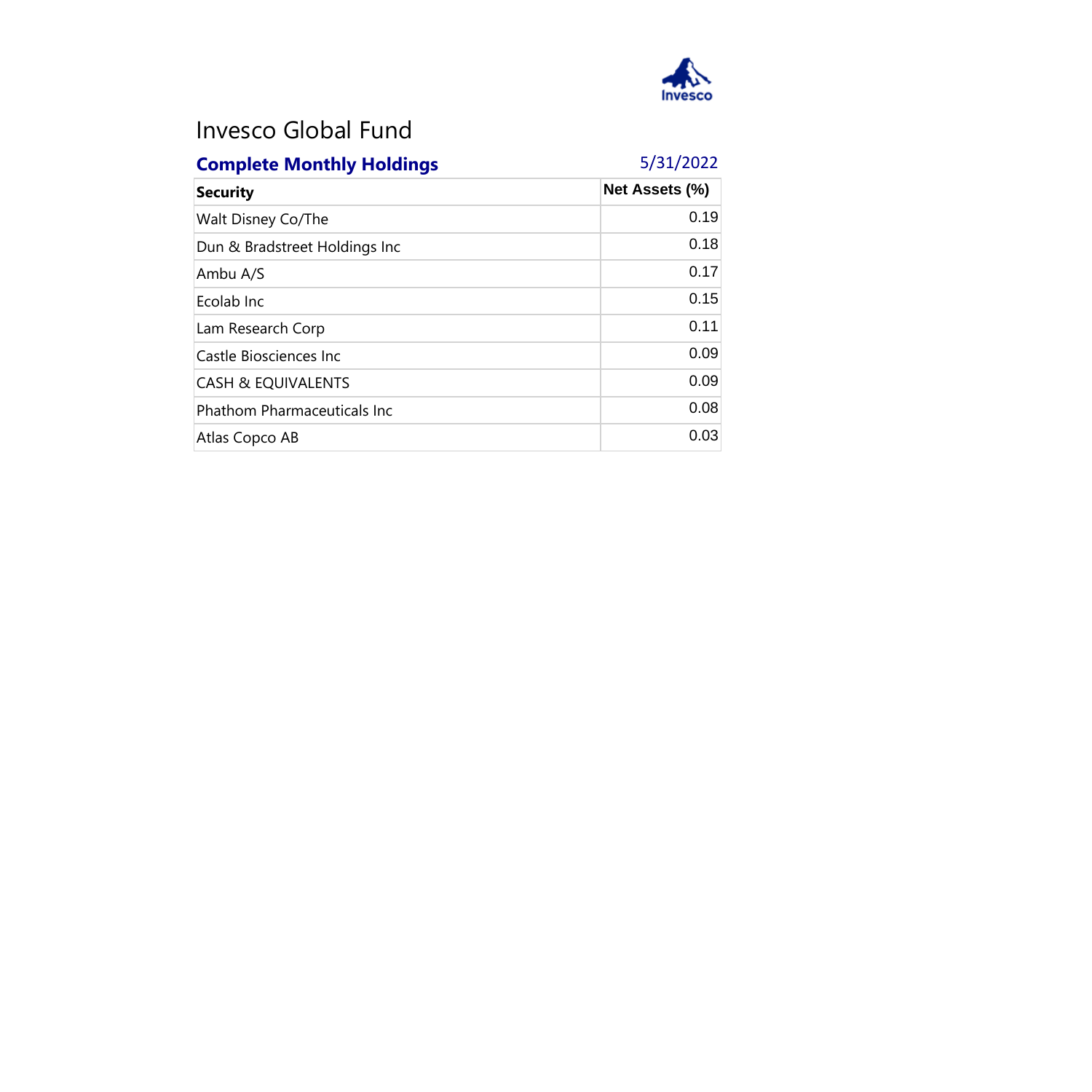# Invesco Global Fund

## Complete Monthly Holdings

5/31/2022

| Security | Net Assets (%) |
|---|---|
| Walt Disney Co/The | 0.19 |
| Dun & Bradstreet Holdings Inc | 0.18 |
| Ambu A/S | 0.17 |
| Ecolab Inc | 0.15 |
| Lam Research Corp | 0.11 |
| Castle Biosciences Inc | 0.09 |
| CASH & EQUIVALENTS | 0.09 |
| Phathom Pharmaceuticals Inc | 0.08 |
| Atlas Copco AB | 0.03 |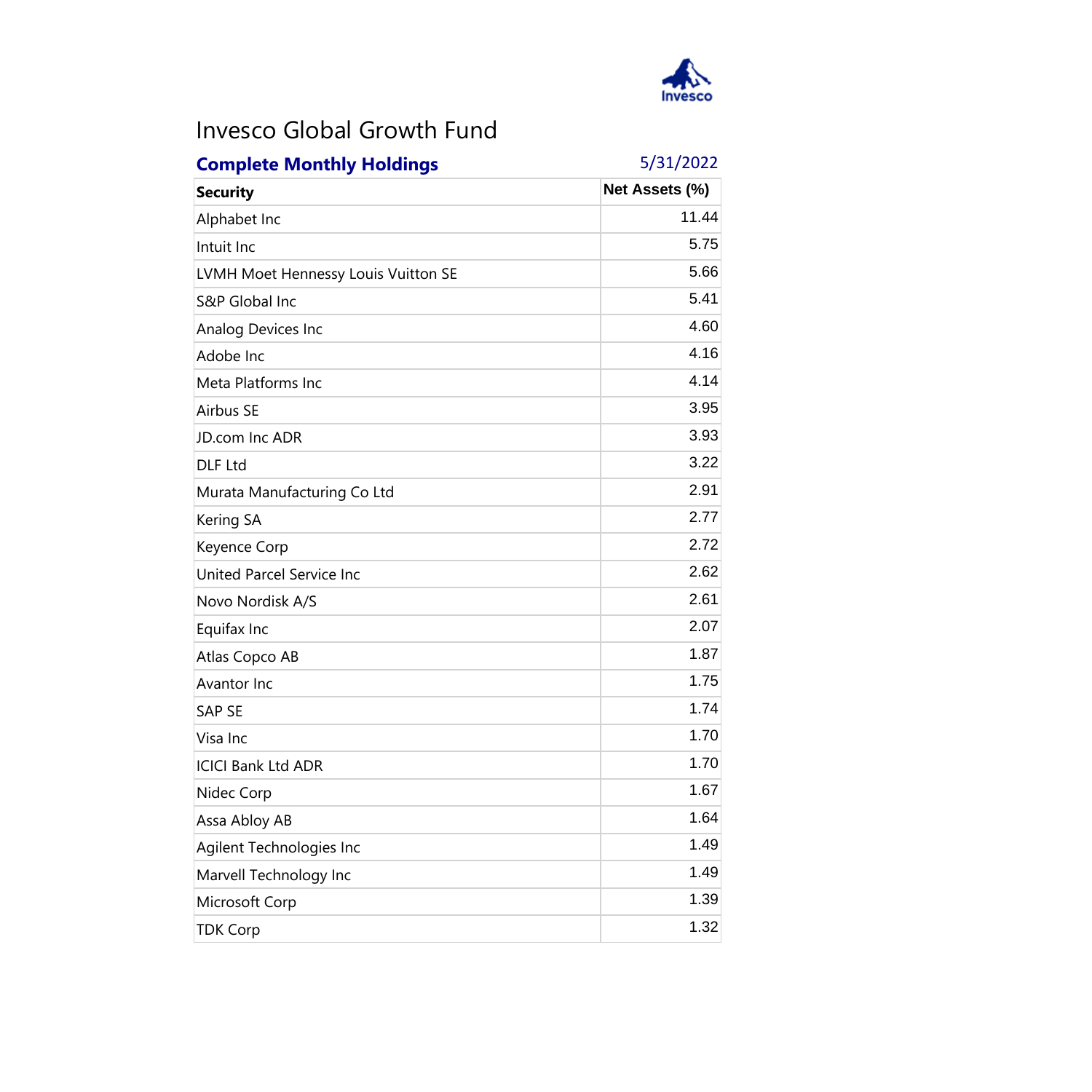# Invesco Global Growth Fund

**Complete Monthly Holdings** 5/31/2022

| Security | Net Assets (%) |
|---|---|
| Alphabet Inc | 11.44 |
| Intuit Inc | 5.75 |
| LVMH Moet Hennessy Louis Vuitton SE | 5.66 |
| S&P Global Inc | 5.41 |
| Analog Devices Inc | 4.60 |
| Adobe Inc | 4.16 |
| Meta Platforms Inc | 4.14 |
| Airbus SE | 3.95 |
| JD.com Inc ADR | 3.93 |
| DLF Ltd | 3.22 |
| Murata Manufacturing Co Ltd | 2.91 |
| Kering SA | 2.77 |
| Keyence Corp | 2.72 |
| United Parcel Service Inc | 2.62 |
| Novo Nordisk A/S | 2.61 |
| Equifax Inc | 2.07 |
| Atlas Copco AB | 1.87 |
| Avantor Inc | 1.75 |
| SAP SE | 1.74 |
| Visa Inc | 1.70 |
| ICICI Bank Ltd ADR | 1.70 |
| Nidec Corp | 1.67 |
| Assa Abloy AB | 1.64 |
| Agilent Technologies Inc | 1.49 |
| Marvell Technology Inc | 1.49 |
| Microsoft Corp | 1.39 |
| TDK Corp | 1.32 |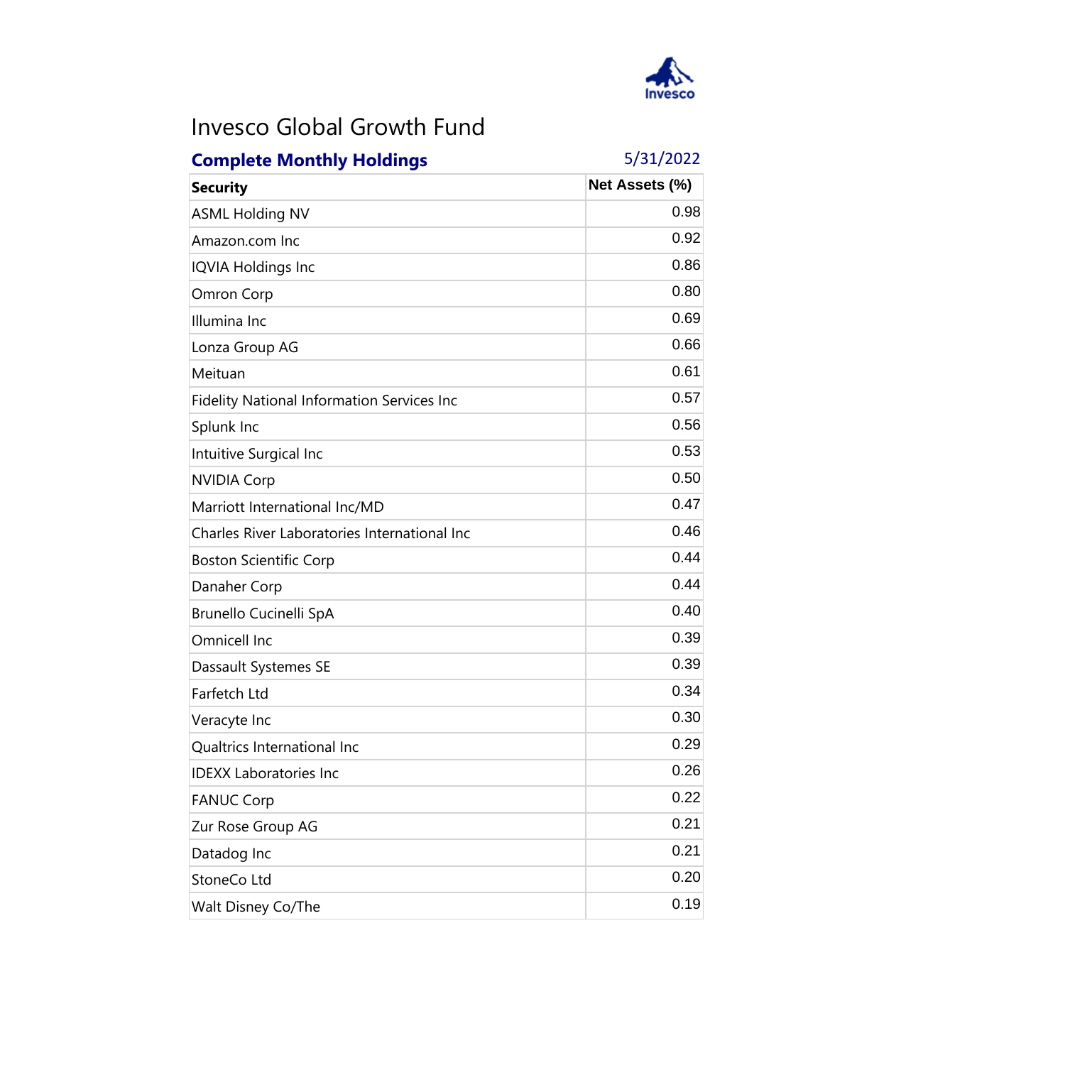# Invesco Global Growth Fund

**Complete Monthly Holdings** 5/31/2022

| Security | Net Assets (%) |
|---|---|
| ASML Holding NV | 0.98 |
| Amazon.com Inc | 0.92 |
| IQVIA Holdings Inc | 0.86 |
| Omron Corp | 0.80 |
| Illumina Inc | 0.69 |
| Lonza Group AG | 0.66 |
| Meituan | 0.61 |
| Fidelity National Information Services Inc | 0.57 |
| Splunk Inc | 0.56 |
| Intuitive Surgical Inc | 0.53 |
| NVIDIA Corp | 0.50 |
| Marriott International Inc/MD | 0.47 |
| Charles River Laboratories International Inc | 0.46 |
| Boston Scientific Corp | 0.44 |
| Danaher Corp | 0.44 |
| Brunello Cucinelli SpA | 0.40 |
| Omnicell Inc | 0.39 |
| Dassault Systemes SE | 0.39 |
| Farfetch Ltd | 0.34 |
| Veracyte Inc | 0.30 |
| Qualtrics International Inc | 0.29 |
| IDEXX Laboratories Inc | 0.26 |
| FANUC Corp | 0.22 |
| Zur Rose Group AG | 0.21 |
| Datadog Inc | 0.21 |
| StoneCo Ltd | 0.20 |
| Walt Disney Co/The | 0.19 |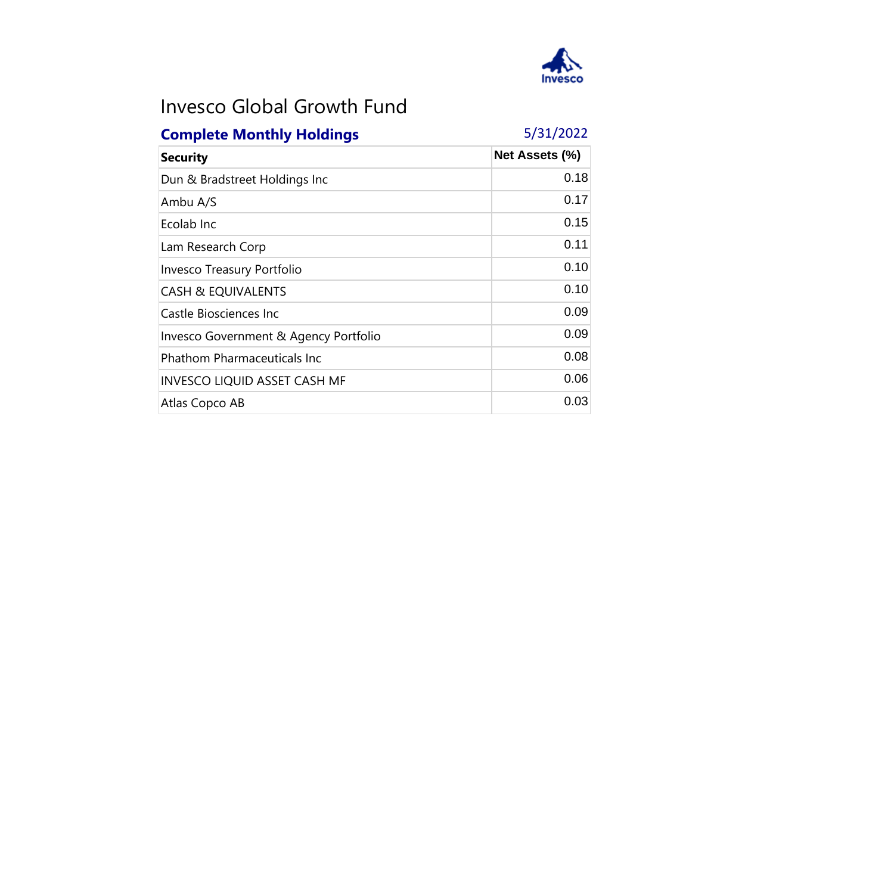# Invesco Global Growth Fund

**Complete Monthly Holdings** 5/31/2022

| Security | Net Assets (%) |
|---|---|
| Dun & Bradstreet Holdings Inc | 0.18 |
| Ambu A/S | 0.17 |
| Ecolab Inc | 0.15 |
| Lam Research Corp | 0.11 |
| Invesco Treasury Portfolio | 0.10 |
| CASH & EQUIVALENTS | 0.10 |
| Castle Biosciences Inc | 0.09 |
| Invesco Government & Agency Portfolio | 0.09 |
| Phathom Pharmaceuticals Inc | 0.08 |
| INVESCO LIQUID ASSET CASH MF | 0.06 |
| Atlas Copco AB | 0.03 |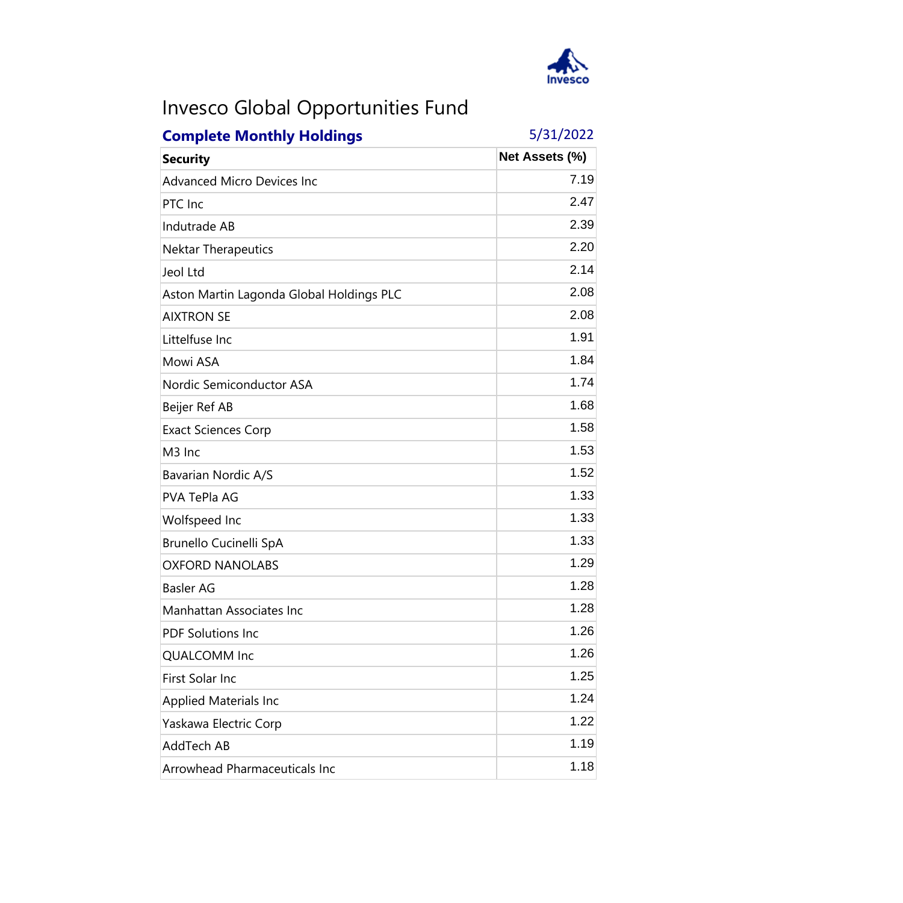# Invesco Global Opportunities Fund

## Complete Monthly Holdings

5/31/2022

| Security | Net Assets (%) |
|---|---|
| Advanced Micro Devices Inc | 7.19 |
| PTC Inc | 2.47 |
| Indutrade AB | 2.39 |
| Nektar Therapeutics | 2.20 |
| Jeol Ltd | 2.14 |
| Aston Martin Lagonda Global Holdings PLC | 2.08 |
| AIXTRON SE | 2.08 |
| Littelfuse Inc | 1.91 |
| Mowi ASA | 1.84 |
| Nordic Semiconductor ASA | 1.74 |
| Beijer Ref AB | 1.68 |
| Exact Sciences Corp | 1.58 |
| M3 Inc | 1.53 |
| Bavarian Nordic A/S | 1.52 |
| PVA TePla AG | 1.33 |
| Wolfspeed Inc | 1.33 |
| Brunello Cucinelli SpA | 1.33 |
| OXFORD NANOLABS | 1.29 |
| Basler AG | 1.28 |
| Manhattan Associates Inc | 1.28 |
| PDF Solutions Inc | 1.26 |
| QUALCOMM Inc | 1.26 |
| First Solar Inc | 1.25 |
| Applied Materials Inc | 1.24 |
| Yaskawa Electric Corp | 1.22 |
| AddTech AB | 1.19 |
| Arrowhead Pharmaceuticals Inc | 1.18 |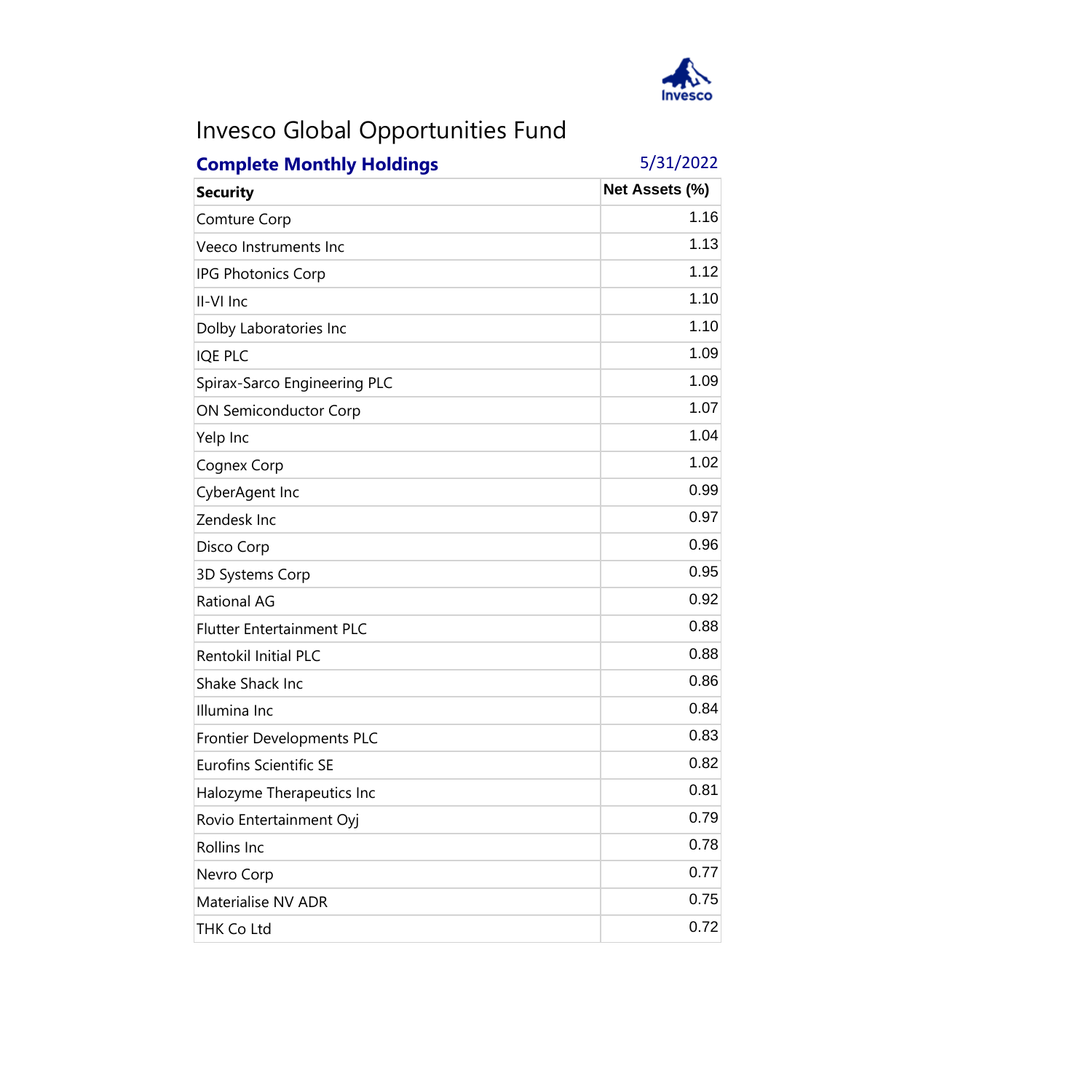# Invesco Global Opportunities Fund

## Complete Monthly Holdings

5/31/2022

| Security | Net Assets (%) |
|---|---|
| Comture Corp | 1.16 |
| Veeco Instruments Inc | 1.13 |
| IPG Photonics Corp | 1.12 |
| II-VI Inc | 1.10 |
| Dolby Laboratories Inc | 1.10 |
| IQE PLC | 1.09 |
| Spirax-Sarco Engineering PLC | 1.09 |
| ON Semiconductor Corp | 1.07 |
| Yelp Inc | 1.04 |
| Cognex Corp | 1.02 |
| CyberAgent Inc | 0.99 |
| Zendesk Inc | 0.97 |
| Disco Corp | 0.96 |
| 3D Systems Corp | 0.95 |
| Rational AG | 0.92 |
| Flutter Entertainment PLC | 0.88 |
| Rentokil Initial PLC | 0.88 |
| Shake Shack Inc | 0.86 |
| Illumina Inc | 0.84 |
| Frontier Developments PLC | 0.83 |
| Eurofins Scientific SE | 0.82 |
| Halozyme Therapeutics Inc | 0.81 |
| Rovio Entertainment Oyj | 0.79 |
| Rollins Inc | 0.78 |
| Nevro Corp | 0.77 |
| Materialise NV ADR | 0.75 |
| THK Co Ltd | 0.72 |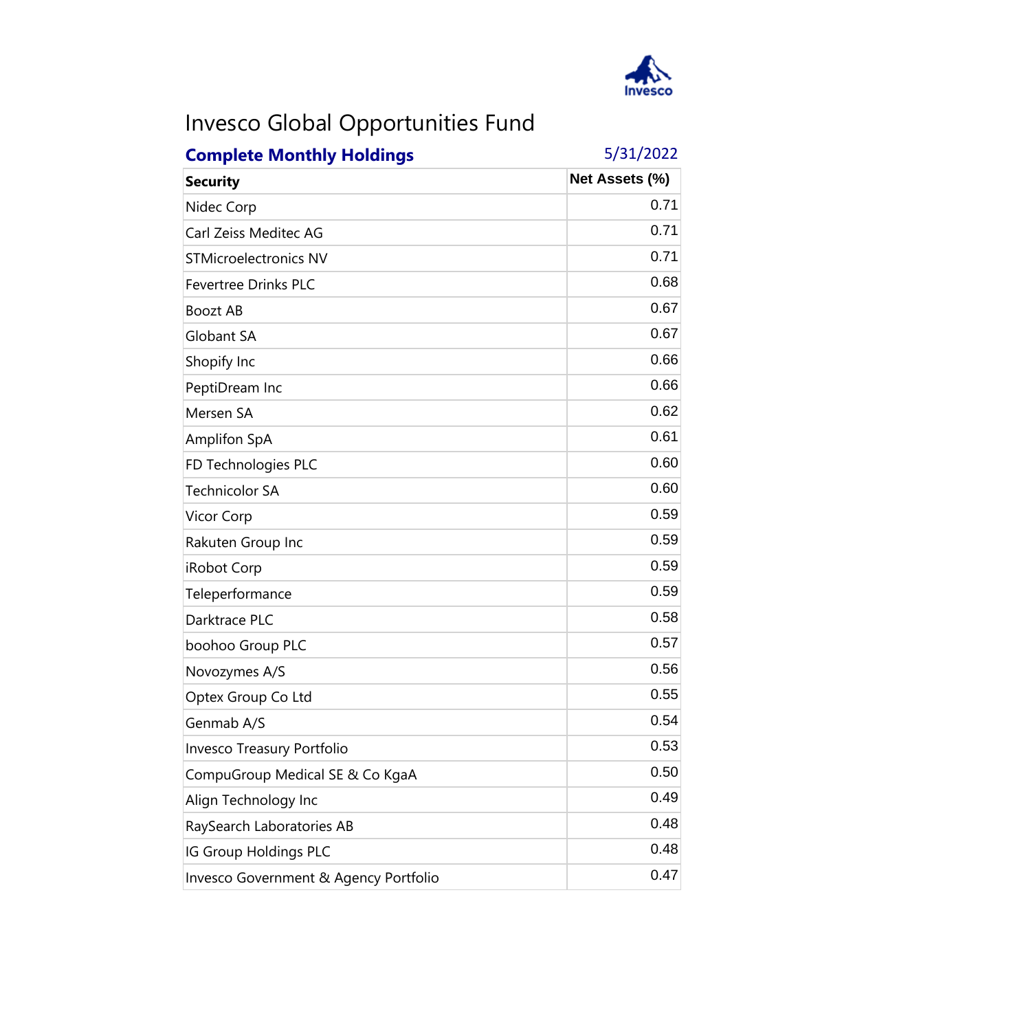# Invesco Global Opportunities Fund

**Complete Monthly Holdings** 5/31/2022

| Security | Net Assets (%) |
|---|---|
| Nidec Corp | 0.71 |
| Carl Zeiss Meditec AG | 0.71 |
| STMicroelectronics NV | 0.71 |
| Fevertree Drinks PLC | 0.68 |
| Boozt AB | 0.67 |
| Globant SA | 0.67 |
| Shopify Inc | 0.66 |
| PeptiDream Inc | 0.66 |
| Mersen SA | 0.62 |
| Amplifon SpA | 0.61 |
| FD Technologies PLC | 0.60 |
| Technicolor SA | 0.60 |
| Vicor Corp | 0.59 |
| Rakuten Group Inc | 0.59 |
| iRobot Corp | 0.59 |
| Teleperformance | 0.59 |
| Darktrace PLC | 0.58 |
| boohoo Group PLC | 0.57 |
| Novozymes A/S | 0.56 |
| Optex Group Co Ltd | 0.55 |
| Genmab A/S | 0.54 |
| Invesco Treasury Portfolio | 0.53 |
| CompuGroup Medical SE & Co KgaA | 0.50 |
| Align Technology Inc | 0.49 |
| RaySearch Laboratories AB | 0.48 |
| IG Group Holdings PLC | 0.48 |
| Invesco Government & Agency Portfolio | 0.47 |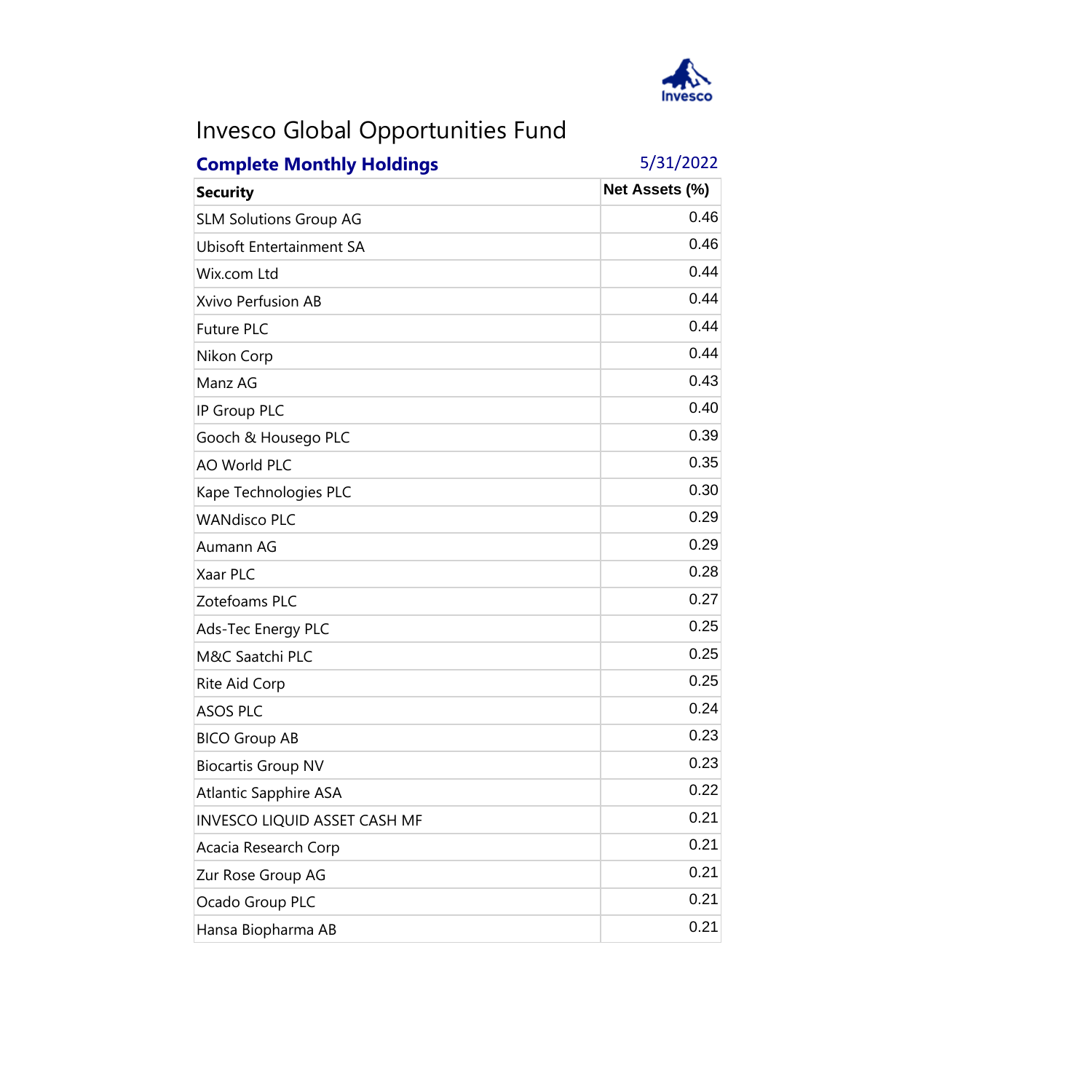# Invesco Global Opportunities Fund

**Complete Monthly Holdings** 5/31/2022

| Security | Net Assets (%) |
|---|---|
| SLM Solutions Group AG | 0.46 |
| Ubisoft Entertainment SA | 0.46 |
| Wix.com Ltd | 0.44 |
| Xvivo Perfusion AB | 0.44 |
| Future PLC | 0.44 |
| Nikon Corp | 0.44 |
| Manz AG | 0.43 |
| IP Group PLC | 0.40 |
| Gooch & Housego PLC | 0.39 |
| AO World PLC | 0.35 |
| Kape Technologies PLC | 0.30 |
| WANdisco PLC | 0.29 |
| Aumann AG | 0.29 |
| Xaar PLC | 0.28 |
| Zotefoams PLC | 0.27 |
| Ads-Tec Energy PLC | 0.25 |
| M&C Saatchi PLC | 0.25 |
| Rite Aid Corp | 0.25 |
| ASOS PLC | 0.24 |
| BICO Group AB | 0.23 |
| Biocartis Group NV | 0.23 |
| Atlantic Sapphire ASA | 0.22 |
| INVESCO LIQUID ASSET CASH MF | 0.21 |
| Acacia Research Corp | 0.21 |
| Zur Rose Group AG | 0.21 |
| Ocado Group PLC | 0.21 |
| Hansa Biopharma AB | 0.21 |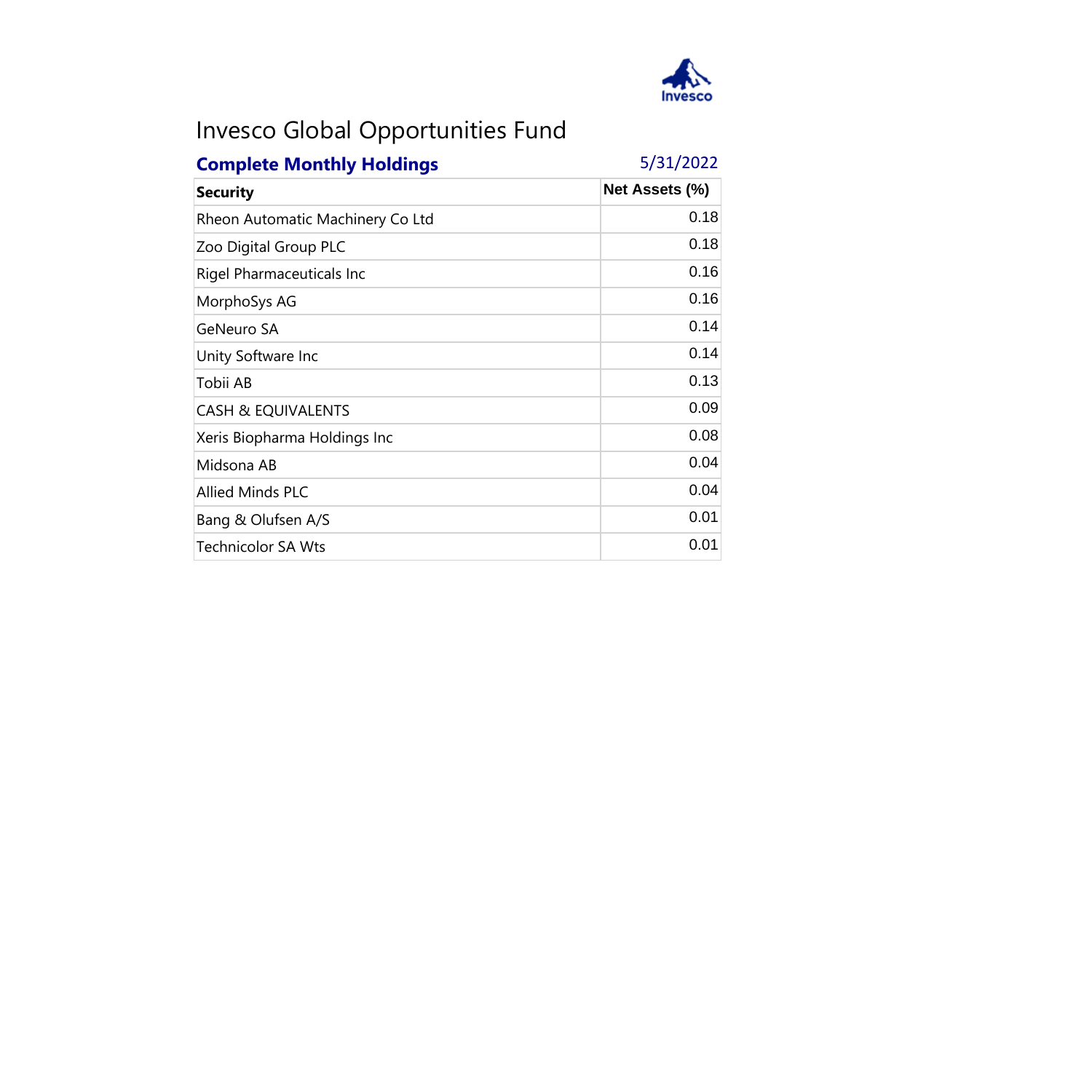# Invesco Global Opportunities Fund

## Complete Monthly Holdings

5/31/2022

| Security | Net Assets (%) |
|---|---|
| Rheon Automatic Machinery Co Ltd | 0.18 |
| Zoo Digital Group PLC | 0.18 |
| Rigel Pharmaceuticals Inc | 0.16 |
| MorphoSys AG | 0.16 |
| GeNeuro SA | 0.14 |
| Unity Software Inc | 0.14 |
| Tobii AB | 0.13 |
| CASH & EQUIVALENTS | 0.09 |
| Xeris Biopharma Holdings Inc | 0.08 |
| Midsona AB | 0.04 |
| Allied Minds PLC | 0.04 |
| Bang & Olufsen A/S | 0.01 |
| Technicolor SA Wts | 0.01 |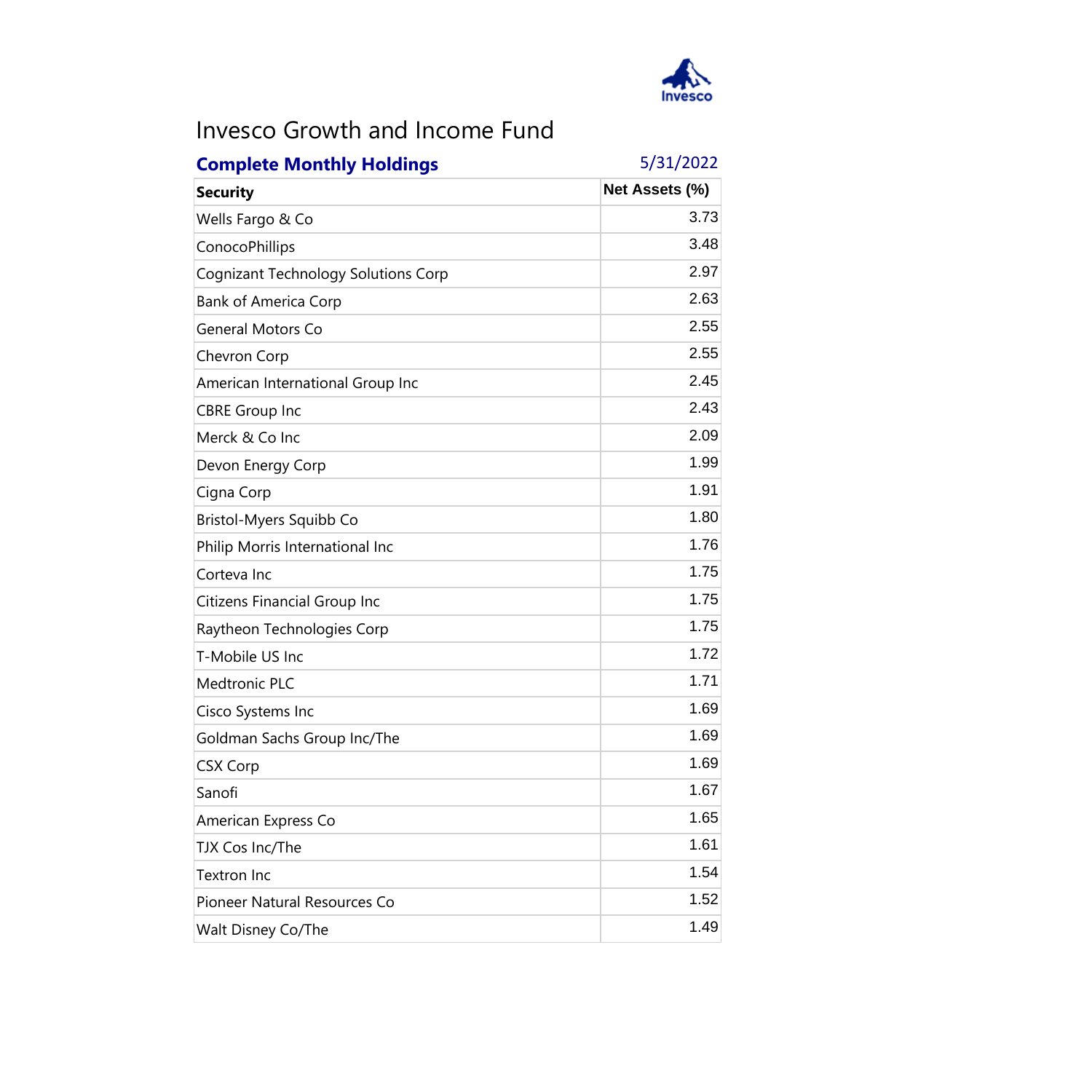# Invesco Growth and Income Fund

**Complete Monthly Holdings** 5/31/2022

| Security | Net Assets (%) |
|---|---|
| Wells Fargo & Co | 3.73 |
| ConocoPhillips | 3.48 |
| Cognizant Technology Solutions Corp | 2.97 |
| Bank of America Corp | 2.63 |
| General Motors Co | 2.55 |
| Chevron Corp | 2.55 |
| American International Group Inc | 2.45 |
| CBRE Group Inc | 2.43 |
| Merck & Co Inc | 2.09 |
| Devon Energy Corp | 1.99 |
| Cigna Corp | 1.91 |
| Bristol-Myers Squibb Co | 1.80 |
| Philip Morris International Inc | 1.76 |
| Corteva Inc | 1.75 |
| Citizens Financial Group Inc | 1.75 |
| Raytheon Technologies Corp | 1.75 |
| T-Mobile US Inc | 1.72 |
| Medtronic PLC | 1.71 |
| Cisco Systems Inc | 1.69 |
| Goldman Sachs Group Inc/The | 1.69 |
| CSX Corp | 1.69 |
| Sanofi | 1.67 |
| American Express Co | 1.65 |
| TJX Cos Inc/The | 1.61 |
| Textron Inc | 1.54 |
| Pioneer Natural Resources Co | 1.52 |
| Walt Disney Co/The | 1.49 |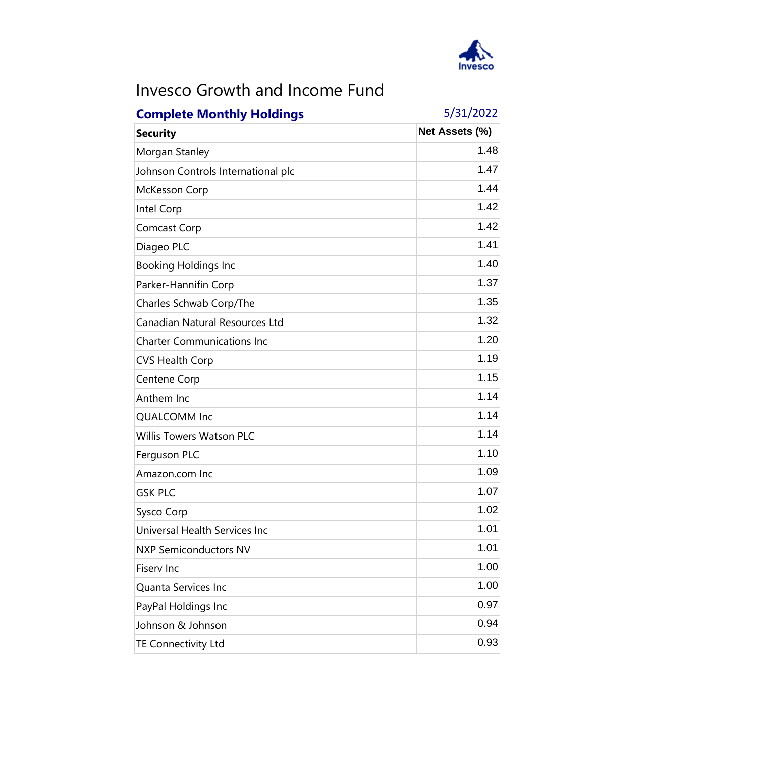# Invesco Growth and Income Fund

**Complete Monthly Holdings** 5/31/2022

| Security | Net Assets (%) |
|---|---|
| Morgan Stanley | 1.48 |
| Johnson Controls International plc | 1.47 |
| McKesson Corp | 1.44 |
| Intel Corp | 1.42 |
| Comcast Corp | 1.42 |
| Diageo PLC | 1.41 |
| Booking Holdings Inc | 1.40 |
| Parker-Hannifin Corp | 1.37 |
| Charles Schwab Corp/The | 1.35 |
| Canadian Natural Resources Ltd | 1.32 |
| Charter Communications Inc | 1.20 |
| CVS Health Corp | 1.19 |
| Centene Corp | 1.15 |
| Anthem Inc | 1.14 |
| QUALCOMM Inc | 1.14 |
| Willis Towers Watson PLC | 1.14 |
| Ferguson PLC | 1.10 |
| Amazon.com Inc | 1.09 |
| GSK PLC | 1.07 |
| Sysco Corp | 1.02 |
| Universal Health Services Inc | 1.01 |
| NXP Semiconductors NV | 1.01 |
| Fiserv Inc | 1.00 |
| Quanta Services Inc | 1.00 |
| PayPal Holdings Inc | 0.97 |
| Johnson & Johnson | 0.94 |
| TE Connectivity Ltd | 0.93 |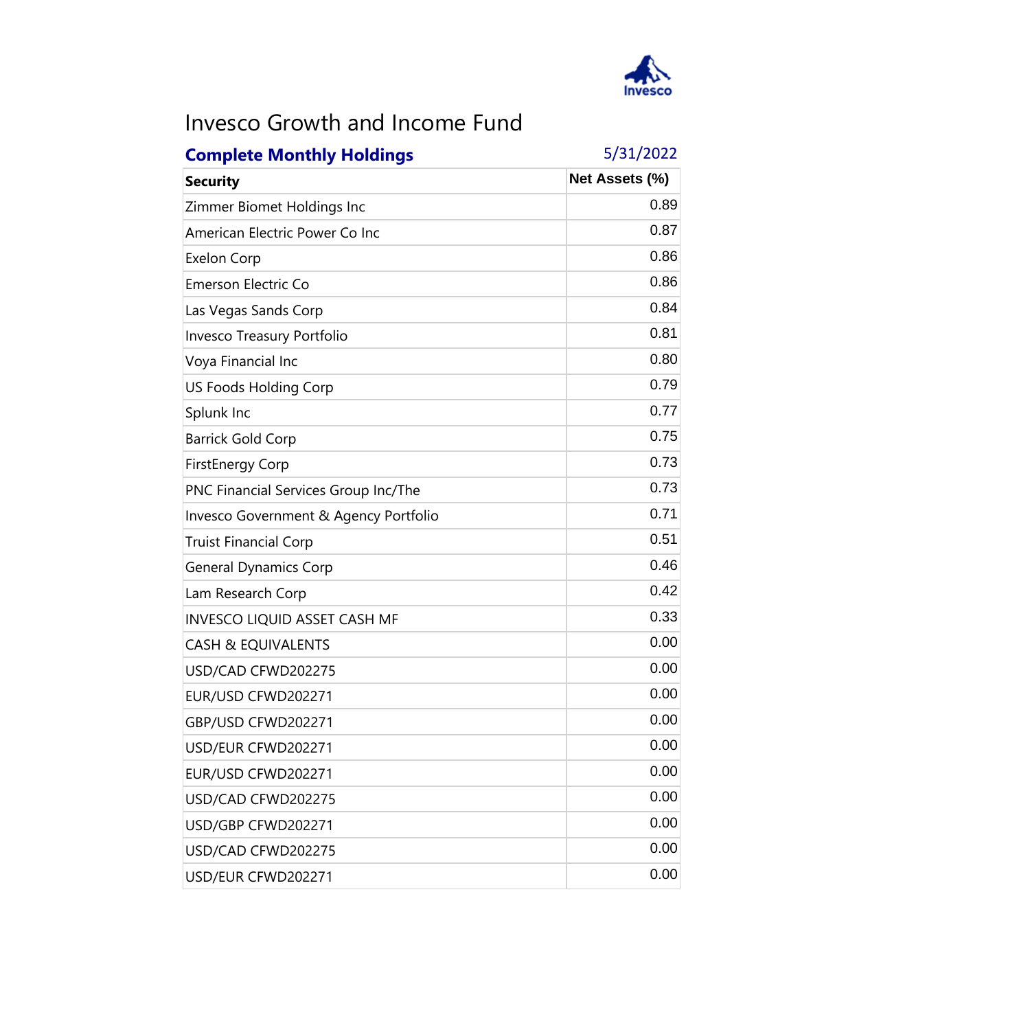# Invesco Growth and Income Fund

**Complete Monthly Holdings** 5/31/2022

| Security | Net Assets (%) |
|---|---|
| Zimmer Biomet Holdings Inc | 0.89 |
| American Electric Power Co Inc | 0.87 |
| Exelon Corp | 0.86 |
| Emerson Electric Co | 0.86 |
| Las Vegas Sands Corp | 0.84 |
| Invesco Treasury Portfolio | 0.81 |
| Voya Financial Inc | 0.80 |
| US Foods Holding Corp | 0.79 |
| Splunk Inc | 0.77 |
| Barrick Gold Corp | 0.75 |
| FirstEnergy Corp | 0.73 |
| PNC Financial Services Group Inc/The | 0.73 |
| Invesco Government & Agency Portfolio | 0.71 |
| Truist Financial Corp | 0.51 |
| General Dynamics Corp | 0.46 |
| Lam Research Corp | 0.42 |
| INVESCO LIQUID ASSET CASH MF | 0.33 |
| CASH & EQUIVALENTS | 0.00 |
| USD/CAD CFWD202275 | 0.00 |
| EUR/USD CFWD202271 | 0.00 |
| GBP/USD CFWD202271 | 0.00 |
| USD/EUR CFWD202271 | 0.00 |
| EUR/USD CFWD202271 | 0.00 |
| USD/CAD CFWD202275 | 0.00 |
| USD/GBP CFWD202271 | 0.00 |
| USD/CAD CFWD202275 | 0.00 |
| USD/EUR CFWD202271 | 0.00 |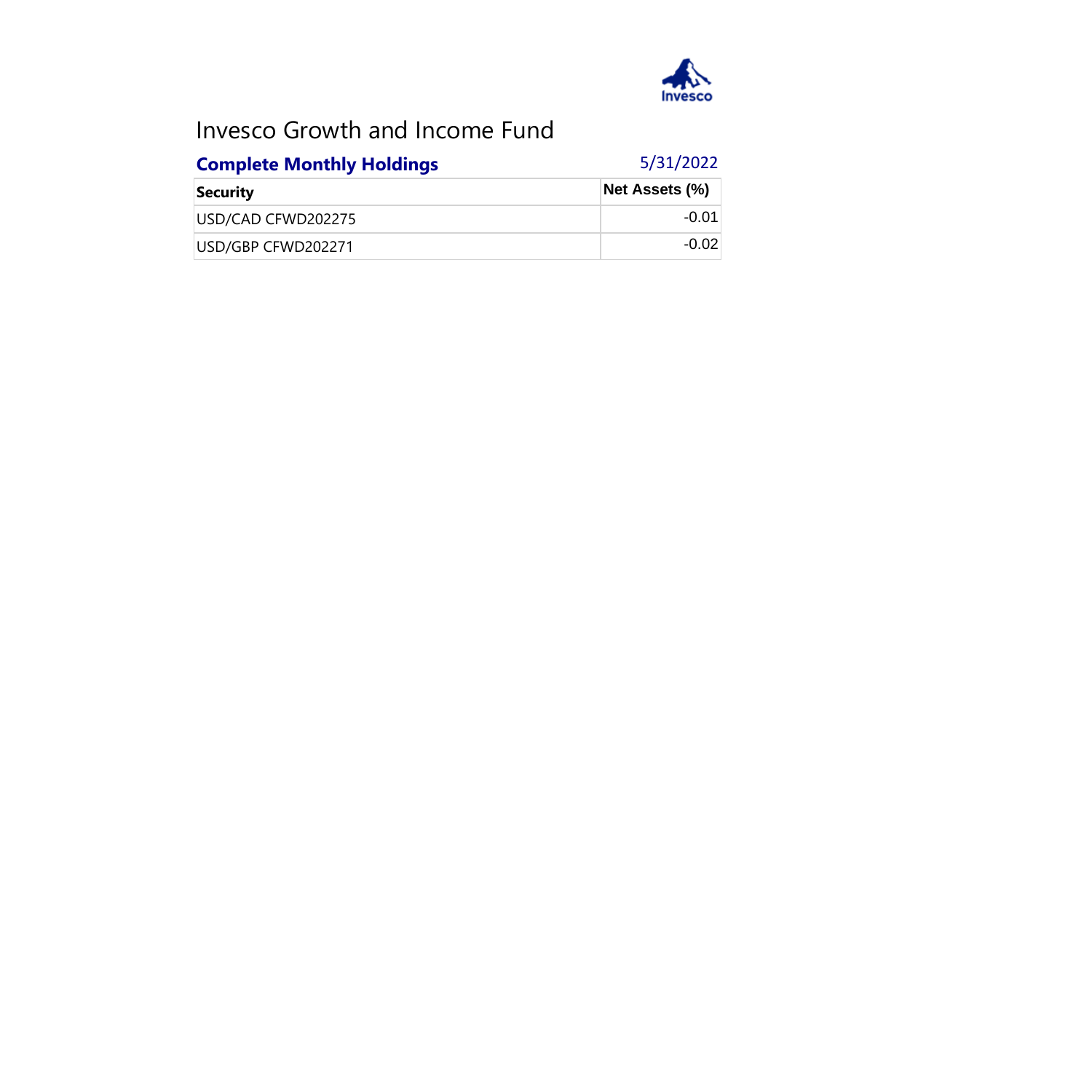# Invesco Growth and Income Fund

**Complete Monthly Holdings** 5/31/2022

| Security | Net Assets (%) |
|---|---|
| USD/CAD CFWD202275 | -0.01 |
| USD/GBP CFWD202271 | -0.02 |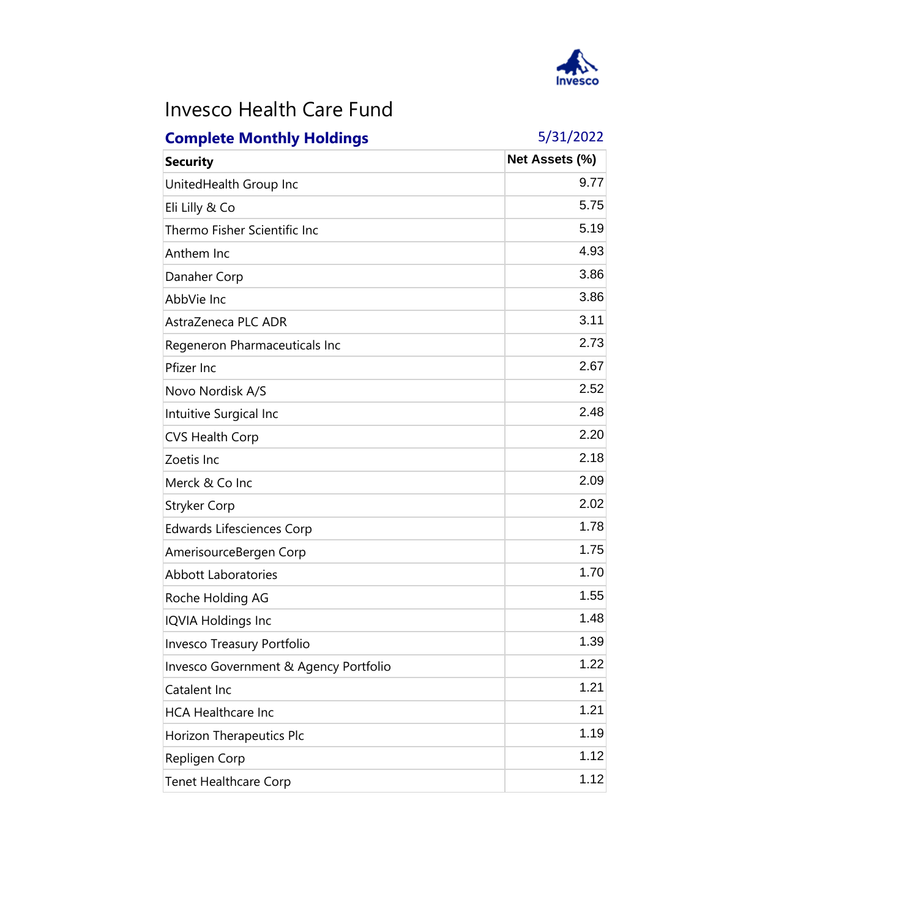# Invesco Health Care Fund

## Complete Monthly Holdings

5/31/2022

| Security | Net Assets (%) |
|---|---|
| UnitedHealth Group Inc | 9.77 |
| Eli Lilly & Co | 5.75 |
| Thermo Fisher Scientific Inc | 5.19 |
| Anthem Inc | 4.93 |
| Danaher Corp | 3.86 |
| AbbVie Inc | 3.86 |
| AstraZeneca PLC ADR | 3.11 |
| Regeneron Pharmaceuticals Inc | 2.73 |
| Pfizer Inc | 2.67 |
| Novo Nordisk A/S | 2.52 |
| Intuitive Surgical Inc | 2.48 |
| CVS Health Corp | 2.20 |
| Zoetis Inc | 2.18 |
| Merck & Co Inc | 2.09 |
| Stryker Corp | 2.02 |
| Edwards Lifesciences Corp | 1.78 |
| AmerisourceBergen Corp | 1.75 |
| Abbott Laboratories | 1.70 |
| Roche Holding AG | 1.55 |
| IQVIA Holdings Inc | 1.48 |
| Invesco Treasury Portfolio | 1.39 |
| Invesco Government & Agency Portfolio | 1.22 |
| Catalent Inc | 1.21 |
| HCA Healthcare Inc | 1.21 |
| Horizon Therapeutics Plc | 1.19 |
| Repligen Corp | 1.12 |
| Tenet Healthcare Corp | 1.12 |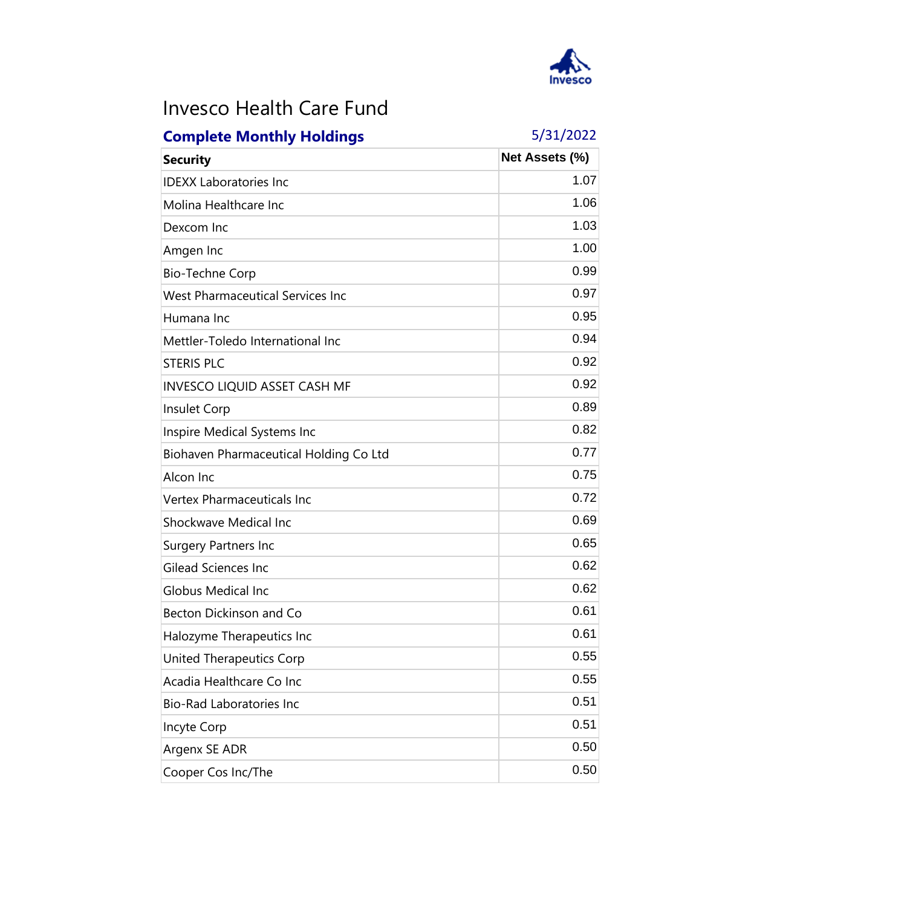# Invesco Health Care Fund

**Complete Monthly Holdings** 5/31/2022

| Security | Net Assets (%) |
|---|---|
| IDEXX Laboratories Inc | 1.07 |
| Molina Healthcare Inc | 1.06 |
| Dexcom Inc | 1.03 |
| Amgen Inc | 1.00 |
| Bio-Techne Corp | 0.99 |
| West Pharmaceutical Services Inc | 0.97 |
| Humana Inc | 0.95 |
| Mettler-Toledo International Inc | 0.94 |
| STERIS PLC | 0.92 |
| INVESCO LIQUID ASSET CASH MF | 0.92 |
| Insulet Corp | 0.89 |
| Inspire Medical Systems Inc | 0.82 |
| Biohaven Pharmaceutical Holding Co Ltd | 0.77 |
| Alcon Inc | 0.75 |
| Vertex Pharmaceuticals Inc | 0.72 |
| Shockwave Medical Inc | 0.69 |
| Surgery Partners Inc | 0.65 |
| Gilead Sciences Inc | 0.62 |
| Globus Medical Inc | 0.62 |
| Becton Dickinson and Co | 0.61 |
| Halozyme Therapeutics Inc | 0.61 |
| United Therapeutics Corp | 0.55 |
| Acadia Healthcare Co Inc | 0.55 |
| Bio-Rad Laboratories Inc | 0.51 |
| Incyte Corp | 0.51 |
| Argenx SE ADR | 0.50 |
| Cooper Cos Inc/The | 0.50 |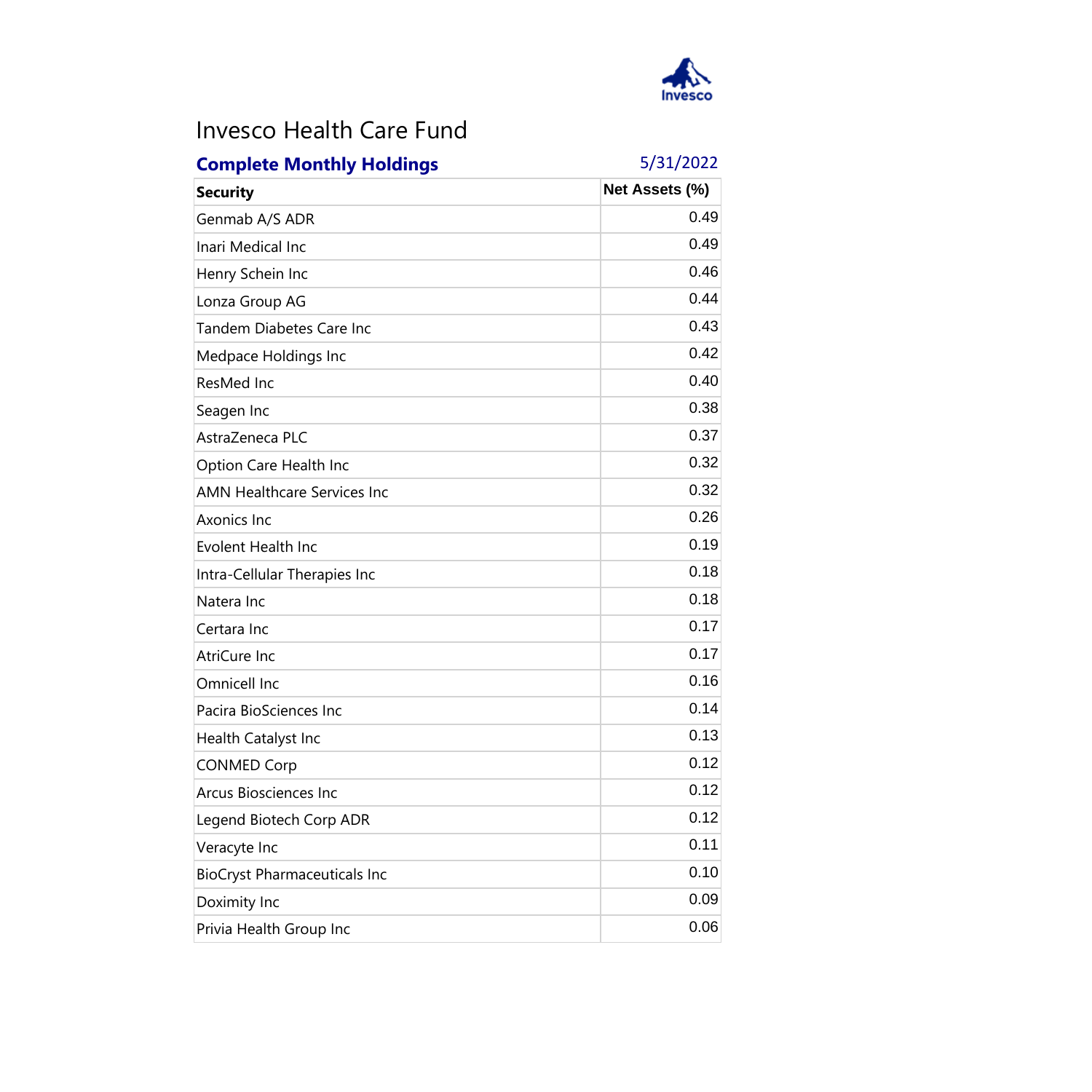# Invesco Health Care Fund

**Complete Monthly Holdings** 5/31/2022

| Security | Net Assets (%) |
|---|---|
| Genmab A/S ADR | 0.49 |
| Inari Medical Inc | 0.49 |
| Henry Schein Inc | 0.46 |
| Lonza Group AG | 0.44 |
| Tandem Diabetes Care Inc | 0.43 |
| Medpace Holdings Inc | 0.42 |
| ResMed Inc | 0.40 |
| Seagen Inc | 0.38 |
| AstraZeneca PLC | 0.37 |
| Option Care Health Inc | 0.32 |
| AMN Healthcare Services Inc | 0.32 |
| Axonics Inc | 0.26 |
| Evolent Health Inc | 0.19 |
| Intra-Cellular Therapies Inc | 0.18 |
| Natera Inc | 0.18 |
| Certara Inc | 0.17 |
| AtriCure Inc | 0.17 |
| Omnicell Inc | 0.16 |
| Pacira BioSciences Inc | 0.14 |
| Health Catalyst Inc | 0.13 |
| CONMED Corp | 0.12 |
| Arcus Biosciences Inc | 0.12 |
| Legend Biotech Corp ADR | 0.12 |
| Veracyte Inc | 0.11 |
| BioCryst Pharmaceuticals Inc | 0.10 |
| Doximity Inc | 0.09 |
| Privia Health Group Inc | 0.06 |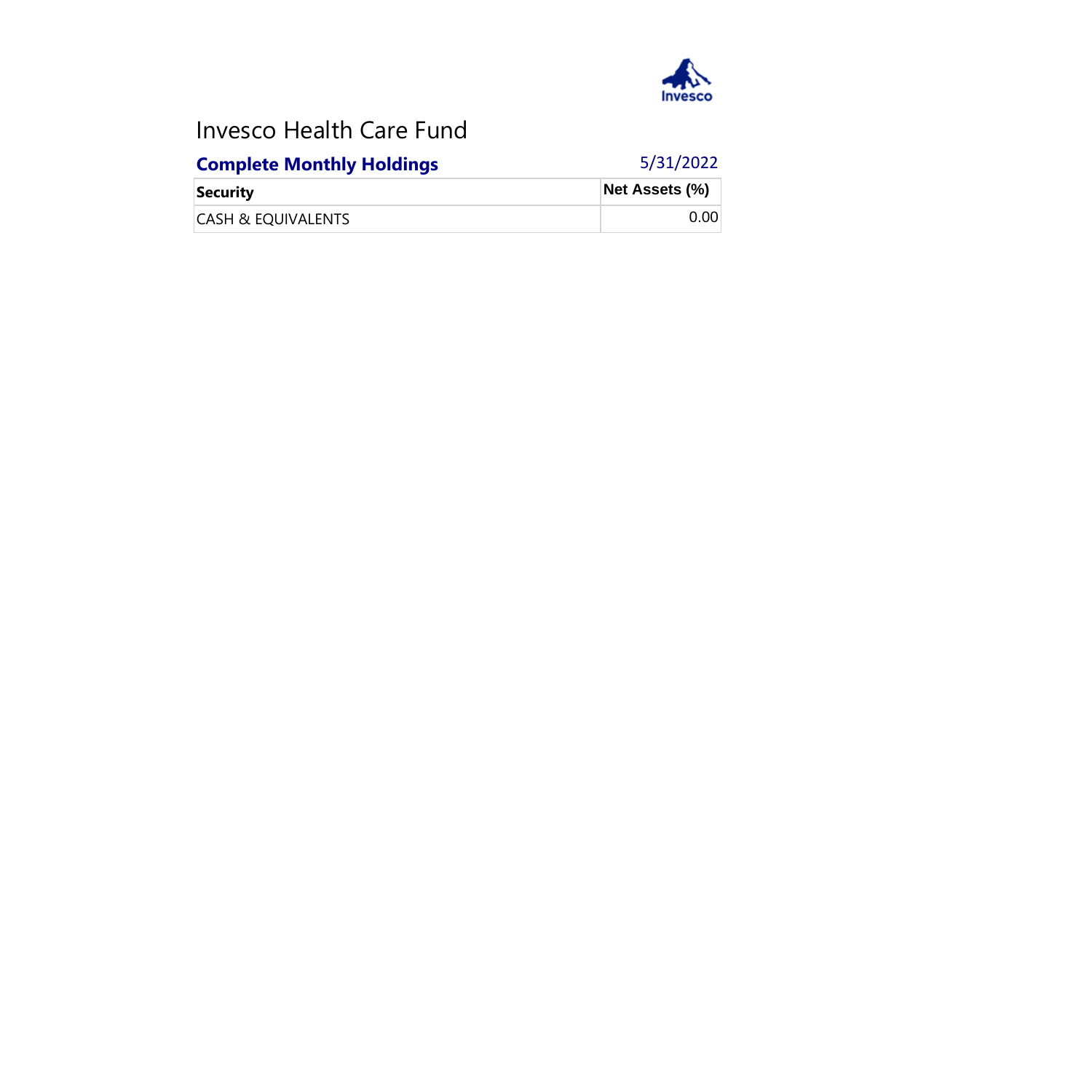# Invesco Health Care Fund

**Complete Monthly Holdings** 5/31/2022

| Security | Net Assets (%) |
| --- | --- |
| CASH & EQUIVALENTS | 0.00 |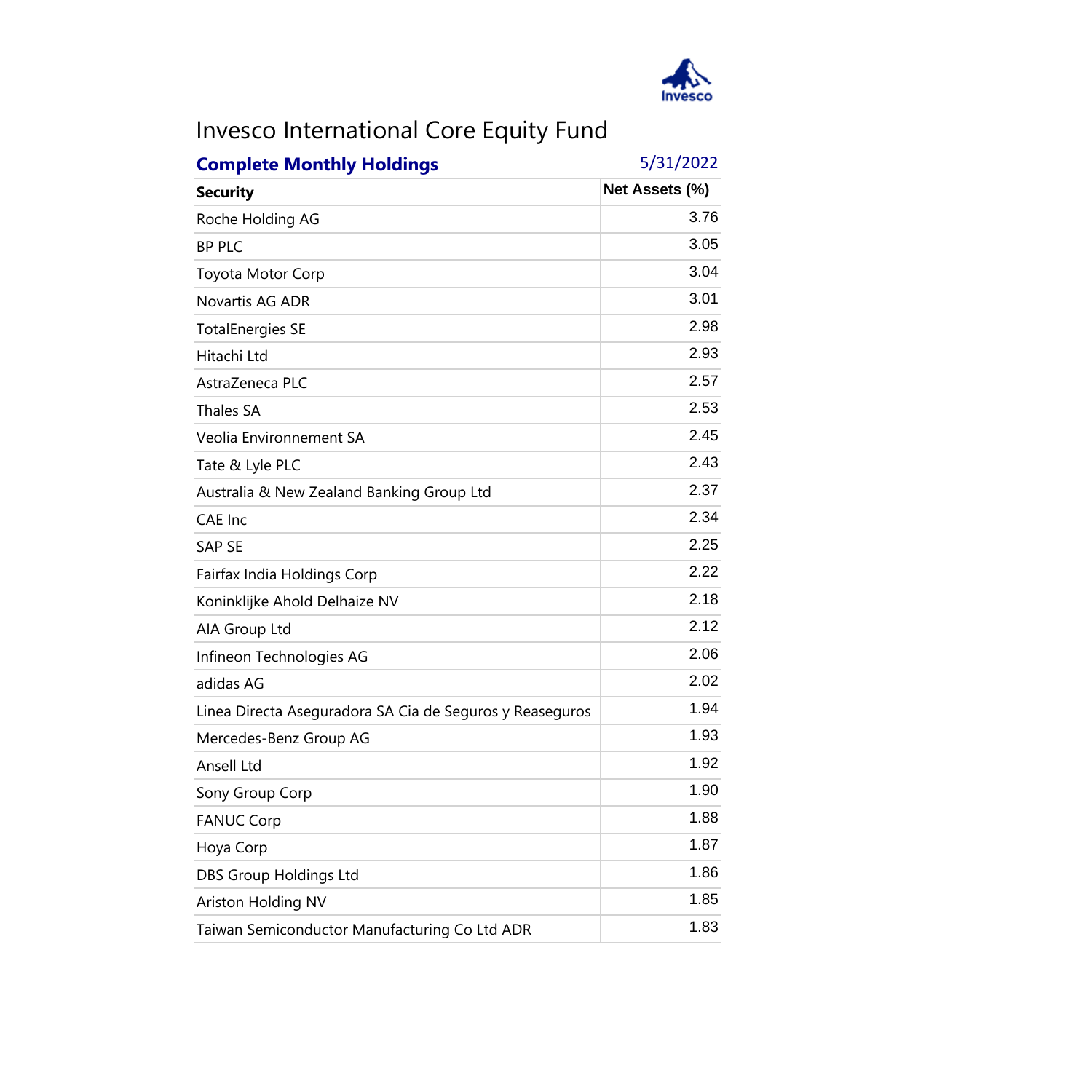# Invesco International Core Equity Fund

**Complete Monthly Holdings** 5/31/2022

| Security | Net Assets (%) |
|---|---|
| Roche Holding AG | 3.76 |
| BP PLC | 3.05 |
| Toyota Motor Corp | 3.04 |
| Novartis AG ADR | 3.01 |
| TotalEnergies SE | 2.98 |
| Hitachi Ltd | 2.93 |
| AstraZeneca PLC | 2.57 |
| Thales SA | 2.53 |
| Veolia Environnement SA | 2.45 |
| Tate & Lyle PLC | 2.43 |
| Australia & New Zealand Banking Group Ltd | 2.37 |
| CAE Inc | 2.34 |
| SAP SE | 2.25 |
| Fairfax India Holdings Corp | 2.22 |
| Koninklijke Ahold Delhaize NV | 2.18 |
| AIA Group Ltd | 2.12 |
| Infineon Technologies AG | 2.06 |
| adidas AG | 2.02 |
| Linea Directa Aseguradora SA Cia de Seguros y Reaseguros | 1.94 |
| Mercedes-Benz Group AG | 1.93 |
| Ansell Ltd | 1.92 |
| Sony Group Corp | 1.90 |
| FANUC Corp | 1.88 |
| Hoya Corp | 1.87 |
| DBS Group Holdings Ltd | 1.86 |
| Ariston Holding NV | 1.85 |
| Taiwan Semiconductor Manufacturing Co Ltd ADR | 1.83 |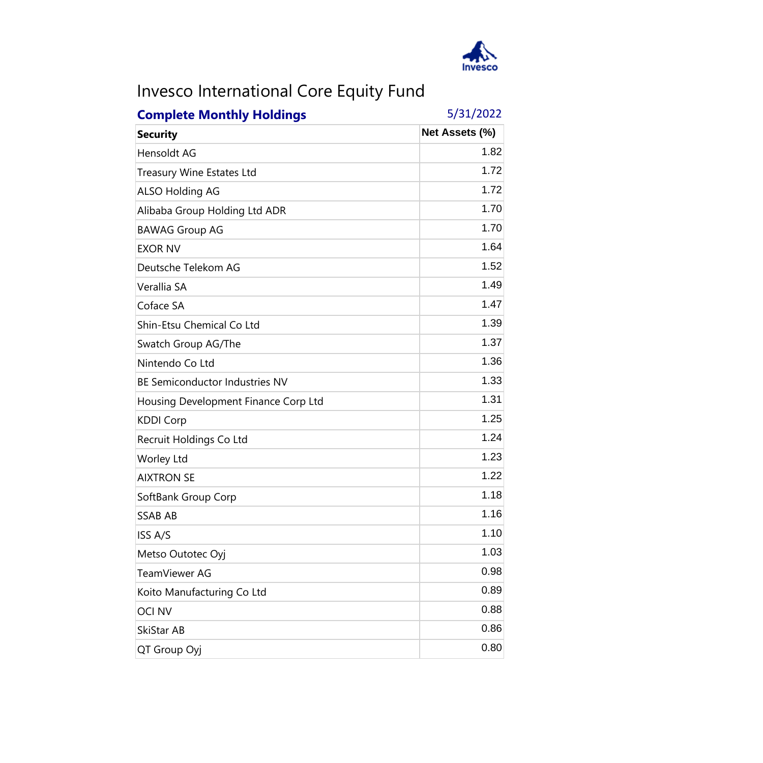# Invesco International Core Equity Fund

**Complete Monthly Holdings** 5/31/2022

| Security | Net Assets (%) |
|---|---|
| Hensoldt AG | 1.82 |
| Treasury Wine Estates Ltd | 1.72 |
| ALSO Holding AG | 1.72 |
| Alibaba Group Holding Ltd ADR | 1.70 |
| BAWAG Group AG | 1.70 |
| EXOR NV | 1.64 |
| Deutsche Telekom AG | 1.52 |
| Verallia SA | 1.49 |
| Coface SA | 1.47 |
| Shin-Etsu Chemical Co Ltd | 1.39 |
| Swatch Group AG/The | 1.37 |
| Nintendo Co Ltd | 1.36 |
| BE Semiconductor Industries NV | 1.33 |
| Housing Development Finance Corp Ltd | 1.31 |
| KDDI Corp | 1.25 |
| Recruit Holdings Co Ltd | 1.24 |
| Worley Ltd | 1.23 |
| AIXTRON SE | 1.22 |
| SoftBank Group Corp | 1.18 |
| SSAB AB | 1.16 |
| ISS A/S | 1.10 |
| Metso Outotec Oyj | 1.03 |
| TeamViewer AG | 0.98 |
| Koito Manufacturing Co Ltd | 0.89 |
| OCI NV | 0.88 |
| SkiStar AB | 0.86 |
| QT Group Oyj | 0.80 |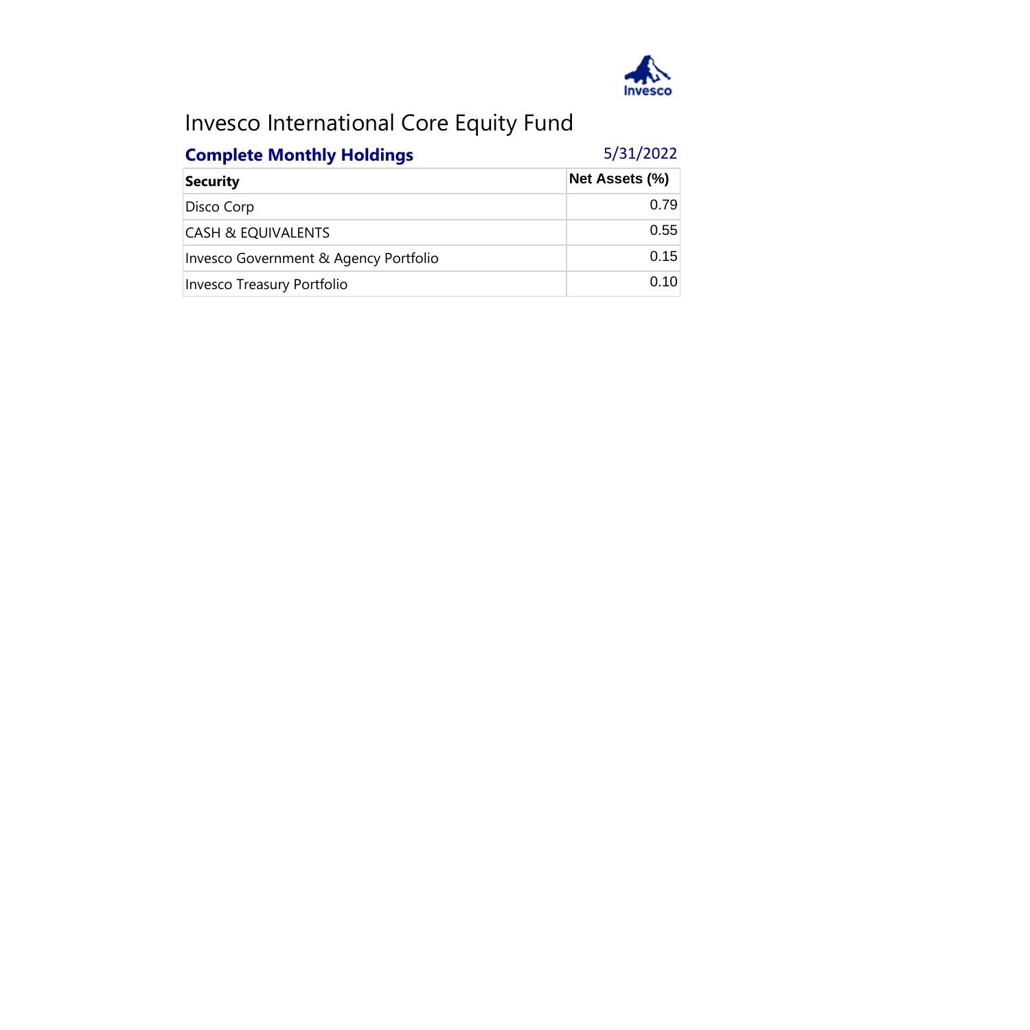# Invesco International Core Equity Fund

**Complete Monthly Holdings** 5/31/2022

| Security | Net Assets (%) |
|---|---|
| Disco Corp | 0.79 |
| CASH & EQUIVALENTS | 0.55 |
| Invesco Government & Agency Portfolio | 0.15 |
| Invesco Treasury Portfolio | 0.10 |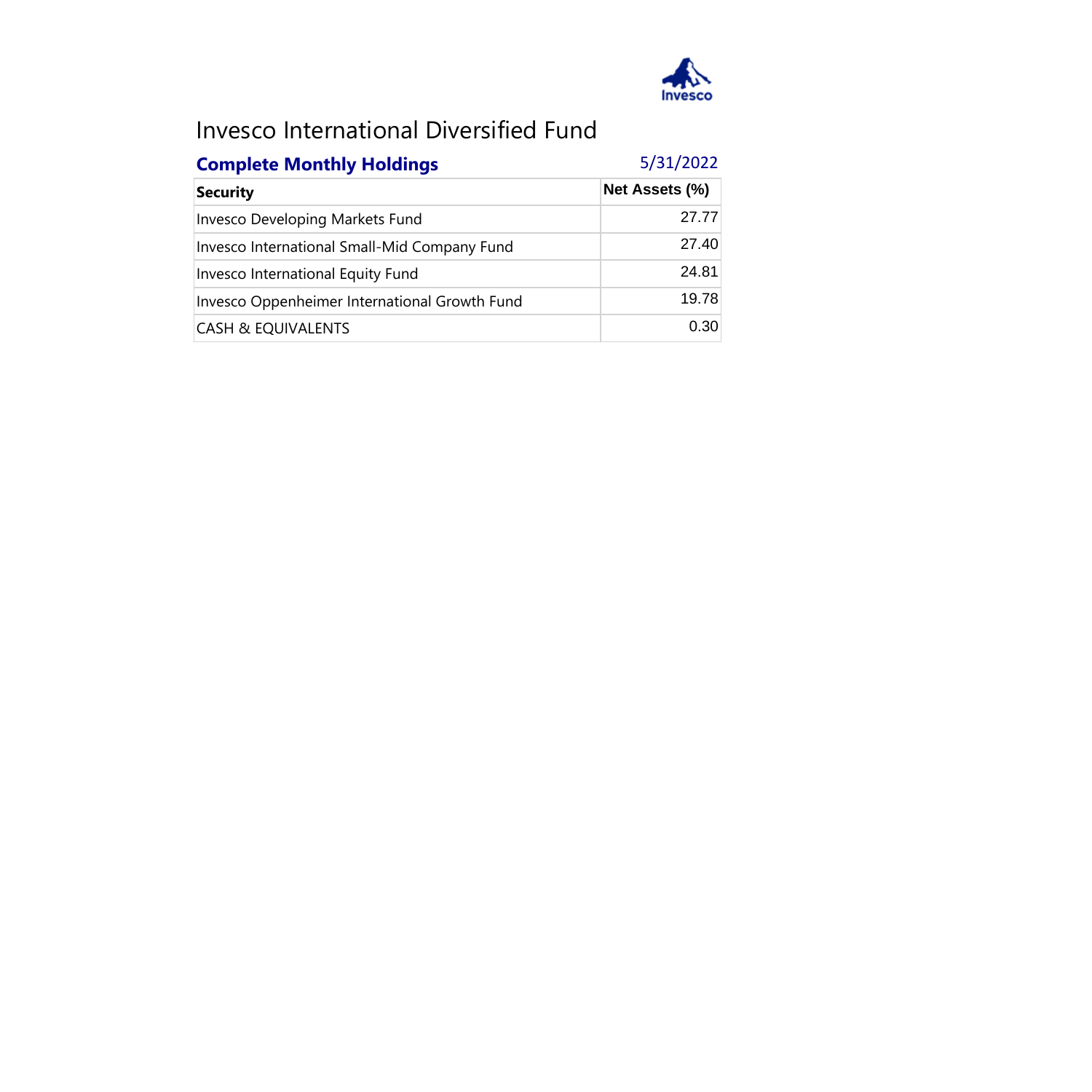# Invesco International Diversified Fund

## Complete Monthly Holdings

5/31/2022

| Security | Net Assets (%) |
|---|---|
| Invesco Developing Markets Fund | 27.77 |
| Invesco International Small-Mid Company Fund | 27.40 |
| Invesco International Equity Fund | 24.81 |
| Invesco Oppenheimer International Growth Fund | 19.78 |
| CASH & EQUIVALENTS | 0.30 |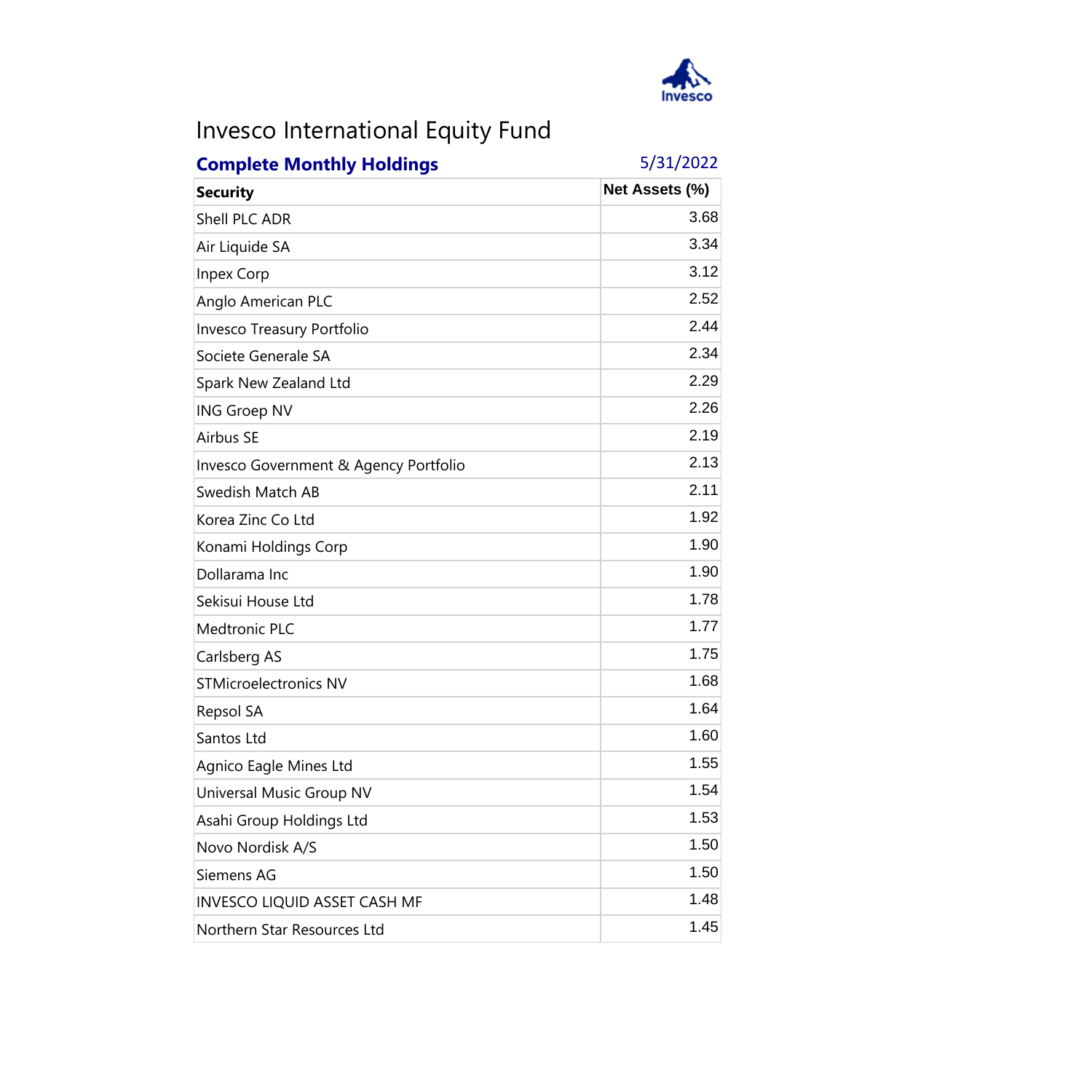# Invesco International Equity Fund

**Complete Monthly Holdings** 5/31/2022

| Security | Net Assets (%) |
|---|---|
| Shell PLC ADR | 3.68 |
| Air Liquide SA | 3.34 |
| Inpex Corp | 3.12 |
| Anglo American PLC | 2.52 |
| Invesco Treasury Portfolio | 2.44 |
| Societe Generale SA | 2.34 |
| Spark New Zealand Ltd | 2.29 |
| ING Groep NV | 2.26 |
| Airbus SE | 2.19 |
| Invesco Government & Agency Portfolio | 2.13 |
| Swedish Match AB | 2.11 |
| Korea Zinc Co Ltd | 1.92 |
| Konami Holdings Corp | 1.90 |
| Dollarama Inc | 1.90 |
| Sekisui House Ltd | 1.78 |
| Medtronic PLC | 1.77 |
| Carlsberg AS | 1.75 |
| STMicroelectronics NV | 1.68 |
| Repsol SA | 1.64 |
| Santos Ltd | 1.60 |
| Agnico Eagle Mines Ltd | 1.55 |
| Universal Music Group NV | 1.54 |
| Asahi Group Holdings Ltd | 1.53 |
| Novo Nordisk A/S | 1.50 |
| Siemens AG | 1.50 |
| INVESCO LIQUID ASSET CASH MF | 1.48 |
| Northern Star Resources Ltd | 1.45 |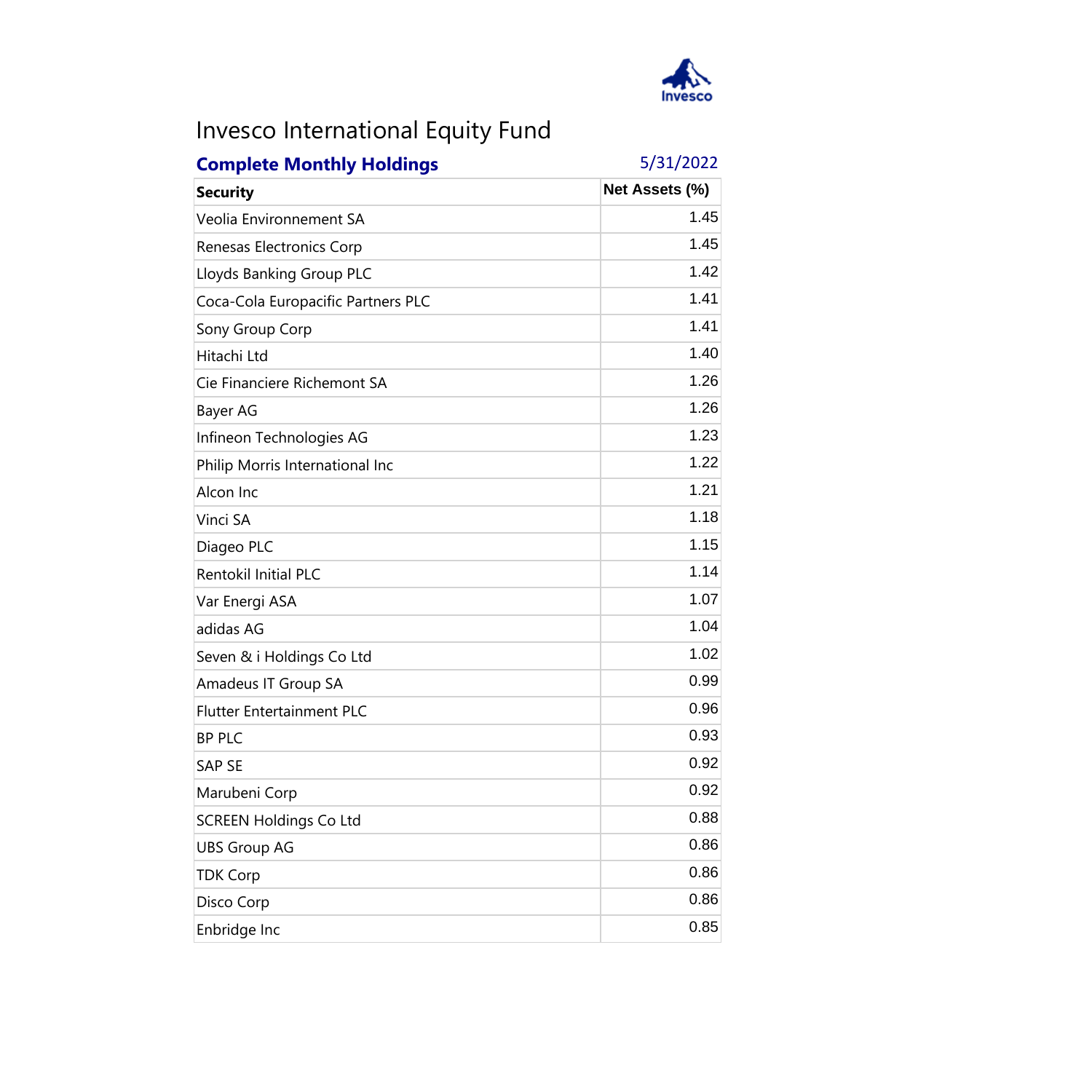# Invesco International Equity Fund

**Complete Monthly Holdings** 5/31/2022

| Security | Net Assets (%) |
|---|---|
| Veolia Environnement SA | 1.45 |
| Renesas Electronics Corp | 1.45 |
| Lloyds Banking Group PLC | 1.42 |
| Coca-Cola Europacific Partners PLC | 1.41 |
| Sony Group Corp | 1.41 |
| Hitachi Ltd | 1.40 |
| Cie Financiere Richemont SA | 1.26 |
| Bayer AG | 1.26 |
| Infineon Technologies AG | 1.23 |
| Philip Morris International Inc | 1.22 |
| Alcon Inc | 1.21 |
| Vinci SA | 1.18 |
| Diageo PLC | 1.15 |
| Rentokil Initial PLC | 1.14 |
| Var Energi ASA | 1.07 |
| adidas AG | 1.04 |
| Seven & i Holdings Co Ltd | 1.02 |
| Amadeus IT Group SA | 0.99 |
| Flutter Entertainment PLC | 0.96 |
| BP PLC | 0.93 |
| SAP SE | 0.92 |
| Marubeni Corp | 0.92 |
| SCREEN Holdings Co Ltd | 0.88 |
| UBS Group AG | 0.86 |
| TDK Corp | 0.86 |
| Disco Corp | 0.86 |
| Enbridge Inc | 0.85 |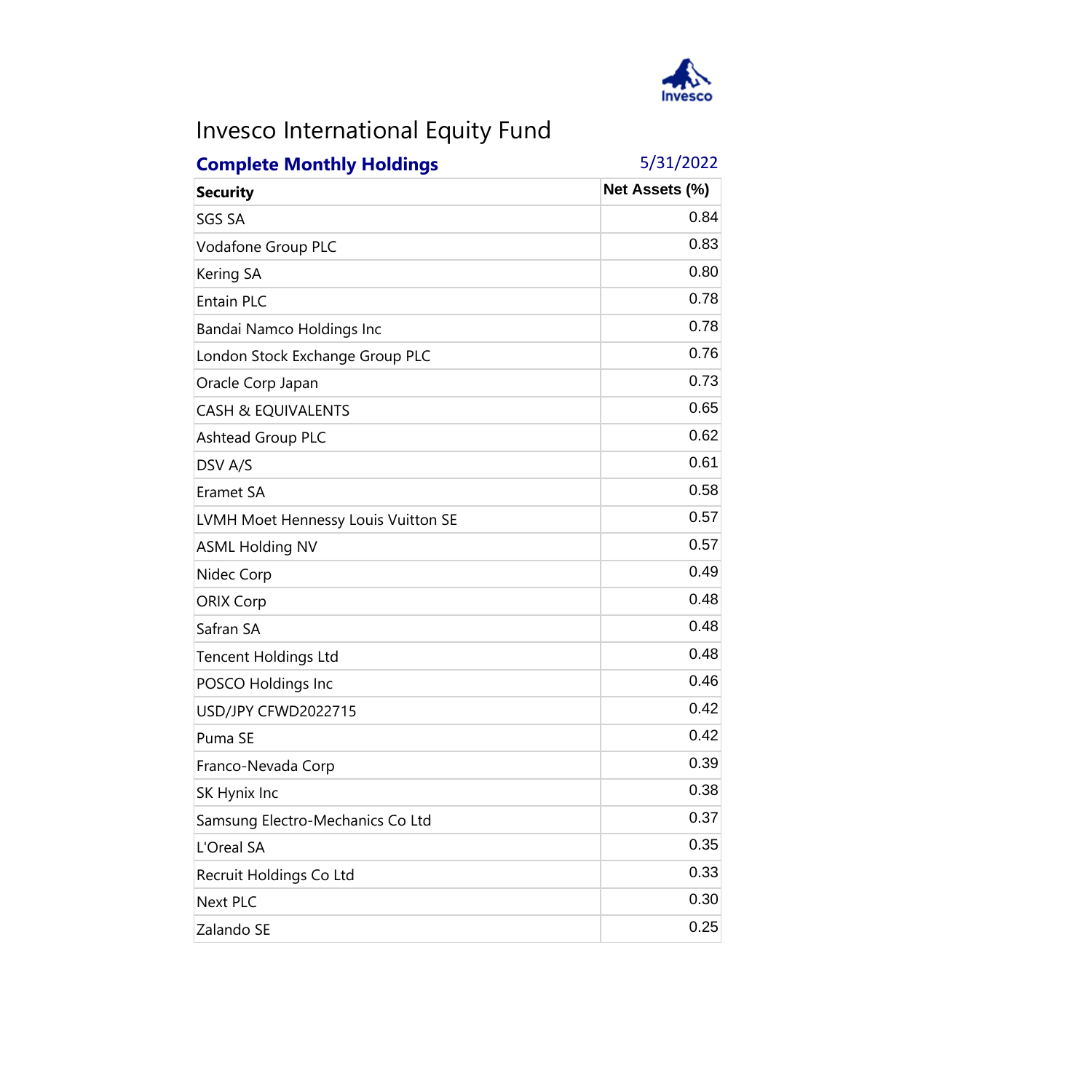# Invesco International Equity Fund

**Complete Monthly Holdings** 5/31/2022

| Security | Net Assets (%) |
|---|---|
| SGS SA | 0.84 |
| Vodafone Group PLC | 0.83 |
| Kering SA | 0.80 |
| Entain PLC | 0.78 |
| Bandai Namco Holdings Inc | 0.78 |
| London Stock Exchange Group PLC | 0.76 |
| Oracle Corp Japan | 0.73 |
| CASH & EQUIVALENTS | 0.65 |
| Ashtead Group PLC | 0.62 |
| DSV A/S | 0.61 |
| Eramet SA | 0.58 |
| LVMH Moet Hennessy Louis Vuitton SE | 0.57 |
| ASML Holding NV | 0.57 |
| Nidec Corp | 0.49 |
| ORIX Corp | 0.48 |
| Safran SA | 0.48 |
| Tencent Holdings Ltd | 0.48 |
| POSCO Holdings Inc | 0.46 |
| USD/JPY CFWD2022715 | 0.42 |
| Puma SE | 0.42 |
| Franco-Nevada Corp | 0.39 |
| SK Hynix Inc | 0.38 |
| Samsung Electro-Mechanics Co Ltd | 0.37 |
| L'Oreal SA | 0.35 |
| Recruit Holdings Co Ltd | 0.33 |
| Next PLC | 0.30 |
| Zalando SE | 0.25 |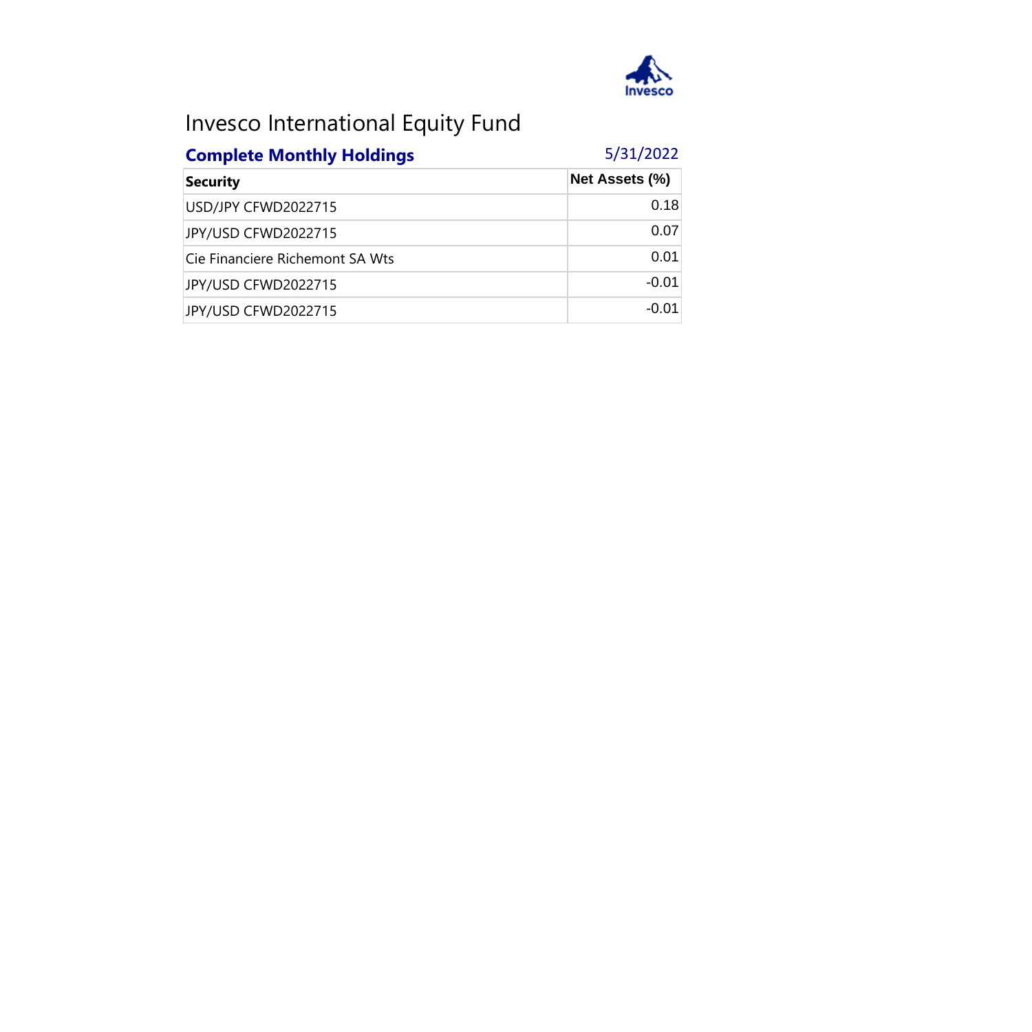# Invesco International Equity Fund

## Complete Monthly Holdings

5/31/2022

| Security | Net Assets (%) |
|---|---|
| USD/JPY CFWD2022715 | 0.18 |
| JPY/USD CFWD2022715 | 0.07 |
| Cie Financiere Richemont SA Wts | 0.01 |
| JPY/USD CFWD2022715 | -0.01 |
| JPY/USD CFWD2022715 | -0.01 |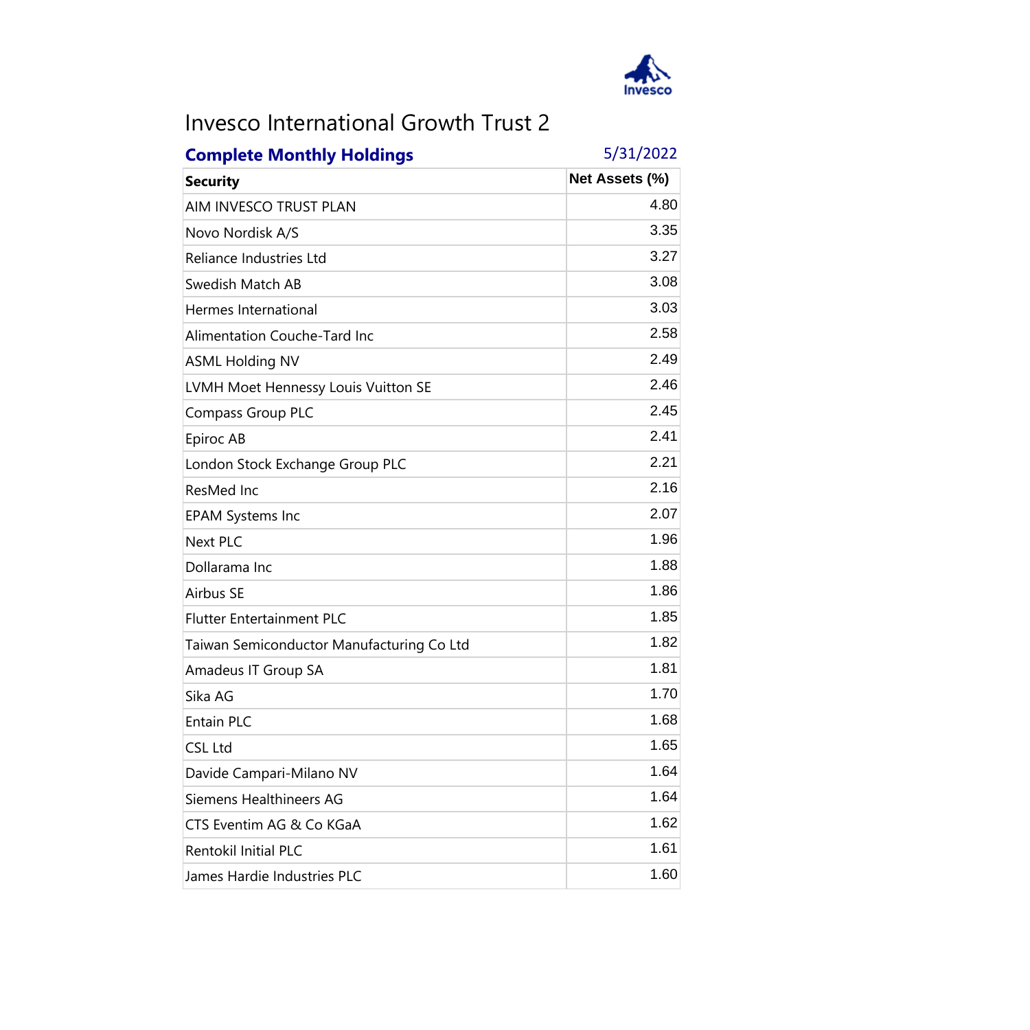# Invesco International Growth Trust 2

**Complete Monthly Holdings** 5/31/2022

| Security | Net Assets (%) |
|---|---|
| AIM INVESCO TRUST PLAN | 4.80 |
| Novo Nordisk A/S | 3.35 |
| Reliance Industries Ltd | 3.27 |
| Swedish Match AB | 3.08 |
| Hermes International | 3.03 |
| Alimentation Couche-Tard Inc | 2.58 |
| ASML Holding NV | 2.49 |
| LVMH Moet Hennessy Louis Vuitton SE | 2.46 |
| Compass Group PLC | 2.45 |
| Epiroc AB | 2.41 |
| London Stock Exchange Group PLC | 2.21 |
| ResMed Inc | 2.16 |
| EPAM Systems Inc | 2.07 |
| Next PLC | 1.96 |
| Dollarama Inc | 1.88 |
| Airbus SE | 1.86 |
| Flutter Entertainment PLC | 1.85 |
| Taiwan Semiconductor Manufacturing Co Ltd | 1.82 |
| Amadeus IT Group SA | 1.81 |
| Sika AG | 1.70 |
| Entain PLC | 1.68 |
| CSL Ltd | 1.65 |
| Davide Campari-Milano NV | 1.64 |
| Siemens Healthineers AG | 1.64 |
| CTS Eventim AG & Co KGaA | 1.62 |
| Rentokil Initial PLC | 1.61 |
| James Hardie Industries PLC | 1.60 |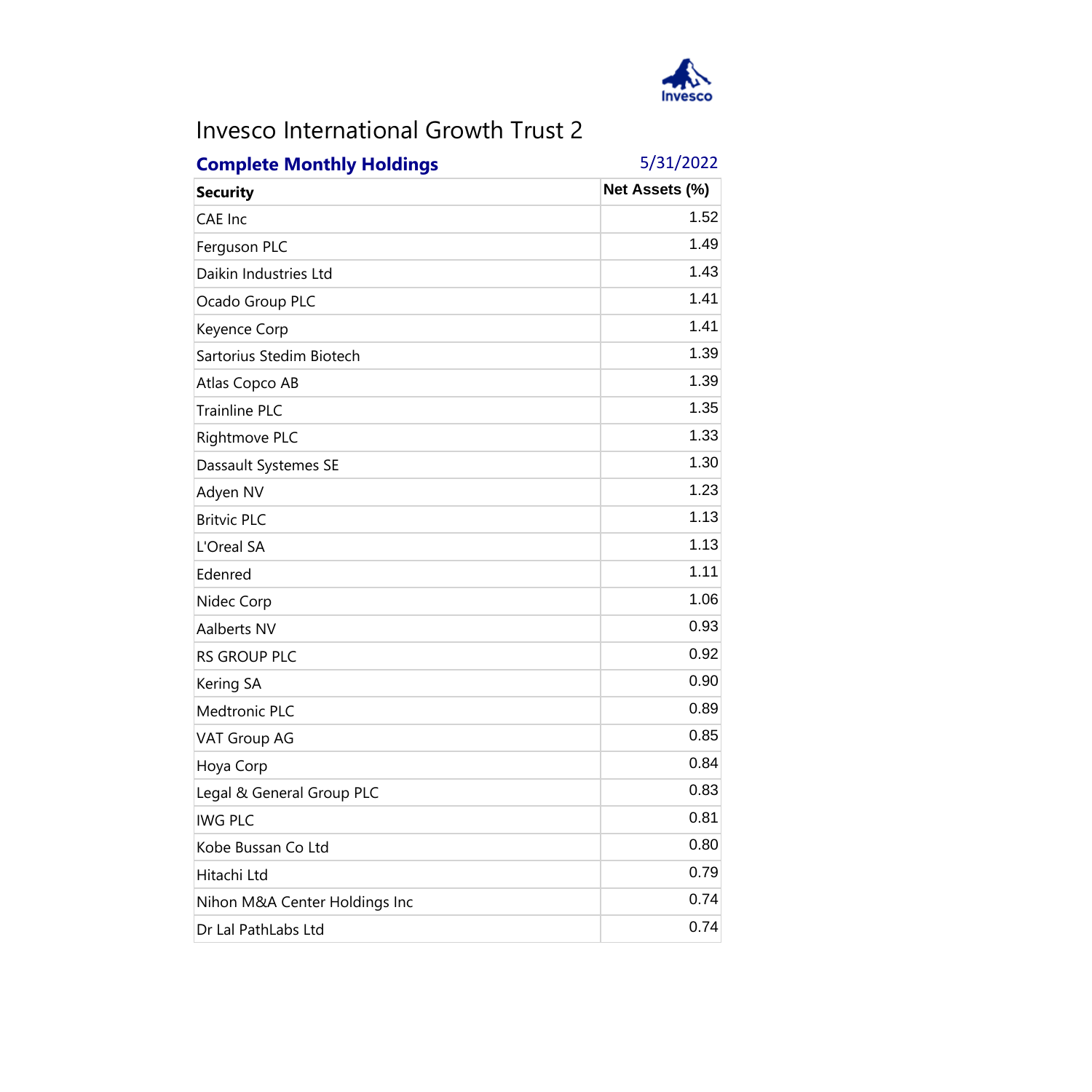# Invesco International Growth Trust 2

**Complete Monthly Holdings** 5/31/2022

| Security | Net Assets (%) |
|---|---|
| CAE Inc | 1.52 |
| Ferguson PLC | 1.49 |
| Daikin Industries Ltd | 1.43 |
| Ocado Group PLC | 1.41 |
| Keyence Corp | 1.41 |
| Sartorius Stedim Biotech | 1.39 |
| Atlas Copco AB | 1.39 |
| Trainline PLC | 1.35 |
| Rightmove PLC | 1.33 |
| Dassault Systemes SE | 1.30 |
| Adyen NV | 1.23 |
| Britvic PLC | 1.13 |
| L'Oreal SA | 1.13 |
| Edenred | 1.11 |
| Nidec Corp | 1.06 |
| Aalberts NV | 0.93 |
| RS GROUP PLC | 0.92 |
| Kering SA | 0.90 |
| Medtronic PLC | 0.89 |
| VAT Group AG | 0.85 |
| Hoya Corp | 0.84 |
| Legal & General Group PLC | 0.83 |
| IWG PLC | 0.81 |
| Kobe Bussan Co Ltd | 0.80 |
| Hitachi Ltd | 0.79 |
| Nihon M&A Center Holdings Inc | 0.74 |
| Dr Lal PathLabs Ltd | 0.74 |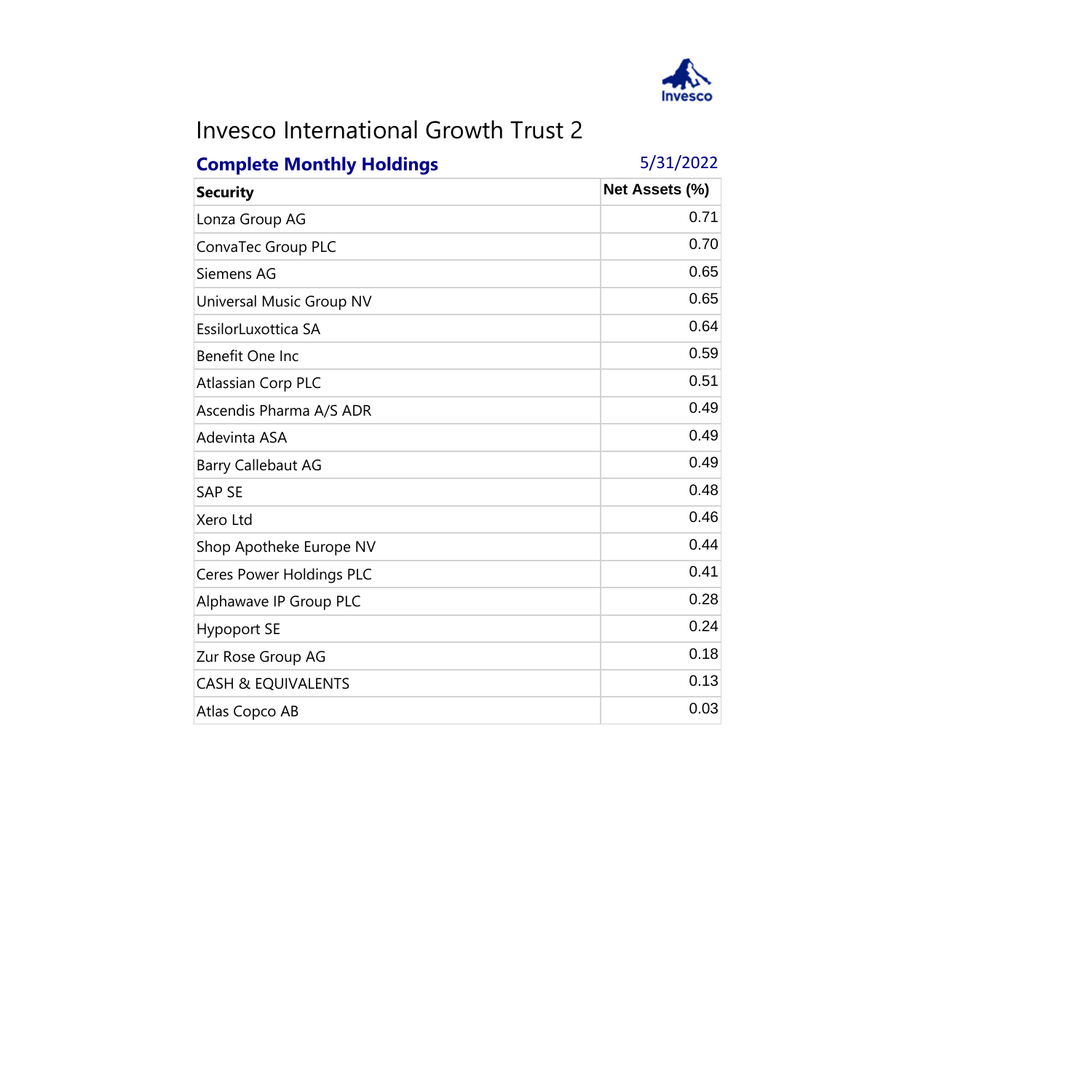# Invesco International Growth Trust 2

**Complete Monthly Holdings** 5/31/2022

| Security | Net Assets (%) |
|---|---|
| Lonza Group AG | 0.71 |
| ConvaTec Group PLC | 0.70 |
| Siemens AG | 0.65 |
| Universal Music Group NV | 0.65 |
| EssilorLuxottica SA | 0.64 |
| Benefit One Inc | 0.59 |
| Atlassian Corp PLC | 0.51 |
| Ascendis Pharma A/S ADR | 0.49 |
| Adevinta ASA | 0.49 |
| Barry Callebaut AG | 0.49 |
| SAP SE | 0.48 |
| Xero Ltd | 0.46 |
| Shop Apotheke Europe NV | 0.44 |
| Ceres Power Holdings PLC | 0.41 |
| Alphawave IP Group PLC | 0.28 |
| Hypoport SE | 0.24 |
| Zur Rose Group AG | 0.18 |
| CASH & EQUIVALENTS | 0.13 |
| Atlas Copco AB | 0.03 |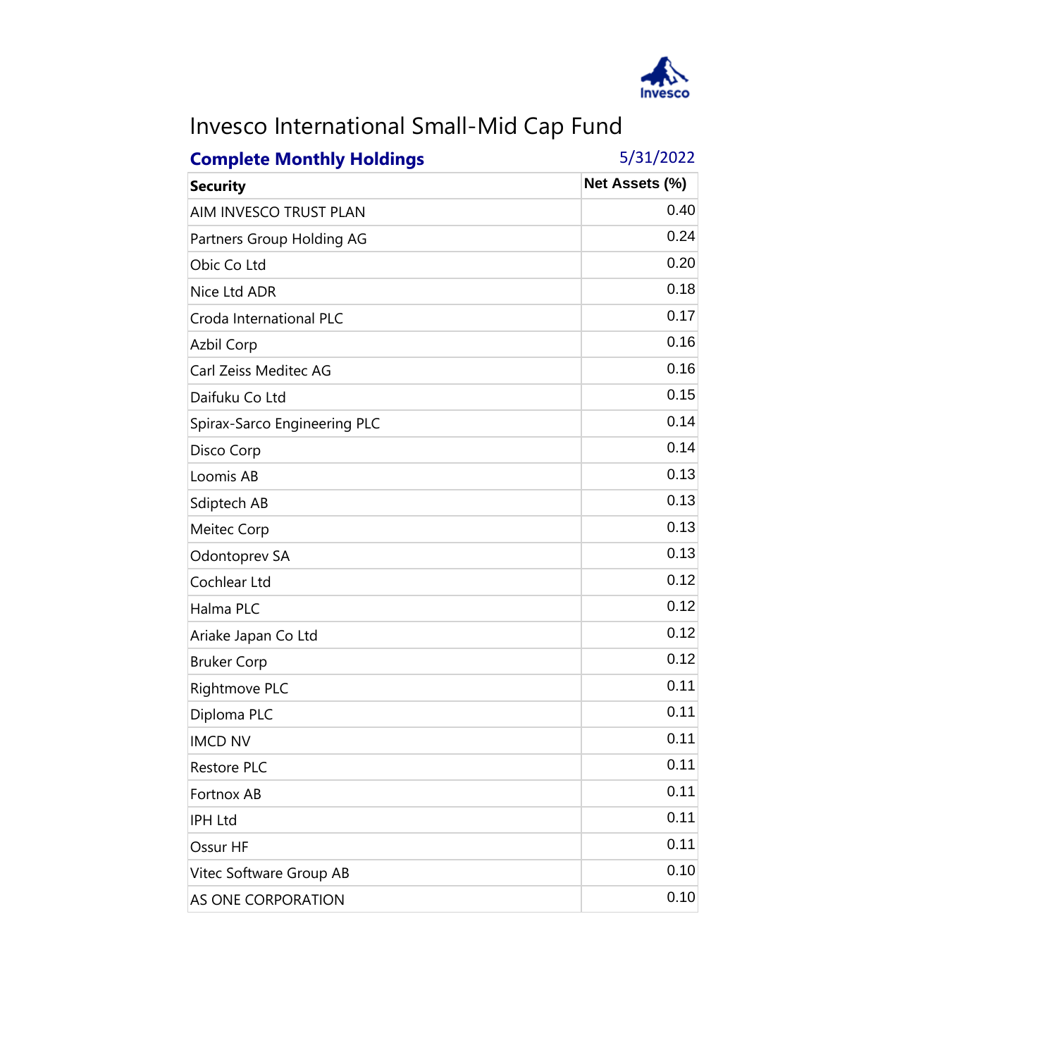# Invesco International Small-Mid Cap Fund

**Complete Monthly Holdings** 5/31/2022

| Security | Net Assets (%) |
|---|---|
| AIM INVESCO TRUST PLAN | 0.40 |
| Partners Group Holding AG | 0.24 |
| Obic Co Ltd | 0.20 |
| Nice Ltd ADR | 0.18 |
| Croda International PLC | 0.17 |
| Azbil Corp | 0.16 |
| Carl Zeiss Meditec AG | 0.16 |
| Daifuku Co Ltd | 0.15 |
| Spirax-Sarco Engineering PLC | 0.14 |
| Disco Corp | 0.14 |
| Loomis AB | 0.13 |
| Sdiptech AB | 0.13 |
| Meitec Corp | 0.13 |
| Odontoprev SA | 0.13 |
| Cochlear Ltd | 0.12 |
| Halma PLC | 0.12 |
| Ariake Japan Co Ltd | 0.12 |
| Bruker Corp | 0.12 |
| Rightmove PLC | 0.11 |
| Diploma PLC | 0.11 |
| IMCD NV | 0.11 |
| Restore PLC | 0.11 |
| Fortnox AB | 0.11 |
| IPH Ltd | 0.11 |
| Ossur HF | 0.11 |
| Vitec Software Group AB | 0.10 |
| AS ONE CORPORATION | 0.10 |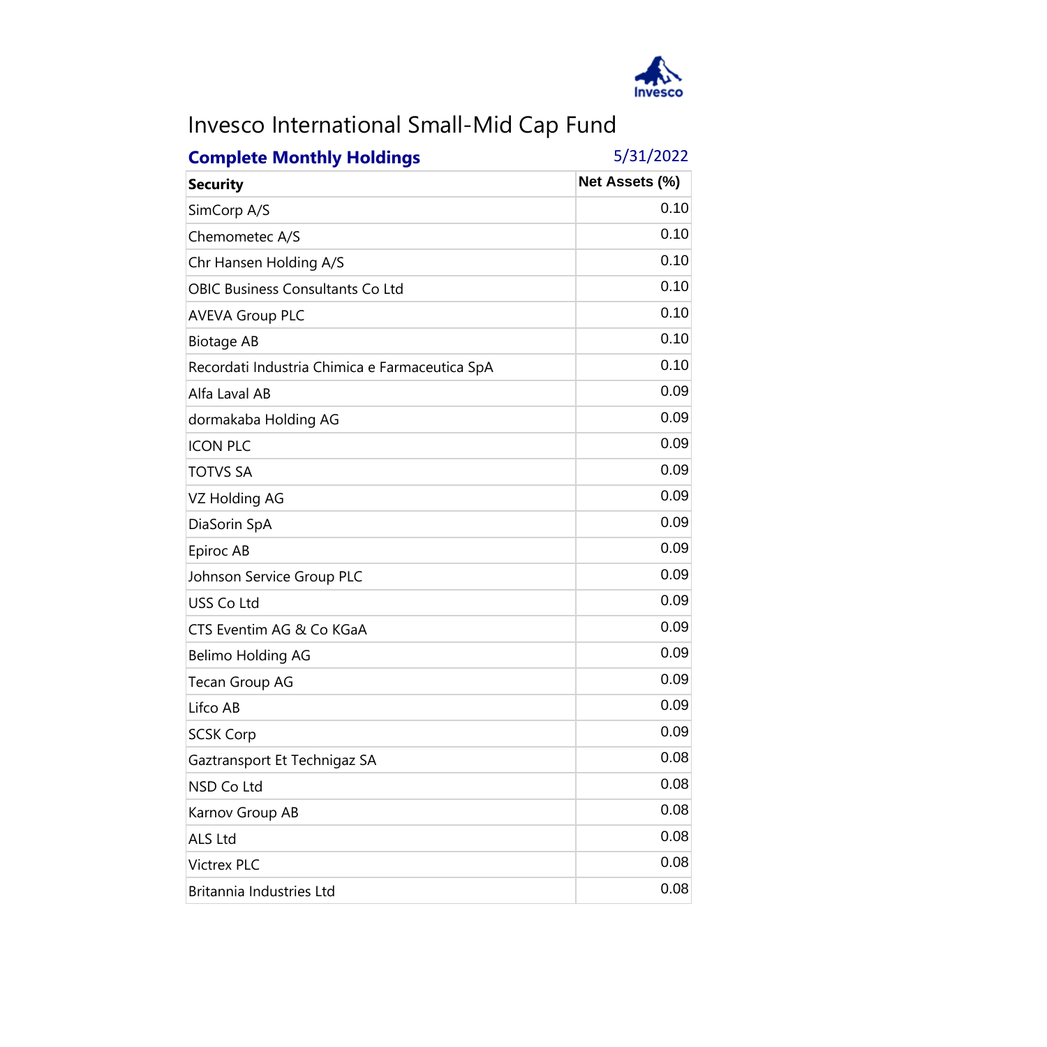# Invesco International Small-Mid Cap Fund

**Complete Monthly Holdings** 5/31/2022

| Security | Net Assets (%) |
|---|---|
| SimCorp A/S | 0.10 |
| Chemometec A/S | 0.10 |
| Chr Hansen Holding A/S | 0.10 |
| OBIC Business Consultants Co Ltd | 0.10 |
| AVEVA Group PLC | 0.10 |
| Biotage AB | 0.10 |
| Recordati Industria Chimica e Farmaceutica SpA | 0.10 |
| Alfa Laval AB | 0.09 |
| dormakaba Holding AG | 0.09 |
| ICON PLC | 0.09 |
| TOTVS SA | 0.09 |
| VZ Holding AG | 0.09 |
| DiaSorin SpA | 0.09 |
| Epiroc AB | 0.09 |
| Johnson Service Group PLC | 0.09 |
| USS Co Ltd | 0.09 |
| CTS Eventim AG & Co KGaA | 0.09 |
| Belimo Holding AG | 0.09 |
| Tecan Group AG | 0.09 |
| Lifco AB | 0.09 |
| SCSK Corp | 0.09 |
| Gaztransport Et Technigaz SA | 0.08 |
| NSD Co Ltd | 0.08 |
| Karnov Group AB | 0.08 |
| ALS Ltd | 0.08 |
| Victrex PLC | 0.08 |
| Britannia Industries Ltd | 0.08 |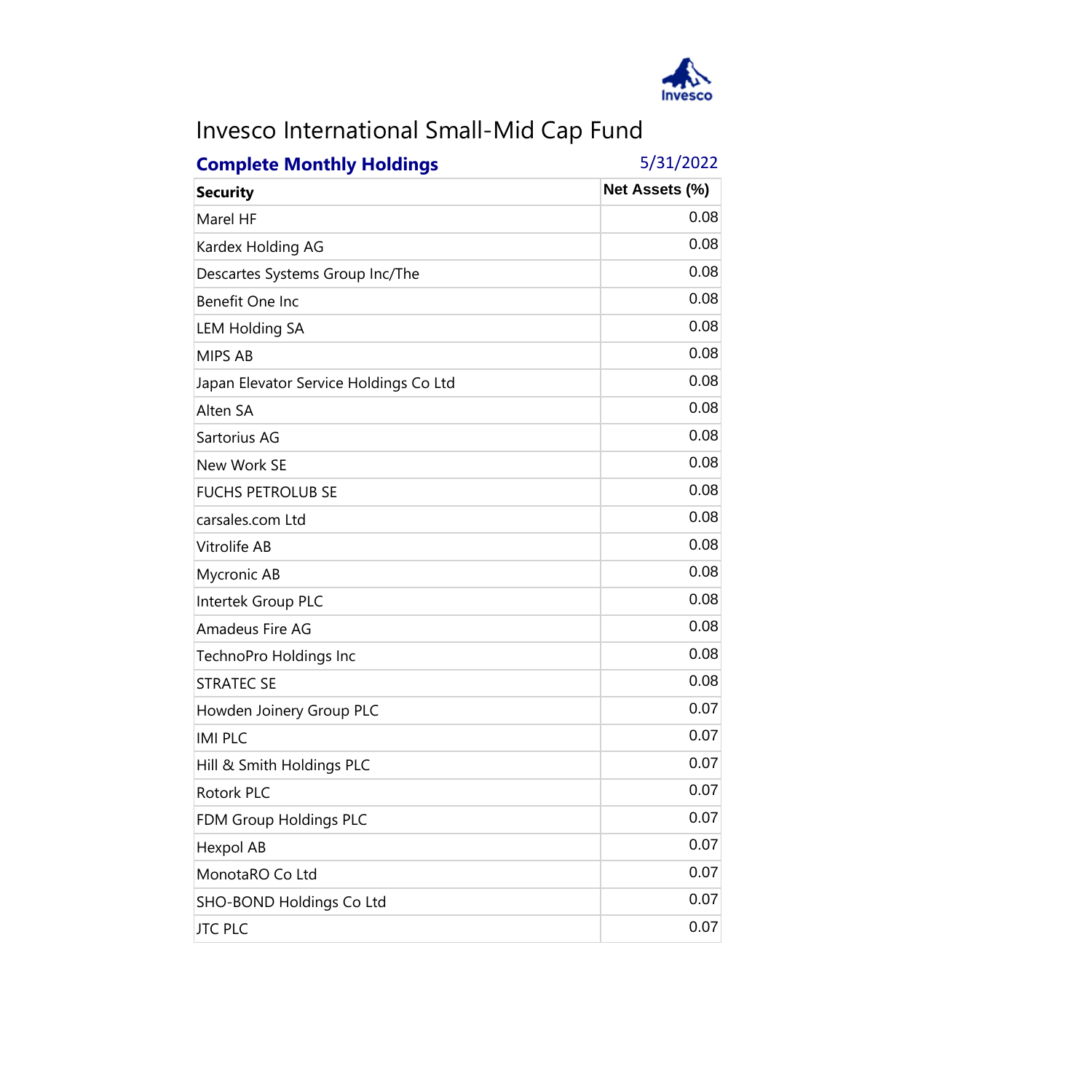# Invesco International Small-Mid Cap Fund

**Complete Monthly Holdings** 5/31/2022

| Security | Net Assets (%) |
|---|---|
| Marel HF | 0.08 |
| Kardex Holding AG | 0.08 |
| Descartes Systems Group Inc/The | 0.08 |
| Benefit One Inc | 0.08 |
| LEM Holding SA | 0.08 |
| MIPS AB | 0.08 |
| Japan Elevator Service Holdings Co Ltd | 0.08 |
| Alten SA | 0.08 |
| Sartorius AG | 0.08 |
| New Work SE | 0.08 |
| FUCHS PETROLUB SE | 0.08 |
| carsales.com Ltd | 0.08 |
| Vitrolife AB | 0.08 |
| Mycronic AB | 0.08 |
| Intertek Group PLC | 0.08 |
| Amadeus Fire AG | 0.08 |
| TechnoPro Holdings Inc | 0.08 |
| STRATEC SE | 0.08 |
| Howden Joinery Group PLC | 0.07 |
| IMI PLC | 0.07 |
| Hill & Smith Holdings PLC | 0.07 |
| Rotork PLC | 0.07 |
| FDM Group Holdings PLC | 0.07 |
| Hexpol AB | 0.07 |
| MonotaRO Co Ltd | 0.07 |
| SHO-BOND Holdings Co Ltd | 0.07 |
| JTC PLC | 0.07 |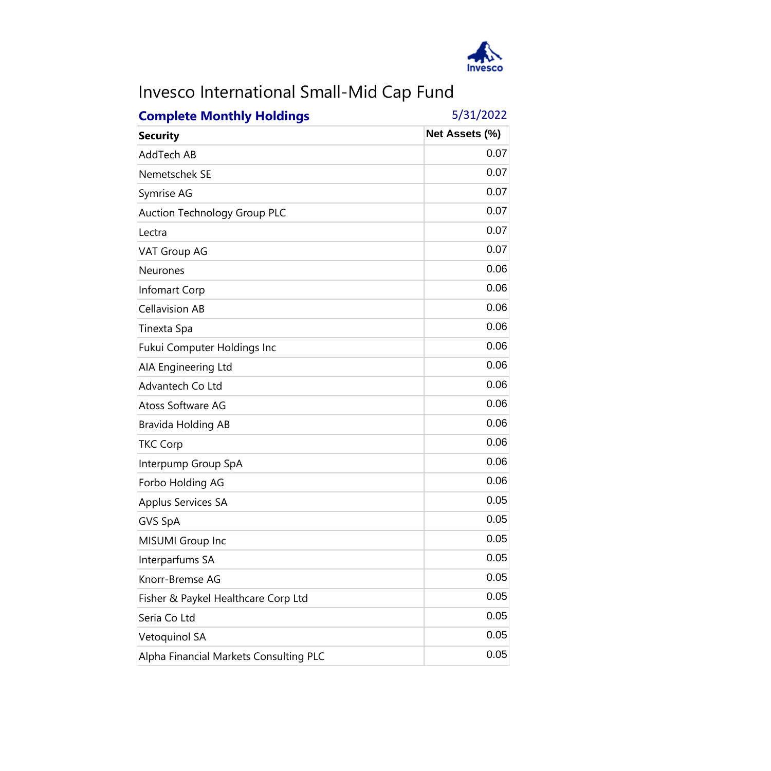# Invesco International Small-Mid Cap Fund

**Complete Monthly Holdings** 5/31/2022

| Security | Net Assets (%) |
|---|---|
| AddTech AB | 0.07 |
| Nemetschek SE | 0.07 |
| Symrise AG | 0.07 |
| Auction Technology Group PLC | 0.07 |
| Lectra | 0.07 |
| VAT Group AG | 0.07 |
| Neurones | 0.06 |
| Infomart Corp | 0.06 |
| Cellavision AB | 0.06 |
| Tinexta Spa | 0.06 |
| Fukui Computer Holdings Inc | 0.06 |
| AIA Engineering Ltd | 0.06 |
| Advantech Co Ltd | 0.06 |
| Atoss Software AG | 0.06 |
| Bravida Holding AB | 0.06 |
| TKC Corp | 0.06 |
| Interpump Group SpA | 0.06 |
| Forbo Holding AG | 0.06 |
| Applus Services SA | 0.05 |
| GVS SpA | 0.05 |
| MISUMI Group Inc | 0.05 |
| Interparfums SA | 0.05 |
| Knorr-Bremse AG | 0.05 |
| Fisher & Paykel Healthcare Corp Ltd | 0.05 |
| Seria Co Ltd | 0.05 |
| Vetoquinol SA | 0.05 |
| Alpha Financial Markets Consulting PLC | 0.05 |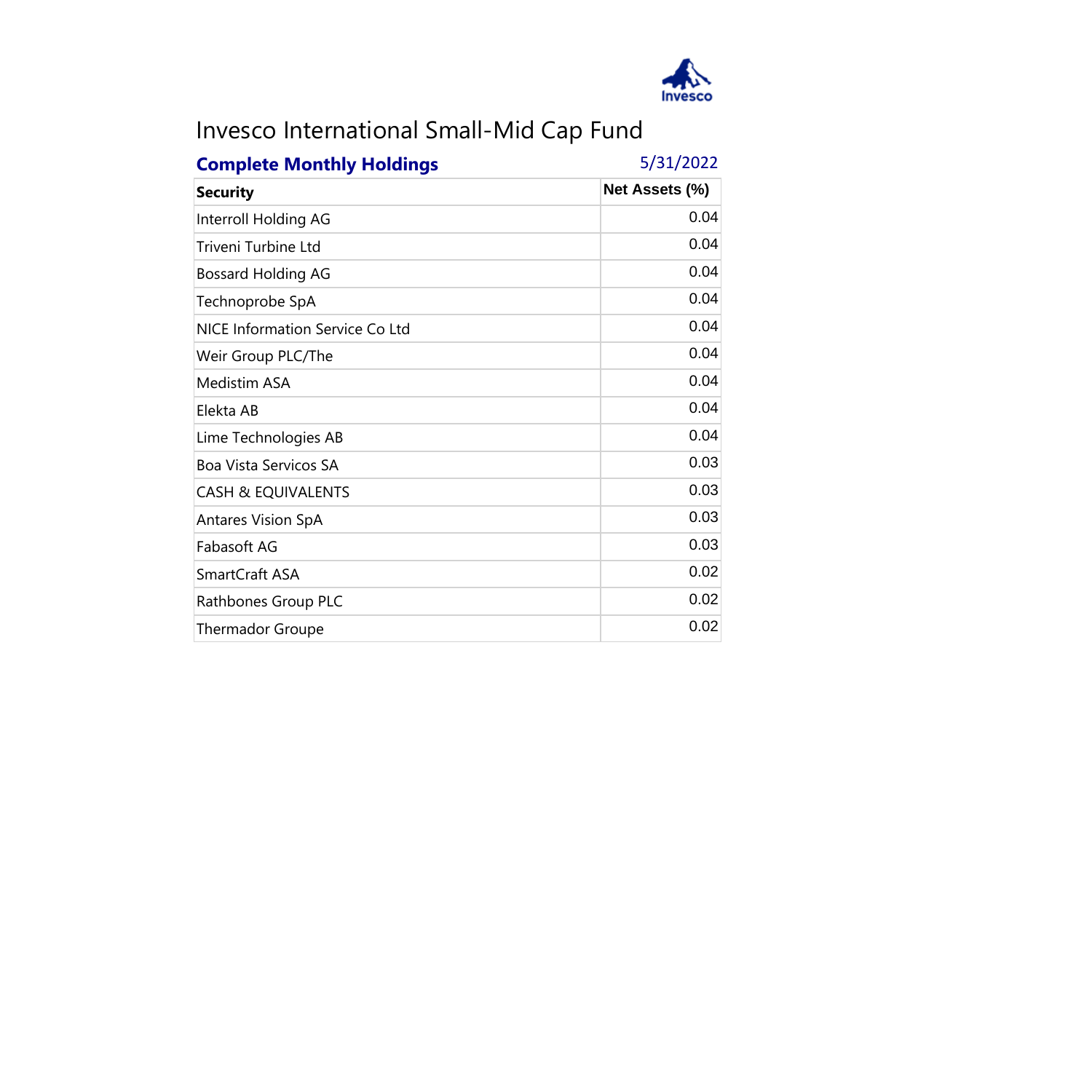# Invesco International Small-Mid Cap Fund

**Complete Monthly Holdings** 5/31/2022

| Security | Net Assets (%) |
| --- | --- |
| Interroll Holding AG | 0.04 |
| Triveni Turbine Ltd | 0.04 |
| Bossard Holding AG | 0.04 |
| Technoprobe SpA | 0.04 |
| NICE Information Service Co Ltd | 0.04 |
| Weir Group PLC/The | 0.04 |
| Medistim ASA | 0.04 |
| Elekta AB | 0.04 |
| Lime Technologies AB | 0.04 |
| Boa Vista Servicos SA | 0.03 |
| CASH & EQUIVALENTS | 0.03 |
| Antares Vision SpA | 0.03 |
| Fabasoft AG | 0.03 |
| SmartCraft ASA | 0.02 |
| Rathbones Group PLC | 0.02 |
| Thermador Groupe | 0.02 |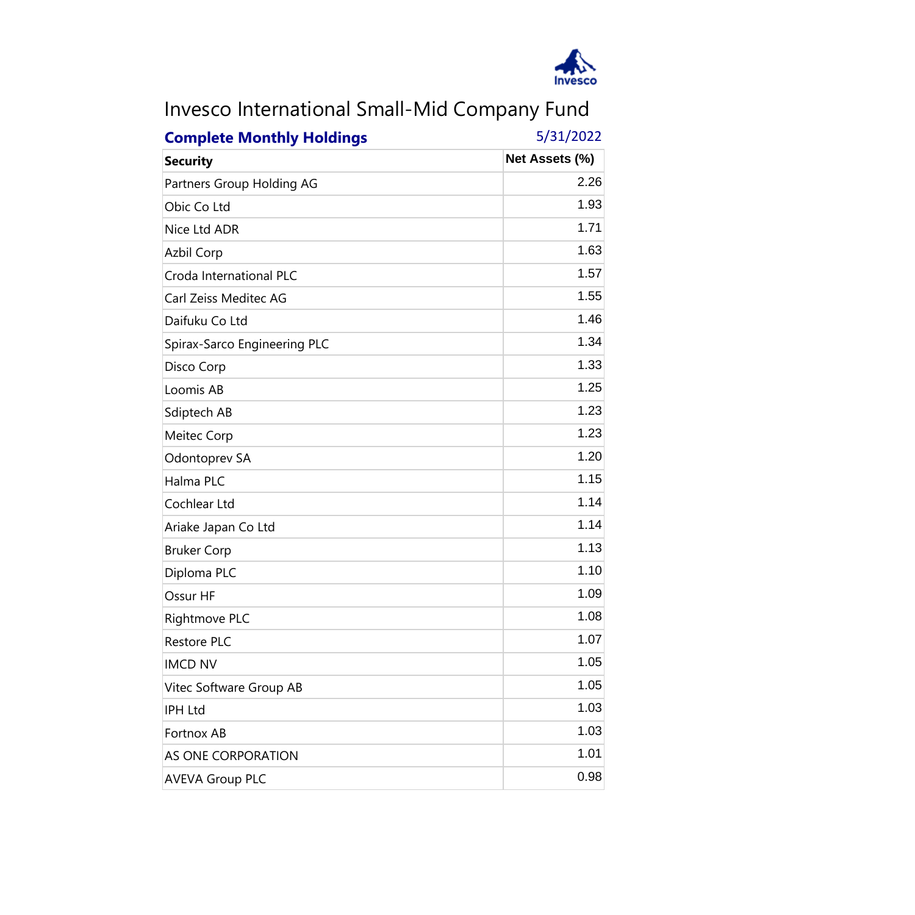# Invesco International Small-Mid Company Fund

**Complete Monthly Holdings** 5/31/2022

| Security | Net Assets (%) |
|---|---|
| Partners Group Holding AG | 2.26 |
| Obic Co Ltd | 1.93 |
| Nice Ltd ADR | 1.71 |
| Azbil Corp | 1.63 |
| Croda International PLC | 1.57 |
| Carl Zeiss Meditec AG | 1.55 |
| Daifuku Co Ltd | 1.46 |
| Spirax-Sarco Engineering PLC | 1.34 |
| Disco Corp | 1.33 |
| Loomis AB | 1.25 |
| Sdiptech AB | 1.23 |
| Meitec Corp | 1.23 |
| Odontoprev SA | 1.20 |
| Halma PLC | 1.15 |
| Cochlear Ltd | 1.14 |
| Ariake Japan Co Ltd | 1.14 |
| Bruker Corp | 1.13 |
| Diploma PLC | 1.10 |
| Ossur HF | 1.09 |
| Rightmove PLC | 1.08 |
| Restore PLC | 1.07 |
| IMCD NV | 1.05 |
| Vitec Software Group AB | 1.05 |
| IPH Ltd | 1.03 |
| Fortnox AB | 1.03 |
| AS ONE CORPORATION | 1.01 |
| AVEVA Group PLC | 0.98 |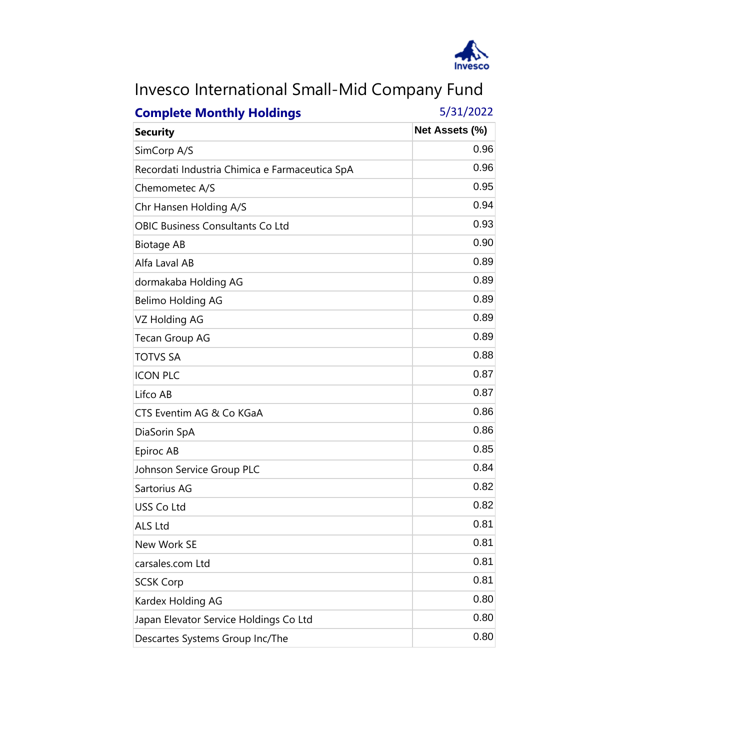# Invesco International Small-Mid Company Fund

**Complete Monthly Holdings** 5/31/2022

| Security | Net Assets (%) |
|---|---|
| SimCorp A/S | 0.96 |
| Recordati Industria Chimica e Farmaceutica SpA | 0.96 |
| Chemometec A/S | 0.95 |
| Chr Hansen Holding A/S | 0.94 |
| OBIC Business Consultants Co Ltd | 0.93 |
| Biotage AB | 0.90 |
| Alfa Laval AB | 0.89 |
| dormakaba Holding AG | 0.89 |
| Belimo Holding AG | 0.89 |
| VZ Holding AG | 0.89 |
| Tecan Group AG | 0.89 |
| TOTVS SA | 0.88 |
| ICON PLC | 0.87 |
| Lifco AB | 0.87 |
| CTS Eventim AG & Co KGaA | 0.86 |
| DiaSorin SpA | 0.86 |
| Epiroc AB | 0.85 |
| Johnson Service Group PLC | 0.84 |
| Sartorius AG | 0.82 |
| USS Co Ltd | 0.82 |
| ALS Ltd | 0.81 |
| New Work SE | 0.81 |
| carsales.com Ltd | 0.81 |
| SCSK Corp | 0.81 |
| Kardex Holding AG | 0.80 |
| Japan Elevator Service Holdings Co Ltd | 0.80 |
| Descartes Systems Group Inc/The | 0.80 |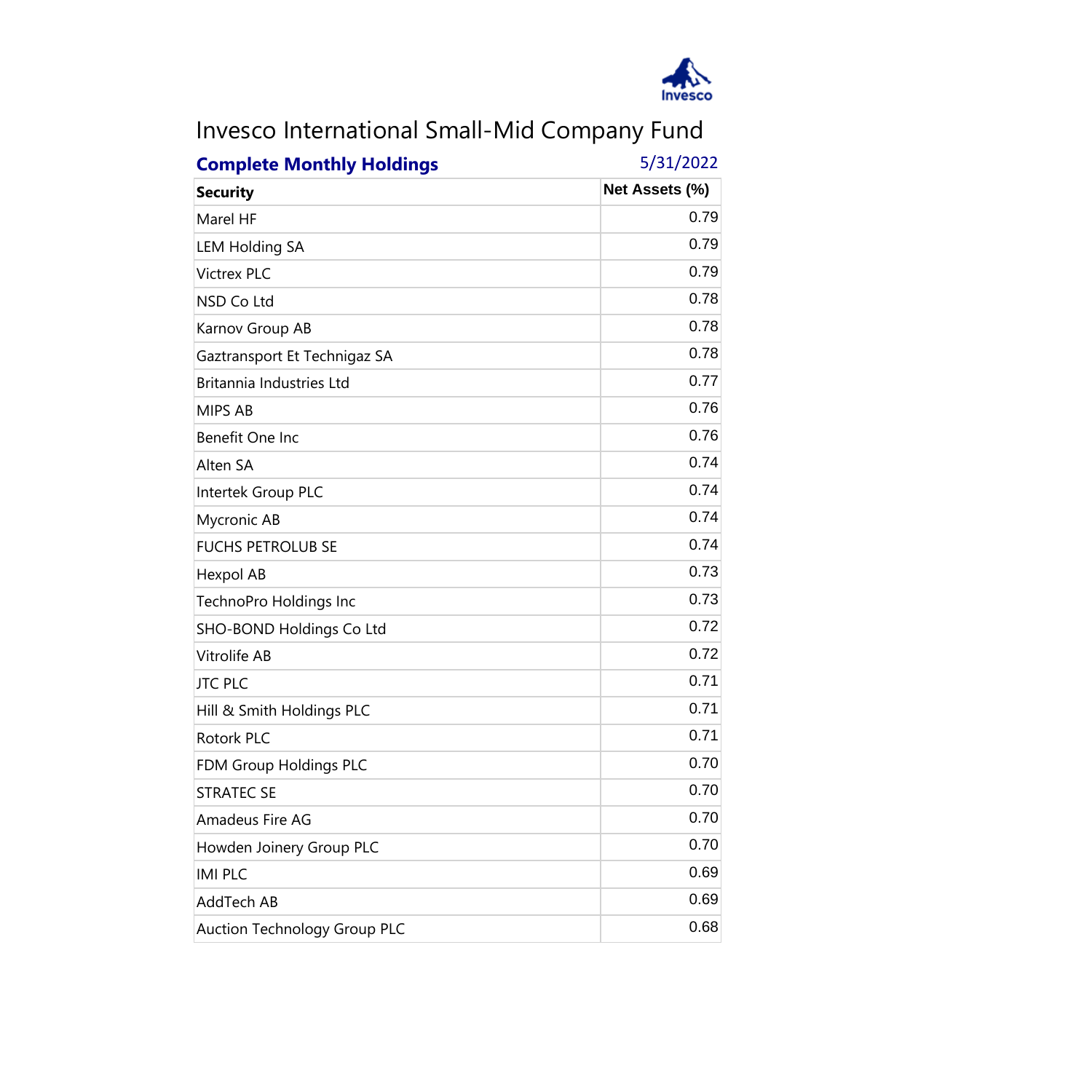# Invesco International Small-Mid Company Fund

**Complete Monthly Holdings** 5/31/2022

| Security | Net Assets (%) |
|---|---|
| Marel HF | 0.79 |
| LEM Holding SA | 0.79 |
| Victrex PLC | 0.79 |
| NSD Co Ltd | 0.78 |
| Karnov Group AB | 0.78 |
| Gaztransport Et Technigaz SA | 0.78 |
| Britannia Industries Ltd | 0.77 |
| MIPS AB | 0.76 |
| Benefit One Inc | 0.76 |
| Alten SA | 0.74 |
| Intertek Group PLC | 0.74 |
| Mycronic AB | 0.74 |
| FUCHS PETROLUB SE | 0.74 |
| Hexpol AB | 0.73 |
| TechnoPro Holdings Inc | 0.73 |
| SHO-BOND Holdings Co Ltd | 0.72 |
| Vitrolife AB | 0.72 |
| JTC PLC | 0.71 |
| Hill & Smith Holdings PLC | 0.71 |
| Rotork PLC | 0.71 |
| FDM Group Holdings PLC | 0.70 |
| STRATEC SE | 0.70 |
| Amadeus Fire AG | 0.70 |
| Howden Joinery Group PLC | 0.70 |
| IMI PLC | 0.69 |
| AddTech AB | 0.69 |
| Auction Technology Group PLC | 0.68 |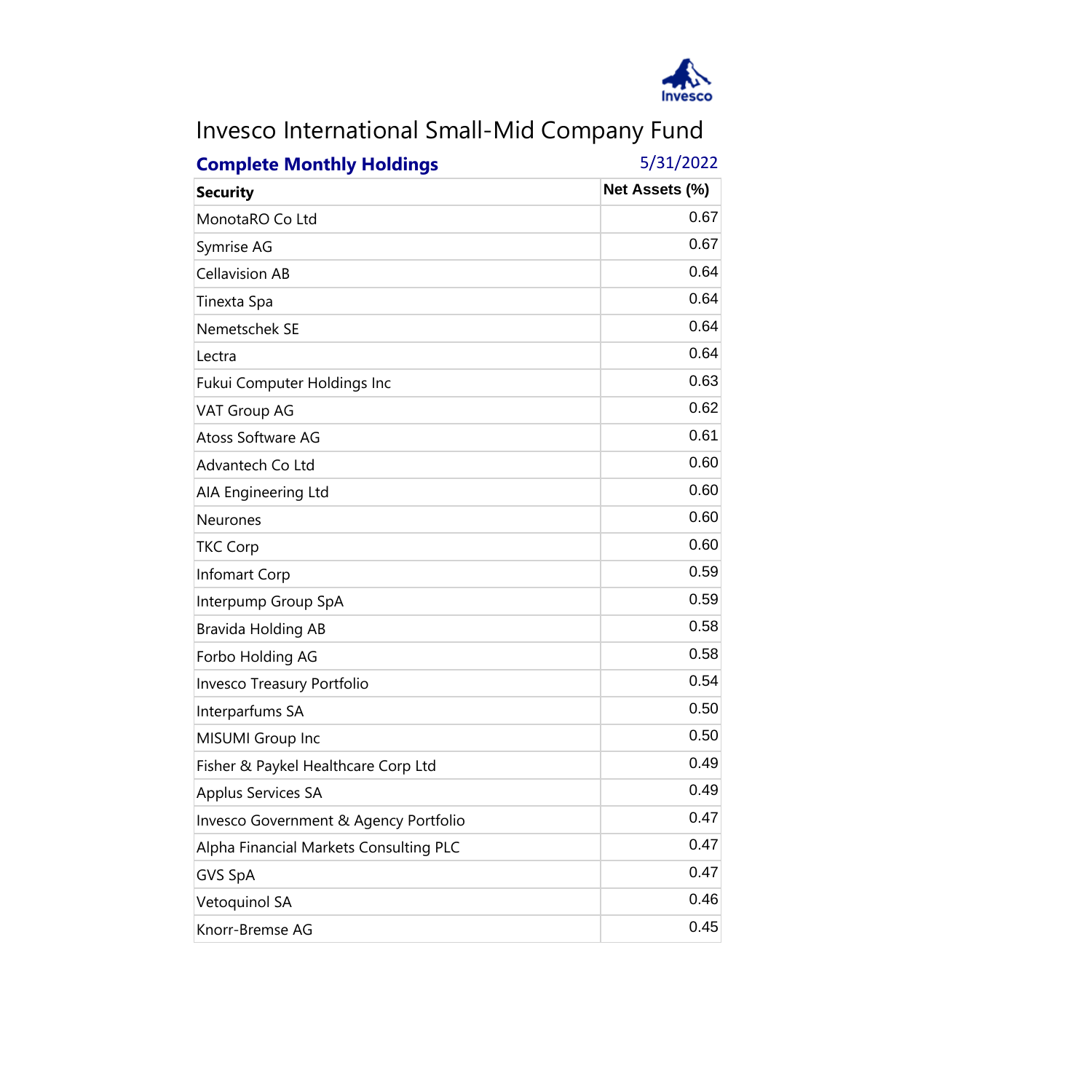# Invesco International Small-Mid Company Fund

**Complete Monthly Holdings** 5/31/2022

| Security | Net Assets (%) |
|---|---|
| MonotaRO Co Ltd | 0.67 |
| Symrise AG | 0.67 |
| Cellavision AB | 0.64 |
| Tinexta Spa | 0.64 |
| Nemetschek SE | 0.64 |
| Lectra | 0.64 |
| Fukui Computer Holdings Inc | 0.63 |
| VAT Group AG | 0.62 |
| Atoss Software AG | 0.61 |
| Advantech Co Ltd | 0.60 |
| AIA Engineering Ltd | 0.60 |
| Neurones | 0.60 |
| TKC Corp | 0.60 |
| Infomart Corp | 0.59 |
| Interpump Group SpA | 0.59 |
| Bravida Holding AB | 0.58 |
| Forbo Holding AG | 0.58 |
| Invesco Treasury Portfolio | 0.54 |
| Interparfums SA | 0.50 |
| MISUMI Group Inc | 0.50 |
| Fisher & Paykel Healthcare Corp Ltd | 0.49 |
| Applus Services SA | 0.49 |
| Invesco Government & Agency Portfolio | 0.47 |
| Alpha Financial Markets Consulting PLC | 0.47 |
| GVS SpA | 0.47 |
| Vetoquinol SA | 0.46 |
| Knorr-Bremse AG | 0.45 |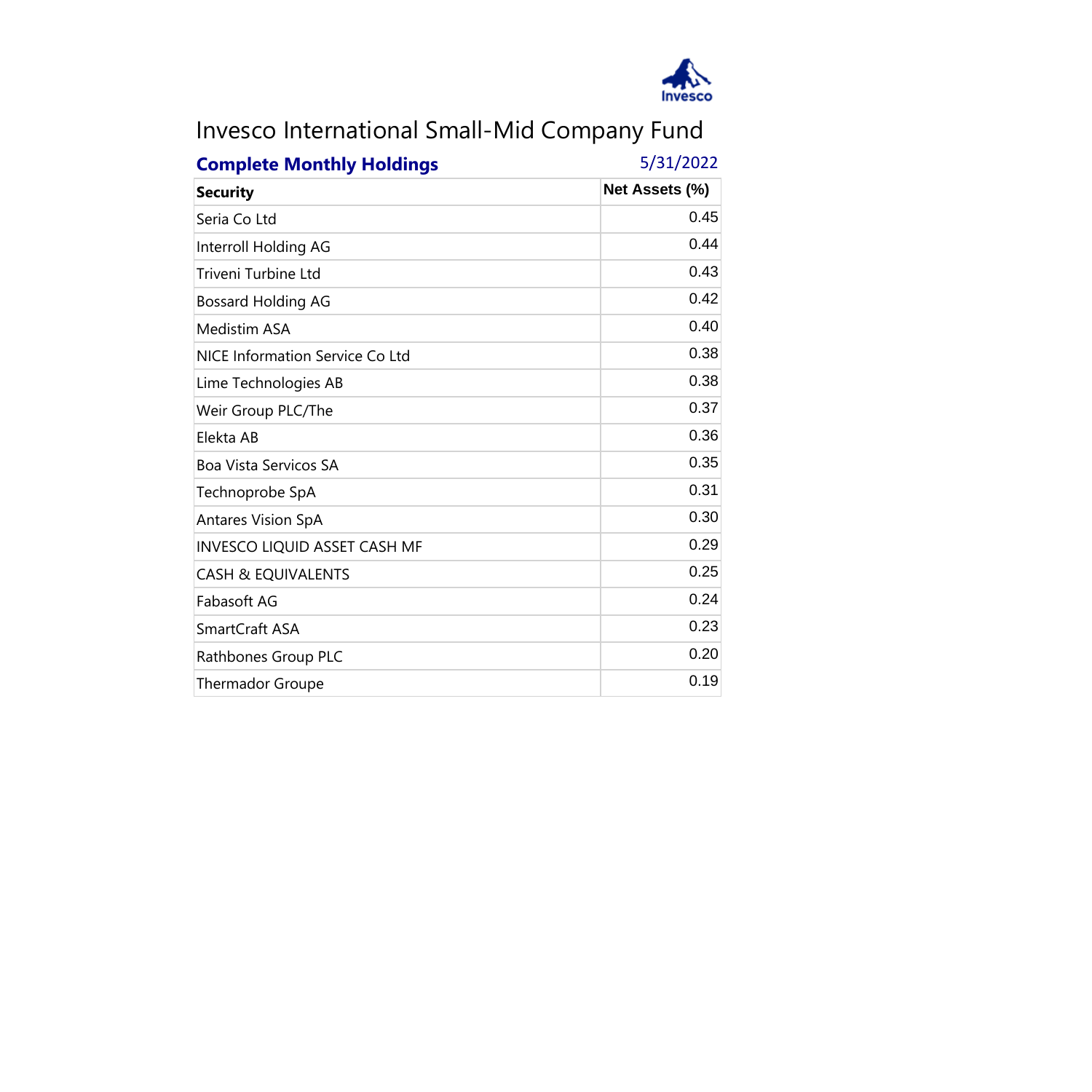# Invesco International Small-Mid Company Fund

**Complete Monthly Holdings** 5/31/2022

| Security | Net Assets (%) |
|---|---|
| Seria Co Ltd | 0.45 |
| Interroll Holding AG | 0.44 |
| Triveni Turbine Ltd | 0.43 |
| Bossard Holding AG | 0.42 |
| Medistim ASA | 0.40 |
| NICE Information Service Co Ltd | 0.38 |
| Lime Technologies AB | 0.38 |
| Weir Group PLC/The | 0.37 |
| Elekta AB | 0.36 |
| Boa Vista Servicos SA | 0.35 |
| Technoprobe SpA | 0.31 |
| Antares Vision SpA | 0.30 |
| INVESCO LIQUID ASSET CASH MF | 0.29 |
| CASH & EQUIVALENTS | 0.25 |
| Fabasoft AG | 0.24 |
| SmartCraft ASA | 0.23 |
| Rathbones Group PLC | 0.20 |
| Thermador Groupe | 0.19 |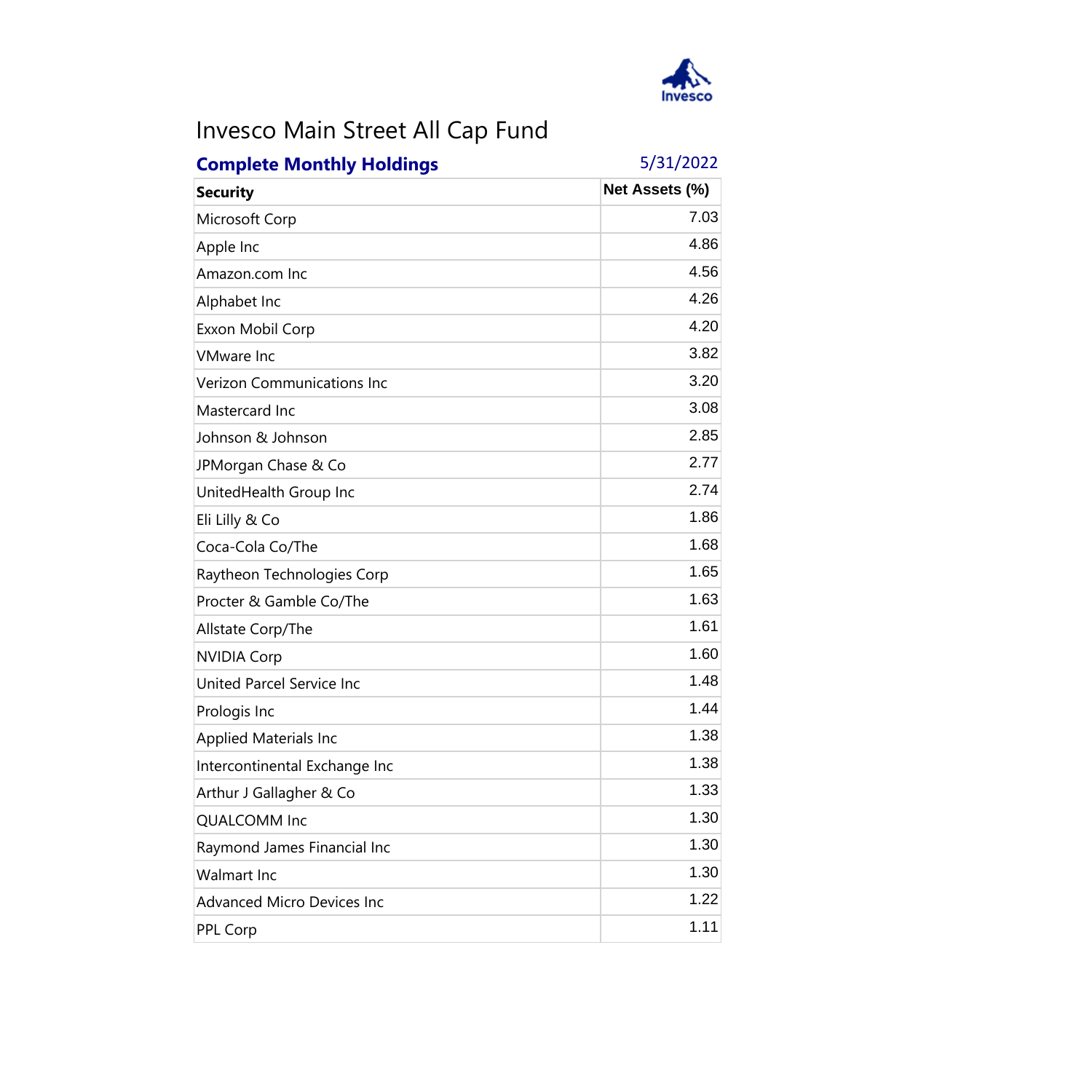# Invesco Main Street All Cap Fund

**Complete Monthly Holdings** 5/31/2022

| Security | Net Assets (%) |
|---|---|
| Microsoft Corp | 7.03 |
| Apple Inc | 4.86 |
| Amazon.com Inc | 4.56 |
| Alphabet Inc | 4.26 |
| Exxon Mobil Corp | 4.20 |
| VMware Inc | 3.82 |
| Verizon Communications Inc | 3.20 |
| Mastercard Inc | 3.08 |
| Johnson & Johnson | 2.85 |
| JPMorgan Chase & Co | 2.77 |
| UnitedHealth Group Inc | 2.74 |
| Eli Lilly & Co | 1.86 |
| Coca-Cola Co/The | 1.68 |
| Raytheon Technologies Corp | 1.65 |
| Procter & Gamble Co/The | 1.63 |
| Allstate Corp/The | 1.61 |
| NVIDIA Corp | 1.60 |
| United Parcel Service Inc | 1.48 |
| Prologis Inc | 1.44 |
| Applied Materials Inc | 1.38 |
| Intercontinental Exchange Inc | 1.38 |
| Arthur J Gallagher & Co | 1.33 |
| QUALCOMM Inc | 1.30 |
| Raymond James Financial Inc | 1.30 |
| Walmart Inc | 1.30 |
| Advanced Micro Devices Inc | 1.22 |
| PPL Corp | 1.11 |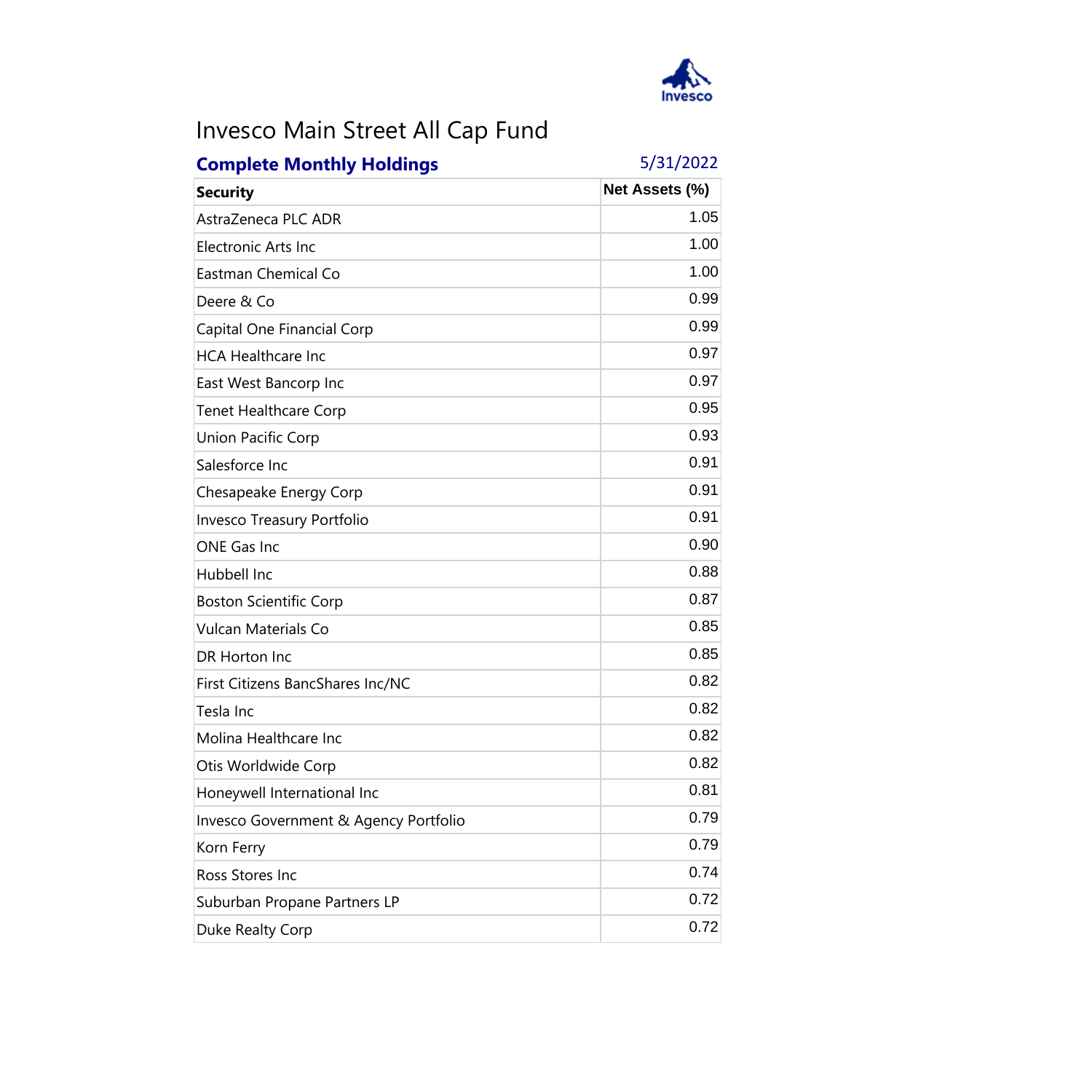# Invesco Main Street All Cap Fund

**Complete Monthly Holdings** 5/31/2022

| Security | Net Assets (%) |
|---|---|
| AstraZeneca PLC ADR | 1.05 |
| Electronic Arts Inc | 1.00 |
| Eastman Chemical Co | 1.00 |
| Deere & Co | 0.99 |
| Capital One Financial Corp | 0.99 |
| HCA Healthcare Inc | 0.97 |
| East West Bancorp Inc | 0.97 |
| Tenet Healthcare Corp | 0.95 |
| Union Pacific Corp | 0.93 |
| Salesforce Inc | 0.91 |
| Chesapeake Energy Corp | 0.91 |
| Invesco Treasury Portfolio | 0.91 |
| ONE Gas Inc | 0.90 |
| Hubbell Inc | 0.88 |
| Boston Scientific Corp | 0.87 |
| Vulcan Materials Co | 0.85 |
| DR Horton Inc | 0.85 |
| First Citizens BancShares Inc/NC | 0.82 |
| Tesla Inc | 0.82 |
| Molina Healthcare Inc | 0.82 |
| Otis Worldwide Corp | 0.82 |
| Honeywell International Inc | 0.81 |
| Invesco Government & Agency Portfolio | 0.79 |
| Korn Ferry | 0.79 |
| Ross Stores Inc | 0.74 |
| Suburban Propane Partners LP | 0.72 |
| Duke Realty Corp | 0.72 |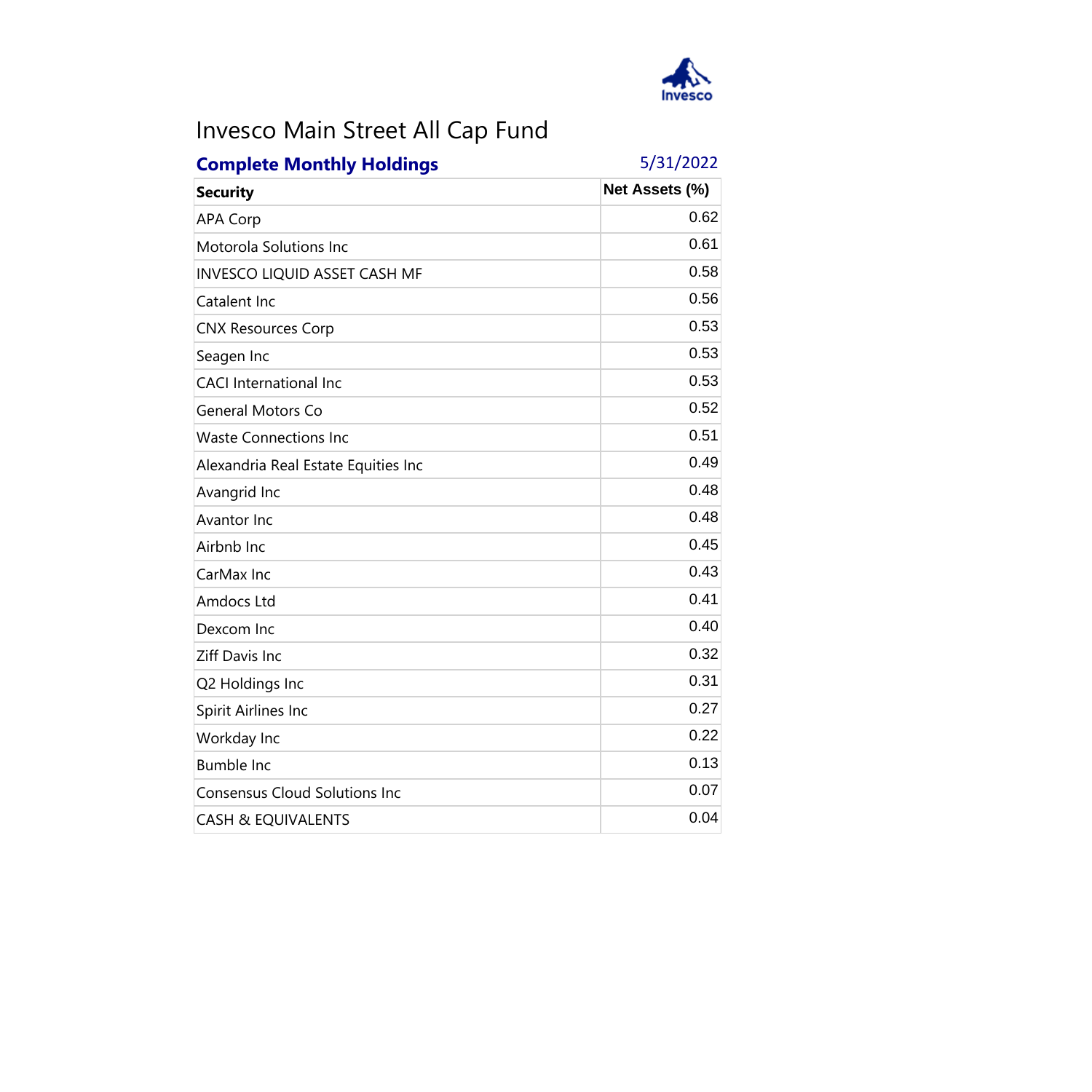# Invesco Main Street All Cap Fund

**Complete Monthly Holdings** 5/31/2022

| Security | Net Assets (%) |
|---|---|
| APA Corp | 0.62 |
| Motorola Solutions Inc | 0.61 |
| INVESCO LIQUID ASSET CASH MF | 0.58 |
| Catalent Inc | 0.56 |
| CNX Resources Corp | 0.53 |
| Seagen Inc | 0.53 |
| CACI International Inc | 0.53 |
| General Motors Co | 0.52 |
| Waste Connections Inc | 0.51 |
| Alexandria Real Estate Equities Inc | 0.49 |
| Avangrid Inc | 0.48 |
| Avantor Inc | 0.48 |
| Airbnb Inc | 0.45 |
| CarMax Inc | 0.43 |
| Amdocs Ltd | 0.41 |
| Dexcom Inc | 0.40 |
| Ziff Davis Inc | 0.32 |
| Q2 Holdings Inc | 0.31 |
| Spirit Airlines Inc | 0.27 |
| Workday Inc | 0.22 |
| Bumble Inc | 0.13 |
| Consensus Cloud Solutions Inc | 0.07 |
| CASH & EQUIVALENTS | 0.04 |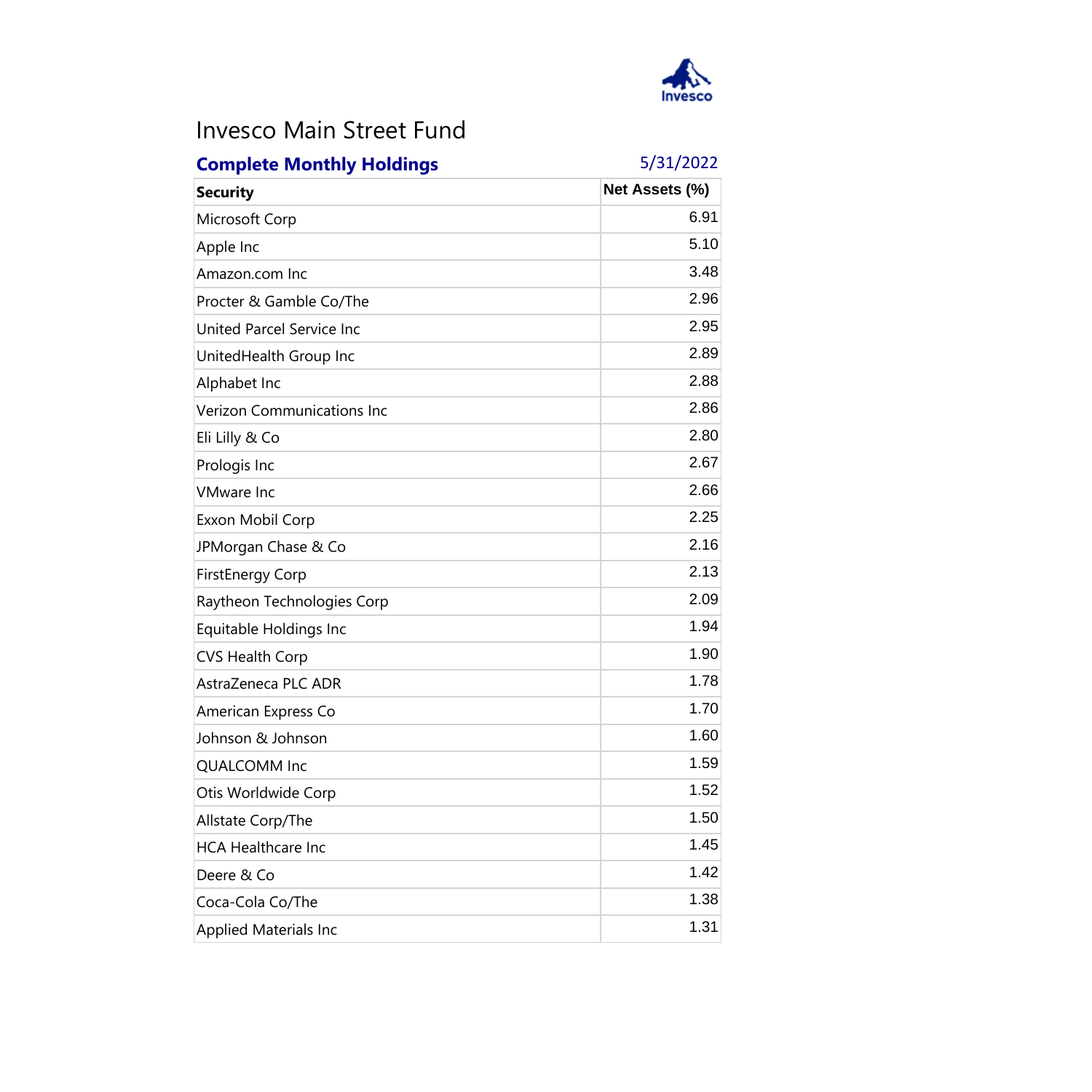# Invesco Main Street Fund

## Complete Monthly Holdings

5/31/2022

| Security | Net Assets (%) |
|---|---|
| Microsoft Corp | 6.91 |
| Apple Inc | 5.10 |
| Amazon.com Inc | 3.48 |
| Procter & Gamble Co/The | 2.96 |
| United Parcel Service Inc | 2.95 |
| UnitedHealth Group Inc | 2.89 |
| Alphabet Inc | 2.88 |
| Verizon Communications Inc | 2.86 |
| Eli Lilly & Co | 2.80 |
| Prologis Inc | 2.67 |
| VMware Inc | 2.66 |
| Exxon Mobil Corp | 2.25 |
| JPMorgan Chase & Co | 2.16 |
| FirstEnergy Corp | 2.13 |
| Raytheon Technologies Corp | 2.09 |
| Equitable Holdings Inc | 1.94 |
| CVS Health Corp | 1.90 |
| AstraZeneca PLC ADR | 1.78 |
| American Express Co | 1.70 |
| Johnson & Johnson | 1.60 |
| QUALCOMM Inc | 1.59 |
| Otis Worldwide Corp | 1.52 |
| Allstate Corp/The | 1.50 |
| HCA Healthcare Inc | 1.45 |
| Deere & Co | 1.42 |
| Coca-Cola Co/The | 1.38 |
| Applied Materials Inc | 1.31 |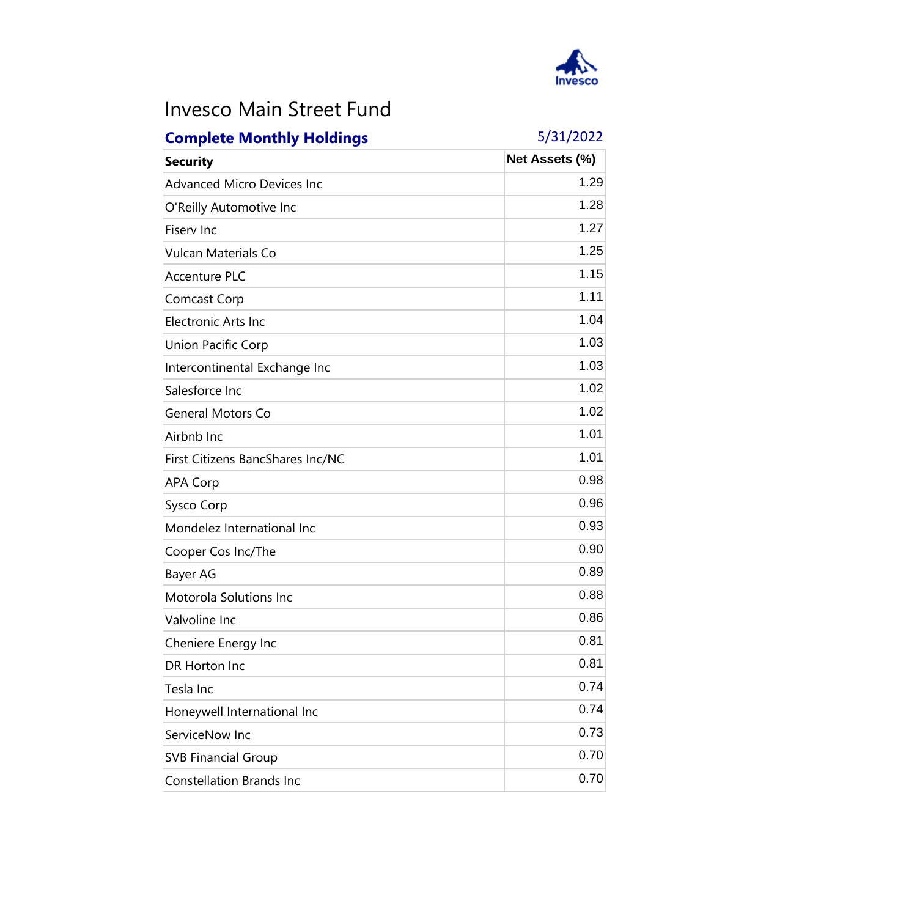# Invesco Main Street Fund

**Complete Monthly Holdings** 5/31/2022

| Security | Net Assets (%) |
|---|---|
| Advanced Micro Devices Inc | 1.29 |
| O'Reilly Automotive Inc | 1.28 |
| Fiserv Inc | 1.27 |
| Vulcan Materials Co | 1.25 |
| Accenture PLC | 1.15 |
| Comcast Corp | 1.11 |
| Electronic Arts Inc | 1.04 |
| Union Pacific Corp | 1.03 |
| Intercontinental Exchange Inc | 1.03 |
| Salesforce Inc | 1.02 |
| General Motors Co | 1.02 |
| Airbnb Inc | 1.01 |
| First Citizens BancShares Inc/NC | 1.01 |
| APA Corp | 0.98 |
| Sysco Corp | 0.96 |
| Mondelez International Inc | 0.93 |
| Cooper Cos Inc/The | 0.90 |
| Bayer AG | 0.89 |
| Motorola Solutions Inc | 0.88 |
| Valvoline Inc | 0.86 |
| Cheniere Energy Inc | 0.81 |
| DR Horton Inc | 0.81 |
| Tesla Inc | 0.74 |
| Honeywell International Inc | 0.74 |
| ServiceNow Inc | 0.73 |
| SVB Financial Group | 0.70 |
| Constellation Brands Inc | 0.70 |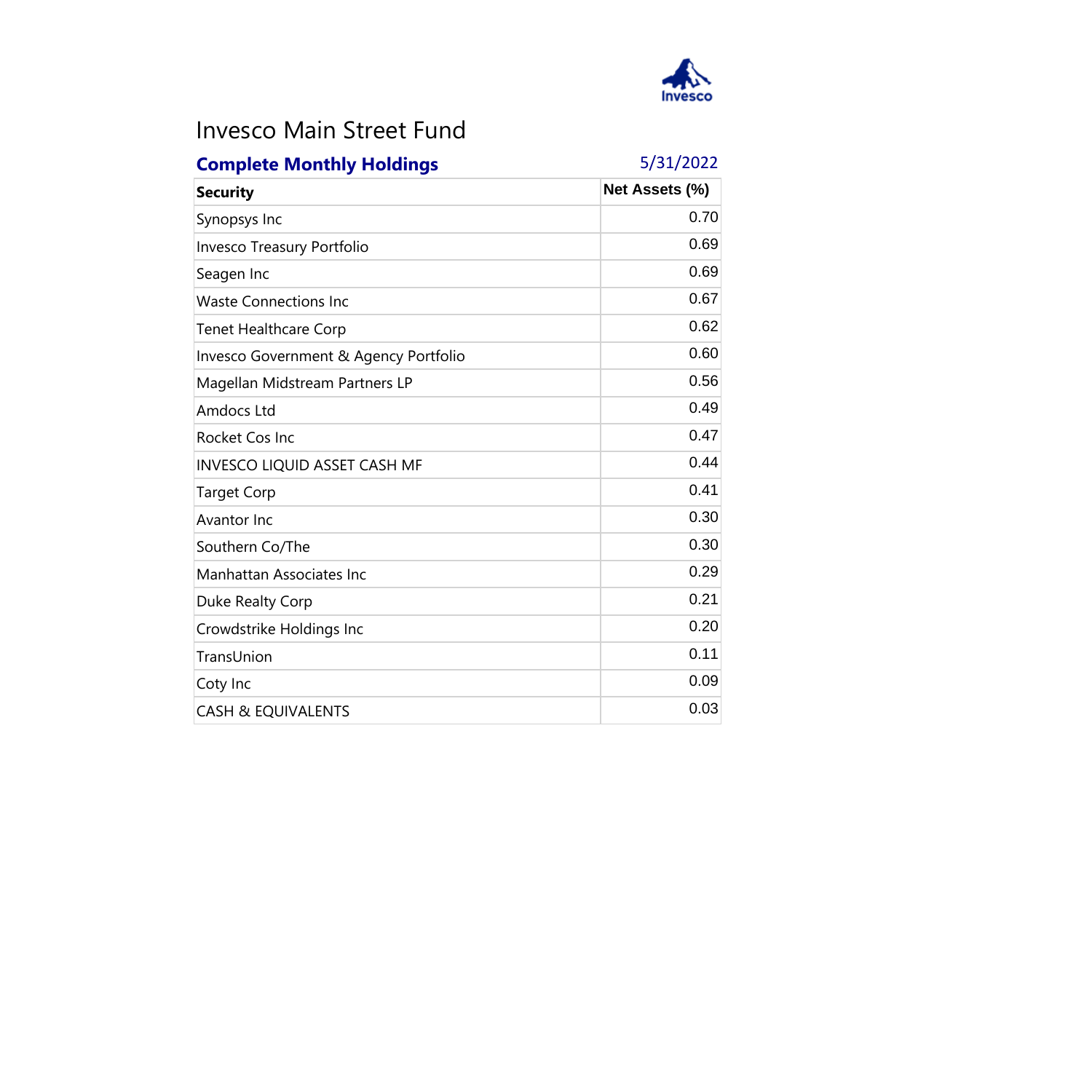Invesco

# Invesco Main Street Fund

**Complete Monthly Holdings** 5/31/2022

| Security | Net Assets (%) |
| --- | --- |
| Synopsys Inc | 0.70 |
| Invesco Treasury Portfolio | 0.69 |
| Seagen Inc | 0.69 |
| Waste Connections Inc | 0.67 |
| Tenet Healthcare Corp | 0.62 |
| Invesco Government & Agency Portfolio | 0.60 |
| Magellan Midstream Partners LP | 0.56 |
| Amdocs Ltd | 0.49 |
| Rocket Cos Inc | 0.47 |
| INVESCO LIQUID ASSET CASH MF | 0.44 |
| Target Corp | 0.41 |
| Avantor Inc | 0.30 |
| Southern Co/The | 0.30 |
| Manhattan Associates Inc | 0.29 |
| Duke Realty Corp | 0.21 |
| Crowdstrike Holdings Inc | 0.20 |
| TransUnion | 0.11 |
| Coty Inc | 0.09 |
| CASH & EQUIVALENTS | 0.03 |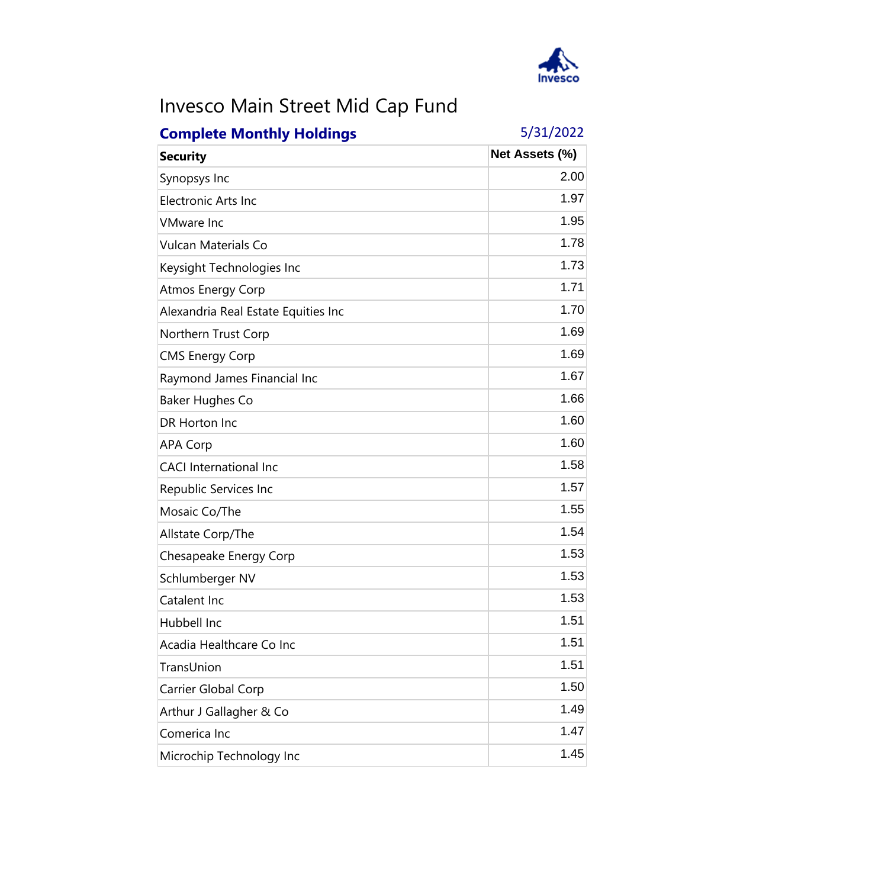# Invesco Main Street Mid Cap Fund

**Complete Monthly Holdings** 5/31/2022

| Security | Net Assets (%) |
|---|---|
| Synopsys Inc | 2.00 |
| Electronic Arts Inc | 1.97 |
| VMware Inc | 1.95 |
| Vulcan Materials Co | 1.78 |
| Keysight Technologies Inc | 1.73 |
| Atmos Energy Corp | 1.71 |
| Alexandria Real Estate Equities Inc | 1.70 |
| Northern Trust Corp | 1.69 |
| CMS Energy Corp | 1.69 |
| Raymond James Financial Inc | 1.67 |
| Baker Hughes Co | 1.66 |
| DR Horton Inc | 1.60 |
| APA Corp | 1.60 |
| CACI International Inc | 1.58 |
| Republic Services Inc | 1.57 |
| Mosaic Co/The | 1.55 |
| Allstate Corp/The | 1.54 |
| Chesapeake Energy Corp | 1.53 |
| Schlumberger NV | 1.53 |
| Catalent Inc | 1.53 |
| Hubbell Inc | 1.51 |
| Acadia Healthcare Co Inc | 1.51 |
| TransUnion | 1.51 |
| Carrier Global Corp | 1.50 |
| Arthur J Gallagher & Co | 1.49 |
| Comerica Inc | 1.47 |
| Microchip Technology Inc | 1.45 |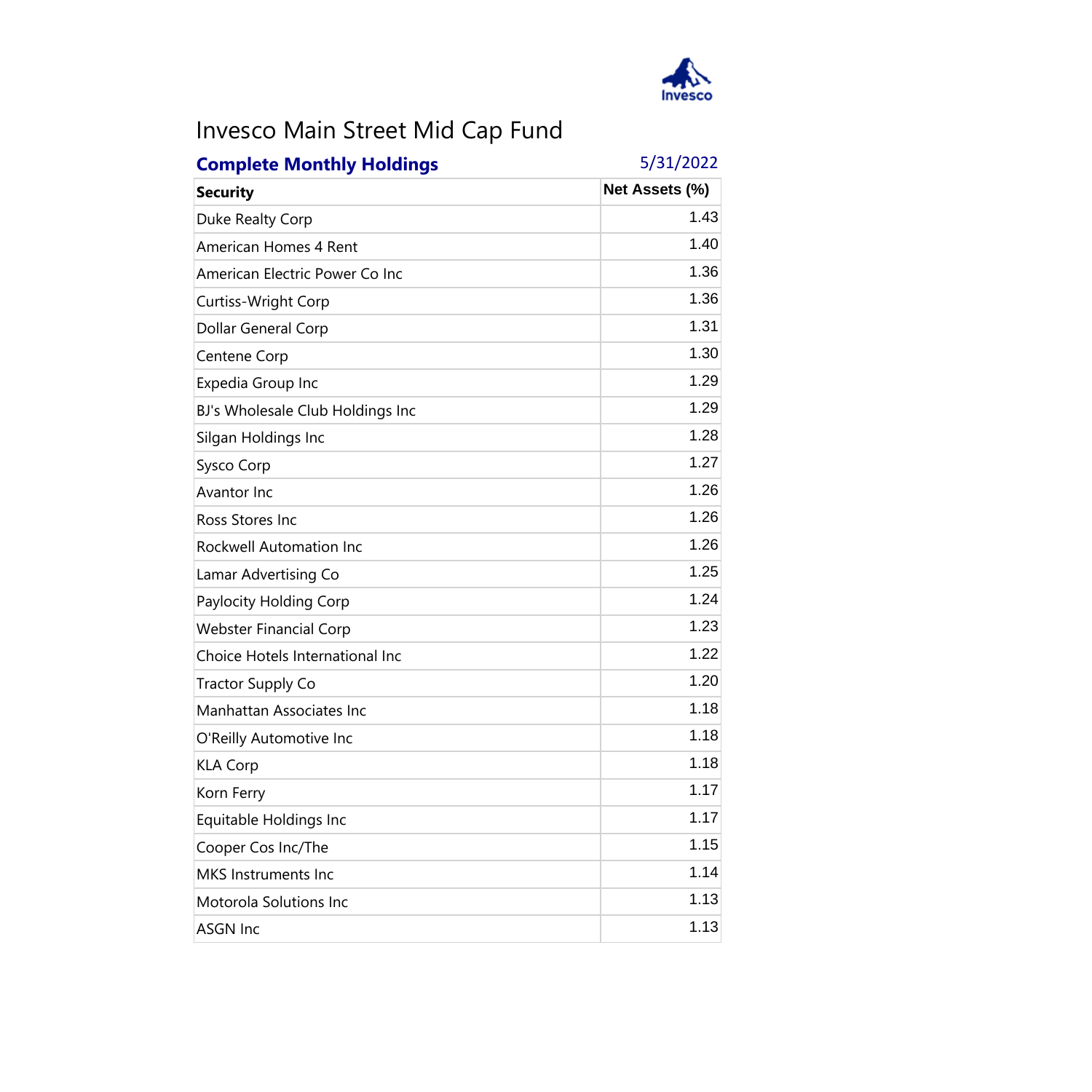# Invesco Main Street Mid Cap Fund

**Complete Monthly Holdings** 5/31/2022

| Security | Net Assets (%) |
|---|---|
| Duke Realty Corp | 1.43 |
| American Homes 4 Rent | 1.40 |
| American Electric Power Co Inc | 1.36 |
| Curtiss-Wright Corp | 1.36 |
| Dollar General Corp | 1.31 |
| Centene Corp | 1.30 |
| Expedia Group Inc | 1.29 |
| BJ's Wholesale Club Holdings Inc | 1.29 |
| Silgan Holdings Inc | 1.28 |
| Sysco Corp | 1.27 |
| Avantor Inc | 1.26 |
| Ross Stores Inc | 1.26 |
| Rockwell Automation Inc | 1.26 |
| Lamar Advertising Co | 1.25 |
| Paylocity Holding Corp | 1.24 |
| Webster Financial Corp | 1.23 |
| Choice Hotels International Inc | 1.22 |
| Tractor Supply Co | 1.20 |
| Manhattan Associates Inc | 1.18 |
| O'Reilly Automotive Inc | 1.18 |
| KLA Corp | 1.18 |
| Korn Ferry | 1.17 |
| Equitable Holdings Inc | 1.17 |
| Cooper Cos Inc/The | 1.15 |
| MKS Instruments Inc | 1.14 |
| Motorola Solutions Inc | 1.13 |
| ASGN Inc | 1.13 |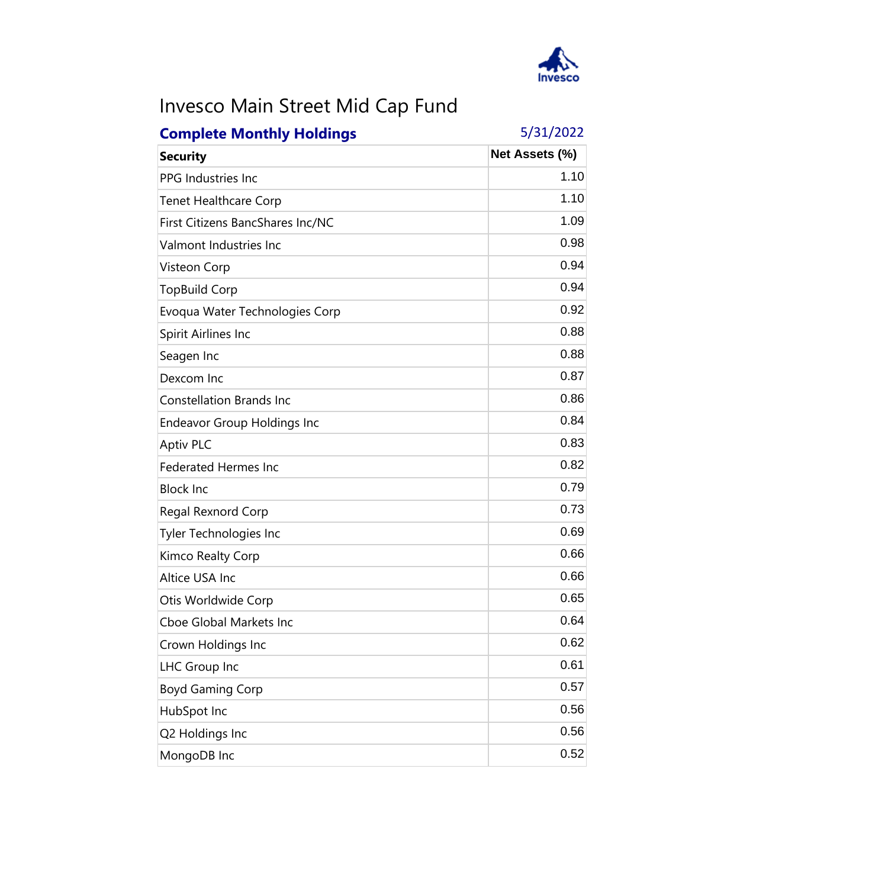# Invesco Main Street Mid Cap Fund

**Complete Monthly Holdings** 5/31/2022

| Security | Net Assets (%) |
|---|---|
| PPG Industries Inc | 1.10 |
| Tenet Healthcare Corp | 1.10 |
| First Citizens BancShares Inc/NC | 1.09 |
| Valmont Industries Inc | 0.98 |
| Visteon Corp | 0.94 |
| TopBuild Corp | 0.94 |
| Evoqua Water Technologies Corp | 0.92 |
| Spirit Airlines Inc | 0.88 |
| Seagen Inc | 0.88 |
| Dexcom Inc | 0.87 |
| Constellation Brands Inc | 0.86 |
| Endeavor Group Holdings Inc | 0.84 |
| Aptiv PLC | 0.83 |
| Federated Hermes Inc | 0.82 |
| Block Inc | 0.79 |
| Regal Rexnord Corp | 0.73 |
| Tyler Technologies Inc | 0.69 |
| Kimco Realty Corp | 0.66 |
| Altice USA Inc | 0.66 |
| Otis Worldwide Corp | 0.65 |
| Cboe Global Markets Inc | 0.64 |
| Crown Holdings Inc | 0.62 |
| LHC Group Inc | 0.61 |
| Boyd Gaming Corp | 0.57 |
| HubSpot Inc | 0.56 |
| Q2 Holdings Inc | 0.56 |
| MongoDB Inc | 0.52 |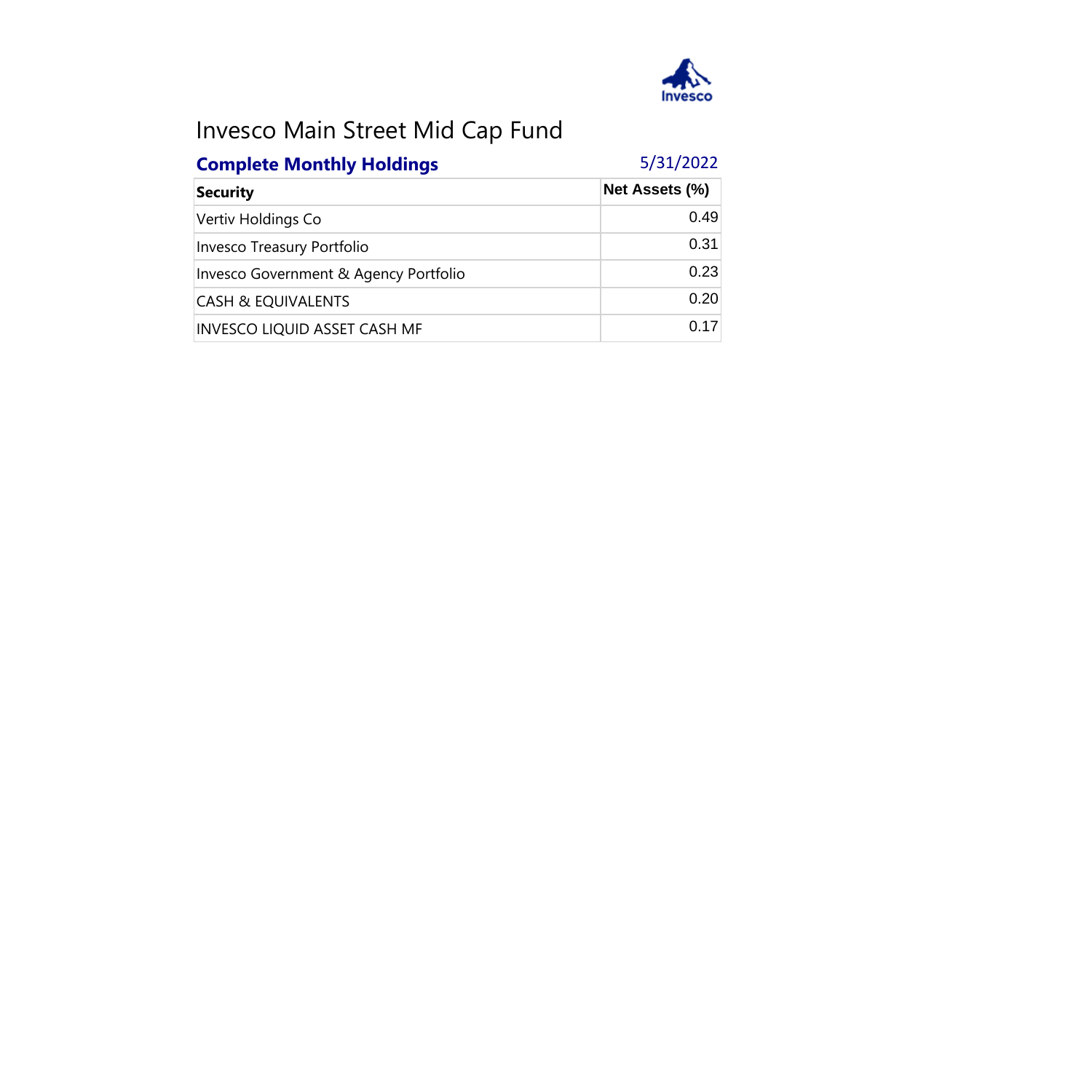# Invesco Main Street Mid Cap Fund

## Complete Monthly Holdings

5/31/2022

| Security | Net Assets (%) |
|---|---|
| Vertiv Holdings Co | 0.49 |
| Invesco Treasury Portfolio | 0.31 |
| Invesco Government & Agency Portfolio | 0.23 |
| CASH & EQUIVALENTS | 0.20 |
| INVESCO LIQUID ASSET CASH MF | 0.17 |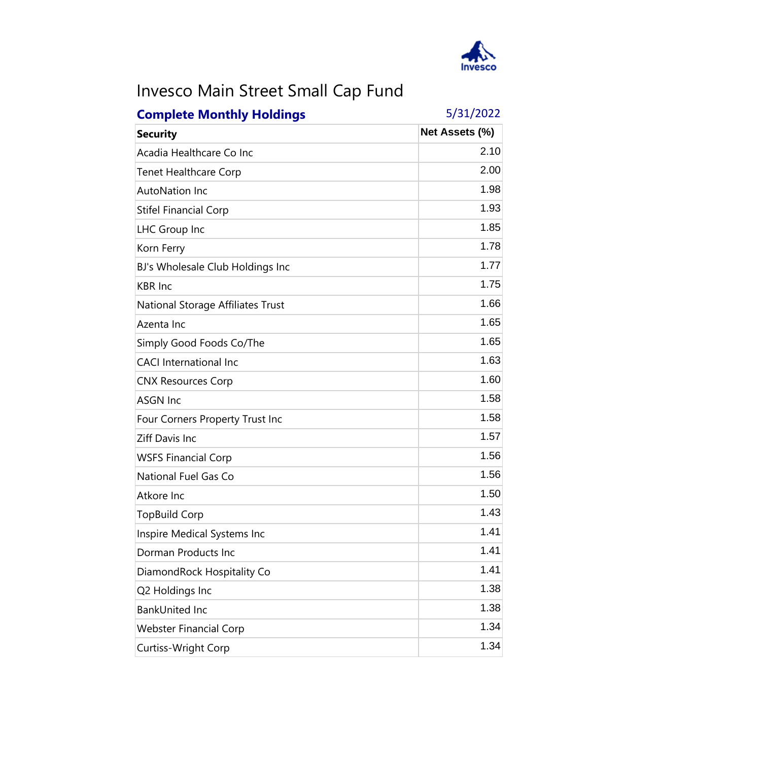# Invesco Main Street Small Cap Fund

**Complete Monthly Holdings** 5/31/2022

| Security | Net Assets (%) |
|---|---|
| Acadia Healthcare Co Inc | 2.10 |
| Tenet Healthcare Corp | 2.00 |
| AutoNation Inc | 1.98 |
| Stifel Financial Corp | 1.93 |
| LHC Group Inc | 1.85 |
| Korn Ferry | 1.78 |
| BJ's Wholesale Club Holdings Inc | 1.77 |
| KBR Inc | 1.75 |
| National Storage Affiliates Trust | 1.66 |
| Azenta Inc | 1.65 |
| Simply Good Foods Co/The | 1.65 |
| CACI International Inc | 1.63 |
| CNX Resources Corp | 1.60 |
| ASGN Inc | 1.58 |
| Four Corners Property Trust Inc | 1.58 |
| Ziff Davis Inc | 1.57 |
| WSFS Financial Corp | 1.56 |
| National Fuel Gas Co | 1.56 |
| Atkore Inc | 1.50 |
| TopBuild Corp | 1.43 |
| Inspire Medical Systems Inc | 1.41 |
| Dorman Products Inc | 1.41 |
| DiamondRock Hospitality Co | 1.41 |
| Q2 Holdings Inc | 1.38 |
| BankUnited Inc | 1.38 |
| Webster Financial Corp | 1.34 |
| Curtiss-Wright Corp | 1.34 |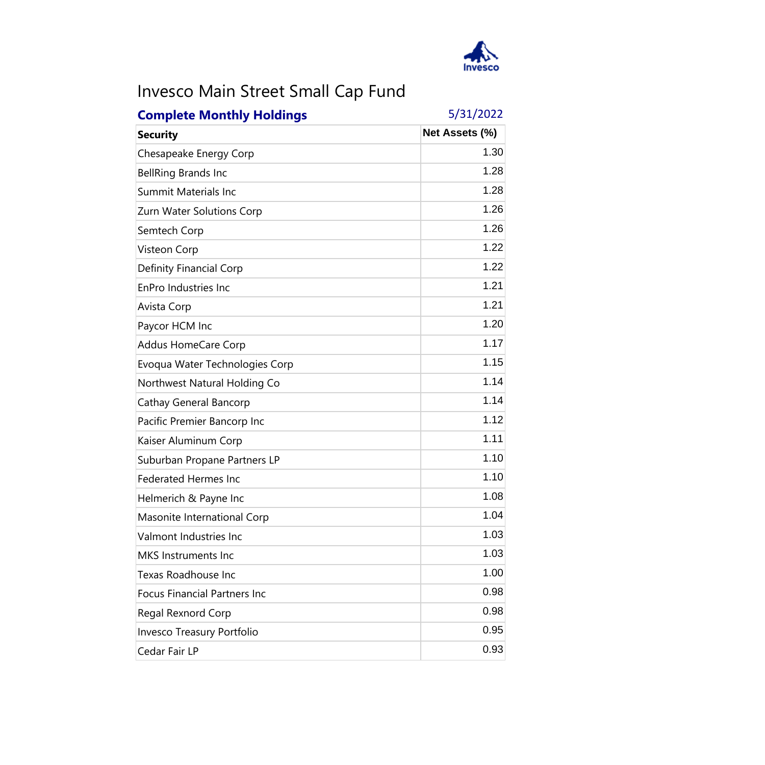# Invesco Main Street Small Cap Fund

**Complete Monthly Holdings** 5/31/2022

| Security | Net Assets (%) |
|---|---|
| Chesapeake Energy Corp | 1.30 |
| BellRing Brands Inc | 1.28 |
| Summit Materials Inc | 1.28 |
| Zurn Water Solutions Corp | 1.26 |
| Semtech Corp | 1.26 |
| Visteon Corp | 1.22 |
| Definity Financial Corp | 1.22 |
| EnPro Industries Inc | 1.21 |
| Avista Corp | 1.21 |
| Paycor HCM Inc | 1.20 |
| Addus HomeCare Corp | 1.17 |
| Evoqua Water Technologies Corp | 1.15 |
| Northwest Natural Holding Co | 1.14 |
| Cathay General Bancorp | 1.14 |
| Pacific Premier Bancorp Inc | 1.12 |
| Kaiser Aluminum Corp | 1.11 |
| Suburban Propane Partners LP | 1.10 |
| Federated Hermes Inc | 1.10 |
| Helmerich & Payne Inc | 1.08 |
| Masonite International Corp | 1.04 |
| Valmont Industries Inc | 1.03 |
| MKS Instruments Inc | 1.03 |
| Texas Roadhouse Inc | 1.00 |
| Focus Financial Partners Inc | 0.98 |
| Regal Rexnord Corp | 0.98 |
| Invesco Treasury Portfolio | 0.95 |
| Cedar Fair LP | 0.93 |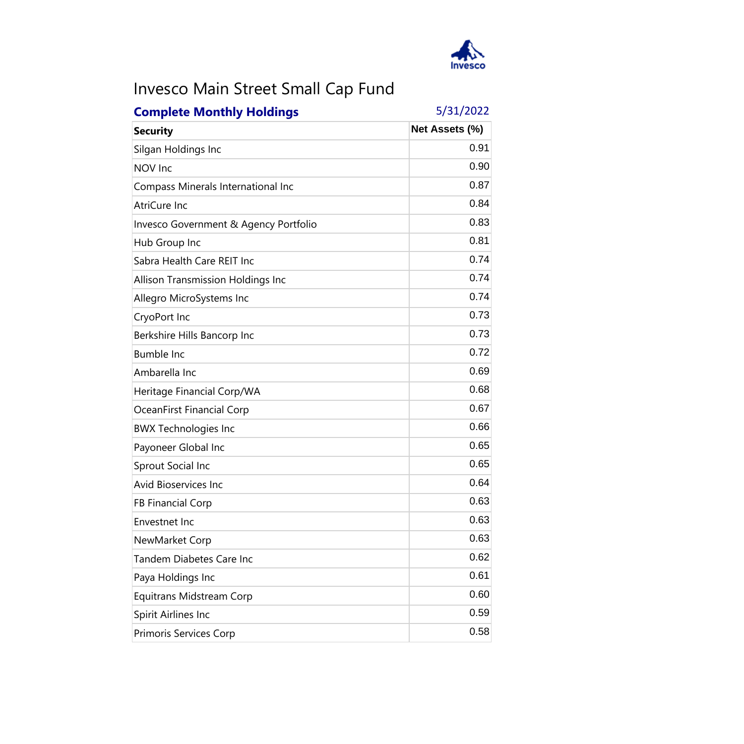# Invesco Main Street Small Cap Fund

**Complete Monthly Holdings** 5/31/2022

| Security | Net Assets (%) |
|---|---|
| Silgan Holdings Inc | 0.91 |
| NOV Inc | 0.90 |
| Compass Minerals International Inc | 0.87 |
| AtriCure Inc | 0.84 |
| Invesco Government & Agency Portfolio | 0.83 |
| Hub Group Inc | 0.81 |
| Sabra Health Care REIT Inc | 0.74 |
| Allison Transmission Holdings Inc | 0.74 |
| Allegro MicroSystems Inc | 0.74 |
| CryoPort Inc | 0.73 |
| Berkshire Hills Bancorp Inc | 0.73 |
| Bumble Inc | 0.72 |
| Ambarella Inc | 0.69 |
| Heritage Financial Corp/WA | 0.68 |
| OceanFirst Financial Corp | 0.67 |
| BWX Technologies Inc | 0.66 |
| Payoneer Global Inc | 0.65 |
| Sprout Social Inc | 0.65 |
| Avid Bioservices Inc | 0.64 |
| FB Financial Corp | 0.63 |
| Envestnet Inc | 0.63 |
| NewMarket Corp | 0.63 |
| Tandem Diabetes Care Inc | 0.62 |
| Paya Holdings Inc | 0.61 |
| Equitrans Midstream Corp | 0.60 |
| Spirit Airlines Inc | 0.59 |
| Primoris Services Corp | 0.58 |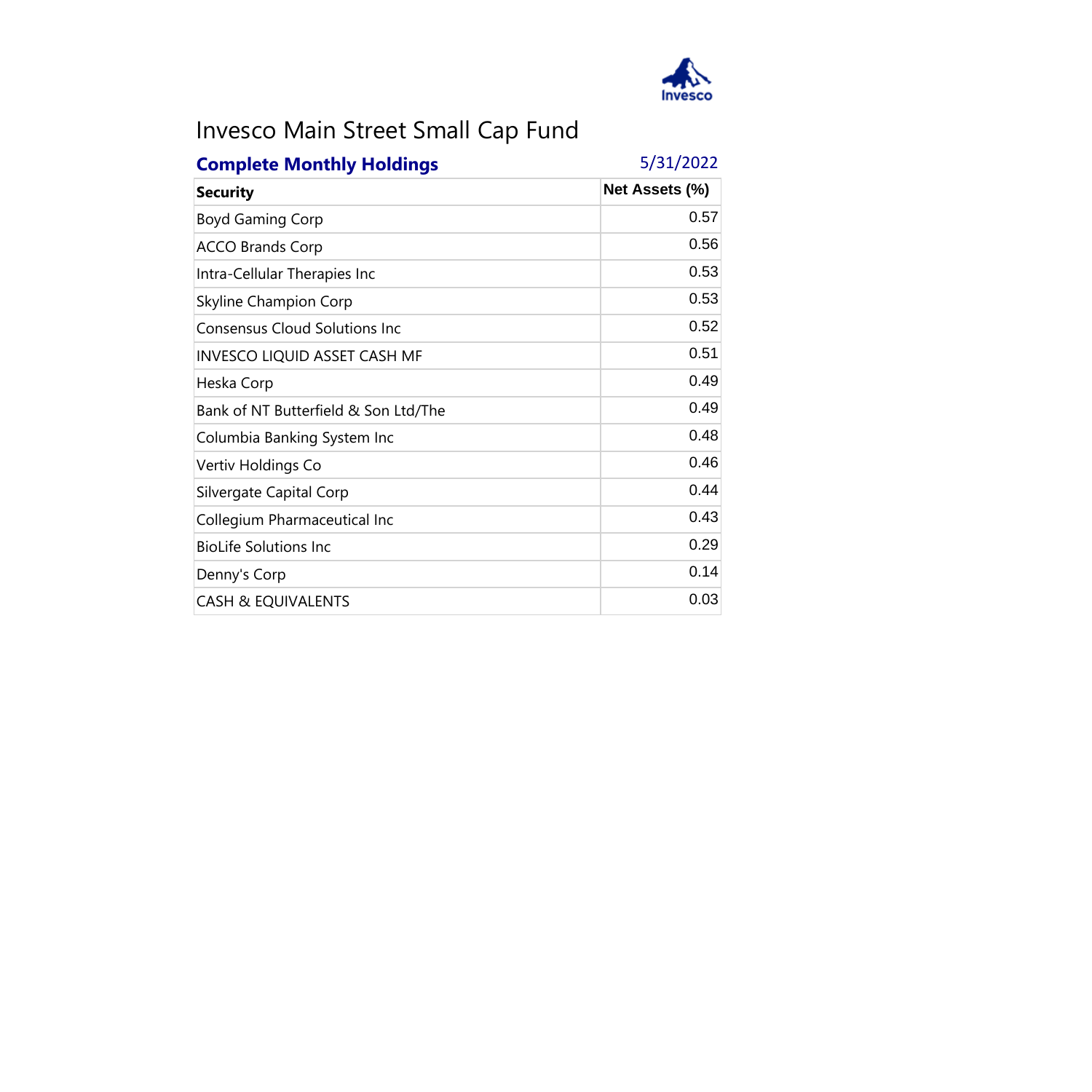# Invesco Main Street Small Cap Fund

**Complete Monthly Holdings** 5/31/2022

| Security | Net Assets (%) |
|---|---|
| Boyd Gaming Corp | 0.57 |
| ACCO Brands Corp | 0.56 |
| Intra-Cellular Therapies Inc | 0.53 |
| Skyline Champion Corp | 0.53 |
| Consensus Cloud Solutions Inc | 0.52 |
| INVESCO LIQUID ASSET CASH MF | 0.51 |
| Heska Corp | 0.49 |
| Bank of NT Butterfield & Son Ltd/The | 0.49 |
| Columbia Banking System Inc | 0.48 |
| Vertiv Holdings Co | 0.46 |
| Silvergate Capital Corp | 0.44 |
| Collegium Pharmaceutical Inc | 0.43 |
| BioLife Solutions Inc | 0.29 |
| Denny's Corp | 0.14 |
| CASH & EQUIVALENTS | 0.03 |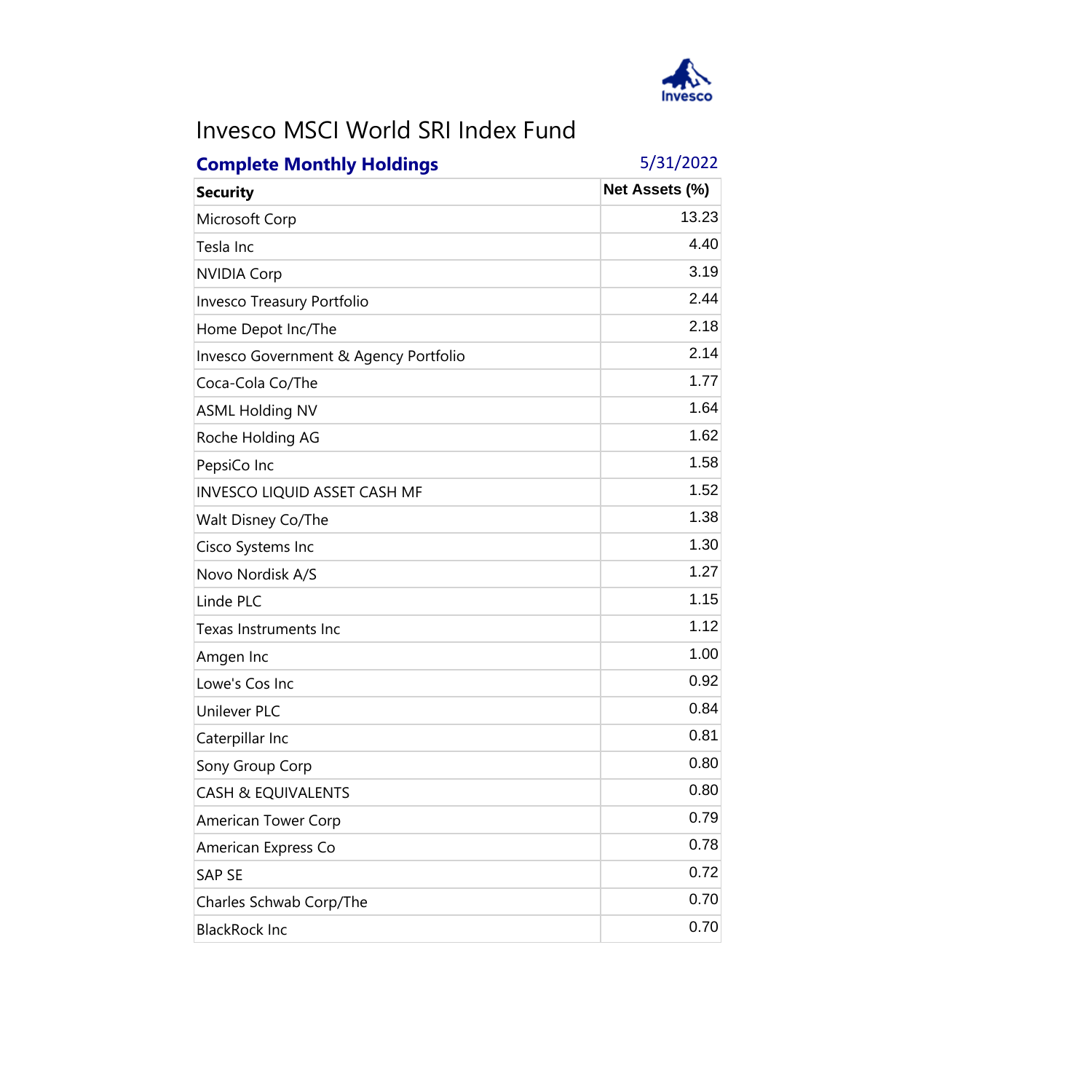# Invesco MSCI World SRI Index Fund

**Complete Monthly Holdings** 5/31/2022

| Security | Net Assets (%) |
|---|---|
| Microsoft Corp | 13.23 |
| Tesla Inc | 4.40 |
| NVIDIA Corp | 3.19 |
| Invesco Treasury Portfolio | 2.44 |
| Home Depot Inc/The | 2.18 |
| Invesco Government & Agency Portfolio | 2.14 |
| Coca-Cola Co/The | 1.77 |
| ASML Holding NV | 1.64 |
| Roche Holding AG | 1.62 |
| PepsiCo Inc | 1.58 |
| INVESCO LIQUID ASSET CASH MF | 1.52 |
| Walt Disney Co/The | 1.38 |
| Cisco Systems Inc | 1.30 |
| Novo Nordisk A/S | 1.27 |
| Linde PLC | 1.15 |
| Texas Instruments Inc | 1.12 |
| Amgen Inc | 1.00 |
| Lowe's Cos Inc | 0.92 |
| Unilever PLC | 0.84 |
| Caterpillar Inc | 0.81 |
| Sony Group Corp | 0.80 |
| CASH & EQUIVALENTS | 0.80 |
| American Tower Corp | 0.79 |
| American Express Co | 0.78 |
| SAP SE | 0.72 |
| Charles Schwab Corp/The | 0.70 |
| BlackRock Inc | 0.70 |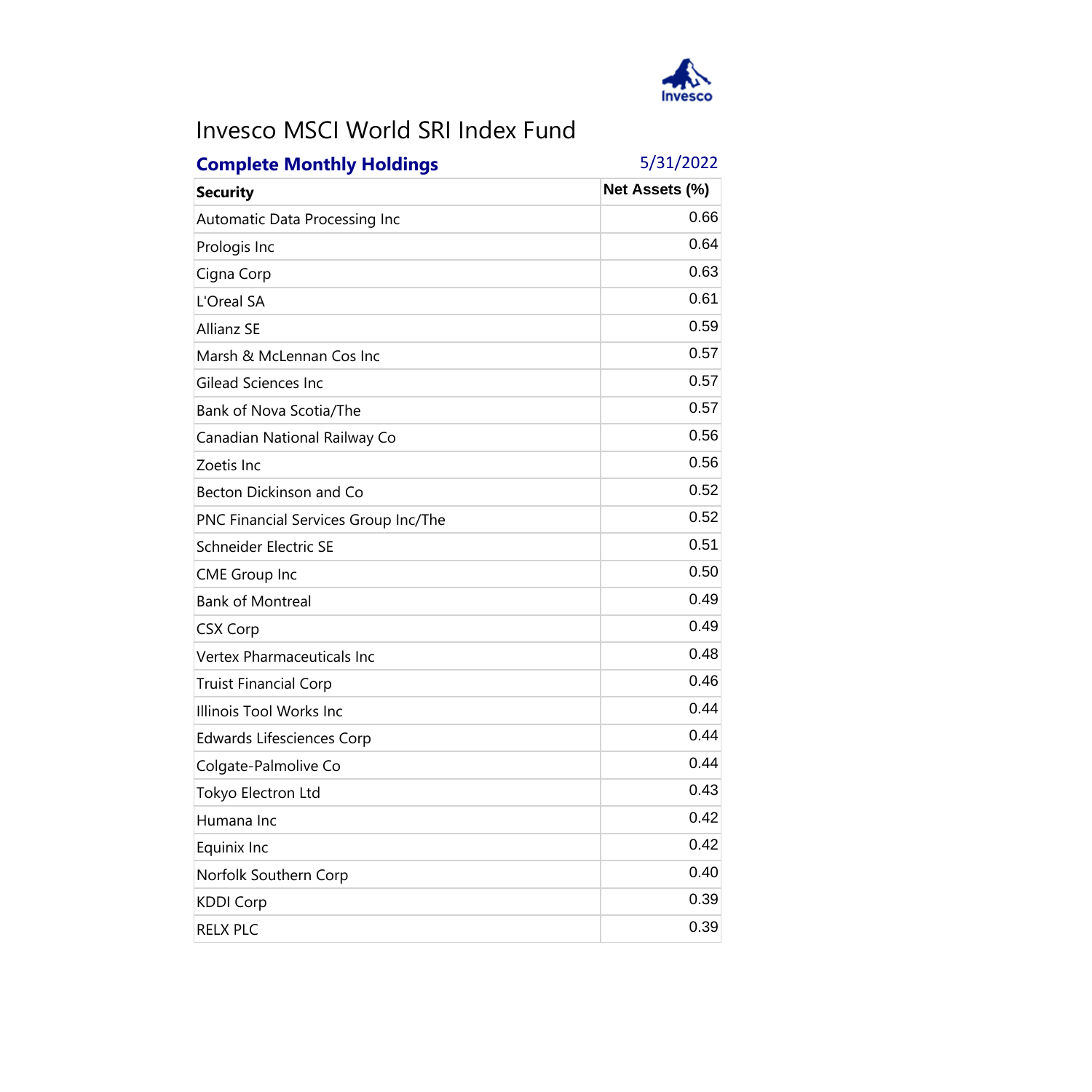# Invesco MSCI World SRI Index Fund

**Complete Monthly Holdings** 5/31/2022

| Security | Net Assets (%) |
|---|---|
| Automatic Data Processing Inc | 0.66 |
| Prologis Inc | 0.64 |
| Cigna Corp | 0.63 |
| L'Oreal SA | 0.61 |
| Allianz SE | 0.59 |
| Marsh & McLennan Cos Inc | 0.57 |
| Gilead Sciences Inc | 0.57 |
| Bank of Nova Scotia/The | 0.57 |
| Canadian National Railway Co | 0.56 |
| Zoetis Inc | 0.56 |
| Becton Dickinson and Co | 0.52 |
| PNC Financial Services Group Inc/The | 0.52 |
| Schneider Electric SE | 0.51 |
| CME Group Inc | 0.50 |
| Bank of Montreal | 0.49 |
| CSX Corp | 0.49 |
| Vertex Pharmaceuticals Inc | 0.48 |
| Truist Financial Corp | 0.46 |
| Illinois Tool Works Inc | 0.44 |
| Edwards Lifesciences Corp | 0.44 |
| Colgate-Palmolive Co | 0.44 |
| Tokyo Electron Ltd | 0.43 |
| Humana Inc | 0.42 |
| Equinix Inc | 0.42 |
| Norfolk Southern Corp | 0.40 |
| KDDI Corp | 0.39 |
| RELX PLC | 0.39 |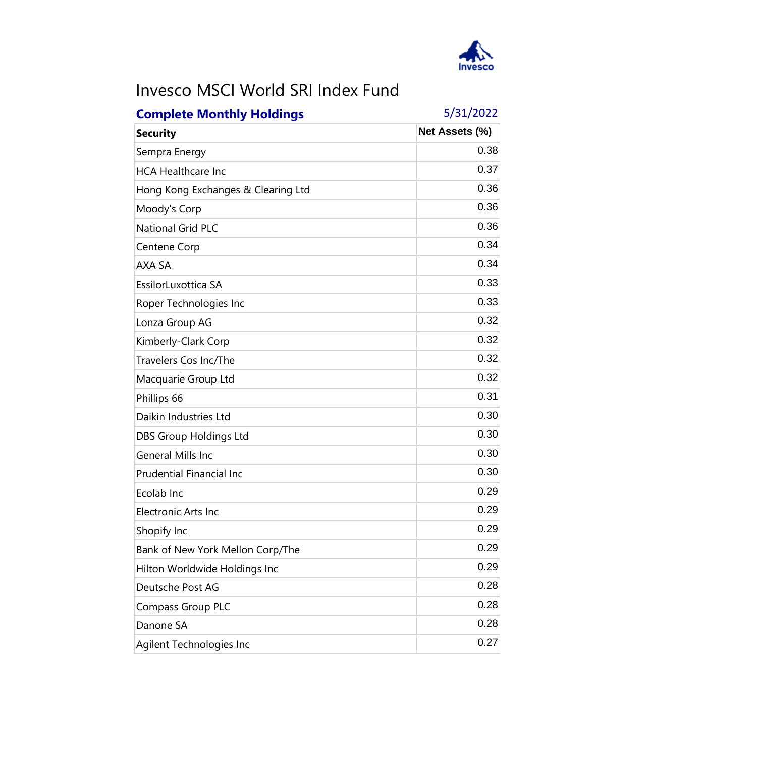# Invesco MSCI World SRI Index Fund

**Complete Monthly Holdings** 5/31/2022

| Security | Net Assets (%) |
|---|---|
| Sempra Energy | 0.38 |
| HCA Healthcare Inc | 0.37 |
| Hong Kong Exchanges & Clearing Ltd | 0.36 |
| Moody's Corp | 0.36 |
| National Grid PLC | 0.36 |
| Centene Corp | 0.34 |
| AXA SA | 0.34 |
| EssilorLuxottica SA | 0.33 |
| Roper Technologies Inc | 0.33 |
| Lonza Group AG | 0.32 |
| Kimberly-Clark Corp | 0.32 |
| Travelers Cos Inc/The | 0.32 |
| Macquarie Group Ltd | 0.32 |
| Phillips 66 | 0.31 |
| Daikin Industries Ltd | 0.30 |
| DBS Group Holdings Ltd | 0.30 |
| General Mills Inc | 0.30 |
| Prudential Financial Inc | 0.30 |
| Ecolab Inc | 0.29 |
| Electronic Arts Inc | 0.29 |
| Shopify Inc | 0.29 |
| Bank of New York Mellon Corp/The | 0.29 |
| Hilton Worldwide Holdings Inc | 0.29 |
| Deutsche Post AG | 0.28 |
| Compass Group PLC | 0.28 |
| Danone SA | 0.28 |
| Agilent Technologies Inc | 0.27 |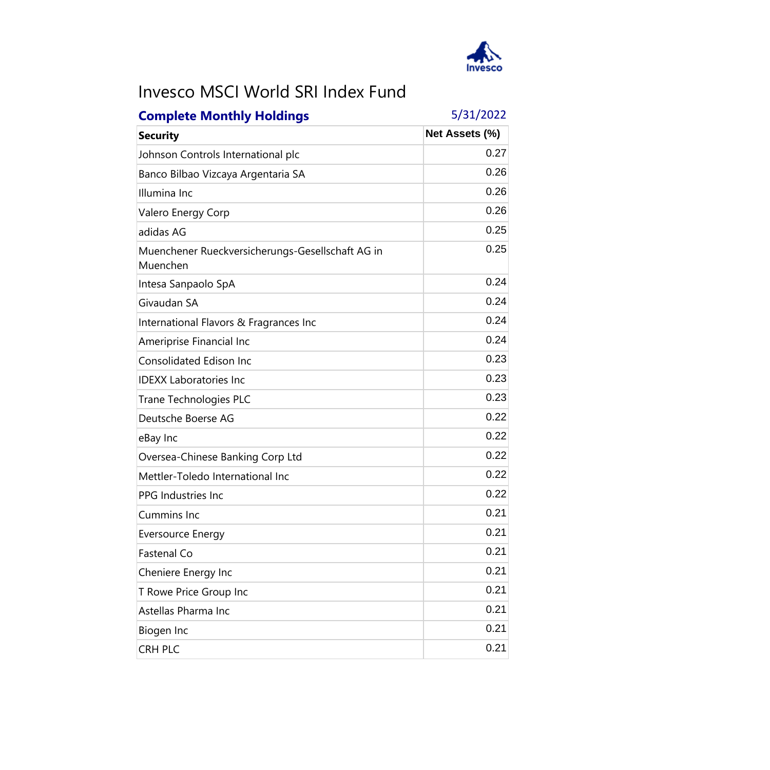# Invesco MSCI World SRI Index Fund

**Complete Monthly Holdings** 5/31/2022

| Security | Net Assets (%) |
|---|---|
| Johnson Controls International plc | 0.27 |
| Banco Bilbao Vizcaya Argentaria SA | 0.26 |
| Illumina Inc | 0.26 |
| Valero Energy Corp | 0.26 |
| adidas AG | 0.25 |
| Muenchener Rueckversicherungs-Gesellschaft AG in Muenchen | 0.25 |
| Intesa Sanpaolo SpA | 0.24 |
| Givaudan SA | 0.24 |
| International Flavors & Fragrances Inc | 0.24 |
| Ameriprise Financial Inc | 0.24 |
| Consolidated Edison Inc | 0.23 |
| IDEXX Laboratories Inc | 0.23 |
| Trane Technologies PLC | 0.23 |
| Deutsche Boerse AG | 0.22 |
| eBay Inc | 0.22 |
| Oversea-Chinese Banking Corp Ltd | 0.22 |
| Mettler-Toledo International Inc | 0.22 |
| PPG Industries Inc | 0.22 |
| Cummins Inc | 0.21 |
| Eversource Energy | 0.21 |
| Fastenal Co | 0.21 |
| Cheniere Energy Inc | 0.21 |
| T Rowe Price Group Inc | 0.21 |
| Astellas Pharma Inc | 0.21 |
| Biogen Inc | 0.21 |
| CRH PLC | 0.21 |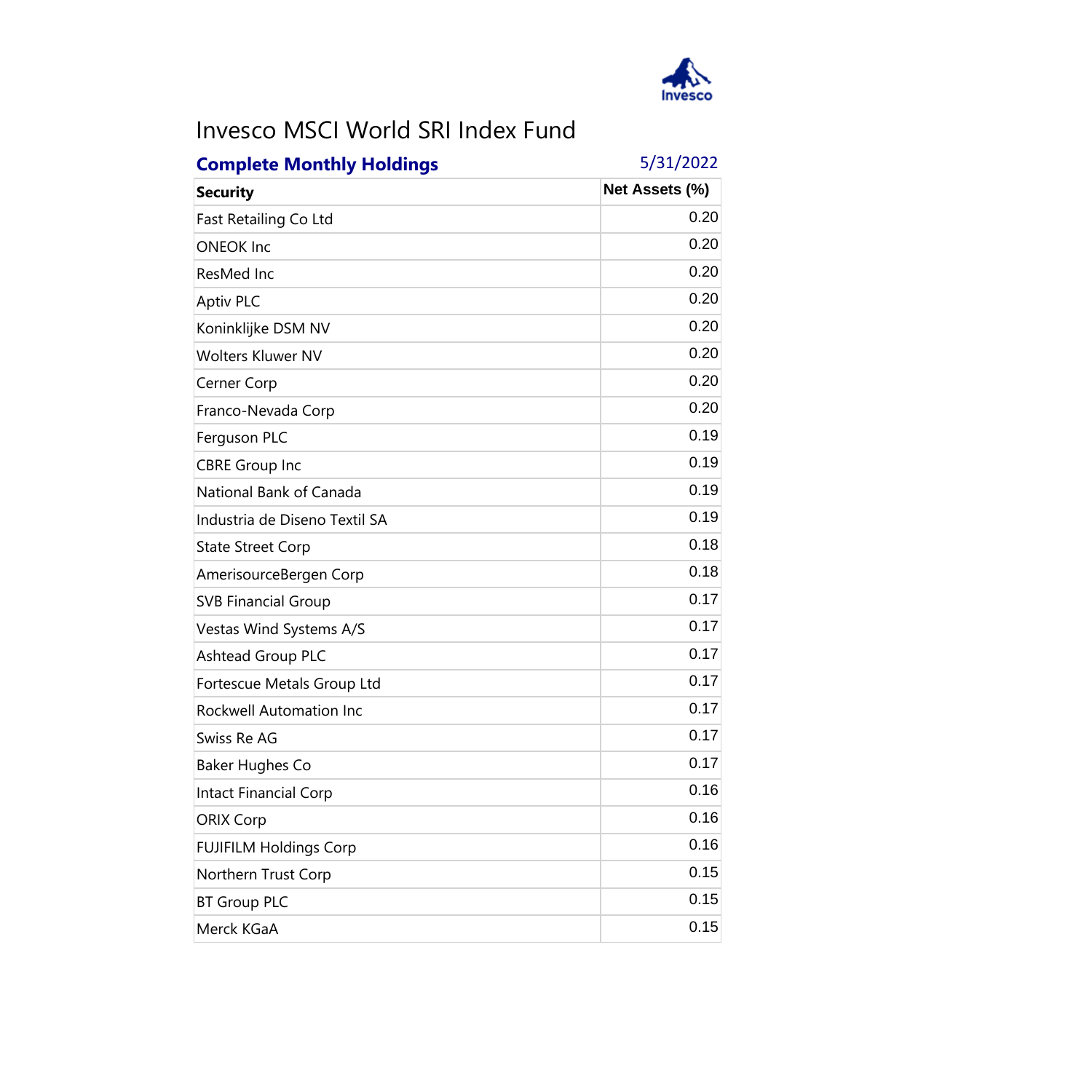# Invesco MSCI World SRI Index Fund

**Complete Monthly Holdings** 5/31/2022

| Security | Net Assets (%) |
|---|---|
| Fast Retailing Co Ltd | 0.20 |
| ONEOK Inc | 0.20 |
| ResMed Inc | 0.20 |
| Aptiv PLC | 0.20 |
| Koninklijke DSM NV | 0.20 |
| Wolters Kluwer NV | 0.20 |
| Cerner Corp | 0.20 |
| Franco-Nevada Corp | 0.20 |
| Ferguson PLC | 0.19 |
| CBRE Group Inc | 0.19 |
| National Bank of Canada | 0.19 |
| Industria de Diseno Textil SA | 0.19 |
| State Street Corp | 0.18 |
| AmerisourceBergen Corp | 0.18 |
| SVB Financial Group | 0.17 |
| Vestas Wind Systems A/S | 0.17 |
| Ashtead Group PLC | 0.17 |
| Fortescue Metals Group Ltd | 0.17 |
| Rockwell Automation Inc | 0.17 |
| Swiss Re AG | 0.17 |
| Baker Hughes Co | 0.17 |
| Intact Financial Corp | 0.16 |
| ORIX Corp | 0.16 |
| FUJIFILM Holdings Corp | 0.16 |
| Northern Trust Corp | 0.15 |
| BT Group PLC | 0.15 |
| Merck KGaA | 0.15 |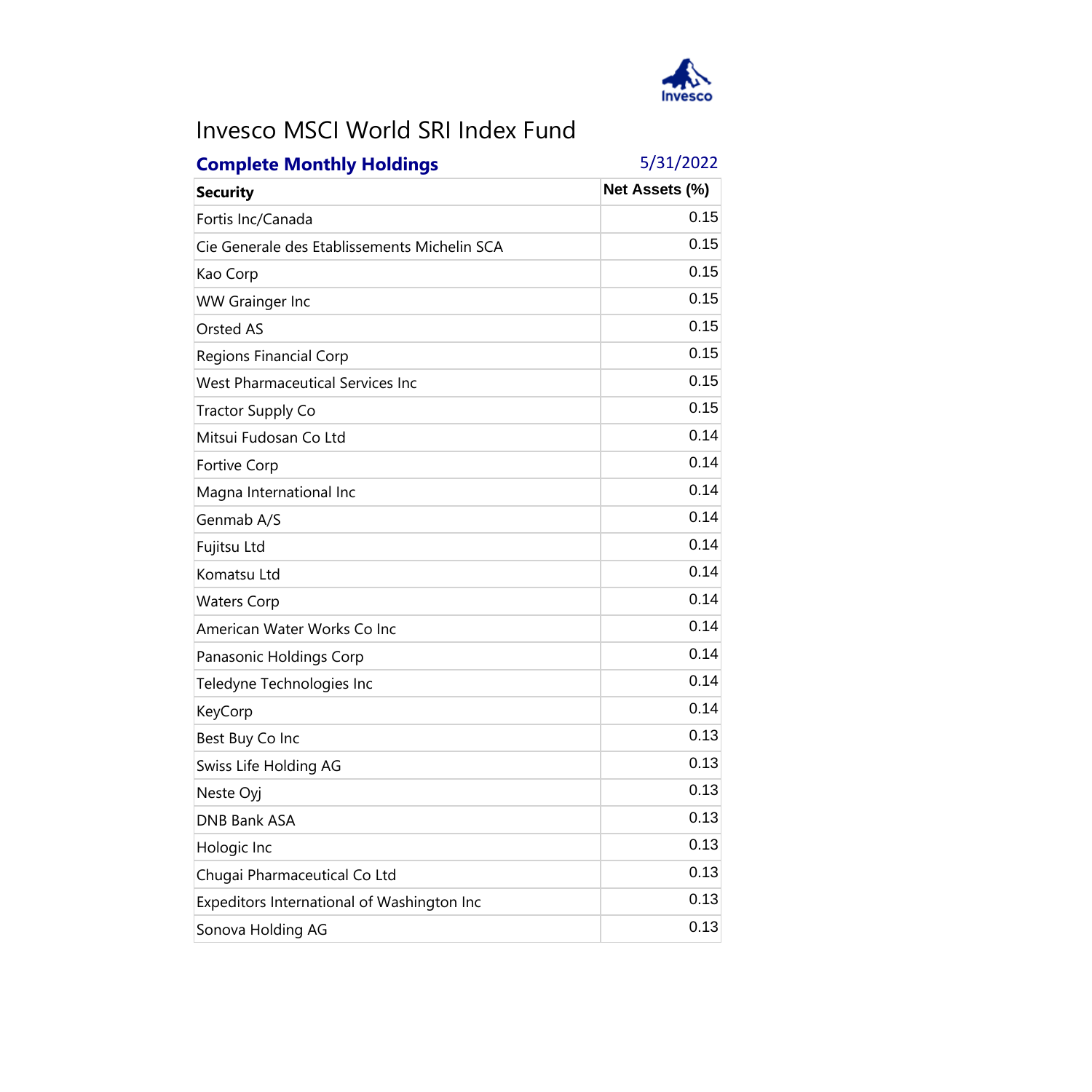# Invesco MSCI World SRI Index Fund

**Complete Monthly Holdings** 5/31/2022

| Security | Net Assets (%) |
|---|---|
| Fortis Inc/Canada | 0.15 |
| Cie Generale des Etablissements Michelin SCA | 0.15 |
| Kao Corp | 0.15 |
| WW Grainger Inc | 0.15 |
| Orsted AS | 0.15 |
| Regions Financial Corp | 0.15 |
| West Pharmaceutical Services Inc | 0.15 |
| Tractor Supply Co | 0.15 |
| Mitsui Fudosan Co Ltd | 0.14 |
| Fortive Corp | 0.14 |
| Magna International Inc | 0.14 |
| Genmab A/S | 0.14 |
| Fujitsu Ltd | 0.14 |
| Komatsu Ltd | 0.14 |
| Waters Corp | 0.14 |
| American Water Works Co Inc | 0.14 |
| Panasonic Holdings Corp | 0.14 |
| Teledyne Technologies Inc | 0.14 |
| KeyCorp | 0.14 |
| Best Buy Co Inc | 0.13 |
| Swiss Life Holding AG | 0.13 |
| Neste Oyj | 0.13 |
| DNB Bank ASA | 0.13 |
| Hologic Inc | 0.13 |
| Chugai Pharmaceutical Co Ltd | 0.13 |
| Expeditors International of Washington Inc | 0.13 |
| Sonova Holding AG | 0.13 |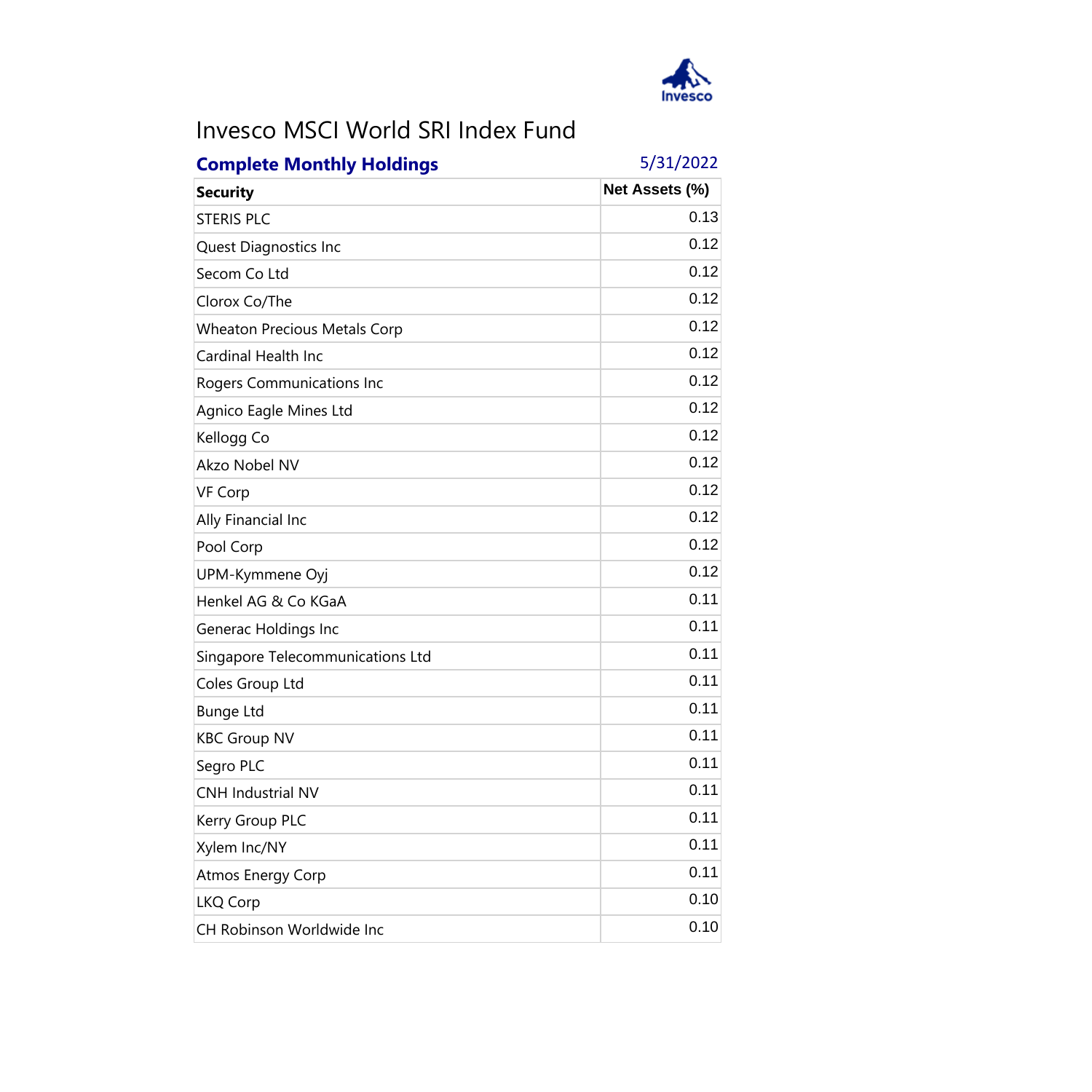# Invesco MSCI World SRI Index Fund

**Complete Monthly Holdings** 5/31/2022

| Security | Net Assets (%) |
|---|---|
| STERIS PLC | 0.13 |
| Quest Diagnostics Inc | 0.12 |
| Secom Co Ltd | 0.12 |
| Clorox Co/The | 0.12 |
| Wheaton Precious Metals Corp | 0.12 |
| Cardinal Health Inc | 0.12 |
| Rogers Communications Inc | 0.12 |
| Agnico Eagle Mines Ltd | 0.12 |
| Kellogg Co | 0.12 |
| Akzo Nobel NV | 0.12 |
| VF Corp | 0.12 |
| Ally Financial Inc | 0.12 |
| Pool Corp | 0.12 |
| UPM-Kymmene Oyj | 0.12 |
| Henkel AG & Co KGaA | 0.11 |
| Generac Holdings Inc | 0.11 |
| Singapore Telecommunications Ltd | 0.11 |
| Coles Group Ltd | 0.11 |
| Bunge Ltd | 0.11 |
| KBC Group NV | 0.11 |
| Segro PLC | 0.11 |
| CNH Industrial NV | 0.11 |
| Kerry Group PLC | 0.11 |
| Xylem Inc/NY | 0.11 |
| Atmos Energy Corp | 0.11 |
| LKQ Corp | 0.10 |
| CH Robinson Worldwide Inc | 0.10 |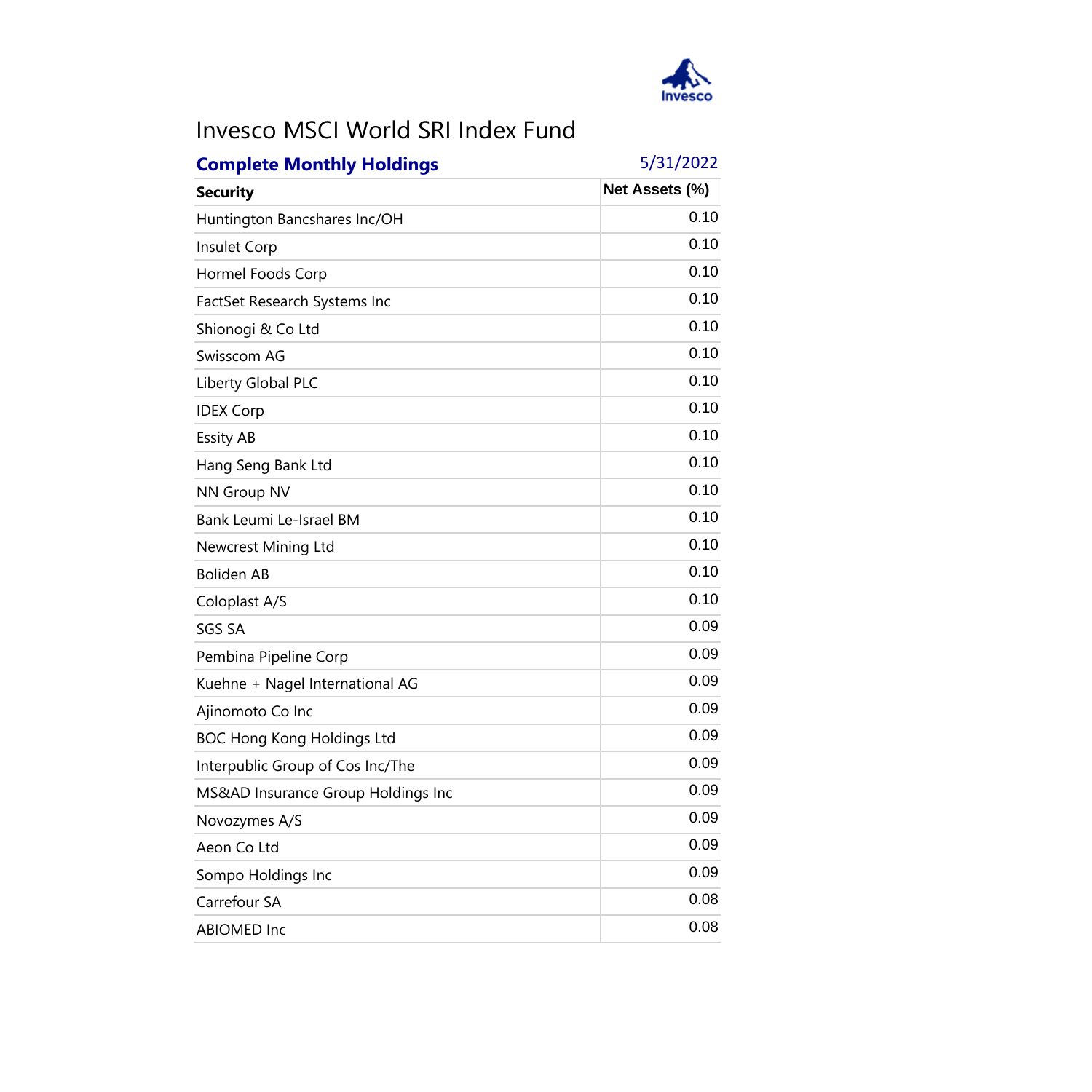# Invesco MSCI World SRI Index Fund

**Complete Monthly Holdings** 5/31/2022

| Security | Net Assets (%) |
|---|---|
| Huntington Bancshares Inc/OH | 0.10 |
| Insulet Corp | 0.10 |
| Hormel Foods Corp | 0.10 |
| FactSet Research Systems Inc | 0.10 |
| Shionogi & Co Ltd | 0.10 |
| Swisscom AG | 0.10 |
| Liberty Global PLC | 0.10 |
| IDEX Corp | 0.10 |
| Essity AB | 0.10 |
| Hang Seng Bank Ltd | 0.10 |
| NN Group NV | 0.10 |
| Bank Leumi Le-Israel BM | 0.10 |
| Newcrest Mining Ltd | 0.10 |
| Boliden AB | 0.10 |
| Coloplast A/S | 0.10 |
| SGS SA | 0.09 |
| Pembina Pipeline Corp | 0.09 |
| Kuehne + Nagel International AG | 0.09 |
| Ajinomoto Co Inc | 0.09 |
| BOC Hong Kong Holdings Ltd | 0.09 |
| Interpublic Group of Cos Inc/The | 0.09 |
| MS&AD Insurance Group Holdings Inc | 0.09 |
| Novozymes A/S | 0.09 |
| Aeon Co Ltd | 0.09 |
| Sompo Holdings Inc | 0.09 |
| Carrefour SA | 0.08 |
| ABIOMED Inc | 0.08 |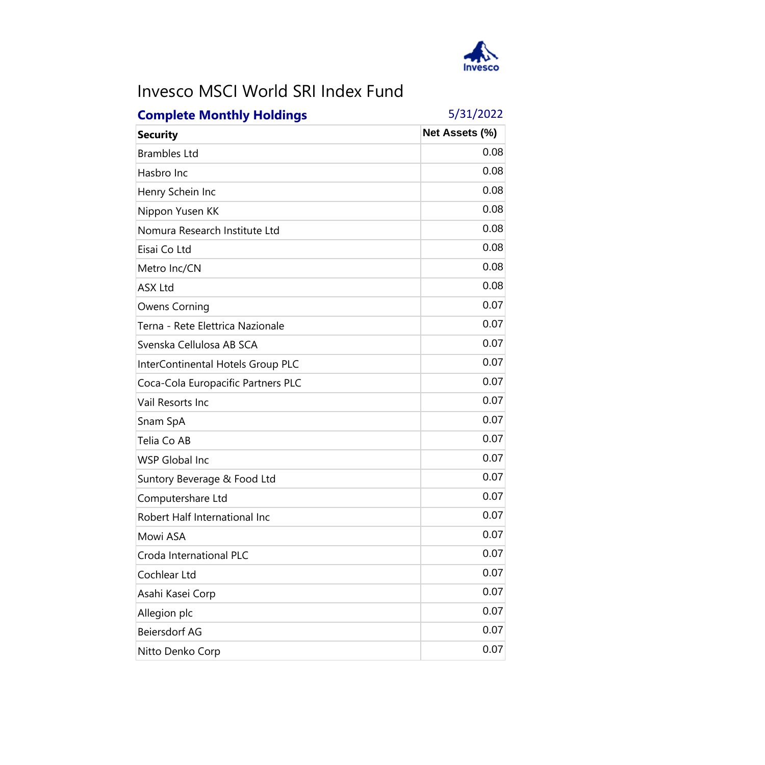# Invesco MSCI World SRI Index Fund

**Complete Monthly Holdings** 5/31/2022

| Security | Net Assets (%) |
|---|---|
| Brambles Ltd | 0.08 |
| Hasbro Inc | 0.08 |
| Henry Schein Inc | 0.08 |
| Nippon Yusen KK | 0.08 |
| Nomura Research Institute Ltd | 0.08 |
| Eisai Co Ltd | 0.08 |
| Metro Inc/CN | 0.08 |
| ASX Ltd | 0.08 |
| Owens Corning | 0.07 |
| Terna - Rete Elettrica Nazionale | 0.07 |
| Svenska Cellulosa AB SCA | 0.07 |
| InterContinental Hotels Group PLC | 0.07 |
| Coca-Cola Europacific Partners PLC | 0.07 |
| Vail Resorts Inc | 0.07 |
| Snam SpA | 0.07 |
| Telia Co AB | 0.07 |
| WSP Global Inc | 0.07 |
| Suntory Beverage & Food Ltd | 0.07 |
| Computershare Ltd | 0.07 |
| Robert Half International Inc | 0.07 |
| Mowi ASA | 0.07 |
| Croda International PLC | 0.07 |
| Cochlear Ltd | 0.07 |
| Asahi Kasei Corp | 0.07 |
| Allegion plc | 0.07 |
| Beiersdorf AG | 0.07 |
| Nitto Denko Corp | 0.07 |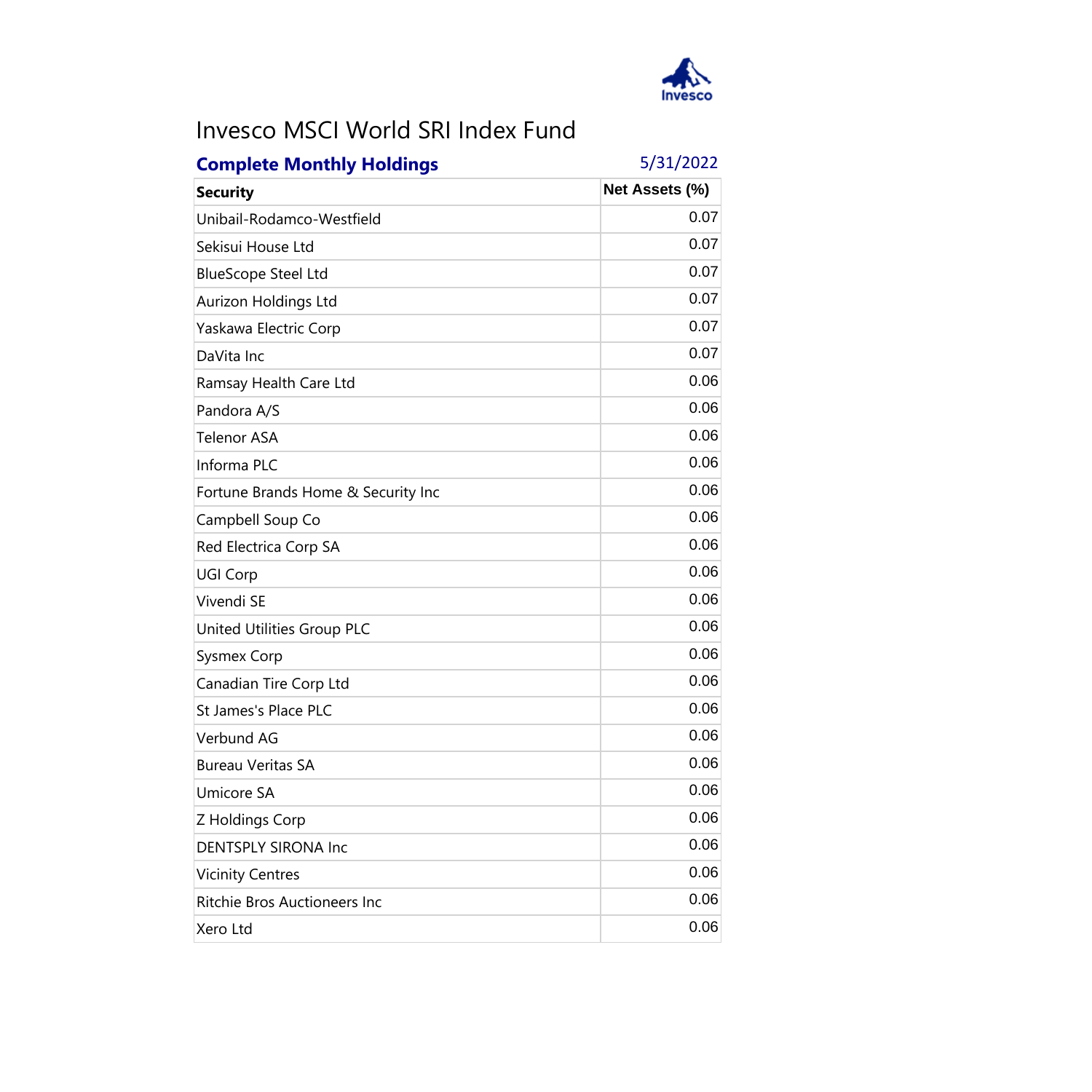# Invesco MSCI World SRI Index Fund

**Complete Monthly Holdings** 5/31/2022

| Security | Net Assets (%) |
|---|---|
| Unibail-Rodamco-Westfield | 0.07 |
| Sekisui House Ltd | 0.07 |
| BlueScope Steel Ltd | 0.07 |
| Aurizon Holdings Ltd | 0.07 |
| Yaskawa Electric Corp | 0.07 |
| DaVita Inc | 0.07 |
| Ramsay Health Care Ltd | 0.06 |
| Pandora A/S | 0.06 |
| Telenor ASA | 0.06 |
| Informa PLC | 0.06 |
| Fortune Brands Home & Security Inc | 0.06 |
| Campbell Soup Co | 0.06 |
| Red Electrica Corp SA | 0.06 |
| UGI Corp | 0.06 |
| Vivendi SE | 0.06 |
| United Utilities Group PLC | 0.06 |
| Sysmex Corp | 0.06 |
| Canadian Tire Corp Ltd | 0.06 |
| St James's Place PLC | 0.06 |
| Verbund AG | 0.06 |
| Bureau Veritas SA | 0.06 |
| Umicore SA | 0.06 |
| Z Holdings Corp | 0.06 |
| DENTSPLY SIRONA Inc | 0.06 |
| Vicinity Centres | 0.06 |
| Ritchie Bros Auctioneers Inc | 0.06 |
| Xero Ltd | 0.06 |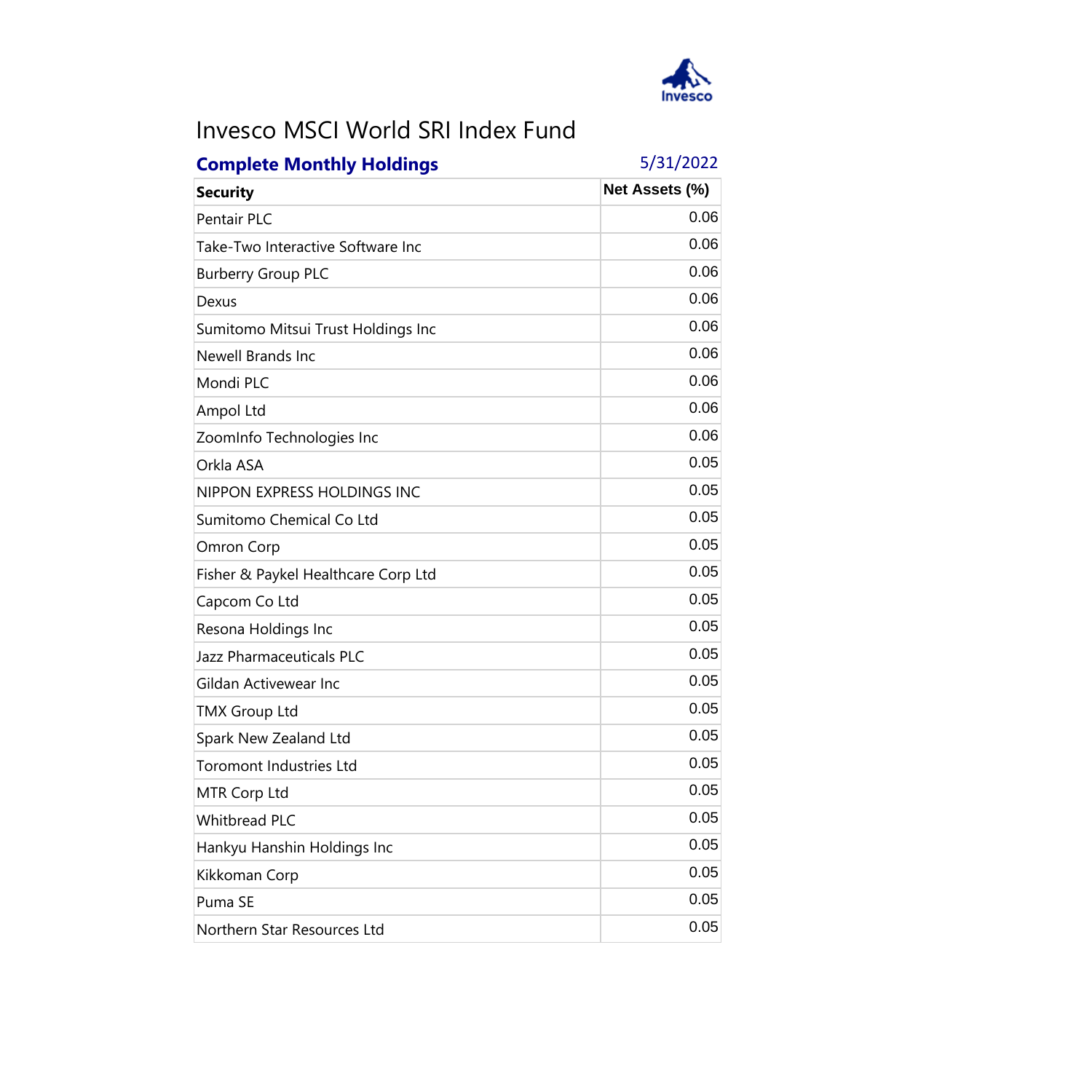# Invesco MSCI World SRI Index Fund

**Complete Monthly Holdings** 5/31/2022

| Security | Net Assets (%) |
|---|---|
| Pentair PLC | 0.06 |
| Take-Two Interactive Software Inc | 0.06 |
| Burberry Group PLC | 0.06 |
| Dexus | 0.06 |
| Sumitomo Mitsui Trust Holdings Inc | 0.06 |
| Newell Brands Inc | 0.06 |
| Mondi PLC | 0.06 |
| Ampol Ltd | 0.06 |
| ZoomInfo Technologies Inc | 0.06 |
| Orkla ASA | 0.05 |
| NIPPON EXPRESS HOLDINGS INC | 0.05 |
| Sumitomo Chemical Co Ltd | 0.05 |
| Omron Corp | 0.05 |
| Fisher & Paykel Healthcare Corp Ltd | 0.05 |
| Capcom Co Ltd | 0.05 |
| Resona Holdings Inc | 0.05 |
| Jazz Pharmaceuticals PLC | 0.05 |
| Gildan Activewear Inc | 0.05 |
| TMX Group Ltd | 0.05 |
| Spark New Zealand Ltd | 0.05 |
| Toromont Industries Ltd | 0.05 |
| MTR Corp Ltd | 0.05 |
| Whitbread PLC | 0.05 |
| Hankyu Hanshin Holdings Inc | 0.05 |
| Kikkoman Corp | 0.05 |
| Puma SE | 0.05 |
| Northern Star Resources Ltd | 0.05 |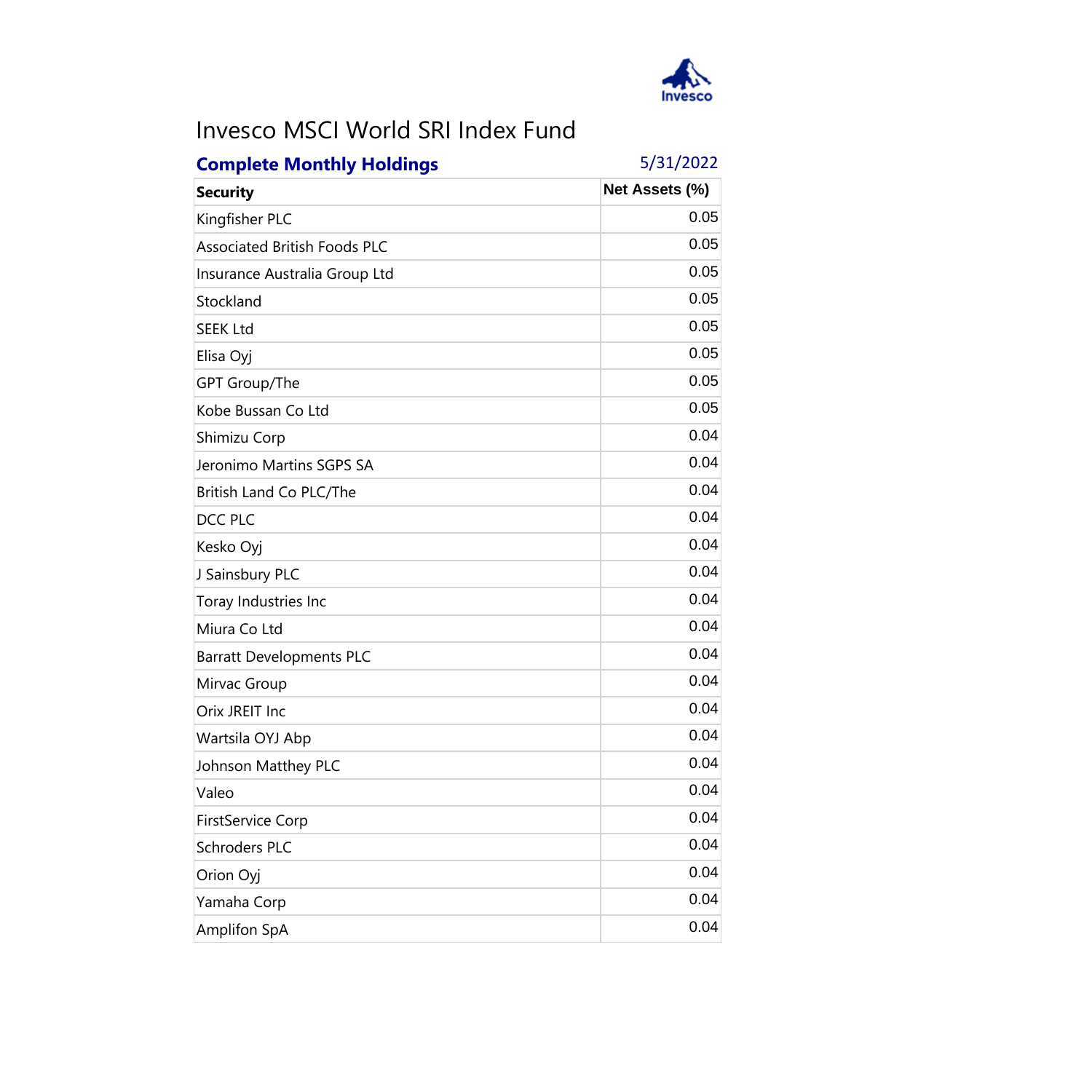# Invesco MSCI World SRI Index Fund

**Complete Monthly Holdings** 5/31/2022

| Security | Net Assets (%) |
|---|---|
| Kingfisher PLC | 0.05 |
| Associated British Foods PLC | 0.05 |
| Insurance Australia Group Ltd | 0.05 |
| Stockland | 0.05 |
| SEEK Ltd | 0.05 |
| Elisa Oyj | 0.05 |
| GPT Group/The | 0.05 |
| Kobe Bussan Co Ltd | 0.05 |
| Shimizu Corp | 0.04 |
| Jeronimo Martins SGPS SA | 0.04 |
| British Land Co PLC/The | 0.04 |
| DCC PLC | 0.04 |
| Kesko Oyj | 0.04 |
| J Sainsbury PLC | 0.04 |
| Toray Industries Inc | 0.04 |
| Miura Co Ltd | 0.04 |
| Barratt Developments PLC | 0.04 |
| Mirvac Group | 0.04 |
| Orix JREIT Inc | 0.04 |
| Wartsila OYJ Abp | 0.04 |
| Johnson Matthey PLC | 0.04 |
| Valeo | 0.04 |
| FirstService Corp | 0.04 |
| Schroders PLC | 0.04 |
| Orion Oyj | 0.04 |
| Yamaha Corp | 0.04 |
| Amplifon SpA | 0.04 |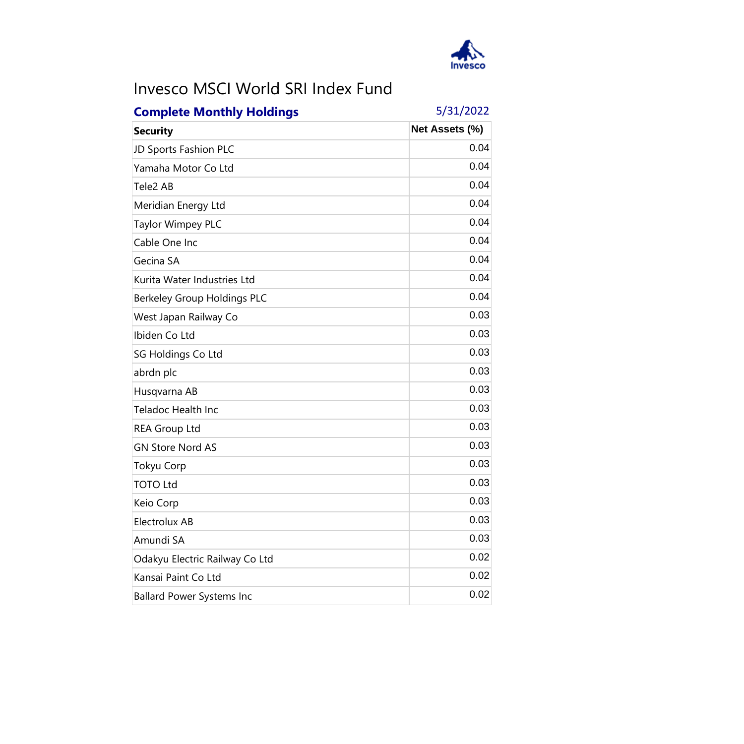# Invesco MSCI World SRI Index Fund

**Complete Monthly Holdings** 5/31/2022

| Security | Net Assets (%) |
|---|---|
| JD Sports Fashion PLC | 0.04 |
| Yamaha Motor Co Ltd | 0.04 |
| Tele2 AB | 0.04 |
| Meridian Energy Ltd | 0.04 |
| Taylor Wimpey PLC | 0.04 |
| Cable One Inc | 0.04 |
| Gecina SA | 0.04 |
| Kurita Water Industries Ltd | 0.04 |
| Berkeley Group Holdings PLC | 0.04 |
| West Japan Railway Co | 0.03 |
| Ibiden Co Ltd | 0.03 |
| SG Holdings Co Ltd | 0.03 |
| abrdn plc | 0.03 |
| Husqvarna AB | 0.03 |
| Teladoc Health Inc | 0.03 |
| REA Group Ltd | 0.03 |
| GN Store Nord AS | 0.03 |
| Tokyu Corp | 0.03 |
| TOTO Ltd | 0.03 |
| Keio Corp | 0.03 |
| Electrolux AB | 0.03 |
| Amundi SA | 0.03 |
| Odakyu Electric Railway Co Ltd | 0.02 |
| Kansai Paint Co Ltd | 0.02 |
| Ballard Power Systems Inc | 0.02 |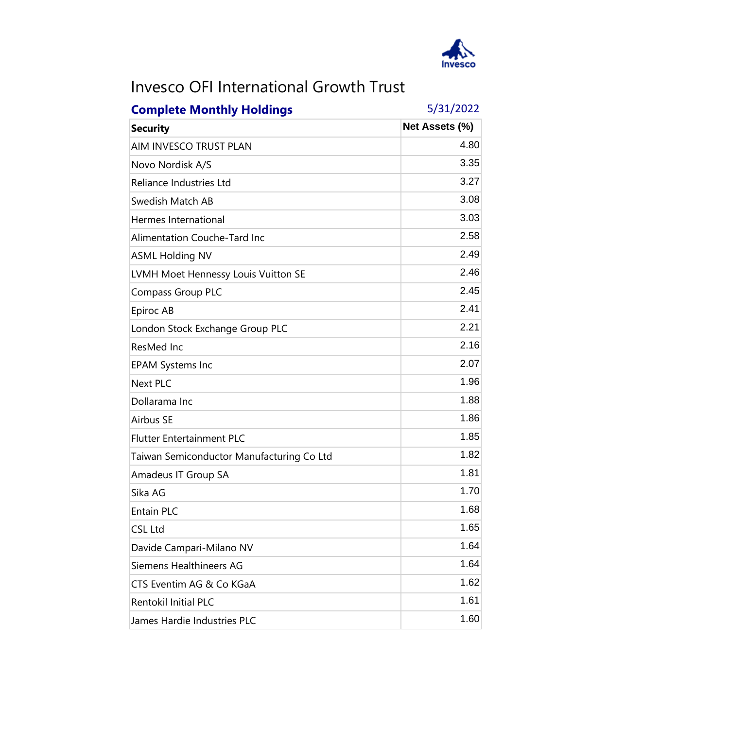# Invesco OFI International Growth Trust

**Complete Monthly Holdings** 5/31/2022

| Security | Net Assets (%) |
|---|---|
| AIM INVESCO TRUST PLAN | 4.80 |
| Novo Nordisk A/S | 3.35 |
| Reliance Industries Ltd | 3.27 |
| Swedish Match AB | 3.08 |
| Hermes International | 3.03 |
| Alimentation Couche-Tard Inc | 2.58 |
| ASML Holding NV | 2.49 |
| LVMH Moet Hennessy Louis Vuitton SE | 2.46 |
| Compass Group PLC | 2.45 |
| Epiroc AB | 2.41 |
| London Stock Exchange Group PLC | 2.21 |
| ResMed Inc | 2.16 |
| EPAM Systems Inc | 2.07 |
| Next PLC | 1.96 |
| Dollarama Inc | 1.88 |
| Airbus SE | 1.86 |
| Flutter Entertainment PLC | 1.85 |
| Taiwan Semiconductor Manufacturing Co Ltd | 1.82 |
| Amadeus IT Group SA | 1.81 |
| Sika AG | 1.70 |
| Entain PLC | 1.68 |
| CSL Ltd | 1.65 |
| Davide Campari-Milano NV | 1.64 |
| Siemens Healthineers AG | 1.64 |
| CTS Eventim AG & Co KGaA | 1.62 |
| Rentokil Initial PLC | 1.61 |
| James Hardie Industries PLC | 1.60 |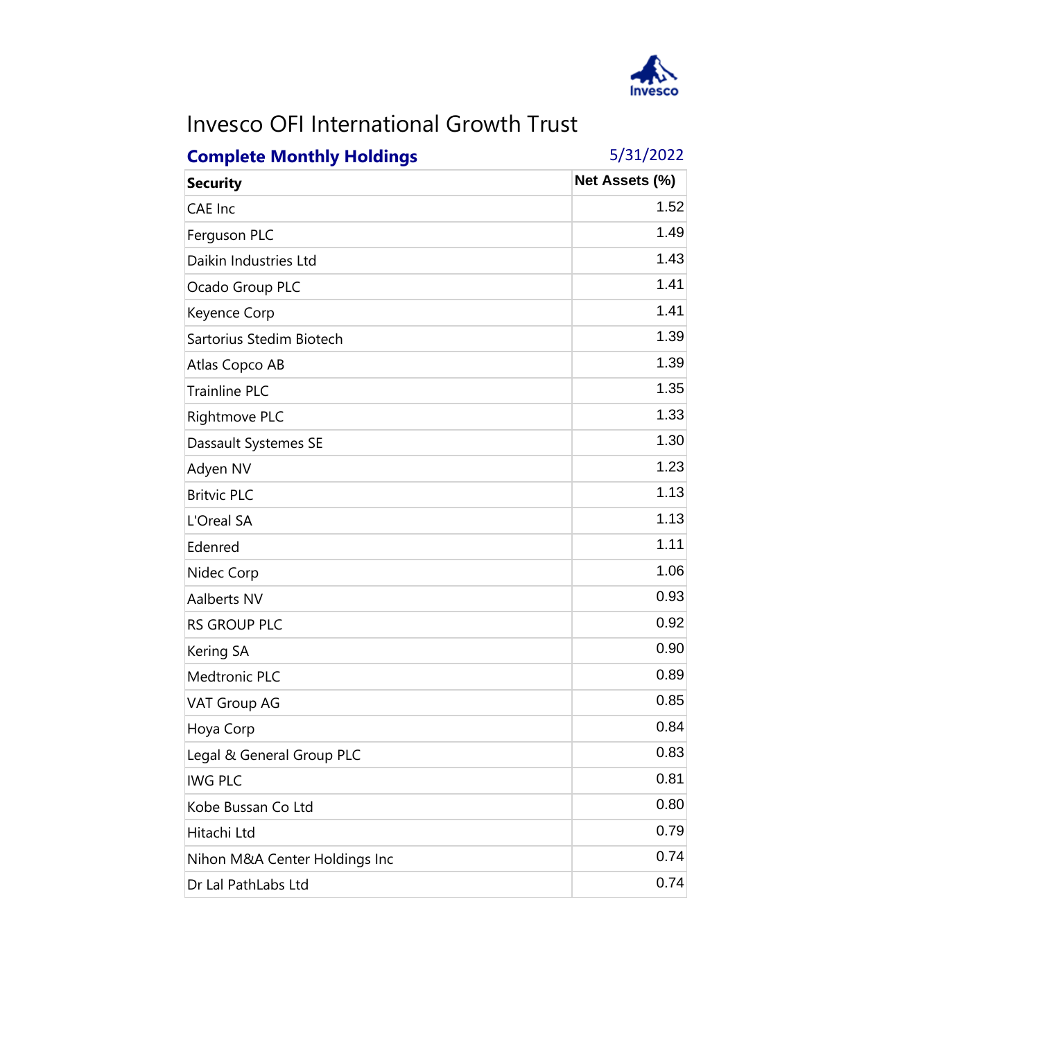# Invesco OFI International Growth Trust

**Complete Monthly Holdings** 5/31/2022

| Security | Net Assets (%) |
|---|---|
| CAE Inc | 1.52 |
| Ferguson PLC | 1.49 |
| Daikin Industries Ltd | 1.43 |
| Ocado Group PLC | 1.41 |
| Keyence Corp | 1.41 |
| Sartorius Stedim Biotech | 1.39 |
| Atlas Copco AB | 1.39 |
| Trainline PLC | 1.35 |
| Rightmove PLC | 1.33 |
| Dassault Systemes SE | 1.30 |
| Adyen NV | 1.23 |
| Britvic PLC | 1.13 |
| L'Oreal SA | 1.13 |
| Edenred | 1.11 |
| Nidec Corp | 1.06 |
| Aalberts NV | 0.93 |
| RS GROUP PLC | 0.92 |
| Kering SA | 0.90 |
| Medtronic PLC | 0.89 |
| VAT Group AG | 0.85 |
| Hoya Corp | 0.84 |
| Legal & General Group PLC | 0.83 |
| IWG PLC | 0.81 |
| Kobe Bussan Co Ltd | 0.80 |
| Hitachi Ltd | 0.79 |
| Nihon M&A Center Holdings Inc | 0.74 |
| Dr Lal PathLabs Ltd | 0.74 |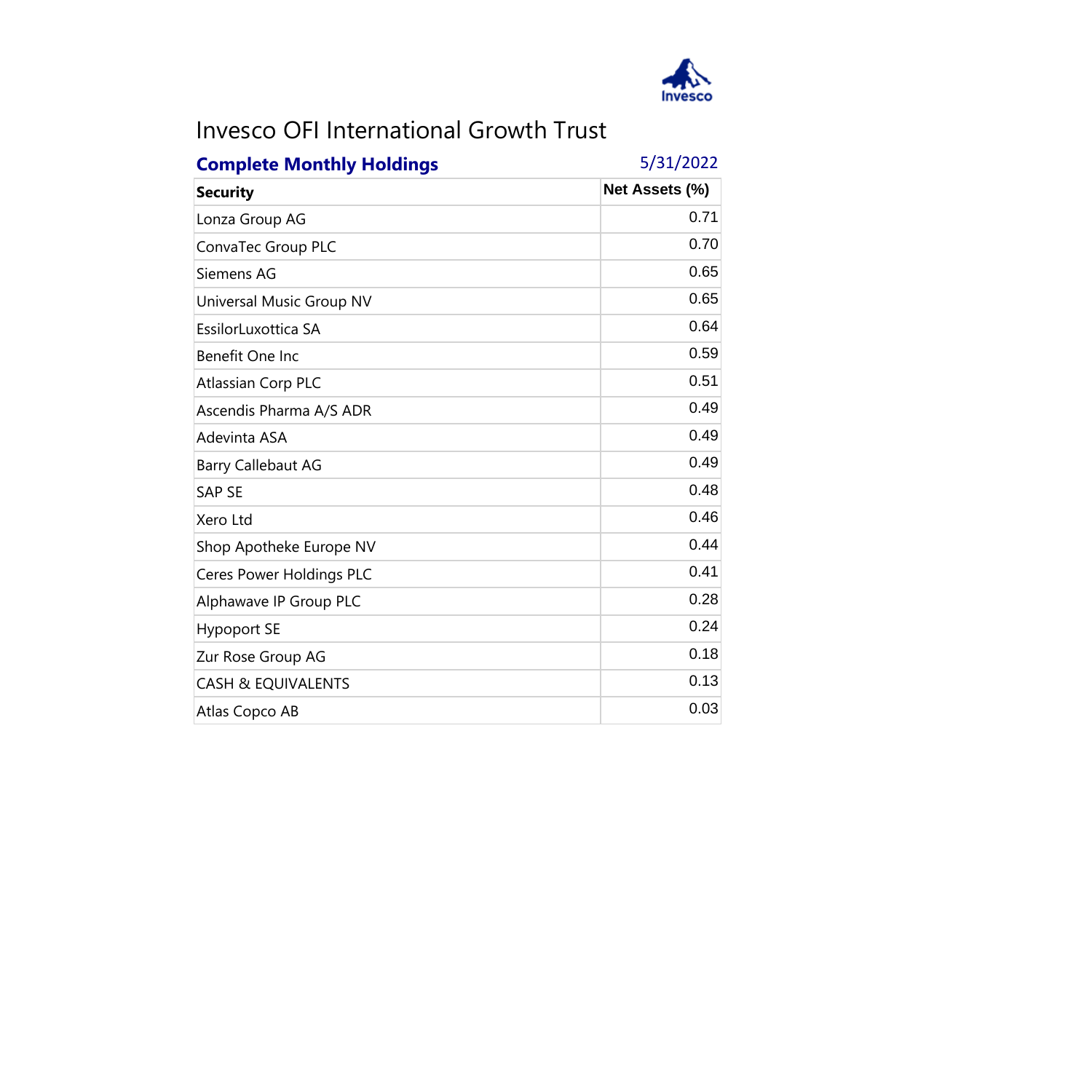# Invesco OFI International Growth Trust

**Complete Monthly Holdings** 5/31/2022

| Security | Net Assets (%) |
|---|---|
| Lonza Group AG | 0.71 |
| ConvaTec Group PLC | 0.70 |
| Siemens AG | 0.65 |
| Universal Music Group NV | 0.65 |
| EssilorLuxottica SA | 0.64 |
| Benefit One Inc | 0.59 |
| Atlassian Corp PLC | 0.51 |
| Ascendis Pharma A/S ADR | 0.49 |
| Adevinta ASA | 0.49 |
| Barry Callebaut AG | 0.49 |
| SAP SE | 0.48 |
| Xero Ltd | 0.46 |
| Shop Apotheke Europe NV | 0.44 |
| Ceres Power Holdings PLC | 0.41 |
| Alphawave IP Group PLC | 0.28 |
| Hypoport SE | 0.24 |
| Zur Rose Group AG | 0.18 |
| CASH & EQUIVALENTS | 0.13 |
| Atlas Copco AB | 0.03 |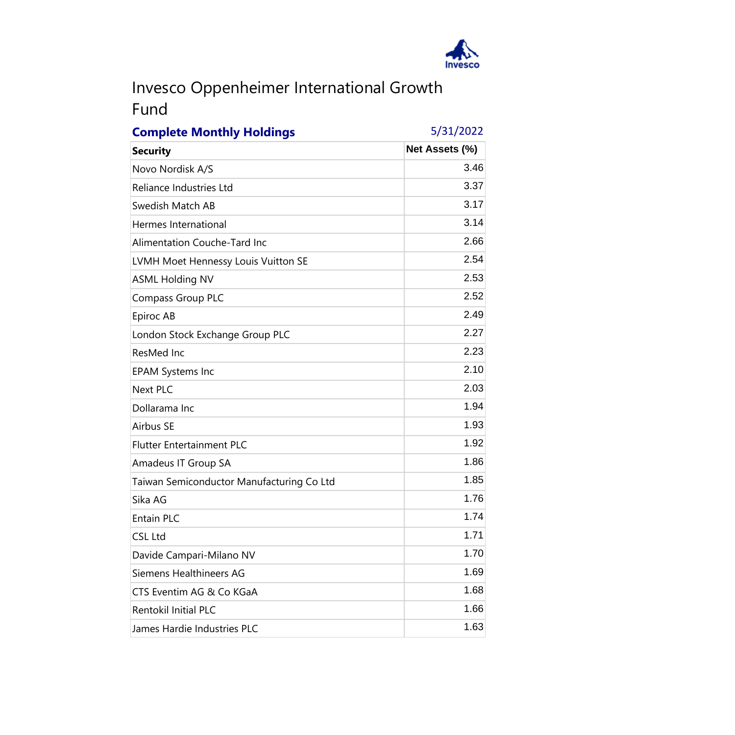# Invesco Oppenheimer International Growth Fund

**Complete Monthly Holdings** 5/31/2022

| Security | Net Assets (%) |
|---|---|
| Novo Nordisk A/S | 3.46 |
| Reliance Industries Ltd | 3.37 |
| Swedish Match AB | 3.17 |
| Hermes International | 3.14 |
| Alimentation Couche-Tard Inc | 2.66 |
| LVMH Moet Hennessy Louis Vuitton SE | 2.54 |
| ASML Holding NV | 2.53 |
| Compass Group PLC | 2.52 |
| Epiroc AB | 2.49 |
| London Stock Exchange Group PLC | 2.27 |
| ResMed Inc | 2.23 |
| EPAM Systems Inc | 2.10 |
| Next PLC | 2.03 |
| Dollarama Inc | 1.94 |
| Airbus SE | 1.93 |
| Flutter Entertainment PLC | 1.92 |
| Amadeus IT Group SA | 1.86 |
| Taiwan Semiconductor Manufacturing Co Ltd | 1.85 |
| Sika AG | 1.76 |
| Entain PLC | 1.74 |
| CSL Ltd | 1.71 |
| Davide Campari-Milano NV | 1.70 |
| Siemens Healthineers AG | 1.69 |
| CTS Eventim AG & Co KGaA | 1.68 |
| Rentokil Initial PLC | 1.66 |
| James Hardie Industries PLC | 1.63 |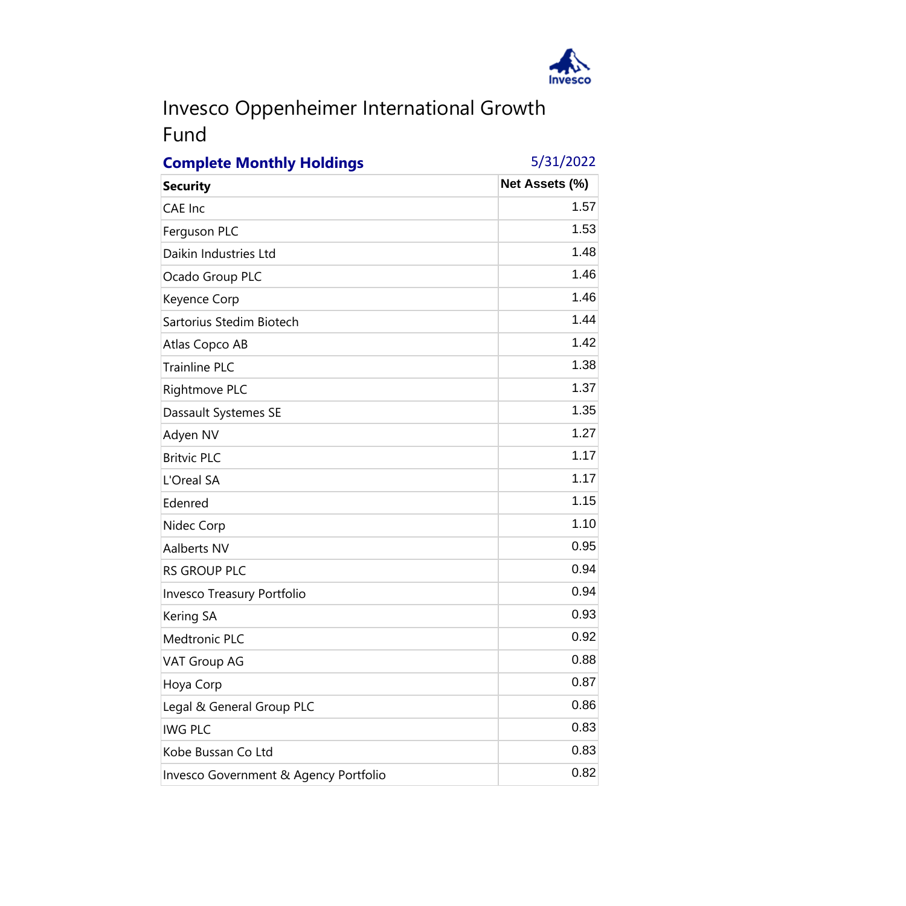# Invesco Oppenheimer International Growth Fund

**Complete Monthly Holdings** 5/31/2022

| Security | Net Assets (%) |
|---|---|
| CAE Inc | 1.57 |
| Ferguson PLC | 1.53 |
| Daikin Industries Ltd | 1.48 |
| Ocado Group PLC | 1.46 |
| Keyence Corp | 1.46 |
| Sartorius Stedim Biotech | 1.44 |
| Atlas Copco AB | 1.42 |
| Trainline PLC | 1.38 |
| Rightmove PLC | 1.37 |
| Dassault Systemes SE | 1.35 |
| Adyen NV | 1.27 |
| Britvic PLC | 1.17 |
| L'Oreal SA | 1.17 |
| Edenred | 1.15 |
| Nidec Corp | 1.10 |
| Aalberts NV | 0.95 |
| RS GROUP PLC | 0.94 |
| Invesco Treasury Portfolio | 0.94 |
| Kering SA | 0.93 |
| Medtronic PLC | 0.92 |
| VAT Group AG | 0.88 |
| Hoya Corp | 0.87 |
| Legal & General Group PLC | 0.86 |
| IWG PLC | 0.83 |
| Kobe Bussan Co Ltd | 0.83 |
| Invesco Government & Agency Portfolio | 0.82 |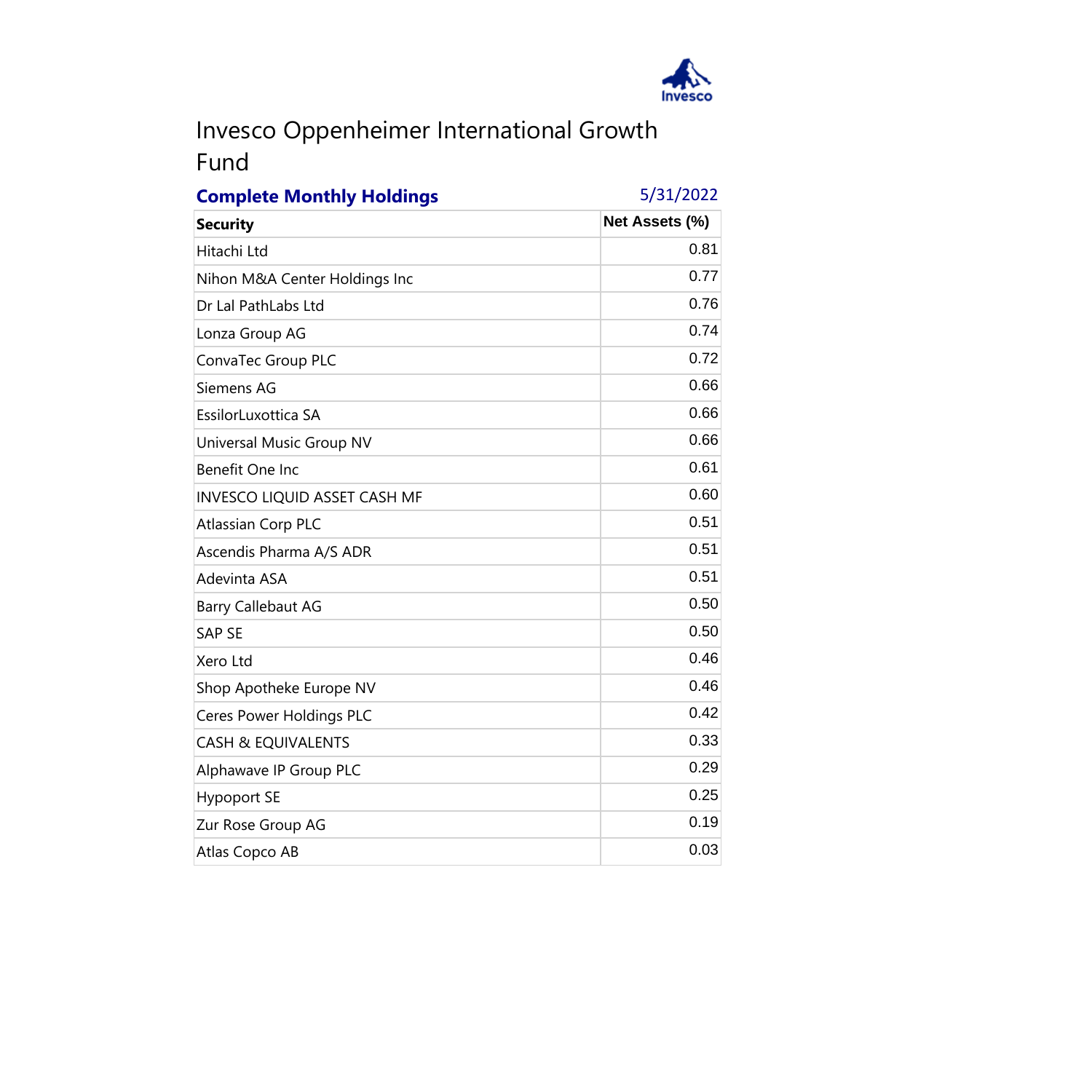# Invesco Oppenheimer International Growth Fund

## Complete Monthly Holdings

5/31/2022

| Security | Net Assets (%) |
|---|---|
| Hitachi Ltd | 0.81 |
| Nihon M&A Center Holdings Inc | 0.77 |
| Dr Lal PathLabs Ltd | 0.76 |
| Lonza Group AG | 0.74 |
| ConvaTec Group PLC | 0.72 |
| Siemens AG | 0.66 |
| EssilorLuxottica SA | 0.66 |
| Universal Music Group NV | 0.66 |
| Benefit One Inc | 0.61 |
| INVESCO LIQUID ASSET CASH MF | 0.60 |
| Atlassian Corp PLC | 0.51 |
| Ascendis Pharma A/S ADR | 0.51 |
| Adevinta ASA | 0.51 |
| Barry Callebaut AG | 0.50 |
| SAP SE | 0.50 |
| Xero Ltd | 0.46 |
| Shop Apotheke Europe NV | 0.46 |
| Ceres Power Holdings PLC | 0.42 |
| CASH & EQUIVALENTS | 0.33 |
| Alphawave IP Group PLC | 0.29 |
| Hypoport SE | 0.25 |
| Zur Rose Group AG | 0.19 |
| Atlas Copco AB | 0.03 |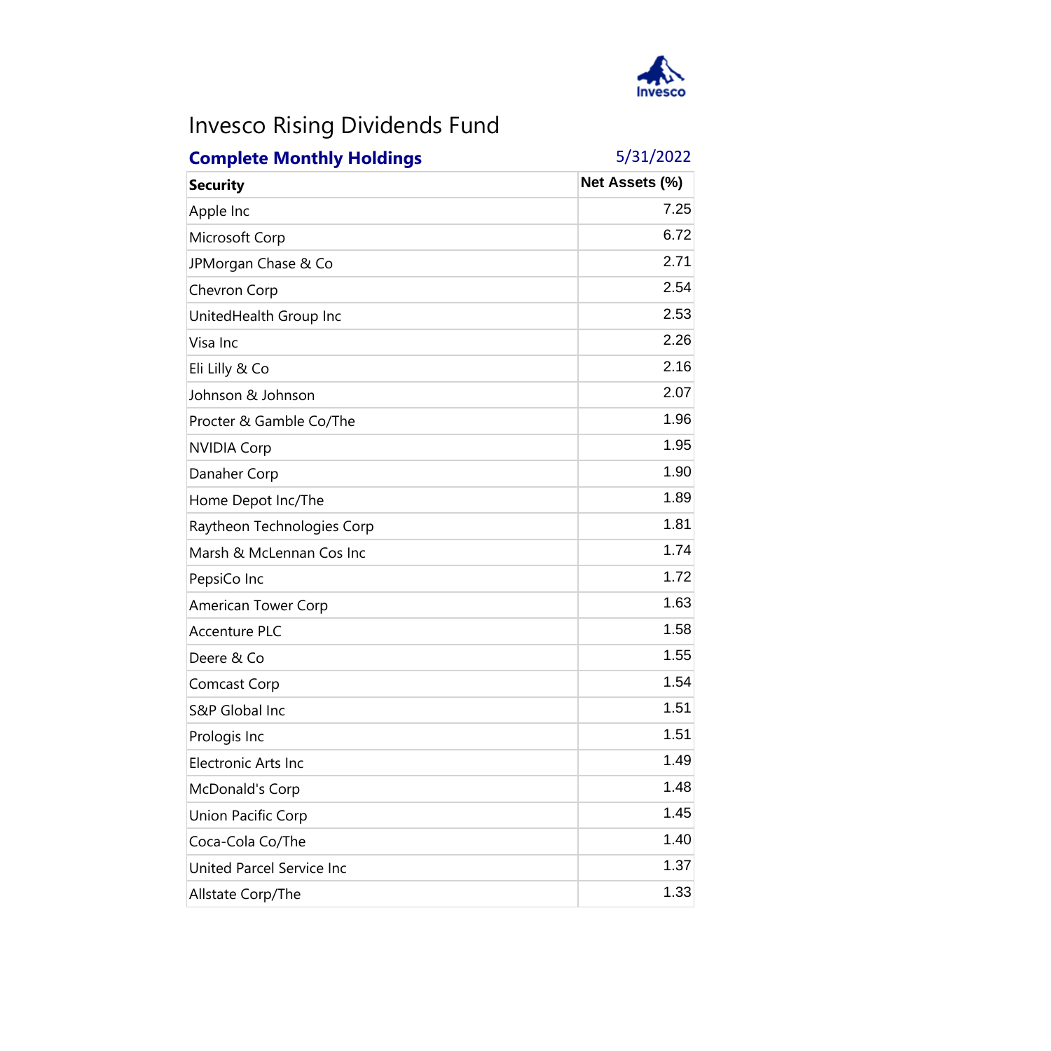# Invesco Rising Dividends Fund

**Complete Monthly Holdings** 5/31/2022

| Security | Net Assets (%) |
|---|---|
| Apple Inc | 7.25 |
| Microsoft Corp | 6.72 |
| JPMorgan Chase & Co | 2.71 |
| Chevron Corp | 2.54 |
| UnitedHealth Group Inc | 2.53 |
| Visa Inc | 2.26 |
| Eli Lilly & Co | 2.16 |
| Johnson & Johnson | 2.07 |
| Procter & Gamble Co/The | 1.96 |
| NVIDIA Corp | 1.95 |
| Danaher Corp | 1.90 |
| Home Depot Inc/The | 1.89 |
| Raytheon Technologies Corp | 1.81 |
| Marsh & McLennan Cos Inc | 1.74 |
| PepsiCo Inc | 1.72 |
| American Tower Corp | 1.63 |
| Accenture PLC | 1.58 |
| Deere & Co | 1.55 |
| Comcast Corp | 1.54 |
| S&P Global Inc | 1.51 |
| Prologis Inc | 1.51 |
| Electronic Arts Inc | 1.49 |
| McDonald's Corp | 1.48 |
| Union Pacific Corp | 1.45 |
| Coca-Cola Co/The | 1.40 |
| United Parcel Service Inc | 1.37 |
| Allstate Corp/The | 1.33 |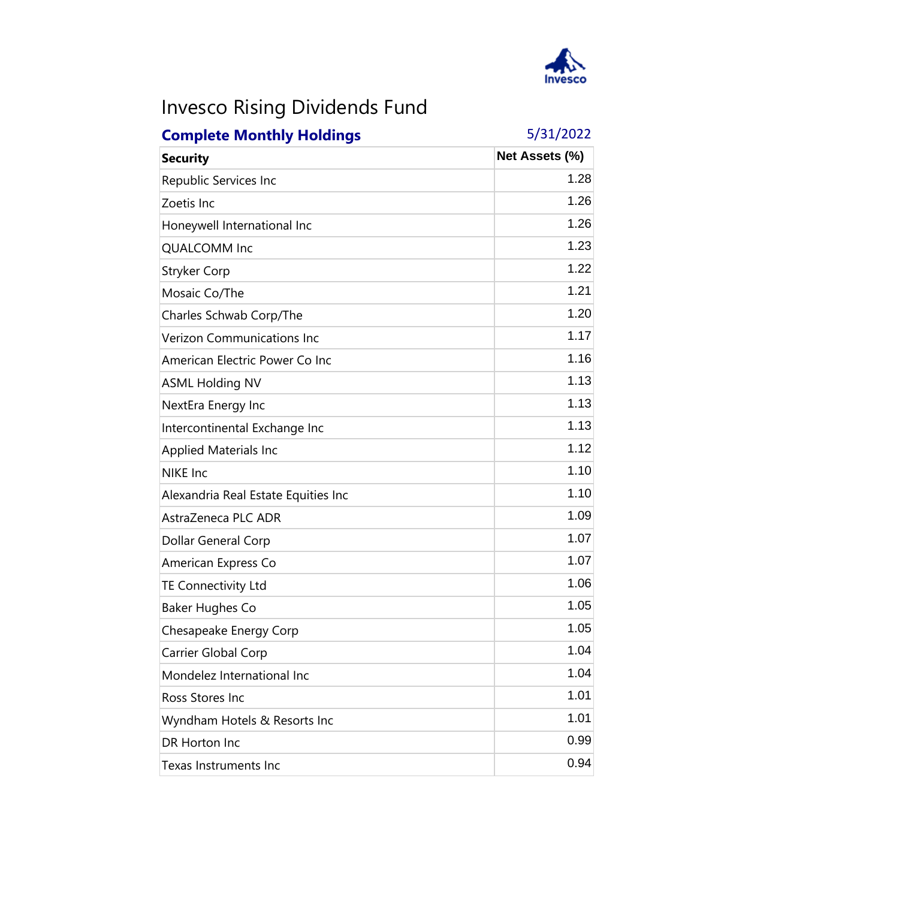# Invesco Rising Dividends Fund

## Complete Monthly Holdings

5/31/2022

| Security | Net Assets (%) |
|---|---|
| Republic Services Inc | 1.28 |
| Zoetis Inc | 1.26 |
| Honeywell International Inc | 1.26 |
| QUALCOMM Inc | 1.23 |
| Stryker Corp | 1.22 |
| Mosaic Co/The | 1.21 |
| Charles Schwab Corp/The | 1.20 |
| Verizon Communications Inc | 1.17 |
| American Electric Power Co Inc | 1.16 |
| ASML Holding NV | 1.13 |
| NextEra Energy Inc | 1.13 |
| Intercontinental Exchange Inc | 1.13 |
| Applied Materials Inc | 1.12 |
| NIKE Inc | 1.10 |
| Alexandria Real Estate Equities Inc | 1.10 |
| AstraZeneca PLC ADR | 1.09 |
| Dollar General Corp | 1.07 |
| American Express Co | 1.07 |
| TE Connectivity Ltd | 1.06 |
| Baker Hughes Co | 1.05 |
| Chesapeake Energy Corp | 1.05 |
| Carrier Global Corp | 1.04 |
| Mondelez International Inc | 1.04 |
| Ross Stores Inc | 1.01 |
| Wyndham Hotels & Resorts Inc | 1.01 |
| DR Horton Inc | 0.99 |
| Texas Instruments Inc | 0.94 |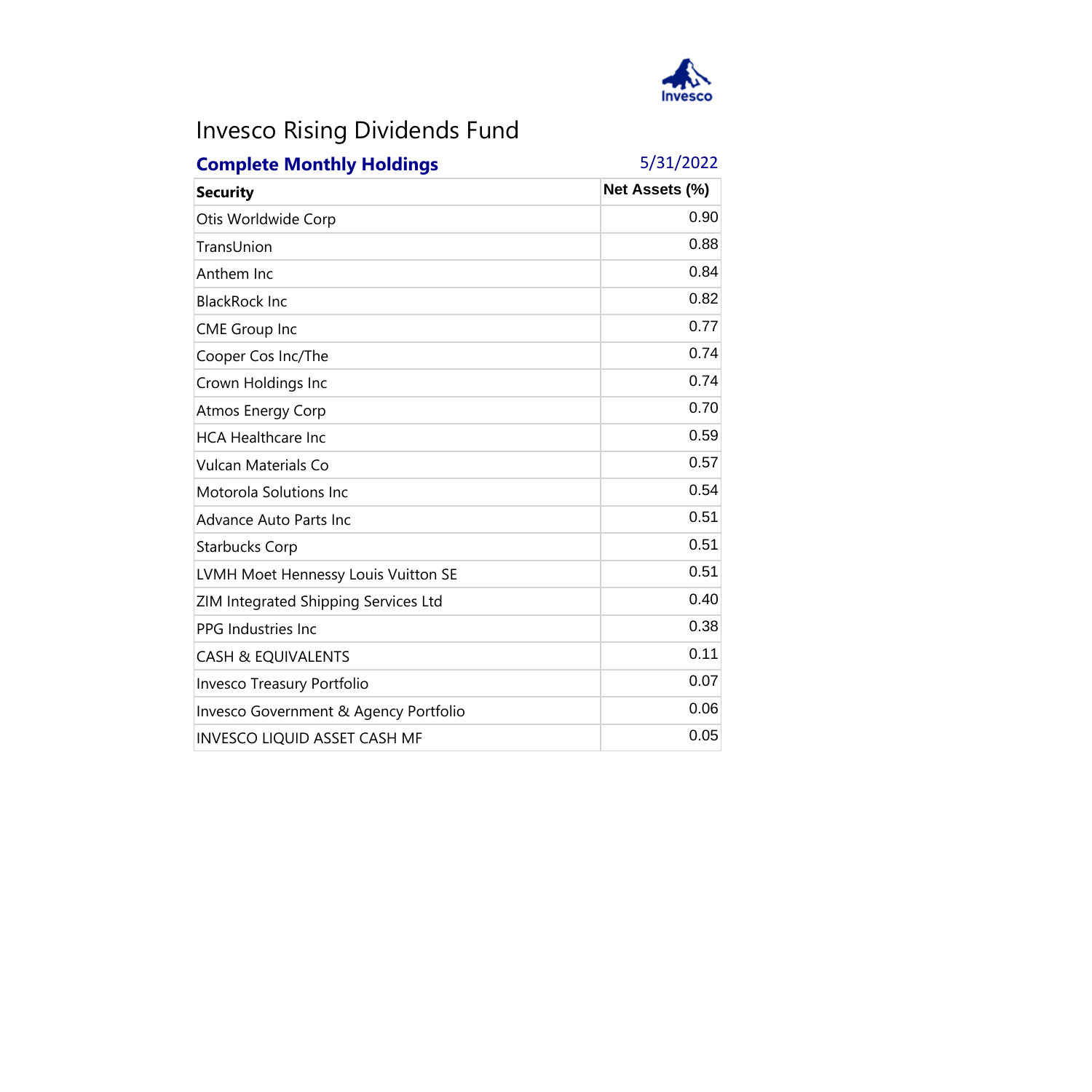# Invesco Rising Dividends Fund

**Complete Monthly Holdings** 5/31/2022

| Security | Net Assets (%) |
|---|---|
| Otis Worldwide Corp | 0.90 |
| TransUnion | 0.88 |
| Anthem Inc | 0.84 |
| BlackRock Inc | 0.82 |
| CME Group Inc | 0.77 |
| Cooper Cos Inc/The | 0.74 |
| Crown Holdings Inc | 0.74 |
| Atmos Energy Corp | 0.70 |
| HCA Healthcare Inc | 0.59 |
| Vulcan Materials Co | 0.57 |
| Motorola Solutions Inc | 0.54 |
| Advance Auto Parts Inc | 0.51 |
| Starbucks Corp | 0.51 |
| LVMH Moet Hennessy Louis Vuitton SE | 0.51 |
| ZIM Integrated Shipping Services Ltd | 0.40 |
| PPG Industries Inc | 0.38 |
| CASH & EQUIVALENTS | 0.11 |
| Invesco Treasury Portfolio | 0.07 |
| Invesco Government & Agency Portfolio | 0.06 |
| INVESCO LIQUID ASSET CASH MF | 0.05 |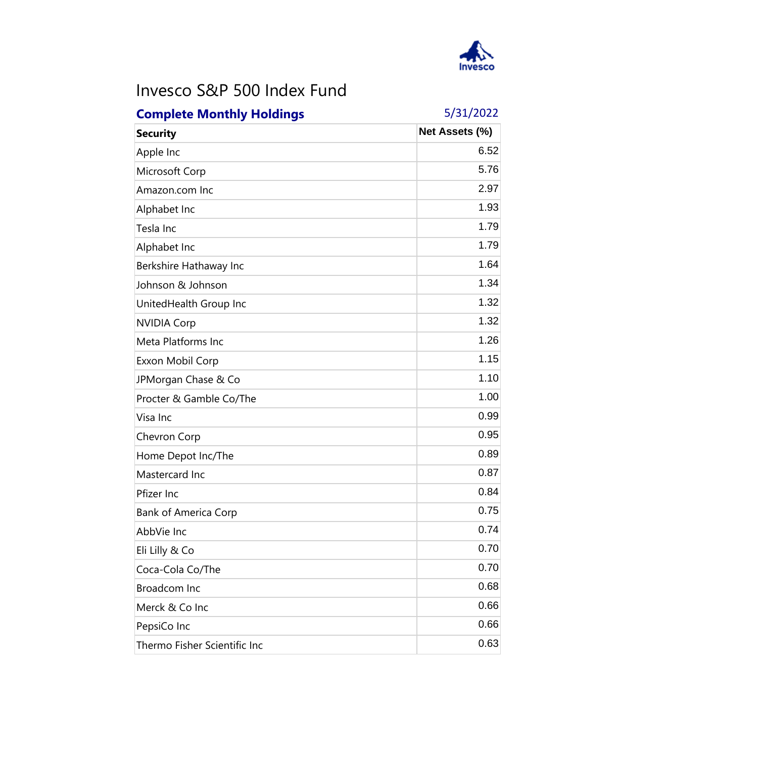# Invesco S&P 500 Index Fund

**Complete Monthly Holdings** 5/31/2022

| Security | Net Assets (%) |
|---|---|
| Apple Inc | 6.52 |
| Microsoft Corp | 5.76 |
| Amazon.com Inc | 2.97 |
| Alphabet Inc | 1.93 |
| Tesla Inc | 1.79 |
| Alphabet Inc | 1.79 |
| Berkshire Hathaway Inc | 1.64 |
| Johnson & Johnson | 1.34 |
| UnitedHealth Group Inc | 1.32 |
| NVIDIA Corp | 1.32 |
| Meta Platforms Inc | 1.26 |
| Exxon Mobil Corp | 1.15 |
| JPMorgan Chase & Co | 1.10 |
| Procter & Gamble Co/The | 1.00 |
| Visa Inc | 0.99 |
| Chevron Corp | 0.95 |
| Home Depot Inc/The | 0.89 |
| Mastercard Inc | 0.87 |
| Pfizer Inc | 0.84 |
| Bank of America Corp | 0.75 |
| AbbVie Inc | 0.74 |
| Eli Lilly & Co | 0.70 |
| Coca-Cola Co/The | 0.70 |
| Broadcom Inc | 0.68 |
| Merck & Co Inc | 0.66 |
| PepsiCo Inc | 0.66 |
| Thermo Fisher Scientific Inc | 0.63 |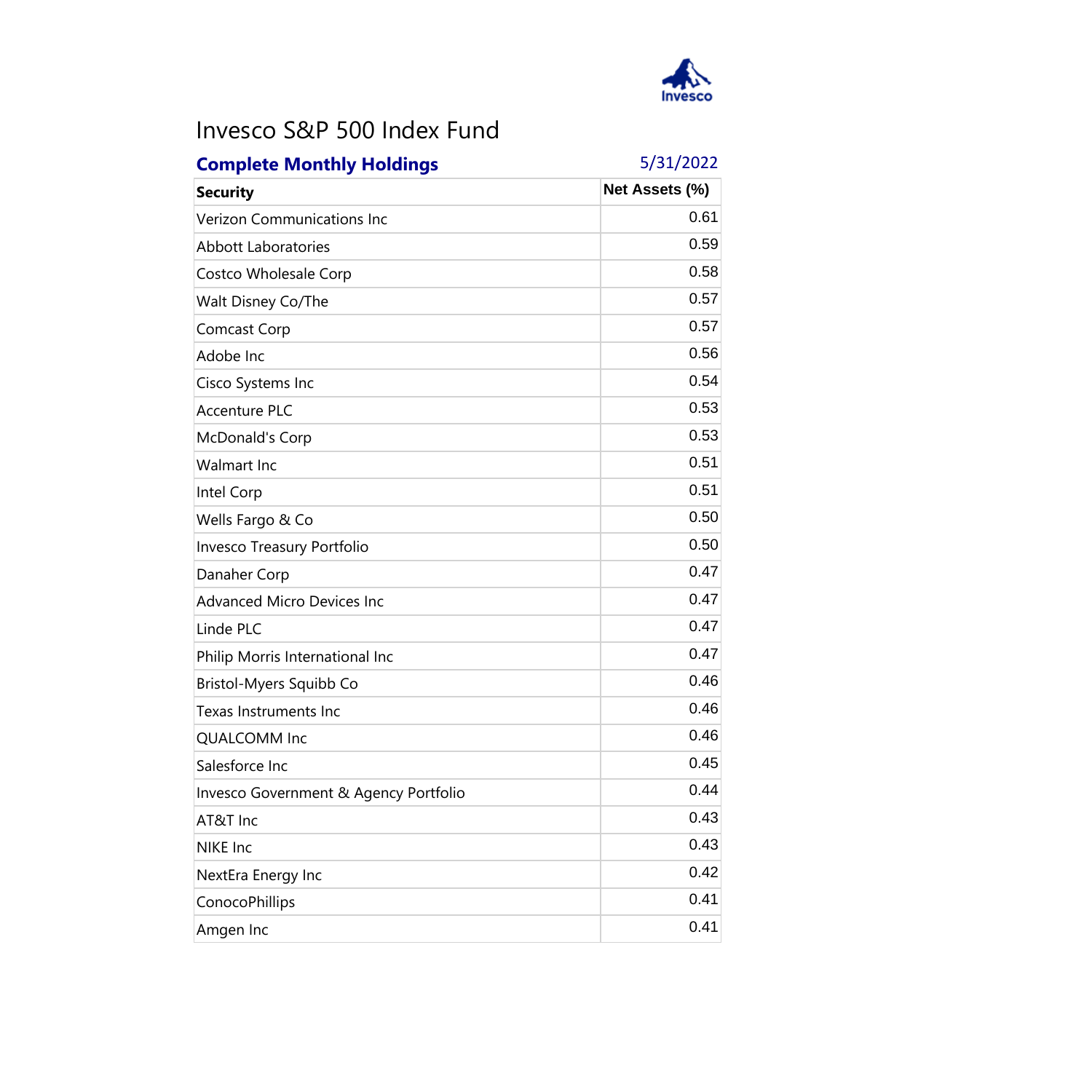Invesco

# Invesco S&P 500 Index Fund

## Complete Monthly Holdings

5/31/2022

| Security | Net Assets (%) |
|---|---|
| Verizon Communications Inc | 0.61 |
| Abbott Laboratories | 0.59 |
| Costco Wholesale Corp | 0.58 |
| Walt Disney Co/The | 0.57 |
| Comcast Corp | 0.57 |
| Adobe Inc | 0.56 |
| Cisco Systems Inc | 0.54 |
| Accenture PLC | 0.53 |
| McDonald's Corp | 0.53 |
| Walmart Inc | 0.51 |
| Intel Corp | 0.51 |
| Wells Fargo & Co | 0.50 |
| Invesco Treasury Portfolio | 0.50 |
| Danaher Corp | 0.47 |
| Advanced Micro Devices Inc | 0.47 |
| Linde PLC | 0.47 |
| Philip Morris International Inc | 0.47 |
| Bristol-Myers Squibb Co | 0.46 |
| Texas Instruments Inc | 0.46 |
| QUALCOMM Inc | 0.46 |
| Salesforce Inc | 0.45 |
| Invesco Government & Agency Portfolio | 0.44 |
| AT&T Inc | 0.43 |
| NIKE Inc | 0.43 |
| NextEra Energy Inc | 0.42 |
| ConocoPhillips | 0.41 |
| Amgen Inc | 0.41 |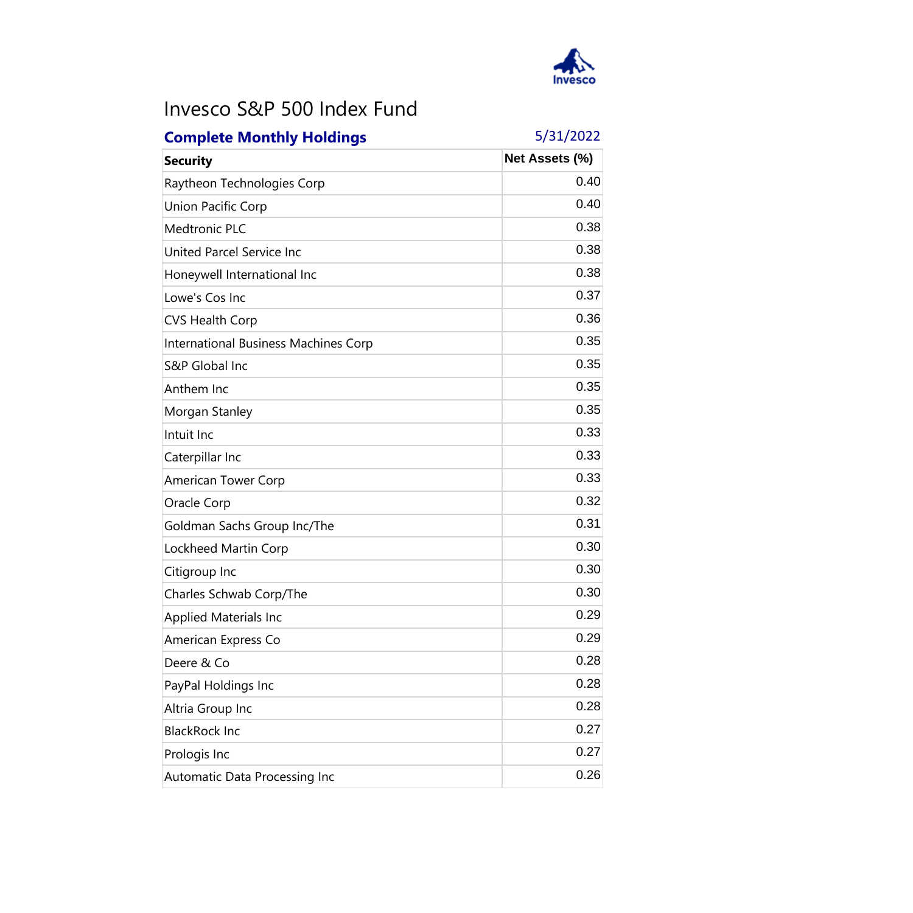# Invesco S&P 500 Index Fund

**Complete Monthly Holdings** 5/31/2022

| Security | Net Assets (%) |
|---|---|
| Raytheon Technologies Corp | 0.40 |
| Union Pacific Corp | 0.40 |
| Medtronic PLC | 0.38 |
| United Parcel Service Inc | 0.38 |
| Honeywell International Inc | 0.38 |
| Lowe's Cos Inc | 0.37 |
| CVS Health Corp | 0.36 |
| International Business Machines Corp | 0.35 |
| S&P Global Inc | 0.35 |
| Anthem Inc | 0.35 |
| Morgan Stanley | 0.35 |
| Intuit Inc | 0.33 |
| Caterpillar Inc | 0.33 |
| American Tower Corp | 0.33 |
| Oracle Corp | 0.32 |
| Goldman Sachs Group Inc/The | 0.31 |
| Lockheed Martin Corp | 0.30 |
| Citigroup Inc | 0.30 |
| Charles Schwab Corp/The | 0.30 |
| Applied Materials Inc | 0.29 |
| American Express Co | 0.29 |
| Deere & Co | 0.28 |
| PayPal Holdings Inc | 0.28 |
| Altria Group Inc | 0.28 |
| BlackRock Inc | 0.27 |
| Prologis Inc | 0.27 |
| Automatic Data Processing Inc | 0.26 |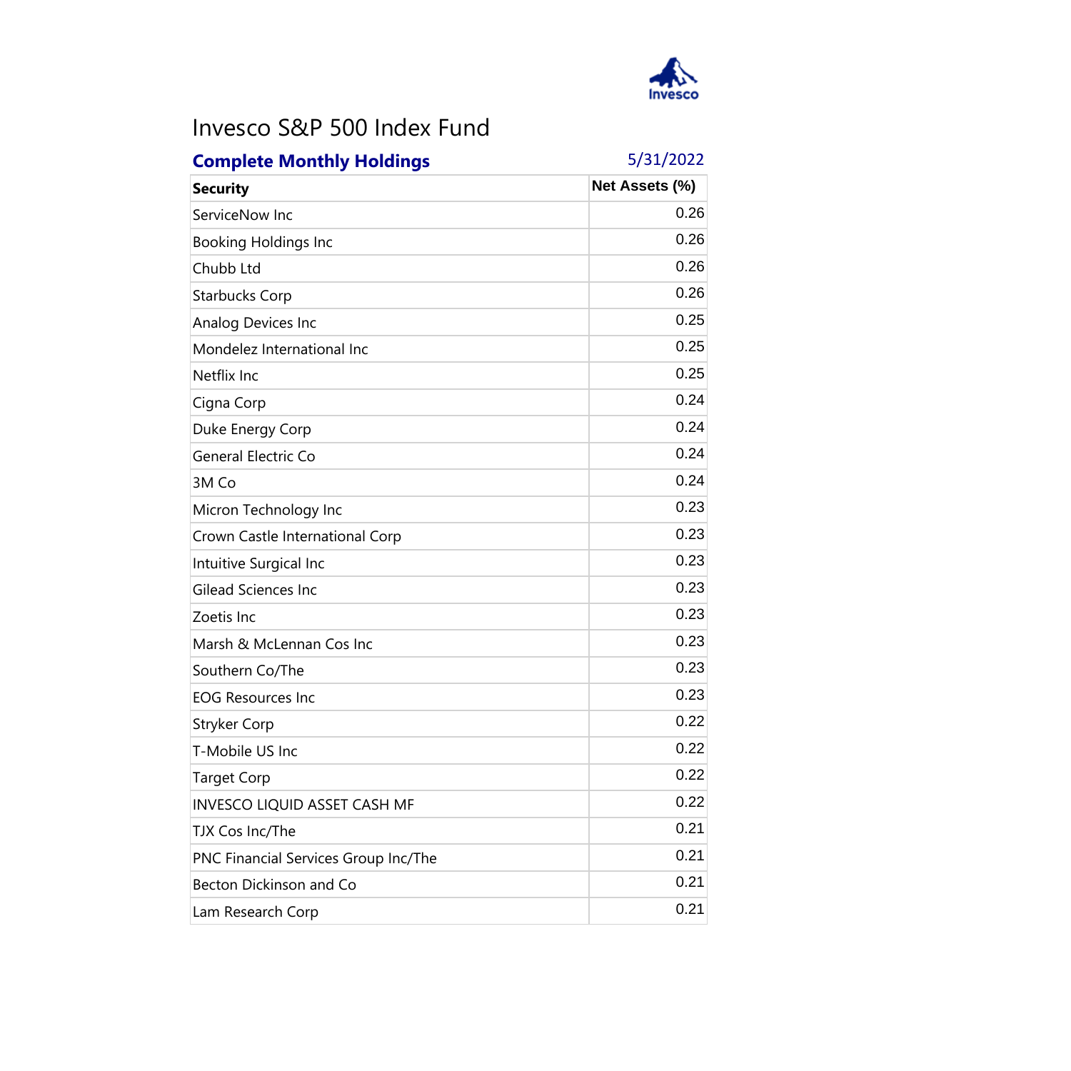# Invesco S&P 500 Index Fund

## Complete Monthly Holdings

5/31/2022

| Security | Net Assets (%) |
|---|---|
| ServiceNow Inc | 0.26 |
| Booking Holdings Inc | 0.26 |
| Chubb Ltd | 0.26 |
| Starbucks Corp | 0.26 |
| Analog Devices Inc | 0.25 |
| Mondelez International Inc | 0.25 |
| Netflix Inc | 0.25 |
| Cigna Corp | 0.24 |
| Duke Energy Corp | 0.24 |
| General Electric Co | 0.24 |
| 3M Co | 0.24 |
| Micron Technology Inc | 0.23 |
| Crown Castle International Corp | 0.23 |
| Intuitive Surgical Inc | 0.23 |
| Gilead Sciences Inc | 0.23 |
| Zoetis Inc | 0.23 |
| Marsh & McLennan Cos Inc | 0.23 |
| Southern Co/The | 0.23 |
| EOG Resources Inc | 0.23 |
| Stryker Corp | 0.22 |
| T-Mobile US Inc | 0.22 |
| Target Corp | 0.22 |
| INVESCO LIQUID ASSET CASH MF | 0.22 |
| TJX Cos Inc/The | 0.21 |
| PNC Financial Services Group Inc/The | 0.21 |
| Becton Dickinson and Co | 0.21 |
| Lam Research Corp | 0.21 |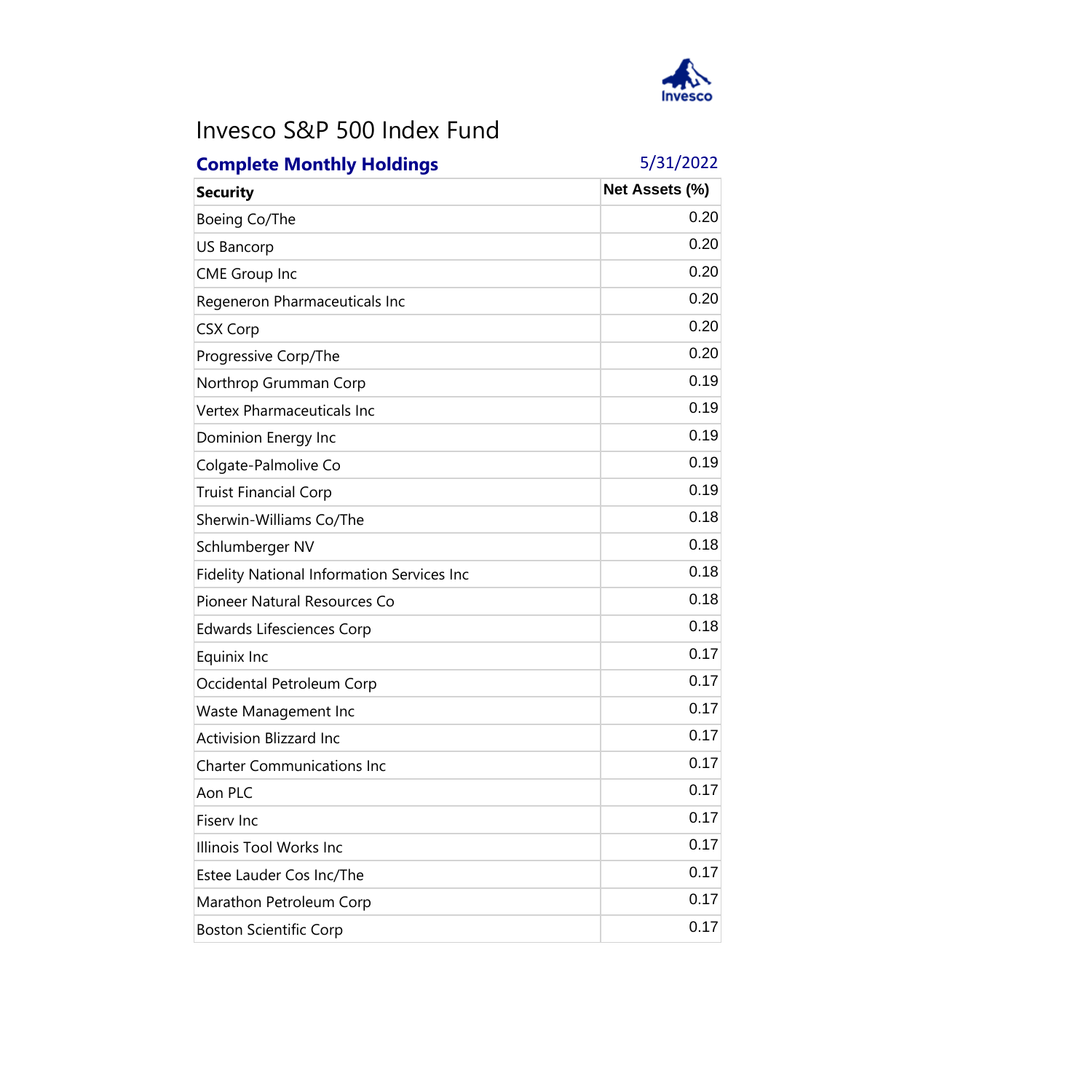# Invesco S&P 500 Index Fund

**Complete Monthly Holdings** 5/31/2022

| Security | Net Assets (%) |
|---|---|
| Boeing Co/The | 0.20 |
| US Bancorp | 0.20 |
| CME Group Inc | 0.20 |
| Regeneron Pharmaceuticals Inc | 0.20 |
| CSX Corp | 0.20 |
| Progressive Corp/The | 0.20 |
| Northrop Grumman Corp | 0.19 |
| Vertex Pharmaceuticals Inc | 0.19 |
| Dominion Energy Inc | 0.19 |
| Colgate-Palmolive Co | 0.19 |
| Truist Financial Corp | 0.19 |
| Sherwin-Williams Co/The | 0.18 |
| Schlumberger NV | 0.18 |
| Fidelity National Information Services Inc | 0.18 |
| Pioneer Natural Resources Co | 0.18 |
| Edwards Lifesciences Corp | 0.18 |
| Equinix Inc | 0.17 |
| Occidental Petroleum Corp | 0.17 |
| Waste Management Inc | 0.17 |
| Activision Blizzard Inc | 0.17 |
| Charter Communications Inc | 0.17 |
| Aon PLC | 0.17 |
| Fiserv Inc | 0.17 |
| Illinois Tool Works Inc | 0.17 |
| Estee Lauder Cos Inc/The | 0.17 |
| Marathon Petroleum Corp | 0.17 |
| Boston Scientific Corp | 0.17 |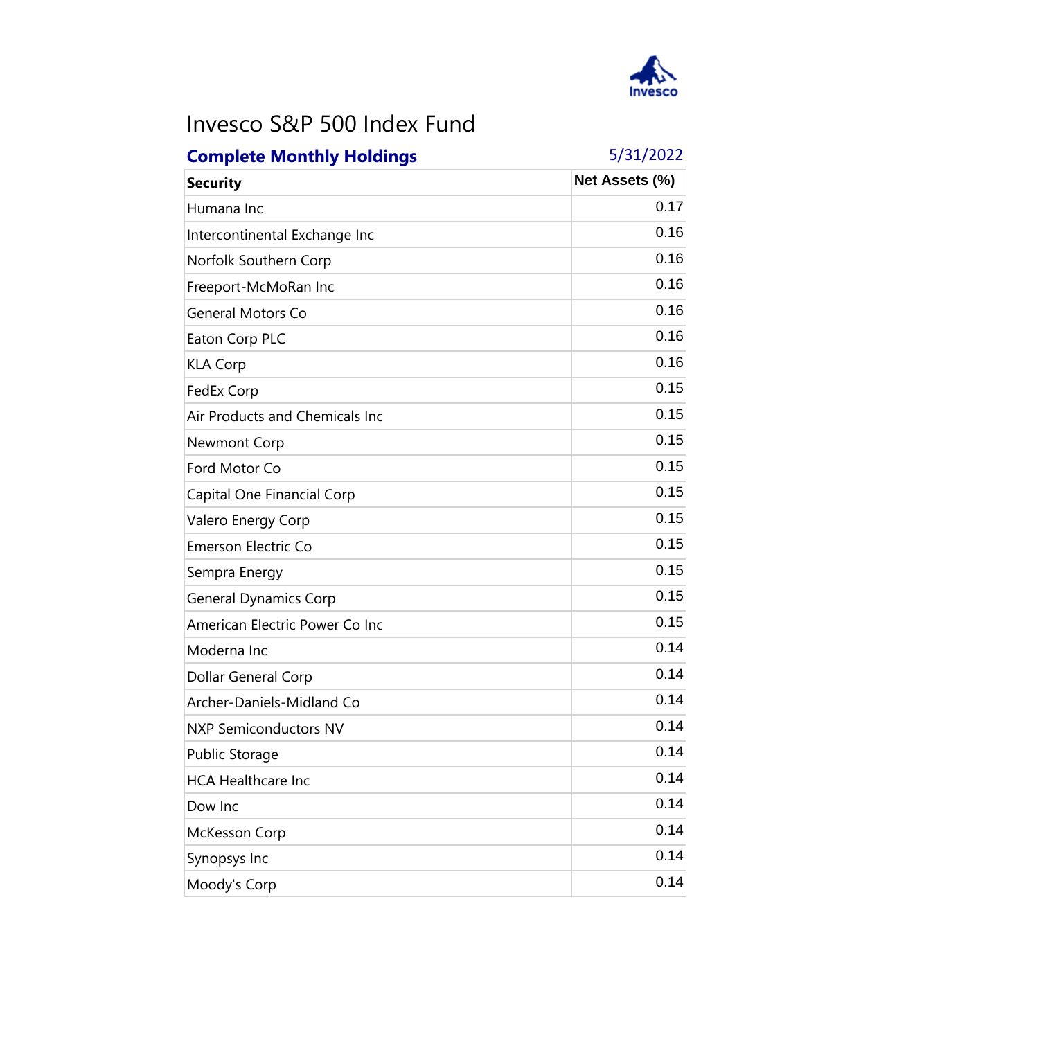# Invesco S&P 500 Index Fund

**Complete Monthly Holdings** 5/31/2022

| Security | Net Assets (%) |
|---|---|
| Humana Inc | 0.17 |
| Intercontinental Exchange Inc | 0.16 |
| Norfolk Southern Corp | 0.16 |
| Freeport-McMoRan Inc | 0.16 |
| General Motors Co | 0.16 |
| Eaton Corp PLC | 0.16 |
| KLA Corp | 0.16 |
| FedEx Corp | 0.15 |
| Air Products and Chemicals Inc | 0.15 |
| Newmont Corp | 0.15 |
| Ford Motor Co | 0.15 |
| Capital One Financial Corp | 0.15 |
| Valero Energy Corp | 0.15 |
| Emerson Electric Co | 0.15 |
| Sempra Energy | 0.15 |
| General Dynamics Corp | 0.15 |
| American Electric Power Co Inc | 0.15 |
| Moderna Inc | 0.14 |
| Dollar General Corp | 0.14 |
| Archer-Daniels-Midland Co | 0.14 |
| NXP Semiconductors NV | 0.14 |
| Public Storage | 0.14 |
| HCA Healthcare Inc | 0.14 |
| Dow Inc | 0.14 |
| McKesson Corp | 0.14 |
| Synopsys Inc | 0.14 |
| Moody's Corp | 0.14 |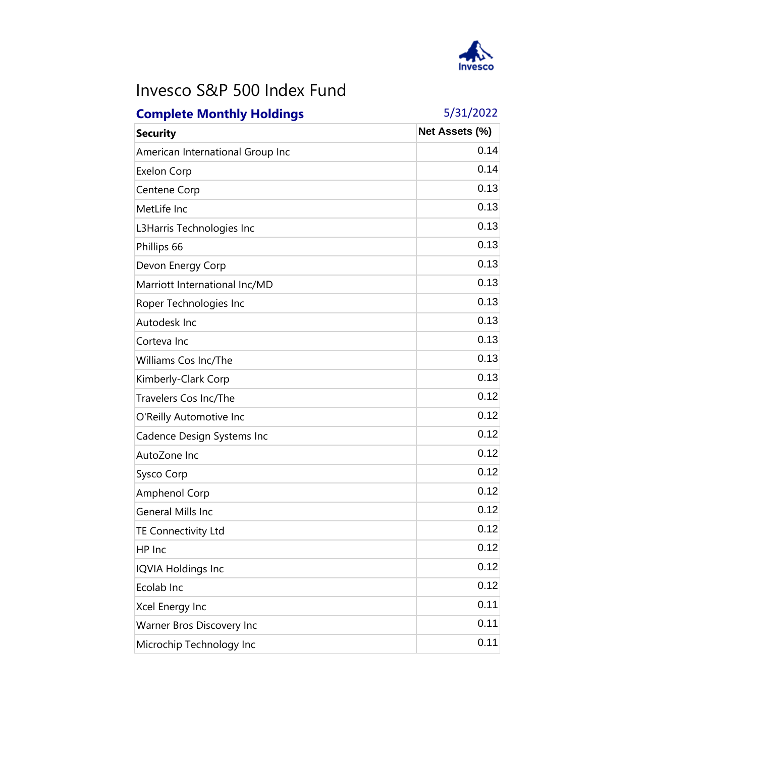# Invesco S&P 500 Index Fund

**Complete Monthly Holdings** 5/31/2022

| Security | Net Assets (%) |
|---|---|
| American International Group Inc | 0.14 |
| Exelon Corp | 0.14 |
| Centene Corp | 0.13 |
| MetLife Inc | 0.13 |
| L3Harris Technologies Inc | 0.13 |
| Phillips 66 | 0.13 |
| Devon Energy Corp | 0.13 |
| Marriott International Inc/MD | 0.13 |
| Roper Technologies Inc | 0.13 |
| Autodesk Inc | 0.13 |
| Corteva Inc | 0.13 |
| Williams Cos Inc/The | 0.13 |
| Kimberly-Clark Corp | 0.13 |
| Travelers Cos Inc/The | 0.12 |
| O'Reilly Automotive Inc | 0.12 |
| Cadence Design Systems Inc | 0.12 |
| AutoZone Inc | 0.12 |
| Sysco Corp | 0.12 |
| Amphenol Corp | 0.12 |
| General Mills Inc | 0.12 |
| TE Connectivity Ltd | 0.12 |
| HP Inc | 0.12 |
| IQVIA Holdings Inc | 0.12 |
| Ecolab Inc | 0.12 |
| Xcel Energy Inc | 0.11 |
| Warner Bros Discovery Inc | 0.11 |
| Microchip Technology Inc | 0.11 |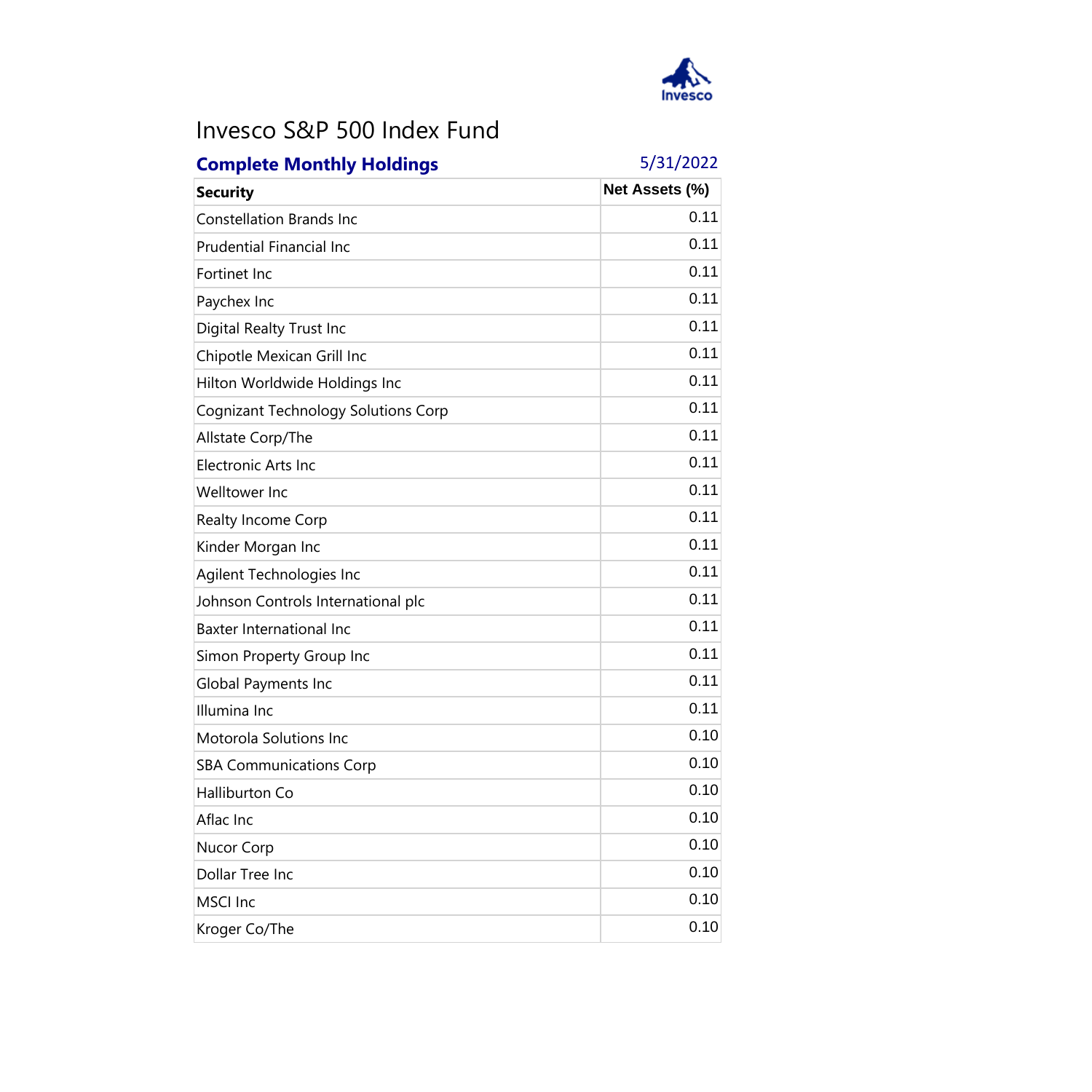# Invesco S&P 500 Index Fund

**Complete Monthly Holdings** 5/31/2022

| Security | Net Assets (%) |
|---|---|
| Constellation Brands Inc | 0.11 |
| Prudential Financial Inc | 0.11 |
| Fortinet Inc | 0.11 |
| Paychex Inc | 0.11 |
| Digital Realty Trust Inc | 0.11 |
| Chipotle Mexican Grill Inc | 0.11 |
| Hilton Worldwide Holdings Inc | 0.11 |
| Cognizant Technology Solutions Corp | 0.11 |
| Allstate Corp/The | 0.11 |
| Electronic Arts Inc | 0.11 |
| Welltower Inc | 0.11 |
| Realty Income Corp | 0.11 |
| Kinder Morgan Inc | 0.11 |
| Agilent Technologies Inc | 0.11 |
| Johnson Controls International plc | 0.11 |
| Baxter International Inc | 0.11 |
| Simon Property Group Inc | 0.11 |
| Global Payments Inc | 0.11 |
| Illumina Inc | 0.11 |
| Motorola Solutions Inc | 0.10 |
| SBA Communications Corp | 0.10 |
| Halliburton Co | 0.10 |
| Aflac Inc | 0.10 |
| Nucor Corp | 0.10 |
| Dollar Tree Inc | 0.10 |
| MSCI Inc | 0.10 |
| Kroger Co/The | 0.10 |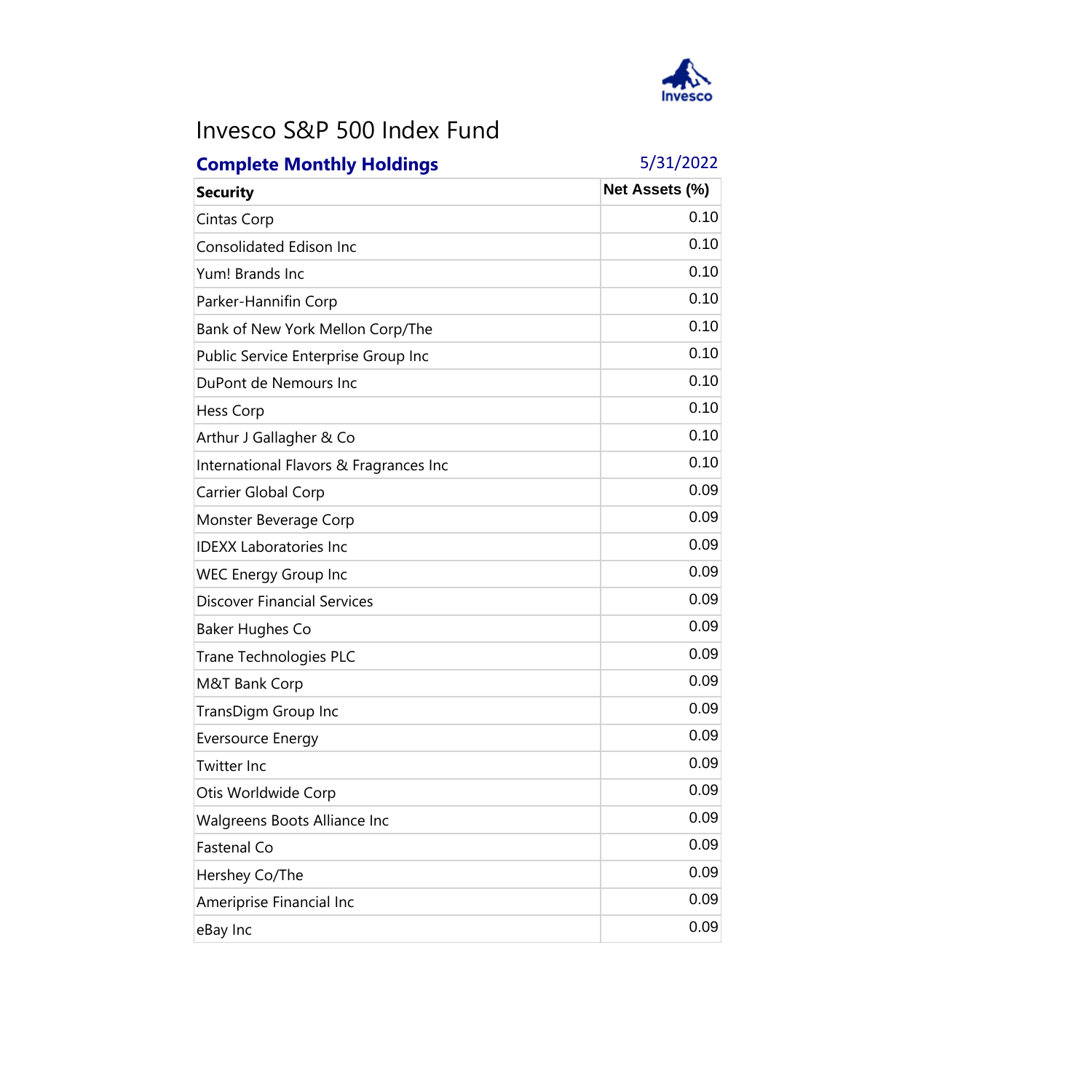# Invesco S&P 500 Index Fund

**Complete Monthly Holdings** 5/31/2022

| Security | Net Assets (%) |
| --- | --- |
| Cintas Corp | 0.10 |
| Consolidated Edison Inc | 0.10 |
| Yum! Brands Inc | 0.10 |
| Parker-Hannifin Corp | 0.10 |
| Bank of New York Mellon Corp/The | 0.10 |
| Public Service Enterprise Group Inc | 0.10 |
| DuPont de Nemours Inc | 0.10 |
| Hess Corp | 0.10 |
| Arthur J Gallagher & Co | 0.10 |
| International Flavors & Fragrances Inc | 0.10 |
| Carrier Global Corp | 0.09 |
| Monster Beverage Corp | 0.09 |
| IDEXX Laboratories Inc | 0.09 |
| WEC Energy Group Inc | 0.09 |
| Discover Financial Services | 0.09 |
| Baker Hughes Co | 0.09 |
| Trane Technologies PLC | 0.09 |
| M&T Bank Corp | 0.09 |
| TransDigm Group Inc | 0.09 |
| Eversource Energy | 0.09 |
| Twitter Inc | 0.09 |
| Otis Worldwide Corp | 0.09 |
| Walgreens Boots Alliance Inc | 0.09 |
| Fastenal Co | 0.09 |
| Hershey Co/The | 0.09 |
| Ameriprise Financial Inc | 0.09 |
| eBay Inc | 0.09 |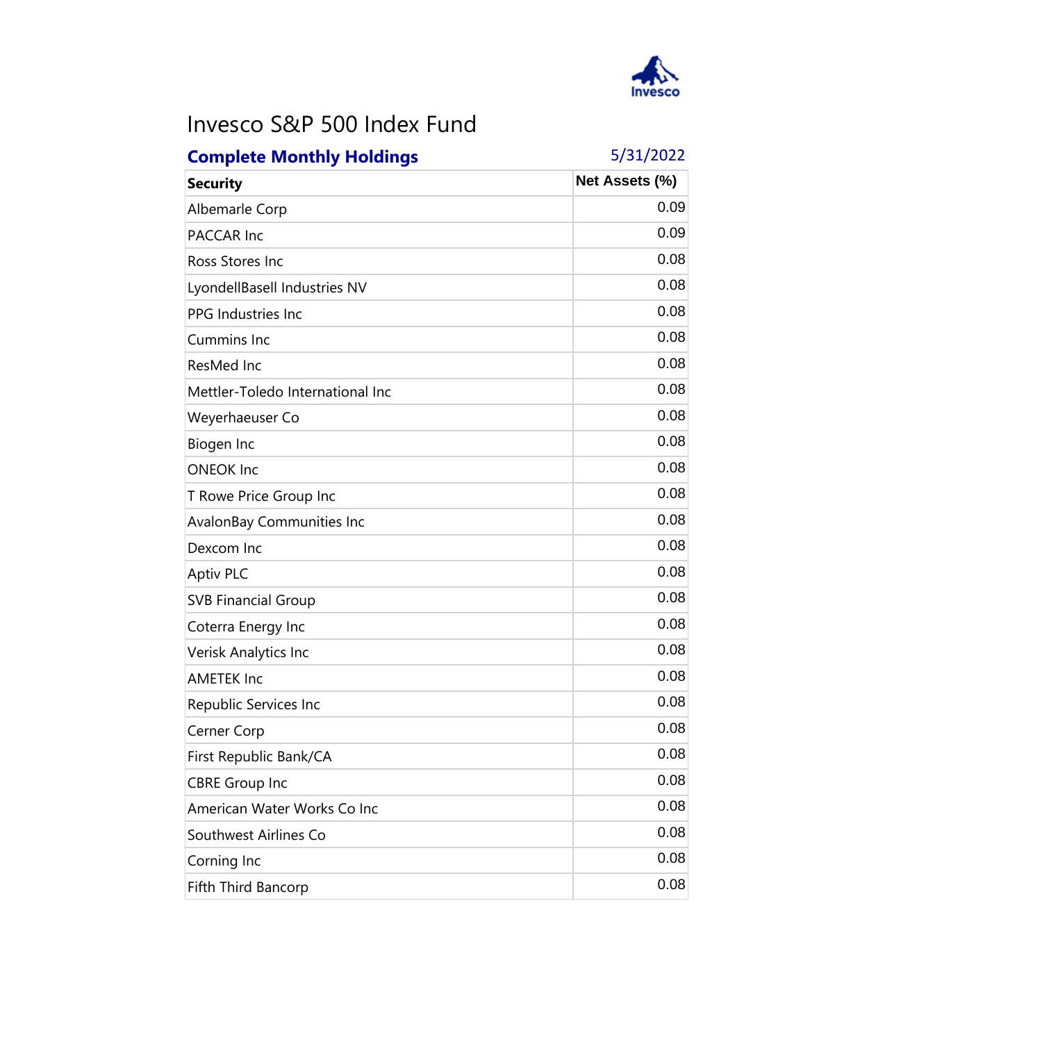# Invesco S&P 500 Index Fund

**Complete Monthly Holdings** 5/31/2022

| Security | Net Assets (%) |
|---|---|
| Albemarle Corp | 0.09 |
| PACCAR Inc | 0.09 |
| Ross Stores Inc | 0.08 |
| LyondellBasell Industries NV | 0.08 |
| PPG Industries Inc | 0.08 |
| Cummins Inc | 0.08 |
| ResMed Inc | 0.08 |
| Mettler-Toledo International Inc | 0.08 |
| Weyerhaeuser Co | 0.08 |
| Biogen Inc | 0.08 |
| ONEOK Inc | 0.08 |
| T Rowe Price Group Inc | 0.08 |
| AvalonBay Communities Inc | 0.08 |
| Dexcom Inc | 0.08 |
| Aptiv PLC | 0.08 |
| SVB Financial Group | 0.08 |
| Coterra Energy Inc | 0.08 |
| Verisk Analytics Inc | 0.08 |
| AMETEK Inc | 0.08 |
| Republic Services Inc | 0.08 |
| Cerner Corp | 0.08 |
| First Republic Bank/CA | 0.08 |
| CBRE Group Inc | 0.08 |
| American Water Works Co Inc | 0.08 |
| Southwest Airlines Co | 0.08 |
| Corning Inc | 0.08 |
| Fifth Third Bancorp | 0.08 |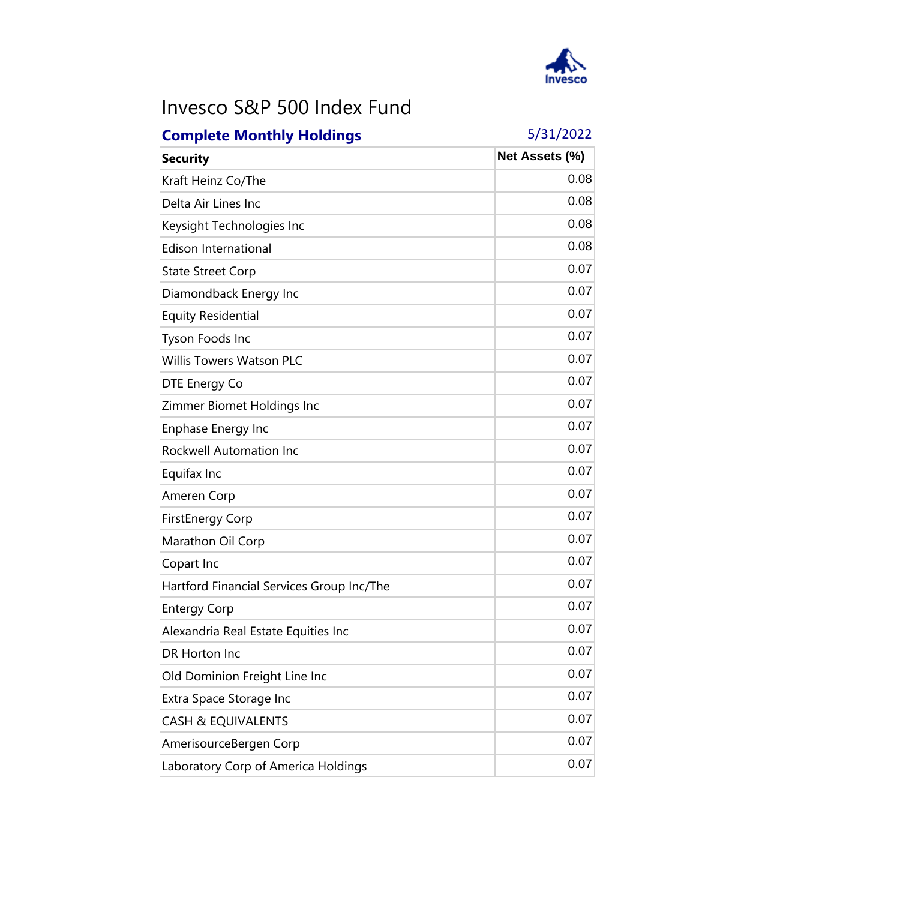# Invesco S&P 500 Index Fund

**Complete Monthly Holdings** 5/31/2022

| Security | Net Assets (%) |
|---|---|
| Kraft Heinz Co/The | 0.08 |
| Delta Air Lines Inc | 0.08 |
| Keysight Technologies Inc | 0.08 |
| Edison International | 0.08 |
| State Street Corp | 0.07 |
| Diamondback Energy Inc | 0.07 |
| Equity Residential | 0.07 |
| Tyson Foods Inc | 0.07 |
| Willis Towers Watson PLC | 0.07 |
| DTE Energy Co | 0.07 |
| Zimmer Biomet Holdings Inc | 0.07 |
| Enphase Energy Inc | 0.07 |
| Rockwell Automation Inc | 0.07 |
| Equifax Inc | 0.07 |
| Ameren Corp | 0.07 |
| FirstEnergy Corp | 0.07 |
| Marathon Oil Corp | 0.07 |
| Copart Inc | 0.07 |
| Hartford Financial Services Group Inc/The | 0.07 |
| Entergy Corp | 0.07 |
| Alexandria Real Estate Equities Inc | 0.07 |
| DR Horton Inc | 0.07 |
| Old Dominion Freight Line Inc | 0.07 |
| Extra Space Storage Inc | 0.07 |
| CASH & EQUIVALENTS | 0.07 |
| AmerisourceBergen Corp | 0.07 |
| Laboratory Corp of America Holdings | 0.07 |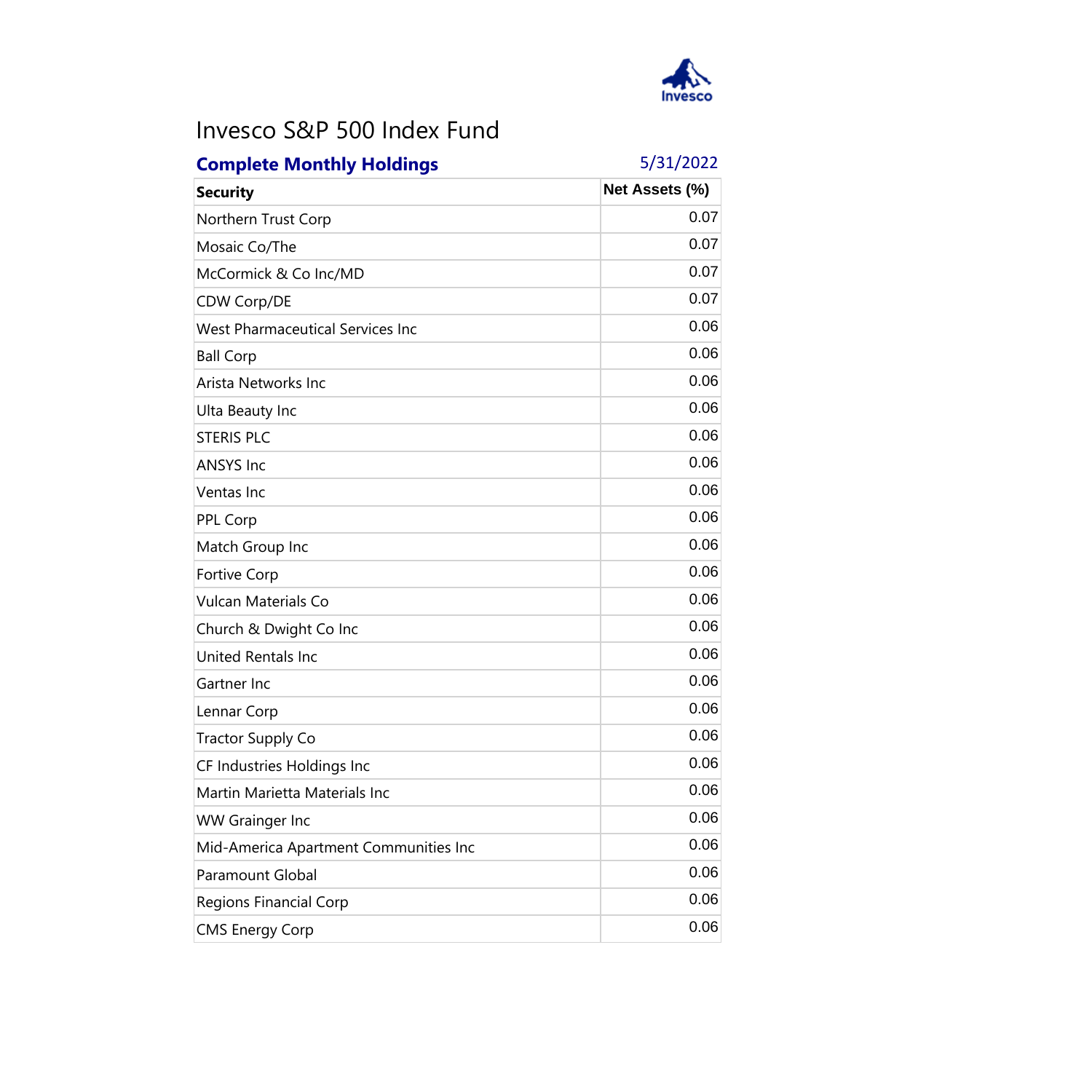# Invesco S&P 500 Index Fund

**Complete Monthly Holdings** 5/31/2022

| Security | Net Assets (%) |
|---|---|
| Northern Trust Corp | 0.07 |
| Mosaic Co/The | 0.07 |
| McCormick & Co Inc/MD | 0.07 |
| CDW Corp/DE | 0.07 |
| West Pharmaceutical Services Inc | 0.06 |
| Ball Corp | 0.06 |
| Arista Networks Inc | 0.06 |
| Ulta Beauty Inc | 0.06 |
| STERIS PLC | 0.06 |
| ANSYS Inc | 0.06 |
| Ventas Inc | 0.06 |
| PPL Corp | 0.06 |
| Match Group Inc | 0.06 |
| Fortive Corp | 0.06 |
| Vulcan Materials Co | 0.06 |
| Church & Dwight Co Inc | 0.06 |
| United Rentals Inc | 0.06 |
| Gartner Inc | 0.06 |
| Lennar Corp | 0.06 |
| Tractor Supply Co | 0.06 |
| CF Industries Holdings Inc | 0.06 |
| Martin Marietta Materials Inc | 0.06 |
| WW Grainger Inc | 0.06 |
| Mid-America Apartment Communities Inc | 0.06 |
| Paramount Global | 0.06 |
| Regions Financial Corp | 0.06 |
| CMS Energy Corp | 0.06 |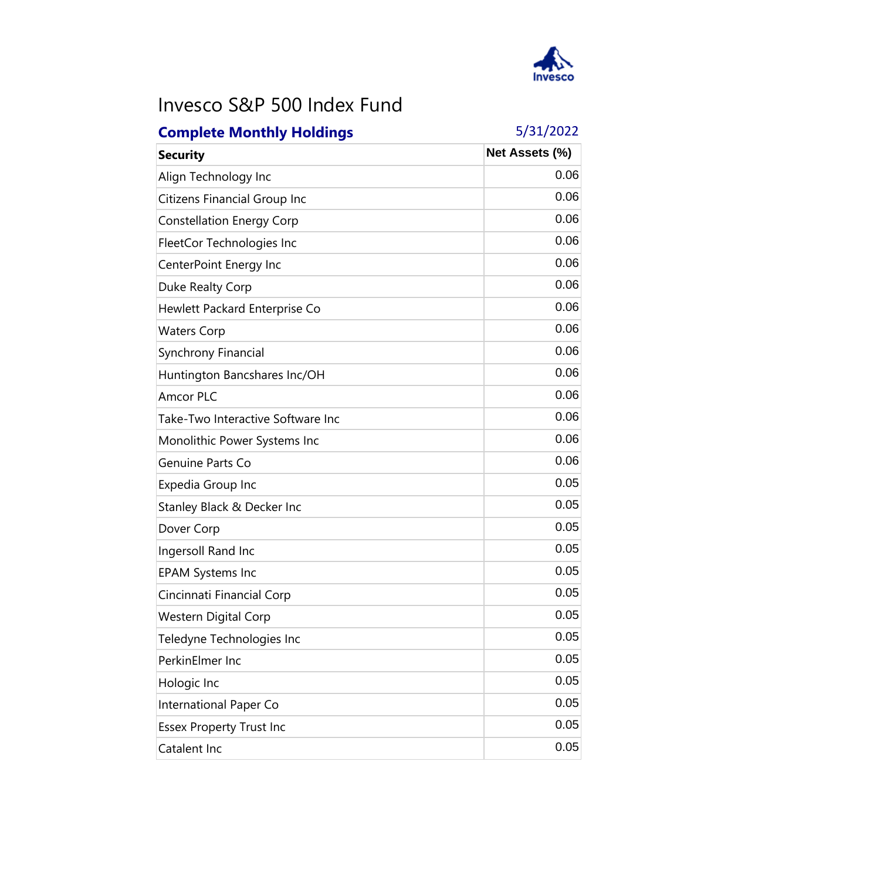# Invesco S&P 500 Index Fund

**Complete Monthly Holdings** 5/31/2022

| Security | Net Assets (%) |
|---|---|
| Align Technology Inc | 0.06 |
| Citizens Financial Group Inc | 0.06 |
| Constellation Energy Corp | 0.06 |
| FleetCor Technologies Inc | 0.06 |
| CenterPoint Energy Inc | 0.06 |
| Duke Realty Corp | 0.06 |
| Hewlett Packard Enterprise Co | 0.06 |
| Waters Corp | 0.06 |
| Synchrony Financial | 0.06 |
| Huntington Bancshares Inc/OH | 0.06 |
| Amcor PLC | 0.06 |
| Take-Two Interactive Software Inc | 0.06 |
| Monolithic Power Systems Inc | 0.06 |
| Genuine Parts Co | 0.06 |
| Expedia Group Inc | 0.05 |
| Stanley Black & Decker Inc | 0.05 |
| Dover Corp | 0.05 |
| Ingersoll Rand Inc | 0.05 |
| EPAM Systems Inc | 0.05 |
| Cincinnati Financial Corp | 0.05 |
| Western Digital Corp | 0.05 |
| Teledyne Technologies Inc | 0.05 |
| PerkinElmer Inc | 0.05 |
| Hologic Inc | 0.05 |
| International Paper Co | 0.05 |
| Essex Property Trust Inc | 0.05 |
| Catalent Inc | 0.05 |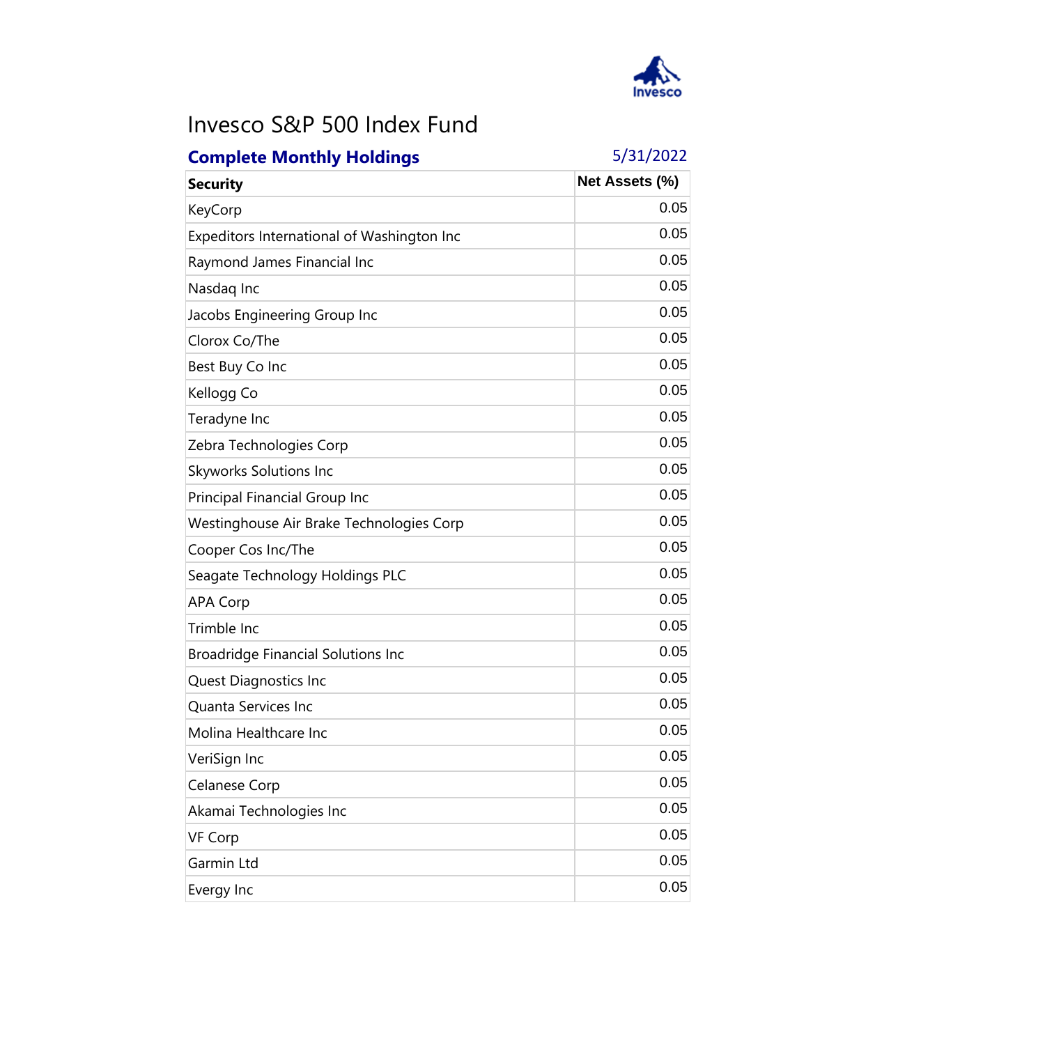# Invesco S&P 500 Index Fund

**Complete Monthly Holdings** 5/31/2022

| Security | Net Assets (%) |
|---|---|
| KeyCorp | 0.05 |
| Expeditors International of Washington Inc | 0.05 |
| Raymond James Financial Inc | 0.05 |
| Nasdaq Inc | 0.05 |
| Jacobs Engineering Group Inc | 0.05 |
| Clorox Co/The | 0.05 |
| Best Buy Co Inc | 0.05 |
| Kellogg Co | 0.05 |
| Teradyne Inc | 0.05 |
| Zebra Technologies Corp | 0.05 |
| Skyworks Solutions Inc | 0.05 |
| Principal Financial Group Inc | 0.05 |
| Westinghouse Air Brake Technologies Corp | 0.05 |
| Cooper Cos Inc/The | 0.05 |
| Seagate Technology Holdings PLC | 0.05 |
| APA Corp | 0.05 |
| Trimble Inc | 0.05 |
| Broadridge Financial Solutions Inc | 0.05 |
| Quest Diagnostics Inc | 0.05 |
| Quanta Services Inc | 0.05 |
| Molina Healthcare Inc | 0.05 |
| VeriSign Inc | 0.05 |
| Celanese Corp | 0.05 |
| Akamai Technologies Inc | 0.05 |
| VF Corp | 0.05 |
| Garmin Ltd | 0.05 |
| Evergy Inc | 0.05 |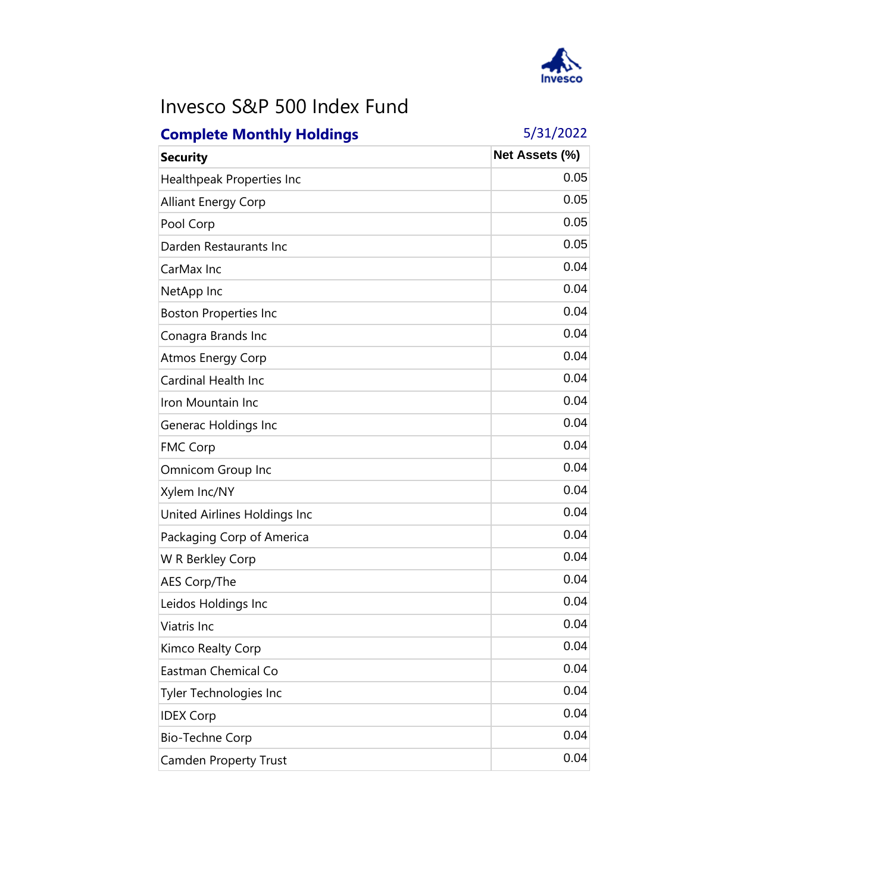# Invesco S&P 500 Index Fund

## Complete Monthly Holdings

5/31/2022

| Security | Net Assets (%) |
| --- | --- |
| Healthpeak Properties Inc | 0.05 |
| Alliant Energy Corp | 0.05 |
| Pool Corp | 0.05 |
| Darden Restaurants Inc | 0.05 |
| CarMax Inc | 0.04 |
| NetApp Inc | 0.04 |
| Boston Properties Inc | 0.04 |
| Conagra Brands Inc | 0.04 |
| Atmos Energy Corp | 0.04 |
| Cardinal Health Inc | 0.04 |
| Iron Mountain Inc | 0.04 |
| Generac Holdings Inc | 0.04 |
| FMC Corp | 0.04 |
| Omnicom Group Inc | 0.04 |
| Xylem Inc/NY | 0.04 |
| United Airlines Holdings Inc | 0.04 |
| Packaging Corp of America | 0.04 |
| W R Berkley Corp | 0.04 |
| AES Corp/The | 0.04 |
| Leidos Holdings Inc | 0.04 |
| Viatris Inc | 0.04 |
| Kimco Realty Corp | 0.04 |
| Eastman Chemical Co | 0.04 |
| Tyler Technologies Inc | 0.04 |
| IDEX Corp | 0.04 |
| Bio-Techne Corp | 0.04 |
| Camden Property Trust | 0.04 |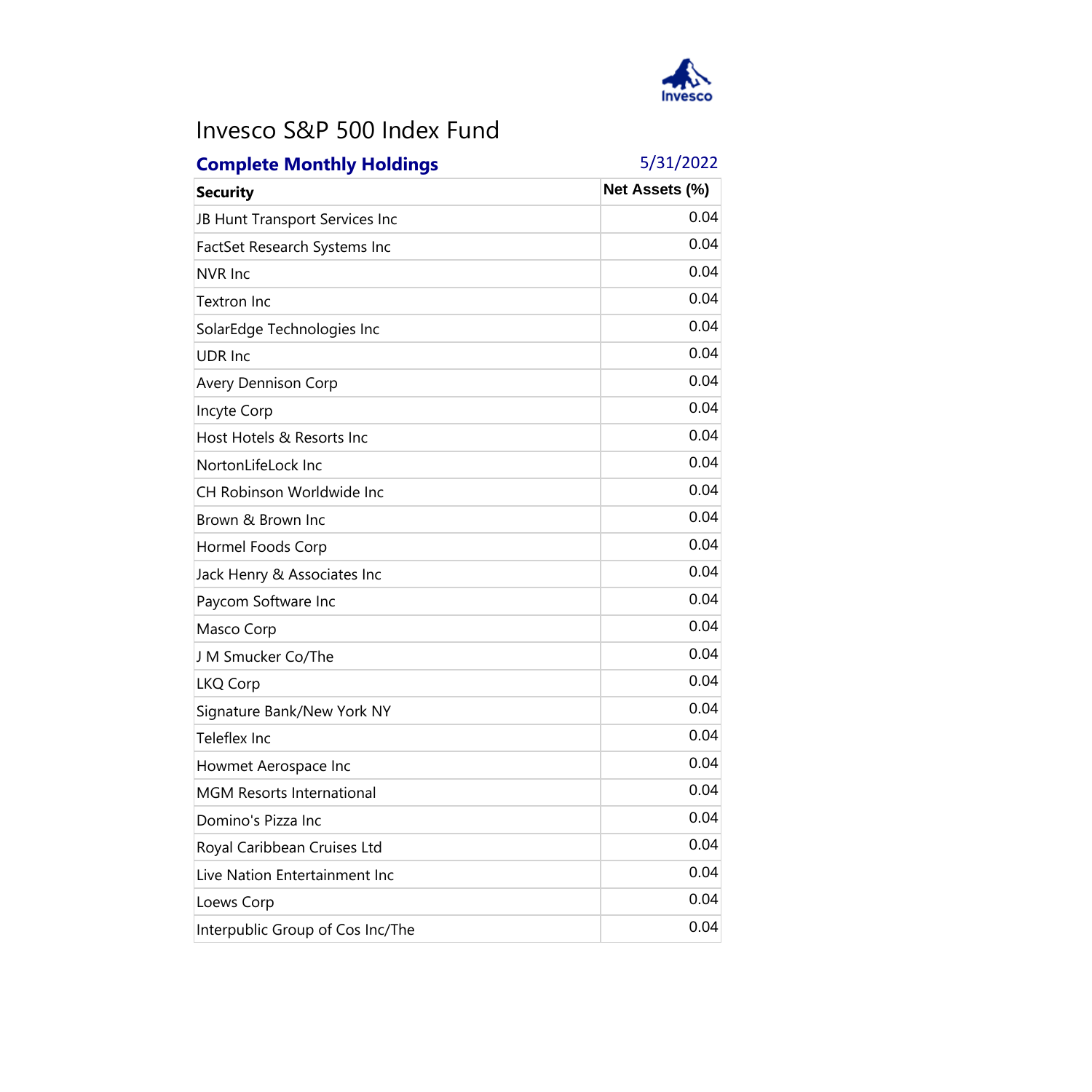# Invesco S&P 500 Index Fund

**Complete Monthly Holdings** 5/31/2022

| Security | Net Assets (%) |
|---|---|
| JB Hunt Transport Services Inc | 0.04 |
| FactSet Research Systems Inc | 0.04 |
| NVR Inc | 0.04 |
| Textron Inc | 0.04 |
| SolarEdge Technologies Inc | 0.04 |
| UDR Inc | 0.04 |
| Avery Dennison Corp | 0.04 |
| Incyte Corp | 0.04 |
| Host Hotels & Resorts Inc | 0.04 |
| NortonLifeLock Inc | 0.04 |
| CH Robinson Worldwide Inc | 0.04 |
| Brown & Brown Inc | 0.04 |
| Hormel Foods Corp | 0.04 |
| Jack Henry & Associates Inc | 0.04 |
| Paycom Software Inc | 0.04 |
| Masco Corp | 0.04 |
| J M Smucker Co/The | 0.04 |
| LKQ Corp | 0.04 |
| Signature Bank/New York NY | 0.04 |
| Teleflex Inc | 0.04 |
| Howmet Aerospace Inc | 0.04 |
| MGM Resorts International | 0.04 |
| Domino's Pizza Inc | 0.04 |
| Royal Caribbean Cruises Ltd | 0.04 |
| Live Nation Entertainment Inc | 0.04 |
| Loews Corp | 0.04 |
| Interpublic Group of Cos Inc/The | 0.04 |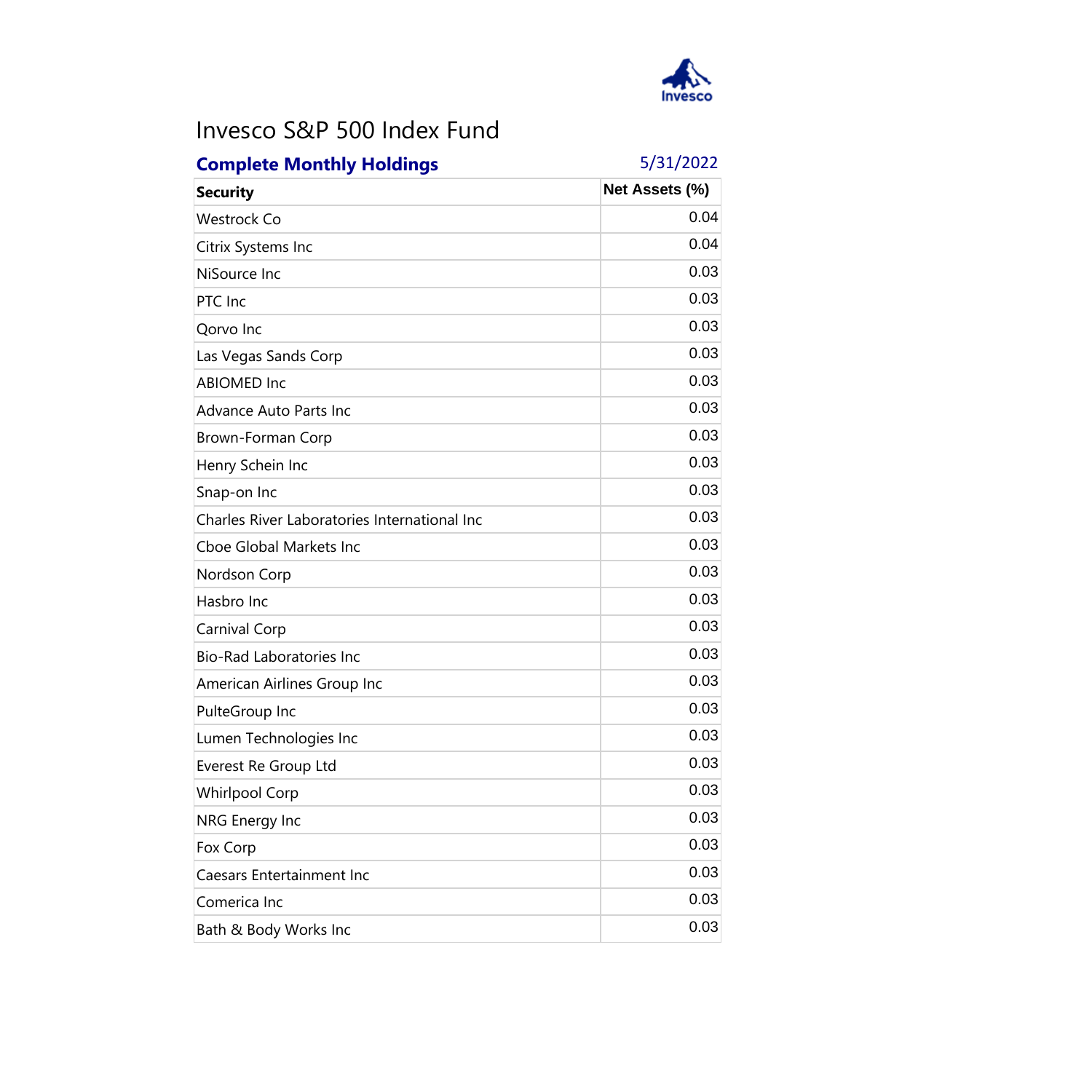# Invesco S&P 500 Index Fund

**Complete Monthly Holdings** 5/31/2022

| Security | Net Assets (%) |
|---|---|
| Westrock Co | 0.04 |
| Citrix Systems Inc | 0.04 |
| NiSource Inc | 0.03 |
| PTC Inc | 0.03 |
| Qorvo Inc | 0.03 |
| Las Vegas Sands Corp | 0.03 |
| ABIOMED Inc | 0.03 |
| Advance Auto Parts Inc | 0.03 |
| Brown-Forman Corp | 0.03 |
| Henry Schein Inc | 0.03 |
| Snap-on Inc | 0.03 |
| Charles River Laboratories International Inc | 0.03 |
| Cboe Global Markets Inc | 0.03 |
| Nordson Corp | 0.03 |
| Hasbro Inc | 0.03 |
| Carnival Corp | 0.03 |
| Bio-Rad Laboratories Inc | 0.03 |
| American Airlines Group Inc | 0.03 |
| PulteGroup Inc | 0.03 |
| Lumen Technologies Inc | 0.03 |
| Everest Re Group Ltd | 0.03 |
| Whirlpool Corp | 0.03 |
| NRG Energy Inc | 0.03 |
| Fox Corp | 0.03 |
| Caesars Entertainment Inc | 0.03 |
| Comerica Inc | 0.03 |
| Bath & Body Works Inc | 0.03 |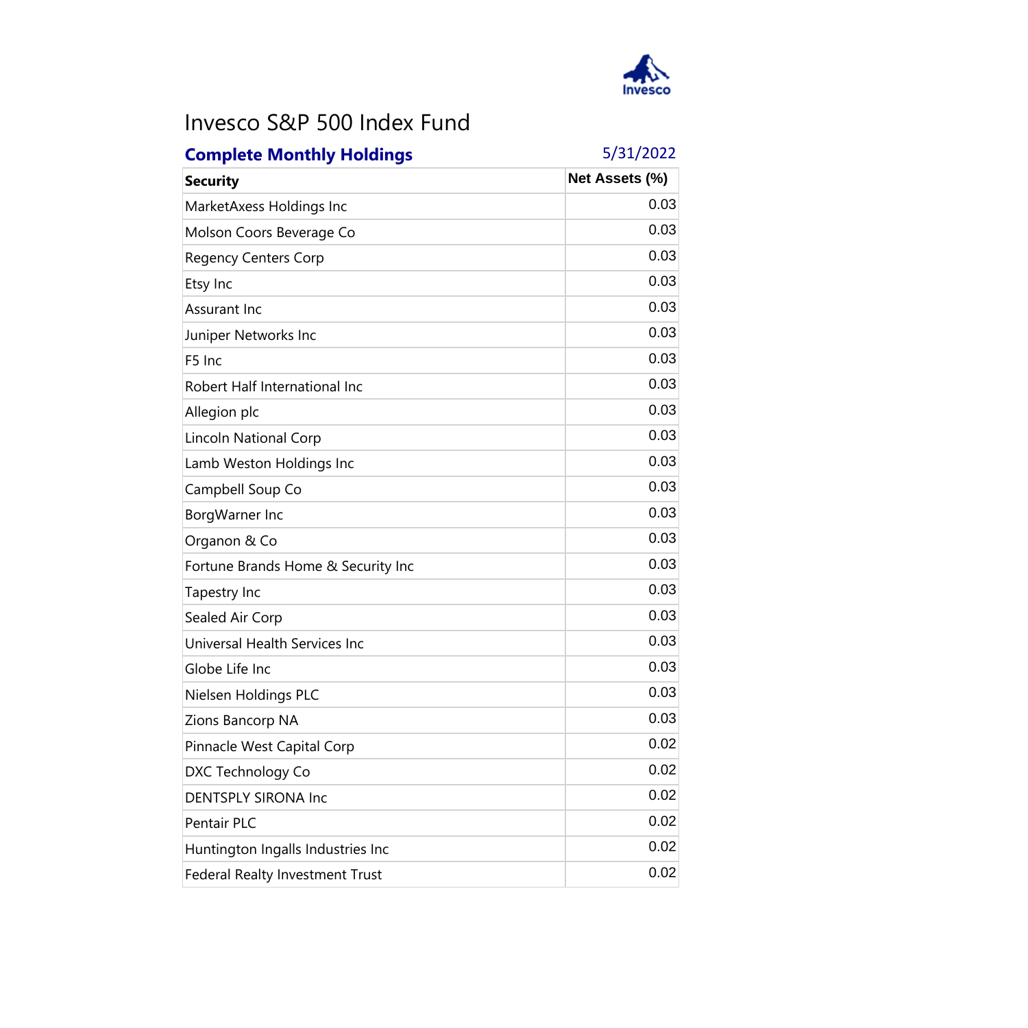# Invesco S&P 500 Index Fund

**Complete Monthly Holdings** 5/31/2022

| Security | Net Assets (%) |
|---|---|
| MarketAxess Holdings Inc | 0.03 |
| Molson Coors Beverage Co | 0.03 |
| Regency Centers Corp | 0.03 |
| Etsy Inc | 0.03 |
| Assurant Inc | 0.03 |
| Juniper Networks Inc | 0.03 |
| F5 Inc | 0.03 |
| Robert Half International Inc | 0.03 |
| Allegion plc | 0.03 |
| Lincoln National Corp | 0.03 |
| Lamb Weston Holdings Inc | 0.03 |
| Campbell Soup Co | 0.03 |
| BorgWarner Inc | 0.03 |
| Organon & Co | 0.03 |
| Fortune Brands Home & Security Inc | 0.03 |
| Tapestry Inc | 0.03 |
| Sealed Air Corp | 0.03 |
| Universal Health Services Inc | 0.03 |
| Globe Life Inc | 0.03 |
| Nielsen Holdings PLC | 0.03 |
| Zions Bancorp NA | 0.03 |
| Pinnacle West Capital Corp | 0.02 |
| DXC Technology Co | 0.02 |
| DENTSPLY SIRONA Inc | 0.02 |
| Pentair PLC | 0.02 |
| Huntington Ingalls Industries Inc | 0.02 |
| Federal Realty Investment Trust | 0.02 |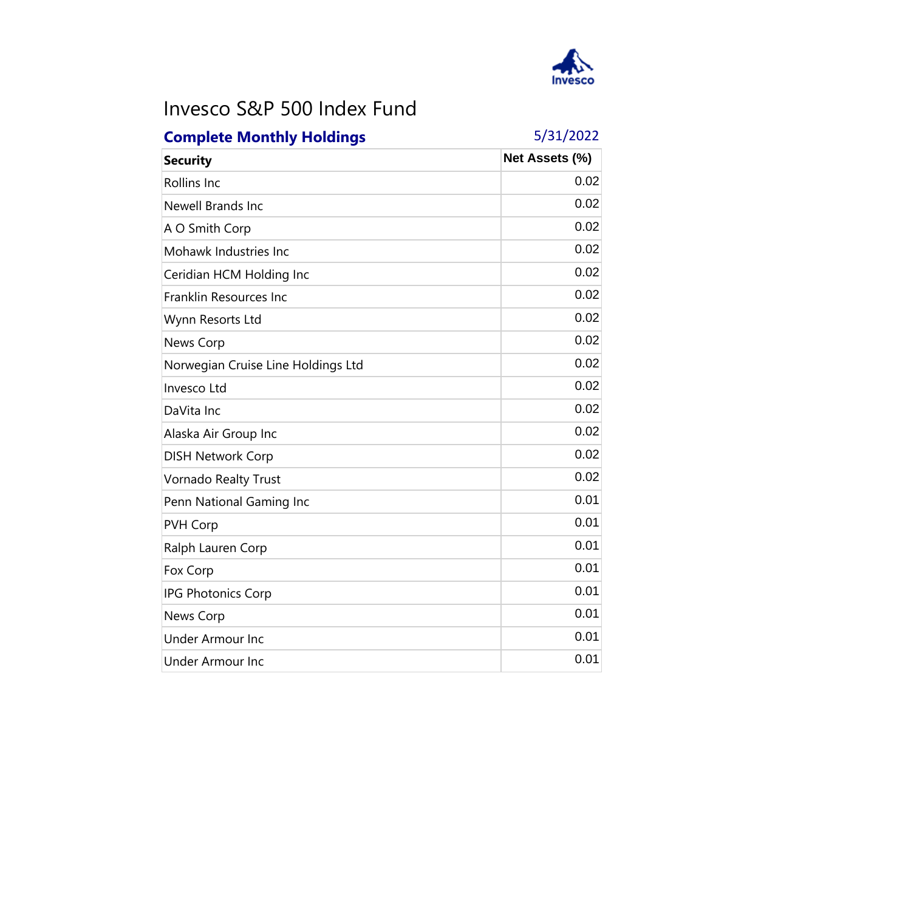# Invesco S&P 500 Index Fund

## Complete Monthly Holdings

5/31/2022

| Security | Net Assets (%) |
|---|---|
| Rollins Inc | 0.02 |
| Newell Brands Inc | 0.02 |
| A O Smith Corp | 0.02 |
| Mohawk Industries Inc | 0.02 |
| Ceridian HCM Holding Inc | 0.02 |
| Franklin Resources Inc | 0.02 |
| Wynn Resorts Ltd | 0.02 |
| News Corp | 0.02 |
| Norwegian Cruise Line Holdings Ltd | 0.02 |
| Invesco Ltd | 0.02 |
| DaVita Inc | 0.02 |
| Alaska Air Group Inc | 0.02 |
| DISH Network Corp | 0.02 |
| Vornado Realty Trust | 0.02 |
| Penn National Gaming Inc | 0.01 |
| PVH Corp | 0.01 |
| Ralph Lauren Corp | 0.01 |
| Fox Corp | 0.01 |
| IPG Photonics Corp | 0.01 |
| News Corp | 0.01 |
| Under Armour Inc | 0.01 |
| Under Armour Inc | 0.01 |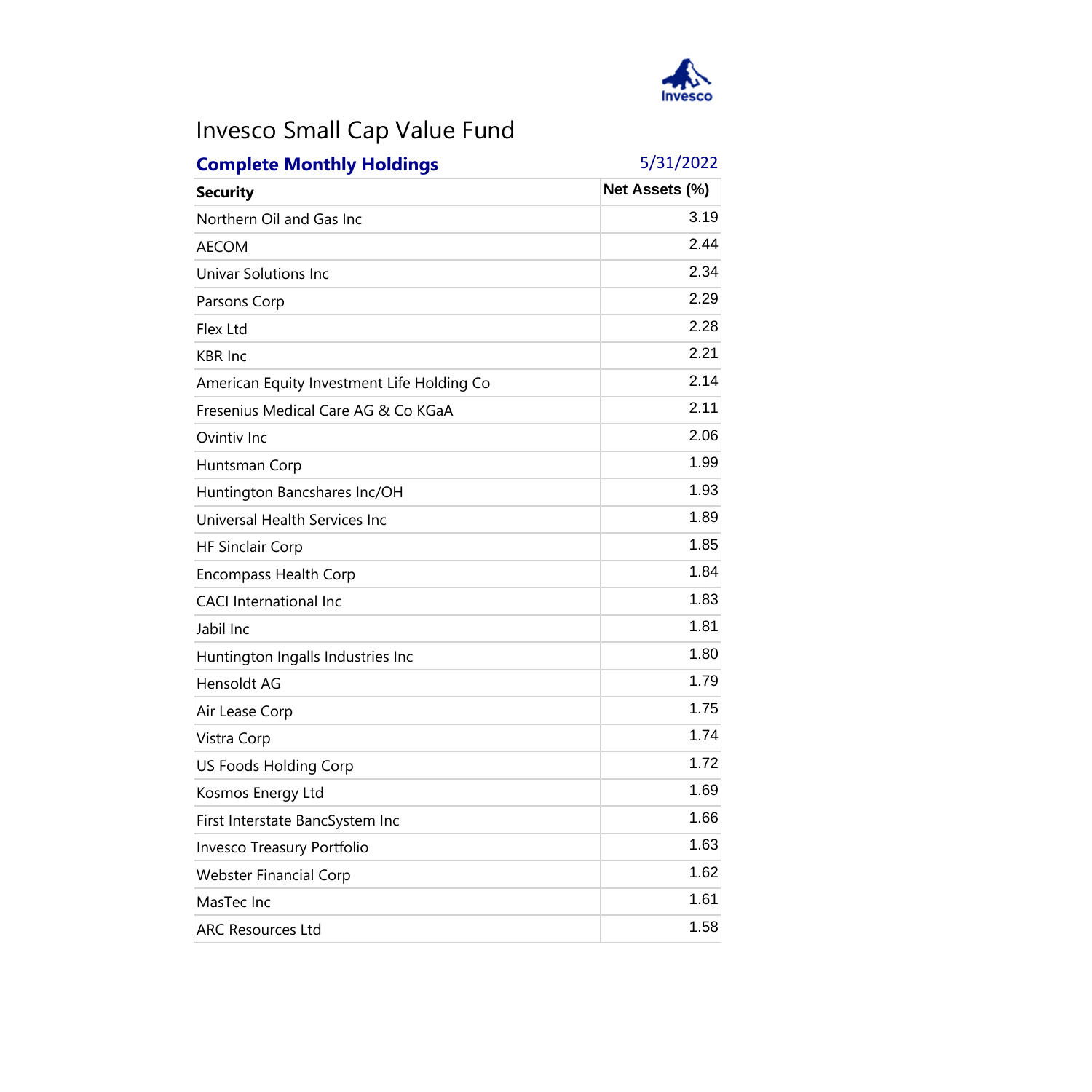# Invesco Small Cap Value Fund

## Complete Monthly Holdings

5/31/2022

| Security | Net Assets (%) |
|---|---|
| Northern Oil and Gas Inc | 3.19 |
| AECOM | 2.44 |
| Univar Solutions Inc | 2.34 |
| Parsons Corp | 2.29 |
| Flex Ltd | 2.28 |
| KBR Inc | 2.21 |
| American Equity Investment Life Holding Co | 2.14 |
| Fresenius Medical Care AG & Co KGaA | 2.11 |
| Ovintiv Inc | 2.06 |
| Huntsman Corp | 1.99 |
| Huntington Bancshares Inc/OH | 1.93 |
| Universal Health Services Inc | 1.89 |
| HF Sinclair Corp | 1.85 |
| Encompass Health Corp | 1.84 |
| CACI International Inc | 1.83 |
| Jabil Inc | 1.81 |
| Huntington Ingalls Industries Inc | 1.80 |
| Hensoldt AG | 1.79 |
| Air Lease Corp | 1.75 |
| Vistra Corp | 1.74 |
| US Foods Holding Corp | 1.72 |
| Kosmos Energy Ltd | 1.69 |
| First Interstate BancSystem Inc | 1.66 |
| Invesco Treasury Portfolio | 1.63 |
| Webster Financial Corp | 1.62 |
| MasTec Inc | 1.61 |
| ARC Resources Ltd | 1.58 |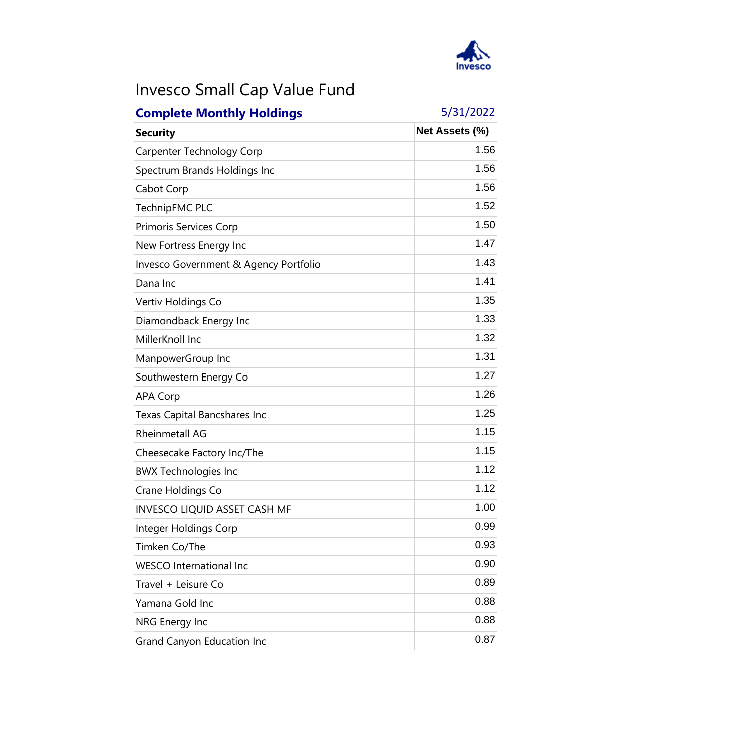# Invesco Small Cap Value Fund

**Complete Monthly Holdings** 5/31/2022

| Security | Net Assets (%) |
|---|---|
| Carpenter Technology Corp | 1.56 |
| Spectrum Brands Holdings Inc | 1.56 |
| Cabot Corp | 1.56 |
| TechnipFMC PLC | 1.52 |
| Primoris Services Corp | 1.50 |
| New Fortress Energy Inc | 1.47 |
| Invesco Government & Agency Portfolio | 1.43 |
| Dana Inc | 1.41 |
| Vertiv Holdings Co | 1.35 |
| Diamondback Energy Inc | 1.33 |
| MillerKnoll Inc | 1.32 |
| ManpowerGroup Inc | 1.31 |
| Southwestern Energy Co | 1.27 |
| APA Corp | 1.26 |
| Texas Capital Bancshares Inc | 1.25 |
| Rheinmetall AG | 1.15 |
| Cheesecake Factory Inc/The | 1.15 |
| BWX Technologies Inc | 1.12 |
| Crane Holdings Co | 1.12 |
| INVESCO LIQUID ASSET CASH MF | 1.00 |
| Integer Holdings Corp | 0.99 |
| Timken Co/The | 0.93 |
| WESCO International Inc | 0.90 |
| Travel + Leisure Co | 0.89 |
| Yamana Gold Inc | 0.88 |
| NRG Energy Inc | 0.88 |
| Grand Canyon Education Inc | 0.87 |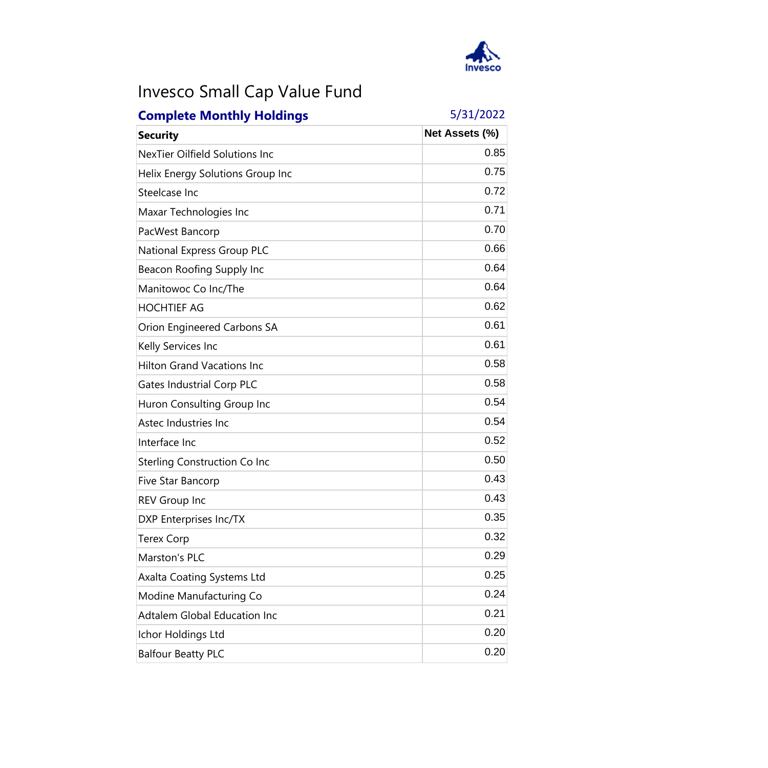# Invesco Small Cap Value Fund

**Complete Monthly Holdings** 5/31/2022

| Security | Net Assets (%) |
|---|---|
| NexTier Oilfield Solutions Inc | 0.85 |
| Helix Energy Solutions Group Inc | 0.75 |
| Steelcase Inc | 0.72 |
| Maxar Technologies Inc | 0.71 |
| PacWest Bancorp | 0.70 |
| National Express Group PLC | 0.66 |
| Beacon Roofing Supply Inc | 0.64 |
| Manitowoc Co Inc/The | 0.64 |
| HOCHTIEF AG | 0.62 |
| Orion Engineered Carbons SA | 0.61 |
| Kelly Services Inc | 0.61 |
| Hilton Grand Vacations Inc | 0.58 |
| Gates Industrial Corp PLC | 0.58 |
| Huron Consulting Group Inc | 0.54 |
| Astec Industries Inc | 0.54 |
| Interface Inc | 0.52 |
| Sterling Construction Co Inc | 0.50 |
| Five Star Bancorp | 0.43 |
| REV Group Inc | 0.43 |
| DXP Enterprises Inc/TX | 0.35 |
| Terex Corp | 0.32 |
| Marston's PLC | 0.29 |
| Axalta Coating Systems Ltd | 0.25 |
| Modine Manufacturing Co | 0.24 |
| Adtalem Global Education Inc | 0.21 |
| Ichor Holdings Ltd | 0.20 |
| Balfour Beatty PLC | 0.20 |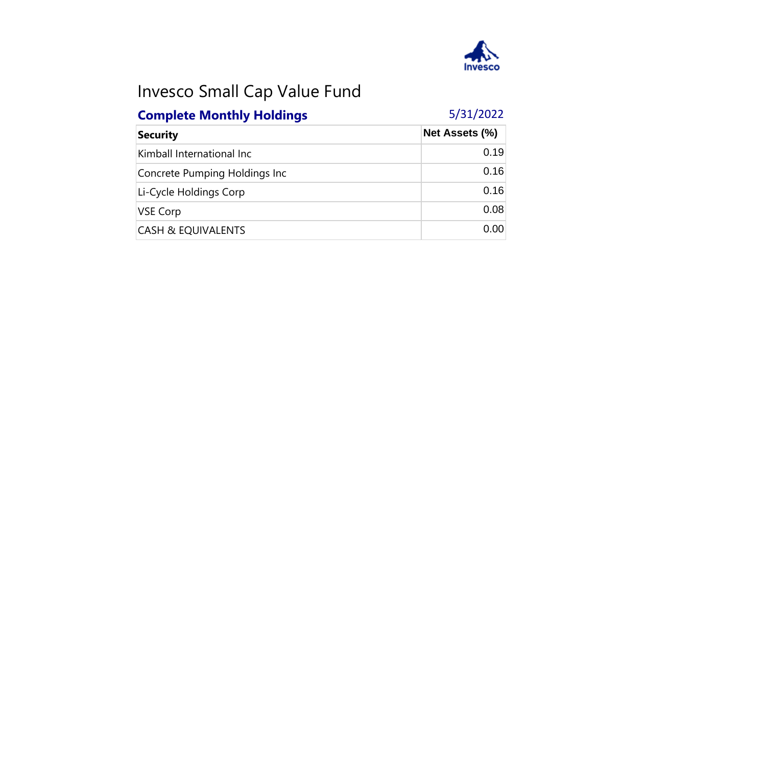# Invesco Small Cap Value Fund

## Complete Monthly Holdings

5/31/2022

| Security | Net Assets (%) |
|---|---|
| Kimball International Inc | 0.19 |
| Concrete Pumping Holdings Inc | 0.16 |
| Li-Cycle Holdings Corp | 0.16 |
| VSE Corp | 0.08 |
| CASH & EQUIVALENTS | 0.00 |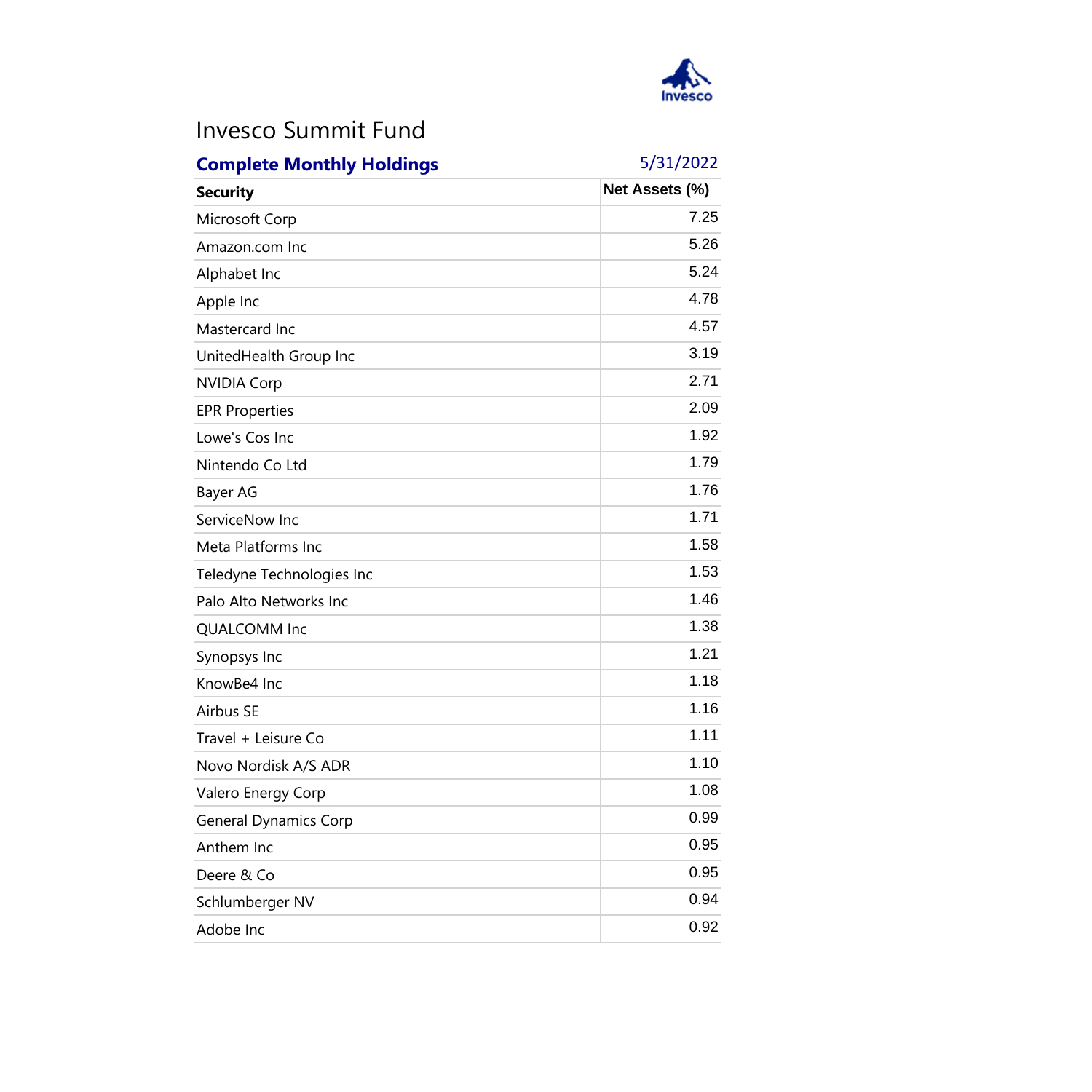# Invesco Summit Fund

## Complete Monthly Holdings

5/31/2022

| Security | Net Assets (%) |
|---|---|
| Microsoft Corp | 7.25 |
| Amazon.com Inc | 5.26 |
| Alphabet Inc | 5.24 |
| Apple Inc | 4.78 |
| Mastercard Inc | 4.57 |
| UnitedHealth Group Inc | 3.19 |
| NVIDIA Corp | 2.71 |
| EPR Properties | 2.09 |
| Lowe's Cos Inc | 1.92 |
| Nintendo Co Ltd | 1.79 |
| Bayer AG | 1.76 |
| ServiceNow Inc | 1.71 |
| Meta Platforms Inc | 1.58 |
| Teledyne Technologies Inc | 1.53 |
| Palo Alto Networks Inc | 1.46 |
| QUALCOMM Inc | 1.38 |
| Synopsys Inc | 1.21 |
| KnowBe4 Inc | 1.18 |
| Airbus SE | 1.16 |
| Travel + Leisure Co | 1.11 |
| Novo Nordisk A/S ADR | 1.10 |
| Valero Energy Corp | 1.08 |
| General Dynamics Corp | 0.99 |
| Anthem Inc | 0.95 |
| Deere & Co | 0.95 |
| Schlumberger NV | 0.94 |
| Adobe Inc | 0.92 |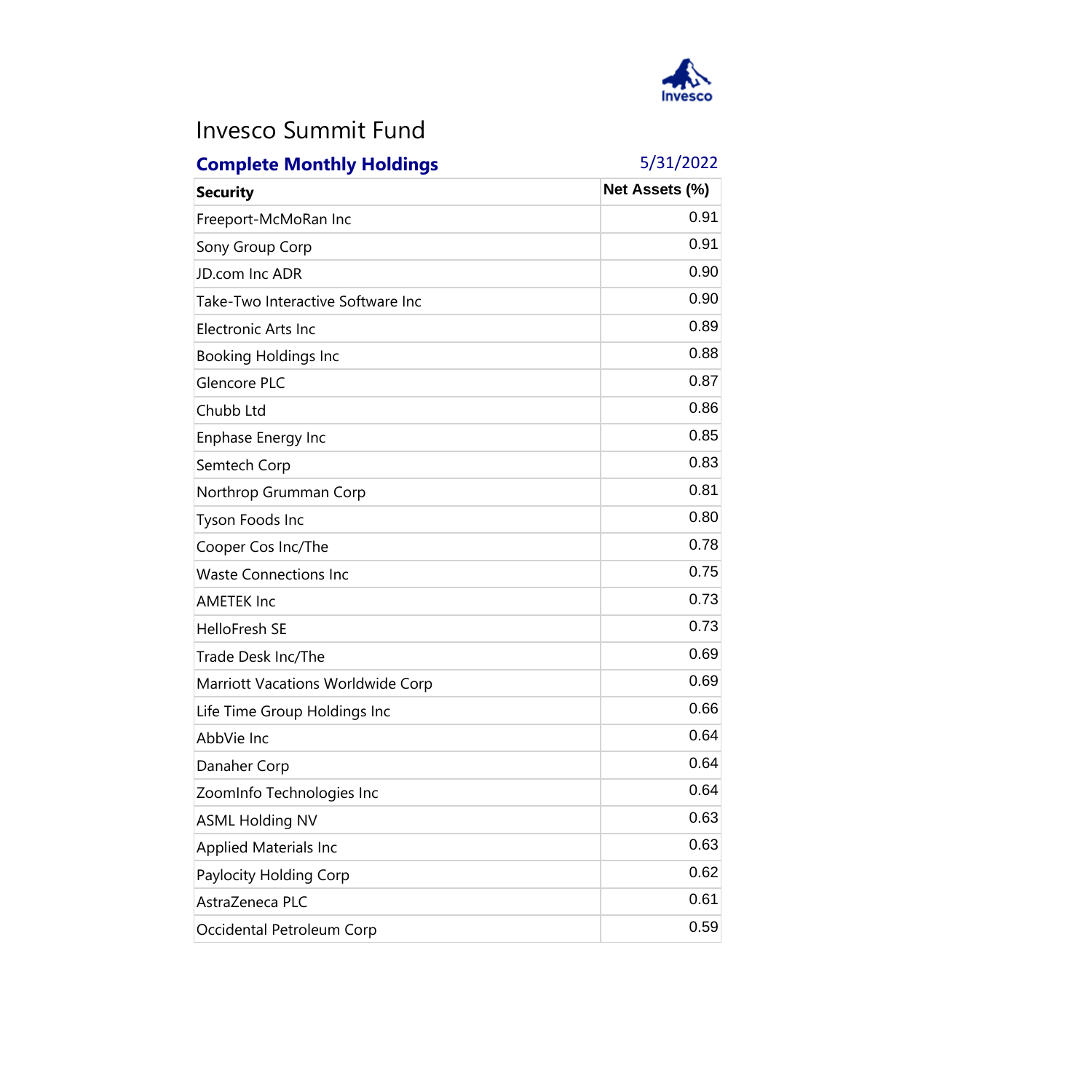# Invesco Summit Fund

## Complete Monthly Holdings

5/31/2022

| Security | Net Assets (%) |
|---|---|
| Freeport-McMoRan Inc | 0.91 |
| Sony Group Corp | 0.91 |
| JD.com Inc ADR | 0.90 |
| Take-Two Interactive Software Inc | 0.90 |
| Electronic Arts Inc | 0.89 |
| Booking Holdings Inc | 0.88 |
| Glencore PLC | 0.87 |
| Chubb Ltd | 0.86 |
| Enphase Energy Inc | 0.85 |
| Semtech Corp | 0.83 |
| Northrop Grumman Corp | 0.81 |
| Tyson Foods Inc | 0.80 |
| Cooper Cos Inc/The | 0.78 |
| Waste Connections Inc | 0.75 |
| AMETEK Inc | 0.73 |
| HelloFresh SE | 0.73 |
| Trade Desk Inc/The | 0.69 |
| Marriott Vacations Worldwide Corp | 0.69 |
| Life Time Group Holdings Inc | 0.66 |
| AbbVie Inc | 0.64 |
| Danaher Corp | 0.64 |
| ZoomInfo Technologies Inc | 0.64 |
| ASML Holding NV | 0.63 |
| Applied Materials Inc | 0.63 |
| Paylocity Holding Corp | 0.62 |
| AstraZeneca PLC | 0.61 |
| Occidental Petroleum Corp | 0.59 |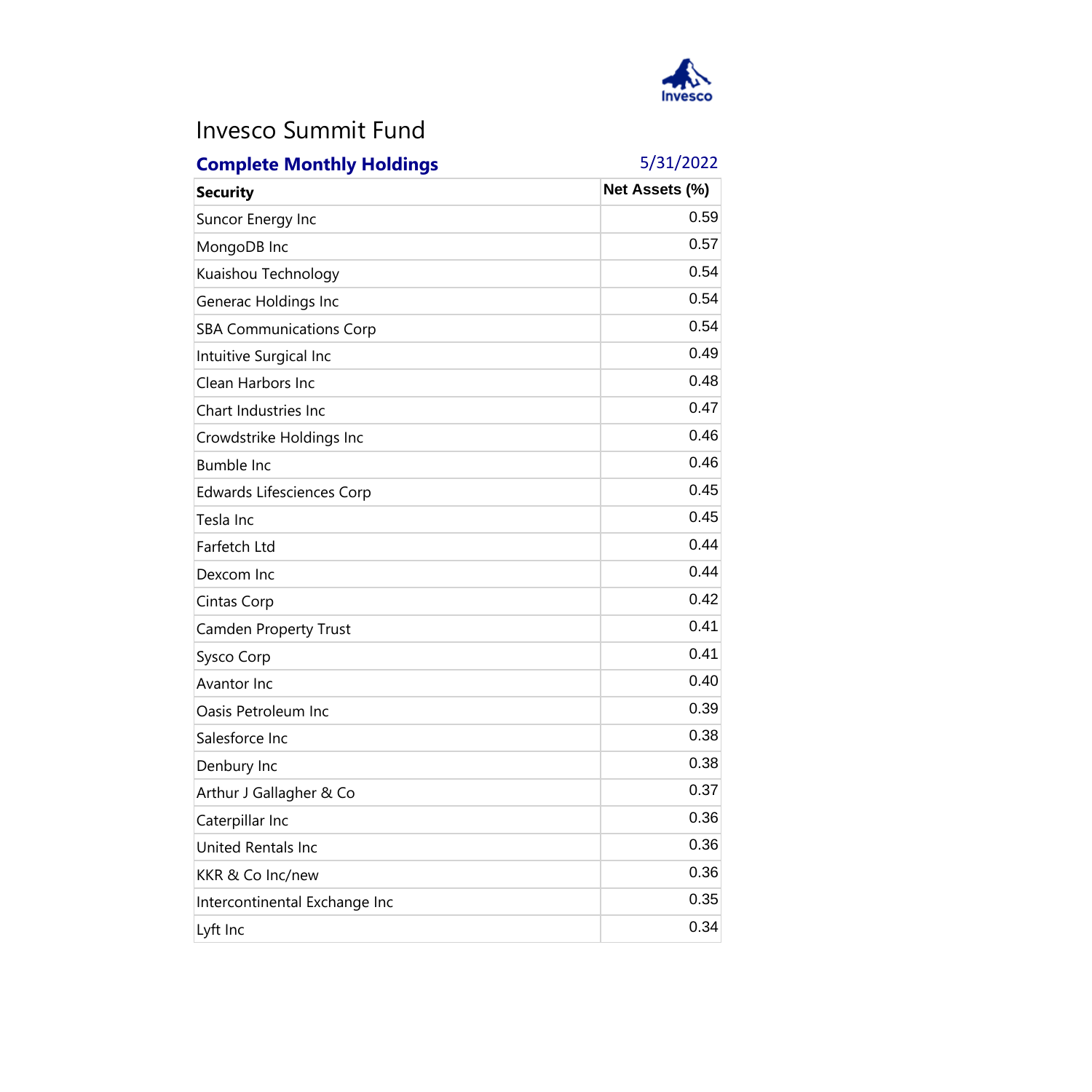# Invesco Summit Fund

**Complete Monthly Holdings** 5/31/2022

| Security | Net Assets (%) |
|---|---|
| Suncor Energy Inc | 0.59 |
| MongoDB Inc | 0.57 |
| Kuaishou Technology | 0.54 |
| Generac Holdings Inc | 0.54 |
| SBA Communications Corp | 0.54 |
| Intuitive Surgical Inc | 0.49 |
| Clean Harbors Inc | 0.48 |
| Chart Industries Inc | 0.47 |
| Crowdstrike Holdings Inc | 0.46 |
| Bumble Inc | 0.46 |
| Edwards Lifesciences Corp | 0.45 |
| Tesla Inc | 0.45 |
| Farfetch Ltd | 0.44 |
| Dexcom Inc | 0.44 |
| Cintas Corp | 0.42 |
| Camden Property Trust | 0.41 |
| Sysco Corp | 0.41 |
| Avantor Inc | 0.40 |
| Oasis Petroleum Inc | 0.39 |
| Salesforce Inc | 0.38 |
| Denbury Inc | 0.38 |
| Arthur J Gallagher & Co | 0.37 |
| Caterpillar Inc | 0.36 |
| United Rentals Inc | 0.36 |
| KKR & Co Inc/new | 0.36 |
| Intercontinental Exchange Inc | 0.35 |
| Lyft Inc | 0.34 |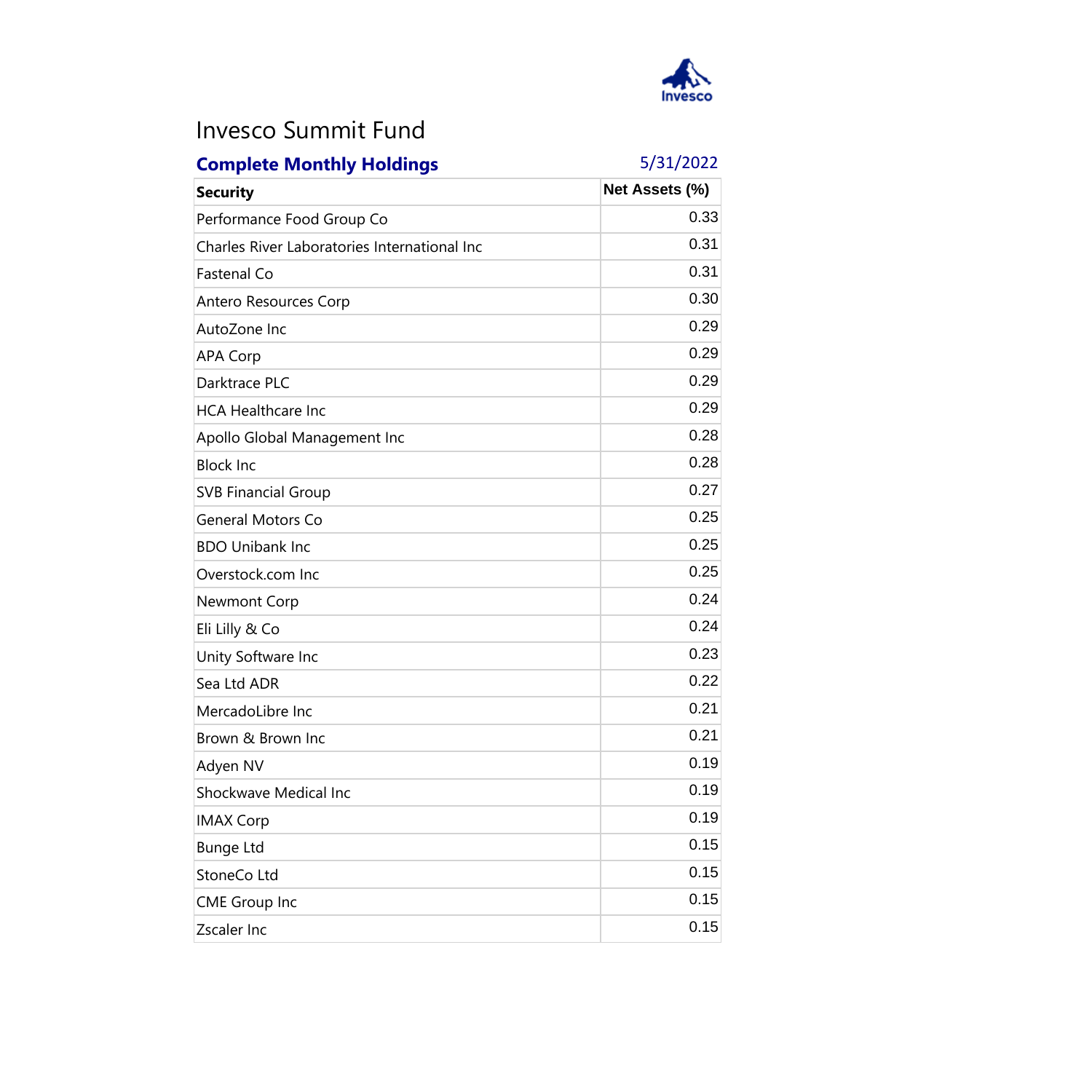# Invesco Summit Fund

**Complete Monthly Holdings** 5/31/2022

| Security | Net Assets (%) |
|---|---|
| Performance Food Group Co | 0.33 |
| Charles River Laboratories International Inc | 0.31 |
| Fastenal Co | 0.31 |
| Antero Resources Corp | 0.30 |
| AutoZone Inc | 0.29 |
| APA Corp | 0.29 |
| Darktrace PLC | 0.29 |
| HCA Healthcare Inc | 0.29 |
| Apollo Global Management Inc | 0.28 |
| Block Inc | 0.28 |
| SVB Financial Group | 0.27 |
| General Motors Co | 0.25 |
| BDO Unibank Inc | 0.25 |
| Overstock.com Inc | 0.25 |
| Newmont Corp | 0.24 |
| Eli Lilly & Co | 0.24 |
| Unity Software Inc | 0.23 |
| Sea Ltd ADR | 0.22 |
| MercadoLibre Inc | 0.21 |
| Brown & Brown Inc | 0.21 |
| Adyen NV | 0.19 |
| Shockwave Medical Inc | 0.19 |
| IMAX Corp | 0.19 |
| Bunge Ltd | 0.15 |
| StoneCo Ltd | 0.15 |
| CME Group Inc | 0.15 |
| Zscaler Inc | 0.15 |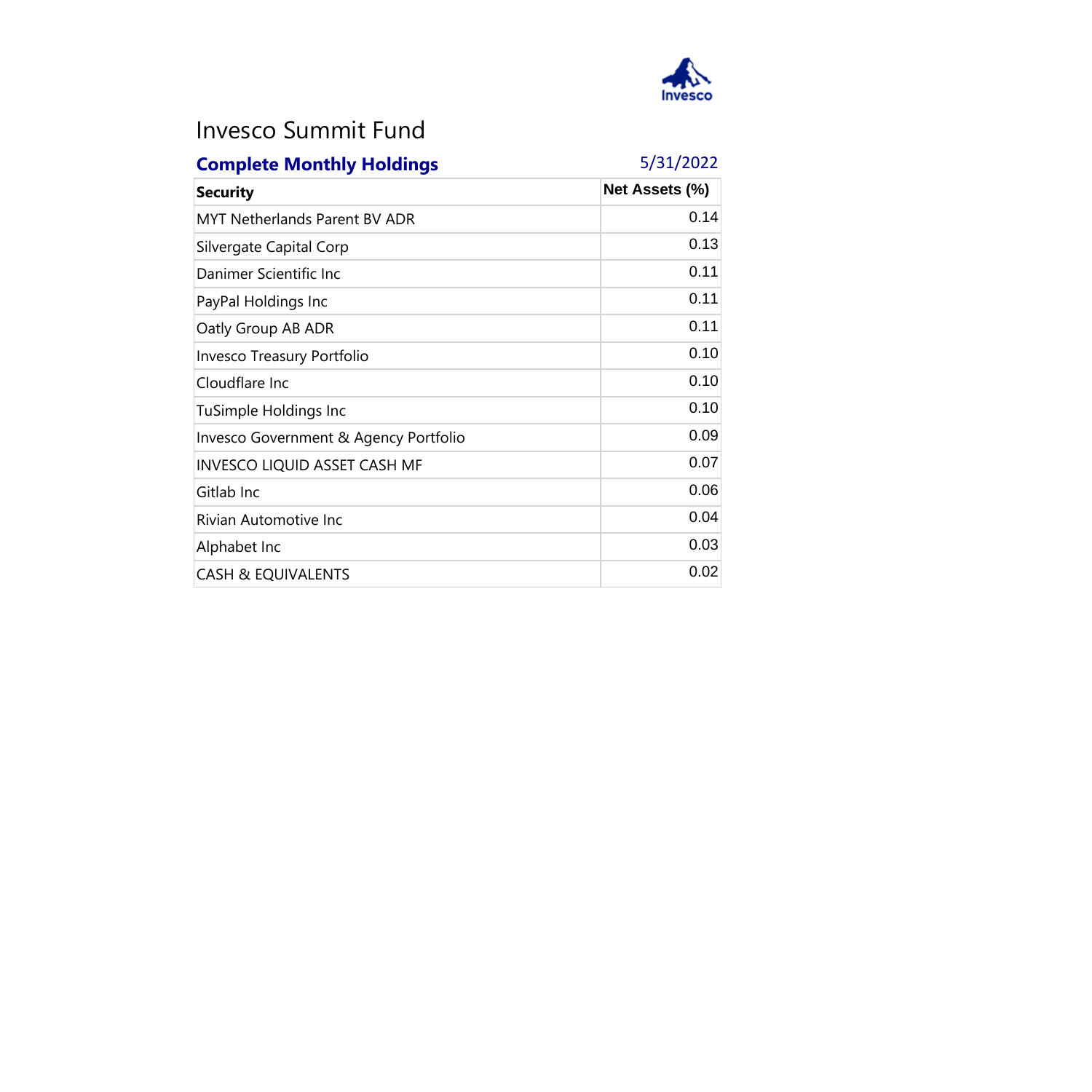# Invesco Summit Fund

**Complete Monthly Holdings** 5/31/2022

| Security | Net Assets (%) |
|---|---|
| MYT Netherlands Parent BV ADR | 0.14 |
| Silvergate Capital Corp | 0.13 |
| Danimer Scientific Inc | 0.11 |
| PayPal Holdings Inc | 0.11 |
| Oatly Group AB ADR | 0.11 |
| Invesco Treasury Portfolio | 0.10 |
| Cloudflare Inc | 0.10 |
| TuSimple Holdings Inc | 0.10 |
| Invesco Government & Agency Portfolio | 0.09 |
| INVESCO LIQUID ASSET CASH MF | 0.07 |
| Gitlab Inc | 0.06 |
| Rivian Automotive Inc | 0.04 |
| Alphabet Inc | 0.03 |
| CASH & EQUIVALENTS | 0.02 |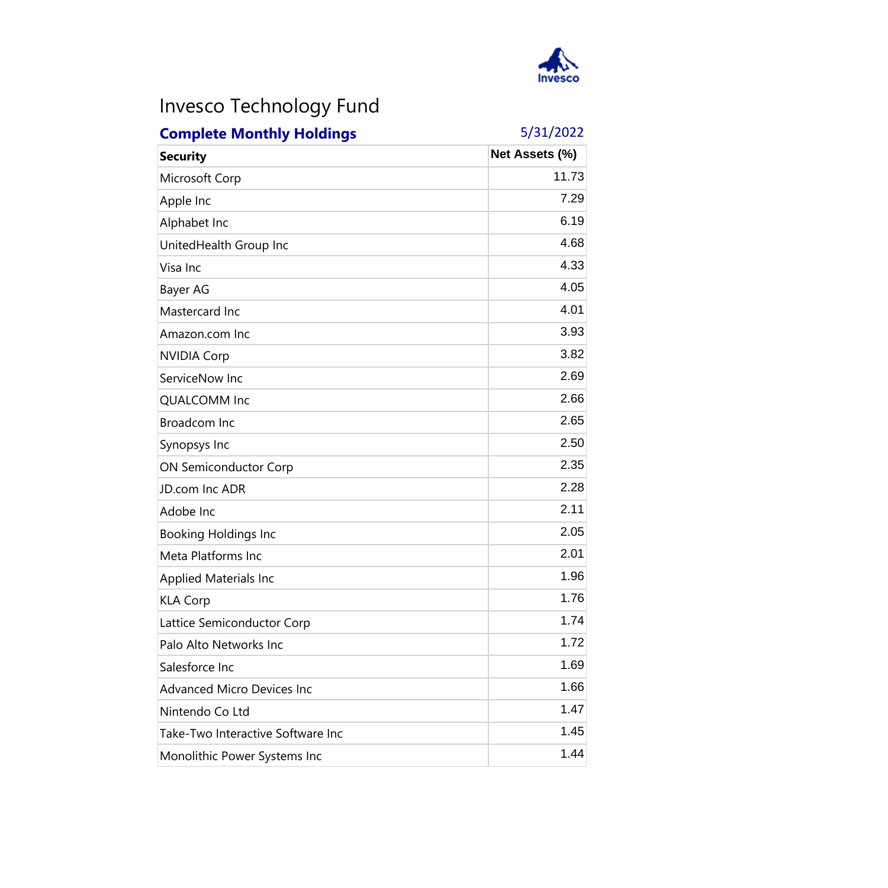# Invesco Technology Fund

**Complete Monthly Holdings** 5/31/2022

| Security | Net Assets (%) |
|---|---|
| Microsoft Corp | 11.73 |
| Apple Inc | 7.29 |
| Alphabet Inc | 6.19 |
| UnitedHealth Group Inc | 4.68 |
| Visa Inc | 4.33 |
| Bayer AG | 4.05 |
| Mastercard Inc | 4.01 |
| Amazon.com Inc | 3.93 |
| NVIDIA Corp | 3.82 |
| ServiceNow Inc | 2.69 |
| QUALCOMM Inc | 2.66 |
| Broadcom Inc | 2.65 |
| Synopsys Inc | 2.50 |
| ON Semiconductor Corp | 2.35 |
| JD.com Inc ADR | 2.28 |
| Adobe Inc | 2.11 |
| Booking Holdings Inc | 2.05 |
| Meta Platforms Inc | 2.01 |
| Applied Materials Inc | 1.96 |
| KLA Corp | 1.76 |
| Lattice Semiconductor Corp | 1.74 |
| Palo Alto Networks Inc | 1.72 |
| Salesforce Inc | 1.69 |
| Advanced Micro Devices Inc | 1.66 |
| Nintendo Co Ltd | 1.47 |
| Take-Two Interactive Software Inc | 1.45 |
| Monolithic Power Systems Inc | 1.44 |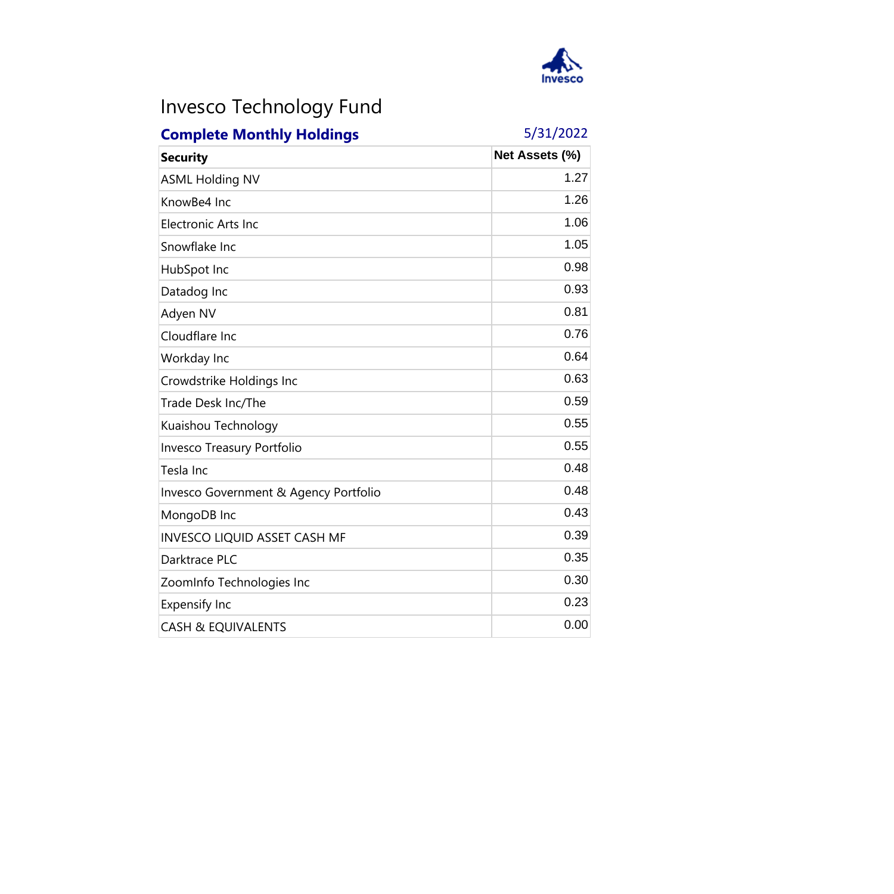# Invesco Technology Fund

## Complete Monthly Holdings

5/31/2022

| Security | Net Assets (%) |
|---|---|
| ASML Holding NV | 1.27 |
| KnowBe4 Inc | 1.26 |
| Electronic Arts Inc | 1.06 |
| Snowflake Inc | 1.05 |
| HubSpot Inc | 0.98 |
| Datadog Inc | 0.93 |
| Adyen NV | 0.81 |
| Cloudflare Inc | 0.76 |
| Workday Inc | 0.64 |
| Crowdstrike Holdings Inc | 0.63 |
| Trade Desk Inc/The | 0.59 |
| Kuaishou Technology | 0.55 |
| Invesco Treasury Portfolio | 0.55 |
| Tesla Inc | 0.48 |
| Invesco Government & Agency Portfolio | 0.48 |
| MongoDB Inc | 0.43 |
| INVESCO LIQUID ASSET CASH MF | 0.39 |
| Darktrace PLC | 0.35 |
| ZoomInfo Technologies Inc | 0.30 |
| Expensify Inc | 0.23 |
| CASH & EQUIVALENTS | 0.00 |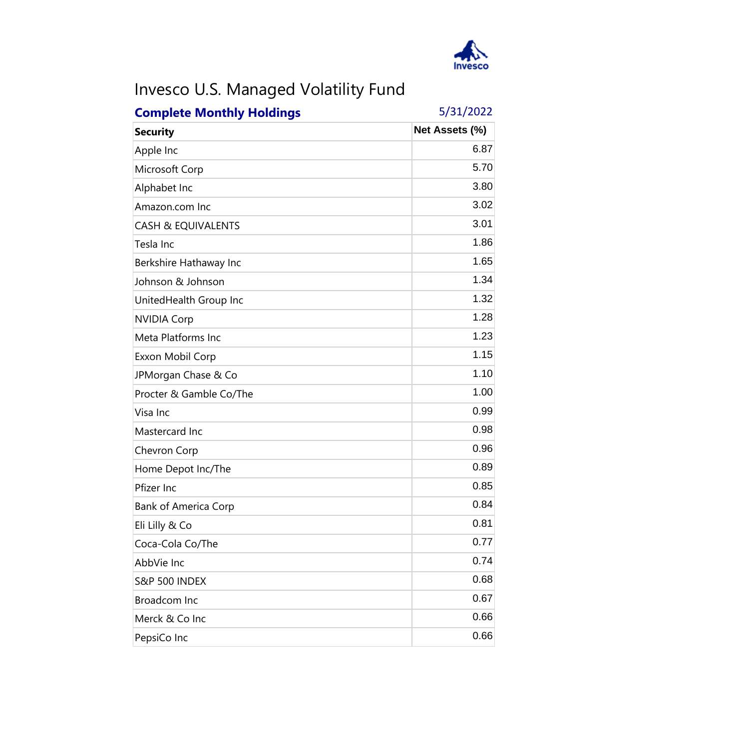# Invesco U.S. Managed Volatility Fund

**Complete Monthly Holdings** 5/31/2022

| Security | Net Assets (%) |
|---|---|
| Apple Inc | 6.87 |
| Microsoft Corp | 5.70 |
| Alphabet Inc | 3.80 |
| Amazon.com Inc | 3.02 |
| CASH & EQUIVALENTS | 3.01 |
| Tesla Inc | 1.86 |
| Berkshire Hathaway Inc | 1.65 |
| Johnson & Johnson | 1.34 |
| UnitedHealth Group Inc | 1.32 |
| NVIDIA Corp | 1.28 |
| Meta Platforms Inc | 1.23 |
| Exxon Mobil Corp | 1.15 |
| JPMorgan Chase & Co | 1.10 |
| Procter & Gamble Co/The | 1.00 |
| Visa Inc | 0.99 |
| Mastercard Inc | 0.98 |
| Chevron Corp | 0.96 |
| Home Depot Inc/The | 0.89 |
| Pfizer Inc | 0.85 |
| Bank of America Corp | 0.84 |
| Eli Lilly & Co | 0.81 |
| Coca-Cola Co/The | 0.77 |
| AbbVie Inc | 0.74 |
| S&P 500 INDEX | 0.68 |
| Broadcom Inc | 0.67 |
| Merck & Co Inc | 0.66 |
| PepsiCo Inc | 0.66 |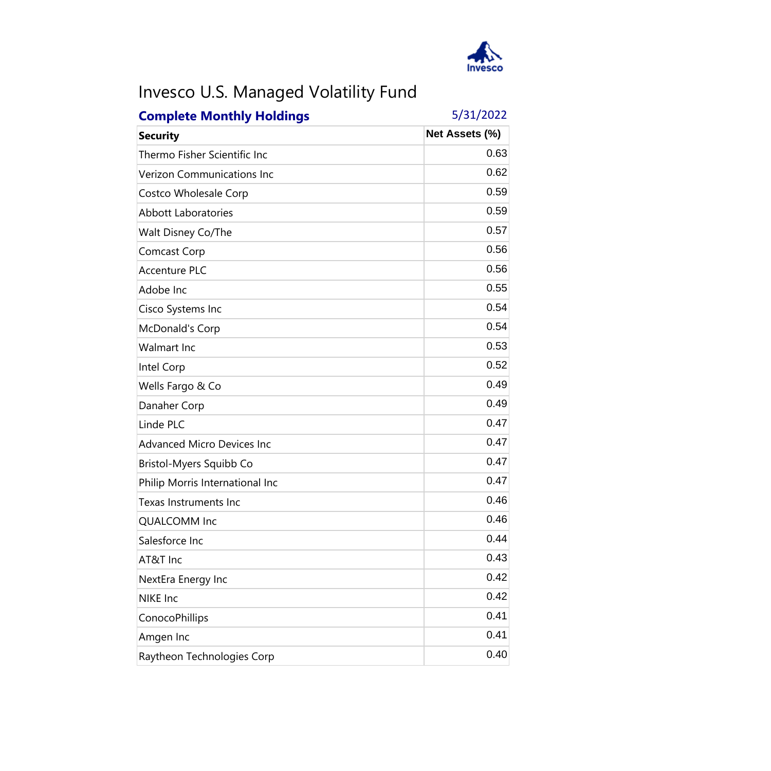# Invesco U.S. Managed Volatility Fund

**Complete Monthly Holdings** 5/31/2022

| Security | Net Assets (%) |
|---|---|
| Thermo Fisher Scientific Inc | 0.63 |
| Verizon Communications Inc | 0.62 |
| Costco Wholesale Corp | 0.59 |
| Abbott Laboratories | 0.59 |
| Walt Disney Co/The | 0.57 |
| Comcast Corp | 0.56 |
| Accenture PLC | 0.56 |
| Adobe Inc | 0.55 |
| Cisco Systems Inc | 0.54 |
| McDonald's Corp | 0.54 |
| Walmart Inc | 0.53 |
| Intel Corp | 0.52 |
| Wells Fargo & Co | 0.49 |
| Danaher Corp | 0.49 |
| Linde PLC | 0.47 |
| Advanced Micro Devices Inc | 0.47 |
| Bristol-Myers Squibb Co | 0.47 |
| Philip Morris International Inc | 0.47 |
| Texas Instruments Inc | 0.46 |
| QUALCOMM Inc | 0.46 |
| Salesforce Inc | 0.44 |
| AT&T Inc | 0.43 |
| NextEra Energy Inc | 0.42 |
| NIKE Inc | 0.42 |
| ConocoPhillips | 0.41 |
| Amgen Inc | 0.41 |
| Raytheon Technologies Corp | 0.40 |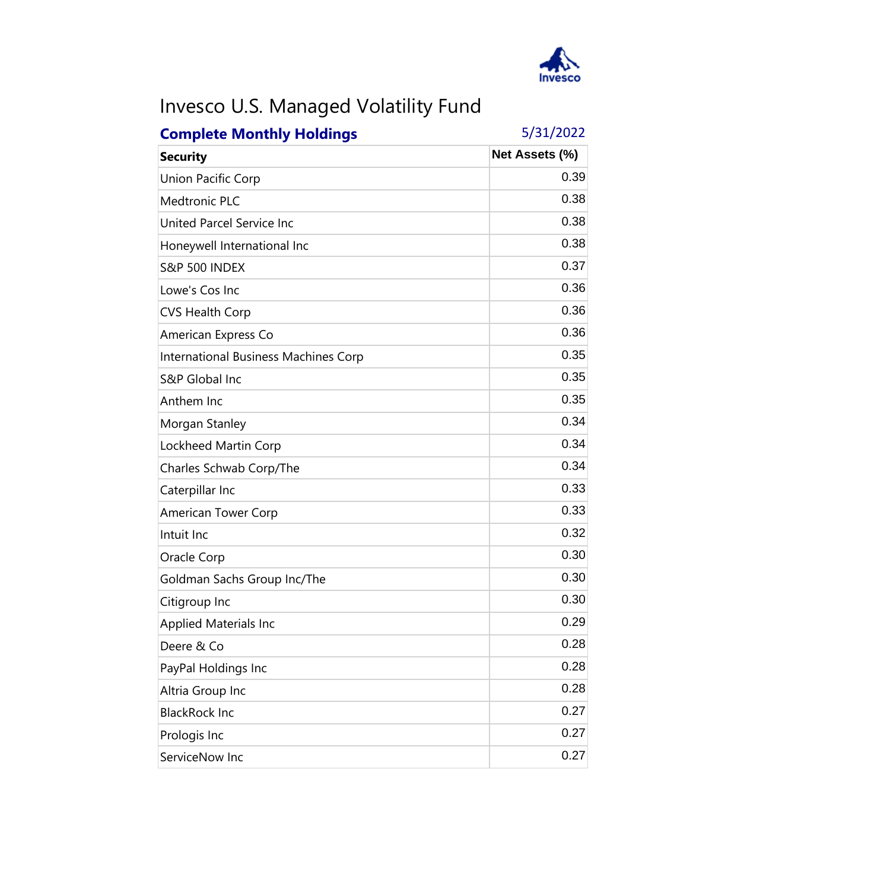# Invesco U.S. Managed Volatility Fund

**Complete Monthly Holdings** 5/31/2022

| Security | Net Assets (%) |
|---|---|
| Union Pacific Corp | 0.39 |
| Medtronic PLC | 0.38 |
| United Parcel Service Inc | 0.38 |
| Honeywell International Inc | 0.38 |
| S&P 500 INDEX | 0.37 |
| Lowe's Cos Inc | 0.36 |
| CVS Health Corp | 0.36 |
| American Express Co | 0.36 |
| International Business Machines Corp | 0.35 |
| S&P Global Inc | 0.35 |
| Anthem Inc | 0.35 |
| Morgan Stanley | 0.34 |
| Lockheed Martin Corp | 0.34 |
| Charles Schwab Corp/The | 0.34 |
| Caterpillar Inc | 0.33 |
| American Tower Corp | 0.33 |
| Intuit Inc | 0.32 |
| Oracle Corp | 0.30 |
| Goldman Sachs Group Inc/The | 0.30 |
| Citigroup Inc | 0.30 |
| Applied Materials Inc | 0.29 |
| Deere & Co | 0.28 |
| PayPal Holdings Inc | 0.28 |
| Altria Group Inc | 0.28 |
| BlackRock Inc | 0.27 |
| Prologis Inc | 0.27 |
| ServiceNow Inc | 0.27 |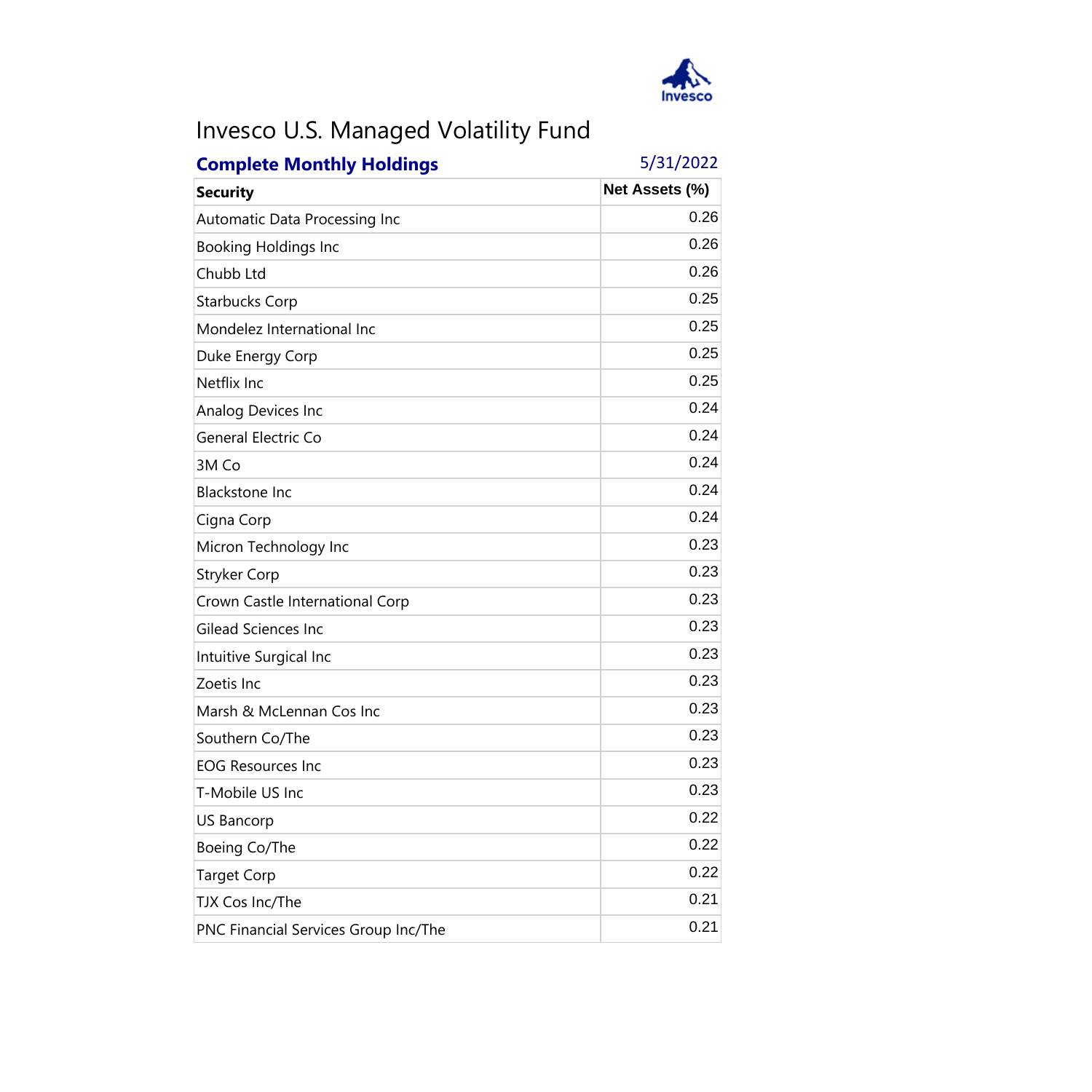# Invesco U.S. Managed Volatility Fund

**Complete Monthly Holdings** 5/31/2022

| Security | Net Assets (%) |
|---|---|
| Automatic Data Processing Inc | 0.26 |
| Booking Holdings Inc | 0.26 |
| Chubb Ltd | 0.26 |
| Starbucks Corp | 0.25 |
| Mondelez International Inc | 0.25 |
| Duke Energy Corp | 0.25 |
| Netflix Inc | 0.25 |
| Analog Devices Inc | 0.24 |
| General Electric Co | 0.24 |
| 3M Co | 0.24 |
| Blackstone Inc | 0.24 |
| Cigna Corp | 0.24 |
| Micron Technology Inc | 0.23 |
| Stryker Corp | 0.23 |
| Crown Castle International Corp | 0.23 |
| Gilead Sciences Inc | 0.23 |
| Intuitive Surgical Inc | 0.23 |
| Zoetis Inc | 0.23 |
| Marsh & McLennan Cos Inc | 0.23 |
| Southern Co/The | 0.23 |
| EOG Resources Inc | 0.23 |
| T-Mobile US Inc | 0.23 |
| US Bancorp | 0.22 |
| Boeing Co/The | 0.22 |
| Target Corp | 0.22 |
| TJX Cos Inc/The | 0.21 |
| PNC Financial Services Group Inc/The | 0.21 |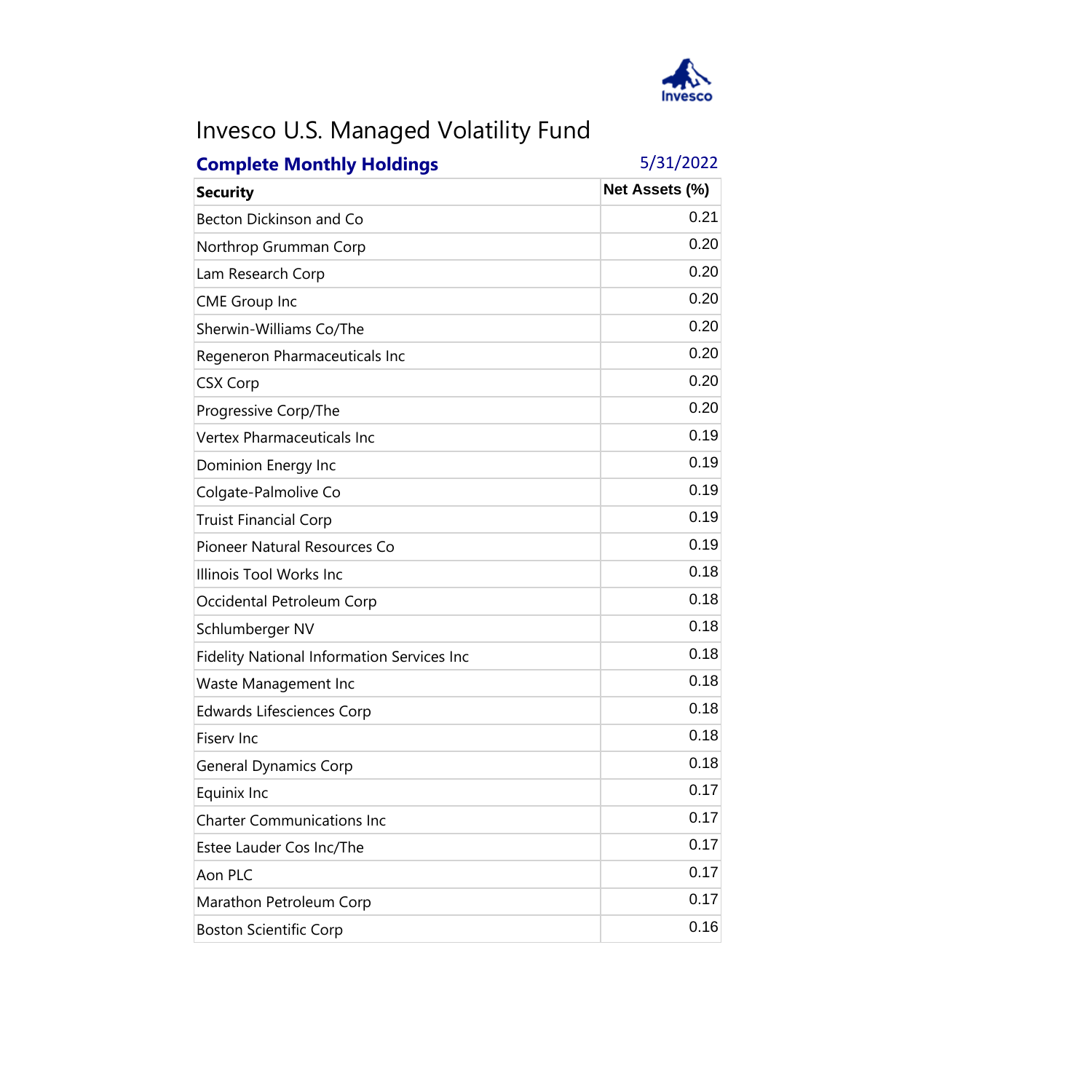# Invesco U.S. Managed Volatility Fund

**Complete Monthly Holdings** 5/31/2022

| Security | Net Assets (%) |
|---|---|
| Becton Dickinson and Co | 0.21 |
| Northrop Grumman Corp | 0.20 |
| Lam Research Corp | 0.20 |
| CME Group Inc | 0.20 |
| Sherwin-Williams Co/The | 0.20 |
| Regeneron Pharmaceuticals Inc | 0.20 |
| CSX Corp | 0.20 |
| Progressive Corp/The | 0.20 |
| Vertex Pharmaceuticals Inc | 0.19 |
| Dominion Energy Inc | 0.19 |
| Colgate-Palmolive Co | 0.19 |
| Truist Financial Corp | 0.19 |
| Pioneer Natural Resources Co | 0.19 |
| Illinois Tool Works Inc | 0.18 |
| Occidental Petroleum Corp | 0.18 |
| Schlumberger NV | 0.18 |
| Fidelity National Information Services Inc | 0.18 |
| Waste Management Inc | 0.18 |
| Edwards Lifesciences Corp | 0.18 |
| Fiserv Inc | 0.18 |
| General Dynamics Corp | 0.18 |
| Equinix Inc | 0.17 |
| Charter Communications Inc | 0.17 |
| Estee Lauder Cos Inc/The | 0.17 |
| Aon PLC | 0.17 |
| Marathon Petroleum Corp | 0.17 |
| Boston Scientific Corp | 0.16 |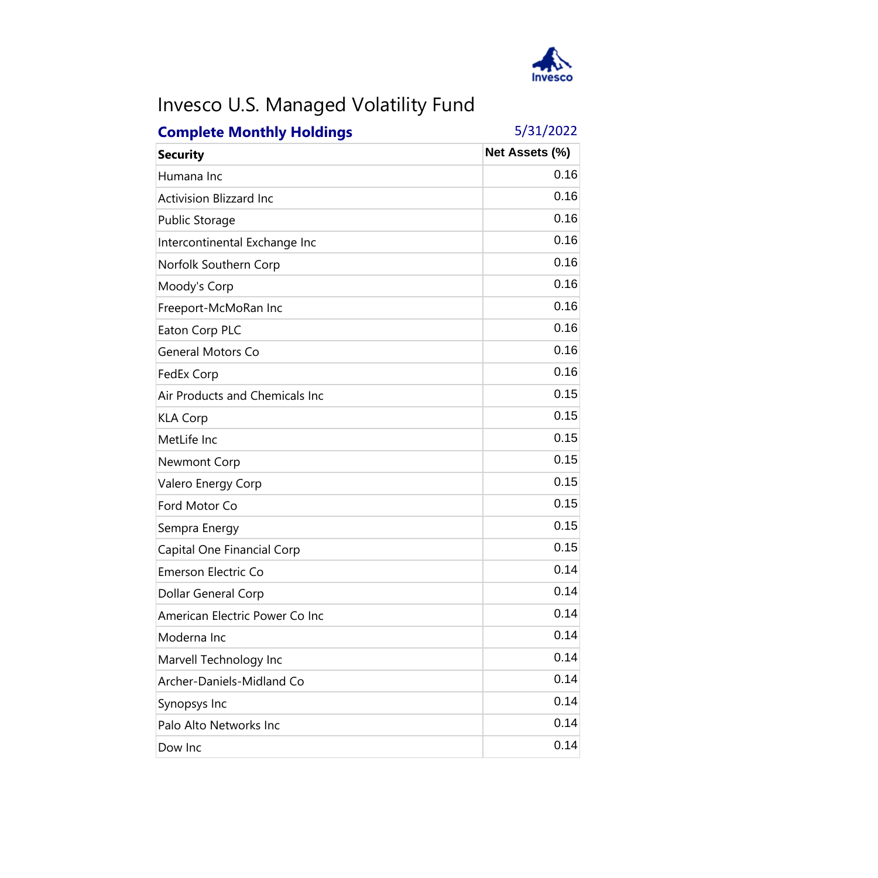# Invesco U.S. Managed Volatility Fund

**Complete Monthly Holdings** 5/31/2022

| Security | Net Assets (%) |
|---|---|
| Humana Inc | 0.16 |
| Activision Blizzard Inc | 0.16 |
| Public Storage | 0.16 |
| Intercontinental Exchange Inc | 0.16 |
| Norfolk Southern Corp | 0.16 |
| Moody's Corp | 0.16 |
| Freeport-McMoRan Inc | 0.16 |
| Eaton Corp PLC | 0.16 |
| General Motors Co | 0.16 |
| FedEx Corp | 0.16 |
| Air Products and Chemicals Inc | 0.15 |
| KLA Corp | 0.15 |
| MetLife Inc | 0.15 |
| Newmont Corp | 0.15 |
| Valero Energy Corp | 0.15 |
| Ford Motor Co | 0.15 |
| Sempra Energy | 0.15 |
| Capital One Financial Corp | 0.15 |
| Emerson Electric Co | 0.14 |
| Dollar General Corp | 0.14 |
| American Electric Power Co Inc | 0.14 |
| Moderna Inc | 0.14 |
| Marvell Technology Inc | 0.14 |
| Archer-Daniels-Midland Co | 0.14 |
| Synopsys Inc | 0.14 |
| Palo Alto Networks Inc | 0.14 |
| Dow Inc | 0.14 |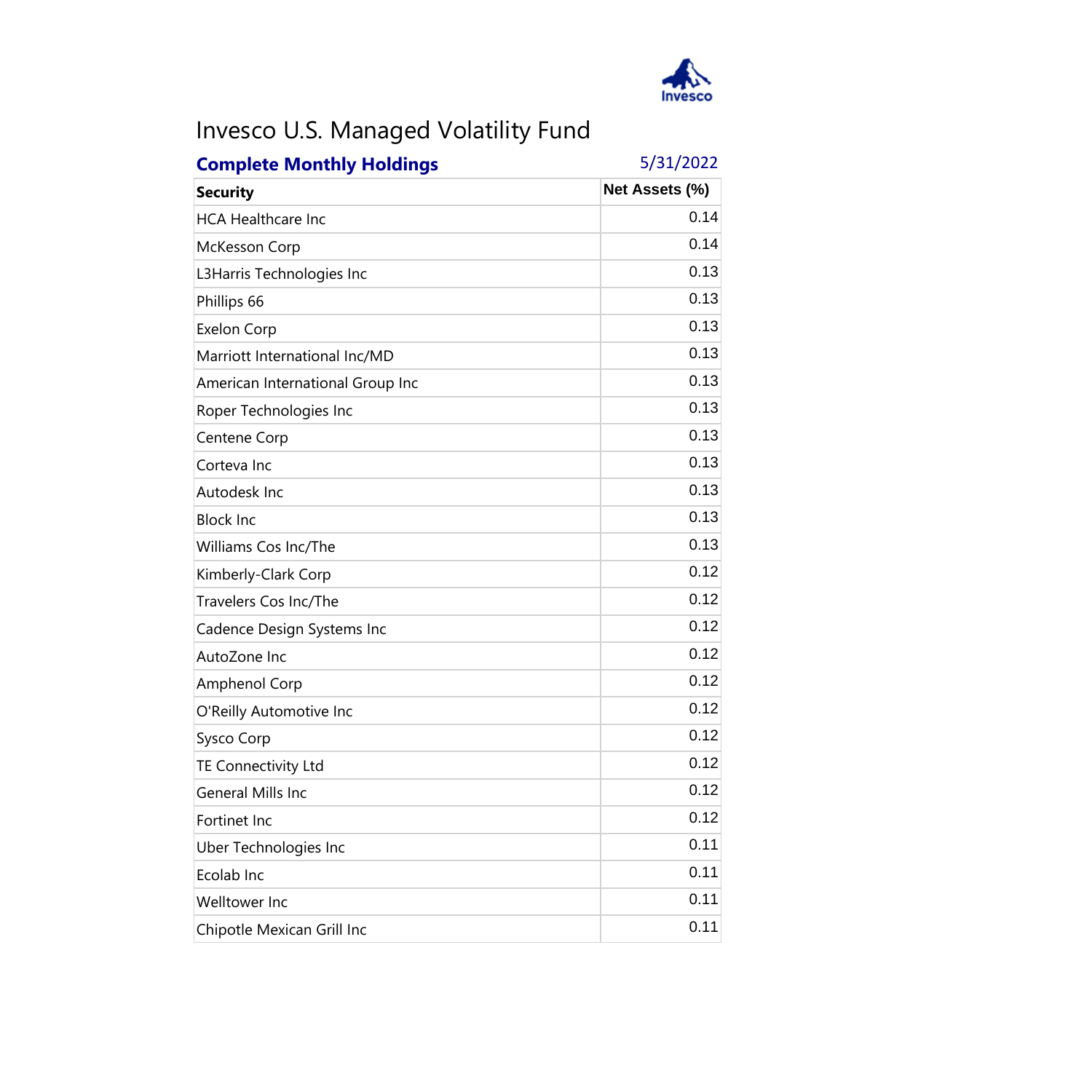# Invesco U.S. Managed Volatility Fund

**Complete Monthly Holdings** 5/31/2022

| Security | Net Assets (%) |
|---|---|
| HCA Healthcare Inc | 0.14 |
| McKesson Corp | 0.14 |
| L3Harris Technologies Inc | 0.13 |
| Phillips 66 | 0.13 |
| Exelon Corp | 0.13 |
| Marriott International Inc/MD | 0.13 |
| American International Group Inc | 0.13 |
| Roper Technologies Inc | 0.13 |
| Centene Corp | 0.13 |
| Corteva Inc | 0.13 |
| Autodesk Inc | 0.13 |
| Block Inc | 0.13 |
| Williams Cos Inc/The | 0.13 |
| Kimberly-Clark Corp | 0.12 |
| Travelers Cos Inc/The | 0.12 |
| Cadence Design Systems Inc | 0.12 |
| AutoZone Inc | 0.12 |
| Amphenol Corp | 0.12 |
| O'Reilly Automotive Inc | 0.12 |
| Sysco Corp | 0.12 |
| TE Connectivity Ltd | 0.12 |
| General Mills Inc | 0.12 |
| Fortinet Inc | 0.12 |
| Uber Technologies Inc | 0.11 |
| Ecolab Inc | 0.11 |
| Welltower Inc | 0.11 |
| Chipotle Mexican Grill Inc | 0.11 |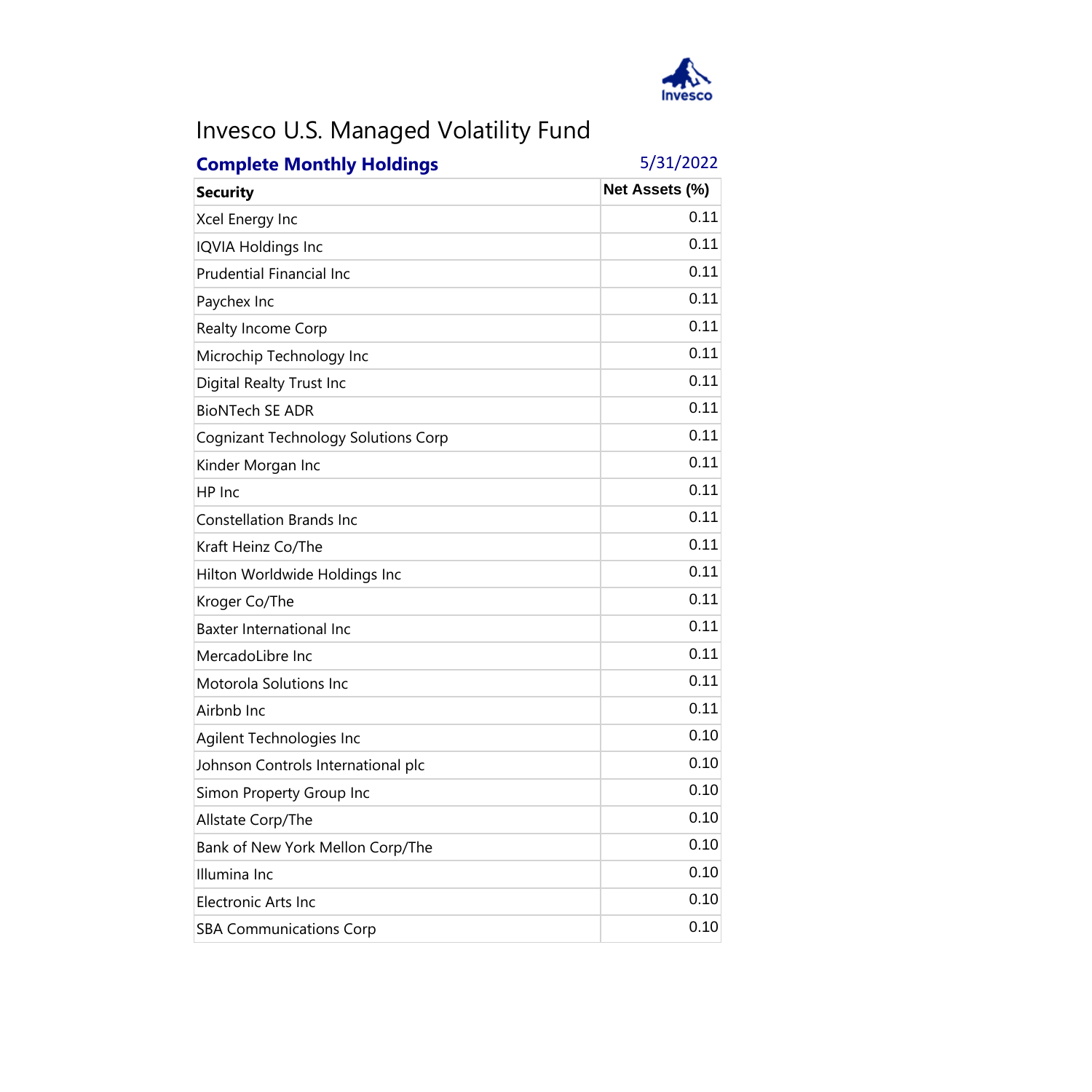# Invesco U.S. Managed Volatility Fund

**Complete Monthly Holdings** 5/31/2022

| Security | Net Assets (%) |
|---|---|
| Xcel Energy Inc | 0.11 |
| IQVIA Holdings Inc | 0.11 |
| Prudential Financial Inc | 0.11 |
| Paychex Inc | 0.11 |
| Realty Income Corp | 0.11 |
| Microchip Technology Inc | 0.11 |
| Digital Realty Trust Inc | 0.11 |
| BioNTech SE ADR | 0.11 |
| Cognizant Technology Solutions Corp | 0.11 |
| Kinder Morgan Inc | 0.11 |
| HP Inc | 0.11 |
| Constellation Brands Inc | 0.11 |
| Kraft Heinz Co/The | 0.11 |
| Hilton Worldwide Holdings Inc | 0.11 |
| Kroger Co/The | 0.11 |
| Baxter International Inc | 0.11 |
| MercadoLibre Inc | 0.11 |
| Motorola Solutions Inc | 0.11 |
| Airbnb Inc | 0.11 |
| Agilent Technologies Inc | 0.10 |
| Johnson Controls International plc | 0.10 |
| Simon Property Group Inc | 0.10 |
| Allstate Corp/The | 0.10 |
| Bank of New York Mellon Corp/The | 0.10 |
| Illumina Inc | 0.10 |
| Electronic Arts Inc | 0.10 |
| SBA Communications Corp | 0.10 |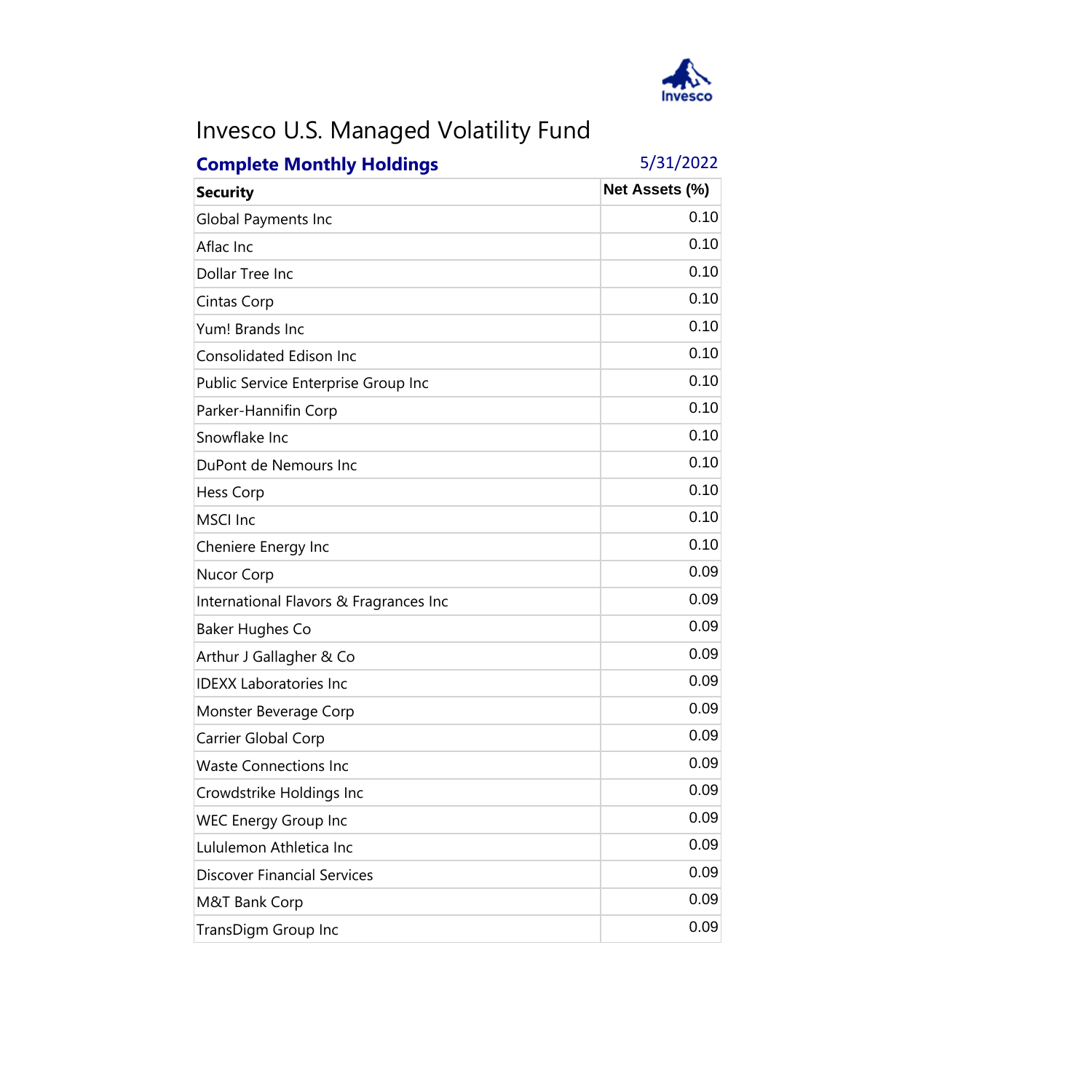# Invesco U.S. Managed Volatility Fund

**Complete Monthly Holdings** 5/31/2022

| Security | Net Assets (%) |
|---|---|
| Global Payments Inc | 0.10 |
| Aflac Inc | 0.10 |
| Dollar Tree Inc | 0.10 |
| Cintas Corp | 0.10 |
| Yum! Brands Inc | 0.10 |
| Consolidated Edison Inc | 0.10 |
| Public Service Enterprise Group Inc | 0.10 |
| Parker-Hannifin Corp | 0.10 |
| Snowflake Inc | 0.10 |
| DuPont de Nemours Inc | 0.10 |
| Hess Corp | 0.10 |
| MSCI Inc | 0.10 |
| Cheniere Energy Inc | 0.10 |
| Nucor Corp | 0.09 |
| International Flavors & Fragrances Inc | 0.09 |
| Baker Hughes Co | 0.09 |
| Arthur J Gallagher & Co | 0.09 |
| IDEXX Laboratories Inc | 0.09 |
| Monster Beverage Corp | 0.09 |
| Carrier Global Corp | 0.09 |
| Waste Connections Inc | 0.09 |
| Crowdstrike Holdings Inc | 0.09 |
| WEC Energy Group Inc | 0.09 |
| Lululemon Athletica Inc | 0.09 |
| Discover Financial Services | 0.09 |
| M&T Bank Corp | 0.09 |
| TransDigm Group Inc | 0.09 |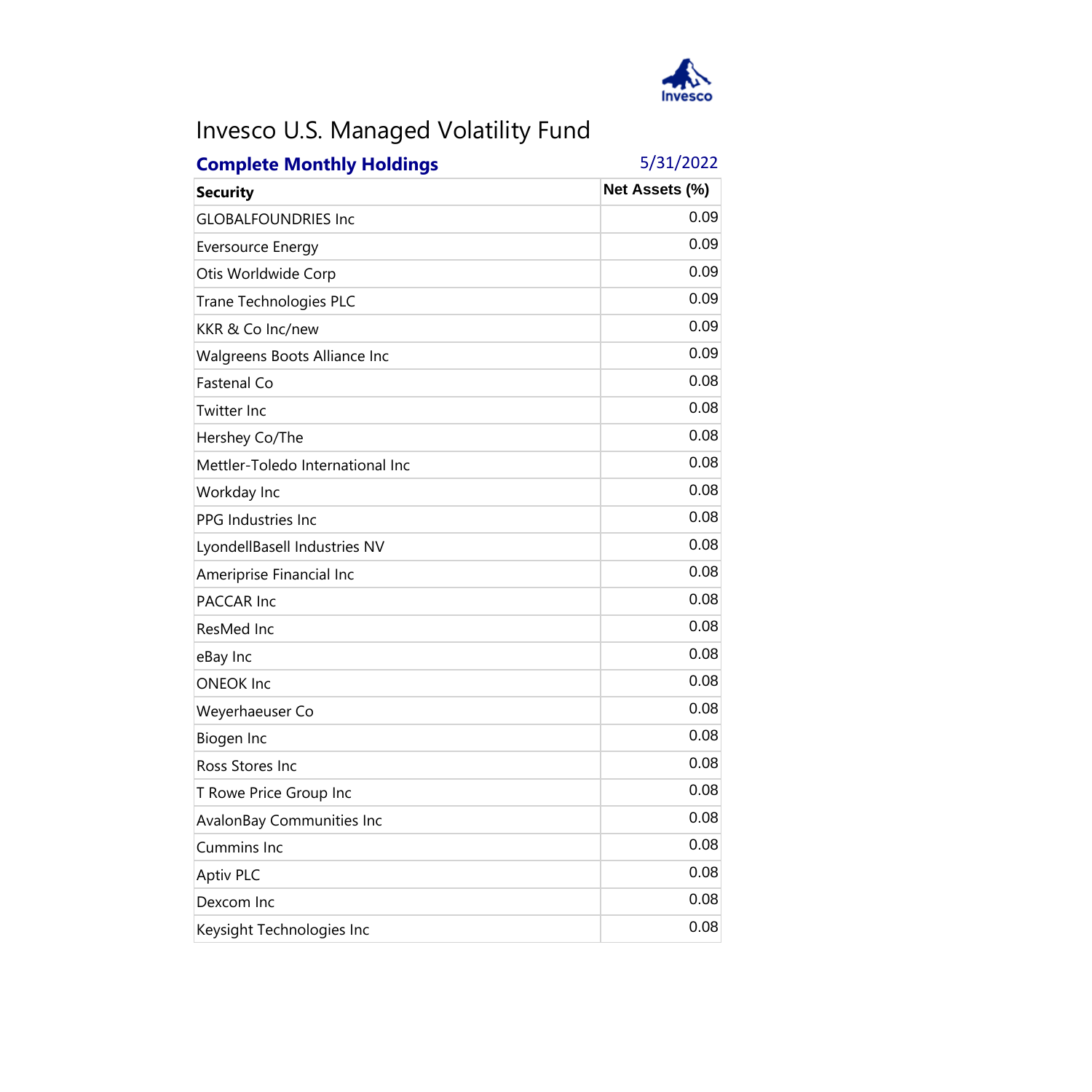# Invesco U.S. Managed Volatility Fund

**Complete Monthly Holdings** 5/31/2022

| Security | Net Assets (%) |
|---|---|
| GLOBALFOUNDRIES Inc | 0.09 |
| Eversource Energy | 0.09 |
| Otis Worldwide Corp | 0.09 |
| Trane Technologies PLC | 0.09 |
| KKR & Co Inc/new | 0.09 |
| Walgreens Boots Alliance Inc | 0.09 |
| Fastenal Co | 0.08 |
| Twitter Inc | 0.08 |
| Hershey Co/The | 0.08 |
| Mettler-Toledo International Inc | 0.08 |
| Workday Inc | 0.08 |
| PPG Industries Inc | 0.08 |
| LyondellBasell Industries NV | 0.08 |
| Ameriprise Financial Inc | 0.08 |
| PACCAR Inc | 0.08 |
| ResMed Inc | 0.08 |
| eBay Inc | 0.08 |
| ONEOK Inc | 0.08 |
| Weyerhaeuser Co | 0.08 |
| Biogen Inc | 0.08 |
| Ross Stores Inc | 0.08 |
| T Rowe Price Group Inc | 0.08 |
| AvalonBay Communities Inc | 0.08 |
| Cummins Inc | 0.08 |
| Aptiv PLC | 0.08 |
| Dexcom Inc | 0.08 |
| Keysight Technologies Inc | 0.08 |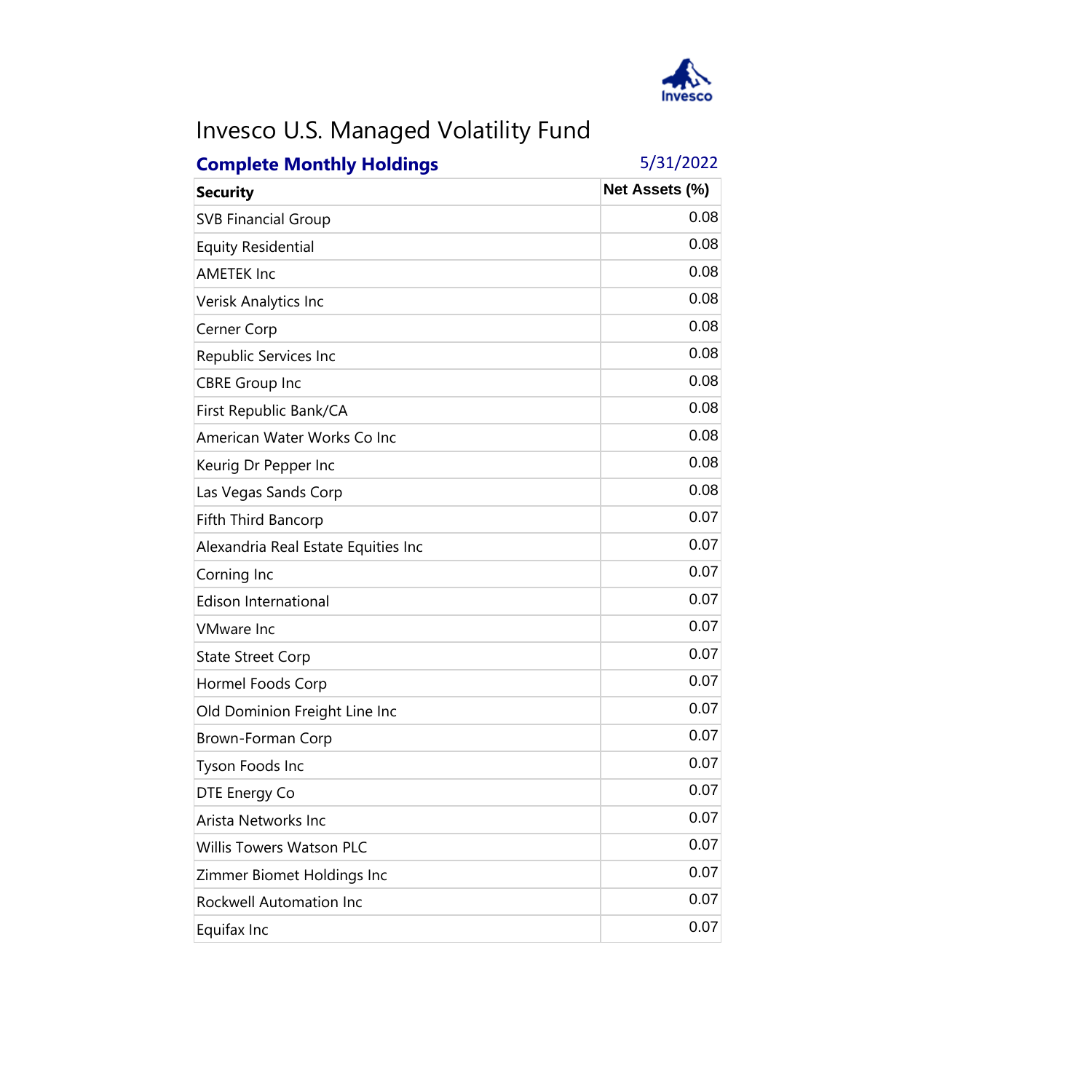# Invesco U.S. Managed Volatility Fund

**Complete Monthly Holdings** 5/31/2022

| Security | Net Assets (%) |
|---|---|
| SVB Financial Group | 0.08 |
| Equity Residential | 0.08 |
| AMETEK Inc | 0.08 |
| Verisk Analytics Inc | 0.08 |
| Cerner Corp | 0.08 |
| Republic Services Inc | 0.08 |
| CBRE Group Inc | 0.08 |
| First Republic Bank/CA | 0.08 |
| American Water Works Co Inc | 0.08 |
| Keurig Dr Pepper Inc | 0.08 |
| Las Vegas Sands Corp | 0.08 |
| Fifth Third Bancorp | 0.07 |
| Alexandria Real Estate Equities Inc | 0.07 |
| Corning Inc | 0.07 |
| Edison International | 0.07 |
| VMware Inc | 0.07 |
| State Street Corp | 0.07 |
| Hormel Foods Corp | 0.07 |
| Old Dominion Freight Line Inc | 0.07 |
| Brown-Forman Corp | 0.07 |
| Tyson Foods Inc | 0.07 |
| DTE Energy Co | 0.07 |
| Arista Networks Inc | 0.07 |
| Willis Towers Watson PLC | 0.07 |
| Zimmer Biomet Holdings Inc | 0.07 |
| Rockwell Automation Inc | 0.07 |
| Equifax Inc | 0.07 |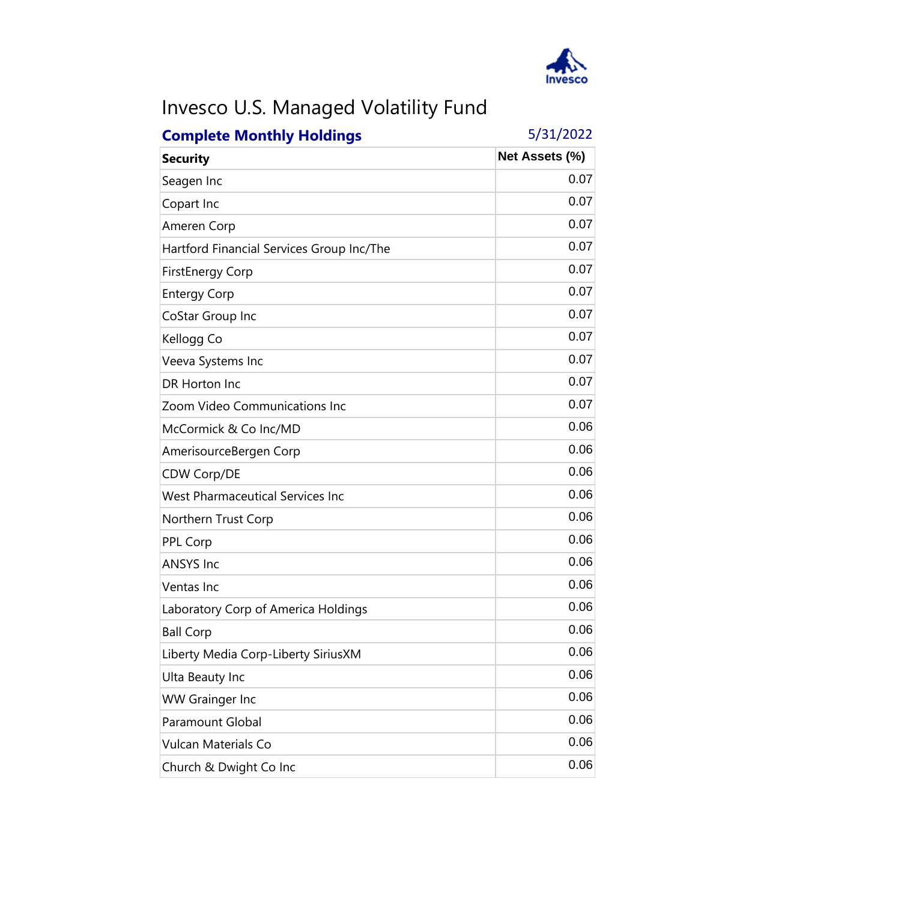# Invesco U.S. Managed Volatility Fund

**Complete Monthly Holdings** 5/31/2022

| Security | Net Assets (%) |
|---|---|
| Seagen Inc | 0.07 |
| Copart Inc | 0.07 |
| Ameren Corp | 0.07 |
| Hartford Financial Services Group Inc/The | 0.07 |
| FirstEnergy Corp | 0.07 |
| Entergy Corp | 0.07 |
| CoStar Group Inc | 0.07 |
| Kellogg Co | 0.07 |
| Veeva Systems Inc | 0.07 |
| DR Horton Inc | 0.07 |
| Zoom Video Communications Inc | 0.07 |
| McCormick & Co Inc/MD | 0.06 |
| AmerisourceBergen Corp | 0.06 |
| CDW Corp/DE | 0.06 |
| West Pharmaceutical Services Inc | 0.06 |
| Northern Trust Corp | 0.06 |
| PPL Corp | 0.06 |
| ANSYS Inc | 0.06 |
| Ventas Inc | 0.06 |
| Laboratory Corp of America Holdings | 0.06 |
| Ball Corp | 0.06 |
| Liberty Media Corp-Liberty SiriusXM | 0.06 |
| Ulta Beauty Inc | 0.06 |
| WW Grainger Inc | 0.06 |
| Paramount Global | 0.06 |
| Vulcan Materials Co | 0.06 |
| Church & Dwight Co Inc | 0.06 |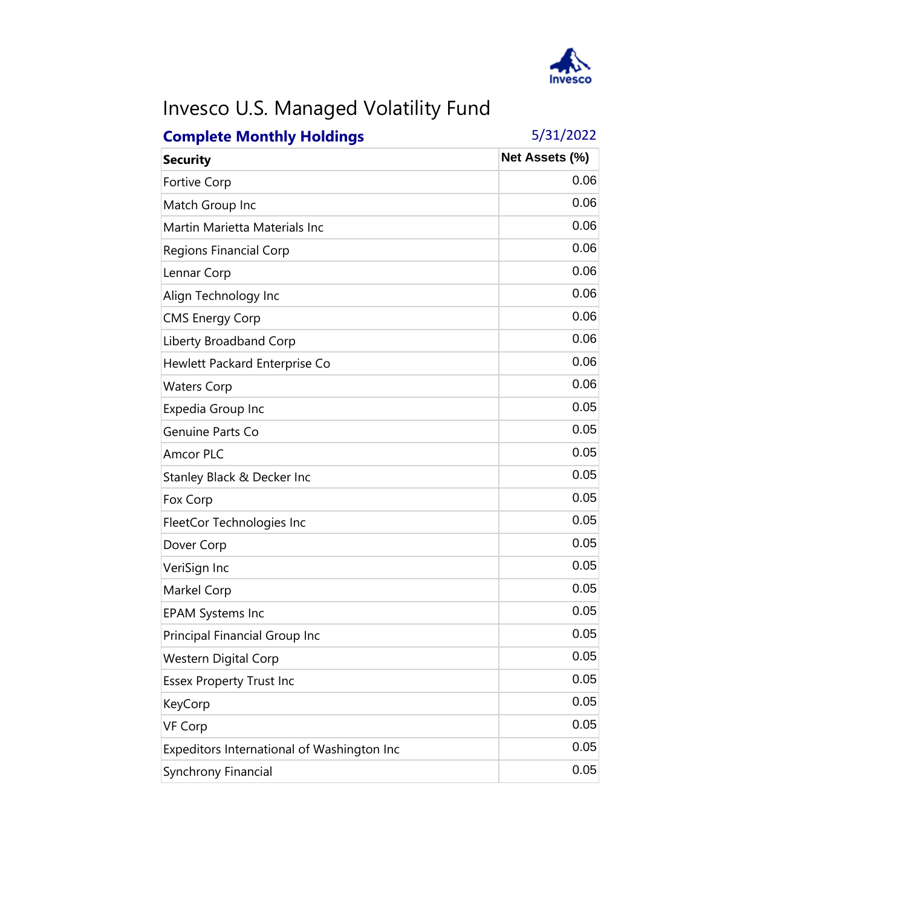# Invesco U.S. Managed Volatility Fund

**Complete Monthly Holdings** 5/31/2022

| Security | Net Assets (%) |
|---|---|
| Fortive Corp | 0.06 |
| Match Group Inc | 0.06 |
| Martin Marietta Materials Inc | 0.06 |
| Regions Financial Corp | 0.06 |
| Lennar Corp | 0.06 |
| Align Technology Inc | 0.06 |
| CMS Energy Corp | 0.06 |
| Liberty Broadband Corp | 0.06 |
| Hewlett Packard Enterprise Co | 0.06 |
| Waters Corp | 0.06 |
| Expedia Group Inc | 0.05 |
| Genuine Parts Co | 0.05 |
| Amcor PLC | 0.05 |
| Stanley Black & Decker Inc | 0.05 |
| Fox Corp | 0.05 |
| FleetCor Technologies Inc | 0.05 |
| Dover Corp | 0.05 |
| VeriSign Inc | 0.05 |
| Markel Corp | 0.05 |
| EPAM Systems Inc | 0.05 |
| Principal Financial Group Inc | 0.05 |
| Western Digital Corp | 0.05 |
| Essex Property Trust Inc | 0.05 |
| KeyCorp | 0.05 |
| VF Corp | 0.05 |
| Expeditors International of Washington Inc | 0.05 |
| Synchrony Financial | 0.05 |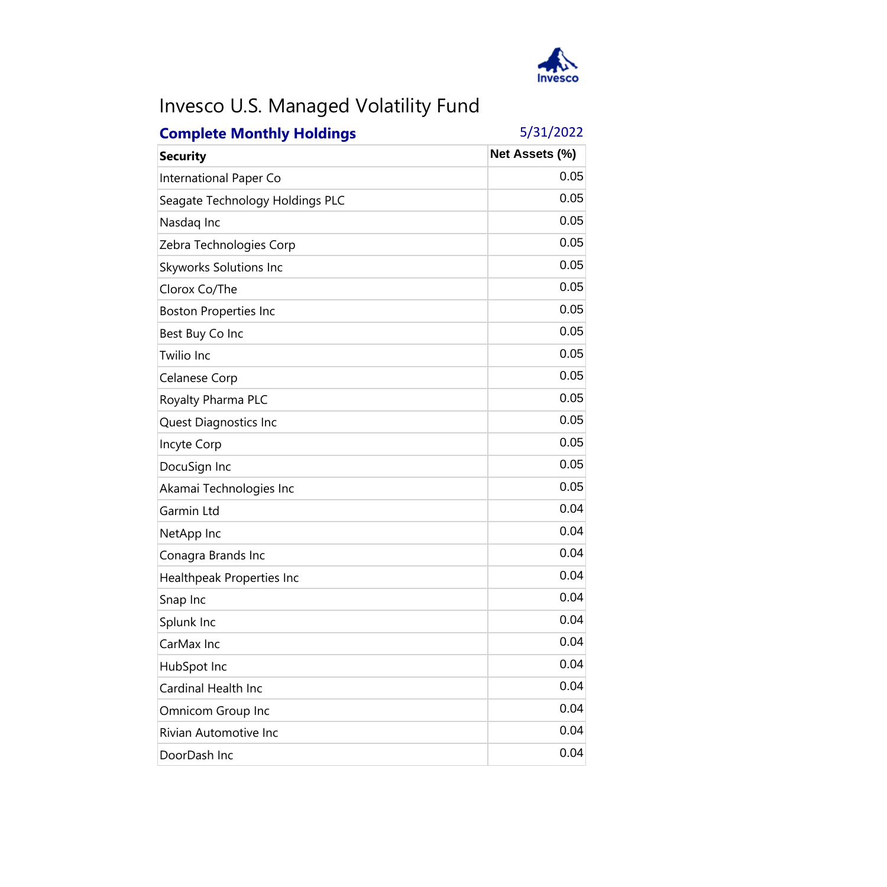# Invesco U.S. Managed Volatility Fund

**Complete Monthly Holdings** 5/31/2022

| Security | Net Assets (%) |
|---|---|
| International Paper Co | 0.05 |
| Seagate Technology Holdings PLC | 0.05 |
| Nasdaq Inc | 0.05 |
| Zebra Technologies Corp | 0.05 |
| Skyworks Solutions Inc | 0.05 |
| Clorox Co/The | 0.05 |
| Boston Properties Inc | 0.05 |
| Best Buy Co Inc | 0.05 |
| Twilio Inc | 0.05 |
| Celanese Corp | 0.05 |
| Royalty Pharma PLC | 0.05 |
| Quest Diagnostics Inc | 0.05 |
| Incyte Corp | 0.05 |
| DocuSign Inc | 0.05 |
| Akamai Technologies Inc | 0.05 |
| Garmin Ltd | 0.04 |
| NetApp Inc | 0.04 |
| Conagra Brands Inc | 0.04 |
| Healthpeak Properties Inc | 0.04 |
| Snap Inc | 0.04 |
| Splunk Inc | 0.04 |
| CarMax Inc | 0.04 |
| HubSpot Inc | 0.04 |
| Cardinal Health Inc | 0.04 |
| Omnicom Group Inc | 0.04 |
| Rivian Automotive Inc | 0.04 |
| DoorDash Inc | 0.04 |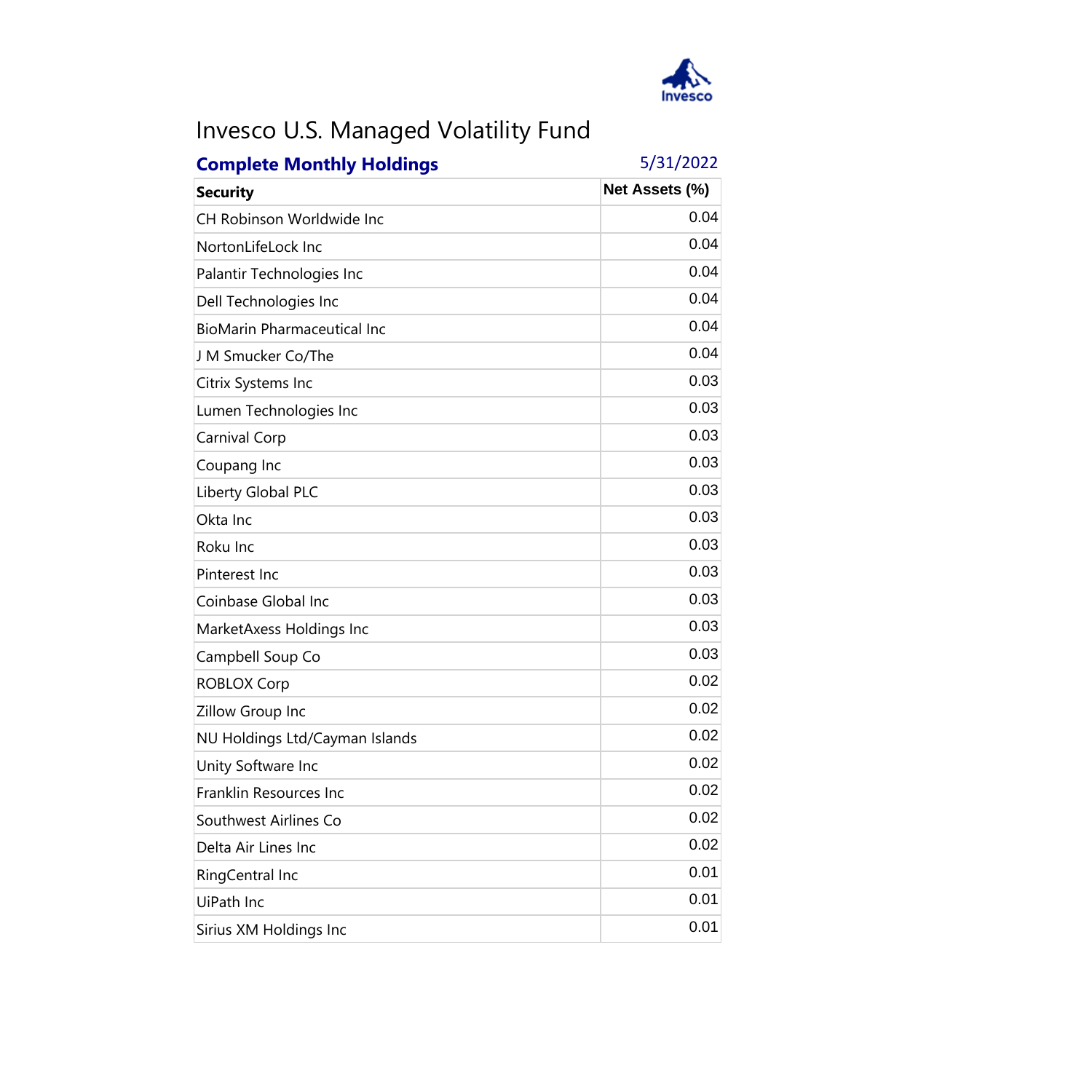# Invesco U.S. Managed Volatility Fund

**Complete Monthly Holdings** 5/31/2022

| Security | Net Assets (%) |
|---|---|
| CH Robinson Worldwide Inc | 0.04 |
| NortonLifeLock Inc | 0.04 |
| Palantir Technologies Inc | 0.04 |
| Dell Technologies Inc | 0.04 |
| BioMarin Pharmaceutical Inc | 0.04 |
| J M Smucker Co/The | 0.04 |
| Citrix Systems Inc | 0.03 |
| Lumen Technologies Inc | 0.03 |
| Carnival Corp | 0.03 |
| Coupang Inc | 0.03 |
| Liberty Global PLC | 0.03 |
| Okta Inc | 0.03 |
| Roku Inc | 0.03 |
| Pinterest Inc | 0.03 |
| Coinbase Global Inc | 0.03 |
| MarketAxess Holdings Inc | 0.03 |
| Campbell Soup Co | 0.03 |
| ROBLOX Corp | 0.02 |
| Zillow Group Inc | 0.02 |
| NU Holdings Ltd/Cayman Islands | 0.02 |
| Unity Software Inc | 0.02 |
| Franklin Resources Inc | 0.02 |
| Southwest Airlines Co | 0.02 |
| Delta Air Lines Inc | 0.02 |
| RingCentral Inc | 0.01 |
| UiPath Inc | 0.01 |
| Sirius XM Holdings Inc | 0.01 |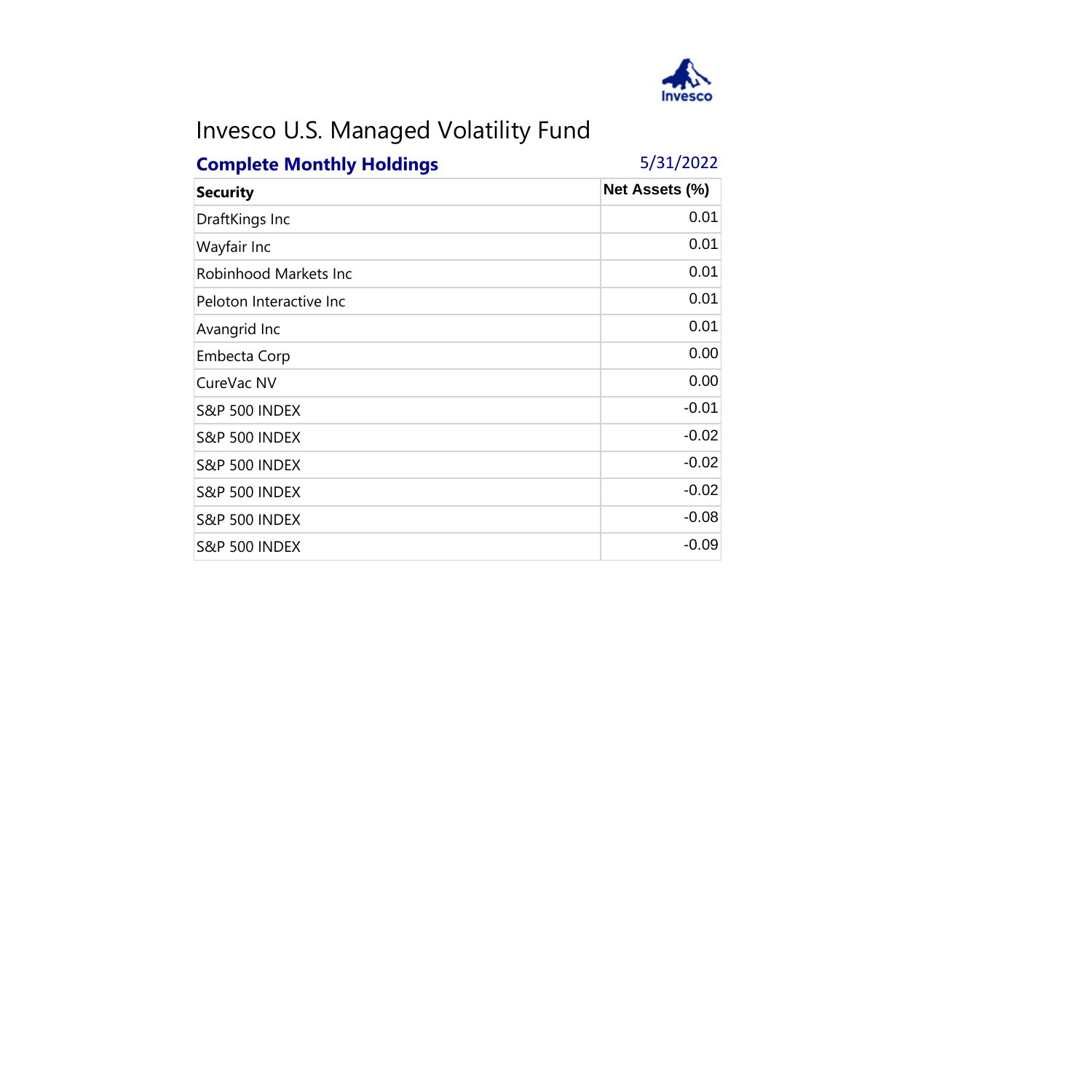# Invesco U.S. Managed Volatility Fund

## Complete Monthly Holdings

5/31/2022

| Security | Net Assets (%) |
|---|---|
| DraftKings Inc | 0.01 |
| Wayfair Inc | 0.01 |
| Robinhood Markets Inc | 0.01 |
| Peloton Interactive Inc | 0.01 |
| Avangrid Inc | 0.01 |
| Embecta Corp | 0.00 |
| CureVac NV | 0.00 |
| S&P 500 INDEX | -0.01 |
| S&P 500 INDEX | -0.02 |
| S&P 500 INDEX | -0.02 |
| S&P 500 INDEX | -0.02 |
| S&P 500 INDEX | -0.08 |
| S&P 500 INDEX | -0.09 |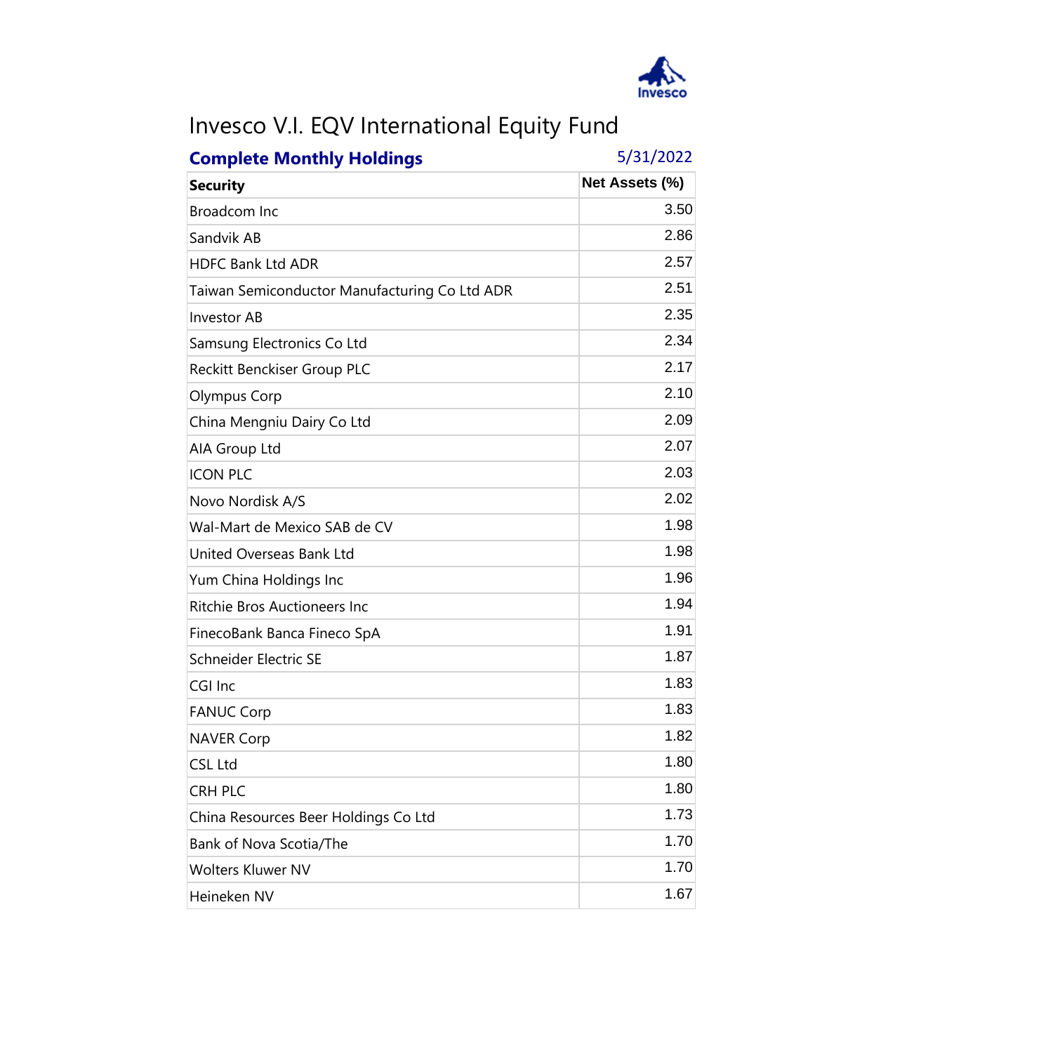# Invesco V.I. EQV International Equity Fund

**Complete Monthly Holdings** 5/31/2022

| Security | Net Assets (%) |
|---|---|
| Broadcom Inc | 3.50 |
| Sandvik AB | 2.86 |
| HDFC Bank Ltd ADR | 2.57 |
| Taiwan Semiconductor Manufacturing Co Ltd ADR | 2.51 |
| Investor AB | 2.35 |
| Samsung Electronics Co Ltd | 2.34 |
| Reckitt Benckiser Group PLC | 2.17 |
| Olympus Corp | 2.10 |
| China Mengniu Dairy Co Ltd | 2.09 |
| AIA Group Ltd | 2.07 |
| ICON PLC | 2.03 |
| Novo Nordisk A/S | 2.02 |
| Wal-Mart de Mexico SAB de CV | 1.98 |
| United Overseas Bank Ltd | 1.98 |
| Yum China Holdings Inc | 1.96 |
| Ritchie Bros Auctioneers Inc | 1.94 |
| FinecoBank Banca Fineco SpA | 1.91 |
| Schneider Electric SE | 1.87 |
| CGI Inc | 1.83 |
| FANUC Corp | 1.83 |
| NAVER Corp | 1.82 |
| CSL Ltd | 1.80 |
| CRH PLC | 1.80 |
| China Resources Beer Holdings Co Ltd | 1.73 |
| Bank of Nova Scotia/The | 1.70 |
| Wolters Kluwer NV | 1.70 |
| Heineken NV | 1.67 |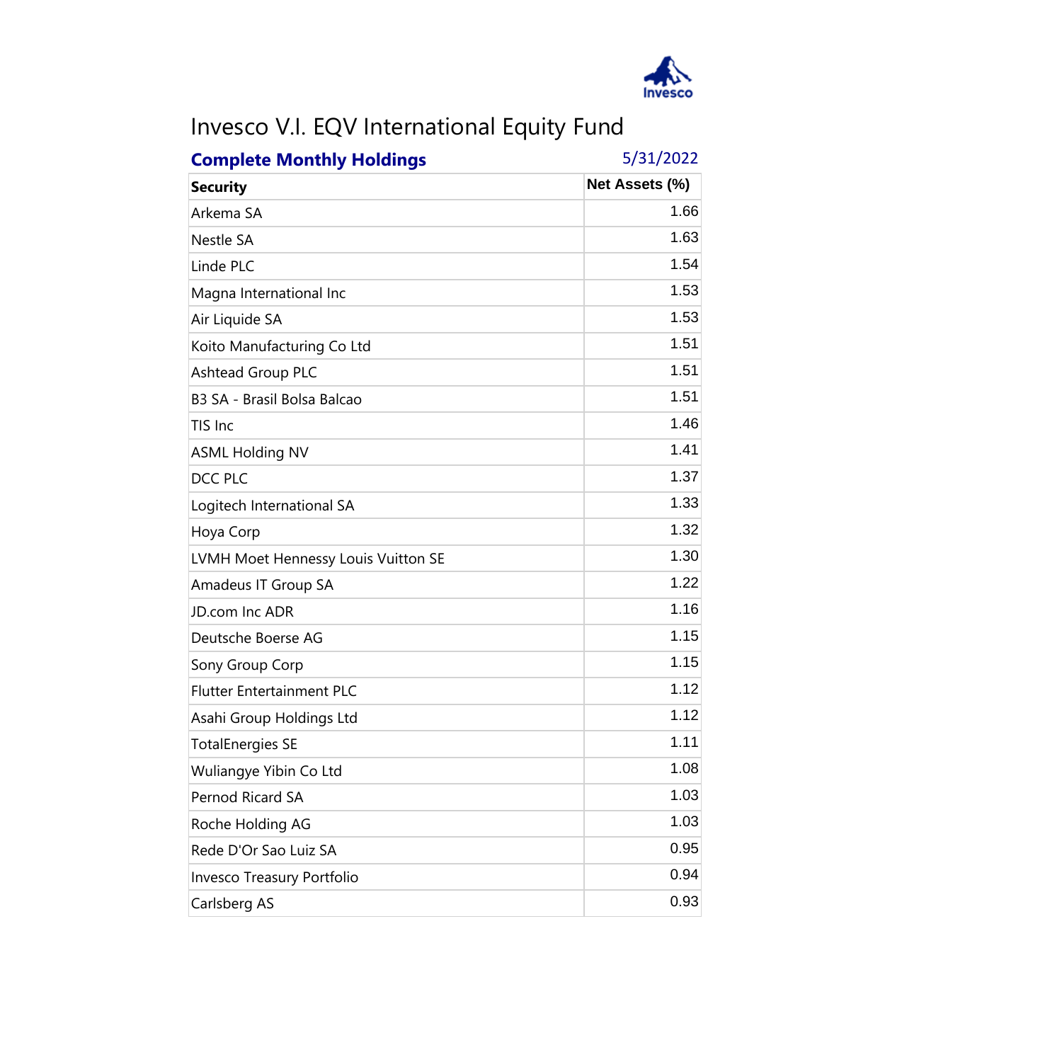# Invesco V.I. EQV International Equity Fund

**Complete Monthly Holdings** 5/31/2022

| Security | Net Assets (%) |
|---|---|
| Arkema SA | 1.66 |
| Nestle SA | 1.63 |
| Linde PLC | 1.54 |
| Magna International Inc | 1.53 |
| Air Liquide SA | 1.53 |
| Koito Manufacturing Co Ltd | 1.51 |
| Ashtead Group PLC | 1.51 |
| B3 SA - Brasil Bolsa Balcao | 1.51 |
| TIS Inc | 1.46 |
| ASML Holding NV | 1.41 |
| DCC PLC | 1.37 |
| Logitech International SA | 1.33 |
| Hoya Corp | 1.32 |
| LVMH Moet Hennessy Louis Vuitton SE | 1.30 |
| Amadeus IT Group SA | 1.22 |
| JD.com Inc ADR | 1.16 |
| Deutsche Boerse AG | 1.15 |
| Sony Group Corp | 1.15 |
| Flutter Entertainment PLC | 1.12 |
| Asahi Group Holdings Ltd | 1.12 |
| TotalEnergies SE | 1.11 |
| Wuliangye Yibin Co Ltd | 1.08 |
| Pernod Ricard SA | 1.03 |
| Roche Holding AG | 1.03 |
| Rede D'Or Sao Luiz SA | 0.95 |
| Invesco Treasury Portfolio | 0.94 |
| Carlsberg AS | 0.93 |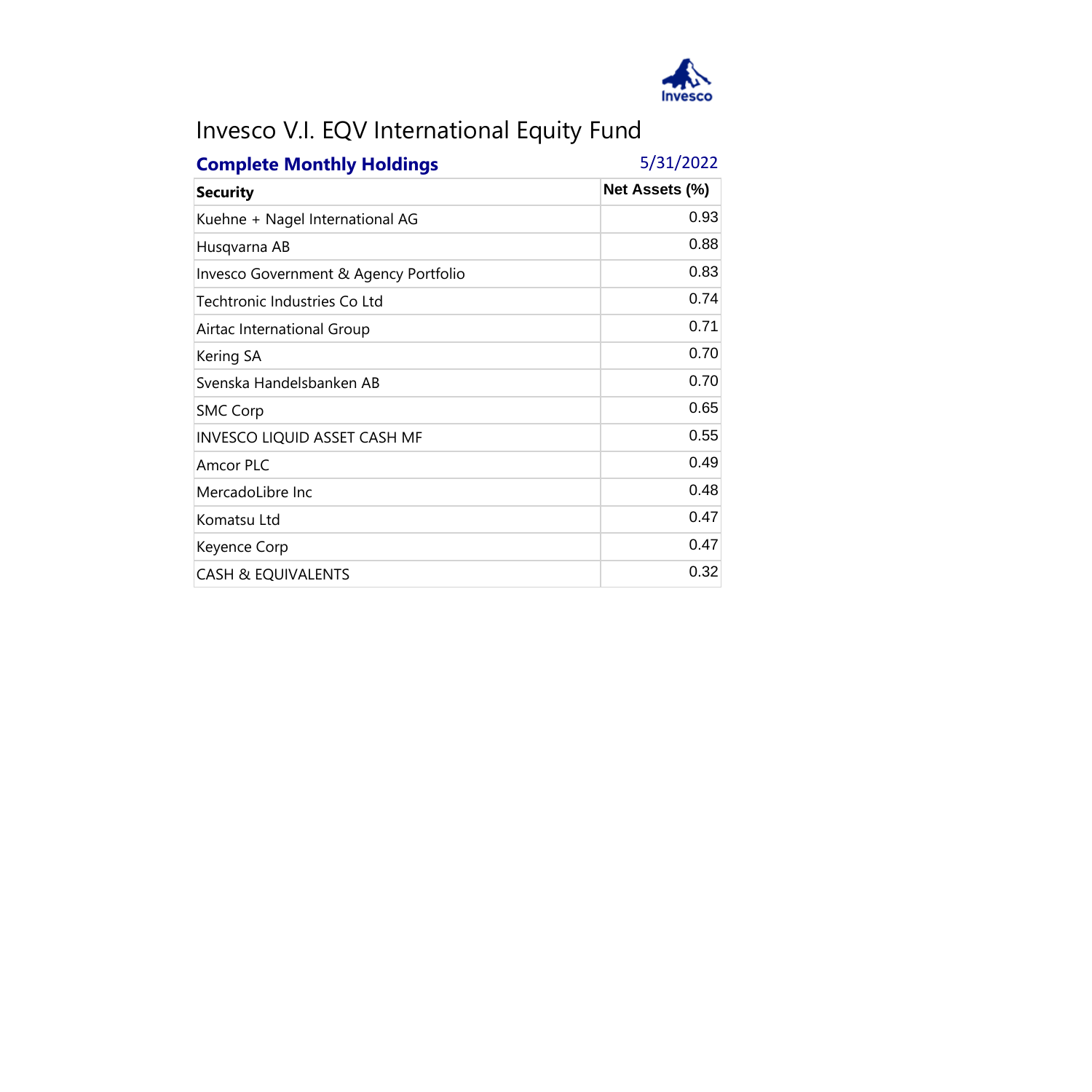# Invesco V.I. EQV International Equity Fund

**Complete Monthly Holdings** 5/31/2022

| Security | Net Assets (%) |
|---|---|
| Kuehne + Nagel International AG | 0.93 |
| Husqvarna AB | 0.88 |
| Invesco Government & Agency Portfolio | 0.83 |
| Techtronic Industries Co Ltd | 0.74 |
| Airtac International Group | 0.71 |
| Kering SA | 0.70 |
| Svenska Handelsbanken AB | 0.70 |
| SMC Corp | 0.65 |
| INVESCO LIQUID ASSET CASH MF | 0.55 |
| Amcor PLC | 0.49 |
| MercadoLibre Inc | 0.48 |
| Komatsu Ltd | 0.47 |
| Keyence Corp | 0.47 |
| CASH & EQUIVALENTS | 0.32 |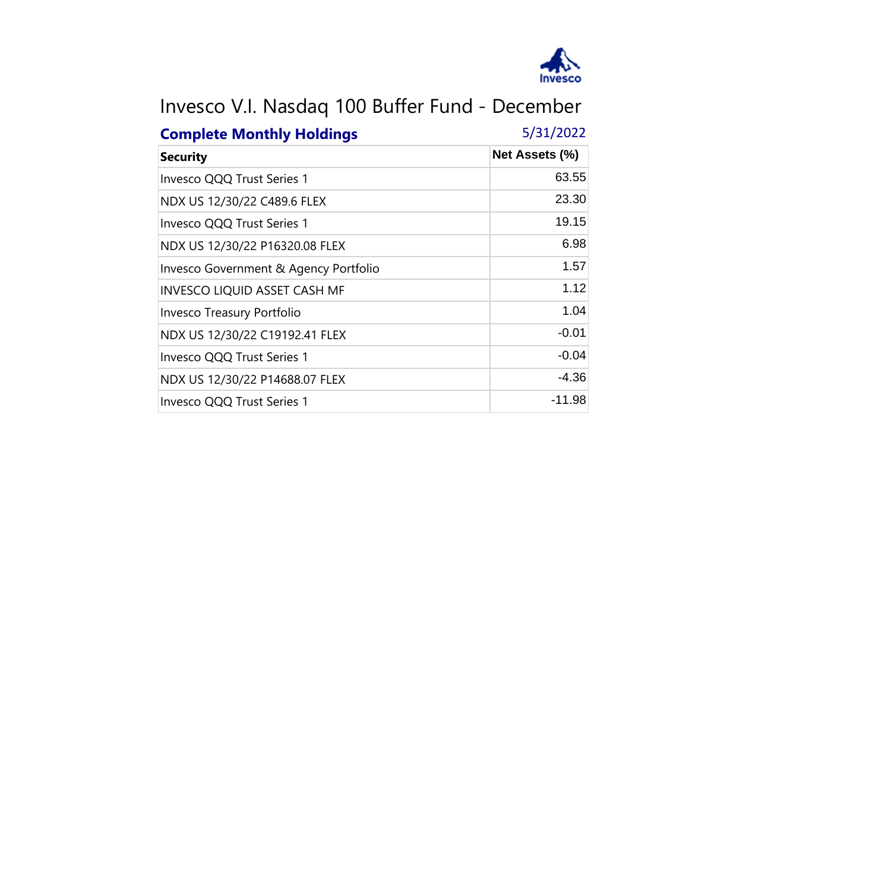# Invesco V.I. Nasdaq 100 Buffer Fund - December

**Complete Monthly Holdings** 5/31/2022

| Security | Net Assets (%) |
|---|---|
| Invesco QQQ Trust Series 1 | 63.55 |
| NDX US 12/30/22 C489.6 FLEX | 23.30 |
| Invesco QQQ Trust Series 1 | 19.15 |
| NDX US 12/30/22 P16320.08 FLEX | 6.98 |
| Invesco Government & Agency Portfolio | 1.57 |
| INVESCO LIQUID ASSET CASH MF | 1.12 |
| Invesco Treasury Portfolio | 1.04 |
| NDX US 12/30/22 C19192.41 FLEX | -0.01 |
| Invesco QQQ Trust Series 1 | -0.04 |
| NDX US 12/30/22 P14688.07 FLEX | -4.36 |
| Invesco QQQ Trust Series 1 | -11.98 |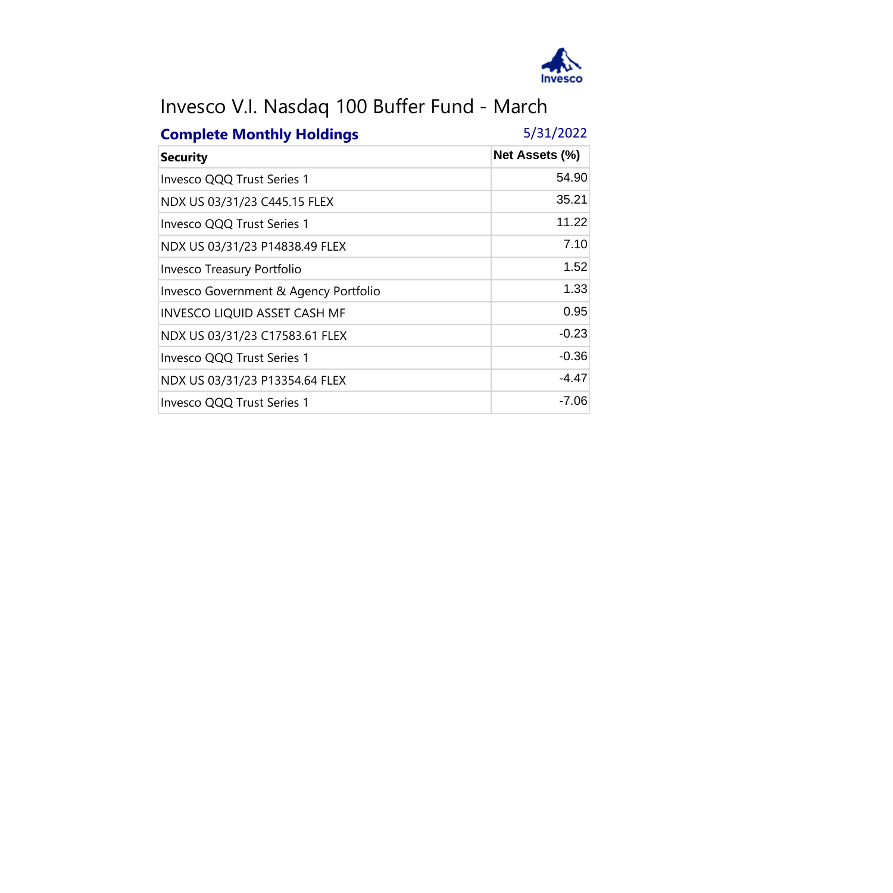# Invesco V.I. Nasdaq 100 Buffer Fund - March

**Complete Monthly Holdings** 5/31/2022

| Security | Net Assets (%) |
|---|---|
| Invesco QQQ Trust Series 1 | 54.90 |
| NDX US 03/31/23 C445.15 FLEX | 35.21 |
| Invesco QQQ Trust Series 1 | 11.22 |
| NDX US 03/31/23 P14838.49 FLEX | 7.10 |
| Invesco Treasury Portfolio | 1.52 |
| Invesco Government & Agency Portfolio | 1.33 |
| INVESCO LIQUID ASSET CASH MF | 0.95 |
| NDX US 03/31/23 C17583.61 FLEX | -0.23 |
| Invesco QQQ Trust Series 1 | -0.36 |
| NDX US 03/31/23 P13354.64 FLEX | -4.47 |
| Invesco QQQ Trust Series 1 | -7.06 |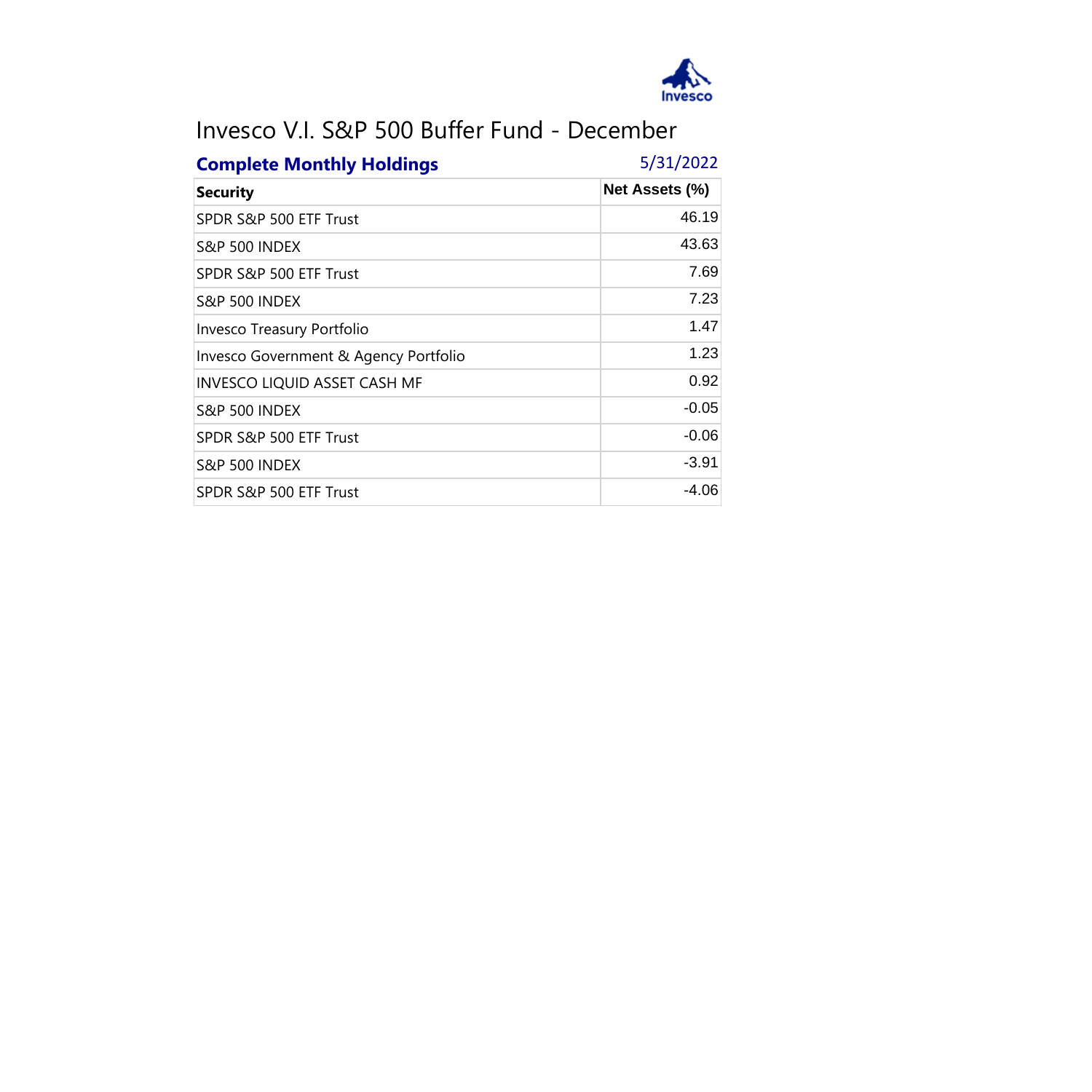# Invesco V.I. S&P 500 Buffer Fund - December

## Complete Monthly Holdings

5/31/2022

| Security | Net Assets (%) |
|---|---|
| SPDR S&P 500 ETF Trust | 46.19 |
| S&P 500 INDEX | 43.63 |
| SPDR S&P 500 ETF Trust | 7.69 |
| S&P 500 INDEX | 7.23 |
| Invesco Treasury Portfolio | 1.47 |
| Invesco Government & Agency Portfolio | 1.23 |
| INVESCO LIQUID ASSET CASH MF | 0.92 |
| S&P 500 INDEX | -0.05 |
| SPDR S&P 500 ETF Trust | -0.06 |
| S&P 500 INDEX | -3.91 |
| SPDR S&P 500 ETF Trust | -4.06 |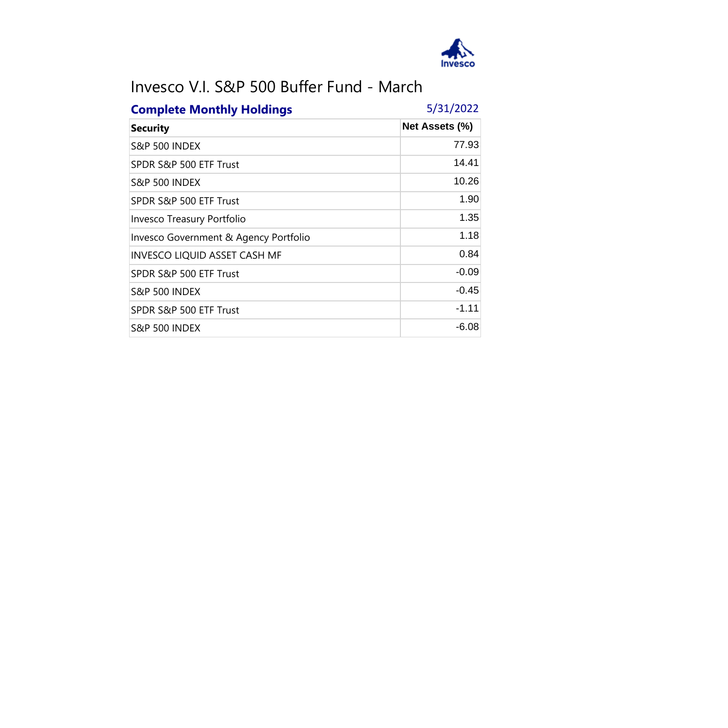# Invesco V.I. S&P 500 Buffer Fund - March

**Complete Monthly Holdings** 5/31/2022

| Security | Net Assets (%) |
|---|---|
| S&P 500 INDEX | 77.93 |
| SPDR S&P 500 ETF Trust | 14.41 |
| S&P 500 INDEX | 10.26 |
| SPDR S&P 500 ETF Trust | 1.90 |
| Invesco Treasury Portfolio | 1.35 |
| Invesco Government & Agency Portfolio | 1.18 |
| INVESCO LIQUID ASSET CASH MF | 0.84 |
| SPDR S&P 500 ETF Trust | -0.09 |
| S&P 500 INDEX | -0.45 |
| SPDR S&P 500 ETF Trust | -1.11 |
| S&P 500 INDEX | -6.08 |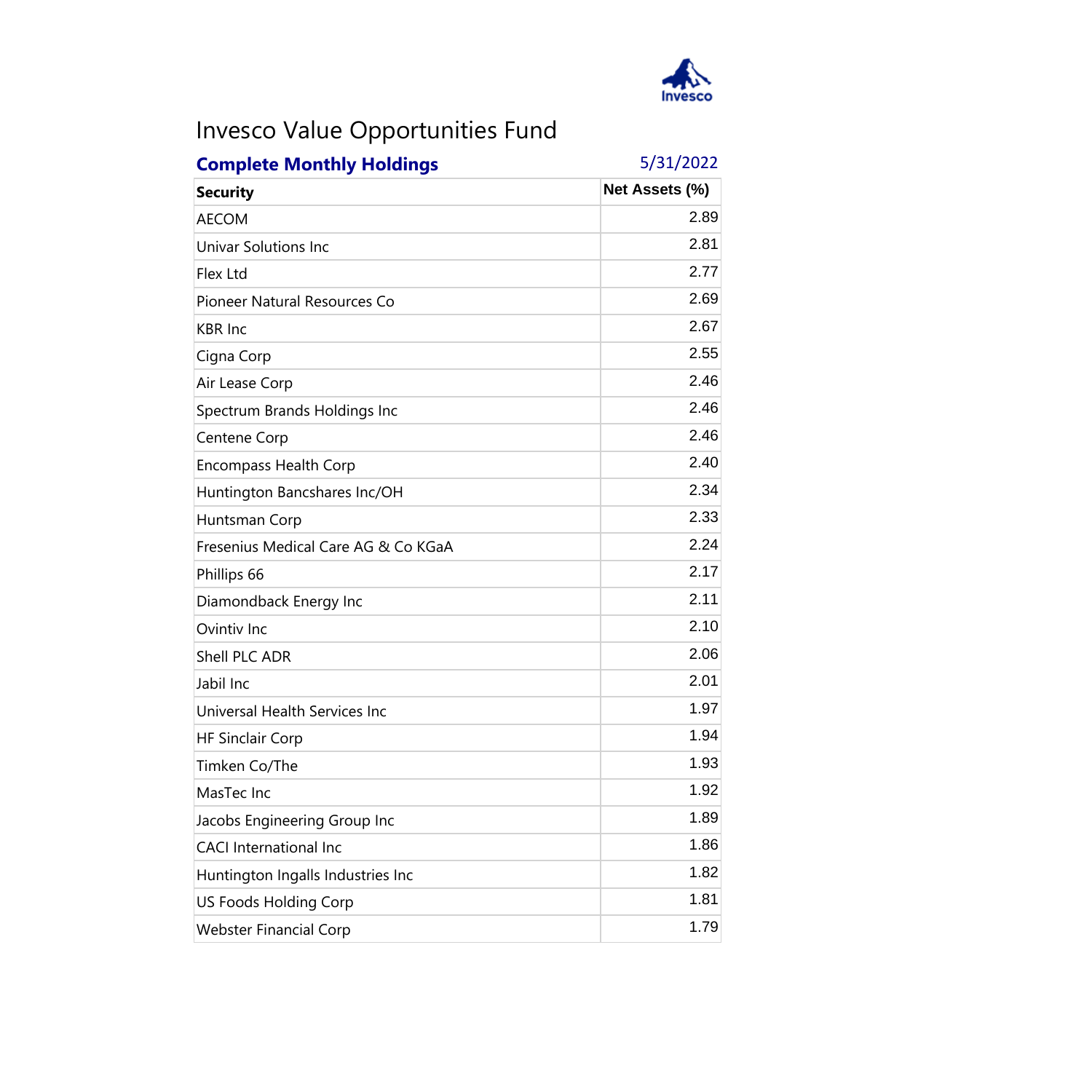# Invesco Value Opportunities Fund

**Complete Monthly Holdings** 5/31/2022

| Security | Net Assets (%) |
|---|---|
| AECOM | 2.89 |
| Univar Solutions Inc | 2.81 |
| Flex Ltd | 2.77 |
| Pioneer Natural Resources Co | 2.69 |
| KBR Inc | 2.67 |
| Cigna Corp | 2.55 |
| Air Lease Corp | 2.46 |
| Spectrum Brands Holdings Inc | 2.46 |
| Centene Corp | 2.46 |
| Encompass Health Corp | 2.40 |
| Huntington Bancshares Inc/OH | 2.34 |
| Huntsman Corp | 2.33 |
| Fresenius Medical Care AG & Co KGaA | 2.24 |
| Phillips 66 | 2.17 |
| Diamondback Energy Inc | 2.11 |
| Ovintiv Inc | 2.10 |
| Shell PLC ADR | 2.06 |
| Jabil Inc | 2.01 |
| Universal Health Services Inc | 1.97 |
| HF Sinclair Corp | 1.94 |
| Timken Co/The | 1.93 |
| MasTec Inc | 1.92 |
| Jacobs Engineering Group Inc | 1.89 |
| CACI International Inc | 1.86 |
| Huntington Ingalls Industries Inc | 1.82 |
| US Foods Holding Corp | 1.81 |
| Webster Financial Corp | 1.79 |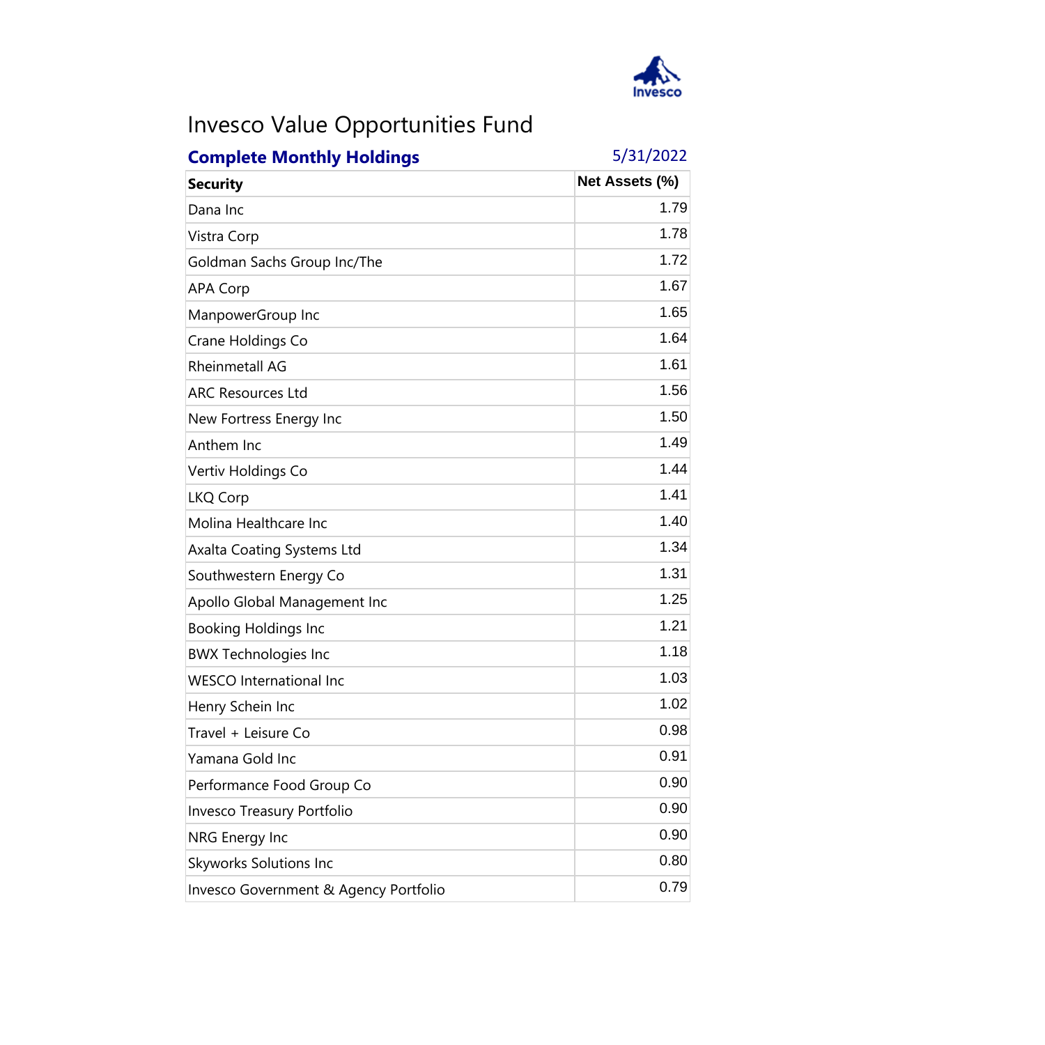# Invesco Value Opportunities Fund

## Complete Monthly Holdings

5/31/2022

| Security | Net Assets (%) |
|---|---|
| Dana Inc | 1.79 |
| Vistra Corp | 1.78 |
| Goldman Sachs Group Inc/The | 1.72 |
| APA Corp | 1.67 |
| ManpowerGroup Inc | 1.65 |
| Crane Holdings Co | 1.64 |
| Rheinmetall AG | 1.61 |
| ARC Resources Ltd | 1.56 |
| New Fortress Energy Inc | 1.50 |
| Anthem Inc | 1.49 |
| Vertiv Holdings Co | 1.44 |
| LKQ Corp | 1.41 |
| Molina Healthcare Inc | 1.40 |
| Axalta Coating Systems Ltd | 1.34 |
| Southwestern Energy Co | 1.31 |
| Apollo Global Management Inc | 1.25 |
| Booking Holdings Inc | 1.21 |
| BWX Technologies Inc | 1.18 |
| WESCO International Inc | 1.03 |
| Henry Schein Inc | 1.02 |
| Travel + Leisure Co | 0.98 |
| Yamana Gold Inc | 0.91 |
| Performance Food Group Co | 0.90 |
| Invesco Treasury Portfolio | 0.90 |
| NRG Energy Inc | 0.90 |
| Skyworks Solutions Inc | 0.80 |
| Invesco Government & Agency Portfolio | 0.79 |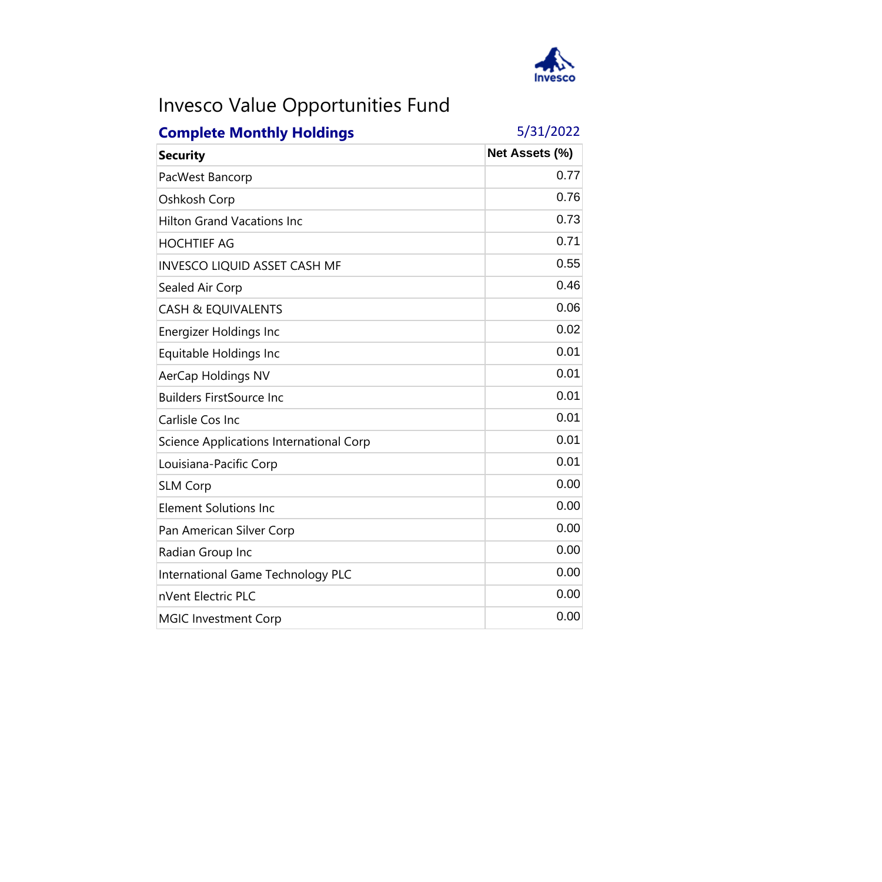# Invesco Value Opportunities Fund

**Complete Monthly Holdings** 5/31/2022

| Security | Net Assets (%) |
|---|---|
| PacWest Bancorp | 0.77 |
| Oshkosh Corp | 0.76 |
| Hilton Grand Vacations Inc | 0.73 |
| HOCHTIEF AG | 0.71 |
| INVESCO LIQUID ASSET CASH MF | 0.55 |
| Sealed Air Corp | 0.46 |
| CASH & EQUIVALENTS | 0.06 |
| Energizer Holdings Inc | 0.02 |
| Equitable Holdings Inc | 0.01 |
| AerCap Holdings NV | 0.01 |
| Builders FirstSource Inc | 0.01 |
| Carlisle Cos Inc | 0.01 |
| Science Applications International Corp | 0.01 |
| Louisiana-Pacific Corp | 0.01 |
| SLM Corp | 0.00 |
| Element Solutions Inc | 0.00 |
| Pan American Silver Corp | 0.00 |
| Radian Group Inc | 0.00 |
| International Game Technology PLC | 0.00 |
| nVent Electric PLC | 0.00 |
| MGIC Investment Corp | 0.00 |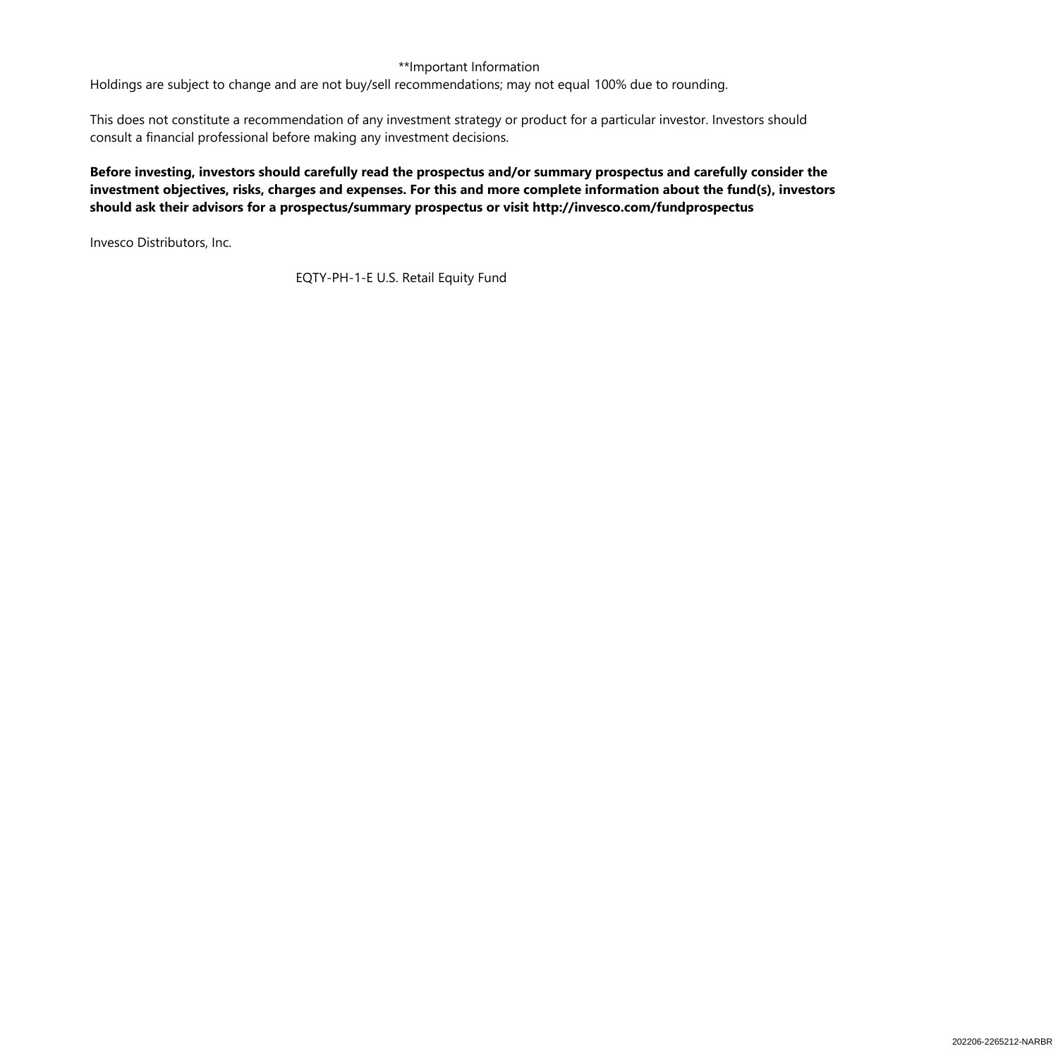**Important Information

Holdings are subject to change and are not buy/sell recommendations; may not equal 100% due to rounding.

This does not constitute a recommendation of any investment strategy or product for a particular investor. Investors should consult a financial professional before making any investment decisions.

**Before investing, investors should carefully read the prospectus and/or summary prospectus and carefully consider the investment objectives, risks, charges and expenses. For this and more complete information about the fund(s), investors should ask their advisors for a prospectus/summary prospectus or visit http://invesco.com/fundprospectus**

Invesco Distributors, Inc.

EQTY-PH-1-E U.S. Retail Equity Fund

202206-2265212-NARBR